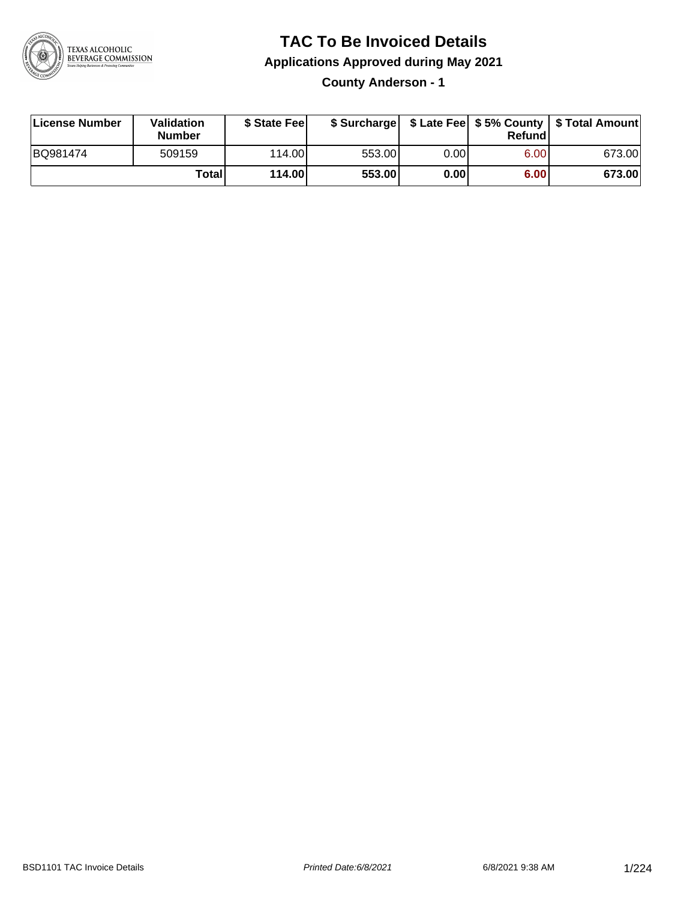# TAC To Be Invoiced Details

## Applications Approved during May 2021

### County Anderson - 1

| License Number | Validation Number | $ State Fee | $ Surcharge | $ Late Fee | $ 5% County Refund | $ Total Amount |
|---|---|---|---|---|---|---|
| BQ981474 | 509159 | 114.00 | 553.00 | 0.00 | 6.00 | 673.00 |
| | **Total** | **114.00** | **553.00** | **0.00** | **6.00** | **673.00** |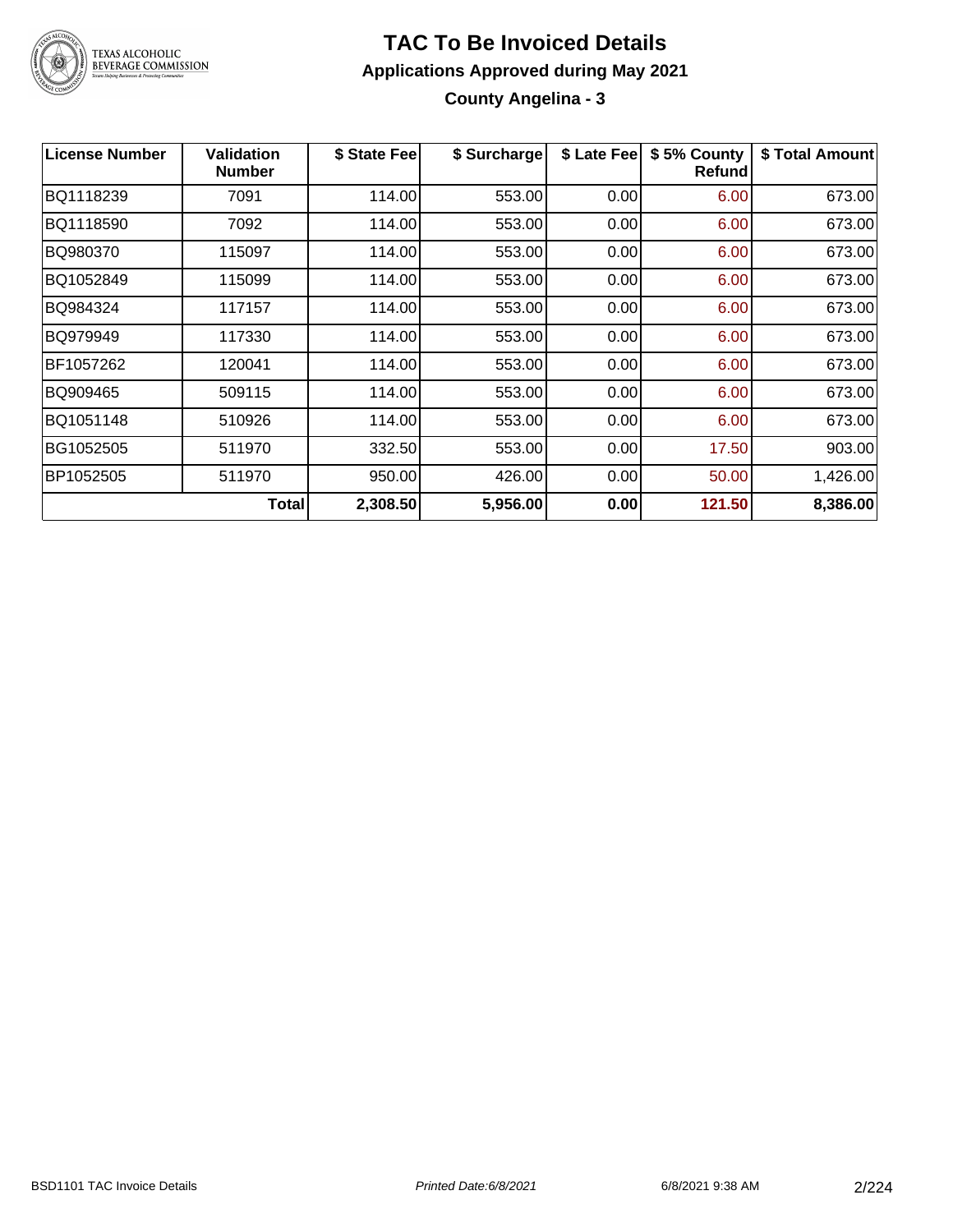# TAC To Be Invoiced Details

## Applications Approved during May 2021

### County Angelina - 3

| License Number | Validation Number | $ State Fee | $ Surcharge | $ Late Fee | $ 5% County Refund | $ Total Amount |
|---|---|---|---|---|---|---|
| BQ1118239 | 7091 | 114.00 | 553.00 | 0.00 | 6.00 | 673.00 |
| BQ1118590 | 7092 | 114.00 | 553.00 | 0.00 | 6.00 | 673.00 |
| BQ980370 | 115097 | 114.00 | 553.00 | 0.00 | 6.00 | 673.00 |
| BQ1052849 | 115099 | 114.00 | 553.00 | 0.00 | 6.00 | 673.00 |
| BQ984324 | 117157 | 114.00 | 553.00 | 0.00 | 6.00 | 673.00 |
| BQ979949 | 117330 | 114.00 | 553.00 | 0.00 | 6.00 | 673.00 |
| BF1057262 | 120041 | 114.00 | 553.00 | 0.00 | 6.00 | 673.00 |
| BQ909465 | 509115 | 114.00 | 553.00 | 0.00 | 6.00 | 673.00 |
| BQ1051148 | 510926 | 114.00 | 553.00 | 0.00 | 6.00 | 673.00 |
| BG1052505 | 511970 | 332.50 | 553.00 | 0.00 | 17.50 | 903.00 |
| BP1052505 | 511970 | 950.00 | 426.00 | 0.00 | 50.00 | 1,426.00 |
| | **Total** | **2,308.50** | **5,956.00** | **0.00** | **121.50** | **8,386.00** |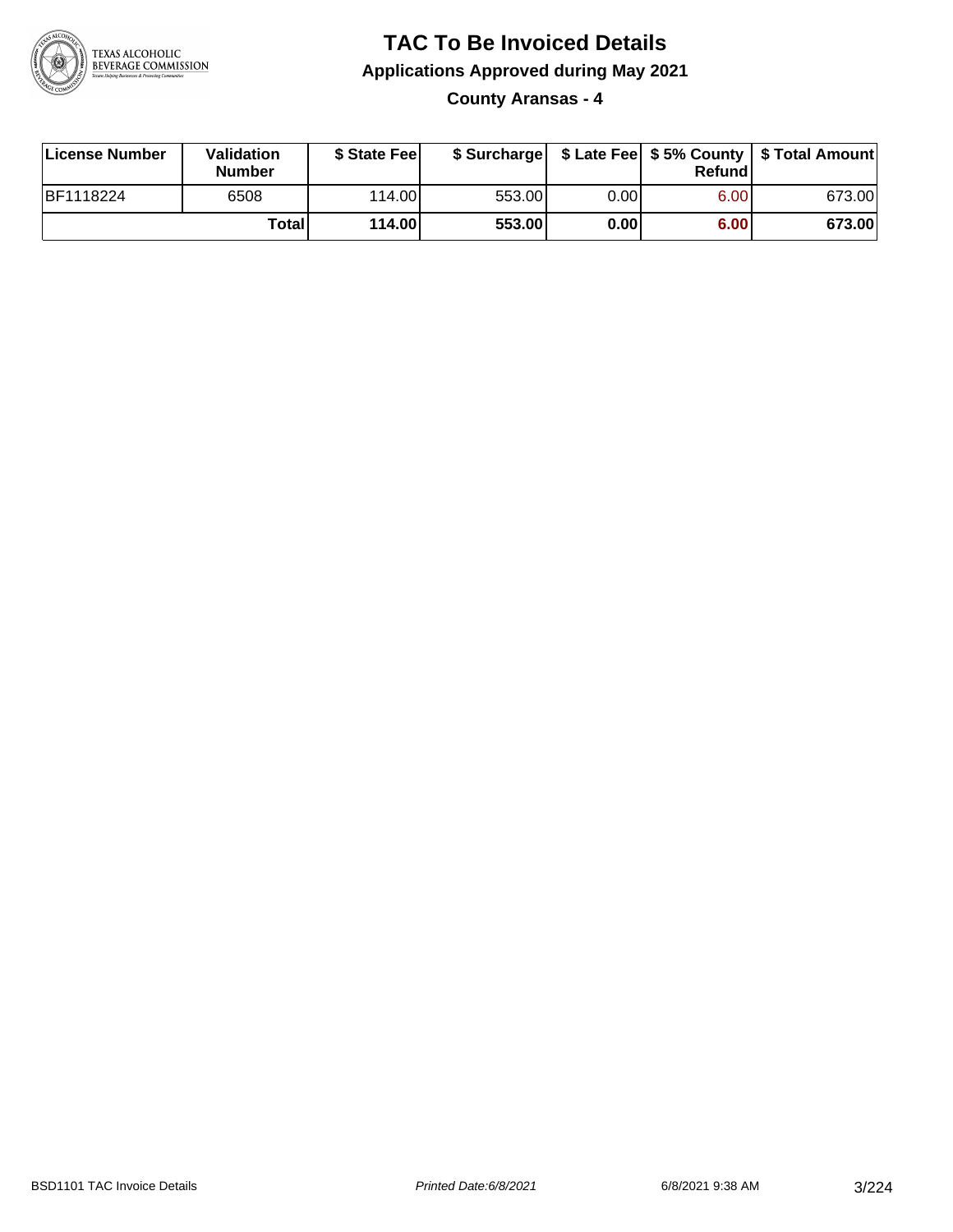# TAC To Be Invoiced Details

## Applications Approved during May 2021

### County Aransas - 4

| License Number | Validation Number | $ State Fee | $ Surcharge | $ Late Fee | $ 5% County Refund | $ Total Amount |
|---|---|---|---|---|---|---|
| BF1118224 | 6508 | 114.00 | 553.00 | 0.00 | 6.00 | 673.00 |
| | **Total** | **114.00** | **553.00** | **0.00** | **6.00** | **673.00** |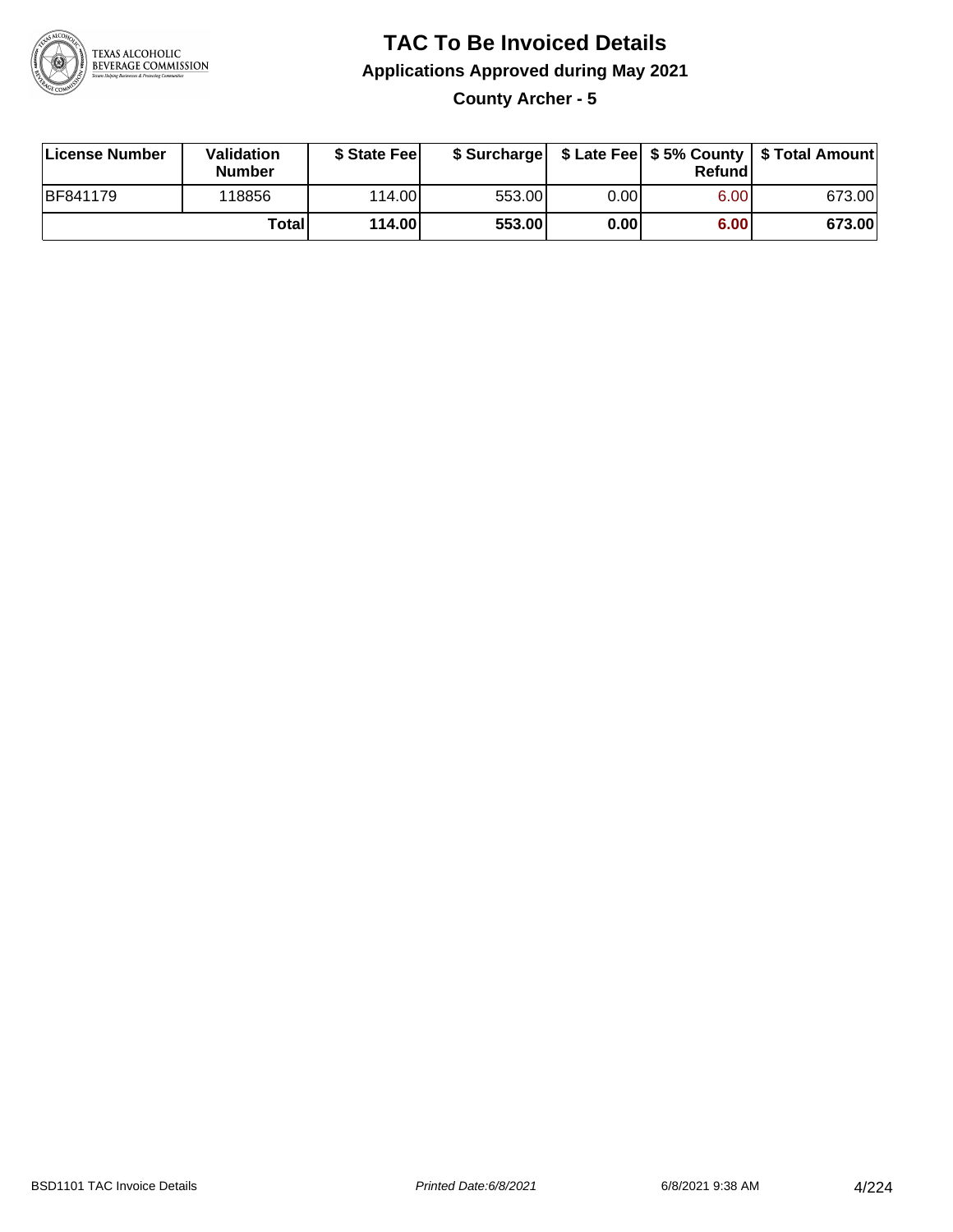# TAC To Be Invoiced Details

## Applications Approved during May 2021

### County Archer - 5

| License Number | Validation Number | $ State Fee | $ Surcharge | $ Late Fee | $ 5% County Refund | $ Total Amount |
|---|---|---|---|---|---|---|
| BF841179 | 118856 | 114.00 | 553.00 | 0.00 | 6.00 | 673.00 |
| | **Total** | **114.00** | **553.00** | **0.00** | **6.00** | **673.00** |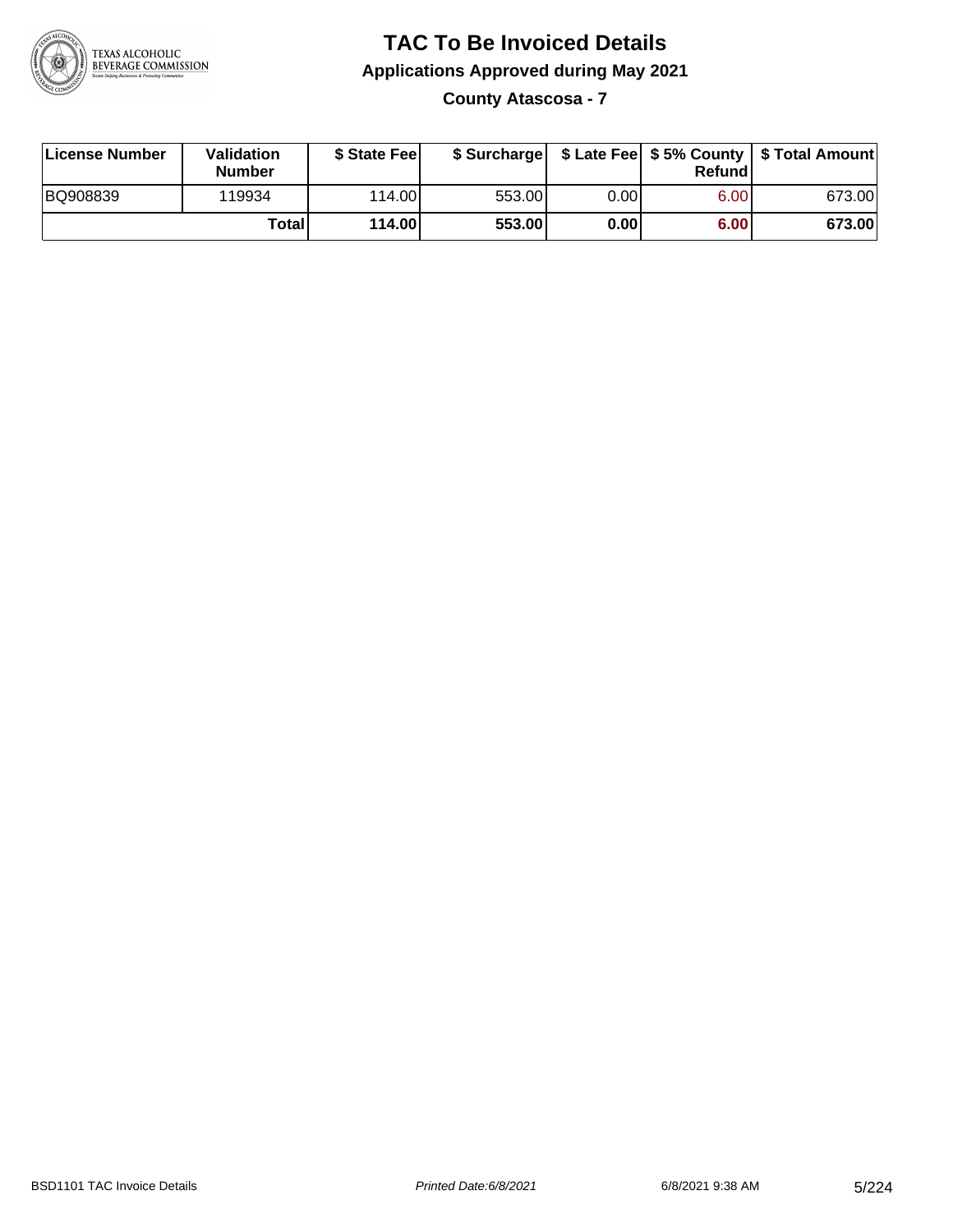# TAC To Be Invoiced Details

## Applications Approved during May 2021

### County Atascosa - 7

| License Number | Validation Number | $ State Fee | $ Surcharge | $ Late Fee | $ 5% County Refund | $ Total Amount |
|---|---|---|---|---|---|---|
| BQ908839 | 119934 | 114.00 | 553.00 | 0.00 | 6.00 | 673.00 |
| | **Total** | **114.00** | **553.00** | **0.00** | **6.00** | **673.00** |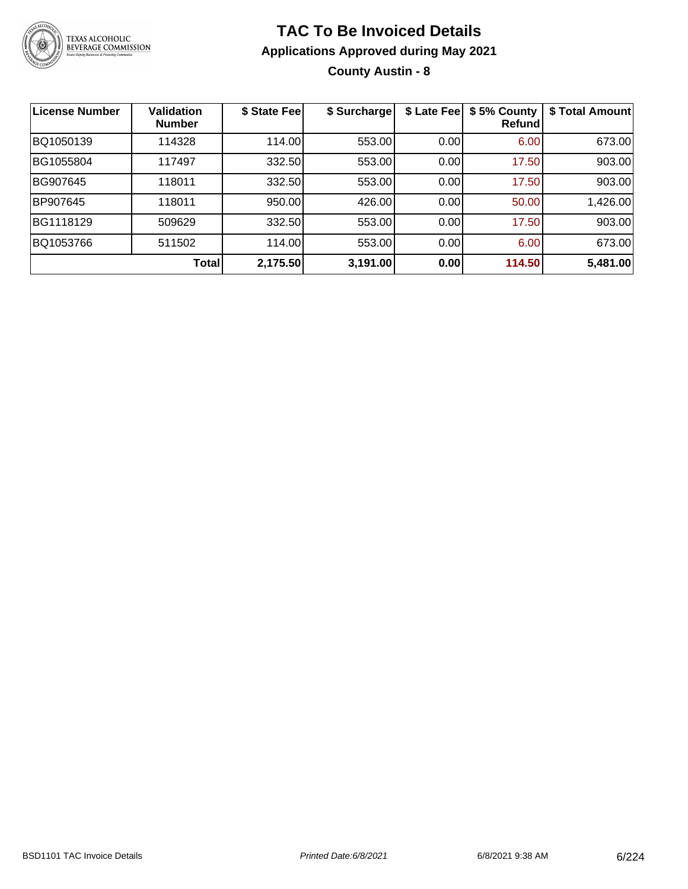# TAC To Be Invoiced Details

## Applications Approved during May 2021

### County Austin - 8

| License Number | Validation Number | \$ State Fee | \$ Surcharge | \$ Late Fee | \$ 5% County Refund | \$ Total Amount |
|---|---|---|---|---|---|---|
| BQ1050139 | 114328 | 114.00 | 553.00 | 0.00 | 6.00 | 673.00 |
| BG1055804 | 117497 | 332.50 | 553.00 | 0.00 | 17.50 | 903.00 |
| BG907645 | 118011 | 332.50 | 553.00 | 0.00 | 17.50 | 903.00 |
| BP907645 | 118011 | 950.00 | 426.00 | 0.00 | 50.00 | 1,426.00 |
| BG1118129 | 509629 | 332.50 | 553.00 | 0.00 | 17.50 | 903.00 |
| BQ1053766 | 511502 | 114.00 | 553.00 | 0.00 | 6.00 | 673.00 |
| | **Total** | **2,175.50** | **3,191.00** | **0.00** | **114.50** | **5,481.00** |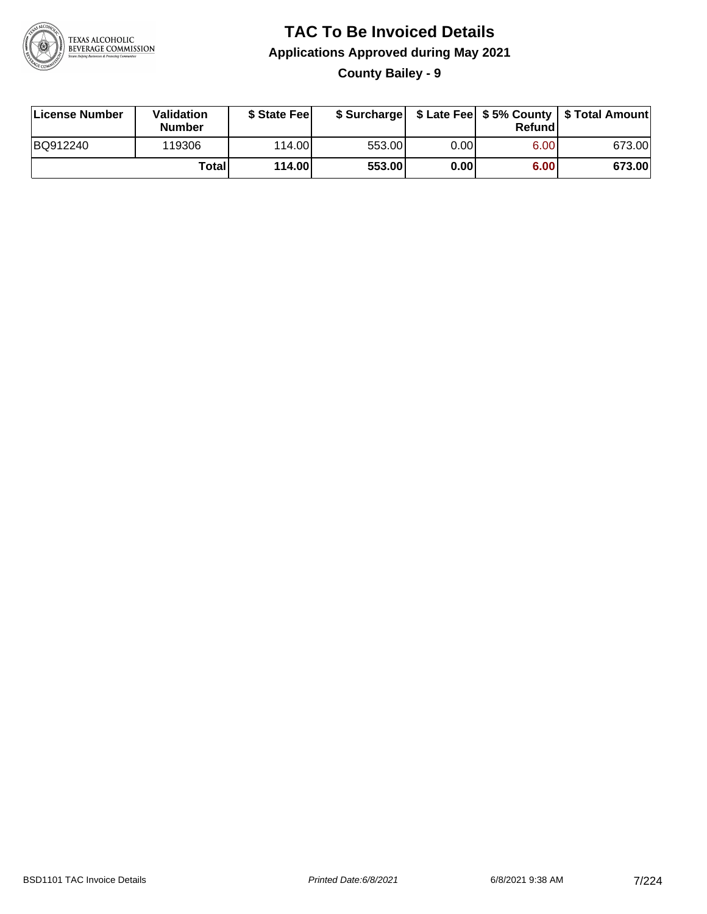# TAC To Be Invoiced Details

## Applications Approved during May 2021

### County Bailey - 9

| License Number | Validation Number | $ State Fee | $ Surcharge | $ Late Fee | $ 5% County Refund | $ Total Amount |
|---|---|---|---|---|---|---|
| BQ912240 | 119306 | 114.00 | 553.00 | 0.00 | 6.00 | 673.00 |
| | **Total** | **114.00** | **553.00** | **0.00** | **6.00** | **673.00** |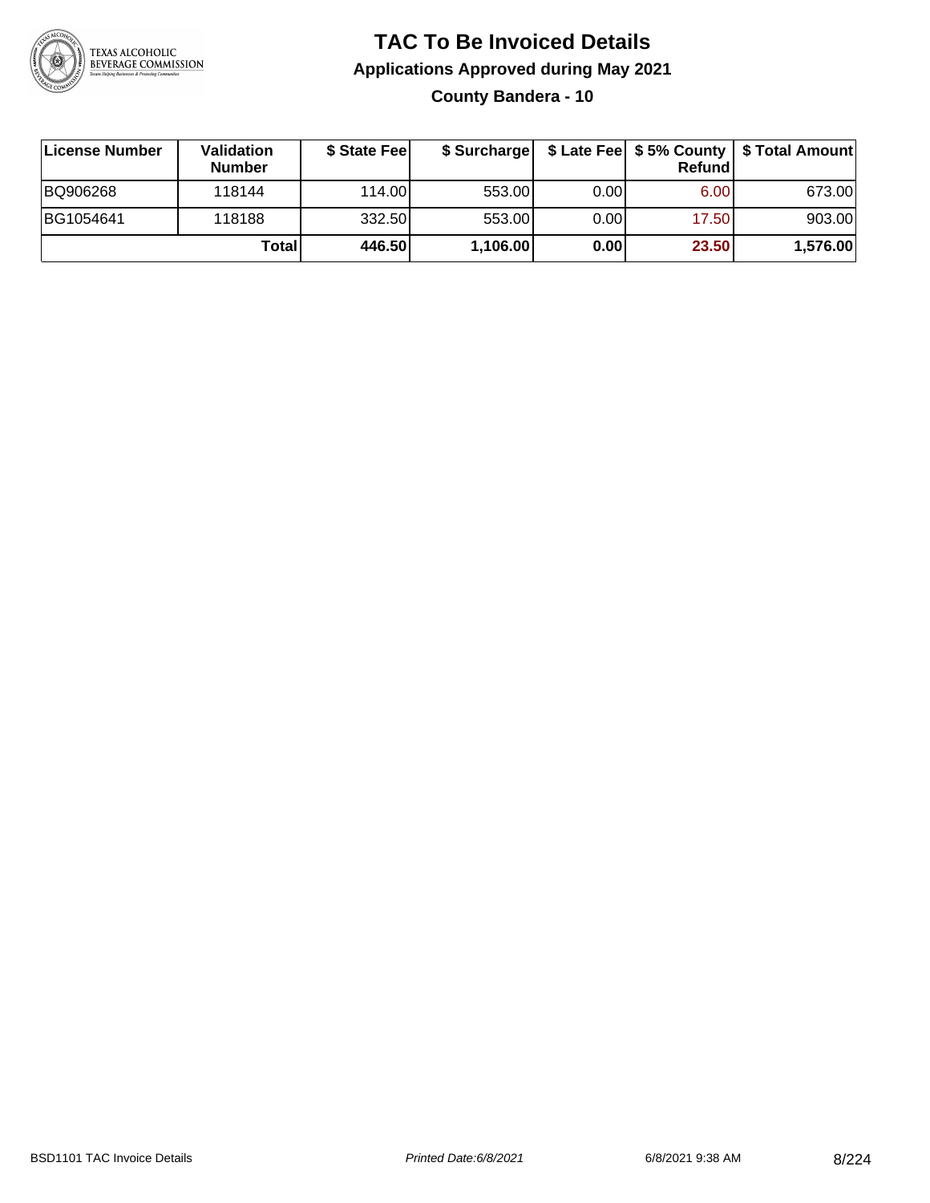# TAC To Be Invoiced Details

## Applications Approved during May 2021

### County Bandera - 10

| License Number | Validation Number | $ State Fee | $ Surcharge | $ Late Fee | $ 5% County Refund | $ Total Amount |
|---|---|---|---|---|---|---|
| BQ906268 | 118144 | 114.00 | 553.00 | 0.00 | 6.00 | 673.00 |
| BG1054641 | 118188 | 332.50 | 553.00 | 0.00 | 17.50 | 903.00 |
| | **Total** | **446.50** | **1,106.00** | **0.00** | **23.50** | **1,576.00** |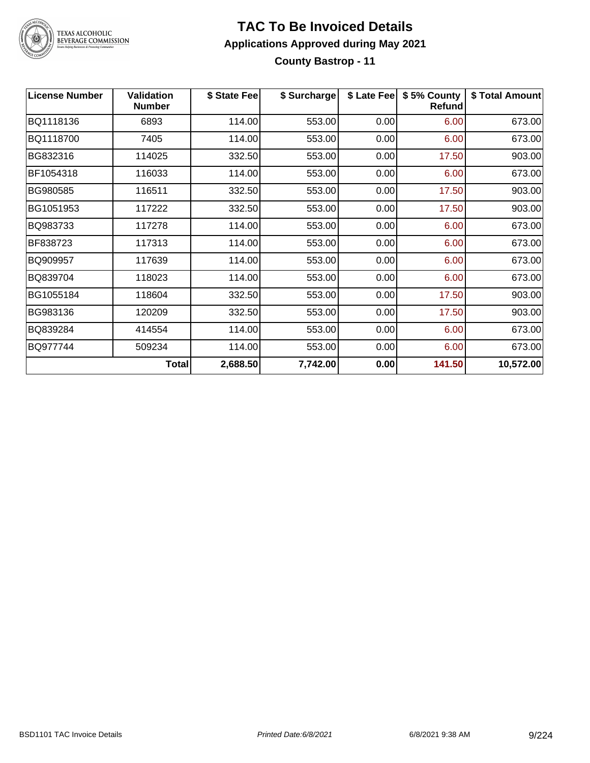# TAC To Be Invoiced Details

## Applications Approved during May 2021

### County Bastrop - 11

| License Number | Validation Number | $ State Fee | $ Surcharge | $ Late Fee | $ 5% County Refund | $ Total Amount |
|---|---|---|---|---|---|---|
| BQ1118136 | 6893 | 114.00 | 553.00 | 0.00 | 6.00 | 673.00 |
| BQ1118700 | 7405 | 114.00 | 553.00 | 0.00 | 6.00 | 673.00 |
| BG832316 | 114025 | 332.50 | 553.00 | 0.00 | 17.50 | 903.00 |
| BF1054318 | 116033 | 114.00 | 553.00 | 0.00 | 6.00 | 673.00 |
| BG980585 | 116511 | 332.50 | 553.00 | 0.00 | 17.50 | 903.00 |
| BG1051953 | 117222 | 332.50 | 553.00 | 0.00 | 17.50 | 903.00 |
| BQ983733 | 117278 | 114.00 | 553.00 | 0.00 | 6.00 | 673.00 |
| BF838723 | 117313 | 114.00 | 553.00 | 0.00 | 6.00 | 673.00 |
| BQ909957 | 117639 | 114.00 | 553.00 | 0.00 | 6.00 | 673.00 |
| BQ839704 | 118023 | 114.00 | 553.00 | 0.00 | 6.00 | 673.00 |
| BG1055184 | 118604 | 332.50 | 553.00 | 0.00 | 17.50 | 903.00 |
| BG983136 | 120209 | 332.50 | 553.00 | 0.00 | 17.50 | 903.00 |
| BQ839284 | 414554 | 114.00 | 553.00 | 0.00 | 6.00 | 673.00 |
| BQ977744 | 509234 | 114.00 | 553.00 | 0.00 | 6.00 | 673.00 |
| | **Total** | **2,688.50** | **7,742.00** | **0.00** | **141.50** | **10,572.00** |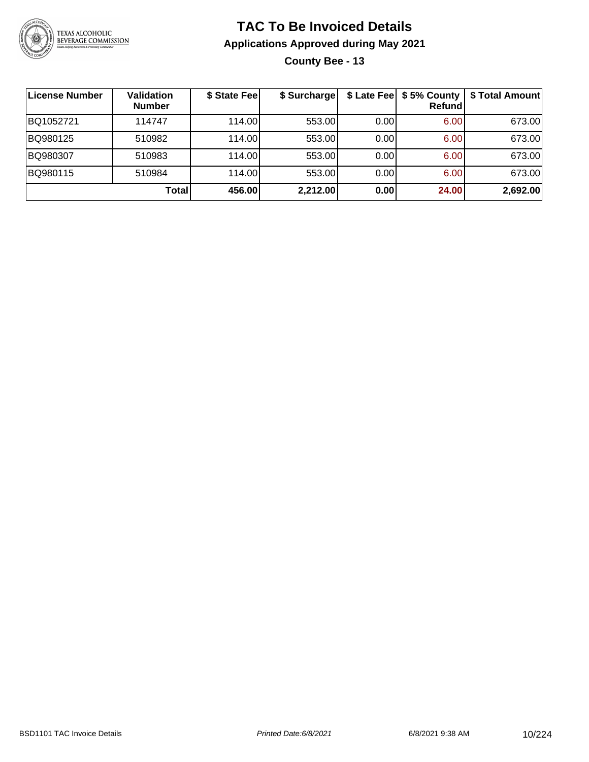# TAC To Be Invoiced Details

## Applications Approved during May 2021

### County Bee - 13

| License Number | Validation Number | $ State Fee | $ Surcharge | $ Late Fee | $ 5% County Refund | $ Total Amount |
|---|---|---|---|---|---|---|
| BQ1052721 | 114747 | 114.00 | 553.00 | 0.00 | 6.00 | 673.00 |
| BQ980125 | 510982 | 114.00 | 553.00 | 0.00 | 6.00 | 673.00 |
| BQ980307 | 510983 | 114.00 | 553.00 | 0.00 | 6.00 | 673.00 |
| BQ980115 | 510984 | 114.00 | 553.00 | 0.00 | 6.00 | 673.00 |
| | **Total** | **456.00** | **2,212.00** | **0.00** | **24.00** | **2,692.00** |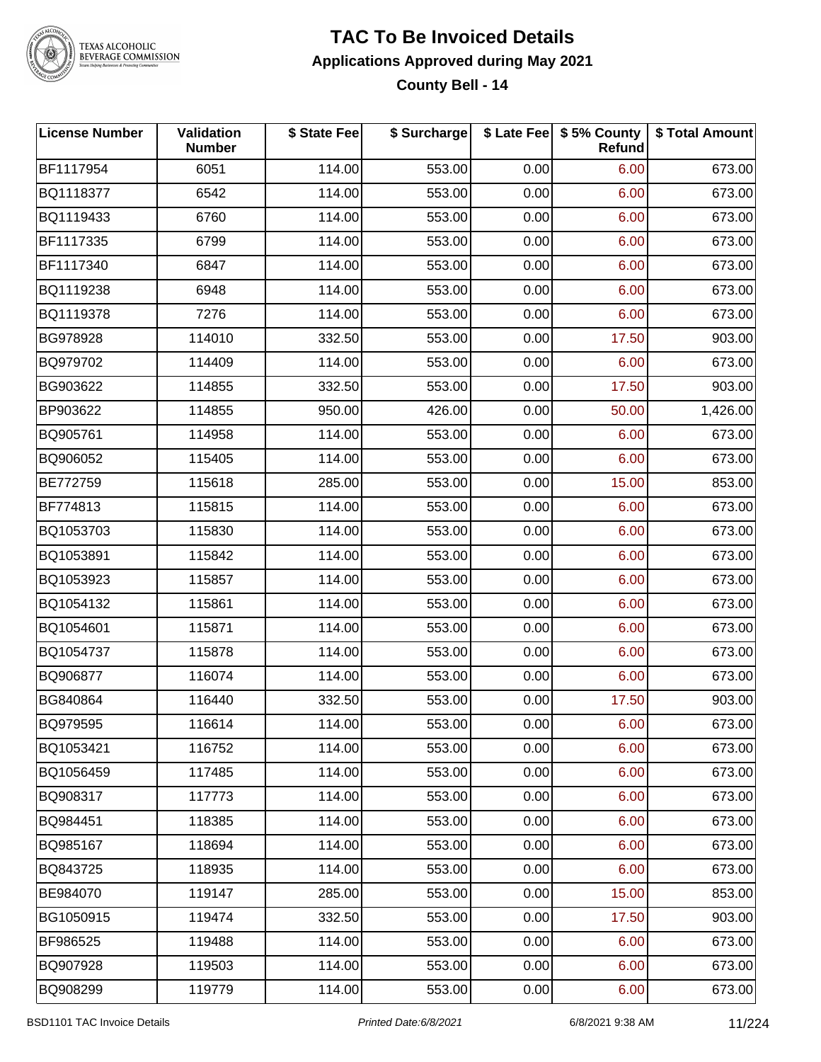# TAC To Be Invoiced Details

## Applications Approved during May 2021

### County Bell - 14

| License Number | Validation Number | $ State Fee | $ Surcharge | $ Late Fee | $ 5% County Refund | $ Total Amount |
|---|---|---|---|---|---|---|
| BF1117954 | 6051 | 114.00 | 553.00 | 0.00 | 6.00 | 673.00 |
| BQ1118377 | 6542 | 114.00 | 553.00 | 0.00 | 6.00 | 673.00 |
| BQ1119433 | 6760 | 114.00 | 553.00 | 0.00 | 6.00 | 673.00 |
| BF1117335 | 6799 | 114.00 | 553.00 | 0.00 | 6.00 | 673.00 |
| BF1117340 | 6847 | 114.00 | 553.00 | 0.00 | 6.00 | 673.00 |
| BQ1119238 | 6948 | 114.00 | 553.00 | 0.00 | 6.00 | 673.00 |
| BQ1119378 | 7276 | 114.00 | 553.00 | 0.00 | 6.00 | 673.00 |
| BG978928 | 114010 | 332.50 | 553.00 | 0.00 | 17.50 | 903.00 |
| BQ979702 | 114409 | 114.00 | 553.00 | 0.00 | 6.00 | 673.00 |
| BG903622 | 114855 | 332.50 | 553.00 | 0.00 | 17.50 | 903.00 |
| BP903622 | 114855 | 950.00 | 426.00 | 0.00 | 50.00 | 1,426.00 |
| BQ905761 | 114958 | 114.00 | 553.00 | 0.00 | 6.00 | 673.00 |
| BQ906052 | 115405 | 114.00 | 553.00 | 0.00 | 6.00 | 673.00 |
| BE772759 | 115618 | 285.00 | 553.00 | 0.00 | 15.00 | 853.00 |
| BF774813 | 115815 | 114.00 | 553.00 | 0.00 | 6.00 | 673.00 |
| BQ1053703 | 115830 | 114.00 | 553.00 | 0.00 | 6.00 | 673.00 |
| BQ1053891 | 115842 | 114.00 | 553.00 | 0.00 | 6.00 | 673.00 |
| BQ1053923 | 115857 | 114.00 | 553.00 | 0.00 | 6.00 | 673.00 |
| BQ1054132 | 115861 | 114.00 | 553.00 | 0.00 | 6.00 | 673.00 |
| BQ1054601 | 115871 | 114.00 | 553.00 | 0.00 | 6.00 | 673.00 |
| BQ1054737 | 115878 | 114.00 | 553.00 | 0.00 | 6.00 | 673.00 |
| BQ906877 | 116074 | 114.00 | 553.00 | 0.00 | 6.00 | 673.00 |
| BG840864 | 116440 | 332.50 | 553.00 | 0.00 | 17.50 | 903.00 |
| BQ979595 | 116614 | 114.00 | 553.00 | 0.00 | 6.00 | 673.00 |
| BQ1053421 | 116752 | 114.00 | 553.00 | 0.00 | 6.00 | 673.00 |
| BQ1056459 | 117485 | 114.00 | 553.00 | 0.00 | 6.00 | 673.00 |
| BQ908317 | 117773 | 114.00 | 553.00 | 0.00 | 6.00 | 673.00 |
| BQ984451 | 118385 | 114.00 | 553.00 | 0.00 | 6.00 | 673.00 |
| BQ985167 | 118694 | 114.00 | 553.00 | 0.00 | 6.00 | 673.00 |
| BQ843725 | 118935 | 114.00 | 553.00 | 0.00 | 6.00 | 673.00 |
| BE984070 | 119147 | 285.00 | 553.00 | 0.00 | 15.00 | 853.00 |
| BG1050915 | 119474 | 332.50 | 553.00 | 0.00 | 17.50 | 903.00 |
| BF986525 | 119488 | 114.00 | 553.00 | 0.00 | 6.00 | 673.00 |
| BQ907928 | 119503 | 114.00 | 553.00 | 0.00 | 6.00 | 673.00 |
| BQ908299 | 119779 | 114.00 | 553.00 | 0.00 | 6.00 | 673.00 |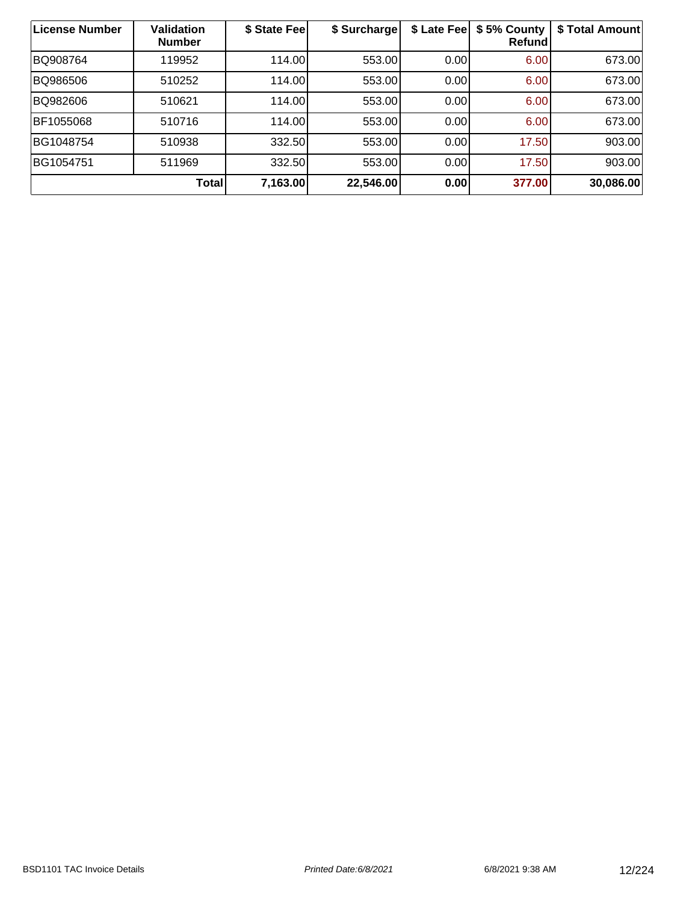| License Number | Validation Number | $ State Fee | $ Surcharge | $ Late Fee | $ 5% County Refund | $ Total Amount |
| --- | --- | --- | --- | --- | --- | --- |
| BQ908764 | 119952 | 114.00 | 553.00 | 0.00 | 6.00 | 673.00 |
| BQ986506 | 510252 | 114.00 | 553.00 | 0.00 | 6.00 | 673.00 |
| BQ982606 | 510621 | 114.00 | 553.00 | 0.00 | 6.00 | 673.00 |
| BF1055068 | 510716 | 114.00 | 553.00 | 0.00 | 6.00 | 673.00 |
| BG1048754 | 510938 | 332.50 | 553.00 | 0.00 | 17.50 | 903.00 |
| BG1054751 | 511969 | 332.50 | 553.00 | 0.00 | 17.50 | 903.00 |
| | **Total** | **7,163.00** | **22,546.00** | **0.00** | **377.00** | **30,086.00** |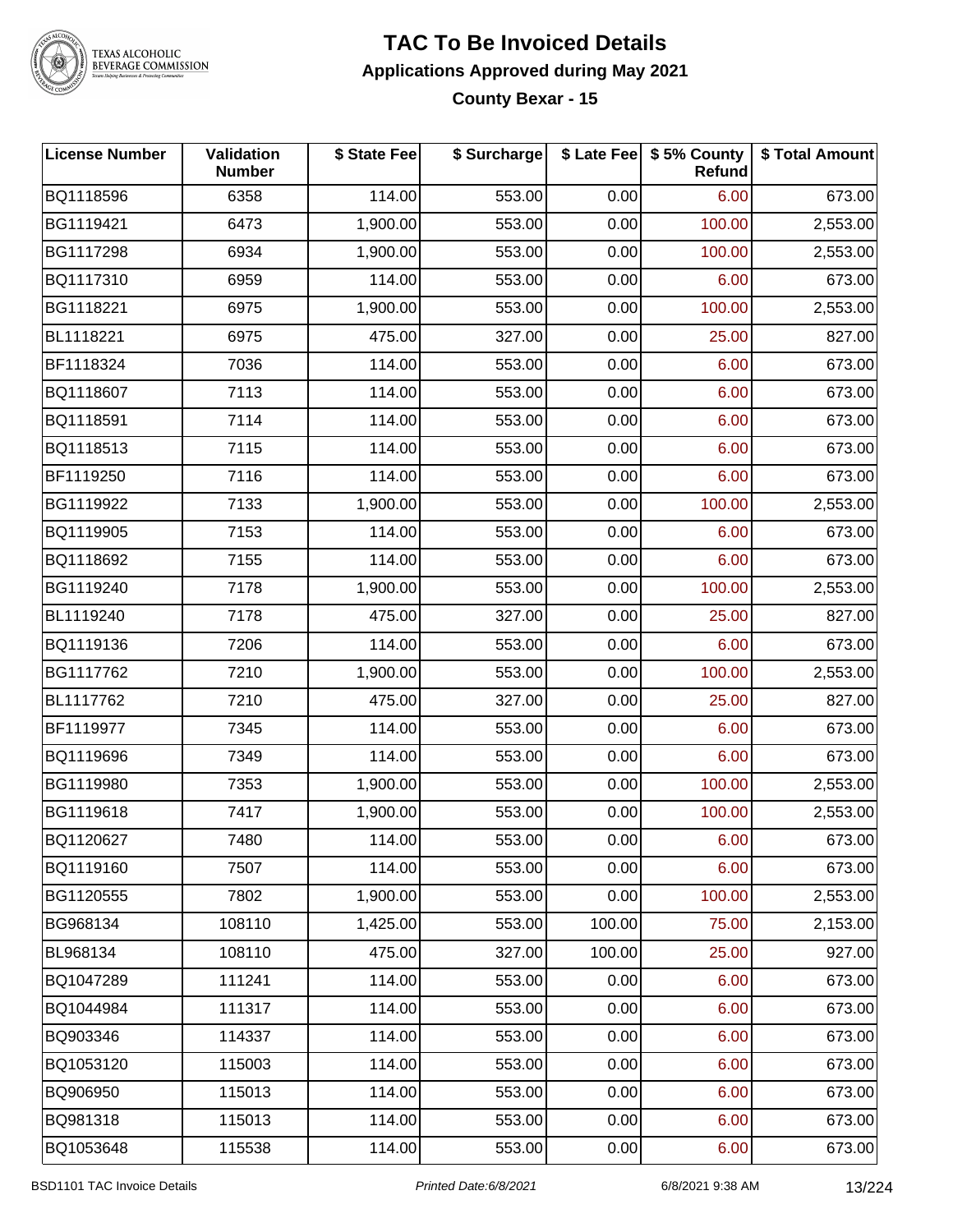# TAC To Be Invoiced Details

## Applications Approved during May 2021

### County Bexar - 15

| License Number | Validation Number | $ State Fee | $ Surcharge | $ Late Fee | $ 5% County Refund | $ Total Amount |
|---|---|---|---|---|---|---|
| BQ1118596 | 6358 | 114.00 | 553.00 | 0.00 | 6.00 | 673.00 |
| BG1119421 | 6473 | 1,900.00 | 553.00 | 0.00 | 100.00 | 2,553.00 |
| BG1117298 | 6934 | 1,900.00 | 553.00 | 0.00 | 100.00 | 2,553.00 |
| BQ1117310 | 6959 | 114.00 | 553.00 | 0.00 | 6.00 | 673.00 |
| BG1118221 | 6975 | 1,900.00 | 553.00 | 0.00 | 100.00 | 2,553.00 |
| BL1118221 | 6975 | 475.00 | 327.00 | 0.00 | 25.00 | 827.00 |
| BF1118324 | 7036 | 114.00 | 553.00 | 0.00 | 6.00 | 673.00 |
| BQ1118607 | 7113 | 114.00 | 553.00 | 0.00 | 6.00 | 673.00 |
| BQ1118591 | 7114 | 114.00 | 553.00 | 0.00 | 6.00 | 673.00 |
| BQ1118513 | 7115 | 114.00 | 553.00 | 0.00 | 6.00 | 673.00 |
| BF1119250 | 7116 | 114.00 | 553.00 | 0.00 | 6.00 | 673.00 |
| BG1119922 | 7133 | 1,900.00 | 553.00 | 0.00 | 100.00 | 2,553.00 |
| BQ1119905 | 7153 | 114.00 | 553.00 | 0.00 | 6.00 | 673.00 |
| BQ1118692 | 7155 | 114.00 | 553.00 | 0.00 | 6.00 | 673.00 |
| BG1119240 | 7178 | 1,900.00 | 553.00 | 0.00 | 100.00 | 2,553.00 |
| BL1119240 | 7178 | 475.00 | 327.00 | 0.00 | 25.00 | 827.00 |
| BQ1119136 | 7206 | 114.00 | 553.00 | 0.00 | 6.00 | 673.00 |
| BG1117762 | 7210 | 1,900.00 | 553.00 | 0.00 | 100.00 | 2,553.00 |
| BL1117762 | 7210 | 475.00 | 327.00 | 0.00 | 25.00 | 827.00 |
| BF1119977 | 7345 | 114.00 | 553.00 | 0.00 | 6.00 | 673.00 |
| BQ1119696 | 7349 | 114.00 | 553.00 | 0.00 | 6.00 | 673.00 |
| BG1119980 | 7353 | 1,900.00 | 553.00 | 0.00 | 100.00 | 2,553.00 |
| BG1119618 | 7417 | 1,900.00 | 553.00 | 0.00 | 100.00 | 2,553.00 |
| BQ1120627 | 7480 | 114.00 | 553.00 | 0.00 | 6.00 | 673.00 |
| BQ1119160 | 7507 | 114.00 | 553.00 | 0.00 | 6.00 | 673.00 |
| BG1120555 | 7802 | 1,900.00 | 553.00 | 0.00 | 100.00 | 2,553.00 |
| BG968134 | 108110 | 1,425.00 | 553.00 | 100.00 | 75.00 | 2,153.00 |
| BL968134 | 108110 | 475.00 | 327.00 | 100.00 | 25.00 | 927.00 |
| BQ1047289 | 111241 | 114.00 | 553.00 | 0.00 | 6.00 | 673.00 |
| BQ1044984 | 111317 | 114.00 | 553.00 | 0.00 | 6.00 | 673.00 |
| BQ903346 | 114337 | 114.00 | 553.00 | 0.00 | 6.00 | 673.00 |
| BQ1053120 | 115003 | 114.00 | 553.00 | 0.00 | 6.00 | 673.00 |
| BQ906950 | 115013 | 114.00 | 553.00 | 0.00 | 6.00 | 673.00 |
| BQ981318 | 115013 | 114.00 | 553.00 | 0.00 | 6.00 | 673.00 |
| BQ1053648 | 115538 | 114.00 | 553.00 | 0.00 | 6.00 | 673.00 |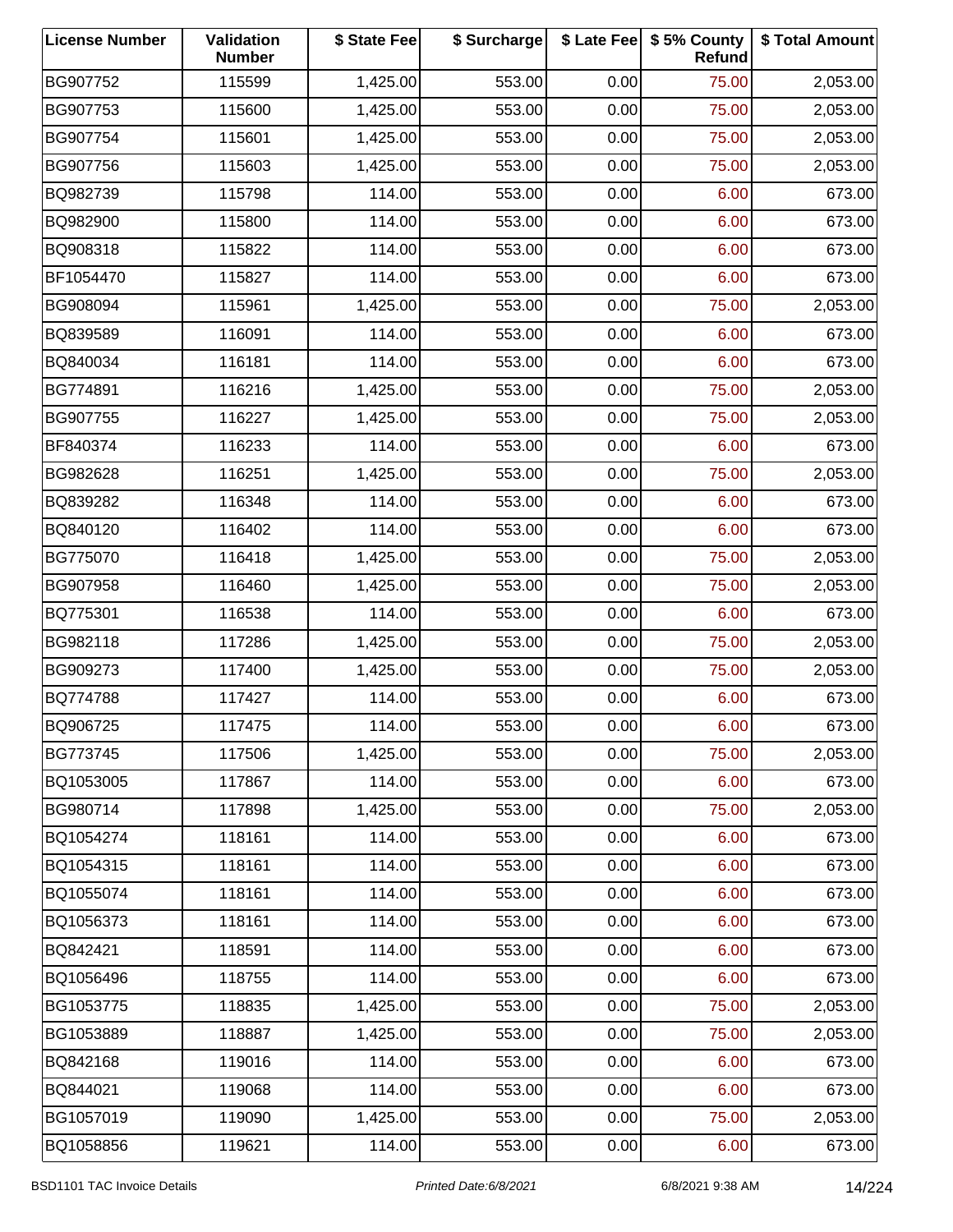| License Number | Validation Number | $ State Fee | $ Surcharge | $ Late Fee | $ 5% County Refund | $ Total Amount |
|---|---|---|---|---|---|---|
| BG907752 | 115599 | 1,425.00 | 553.00 | 0.00 | 75.00 | 2,053.00 |
| BG907753 | 115600 | 1,425.00 | 553.00 | 0.00 | 75.00 | 2,053.00 |
| BG907754 | 115601 | 1,425.00 | 553.00 | 0.00 | 75.00 | 2,053.00 |
| BG907756 | 115603 | 1,425.00 | 553.00 | 0.00 | 75.00 | 2,053.00 |
| BQ982739 | 115798 | 114.00 | 553.00 | 0.00 | 6.00 | 673.00 |
| BQ982900 | 115800 | 114.00 | 553.00 | 0.00 | 6.00 | 673.00 |
| BQ908318 | 115822 | 114.00 | 553.00 | 0.00 | 6.00 | 673.00 |
| BF1054470 | 115827 | 114.00 | 553.00 | 0.00 | 6.00 | 673.00 |
| BG908094 | 115961 | 1,425.00 | 553.00 | 0.00 | 75.00 | 2,053.00 |
| BQ839589 | 116091 | 114.00 | 553.00 | 0.00 | 6.00 | 673.00 |
| BQ840034 | 116181 | 114.00 | 553.00 | 0.00 | 6.00 | 673.00 |
| BG774891 | 116216 | 1,425.00 | 553.00 | 0.00 | 75.00 | 2,053.00 |
| BG907755 | 116227 | 1,425.00 | 553.00 | 0.00 | 75.00 | 2,053.00 |
| BF840374 | 116233 | 114.00 | 553.00 | 0.00 | 6.00 | 673.00 |
| BG982628 | 116251 | 1,425.00 | 553.00 | 0.00 | 75.00 | 2,053.00 |
| BQ839282 | 116348 | 114.00 | 553.00 | 0.00 | 6.00 | 673.00 |
| BQ840120 | 116402 | 114.00 | 553.00 | 0.00 | 6.00 | 673.00 |
| BG775070 | 116418 | 1,425.00 | 553.00 | 0.00 | 75.00 | 2,053.00 |
| BG907958 | 116460 | 1,425.00 | 553.00 | 0.00 | 75.00 | 2,053.00 |
| BQ775301 | 116538 | 114.00 | 553.00 | 0.00 | 6.00 | 673.00 |
| BG982118 | 117286 | 1,425.00 | 553.00 | 0.00 | 75.00 | 2,053.00 |
| BG909273 | 117400 | 1,425.00 | 553.00 | 0.00 | 75.00 | 2,053.00 |
| BQ774788 | 117427 | 114.00 | 553.00 | 0.00 | 6.00 | 673.00 |
| BQ906725 | 117475 | 114.00 | 553.00 | 0.00 | 6.00 | 673.00 |
| BG773745 | 117506 | 1,425.00 | 553.00 | 0.00 | 75.00 | 2,053.00 |
| BQ1053005 | 117867 | 114.00 | 553.00 | 0.00 | 6.00 | 673.00 |
| BG980714 | 117898 | 1,425.00 | 553.00 | 0.00 | 75.00 | 2,053.00 |
| BQ1054274 | 118161 | 114.00 | 553.00 | 0.00 | 6.00 | 673.00 |
| BQ1054315 | 118161 | 114.00 | 553.00 | 0.00 | 6.00 | 673.00 |
| BQ1055074 | 118161 | 114.00 | 553.00 | 0.00 | 6.00 | 673.00 |
| BQ1056373 | 118161 | 114.00 | 553.00 | 0.00 | 6.00 | 673.00 |
| BQ842421 | 118591 | 114.00 | 553.00 | 0.00 | 6.00 | 673.00 |
| BQ1056496 | 118755 | 114.00 | 553.00 | 0.00 | 6.00 | 673.00 |
| BG1053775 | 118835 | 1,425.00 | 553.00 | 0.00 | 75.00 | 2,053.00 |
| BG1053889 | 118887 | 1,425.00 | 553.00 | 0.00 | 75.00 | 2,053.00 |
| BQ842168 | 119016 | 114.00 | 553.00 | 0.00 | 6.00 | 673.00 |
| BQ844021 | 119068 | 114.00 | 553.00 | 0.00 | 6.00 | 673.00 |
| BG1057019 | 119090 | 1,425.00 | 553.00 | 0.00 | 75.00 | 2,053.00 |
| BQ1058856 | 119621 | 114.00 | 553.00 | 0.00 | 6.00 | 673.00 |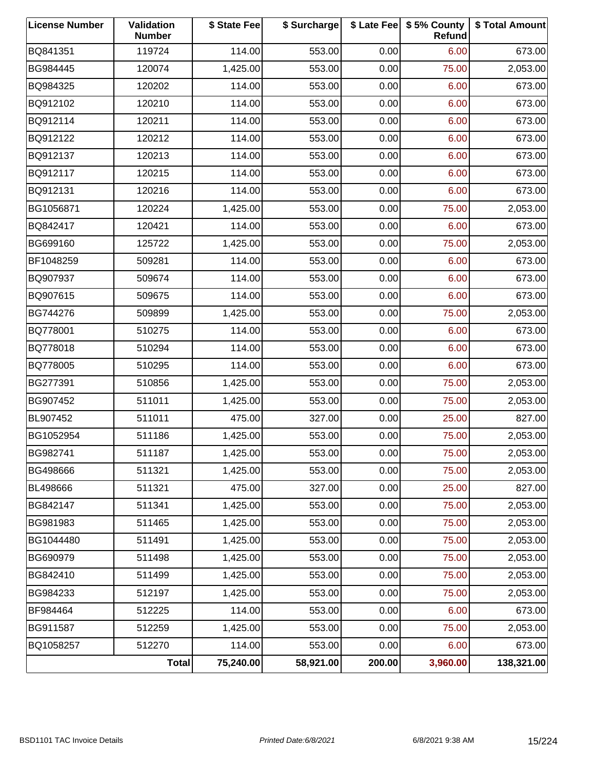| License Number | Validation Number | $ State Fee | $ Surcharge | $ Late Fee | $ 5% County Refund | $ Total Amount |
|---|---|---|---|---|---|---|
| BQ841351 | 119724 | 114.00 | 553.00 | 0.00 | 6.00 | 673.00 |
| BG984445 | 120074 | 1,425.00 | 553.00 | 0.00 | 75.00 | 2,053.00 |
| BQ984325 | 120202 | 114.00 | 553.00 | 0.00 | 6.00 | 673.00 |
| BQ912102 | 120210 | 114.00 | 553.00 | 0.00 | 6.00 | 673.00 |
| BQ912114 | 120211 | 114.00 | 553.00 | 0.00 | 6.00 | 673.00 |
| BQ912122 | 120212 | 114.00 | 553.00 | 0.00 | 6.00 | 673.00 |
| BQ912137 | 120213 | 114.00 | 553.00 | 0.00 | 6.00 | 673.00 |
| BQ912117 | 120215 | 114.00 | 553.00 | 0.00 | 6.00 | 673.00 |
| BQ912131 | 120216 | 114.00 | 553.00 | 0.00 | 6.00 | 673.00 |
| BG1056871 | 120224 | 1,425.00 | 553.00 | 0.00 | 75.00 | 2,053.00 |
| BQ842417 | 120421 | 114.00 | 553.00 | 0.00 | 6.00 | 673.00 |
| BG699160 | 125722 | 1,425.00 | 553.00 | 0.00 | 75.00 | 2,053.00 |
| BF1048259 | 509281 | 114.00 | 553.00 | 0.00 | 6.00 | 673.00 |
| BQ907937 | 509674 | 114.00 | 553.00 | 0.00 | 6.00 | 673.00 |
| BQ907615 | 509675 | 114.00 | 553.00 | 0.00 | 6.00 | 673.00 |
| BG744276 | 509899 | 1,425.00 | 553.00 | 0.00 | 75.00 | 2,053.00 |
| BQ778001 | 510275 | 114.00 | 553.00 | 0.00 | 6.00 | 673.00 |
| BQ778018 | 510294 | 114.00 | 553.00 | 0.00 | 6.00 | 673.00 |
| BQ778005 | 510295 | 114.00 | 553.00 | 0.00 | 6.00 | 673.00 |
| BG277391 | 510856 | 1,425.00 | 553.00 | 0.00 | 75.00 | 2,053.00 |
| BG907452 | 511011 | 1,425.00 | 553.00 | 0.00 | 75.00 | 2,053.00 |
| BL907452 | 511011 | 475.00 | 327.00 | 0.00 | 25.00 | 827.00 |
| BG1052954 | 511186 | 1,425.00 | 553.00 | 0.00 | 75.00 | 2,053.00 |
| BG982741 | 511187 | 1,425.00 | 553.00 | 0.00 | 75.00 | 2,053.00 |
| BG498666 | 511321 | 1,425.00 | 553.00 | 0.00 | 75.00 | 2,053.00 |
| BL498666 | 511321 | 475.00 | 327.00 | 0.00 | 25.00 | 827.00 |
| BG842147 | 511341 | 1,425.00 | 553.00 | 0.00 | 75.00 | 2,053.00 |
| BG981983 | 511465 | 1,425.00 | 553.00 | 0.00 | 75.00 | 2,053.00 |
| BG1044480 | 511491 | 1,425.00 | 553.00 | 0.00 | 75.00 | 2,053.00 |
| BG690979 | 511498 | 1,425.00 | 553.00 | 0.00 | 75.00 | 2,053.00 |
| BG842410 | 511499 | 1,425.00 | 553.00 | 0.00 | 75.00 | 2,053.00 |
| BG984233 | 512197 | 1,425.00 | 553.00 | 0.00 | 75.00 | 2,053.00 |
| BF984464 | 512225 | 114.00 | 553.00 | 0.00 | 6.00 | 673.00 |
| BG911587 | 512259 | 1,425.00 | 553.00 | 0.00 | 75.00 | 2,053.00 |
| BQ1058257 | 512270 | 114.00 | 553.00 | 0.00 | 6.00 | 673.00 |
| | **Total** | **75,240.00** | **58,921.00** | **200.00** | **3,960.00** | **138,321.00** |

BSD1101 TAC Invoice Details *Printed Date:6/8/2021* 6/8/2021 9:38 AM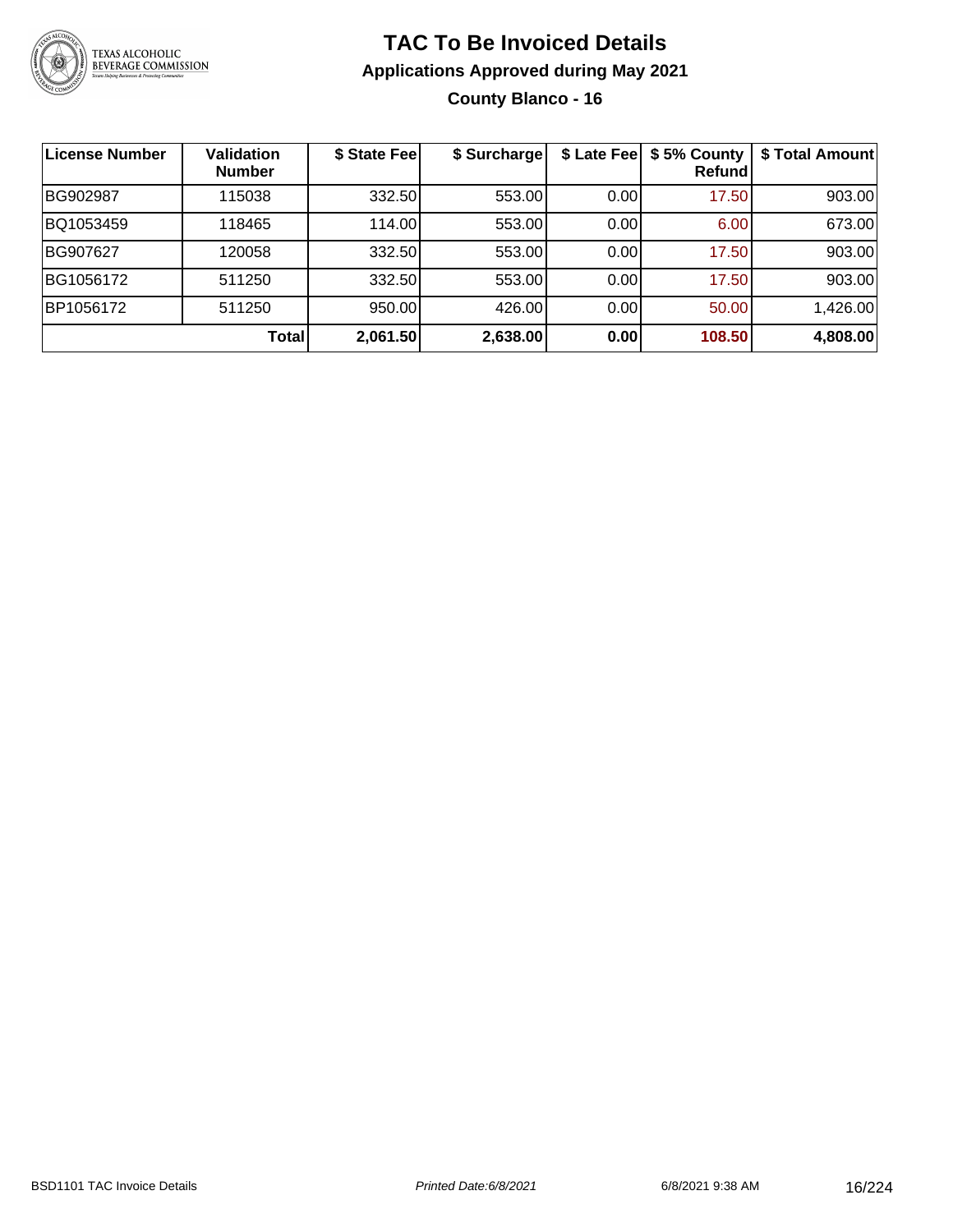# TAC To Be Invoiced Details

## Applications Approved during May 2021

### County Blanco - 16

| License Number | Validation Number | $ State Fee | $ Surcharge | $ Late Fee | $ 5% County Refund | $ Total Amount |
|---|---|---|---|---|---|---|
| BG902987 | 115038 | 332.50 | 553.00 | 0.00 | 17.50 | 903.00 |
| BQ1053459 | 118465 | 114.00 | 553.00 | 0.00 | 6.00 | 673.00 |
| BG907627 | 120058 | 332.50 | 553.00 | 0.00 | 17.50 | 903.00 |
| BG1056172 | 511250 | 332.50 | 553.00 | 0.00 | 17.50 | 903.00 |
| BP1056172 | 511250 | 950.00 | 426.00 | 0.00 | 50.00 | 1,426.00 |
| | **Total** | **2,061.50** | **2,638.00** | **0.00** | **108.50** | **4,808.00** |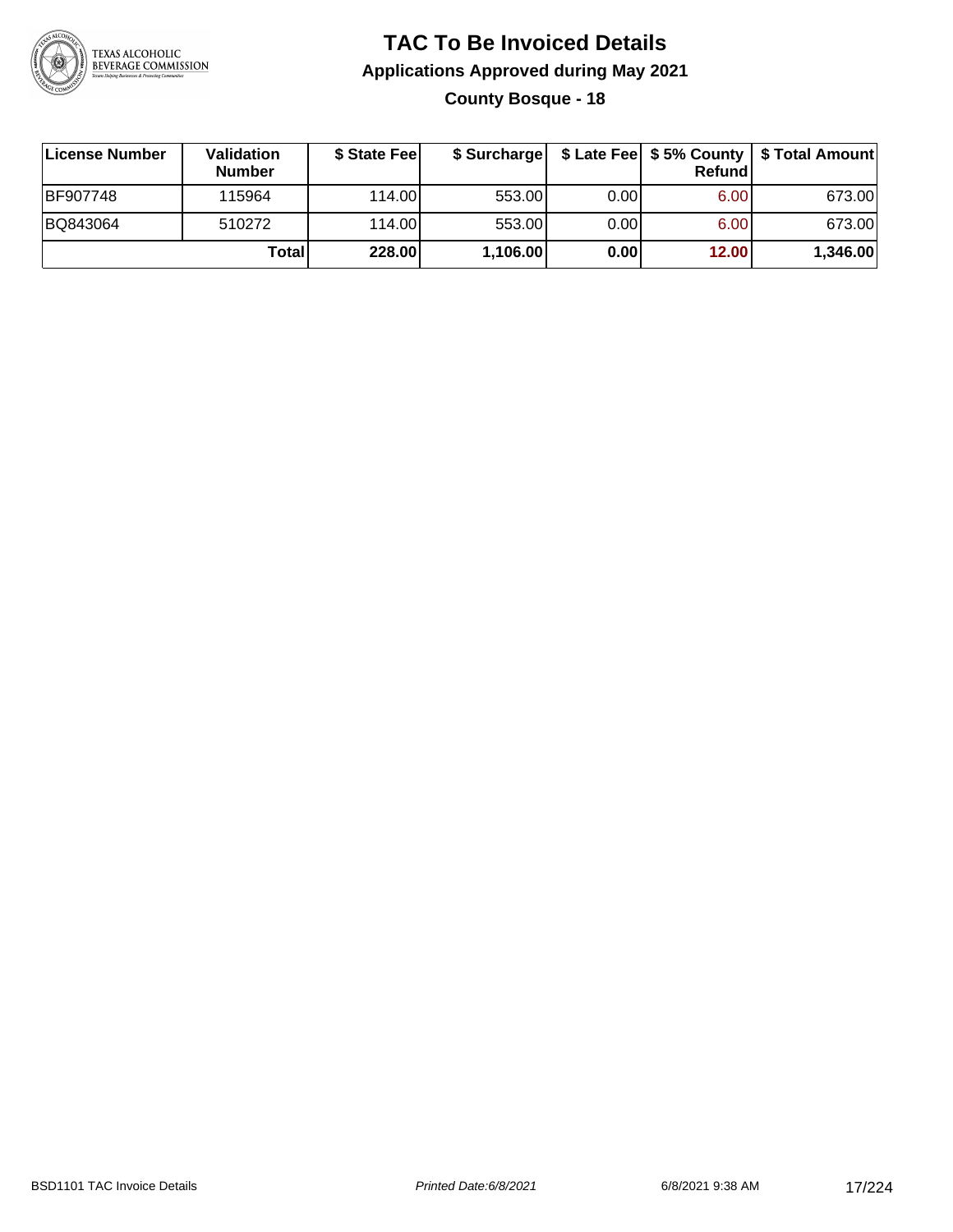# TAC To Be Invoiced Details

## Applications Approved during May 2021

### County Bosque - 18

| License Number | Validation Number | $ State Fee | $ Surcharge | $ Late Fee | $ 5% County Refund | $ Total Amount |
|---|---|---|---|---|---|---|
| BF907748 | 115964 | 114.00 | 553.00 | 0.00 | 6.00 | 673.00 |
| BQ843064 | 510272 | 114.00 | 553.00 | 0.00 | 6.00 | 673.00 |
| | **Total** | **228.00** | **1,106.00** | **0.00** | **12.00** | **1,346.00** |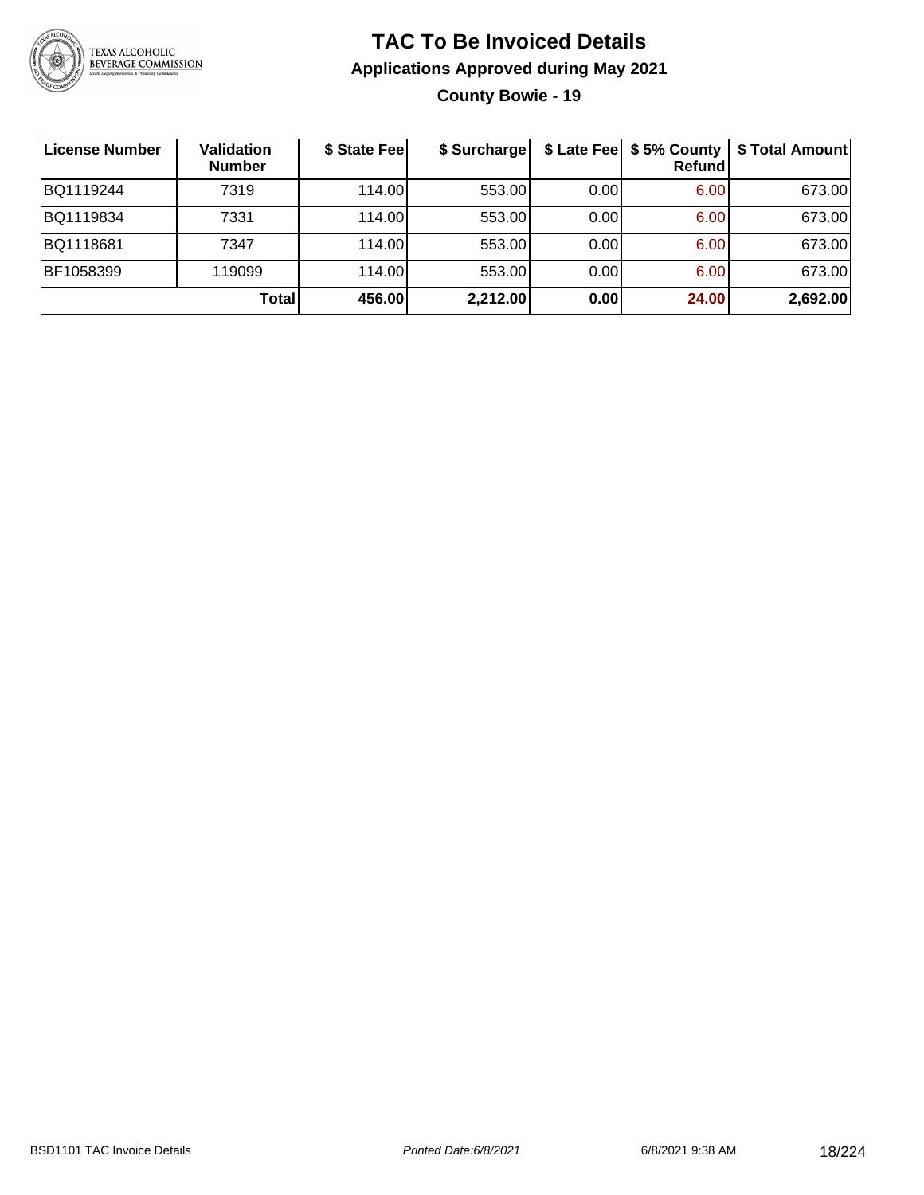# TAC To Be Invoiced Details

## Applications Approved during May 2021

### County Bowie - 19

| License Number | Validation Number | $ State Fee | $ Surcharge | $ Late Fee | $ 5% County Refund | $ Total Amount |
|---|---|---|---|---|---|---|
| BQ1119244 | 7319 | 114.00 | 553.00 | 0.00 | 6.00 | 673.00 |
| BQ1119834 | 7331 | 114.00 | 553.00 | 0.00 | 6.00 | 673.00 |
| BQ1118681 | 7347 | 114.00 | 553.00 | 0.00 | 6.00 | 673.00 |
| BF1058399 | 119099 | 114.00 | 553.00 | 0.00 | 6.00 | 673.00 |
| | **Total** | **456.00** | **2,212.00** | **0.00** | **24.00** | **2,692.00** |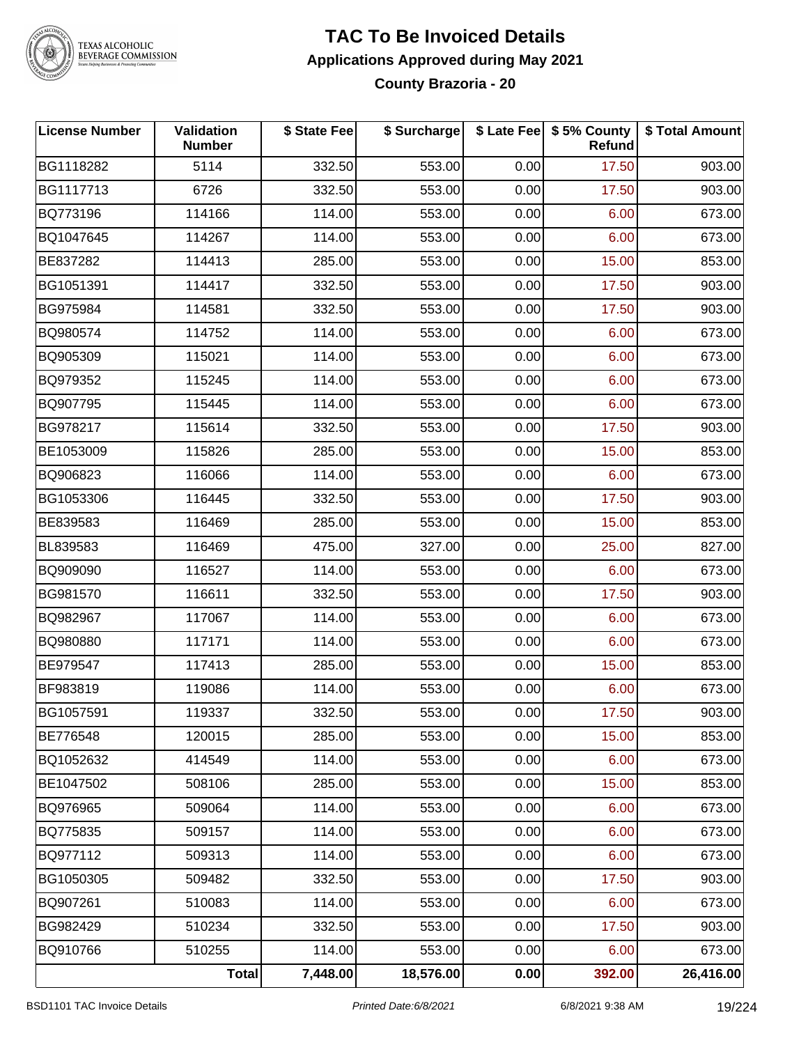# TAC To Be Invoiced Details

## Applications Approved during May 2021

### County Brazoria - 20

| License Number | Validation Number | $ State Fee | $ Surcharge | $ Late Fee | $ 5% County Refund | $ Total Amount |
|---|---|---|---|---|---|---|
| BG1118282 | 5114 | 332.50 | 553.00 | 0.00 | 17.50 | 903.00 |
| BG1117713 | 6726 | 332.50 | 553.00 | 0.00 | 17.50 | 903.00 |
| BQ773196 | 114166 | 114.00 | 553.00 | 0.00 | 6.00 | 673.00 |
| BQ1047645 | 114267 | 114.00 | 553.00 | 0.00 | 6.00 | 673.00 |
| BE837282 | 114413 | 285.00 | 553.00 | 0.00 | 15.00 | 853.00 |
| BG1051391 | 114417 | 332.50 | 553.00 | 0.00 | 17.50 | 903.00 |
| BG975984 | 114581 | 332.50 | 553.00 | 0.00 | 17.50 | 903.00 |
| BQ980574 | 114752 | 114.00 | 553.00 | 0.00 | 6.00 | 673.00 |
| BQ905309 | 115021 | 114.00 | 553.00 | 0.00 | 6.00 | 673.00 |
| BQ979352 | 115245 | 114.00 | 553.00 | 0.00 | 6.00 | 673.00 |
| BQ907795 | 115445 | 114.00 | 553.00 | 0.00 | 6.00 | 673.00 |
| BG978217 | 115614 | 332.50 | 553.00 | 0.00 | 17.50 | 903.00 |
| BE1053009 | 115826 | 285.00 | 553.00 | 0.00 | 15.00 | 853.00 |
| BQ906823 | 116066 | 114.00 | 553.00 | 0.00 | 6.00 | 673.00 |
| BG1053306 | 116445 | 332.50 | 553.00 | 0.00 | 17.50 | 903.00 |
| BE839583 | 116469 | 285.00 | 553.00 | 0.00 | 15.00 | 853.00 |
| BL839583 | 116469 | 475.00 | 327.00 | 0.00 | 25.00 | 827.00 |
| BQ909090 | 116527 | 114.00 | 553.00 | 0.00 | 6.00 | 673.00 |
| BG981570 | 116611 | 332.50 | 553.00 | 0.00 | 17.50 | 903.00 |
| BQ982967 | 117067 | 114.00 | 553.00 | 0.00 | 6.00 | 673.00 |
| BQ980880 | 117171 | 114.00 | 553.00 | 0.00 | 6.00 | 673.00 |
| BE979547 | 117413 | 285.00 | 553.00 | 0.00 | 15.00 | 853.00 |
| BF983819 | 119086 | 114.00 | 553.00 | 0.00 | 6.00 | 673.00 |
| BG1057591 | 119337 | 332.50 | 553.00 | 0.00 | 17.50 | 903.00 |
| BE776548 | 120015 | 285.00 | 553.00 | 0.00 | 15.00 | 853.00 |
| BQ1052632 | 414549 | 114.00 | 553.00 | 0.00 | 6.00 | 673.00 |
| BE1047502 | 508106 | 285.00 | 553.00 | 0.00 | 15.00 | 853.00 |
| BQ976965 | 509064 | 114.00 | 553.00 | 0.00 | 6.00 | 673.00 |
| BQ775835 | 509157 | 114.00 | 553.00 | 0.00 | 6.00 | 673.00 |
| BQ977112 | 509313 | 114.00 | 553.00 | 0.00 | 6.00 | 673.00 |
| BG1050305 | 509482 | 332.50 | 553.00 | 0.00 | 17.50 | 903.00 |
| BQ907261 | 510083 | 114.00 | 553.00 | 0.00 | 6.00 | 673.00 |
| BG982429 | 510234 | 332.50 | 553.00 | 0.00 | 17.50 | 903.00 |
| BQ910766 | 510255 | 114.00 | 553.00 | 0.00 | 6.00 | 673.00 |
| | **Total** | **7,448.00** | **18,576.00** | **0.00** | **392.00** | **26,416.00** |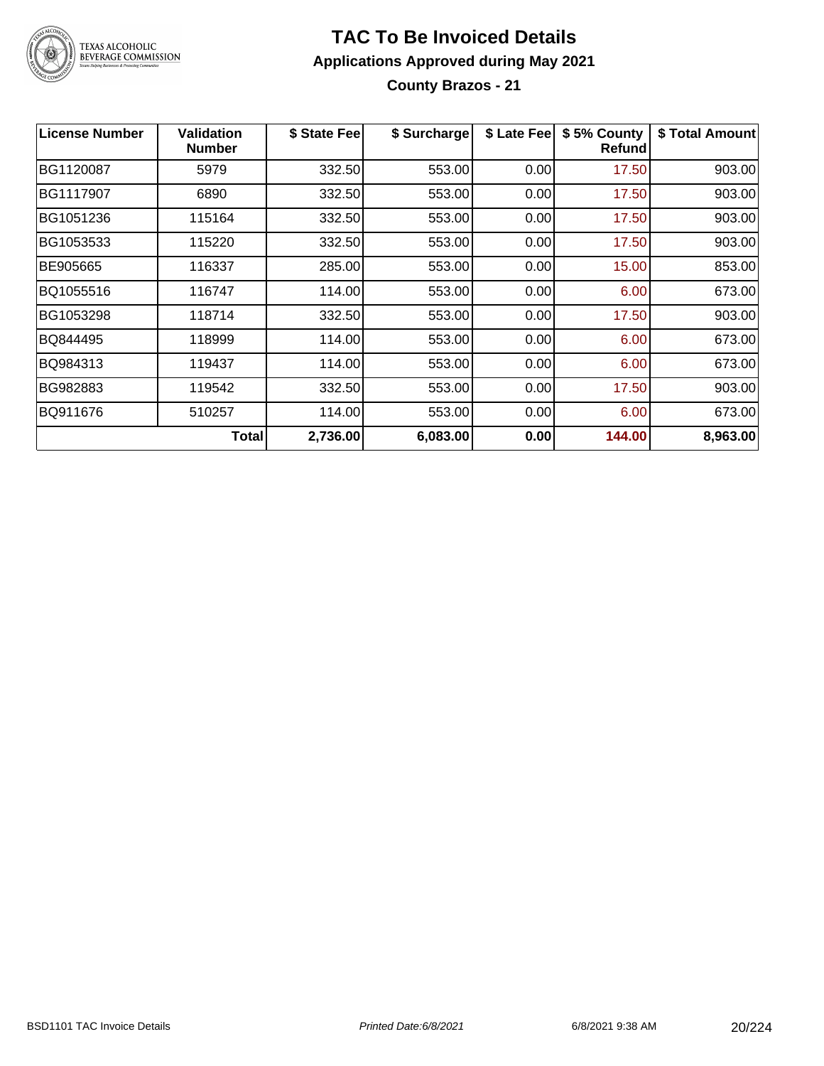# TAC To Be Invoiced Details

## Applications Approved during May 2021

### County Brazos - 21

| License Number | Validation Number | $ State Fee | $ Surcharge | $ Late Fee | $ 5% County Refund | $ Total Amount |
|---|---|---|---|---|---|---|
| BG1120087 | 5979 | 332.50 | 553.00 | 0.00 | 17.50 | 903.00 |
| BG1117907 | 6890 | 332.50 | 553.00 | 0.00 | 17.50 | 903.00 |
| BG1051236 | 115164 | 332.50 | 553.00 | 0.00 | 17.50 | 903.00 |
| BG1053533 | 115220 | 332.50 | 553.00 | 0.00 | 17.50 | 903.00 |
| BE905665 | 116337 | 285.00 | 553.00 | 0.00 | 15.00 | 853.00 |
| BQ1055516 | 116747 | 114.00 | 553.00 | 0.00 | 6.00 | 673.00 |
| BG1053298 | 118714 | 332.50 | 553.00 | 0.00 | 17.50 | 903.00 |
| BQ844495 | 118999 | 114.00 | 553.00 | 0.00 | 6.00 | 673.00 |
| BQ984313 | 119437 | 114.00 | 553.00 | 0.00 | 6.00 | 673.00 |
| BG982883 | 119542 | 332.50 | 553.00 | 0.00 | 17.50 | 903.00 |
| BQ911676 | 510257 | 114.00 | 553.00 | 0.00 | 6.00 | 673.00 |
| | **Total** | **2,736.00** | **6,083.00** | **0.00** | **144.00** | **8,963.00** |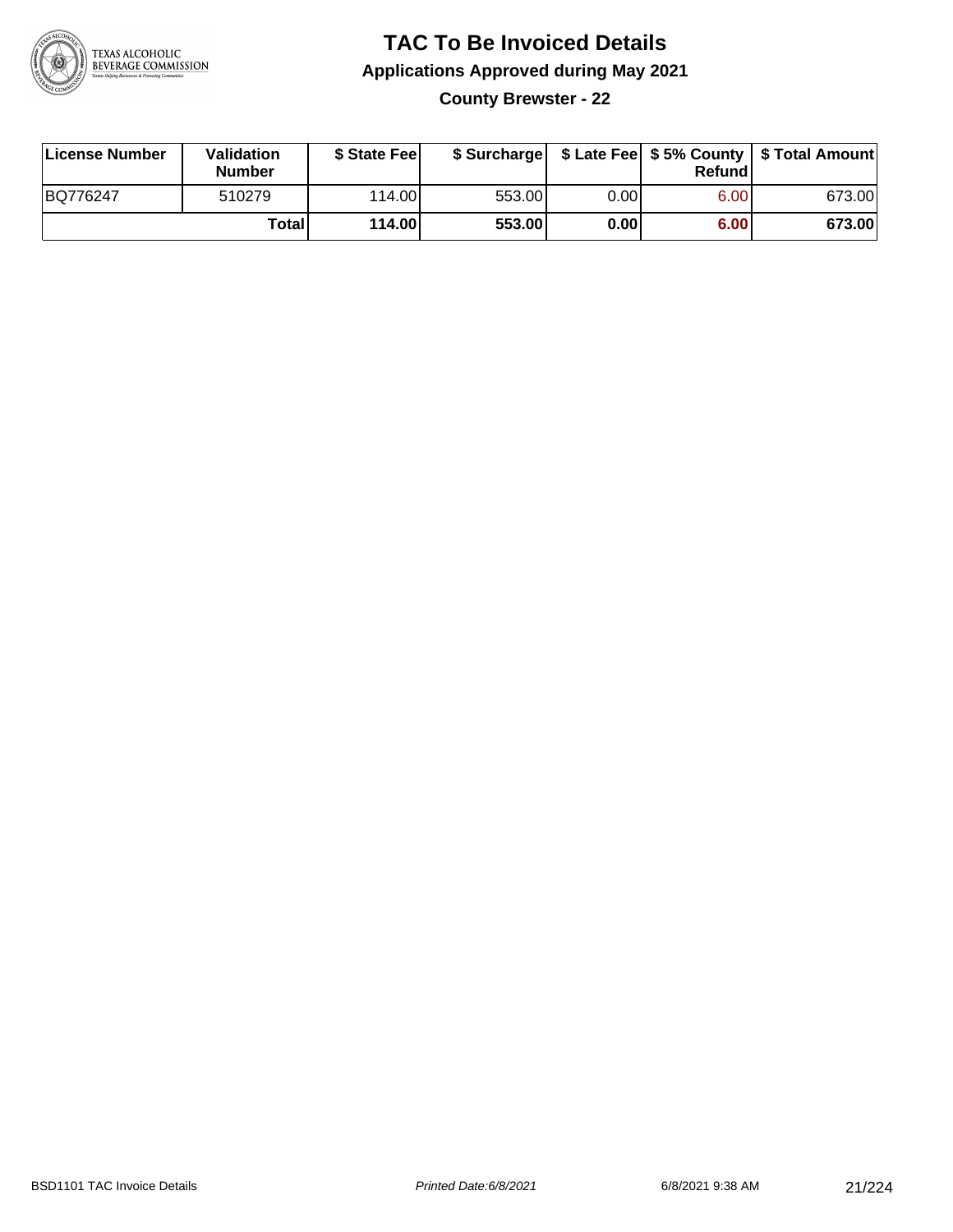# TAC To Be Invoiced Details

## Applications Approved during May 2021

### County Brewster - 22

| License Number | Validation Number | $ State Fee | $ Surcharge | $ Late Fee | $ 5% County Refund | $ Total Amount |
|---|---|---|---|---|---|---|
| BQ776247 | 510279 | 114.00 | 553.00 | 0.00 | 6.00 | 673.00 |
| | **Total** | **114.00** | **553.00** | **0.00** | **6.00** | **673.00** |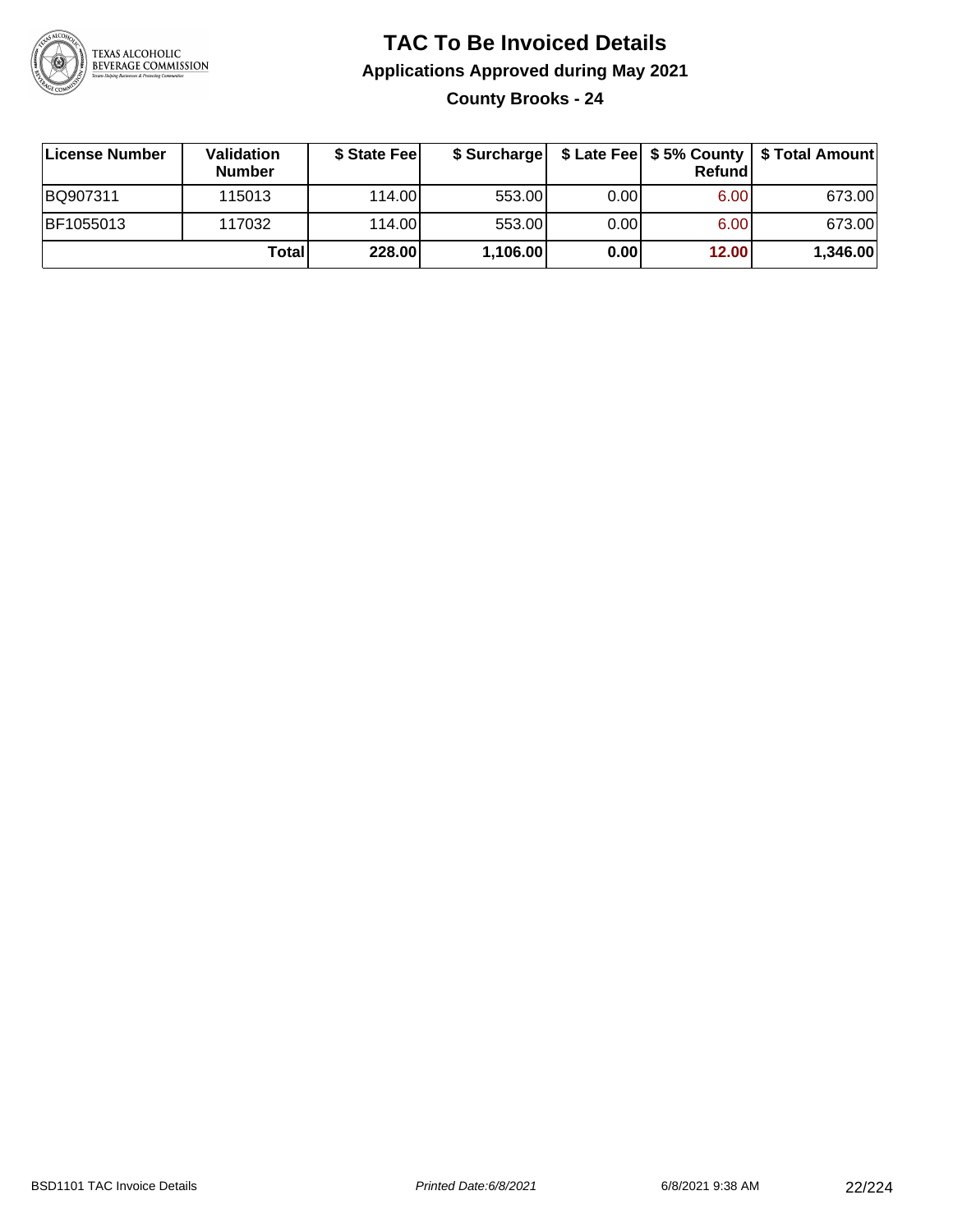# TAC To Be Invoiced Details

## Applications Approved during May 2021

### County Brooks - 24

| License Number | Validation Number | $ State Fee | $ Surcharge | $ Late Fee | $ 5% County Refund | $ Total Amount |
|---|---|---|---|---|---|---|
| BQ907311 | 115013 | 114.00 | 553.00 | 0.00 | 6.00 | 673.00 |
| BF1055013 | 117032 | 114.00 | 553.00 | 0.00 | 6.00 | 673.00 |
| | **Total** | **228.00** | **1,106.00** | **0.00** | **12.00** | **1,346.00** |

BSD1101 TAC Invoice Details *Printed Date:6/8/2021* 6/8/2021 9:38 AM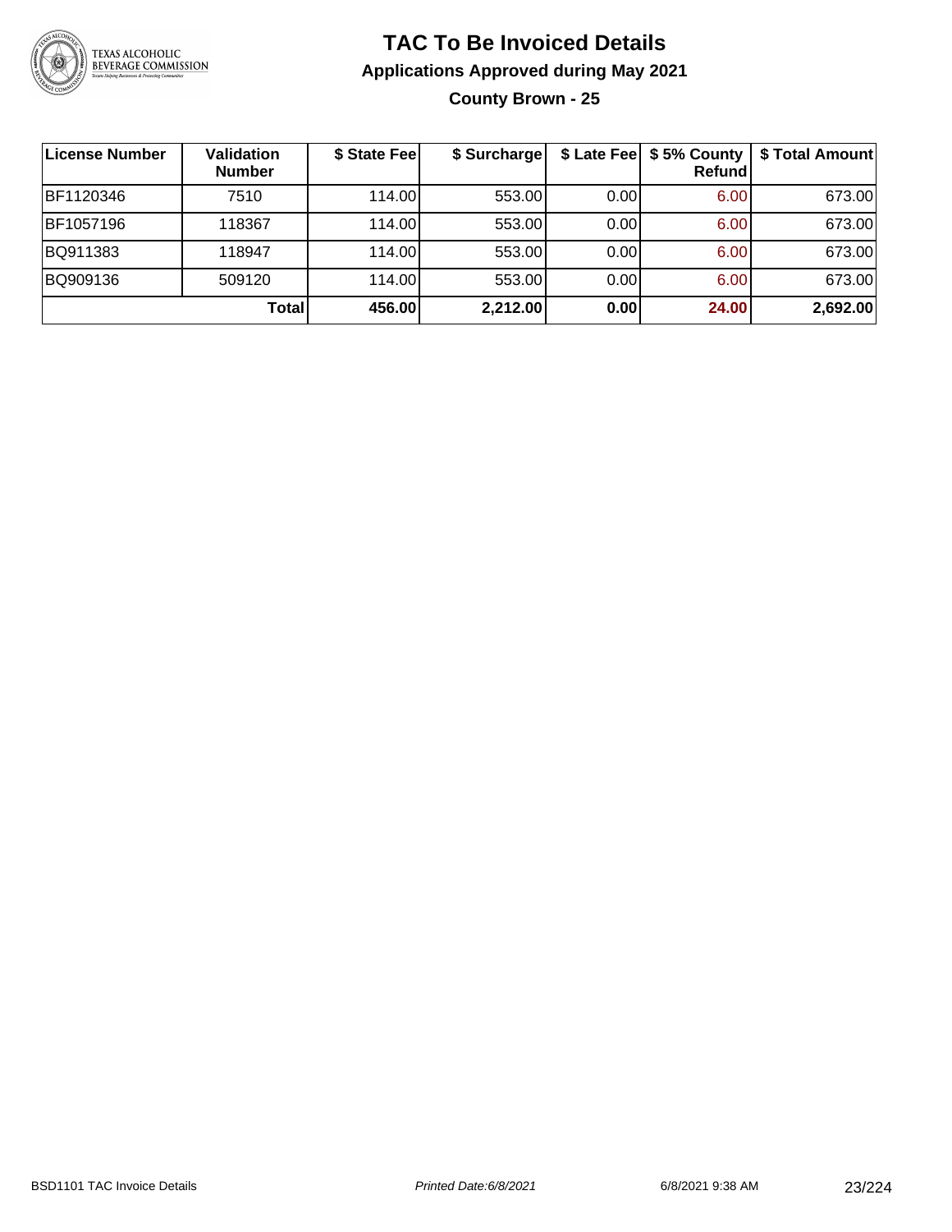# TAC To Be Invoiced Details

## Applications Approved during May 2021

### County Brown - 25

| License Number | Validation Number | $ State Fee | $ Surcharge | $ Late Fee | $ 5% County Refund | $ Total Amount |
|---|---|---|---|---|---|---|
| BF1120346 | 7510 | 114.00 | 553.00 | 0.00 | 6.00 | 673.00 |
| BF1057196 | 118367 | 114.00 | 553.00 | 0.00 | 6.00 | 673.00 |
| BQ911383 | 118947 | 114.00 | 553.00 | 0.00 | 6.00 | 673.00 |
| BQ909136 | 509120 | 114.00 | 553.00 | 0.00 | 6.00 | 673.00 |
| | **Total** | **456.00** | **2,212.00** | **0.00** | **24.00** | **2,692.00** |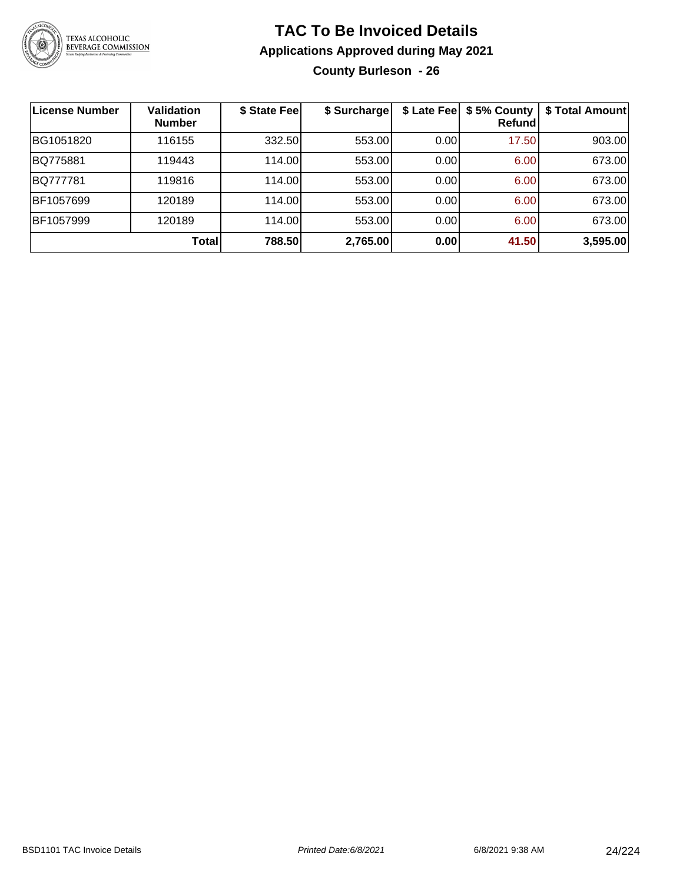# TAC To Be Invoiced Details

## Applications Approved during May 2021

### County Burleson - 26

| License Number | Validation Number | $ State Fee | $ Surcharge | $ Late Fee | $ 5% County Refund | $ Total Amount |
|---|---|---|---|---|---|---|
| BG1051820 | 116155 | 332.50 | 553.00 | 0.00 | 17.50 | 903.00 |
| BQ775881 | 119443 | 114.00 | 553.00 | 0.00 | 6.00 | 673.00 |
| BQ777781 | 119816 | 114.00 | 553.00 | 0.00 | 6.00 | 673.00 |
| BF1057699 | 120189 | 114.00 | 553.00 | 0.00 | 6.00 | 673.00 |
| BF1057999 | 120189 | 114.00 | 553.00 | 0.00 | 6.00 | 673.00 |
| | **Total** | **788.50** | **2,765.00** | **0.00** | **41.50** | **3,595.00** |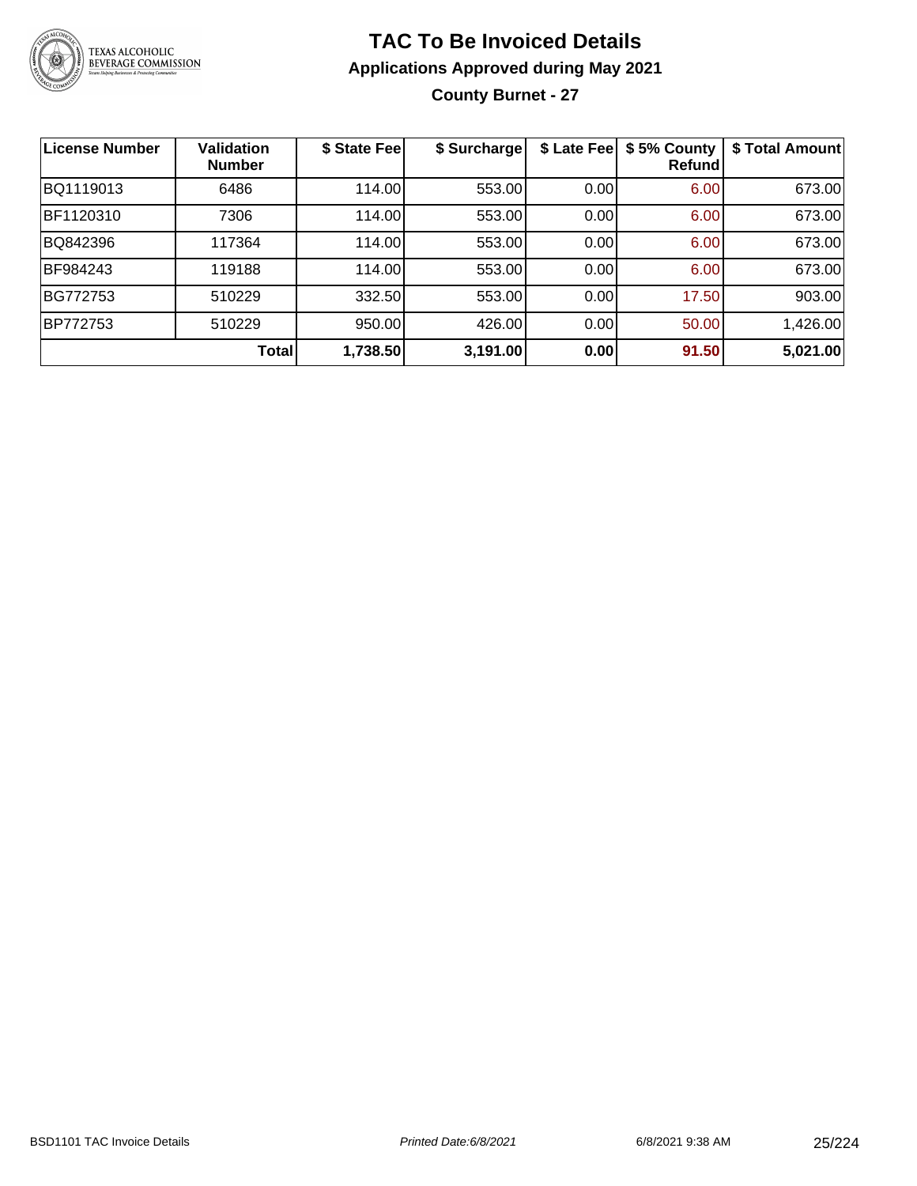# TAC To Be Invoiced Details

## Applications Approved during May 2021

### County Burnet - 27

| License Number | Validation Number | $ State Fee | $ Surcharge | $ Late Fee | $ 5% County Refund | $ Total Amount |
|---|---|---|---|---|---|---|
| BQ1119013 | 6486 | 114.00 | 553.00 | 0.00 | 6.00 | 673.00 |
| BF1120310 | 7306 | 114.00 | 553.00 | 0.00 | 6.00 | 673.00 |
| BQ842396 | 117364 | 114.00 | 553.00 | 0.00 | 6.00 | 673.00 |
| BF984243 | 119188 | 114.00 | 553.00 | 0.00 | 6.00 | 673.00 |
| BG772753 | 510229 | 332.50 | 553.00 | 0.00 | 17.50 | 903.00 |
| BP772753 | 510229 | 950.00 | 426.00 | 0.00 | 50.00 | 1,426.00 |
| | **Total** | **1,738.50** | **3,191.00** | **0.00** | **91.50** | **5,021.00** |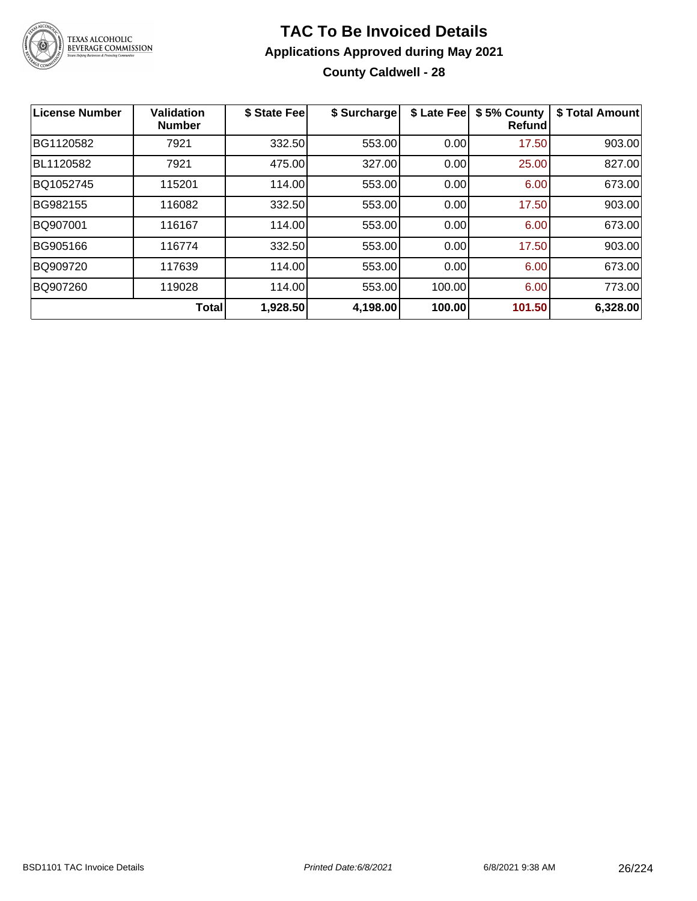# TAC To Be Invoiced Details

## Applications Approved during May 2021

### County Caldwell - 28

| License Number | Validation Number | $ State Fee | $ Surcharge | $ Late Fee | $ 5% County Refund | $ Total Amount |
|---|---|---|---|---|---|---|
| BG1120582 | 7921 | 332.50 | 553.00 | 0.00 | 17.50 | 903.00 |
| BL1120582 | 7921 | 475.00 | 327.00 | 0.00 | 25.00 | 827.00 |
| BQ1052745 | 115201 | 114.00 | 553.00 | 0.00 | 6.00 | 673.00 |
| BG982155 | 116082 | 332.50 | 553.00 | 0.00 | 17.50 | 903.00 |
| BQ907001 | 116167 | 114.00 | 553.00 | 0.00 | 6.00 | 673.00 |
| BG905166 | 116774 | 332.50 | 553.00 | 0.00 | 17.50 | 903.00 |
| BQ909720 | 117639 | 114.00 | 553.00 | 0.00 | 6.00 | 673.00 |
| BQ907260 | 119028 | 114.00 | 553.00 | 100.00 | 6.00 | 773.00 |
| | **Total** | **1,928.50** | **4,198.00** | **100.00** | **101.50** | **6,328.00** |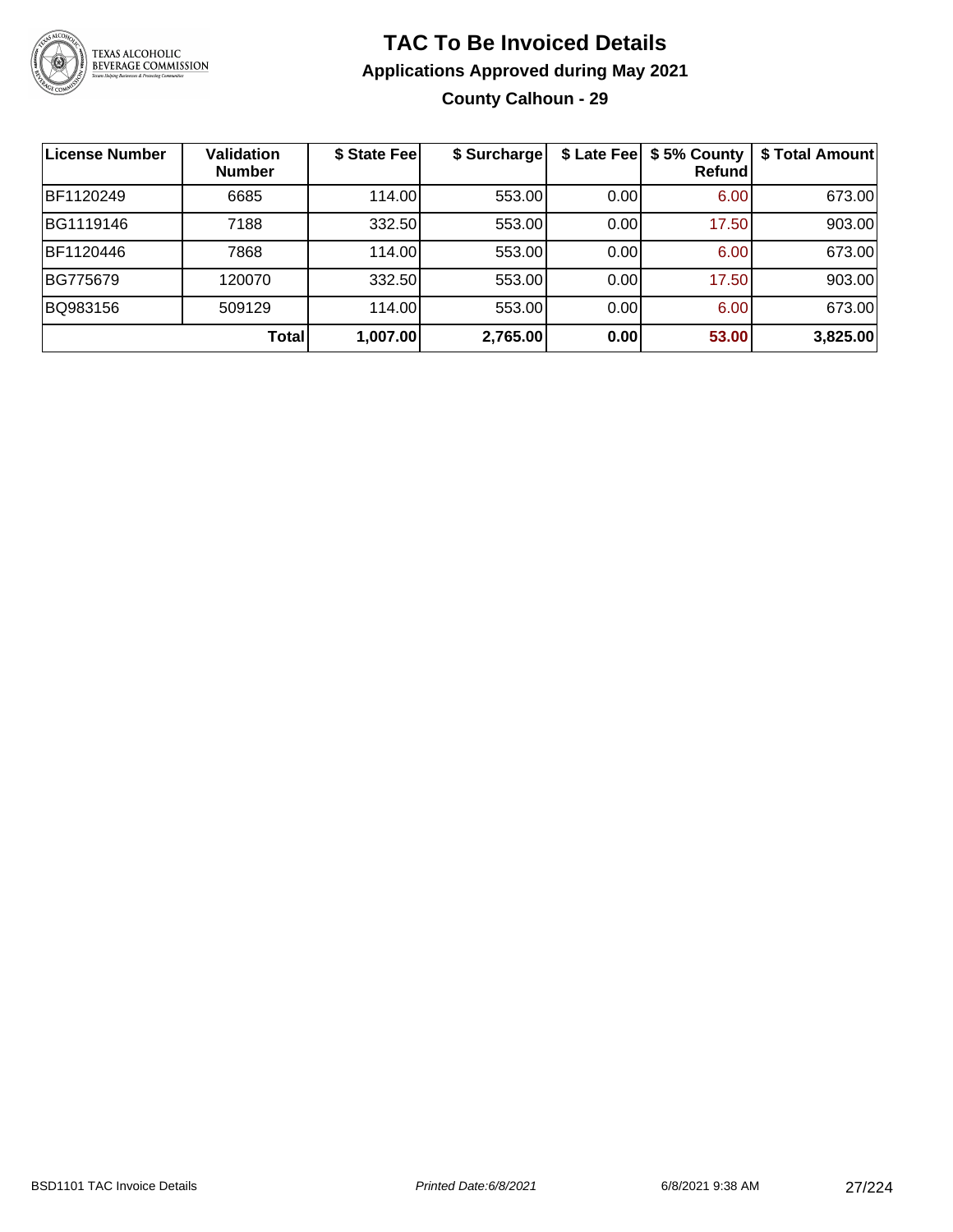# TAC To Be Invoiced Details

## Applications Approved during May 2021

### County Calhoun - 29

| License Number | Validation Number | $ State Fee | $ Surcharge | $ Late Fee | $ 5% County Refund | $ Total Amount |
|---|---|---|---|---|---|---|
| BF1120249 | 6685 | 114.00 | 553.00 | 0.00 | 6.00 | 673.00 |
| BG1119146 | 7188 | 332.50 | 553.00 | 0.00 | 17.50 | 903.00 |
| BF1120446 | 7868 | 114.00 | 553.00 | 0.00 | 6.00 | 673.00 |
| BG775679 | 120070 | 332.50 | 553.00 | 0.00 | 17.50 | 903.00 |
| BQ983156 | 509129 | 114.00 | 553.00 | 0.00 | 6.00 | 673.00 |
| | **Total** | **1,007.00** | **2,765.00** | **0.00** | **53.00** | **3,825.00** |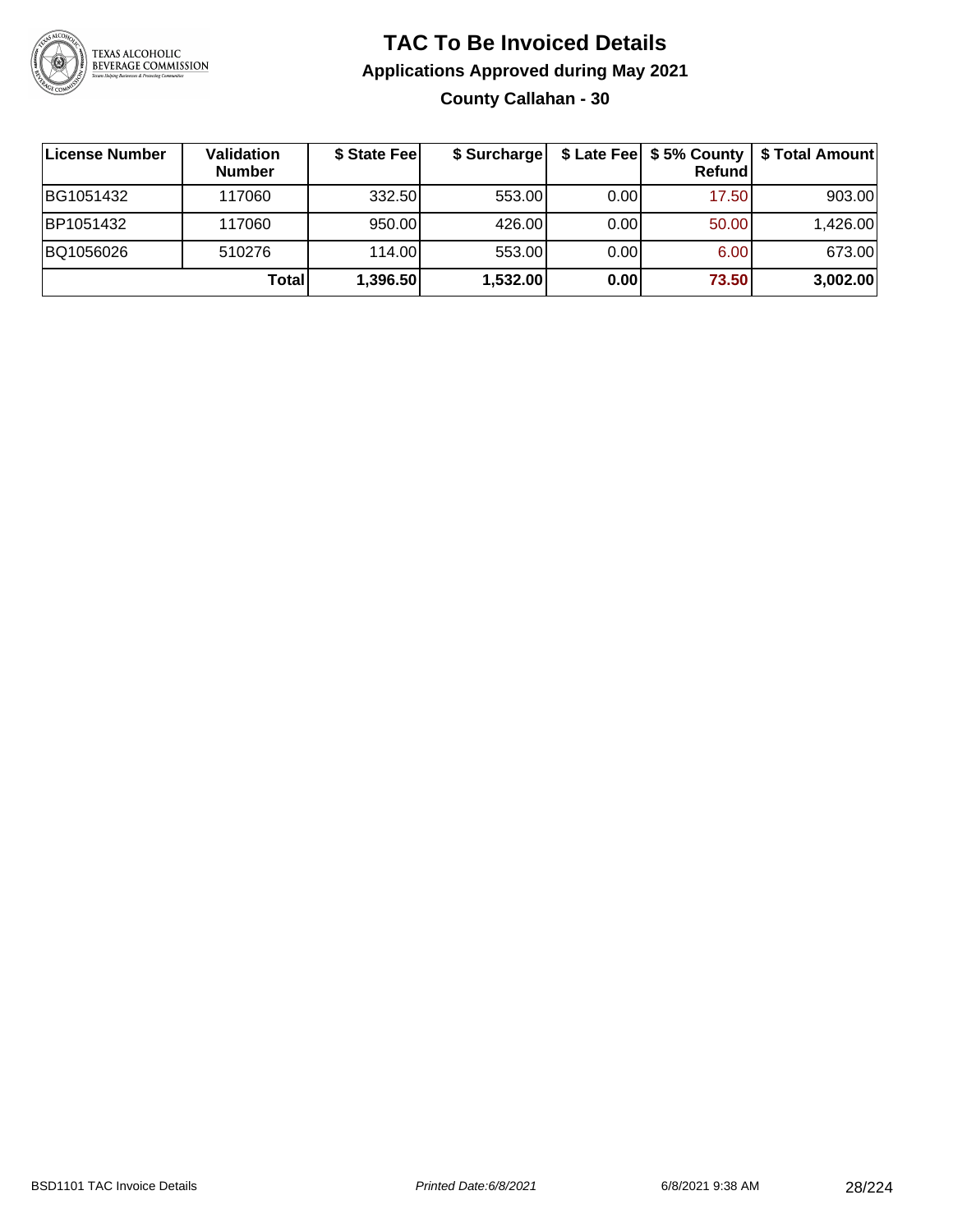# TAC To Be Invoiced Details

## Applications Approved during May 2021

### County Callahan - 30

| License Number | Validation Number | $ State Fee | $ Surcharge | $ Late Fee | $ 5% County Refund | $ Total Amount |
|---|---|---|---|---|---|---|
| BG1051432 | 117060 | 332.50 | 553.00 | 0.00 | 17.50 | 903.00 |
| BP1051432 | 117060 | 950.00 | 426.00 | 0.00 | 50.00 | 1,426.00 |
| BQ1056026 | 510276 | 114.00 | 553.00 | 0.00 | 6.00 | 673.00 |
| | **Total** | **1,396.50** | **1,532.00** | **0.00** | **73.50** | **3,002.00** |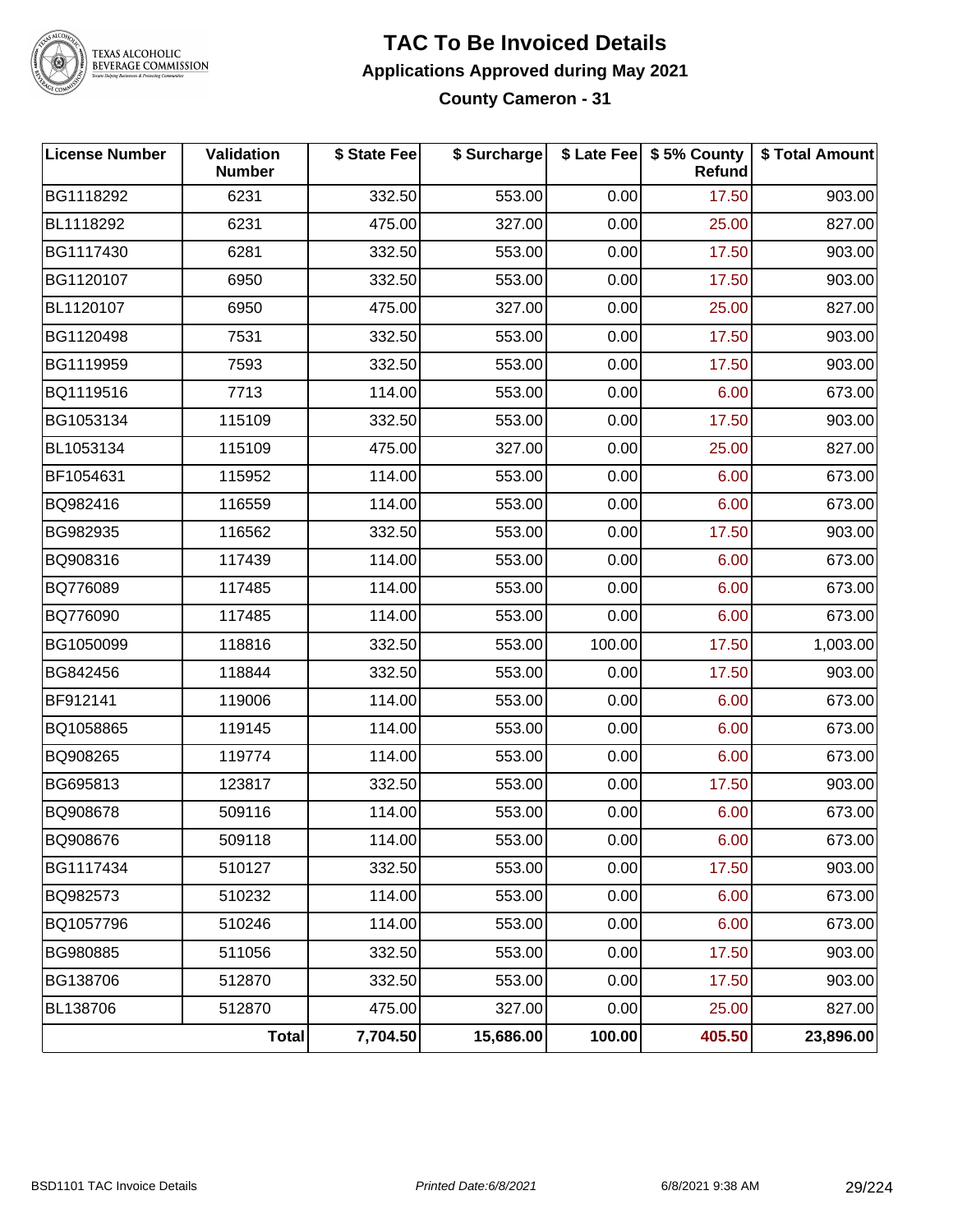# TAC To Be Invoiced Details

## Applications Approved during May 2021

### County Cameron - 31

| License Number | Validation Number | $ State Fee | $ Surcharge | $ Late Fee | $ 5% County Refund | $ Total Amount |
|---|---|---|---|---|---|---|
| BG1118292 | 6231 | 332.50 | 553.00 | 0.00 | 17.50 | 903.00 |
| BL1118292 | 6231 | 475.00 | 327.00 | 0.00 | 25.00 | 827.00 |
| BG1117430 | 6281 | 332.50 | 553.00 | 0.00 | 17.50 | 903.00 |
| BG1120107 | 6950 | 332.50 | 553.00 | 0.00 | 17.50 | 903.00 |
| BL1120107 | 6950 | 475.00 | 327.00 | 0.00 | 25.00 | 827.00 |
| BG1120498 | 7531 | 332.50 | 553.00 | 0.00 | 17.50 | 903.00 |
| BG1119959 | 7593 | 332.50 | 553.00 | 0.00 | 17.50 | 903.00 |
| BQ1119516 | 7713 | 114.00 | 553.00 | 0.00 | 6.00 | 673.00 |
| BG1053134 | 115109 | 332.50 | 553.00 | 0.00 | 17.50 | 903.00 |
| BL1053134 | 115109 | 475.00 | 327.00 | 0.00 | 25.00 | 827.00 |
| BF1054631 | 115952 | 114.00 | 553.00 | 0.00 | 6.00 | 673.00 |
| BQ982416 | 116559 | 114.00 | 553.00 | 0.00 | 6.00 | 673.00 |
| BG982935 | 116562 | 332.50 | 553.00 | 0.00 | 17.50 | 903.00 |
| BQ908316 | 117439 | 114.00 | 553.00 | 0.00 | 6.00 | 673.00 |
| BQ776089 | 117485 | 114.00 | 553.00 | 0.00 | 6.00 | 673.00 |
| BQ776090 | 117485 | 114.00 | 553.00 | 0.00 | 6.00 | 673.00 |
| BG1050099 | 118816 | 332.50 | 553.00 | 100.00 | 17.50 | 1,003.00 |
| BG842456 | 118844 | 332.50 | 553.00 | 0.00 | 17.50 | 903.00 |
| BF912141 | 119006 | 114.00 | 553.00 | 0.00 | 6.00 | 673.00 |
| BQ1058865 | 119145 | 114.00 | 553.00 | 0.00 | 6.00 | 673.00 |
| BQ908265 | 119774 | 114.00 | 553.00 | 0.00 | 6.00 | 673.00 |
| BG695813 | 123817 | 332.50 | 553.00 | 0.00 | 17.50 | 903.00 |
| BQ908678 | 509116 | 114.00 | 553.00 | 0.00 | 6.00 | 673.00 |
| BQ908676 | 509118 | 114.00 | 553.00 | 0.00 | 6.00 | 673.00 |
| BG1117434 | 510127 | 332.50 | 553.00 | 0.00 | 17.50 | 903.00 |
| BQ982573 | 510232 | 114.00 | 553.00 | 0.00 | 6.00 | 673.00 |
| BQ1057796 | 510246 | 114.00 | 553.00 | 0.00 | 6.00 | 673.00 |
| BG980885 | 511056 | 332.50 | 553.00 | 0.00 | 17.50 | 903.00 |
| BG138706 | 512870 | 332.50 | 553.00 | 0.00 | 17.50 | 903.00 |
| BL138706 | 512870 | 475.00 | 327.00 | 0.00 | 25.00 | 827.00 |
| | **Total** | **7,704.50** | **15,686.00** | **100.00** | **405.50** | **23,896.00** |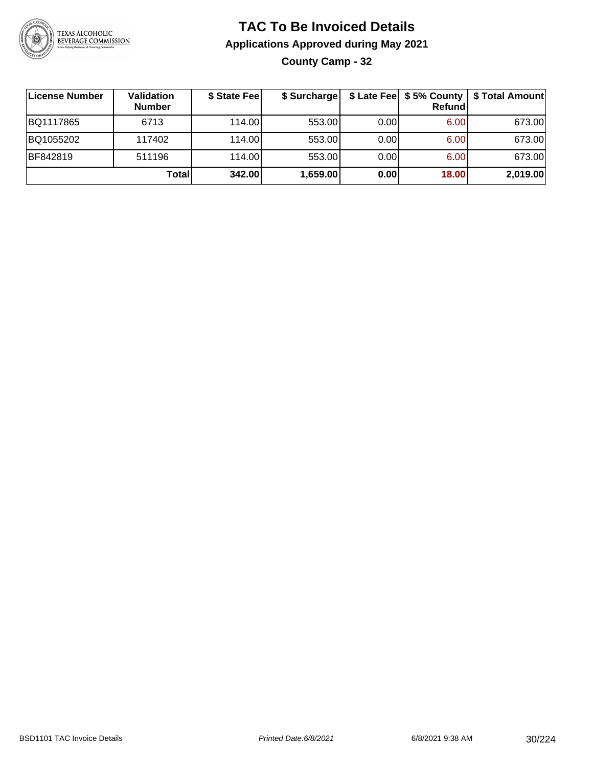# TAC To Be Invoiced Details

## Applications Approved during May 2021

### County Camp - 32

| License Number | Validation Number | $ State Fee | $ Surcharge | $ Late Fee | $ 5% County Refund | $ Total Amount |
|---|---|---|---|---|---|---|
| BQ1117865 | 6713 | 114.00 | 553.00 | 0.00 | 6.00 | 673.00 |
| BQ1055202 | 117402 | 114.00 | 553.00 | 0.00 | 6.00 | 673.00 |
| BF842819 | 511196 | 114.00 | 553.00 | 0.00 | 6.00 | 673.00 |
| | **Total** | **342.00** | **1,659.00** | **0.00** | **18.00** | **2,019.00** |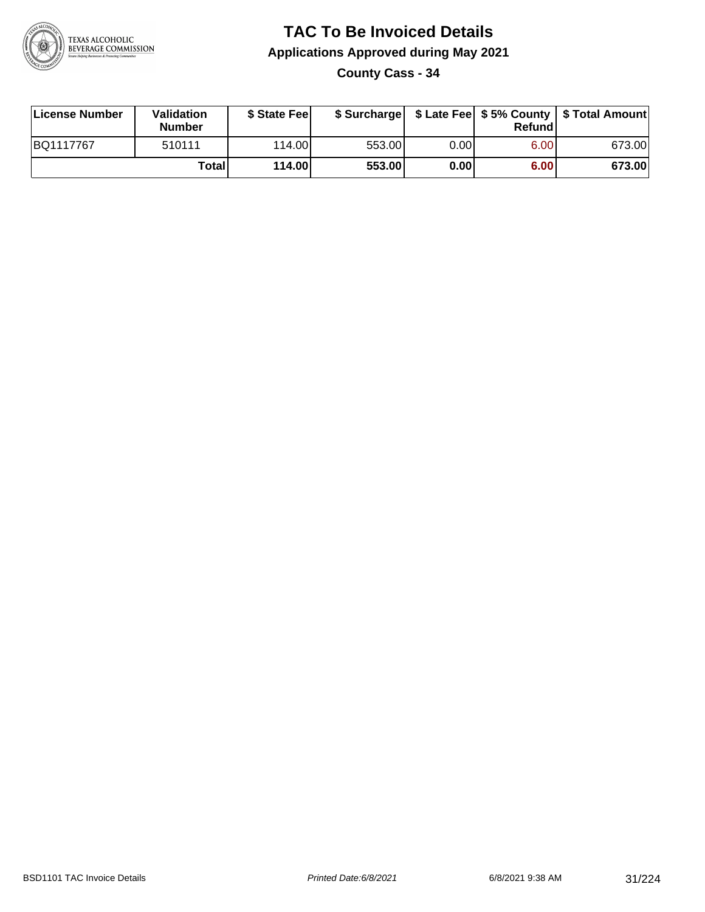# TAC To Be Invoiced Details

## Applications Approved during May 2021

### County Cass - 34

| License Number | Validation Number | $ State Fee | $ Surcharge | $ Late Fee | $ 5% County Refund | $ Total Amount |
|---|---|---|---|---|---|---|
| BQ1117767 | 510111 | 114.00 | 553.00 | 0.00 | 6.00 | 673.00 |
| | **Total** | **114.00** | **553.00** | **0.00** | **6.00** | **673.00** |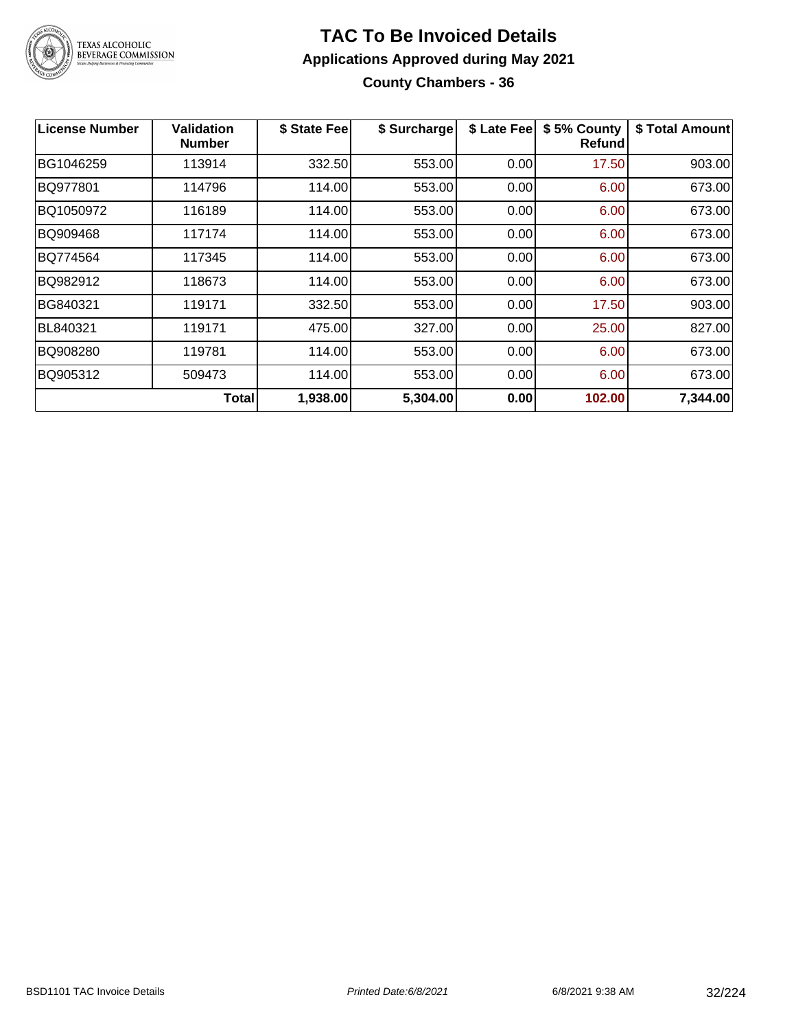# TAC To Be Invoiced Details

## Applications Approved during May 2021

### County Chambers - 36

| License Number | Validation Number | $ State Fee | $ Surcharge | $ Late Fee | $ 5% County Refund | $ Total Amount |
| --- | --- | --- | --- | --- | --- | --- |
| BG1046259 | 113914 | 332.50 | 553.00 | 0.00 | 17.50 | 903.00 |
| BQ977801 | 114796 | 114.00 | 553.00 | 0.00 | 6.00 | 673.00 |
| BQ1050972 | 116189 | 114.00 | 553.00 | 0.00 | 6.00 | 673.00 |
| BQ909468 | 117174 | 114.00 | 553.00 | 0.00 | 6.00 | 673.00 |
| BQ774564 | 117345 | 114.00 | 553.00 | 0.00 | 6.00 | 673.00 |
| BQ982912 | 118673 | 114.00 | 553.00 | 0.00 | 6.00 | 673.00 |
| BG840321 | 119171 | 332.50 | 553.00 | 0.00 | 17.50 | 903.00 |
| BL840321 | 119171 | 475.00 | 327.00 | 0.00 | 25.00 | 827.00 |
| BQ908280 | 119781 | 114.00 | 553.00 | 0.00 | 6.00 | 673.00 |
| BQ905312 | 509473 | 114.00 | 553.00 | 0.00 | 6.00 | 673.00 |
| | **Total** | **1,938.00** | **5,304.00** | **0.00** | **102.00** | **7,344.00** |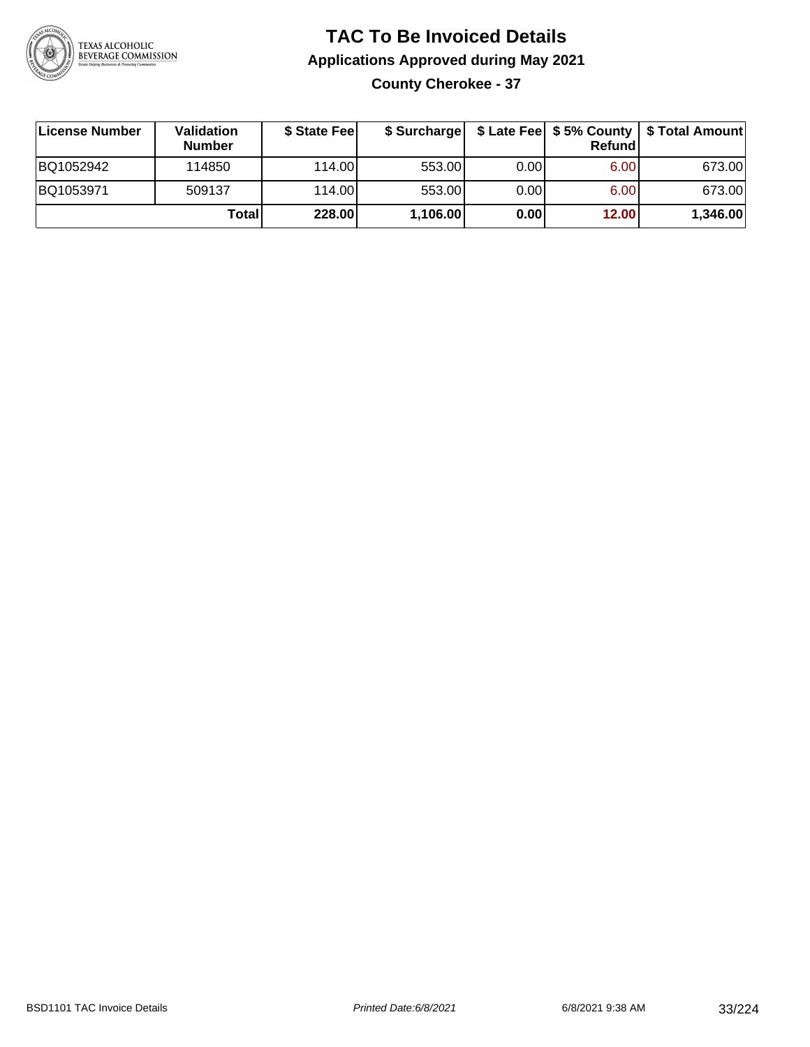# TAC To Be Invoiced Details

## Applications Approved during May 2021

### County Cherokee - 37

| License Number | Validation Number | $ State Fee | $ Surcharge | $ Late Fee | $ 5% County Refund | $ Total Amount |
|---|---|---|---|---|---|---|
| BQ1052942 | 114850 | 114.00 | 553.00 | 0.00 | 6.00 | 673.00 |
| BQ1053971 | 509137 | 114.00 | 553.00 | 0.00 | 6.00 | 673.00 |
| | **Total** | **228.00** | **1,106.00** | **0.00** | **12.00** | **1,346.00** |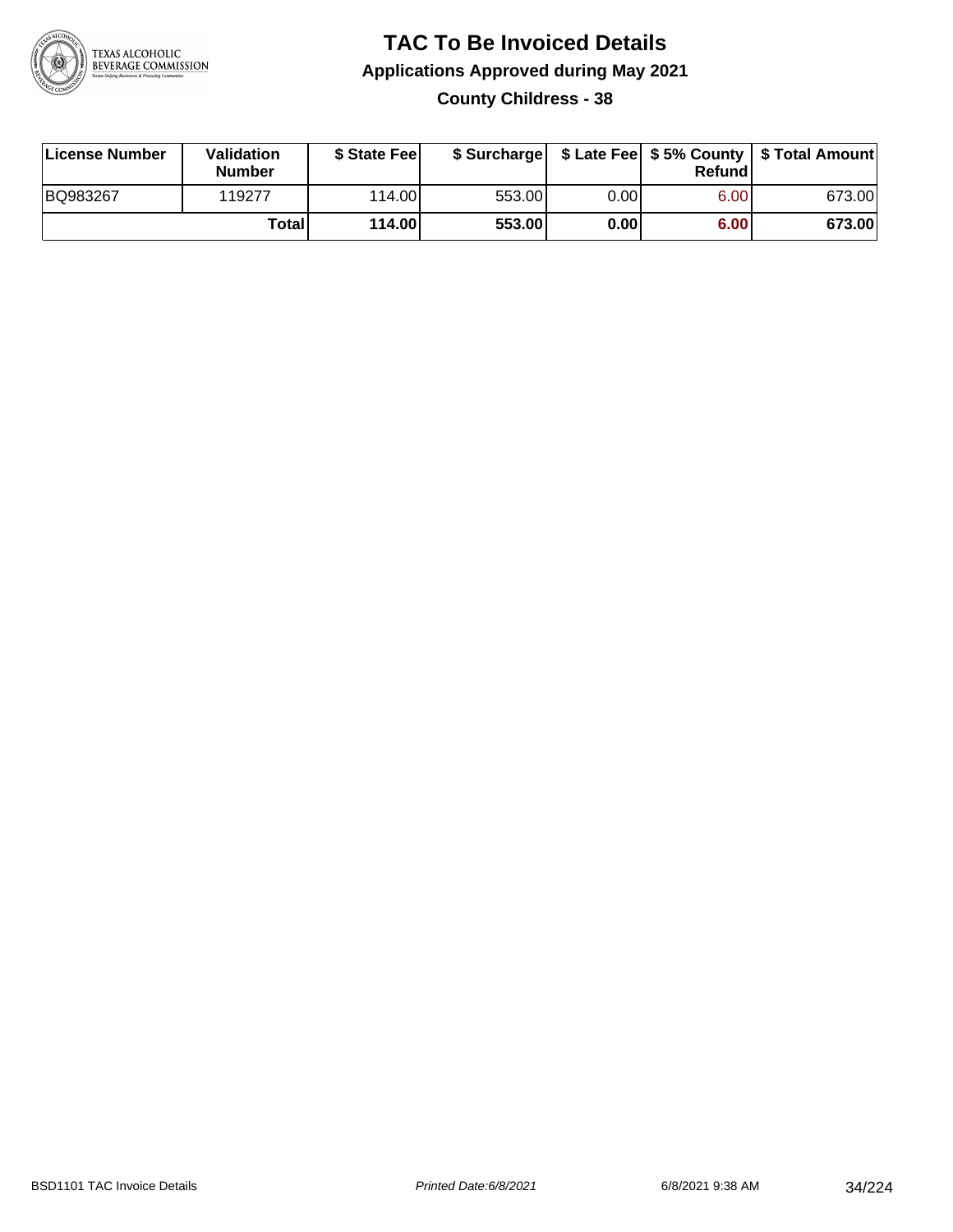# TAC To Be Invoiced Details

## Applications Approved during May 2021

### County Childress - 38

| License Number | Validation Number | $ State Fee | $ Surcharge | $ Late Fee | $ 5% County Refund | $ Total Amount |
|---|---|---|---|---|---|---|
| BQ983267 | 119277 | 114.00 | 553.00 | 0.00 | 6.00 | 673.00 |
| | **Total** | **114.00** | **553.00** | **0.00** | **6.00** | **673.00** |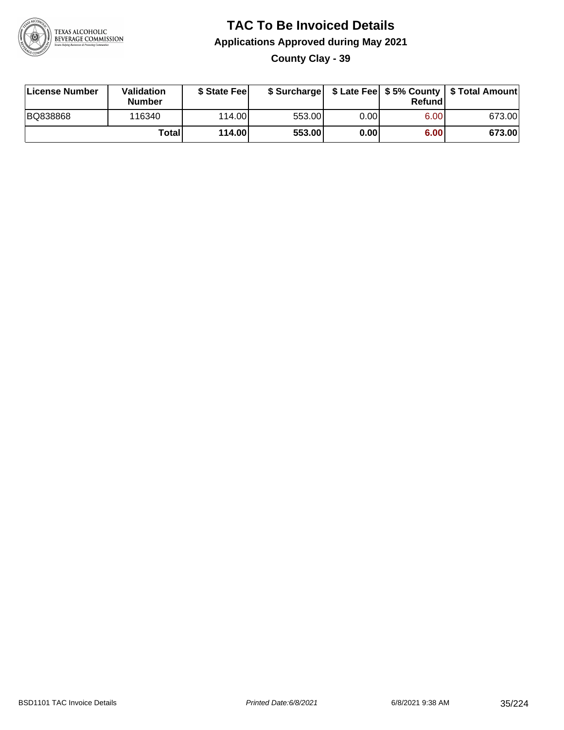# TAC To Be Invoiced Details

## Applications Approved during May 2021

### County Clay - 39

| License Number | Validation Number | $ State Fee | $ Surcharge | $ Late Fee | $ 5% County Refund | $ Total Amount |
|---|---|---|---|---|---|---|
| BQ838868 | 116340 | 114.00 | 553.00 | 0.00 | 6.00 | 673.00 |
| | **Total** | **114.00** | **553.00** | **0.00** | **6.00** | **673.00** |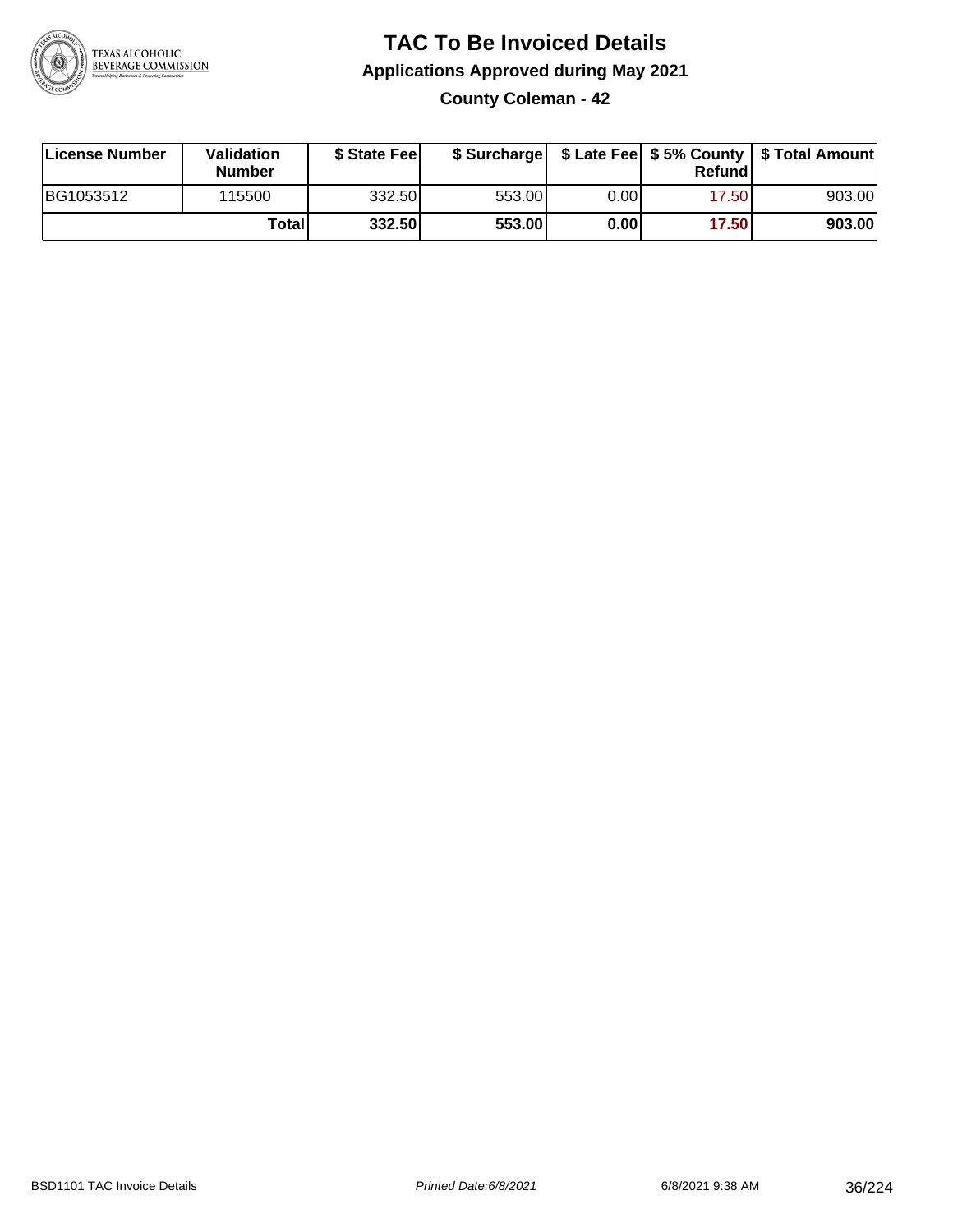# TAC To Be Invoiced Details

## Applications Approved during May 2021

### County Coleman - 42

| License Number | Validation Number | $ State Fee | $ Surcharge | $ Late Fee | $ 5% County Refund | $ Total Amount |
|---|---|---|---|---|---|---|
| BG1053512 | 115500 | 332.50 | 553.00 | 0.00 | 17.50 | 903.00 |
| | **Total** | **332.50** | **553.00** | **0.00** | **17.50** | **903.00** |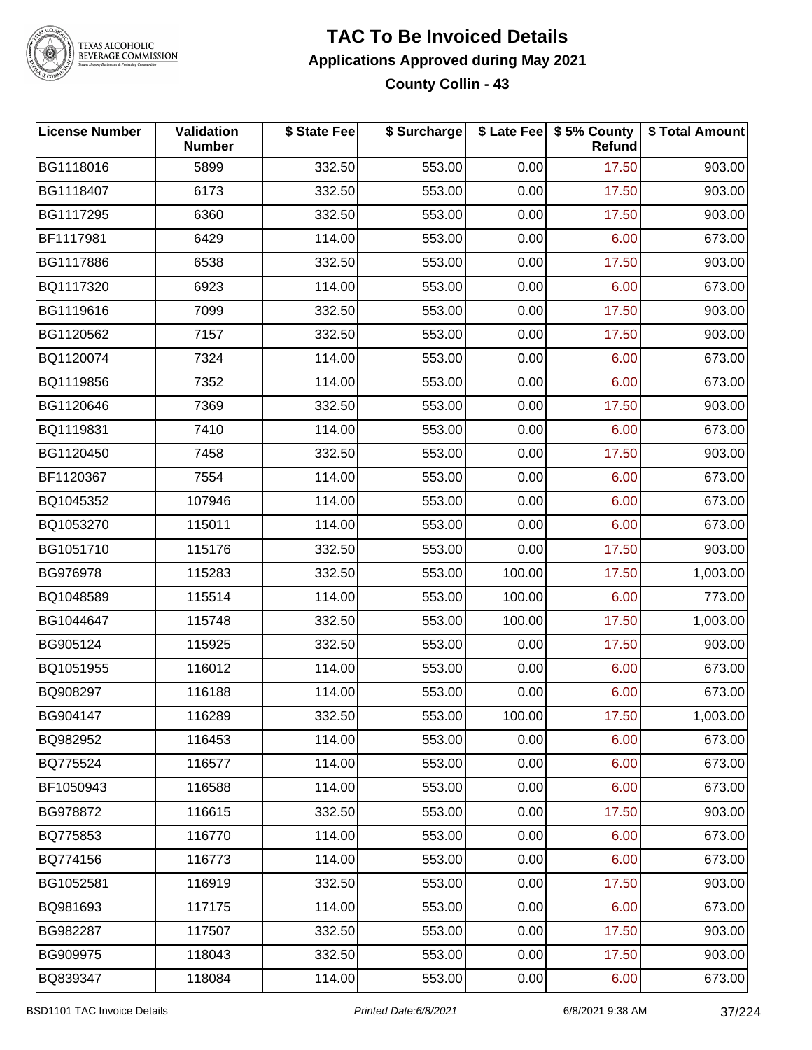# TAC To Be Invoiced Details

## Applications Approved during May 2021

### County Collin - 43

| License Number | Validation Number | $ State Fee | $ Surcharge | $ Late Fee | $ 5% County Refund | $ Total Amount |
|---|---|---|---|---|---|---|
| BG1118016 | 5899 | 332.50 | 553.00 | 0.00 | 17.50 | 903.00 |
| BG1118407 | 6173 | 332.50 | 553.00 | 0.00 | 17.50 | 903.00 |
| BG1117295 | 6360 | 332.50 | 553.00 | 0.00 | 17.50 | 903.00 |
| BF1117981 | 6429 | 114.00 | 553.00 | 0.00 | 6.00 | 673.00 |
| BG1117886 | 6538 | 332.50 | 553.00 | 0.00 | 17.50 | 903.00 |
| BQ1117320 | 6923 | 114.00 | 553.00 | 0.00 | 6.00 | 673.00 |
| BG1119616 | 7099 | 332.50 | 553.00 | 0.00 | 17.50 | 903.00 |
| BG1120562 | 7157 | 332.50 | 553.00 | 0.00 | 17.50 | 903.00 |
| BQ1120074 | 7324 | 114.00 | 553.00 | 0.00 | 6.00 | 673.00 |
| BQ1119856 | 7352 | 114.00 | 553.00 | 0.00 | 6.00 | 673.00 |
| BG1120646 | 7369 | 332.50 | 553.00 | 0.00 | 17.50 | 903.00 |
| BQ1119831 | 7410 | 114.00 | 553.00 | 0.00 | 6.00 | 673.00 |
| BG1120450 | 7458 | 332.50 | 553.00 | 0.00 | 17.50 | 903.00 |
| BF1120367 | 7554 | 114.00 | 553.00 | 0.00 | 6.00 | 673.00 |
| BQ1045352 | 107946 | 114.00 | 553.00 | 0.00 | 6.00 | 673.00 |
| BQ1053270 | 115011 | 114.00 | 553.00 | 0.00 | 6.00 | 673.00 |
| BG1051710 | 115176 | 332.50 | 553.00 | 0.00 | 17.50 | 903.00 |
| BG976978 | 115283 | 332.50 | 553.00 | 100.00 | 17.50 | 1,003.00 |
| BQ1048589 | 115514 | 114.00 | 553.00 | 100.00 | 6.00 | 773.00 |
| BG1044647 | 115748 | 332.50 | 553.00 | 100.00 | 17.50 | 1,003.00 |
| BG905124 | 115925 | 332.50 | 553.00 | 0.00 | 17.50 | 903.00 |
| BQ1051955 | 116012 | 114.00 | 553.00 | 0.00 | 6.00 | 673.00 |
| BQ908297 | 116188 | 114.00 | 553.00 | 0.00 | 6.00 | 673.00 |
| BG904147 | 116289 | 332.50 | 553.00 | 100.00 | 17.50 | 1,003.00 |
| BQ982952 | 116453 | 114.00 | 553.00 | 0.00 | 6.00 | 673.00 |
| BQ775524 | 116577 | 114.00 | 553.00 | 0.00 | 6.00 | 673.00 |
| BF1050943 | 116588 | 114.00 | 553.00 | 0.00 | 6.00 | 673.00 |
| BG978872 | 116615 | 332.50 | 553.00 | 0.00 | 17.50 | 903.00 |
| BQ775853 | 116770 | 114.00 | 553.00 | 0.00 | 6.00 | 673.00 |
| BQ774156 | 116773 | 114.00 | 553.00 | 0.00 | 6.00 | 673.00 |
| BG1052581 | 116919 | 332.50 | 553.00 | 0.00 | 17.50 | 903.00 |
| BQ981693 | 117175 | 114.00 | 553.00 | 0.00 | 6.00 | 673.00 |
| BG982287 | 117507 | 332.50 | 553.00 | 0.00 | 17.50 | 903.00 |
| BG909975 | 118043 | 332.50 | 553.00 | 0.00 | 17.50 | 903.00 |
| BQ839347 | 118084 | 114.00 | 553.00 | 0.00 | 6.00 | 673.00 |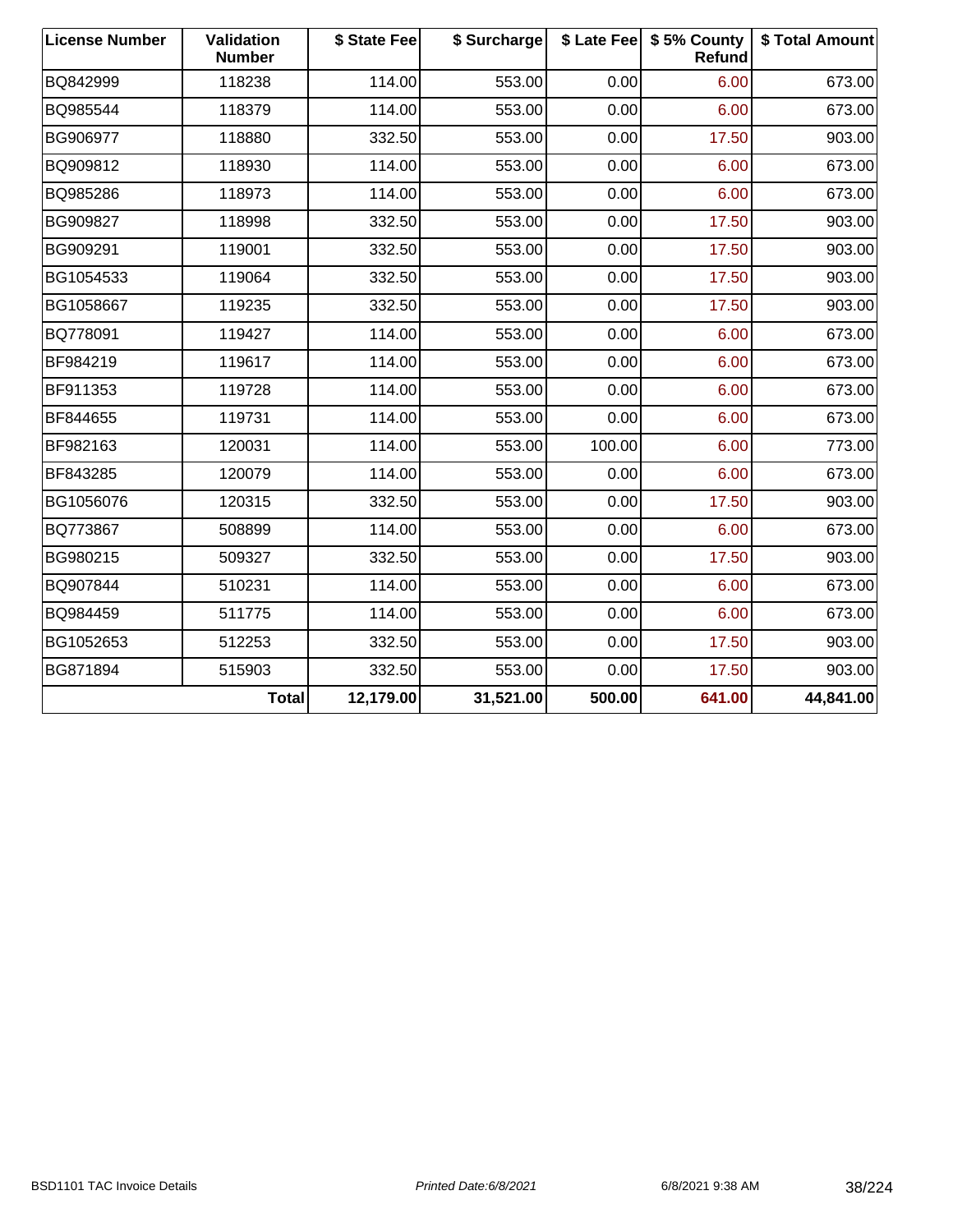| License Number | Validation Number | $ State Fee | $ Surcharge | $ Late Fee | $ 5% County Refund | $ Total Amount |
|---|---|---|---|---|---|---|
| BQ842999 | 118238 | 114.00 | 553.00 | 0.00 | 6.00 | 673.00 |
| BQ985544 | 118379 | 114.00 | 553.00 | 0.00 | 6.00 | 673.00 |
| BG906977 | 118880 | 332.50 | 553.00 | 0.00 | 17.50 | 903.00 |
| BQ909812 | 118930 | 114.00 | 553.00 | 0.00 | 6.00 | 673.00 |
| BQ985286 | 118973 | 114.00 | 553.00 | 0.00 | 6.00 | 673.00 |
| BG909827 | 118998 | 332.50 | 553.00 | 0.00 | 17.50 | 903.00 |
| BG909291 | 119001 | 332.50 | 553.00 | 0.00 | 17.50 | 903.00 |
| BG1054533 | 119064 | 332.50 | 553.00 | 0.00 | 17.50 | 903.00 |
| BG1058667 | 119235 | 332.50 | 553.00 | 0.00 | 17.50 | 903.00 |
| BQ778091 | 119427 | 114.00 | 553.00 | 0.00 | 6.00 | 673.00 |
| BF984219 | 119617 | 114.00 | 553.00 | 0.00 | 6.00 | 673.00 |
| BF911353 | 119728 | 114.00 | 553.00 | 0.00 | 6.00 | 673.00 |
| BF844655 | 119731 | 114.00 | 553.00 | 0.00 | 6.00 | 673.00 |
| BF982163 | 120031 | 114.00 | 553.00 | 100.00 | 6.00 | 773.00 |
| BF843285 | 120079 | 114.00 | 553.00 | 0.00 | 6.00 | 673.00 |
| BG1056076 | 120315 | 332.50 | 553.00 | 0.00 | 17.50 | 903.00 |
| BQ773867 | 508899 | 114.00 | 553.00 | 0.00 | 6.00 | 673.00 |
| BG980215 | 509327 | 332.50 | 553.00 | 0.00 | 17.50 | 903.00 |
| BQ907844 | 510231 | 114.00 | 553.00 | 0.00 | 6.00 | 673.00 |
| BQ984459 | 511775 | 114.00 | 553.00 | 0.00 | 6.00 | 673.00 |
| BG1052653 | 512253 | 332.50 | 553.00 | 0.00 | 17.50 | 903.00 |
| BG871894 | 515903 | 332.50 | 553.00 | 0.00 | 17.50 | 903.00 |
| | **Total** | **12,179.00** | **31,521.00** | **500.00** | **641.00** | **44,841.00** |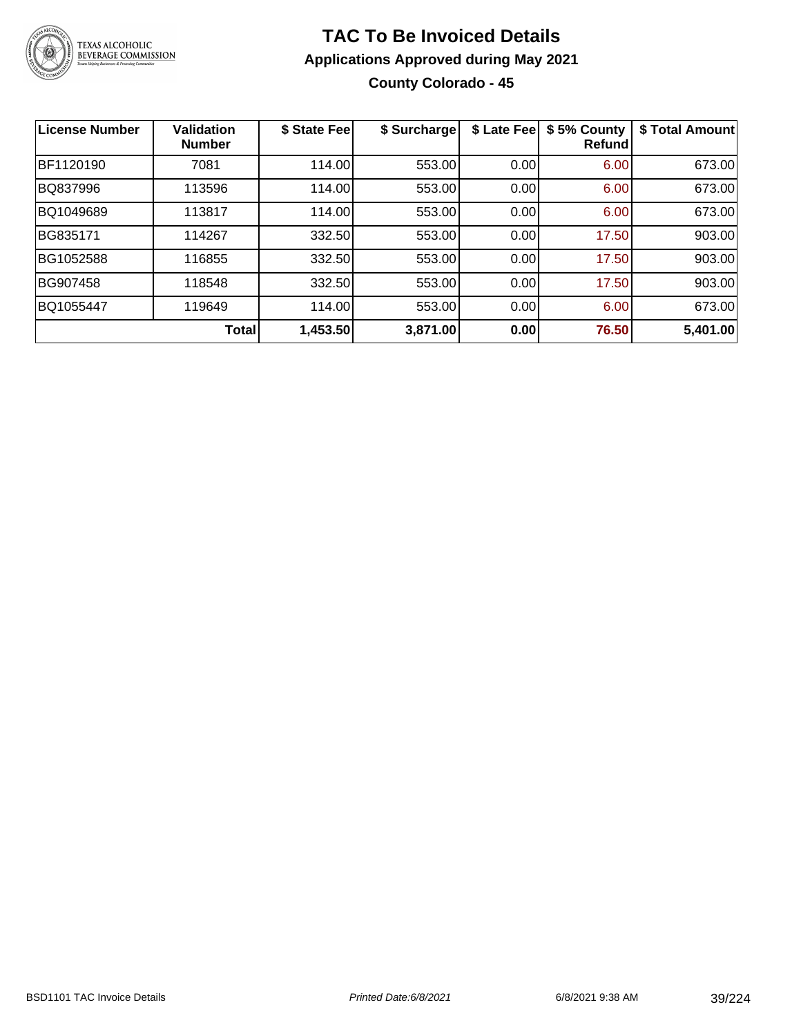# TAC To Be Invoiced Details

## Applications Approved during May 2021

### County Colorado - 45

| License Number | Validation Number | $ State Fee | $ Surcharge | $ Late Fee | $ 5% County Refund | $ Total Amount |
|---|---|---|---|---|---|---|
| BF1120190 | 7081 | 114.00 | 553.00 | 0.00 | 6.00 | 673.00 |
| BQ837996 | 113596 | 114.00 | 553.00 | 0.00 | 6.00 | 673.00 |
| BQ1049689 | 113817 | 114.00 | 553.00 | 0.00 | 6.00 | 673.00 |
| BG835171 | 114267 | 332.50 | 553.00 | 0.00 | 17.50 | 903.00 |
| BG1052588 | 116855 | 332.50 | 553.00 | 0.00 | 17.50 | 903.00 |
| BG907458 | 118548 | 332.50 | 553.00 | 0.00 | 17.50 | 903.00 |
| BQ1055447 | 119649 | 114.00 | 553.00 | 0.00 | 6.00 | 673.00 |
| | **Total** | **1,453.50** | **3,871.00** | **0.00** | **76.50** | **5,401.00** |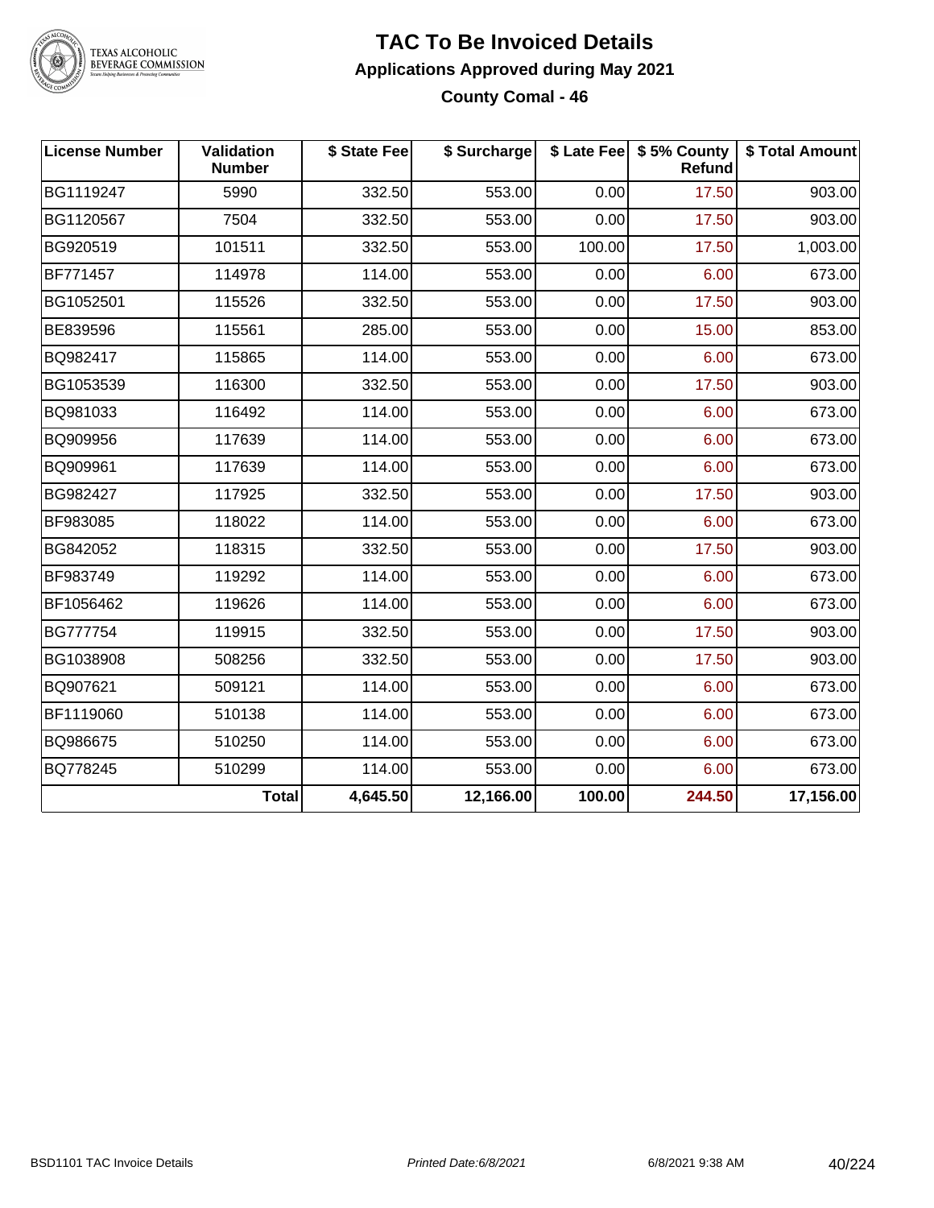# TAC To Be Invoiced Details

## Applications Approved during May 2021

### County Comal - 46

| License Number | Validation Number | $ State Fee | $ Surcharge | $ Late Fee | $ 5% County Refund | $ Total Amount |
|---|---|---|---|---|---|---|
| BG1119247 | 5990 | 332.50 | 553.00 | 0.00 | 17.50 | 903.00 |
| BG1120567 | 7504 | 332.50 | 553.00 | 0.00 | 17.50 | 903.00 |
| BG920519 | 101511 | 332.50 | 553.00 | 100.00 | 17.50 | 1,003.00 |
| BF771457 | 114978 | 114.00 | 553.00 | 0.00 | 6.00 | 673.00 |
| BG1052501 | 115526 | 332.50 | 553.00 | 0.00 | 17.50 | 903.00 |
| BE839596 | 115561 | 285.00 | 553.00 | 0.00 | 15.00 | 853.00 |
| BQ982417 | 115865 | 114.00 | 553.00 | 0.00 | 6.00 | 673.00 |
| BG1053539 | 116300 | 332.50 | 553.00 | 0.00 | 17.50 | 903.00 |
| BQ981033 | 116492 | 114.00 | 553.00 | 0.00 | 6.00 | 673.00 |
| BQ909956 | 117639 | 114.00 | 553.00 | 0.00 | 6.00 | 673.00 |
| BQ909961 | 117639 | 114.00 | 553.00 | 0.00 | 6.00 | 673.00 |
| BG982427 | 117925 | 332.50 | 553.00 | 0.00 | 17.50 | 903.00 |
| BF983085 | 118022 | 114.00 | 553.00 | 0.00 | 6.00 | 673.00 |
| BG842052 | 118315 | 332.50 | 553.00 | 0.00 | 17.50 | 903.00 |
| BF983749 | 119292 | 114.00 | 553.00 | 0.00 | 6.00 | 673.00 |
| BF1056462 | 119626 | 114.00 | 553.00 | 0.00 | 6.00 | 673.00 |
| BG777754 | 119915 | 332.50 | 553.00 | 0.00 | 17.50 | 903.00 |
| BG1038908 | 508256 | 332.50 | 553.00 | 0.00 | 17.50 | 903.00 |
| BQ907621 | 509121 | 114.00 | 553.00 | 0.00 | 6.00 | 673.00 |
| BF1119060 | 510138 | 114.00 | 553.00 | 0.00 | 6.00 | 673.00 |
| BQ986675 | 510250 | 114.00 | 553.00 | 0.00 | 6.00 | 673.00 |
| BQ778245 | 510299 | 114.00 | 553.00 | 0.00 | 6.00 | 673.00 |
| | **Total** | **4,645.50** | **12,166.00** | **100.00** | **244.50** | **17,156.00** |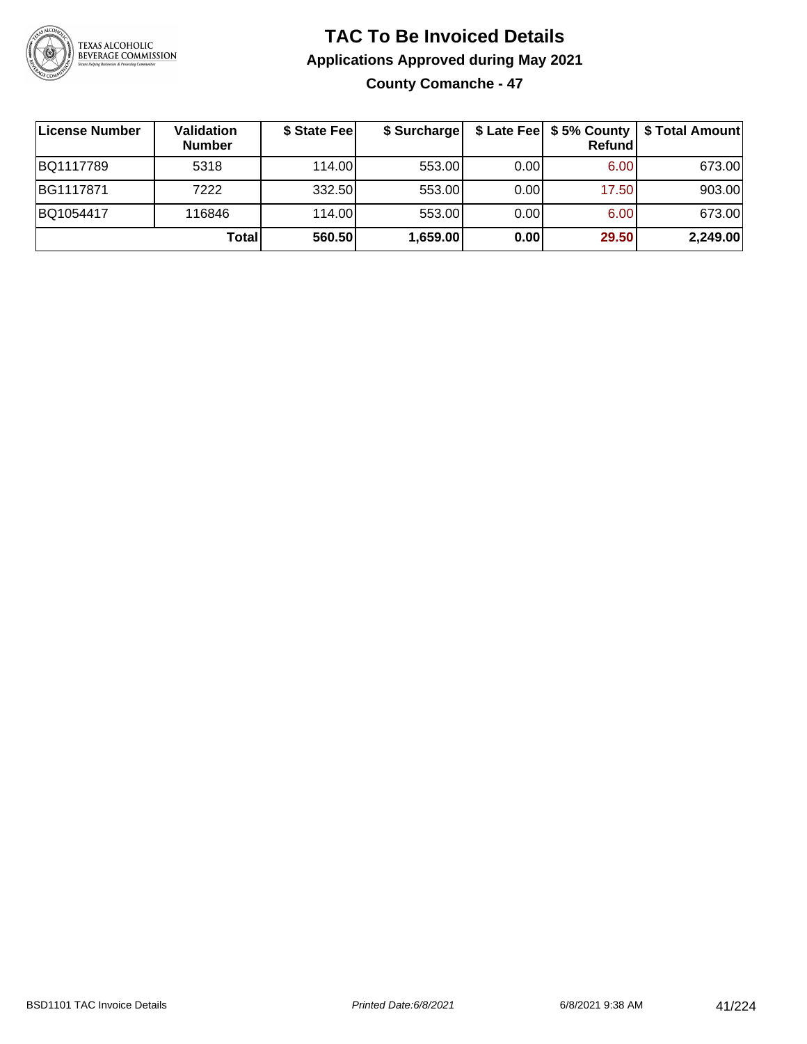# TAC To Be Invoiced Details

## Applications Approved during May 2021

### County Comanche - 47

| License Number | Validation Number | $ State Fee | $ Surcharge | $ Late Fee | $ 5% County Refund | $ Total Amount |
|---|---|---|---|---|---|---|
| BQ1117789 | 5318 | 114.00 | 553.00 | 0.00 | 6.00 | 673.00 |
| BG1117871 | 7222 | 332.50 | 553.00 | 0.00 | 17.50 | 903.00 |
| BQ1054417 | 116846 | 114.00 | 553.00 | 0.00 | 6.00 | 673.00 |
| | **Total** | **560.50** | **1,659.00** | **0.00** | **29.50** | **2,249.00** |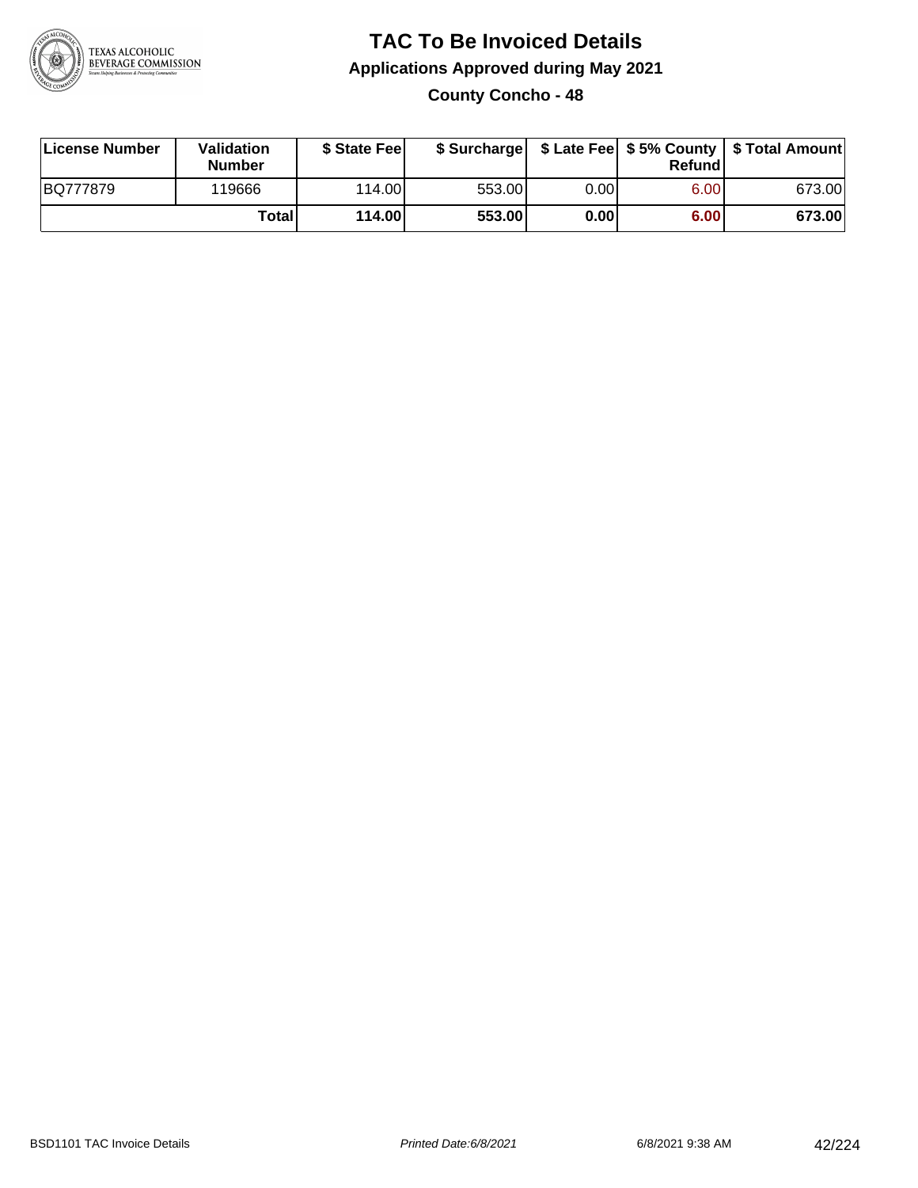# TAC To Be Invoiced Details

## Applications Approved during May 2021

### County Concho - 48

| License Number | Validation Number | $ State Fee | $ Surcharge | $ Late Fee | $ 5% County Refund | $ Total Amount |
|---|---|---|---|---|---|---|
| BQ777879 | 119666 | 114.00 | 553.00 | 0.00 | 6.00 | 673.00 |
| | **Total** | **114.00** | **553.00** | **0.00** | **6.00** | **673.00** |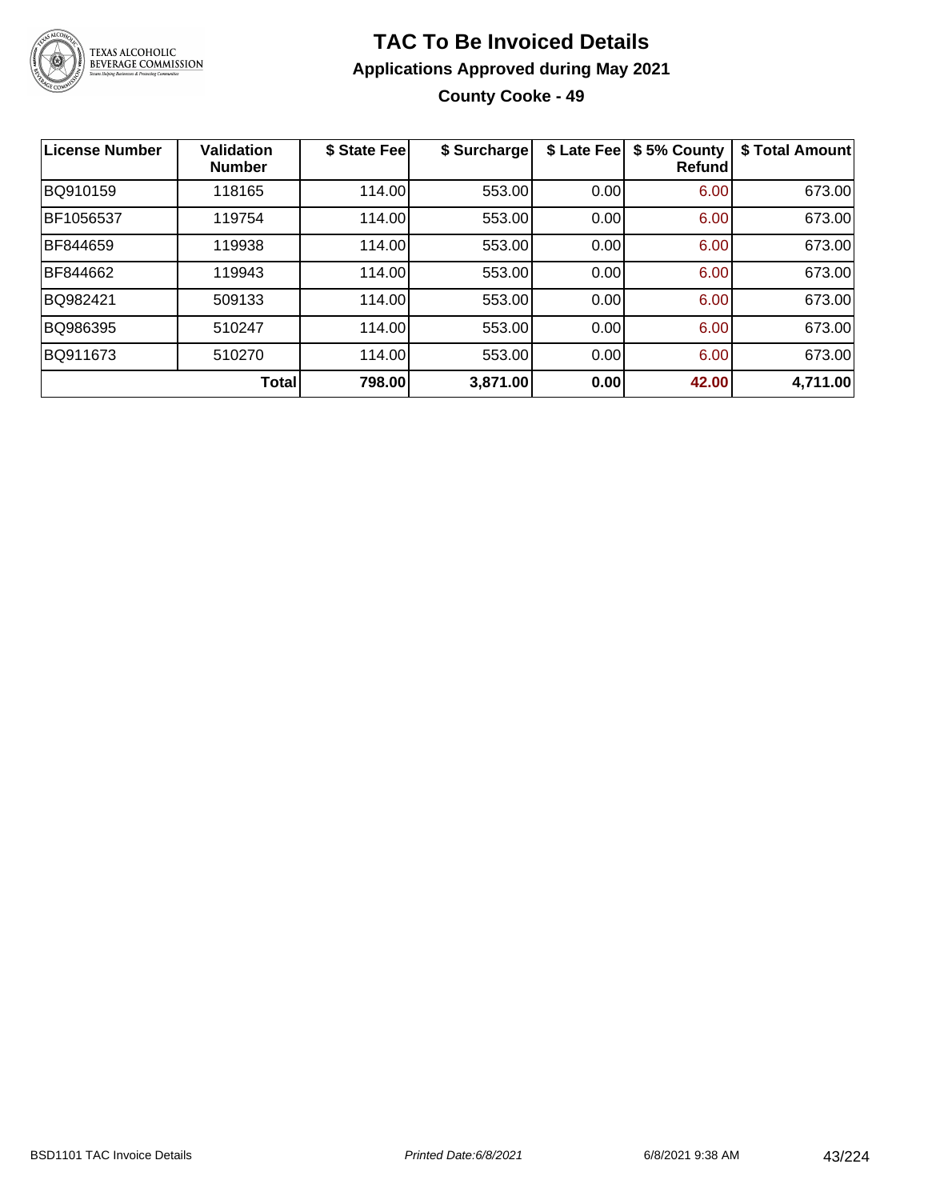# TAC To Be Invoiced Details

## Applications Approved during May 2021

### County Cooke - 49

| License Number | Validation Number | $ State Fee | $ Surcharge | $ Late Fee | $ 5% County Refund | $ Total Amount |
|---|---|---|---|---|---|---|
| BQ910159 | 118165 | 114.00 | 553.00 | 0.00 | 6.00 | 673.00 |
| BF1056537 | 119754 | 114.00 | 553.00 | 0.00 | 6.00 | 673.00 |
| BF844659 | 119938 | 114.00 | 553.00 | 0.00 | 6.00 | 673.00 |
| BF844662 | 119943 | 114.00 | 553.00 | 0.00 | 6.00 | 673.00 |
| BQ982421 | 509133 | 114.00 | 553.00 | 0.00 | 6.00 | 673.00 |
| BQ986395 | 510247 | 114.00 | 553.00 | 0.00 | 6.00 | 673.00 |
| BQ911673 | 510270 | 114.00 | 553.00 | 0.00 | 6.00 | 673.00 |
| | **Total** | **798.00** | **3,871.00** | **0.00** | **42.00** | **4,711.00** |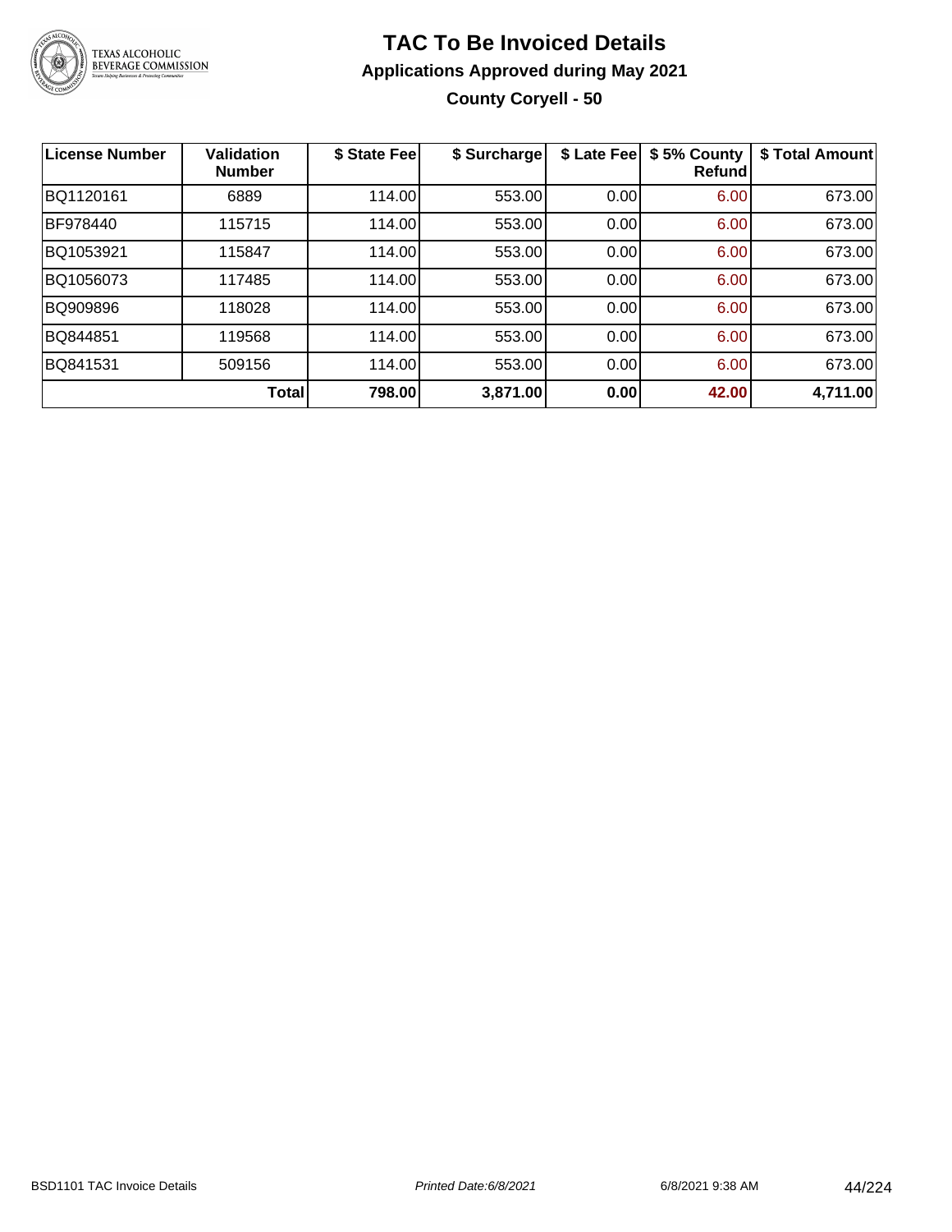# TAC To Be Invoiced Details

## Applications Approved during May 2021

### County Coryell - 50

| License Number | Validation Number | $ State Fee | $ Surcharge | $ Late Fee | $ 5% County Refund | $ Total Amount |
|---|---|---|---|---|---|---|
| BQ1120161 | 6889 | 114.00 | 553.00 | 0.00 | 6.00 | 673.00 |
| BF978440 | 115715 | 114.00 | 553.00 | 0.00 | 6.00 | 673.00 |
| BQ1053921 | 115847 | 114.00 | 553.00 | 0.00 | 6.00 | 673.00 |
| BQ1056073 | 117485 | 114.00 | 553.00 | 0.00 | 6.00 | 673.00 |
| BQ909896 | 118028 | 114.00 | 553.00 | 0.00 | 6.00 | 673.00 |
| BQ844851 | 119568 | 114.00 | 553.00 | 0.00 | 6.00 | 673.00 |
| BQ841531 | 509156 | 114.00 | 553.00 | 0.00 | 6.00 | 673.00 |
| | **Total** | **798.00** | **3,871.00** | **0.00** | **42.00** | **4,711.00** |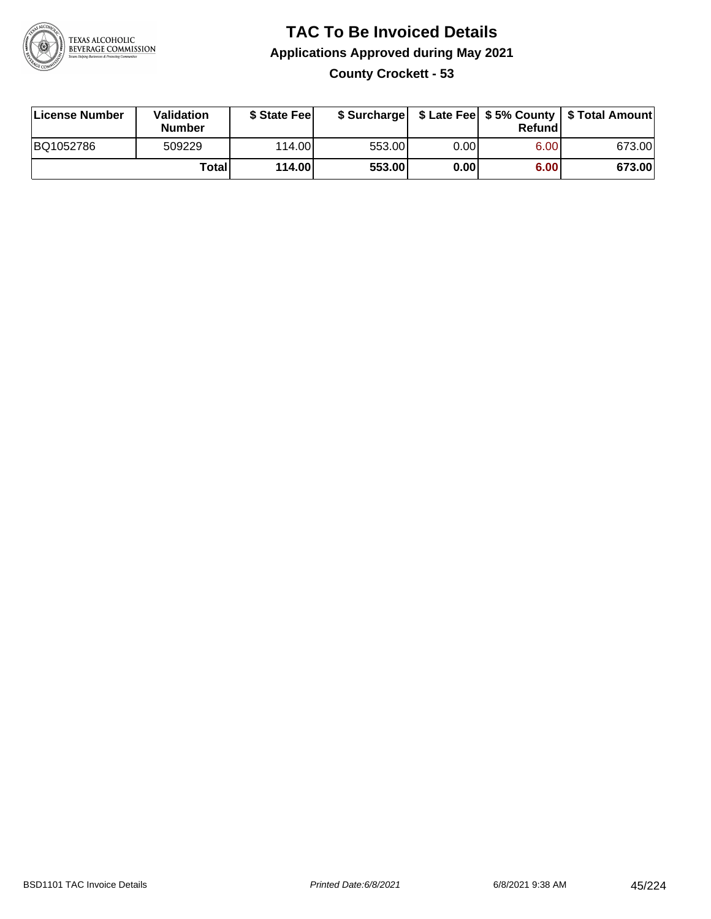# TAC To Be Invoiced Details

## Applications Approved during May 2021

### County Crockett - 53

| License Number | Validation Number | $ State Fee | $ Surcharge | $ Late Fee | $ 5% County Refund | $ Total Amount |
|---|---|---|---|---|---|---|
| BQ1052786 | 509229 | 114.00 | 553.00 | 0.00 | 6.00 | 673.00 |
| | **Total** | **114.00** | **553.00** | **0.00** | **6.00** | **673.00** |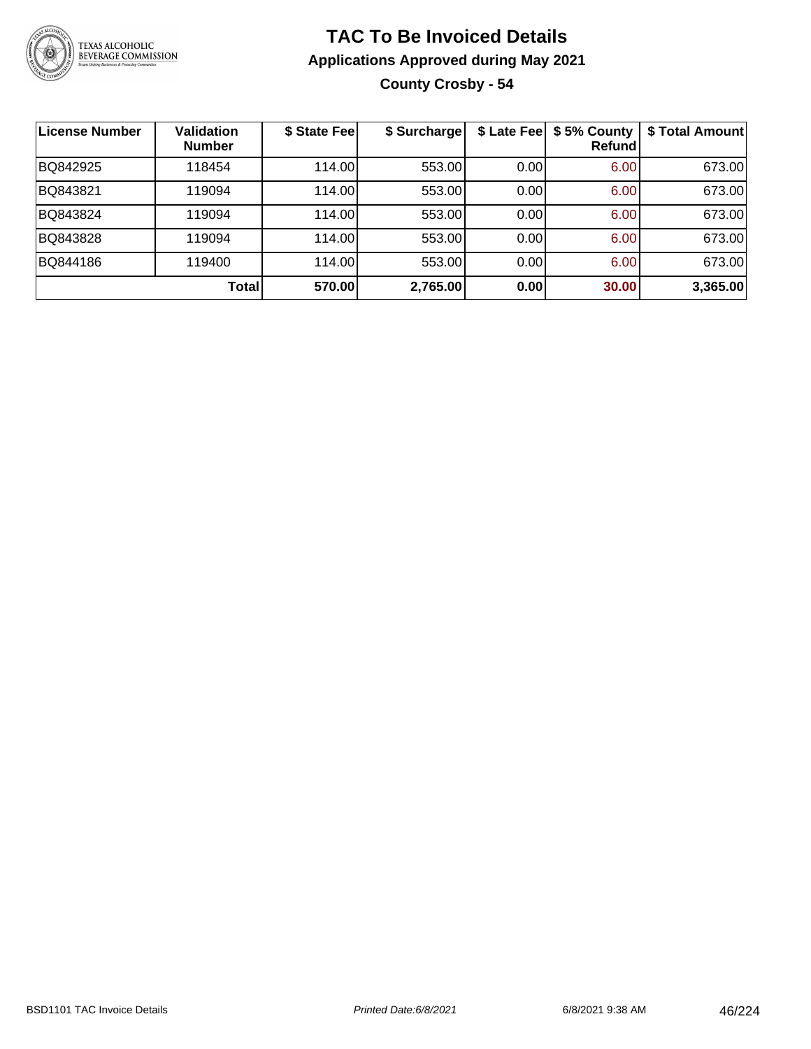# TAC To Be Invoiced Details

## Applications Approved during May 2021

### County Crosby - 54

| License Number | Validation Number | $ State Fee | $ Surcharge | $ Late Fee | $ 5% County Refund | $ Total Amount |
|---|---|---|---|---|---|---|
| BQ842925 | 118454 | 114.00 | 553.00 | 0.00 | 6.00 | 673.00 |
| BQ843821 | 119094 | 114.00 | 553.00 | 0.00 | 6.00 | 673.00 |
| BQ843824 | 119094 | 114.00 | 553.00 | 0.00 | 6.00 | 673.00 |
| BQ843828 | 119094 | 114.00 | 553.00 | 0.00 | 6.00 | 673.00 |
| BQ844186 | 119400 | 114.00 | 553.00 | 0.00 | 6.00 | 673.00 |
| | **Total** | **570.00** | **2,765.00** | **0.00** | **30.00** | **3,365.00** |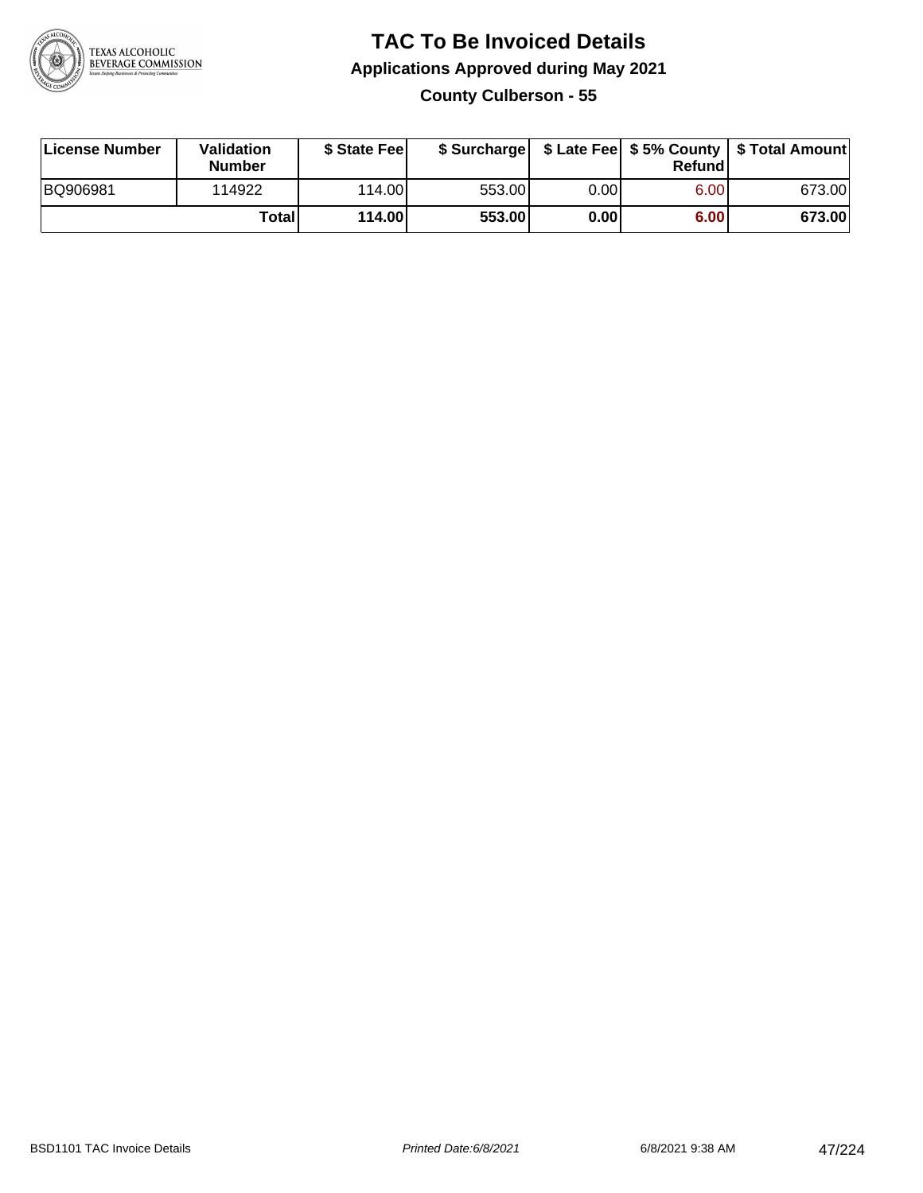# TAC To Be Invoiced Details

## Applications Approved during May 2021

### County Culberson - 55

| License Number | Validation Number | $ State Fee | $ Surcharge | $ Late Fee | $ 5% County Refund | $ Total Amount |
|---|---|---|---|---|---|---|
| BQ906981 | 114922 | 114.00 | 553.00 | 0.00 | 6.00 | 673.00 |
| | **Total** | **114.00** | **553.00** | **0.00** | **6.00** | **673.00** |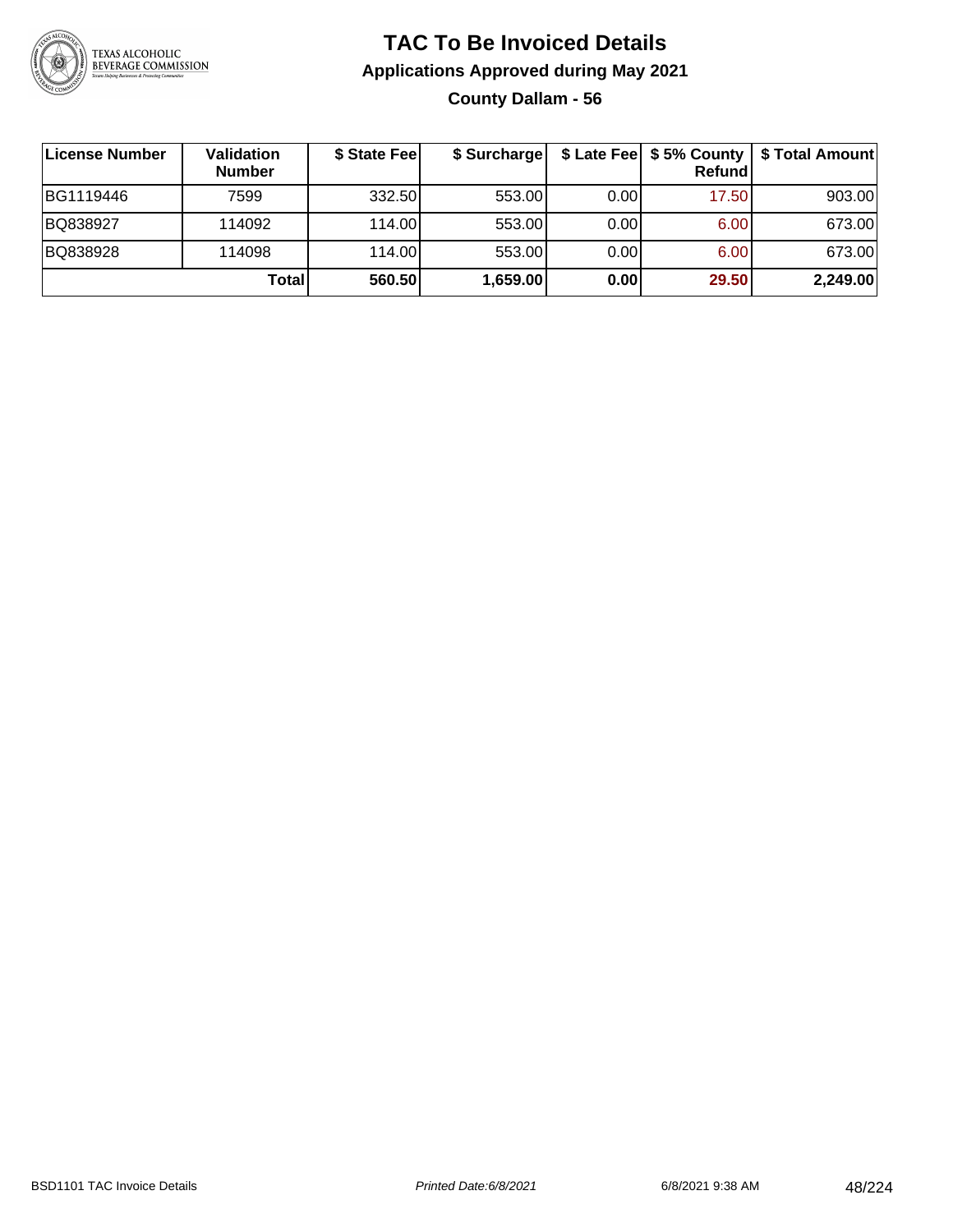# TAC To Be Invoiced Details

## Applications Approved during May 2021

### County Dallam - 56

| License Number | Validation Number | $ State Fee | $ Surcharge | $ Late Fee | $ 5% County Refund | $ Total Amount |
|---|---|---|---|---|---|---|
| BG1119446 | 7599 | 332.50 | 553.00 | 0.00 | 17.50 | 903.00 |
| BQ838927 | 114092 | 114.00 | 553.00 | 0.00 | 6.00 | 673.00 |
| BQ838928 | 114098 | 114.00 | 553.00 | 0.00 | 6.00 | 673.00 |
| | **Total** | **560.50** | **1,659.00** | **0.00** | **29.50** | **2,249.00** |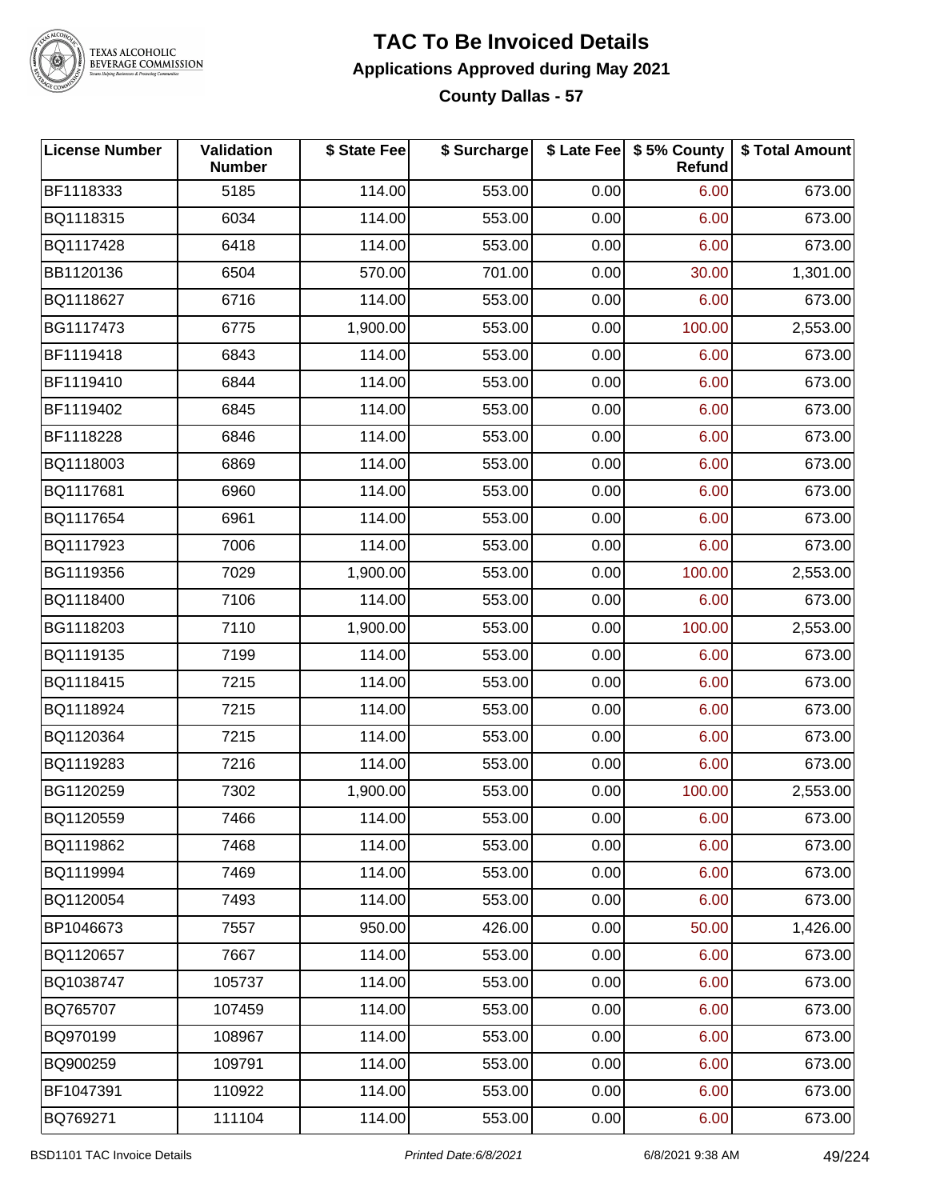# TAC To Be Invoiced Details

## Applications Approved during May 2021

### County Dallas - 57

| License Number | Validation Number | $ State Fee | $ Surcharge | $ Late Fee | $ 5% County Refund | $ Total Amount |
|---|---|---|---|---|---|---|
| BF1118333 | 5185 | 114.00 | 553.00 | 0.00 | 6.00 | 673.00 |
| BQ1118315 | 6034 | 114.00 | 553.00 | 0.00 | 6.00 | 673.00 |
| BQ1117428 | 6418 | 114.00 | 553.00 | 0.00 | 6.00 | 673.00 |
| BB1120136 | 6504 | 570.00 | 701.00 | 0.00 | 30.00 | 1,301.00 |
| BQ1118627 | 6716 | 114.00 | 553.00 | 0.00 | 6.00 | 673.00 |
| BG1117473 | 6775 | 1,900.00 | 553.00 | 0.00 | 100.00 | 2,553.00 |
| BF1119418 | 6843 | 114.00 | 553.00 | 0.00 | 6.00 | 673.00 |
| BF1119410 | 6844 | 114.00 | 553.00 | 0.00 | 6.00 | 673.00 |
| BF1119402 | 6845 | 114.00 | 553.00 | 0.00 | 6.00 | 673.00 |
| BF1118228 | 6846 | 114.00 | 553.00 | 0.00 | 6.00 | 673.00 |
| BQ1118003 | 6869 | 114.00 | 553.00 | 0.00 | 6.00 | 673.00 |
| BQ1117681 | 6960 | 114.00 | 553.00 | 0.00 | 6.00 | 673.00 |
| BQ1117654 | 6961 | 114.00 | 553.00 | 0.00 | 6.00 | 673.00 |
| BQ1117923 | 7006 | 114.00 | 553.00 | 0.00 | 6.00 | 673.00 |
| BG1119356 | 7029 | 1,900.00 | 553.00 | 0.00 | 100.00 | 2,553.00 |
| BQ1118400 | 7106 | 114.00 | 553.00 | 0.00 | 6.00 | 673.00 |
| BG1118203 | 7110 | 1,900.00 | 553.00 | 0.00 | 100.00 | 2,553.00 |
| BQ1119135 | 7199 | 114.00 | 553.00 | 0.00 | 6.00 | 673.00 |
| BQ1118415 | 7215 | 114.00 | 553.00 | 0.00 | 6.00 | 673.00 |
| BQ1118924 | 7215 | 114.00 | 553.00 | 0.00 | 6.00 | 673.00 |
| BQ1120364 | 7215 | 114.00 | 553.00 | 0.00 | 6.00 | 673.00 |
| BQ1119283 | 7216 | 114.00 | 553.00 | 0.00 | 6.00 | 673.00 |
| BG1120259 | 7302 | 1,900.00 | 553.00 | 0.00 | 100.00 | 2,553.00 |
| BQ1120559 | 7466 | 114.00 | 553.00 | 0.00 | 6.00 | 673.00 |
| BQ1119862 | 7468 | 114.00 | 553.00 | 0.00 | 6.00 | 673.00 |
| BQ1119994 | 7469 | 114.00 | 553.00 | 0.00 | 6.00 | 673.00 |
| BQ1120054 | 7493 | 114.00 | 553.00 | 0.00 | 6.00 | 673.00 |
| BP1046673 | 7557 | 950.00 | 426.00 | 0.00 | 50.00 | 1,426.00 |
| BQ1120657 | 7667 | 114.00 | 553.00 | 0.00 | 6.00 | 673.00 |
| BQ1038747 | 105737 | 114.00 | 553.00 | 0.00 | 6.00 | 673.00 |
| BQ765707 | 107459 | 114.00 | 553.00 | 0.00 | 6.00 | 673.00 |
| BQ970199 | 108967 | 114.00 | 553.00 | 0.00 | 6.00 | 673.00 |
| BQ900259 | 109791 | 114.00 | 553.00 | 0.00 | 6.00 | 673.00 |
| BF1047391 | 110922 | 114.00 | 553.00 | 0.00 | 6.00 | 673.00 |
| BQ769271 | 111104 | 114.00 | 553.00 | 0.00 | 6.00 | 673.00 |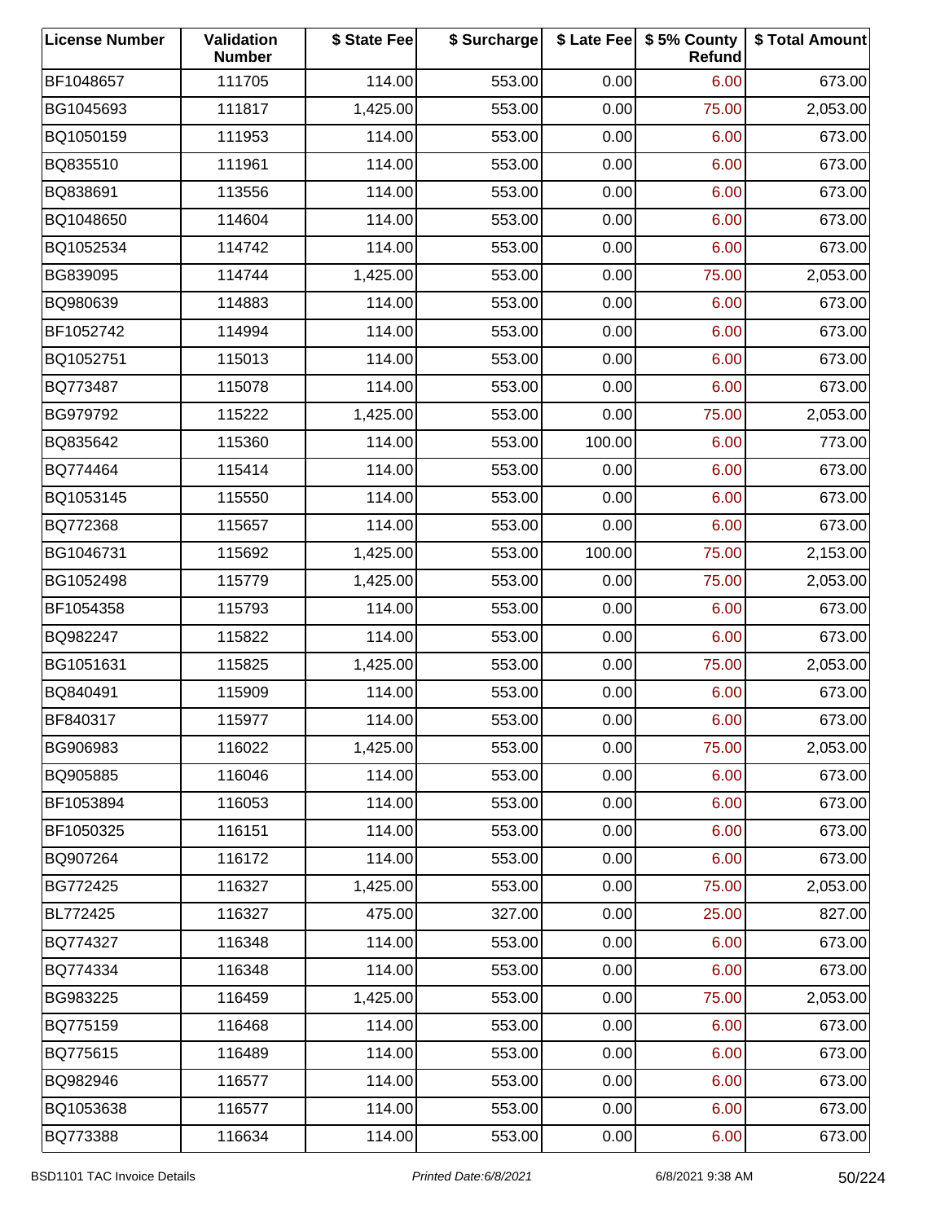| License Number | Validation Number | $ State Fee | $ Surcharge | $ Late Fee | $ 5% County Refund | $ Total Amount |
| --- | --- | --- | --- | --- | --- | --- |
| BF1048657 | 111705 | 114.00 | 553.00 | 0.00 | 6.00 | 673.00 |
| BG1045693 | 111817 | 1,425.00 | 553.00 | 0.00 | 75.00 | 2,053.00 |
| BQ1050159 | 111953 | 114.00 | 553.00 | 0.00 | 6.00 | 673.00 |
| BQ835510 | 111961 | 114.00 | 553.00 | 0.00 | 6.00 | 673.00 |
| BQ838691 | 113556 | 114.00 | 553.00 | 0.00 | 6.00 | 673.00 |
| BQ1048650 | 114604 | 114.00 | 553.00 | 0.00 | 6.00 | 673.00 |
| BQ1052534 | 114742 | 114.00 | 553.00 | 0.00 | 6.00 | 673.00 |
| BG839095 | 114744 | 1,425.00 | 553.00 | 0.00 | 75.00 | 2,053.00 |
| BQ980639 | 114883 | 114.00 | 553.00 | 0.00 | 6.00 | 673.00 |
| BF1052742 | 114994 | 114.00 | 553.00 | 0.00 | 6.00 | 673.00 |
| BQ1052751 | 115013 | 114.00 | 553.00 | 0.00 | 6.00 | 673.00 |
| BQ773487 | 115078 | 114.00 | 553.00 | 0.00 | 6.00 | 673.00 |
| BG979792 | 115222 | 1,425.00 | 553.00 | 0.00 | 75.00 | 2,053.00 |
| BQ835642 | 115360 | 114.00 | 553.00 | 100.00 | 6.00 | 773.00 |
| BQ774464 | 115414 | 114.00 | 553.00 | 0.00 | 6.00 | 673.00 |
| BQ1053145 | 115550 | 114.00 | 553.00 | 0.00 | 6.00 | 673.00 |
| BQ772368 | 115657 | 114.00 | 553.00 | 0.00 | 6.00 | 673.00 |
| BG1046731 | 115692 | 1,425.00 | 553.00 | 100.00 | 75.00 | 2,153.00 |
| BG1052498 | 115779 | 1,425.00 | 553.00 | 0.00 | 75.00 | 2,053.00 |
| BF1054358 | 115793 | 114.00 | 553.00 | 0.00 | 6.00 | 673.00 |
| BQ982247 | 115822 | 114.00 | 553.00 | 0.00 | 6.00 | 673.00 |
| BG1051631 | 115825 | 1,425.00 | 553.00 | 0.00 | 75.00 | 2,053.00 |
| BQ840491 | 115909 | 114.00 | 553.00 | 0.00 | 6.00 | 673.00 |
| BF840317 | 115977 | 114.00 | 553.00 | 0.00 | 6.00 | 673.00 |
| BG906983 | 116022 | 1,425.00 | 553.00 | 0.00 | 75.00 | 2,053.00 |
| BQ905885 | 116046 | 114.00 | 553.00 | 0.00 | 6.00 | 673.00 |
| BF1053894 | 116053 | 114.00 | 553.00 | 0.00 | 6.00 | 673.00 |
| BF1050325 | 116151 | 114.00 | 553.00 | 0.00 | 6.00 | 673.00 |
| BQ907264 | 116172 | 114.00 | 553.00 | 0.00 | 6.00 | 673.00 |
| BG772425 | 116327 | 1,425.00 | 553.00 | 0.00 | 75.00 | 2,053.00 |
| BL772425 | 116327 | 475.00 | 327.00 | 0.00 | 25.00 | 827.00 |
| BQ774327 | 116348 | 114.00 | 553.00 | 0.00 | 6.00 | 673.00 |
| BQ774334 | 116348 | 114.00 | 553.00 | 0.00 | 6.00 | 673.00 |
| BG983225 | 116459 | 1,425.00 | 553.00 | 0.00 | 75.00 | 2,053.00 |
| BQ775159 | 116468 | 114.00 | 553.00 | 0.00 | 6.00 | 673.00 |
| BQ775615 | 116489 | 114.00 | 553.00 | 0.00 | 6.00 | 673.00 |
| BQ982946 | 116577 | 114.00 | 553.00 | 0.00 | 6.00 | 673.00 |
| BQ1053638 | 116577 | 114.00 | 553.00 | 0.00 | 6.00 | 673.00 |
| BQ773388 | 116634 | 114.00 | 553.00 | 0.00 | 6.00 | 673.00 |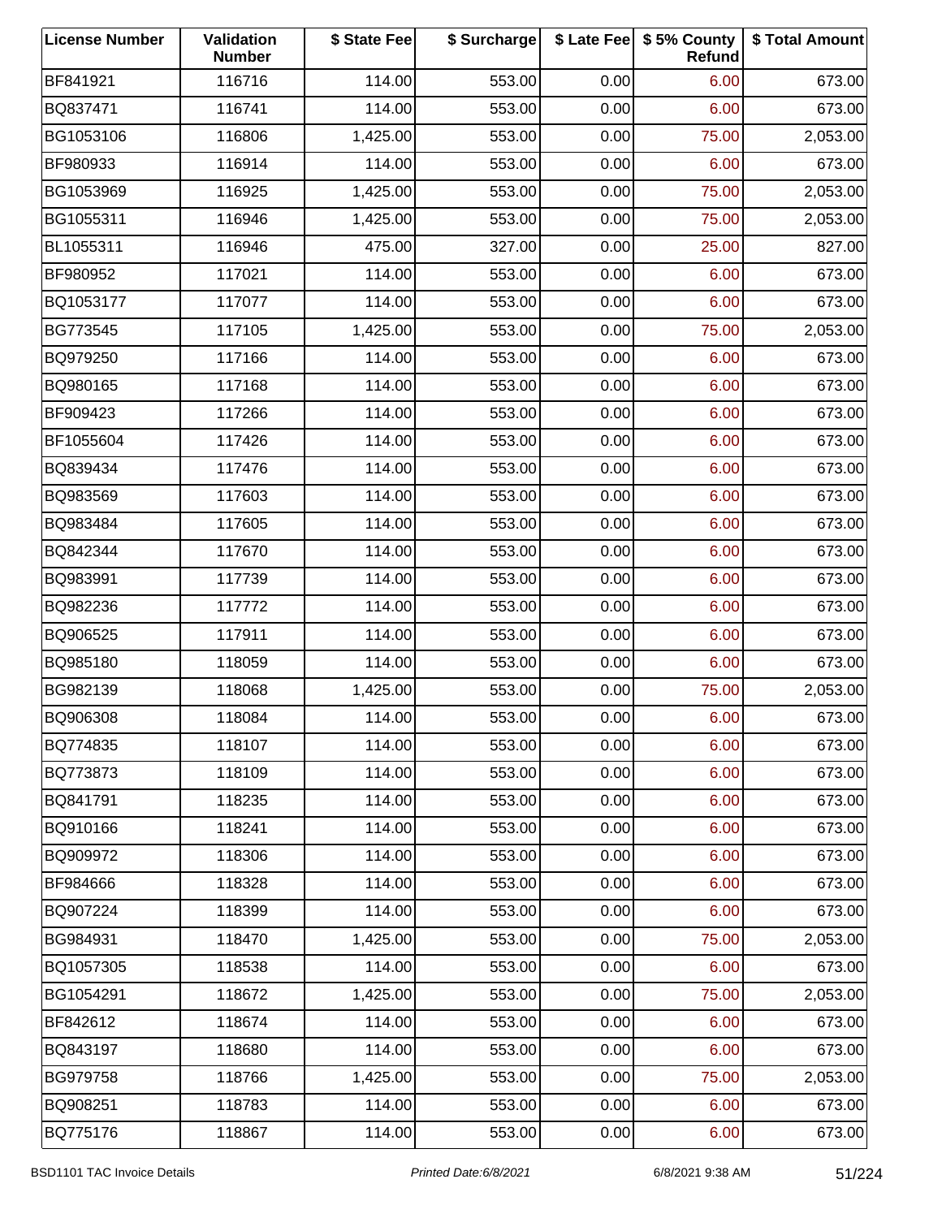| License Number | Validation Number | $ State Fee | $ Surcharge | $ Late Fee | $ 5% County Refund | $ Total Amount |
|---|---|---|---|---|---|---|
| BF841921 | 116716 | 114.00 | 553.00 | 0.00 | 6.00 | 673.00 |
| BQ837471 | 116741 | 114.00 | 553.00 | 0.00 | 6.00 | 673.00 |
| BG1053106 | 116806 | 1,425.00 | 553.00 | 0.00 | 75.00 | 2,053.00 |
| BF980933 | 116914 | 114.00 | 553.00 | 0.00 | 6.00 | 673.00 |
| BG1053969 | 116925 | 1,425.00 | 553.00 | 0.00 | 75.00 | 2,053.00 |
| BG1055311 | 116946 | 1,425.00 | 553.00 | 0.00 | 75.00 | 2,053.00 |
| BL1055311 | 116946 | 475.00 | 327.00 | 0.00 | 25.00 | 827.00 |
| BF980952 | 117021 | 114.00 | 553.00 | 0.00 | 6.00 | 673.00 |
| BQ1053177 | 117077 | 114.00 | 553.00 | 0.00 | 6.00 | 673.00 |
| BG773545 | 117105 | 1,425.00 | 553.00 | 0.00 | 75.00 | 2,053.00 |
| BQ979250 | 117166 | 114.00 | 553.00 | 0.00 | 6.00 | 673.00 |
| BQ980165 | 117168 | 114.00 | 553.00 | 0.00 | 6.00 | 673.00 |
| BF909423 | 117266 | 114.00 | 553.00 | 0.00 | 6.00 | 673.00 |
| BF1055604 | 117426 | 114.00 | 553.00 | 0.00 | 6.00 | 673.00 |
| BQ839434 | 117476 | 114.00 | 553.00 | 0.00 | 6.00 | 673.00 |
| BQ983569 | 117603 | 114.00 | 553.00 | 0.00 | 6.00 | 673.00 |
| BQ983484 | 117605 | 114.00 | 553.00 | 0.00 | 6.00 | 673.00 |
| BQ842344 | 117670 | 114.00 | 553.00 | 0.00 | 6.00 | 673.00 |
| BQ983991 | 117739 | 114.00 | 553.00 | 0.00 | 6.00 | 673.00 |
| BQ982236 | 117772 | 114.00 | 553.00 | 0.00 | 6.00 | 673.00 |
| BQ906525 | 117911 | 114.00 | 553.00 | 0.00 | 6.00 | 673.00 |
| BQ985180 | 118059 | 114.00 | 553.00 | 0.00 | 6.00 | 673.00 |
| BG982139 | 118068 | 1,425.00 | 553.00 | 0.00 | 75.00 | 2,053.00 |
| BQ906308 | 118084 | 114.00 | 553.00 | 0.00 | 6.00 | 673.00 |
| BQ774835 | 118107 | 114.00 | 553.00 | 0.00 | 6.00 | 673.00 |
| BQ773873 | 118109 | 114.00 | 553.00 | 0.00 | 6.00 | 673.00 |
| BQ841791 | 118235 | 114.00 | 553.00 | 0.00 | 6.00 | 673.00 |
| BQ910166 | 118241 | 114.00 | 553.00 | 0.00 | 6.00 | 673.00 |
| BQ909972 | 118306 | 114.00 | 553.00 | 0.00 | 6.00 | 673.00 |
| BF984666 | 118328 | 114.00 | 553.00 | 0.00 | 6.00 | 673.00 |
| BQ907224 | 118399 | 114.00 | 553.00 | 0.00 | 6.00 | 673.00 |
| BG984931 | 118470 | 1,425.00 | 553.00 | 0.00 | 75.00 | 2,053.00 |
| BQ1057305 | 118538 | 114.00 | 553.00 | 0.00 | 6.00 | 673.00 |
| BG1054291 | 118672 | 1,425.00 | 553.00 | 0.00 | 75.00 | 2,053.00 |
| BF842612 | 118674 | 114.00 | 553.00 | 0.00 | 6.00 | 673.00 |
| BQ843197 | 118680 | 114.00 | 553.00 | 0.00 | 6.00 | 673.00 |
| BG979758 | 118766 | 1,425.00 | 553.00 | 0.00 | 75.00 | 2,053.00 |
| BQ908251 | 118783 | 114.00 | 553.00 | 0.00 | 6.00 | 673.00 |
| BQ775176 | 118867 | 114.00 | 553.00 | 0.00 | 6.00 | 673.00 |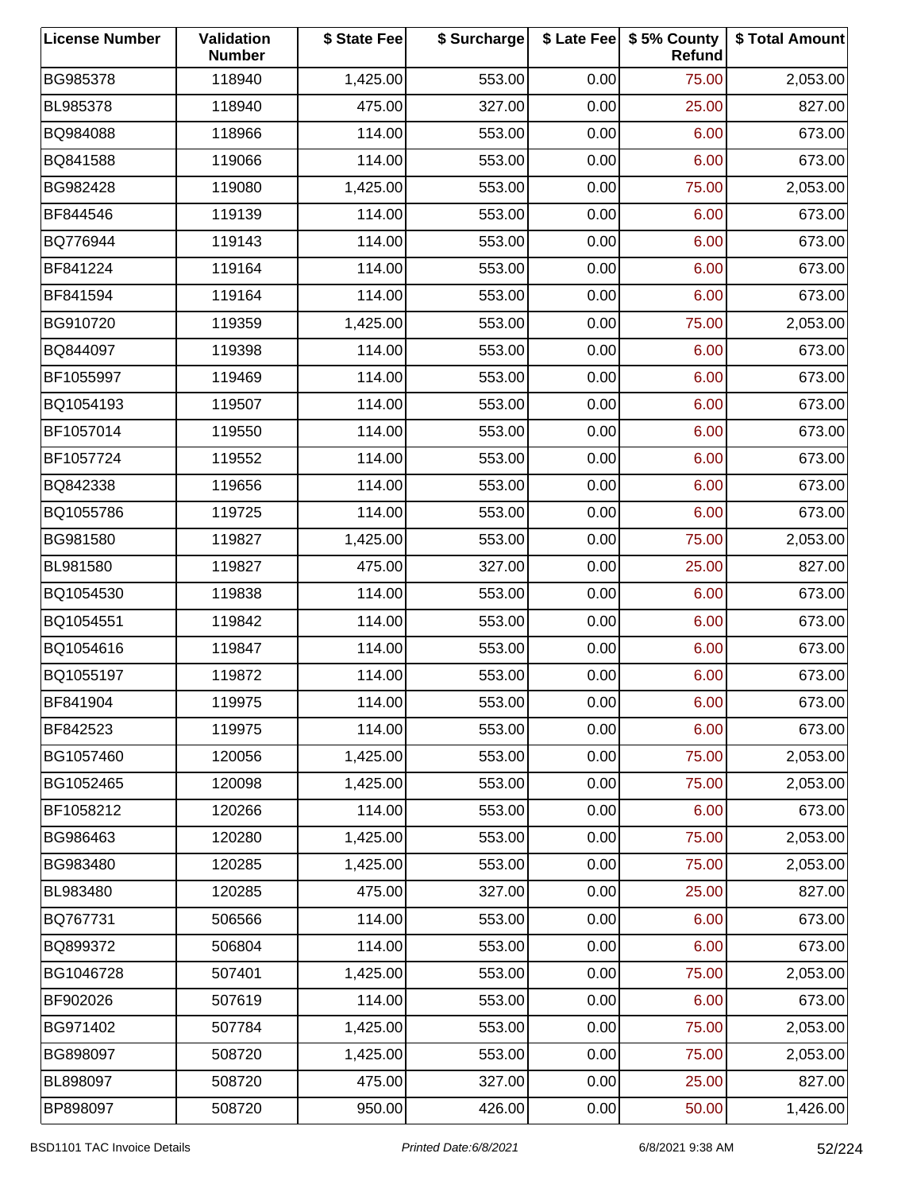| License Number | Validation Number | $ State Fee | $ Surcharge | $ Late Fee | $ 5% County Refund | $ Total Amount |
|---|---|---|---|---|---|---|
| BG985378 | 118940 | 1,425.00 | 553.00 | 0.00 | 75.00 | 2,053.00 |
| BL985378 | 118940 | 475.00 | 327.00 | 0.00 | 25.00 | 827.00 |
| BQ984088 | 118966 | 114.00 | 553.00 | 0.00 | 6.00 | 673.00 |
| BQ841588 | 119066 | 114.00 | 553.00 | 0.00 | 6.00 | 673.00 |
| BG982428 | 119080 | 1,425.00 | 553.00 | 0.00 | 75.00 | 2,053.00 |
| BF844546 | 119139 | 114.00 | 553.00 | 0.00 | 6.00 | 673.00 |
| BQ776944 | 119143 | 114.00 | 553.00 | 0.00 | 6.00 | 673.00 |
| BF841224 | 119164 | 114.00 | 553.00 | 0.00 | 6.00 | 673.00 |
| BF841594 | 119164 | 114.00 | 553.00 | 0.00 | 6.00 | 673.00 |
| BG910720 | 119359 | 1,425.00 | 553.00 | 0.00 | 75.00 | 2,053.00 |
| BQ844097 | 119398 | 114.00 | 553.00 | 0.00 | 6.00 | 673.00 |
| BF1055997 | 119469 | 114.00 | 553.00 | 0.00 | 6.00 | 673.00 |
| BQ1054193 | 119507 | 114.00 | 553.00 | 0.00 | 6.00 | 673.00 |
| BF1057014 | 119550 | 114.00 | 553.00 | 0.00 | 6.00 | 673.00 |
| BF1057724 | 119552 | 114.00 | 553.00 | 0.00 | 6.00 | 673.00 |
| BQ842338 | 119656 | 114.00 | 553.00 | 0.00 | 6.00 | 673.00 |
| BQ1055786 | 119725 | 114.00 | 553.00 | 0.00 | 6.00 | 673.00 |
| BG981580 | 119827 | 1,425.00 | 553.00 | 0.00 | 75.00 | 2,053.00 |
| BL981580 | 119827 | 475.00 | 327.00 | 0.00 | 25.00 | 827.00 |
| BQ1054530 | 119838 | 114.00 | 553.00 | 0.00 | 6.00 | 673.00 |
| BQ1054551 | 119842 | 114.00 | 553.00 | 0.00 | 6.00 | 673.00 |
| BQ1054616 | 119847 | 114.00 | 553.00 | 0.00 | 6.00 | 673.00 |
| BQ1055197 | 119872 | 114.00 | 553.00 | 0.00 | 6.00 | 673.00 |
| BF841904 | 119975 | 114.00 | 553.00 | 0.00 | 6.00 | 673.00 |
| BF842523 | 119975 | 114.00 | 553.00 | 0.00 | 6.00 | 673.00 |
| BG1057460 | 120056 | 1,425.00 | 553.00 | 0.00 | 75.00 | 2,053.00 |
| BG1052465 | 120098 | 1,425.00 | 553.00 | 0.00 | 75.00 | 2,053.00 |
| BF1058212 | 120266 | 114.00 | 553.00 | 0.00 | 6.00 | 673.00 |
| BG986463 | 120280 | 1,425.00 | 553.00 | 0.00 | 75.00 | 2,053.00 |
| BG983480 | 120285 | 1,425.00 | 553.00 | 0.00 | 75.00 | 2,053.00 |
| BL983480 | 120285 | 475.00 | 327.00 | 0.00 | 25.00 | 827.00 |
| BQ767731 | 506566 | 114.00 | 553.00 | 0.00 | 6.00 | 673.00 |
| BQ899372 | 506804 | 114.00 | 553.00 | 0.00 | 6.00 | 673.00 |
| BG1046728 | 507401 | 1,425.00 | 553.00 | 0.00 | 75.00 | 2,053.00 |
| BF902026 | 507619 | 114.00 | 553.00 | 0.00 | 6.00 | 673.00 |
| BG971402 | 507784 | 1,425.00 | 553.00 | 0.00 | 75.00 | 2,053.00 |
| BG898097 | 508720 | 1,425.00 | 553.00 | 0.00 | 75.00 | 2,053.00 |
| BL898097 | 508720 | 475.00 | 327.00 | 0.00 | 25.00 | 827.00 |
| BP898097 | 508720 | 950.00 | 426.00 | 0.00 | 50.00 | 1,426.00 |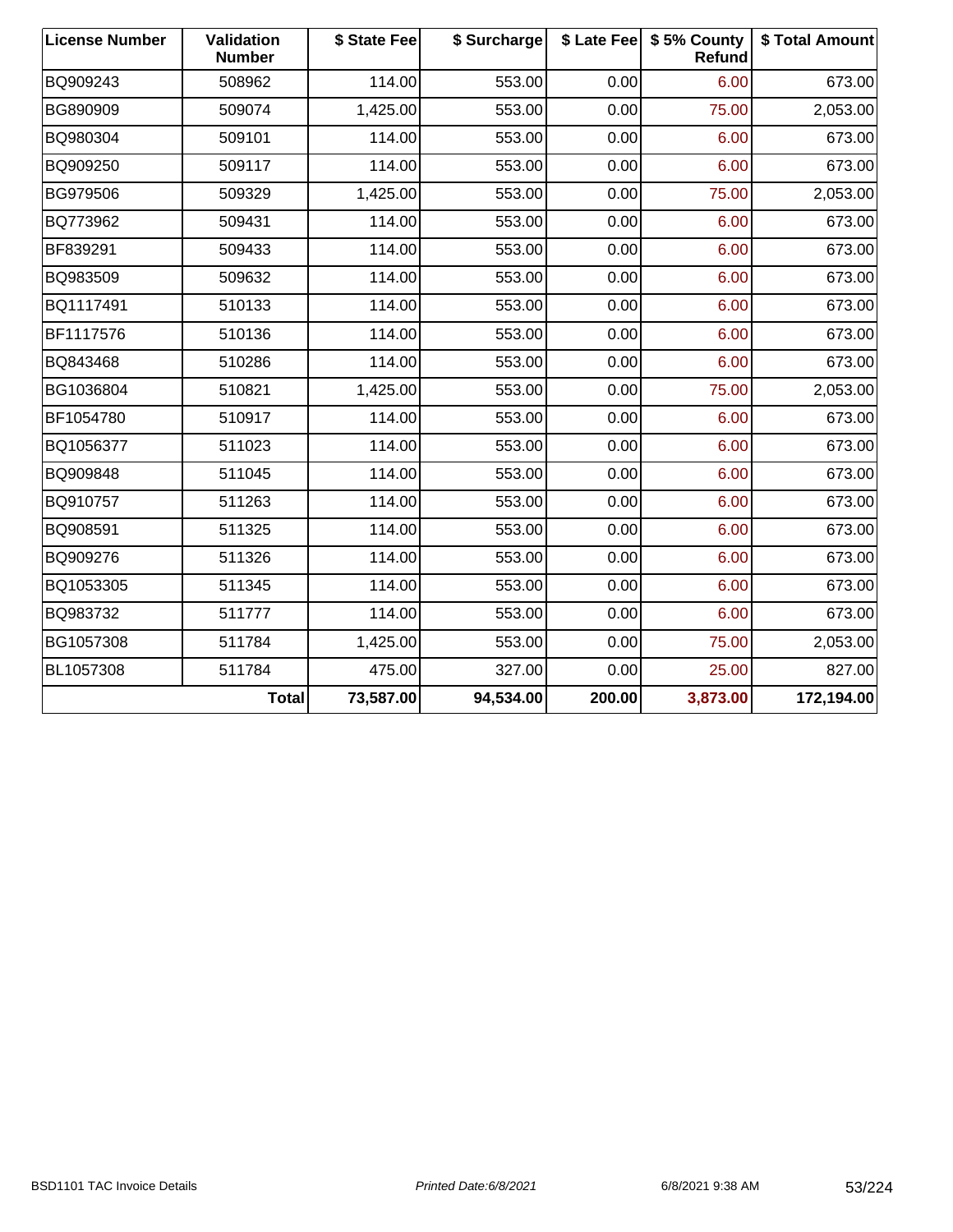| License Number | Validation Number | $ State Fee | $ Surcharge | $ Late Fee | $ 5% County Refund | $ Total Amount |
|---|---|---|---|---|---|---|
| BQ909243 | 508962 | 114.00 | 553.00 | 0.00 | 6.00 | 673.00 |
| BG890909 | 509074 | 1,425.00 | 553.00 | 0.00 | 75.00 | 2,053.00 |
| BQ980304 | 509101 | 114.00 | 553.00 | 0.00 | 6.00 | 673.00 |
| BQ909250 | 509117 | 114.00 | 553.00 | 0.00 | 6.00 | 673.00 |
| BG979506 | 509329 | 1,425.00 | 553.00 | 0.00 | 75.00 | 2,053.00 |
| BQ773962 | 509431 | 114.00 | 553.00 | 0.00 | 6.00 | 673.00 |
| BF839291 | 509433 | 114.00 | 553.00 | 0.00 | 6.00 | 673.00 |
| BQ983509 | 509632 | 114.00 | 553.00 | 0.00 | 6.00 | 673.00 |
| BQ1117491 | 510133 | 114.00 | 553.00 | 0.00 | 6.00 | 673.00 |
| BF1117576 | 510136 | 114.00 | 553.00 | 0.00 | 6.00 | 673.00 |
| BQ843468 | 510286 | 114.00 | 553.00 | 0.00 | 6.00 | 673.00 |
| BG1036804 | 510821 | 1,425.00 | 553.00 | 0.00 | 75.00 | 2,053.00 |
| BF1054780 | 510917 | 114.00 | 553.00 | 0.00 | 6.00 | 673.00 |
| BQ1056377 | 511023 | 114.00 | 553.00 | 0.00 | 6.00 | 673.00 |
| BQ909848 | 511045 | 114.00 | 553.00 | 0.00 | 6.00 | 673.00 |
| BQ910757 | 511263 | 114.00 | 553.00 | 0.00 | 6.00 | 673.00 |
| BQ908591 | 511325 | 114.00 | 553.00 | 0.00 | 6.00 | 673.00 |
| BQ909276 | 511326 | 114.00 | 553.00 | 0.00 | 6.00 | 673.00 |
| BQ1053305 | 511345 | 114.00 | 553.00 | 0.00 | 6.00 | 673.00 |
| BQ983732 | 511777 | 114.00 | 553.00 | 0.00 | 6.00 | 673.00 |
| BG1057308 | 511784 | 1,425.00 | 553.00 | 0.00 | 75.00 | 2,053.00 |
| BL1057308 | 511784 | 475.00 | 327.00 | 0.00 | 25.00 | 827.00 |
| | **Total** | **73,587.00** | **94,534.00** | **200.00** | **3,873.00** | **172,194.00** |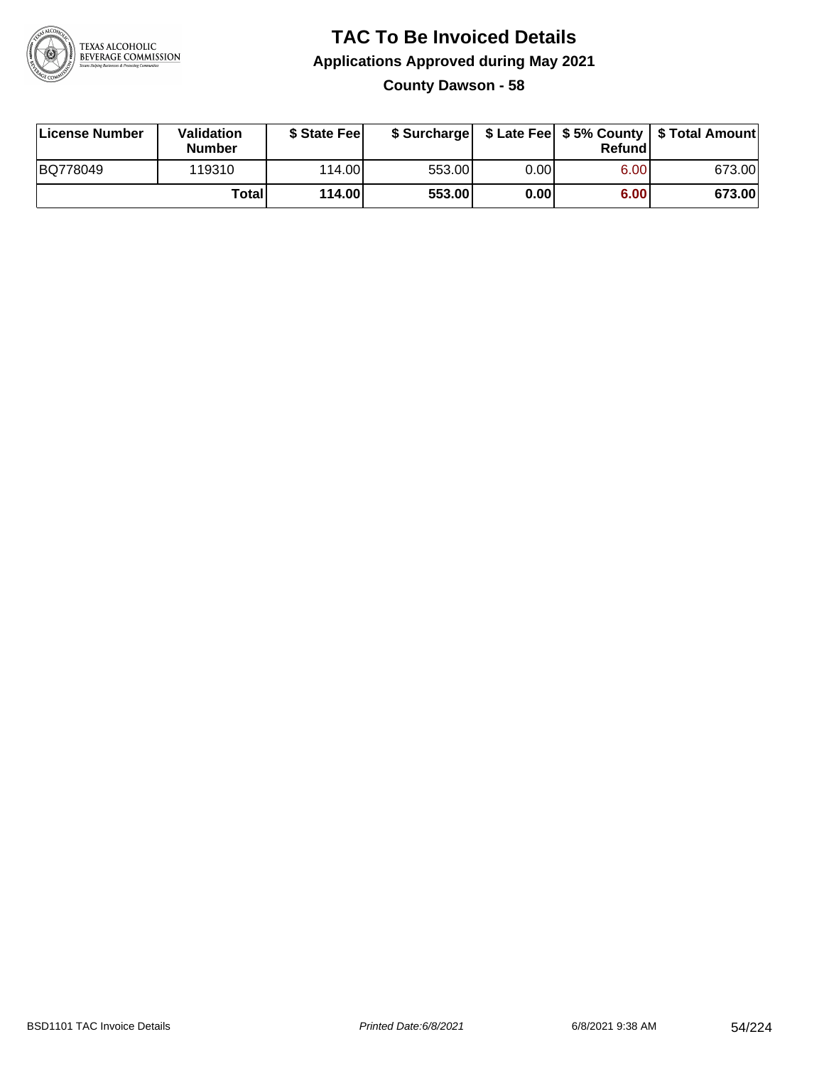# TAC To Be Invoiced Details

## Applications Approved during May 2021

### County Dawson - 58

| License Number | Validation Number | $ State Fee | $ Surcharge | $ Late Fee | $ 5% County Refund | $ Total Amount |
|---|---|---|---|---|---|---|
| BQ778049 | 119310 | 114.00 | 553.00 | 0.00 | 6.00 | 673.00 |
| | **Total** | **114.00** | **553.00** | **0.00** | **6.00** | **673.00** |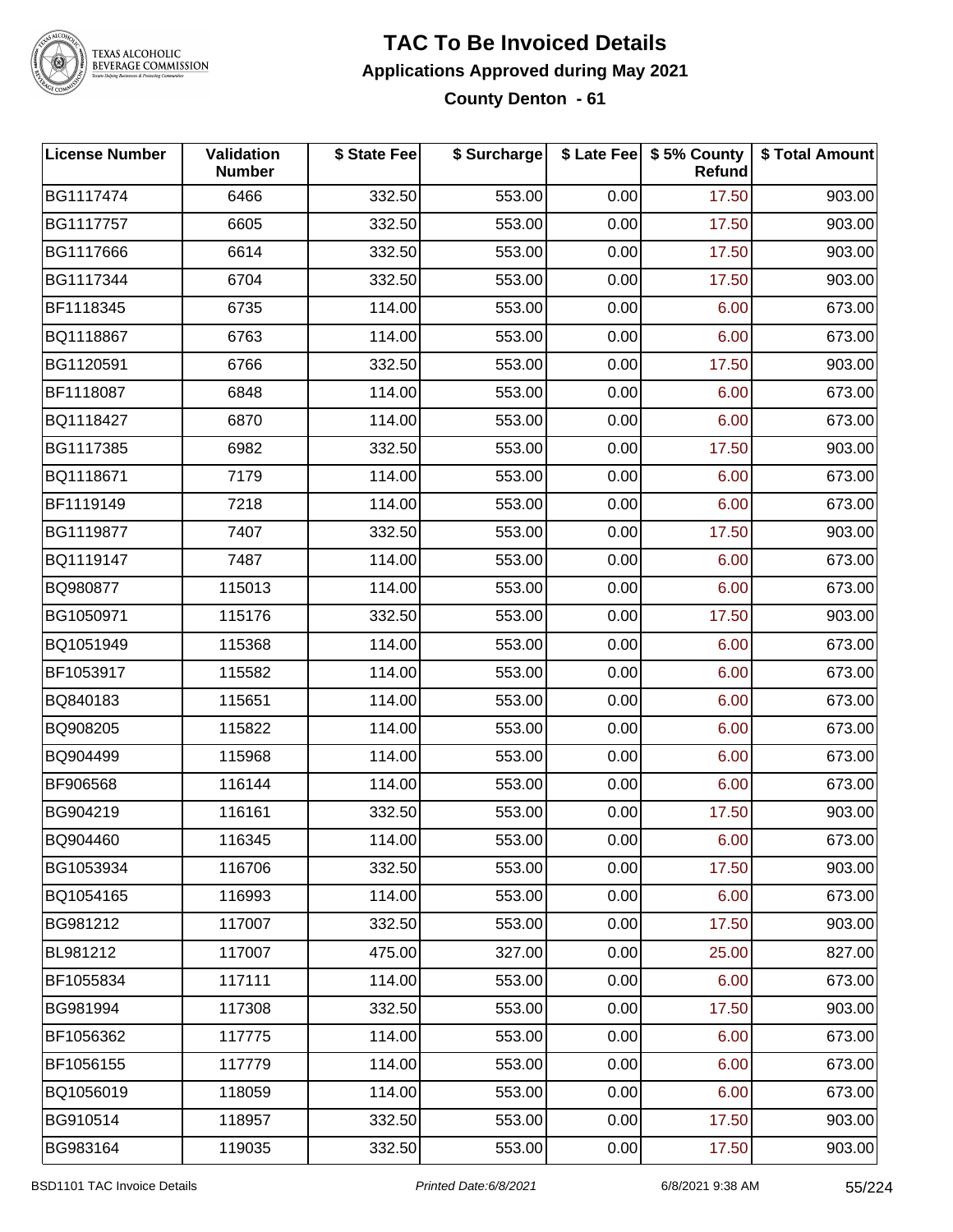# TAC To Be Invoiced Details

## Applications Approved during May 2021

### County Denton - 61

| License Number | Validation Number | $ State Fee | $ Surcharge | $ Late Fee | $ 5% County Refund | $ Total Amount |
|---|---|---|---|---|---|---|
| BG1117474 | 6466 | 332.50 | 553.00 | 0.00 | 17.50 | 903.00 |
| BG1117757 | 6605 | 332.50 | 553.00 | 0.00 | 17.50 | 903.00 |
| BG1117666 | 6614 | 332.50 | 553.00 | 0.00 | 17.50 | 903.00 |
| BG1117344 | 6704 | 332.50 | 553.00 | 0.00 | 17.50 | 903.00 |
| BF1118345 | 6735 | 114.00 | 553.00 | 0.00 | 6.00 | 673.00 |
| BQ1118867 | 6763 | 114.00 | 553.00 | 0.00 | 6.00 | 673.00 |
| BG1120591 | 6766 | 332.50 | 553.00 | 0.00 | 17.50 | 903.00 |
| BF1118087 | 6848 | 114.00 | 553.00 | 0.00 | 6.00 | 673.00 |
| BQ1118427 | 6870 | 114.00 | 553.00 | 0.00 | 6.00 | 673.00 |
| BG1117385 | 6982 | 332.50 | 553.00 | 0.00 | 17.50 | 903.00 |
| BQ1118671 | 7179 | 114.00 | 553.00 | 0.00 | 6.00 | 673.00 |
| BF1119149 | 7218 | 114.00 | 553.00 | 0.00 | 6.00 | 673.00 |
| BG1119877 | 7407 | 332.50 | 553.00 | 0.00 | 17.50 | 903.00 |
| BQ1119147 | 7487 | 114.00 | 553.00 | 0.00 | 6.00 | 673.00 |
| BQ980877 | 115013 | 114.00 | 553.00 | 0.00 | 6.00 | 673.00 |
| BG1050971 | 115176 | 332.50 | 553.00 | 0.00 | 17.50 | 903.00 |
| BQ1051949 | 115368 | 114.00 | 553.00 | 0.00 | 6.00 | 673.00 |
| BF1053917 | 115582 | 114.00 | 553.00 | 0.00 | 6.00 | 673.00 |
| BQ840183 | 115651 | 114.00 | 553.00 | 0.00 | 6.00 | 673.00 |
| BQ908205 | 115822 | 114.00 | 553.00 | 0.00 | 6.00 | 673.00 |
| BQ904499 | 115968 | 114.00 | 553.00 | 0.00 | 6.00 | 673.00 |
| BF906568 | 116144 | 114.00 | 553.00 | 0.00 | 6.00 | 673.00 |
| BG904219 | 116161 | 332.50 | 553.00 | 0.00 | 17.50 | 903.00 |
| BQ904460 | 116345 | 114.00 | 553.00 | 0.00 | 6.00 | 673.00 |
| BG1053934 | 116706 | 332.50 | 553.00 | 0.00 | 17.50 | 903.00 |
| BQ1054165 | 116993 | 114.00 | 553.00 | 0.00 | 6.00 | 673.00 |
| BG981212 | 117007 | 332.50 | 553.00 | 0.00 | 17.50 | 903.00 |
| BL981212 | 117007 | 475.00 | 327.00 | 0.00 | 25.00 | 827.00 |
| BF1055834 | 117111 | 114.00 | 553.00 | 0.00 | 6.00 | 673.00 |
| BG981994 | 117308 | 332.50 | 553.00 | 0.00 | 17.50 | 903.00 |
| BF1056362 | 117775 | 114.00 | 553.00 | 0.00 | 6.00 | 673.00 |
| BF1056155 | 117779 | 114.00 | 553.00 | 0.00 | 6.00 | 673.00 |
| BQ1056019 | 118059 | 114.00 | 553.00 | 0.00 | 6.00 | 673.00 |
| BG910514 | 118957 | 332.50 | 553.00 | 0.00 | 17.50 | 903.00 |
| BG983164 | 119035 | 332.50 | 553.00 | 0.00 | 17.50 | 903.00 |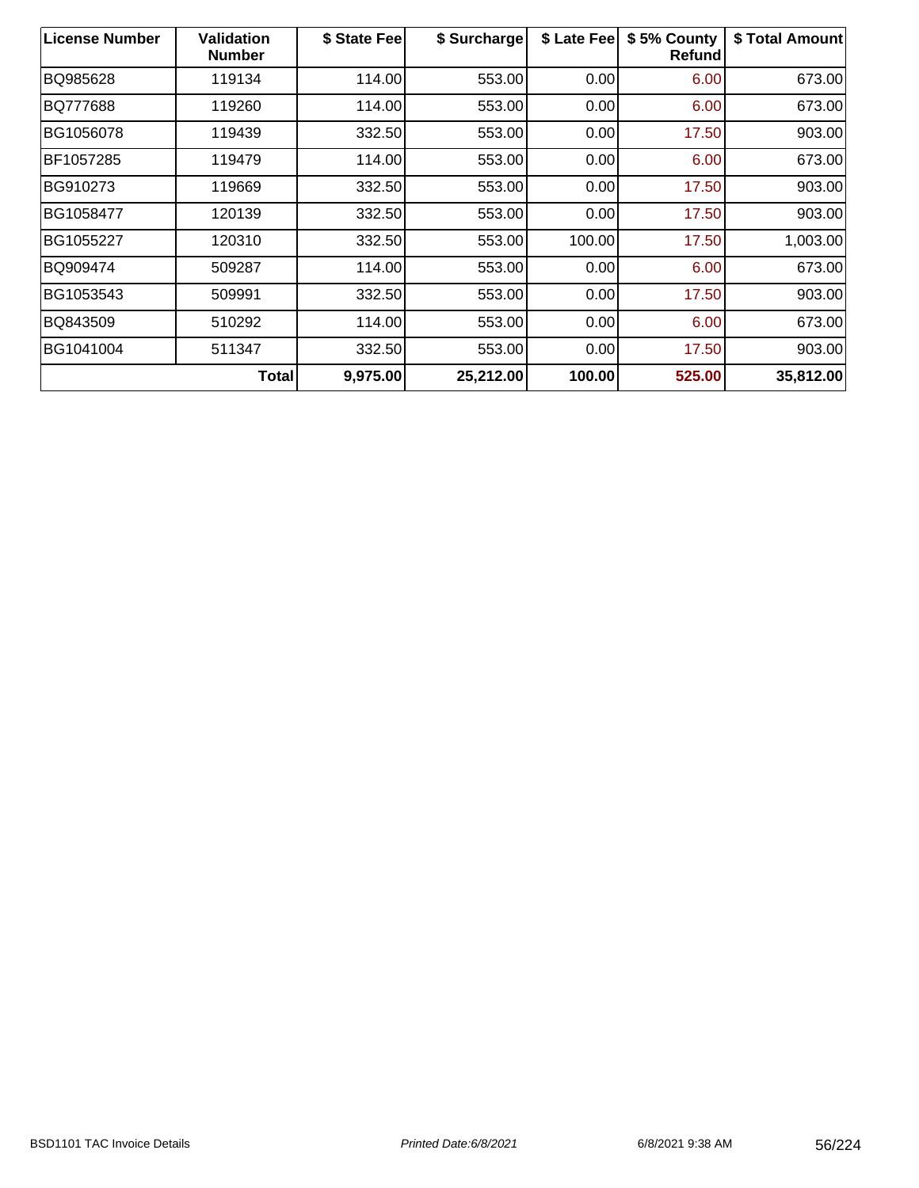| License Number | Validation Number | $ State Fee | $ Surcharge | $ Late Fee | $ 5% County Refund | $ Total Amount |
|---|---|---|---|---|---|---|
| BQ985628 | 119134 | 114.00 | 553.00 | 0.00 | 6.00 | 673.00 |
| BQ777688 | 119260 | 114.00 | 553.00 | 0.00 | 6.00 | 673.00 |
| BG1056078 | 119439 | 332.50 | 553.00 | 0.00 | 17.50 | 903.00 |
| BF1057285 | 119479 | 114.00 | 553.00 | 0.00 | 6.00 | 673.00 |
| BG910273 | 119669 | 332.50 | 553.00 | 0.00 | 17.50 | 903.00 |
| BG1058477 | 120139 | 332.50 | 553.00 | 0.00 | 17.50 | 903.00 |
| BG1055227 | 120310 | 332.50 | 553.00 | 100.00 | 17.50 | 1,003.00 |
| BQ909474 | 509287 | 114.00 | 553.00 | 0.00 | 6.00 | 673.00 |
| BG1053543 | 509991 | 332.50 | 553.00 | 0.00 | 17.50 | 903.00 |
| BQ843509 | 510292 | 114.00 | 553.00 | 0.00 | 6.00 | 673.00 |
| BG1041004 | 511347 | 332.50 | 553.00 | 0.00 | 17.50 | 903.00 |
| **Total** | | **9,975.00** | **25,212.00** | **100.00** | **525.00** | **35,812.00** |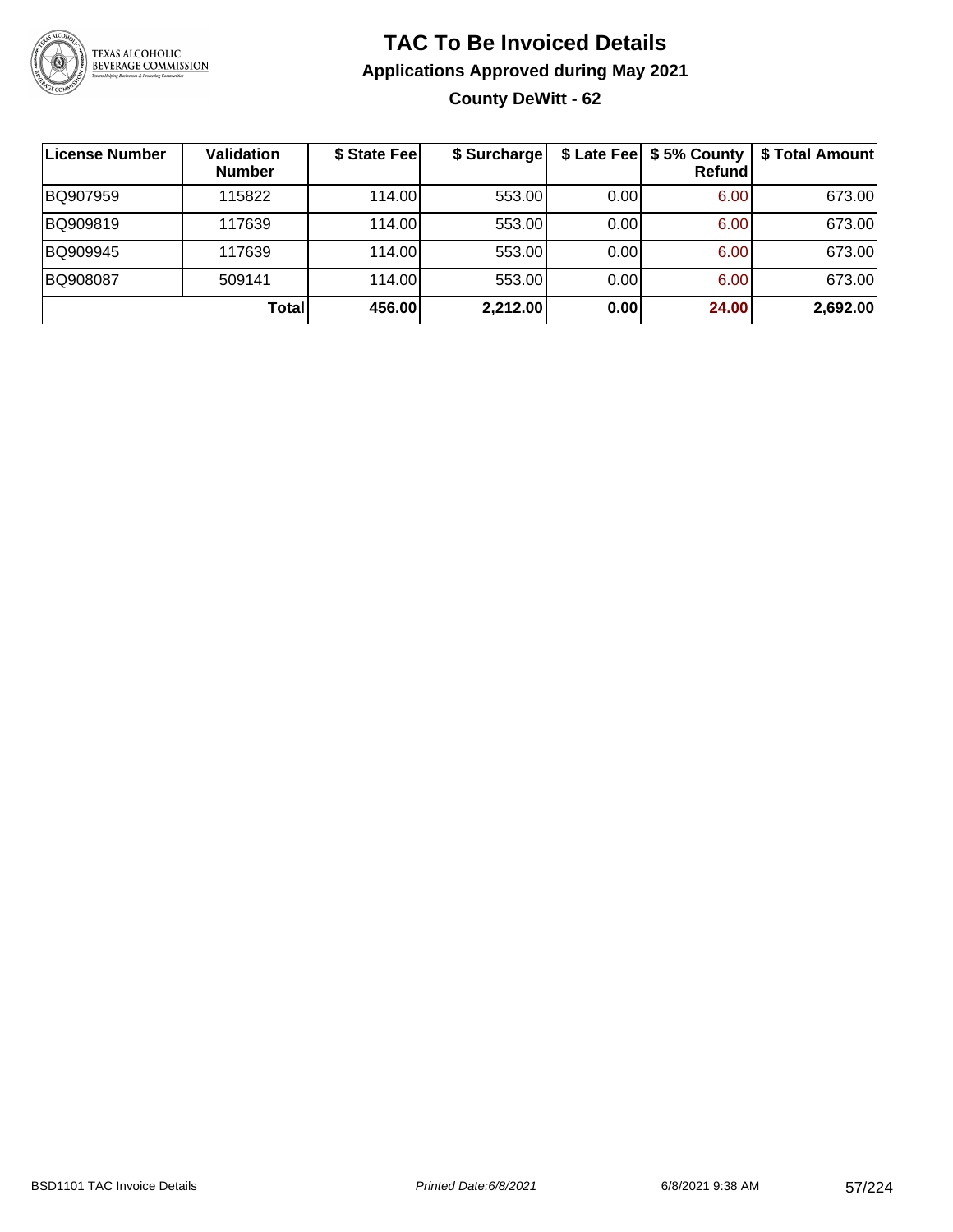# TAC To Be Invoiced Details

## Applications Approved during May 2021

### County DeWitt - 62

| License Number | Validation Number | $ State Fee | $ Surcharge | $ Late Fee | $ 5% County Refund | $ Total Amount |
|---|---|---|---|---|---|---|
| BQ907959 | 115822 | 114.00 | 553.00 | 0.00 | 6.00 | 673.00 |
| BQ909819 | 117639 | 114.00 | 553.00 | 0.00 | 6.00 | 673.00 |
| BQ909945 | 117639 | 114.00 | 553.00 | 0.00 | 6.00 | 673.00 |
| BQ908087 | 509141 | 114.00 | 553.00 | 0.00 | 6.00 | 673.00 |
| | **Total** | **456.00** | **2,212.00** | **0.00** | **24.00** | **2,692.00** |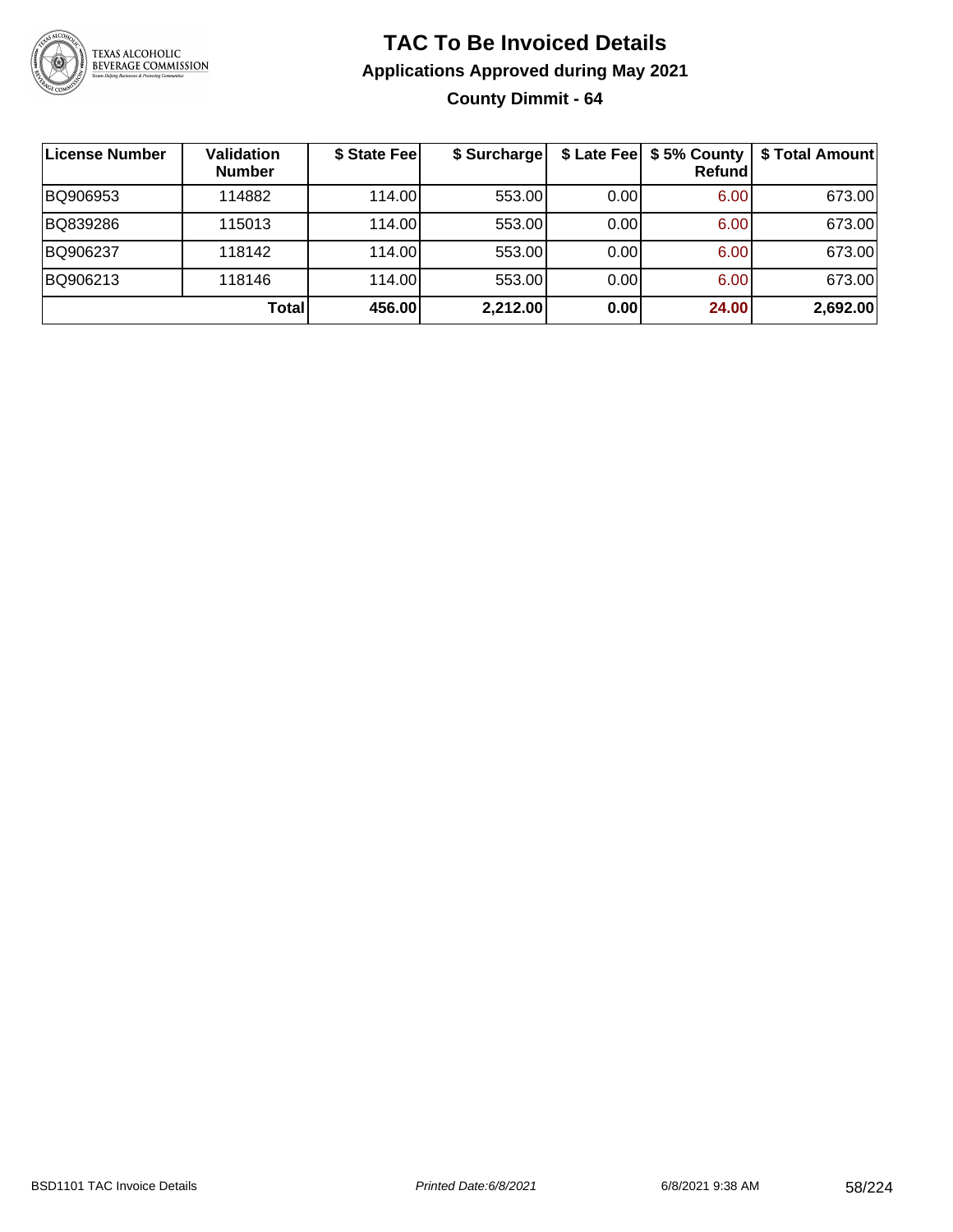# TAC To Be Invoiced Details

## Applications Approved during May 2021

### County Dimmit - 64

| License Number | Validation Number | $ State Fee | $ Surcharge | $ Late Fee | $ 5% County Refund | $ Total Amount |
|---|---|---|---|---|---|---|
| BQ906953 | 114882 | 114.00 | 553.00 | 0.00 | 6.00 | 673.00 |
| BQ839286 | 115013 | 114.00 | 553.00 | 0.00 | 6.00 | 673.00 |
| BQ906237 | 118142 | 114.00 | 553.00 | 0.00 | 6.00 | 673.00 |
| BQ906213 | 118146 | 114.00 | 553.00 | 0.00 | 6.00 | 673.00 |
| | **Total** | **456.00** | **2,212.00** | **0.00** | **24.00** | **2,692.00** |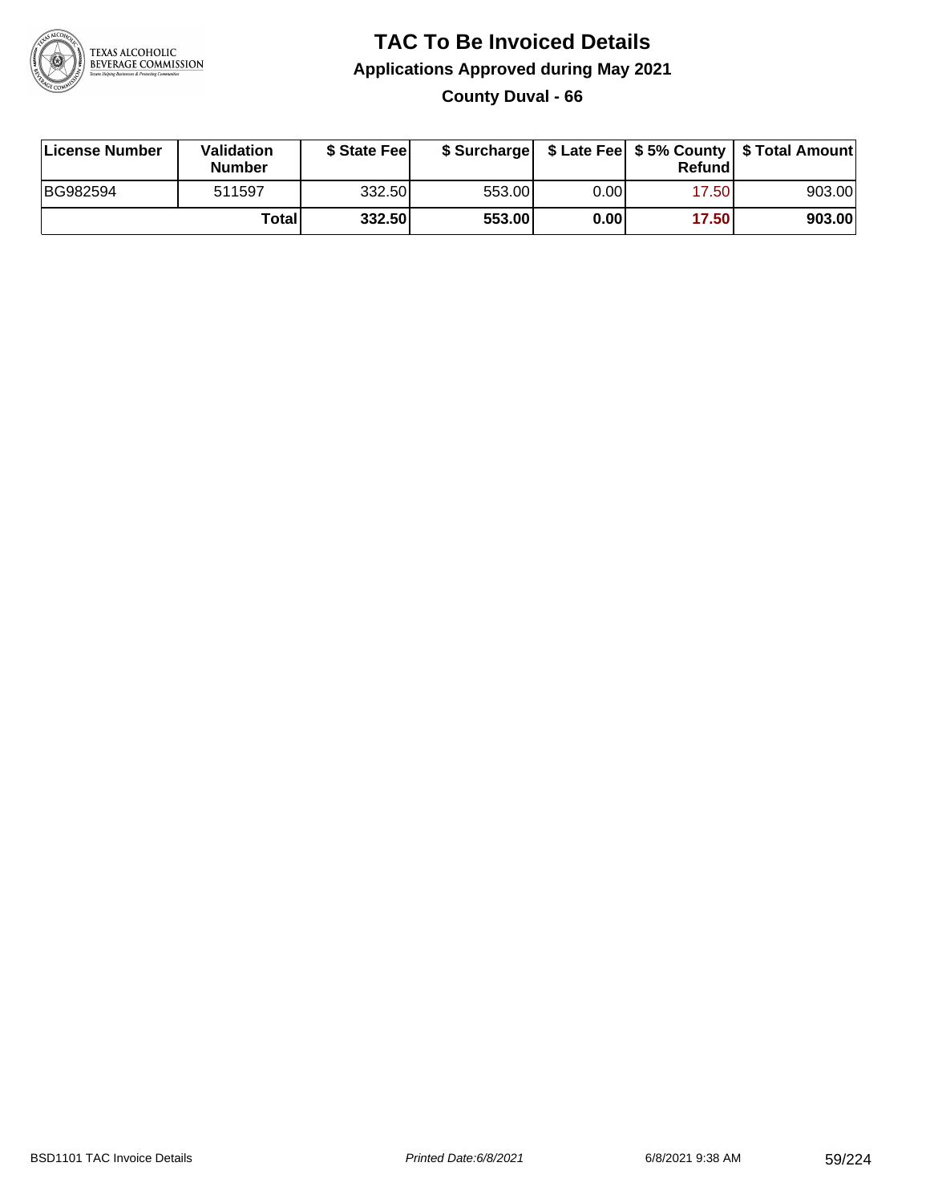# TAC To Be Invoiced Details

## Applications Approved during May 2021

### County Duval - 66

| License Number | Validation Number | $ State Fee | $ Surcharge | $ Late Fee | $ 5% County Refund | $ Total Amount |
|---|---|---|---|---|---|---|
| BG982594 | 511597 | 332.50 | 553.00 | 0.00 | 17.50 | 903.00 |
| | **Total** | **332.50** | **553.00** | **0.00** | **17.50** | **903.00** |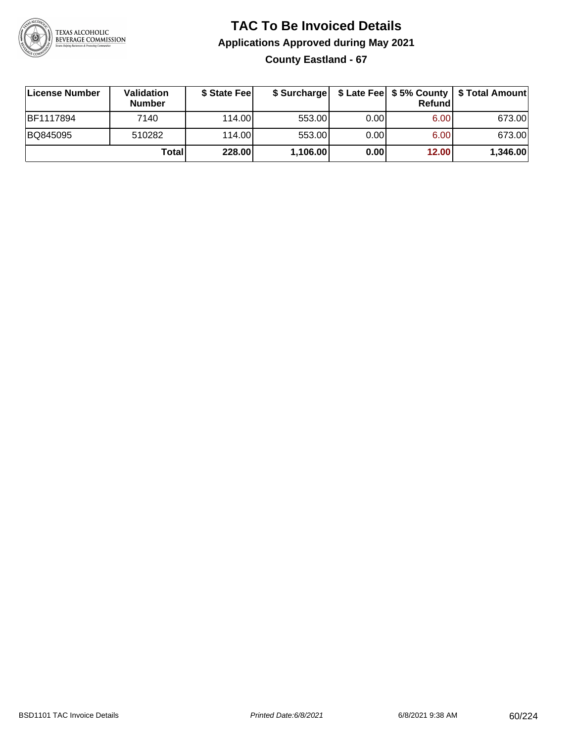# TAC To Be Invoiced Details

## Applications Approved during May 2021

### County Eastland - 67

| License Number | Validation Number | $ State Fee | $ Surcharge | $ Late Fee | $ 5% County Refund | $ Total Amount |
|---|---|---|---|---|---|---|
| BF1117894 | 7140 | 114.00 | 553.00 | 0.00 | 6.00 | 673.00 |
| BQ845095 | 510282 | 114.00 | 553.00 | 0.00 | 6.00 | 673.00 |
| | **Total** | **228.00** | **1,106.00** | **0.00** | **12.00** | **1,346.00** |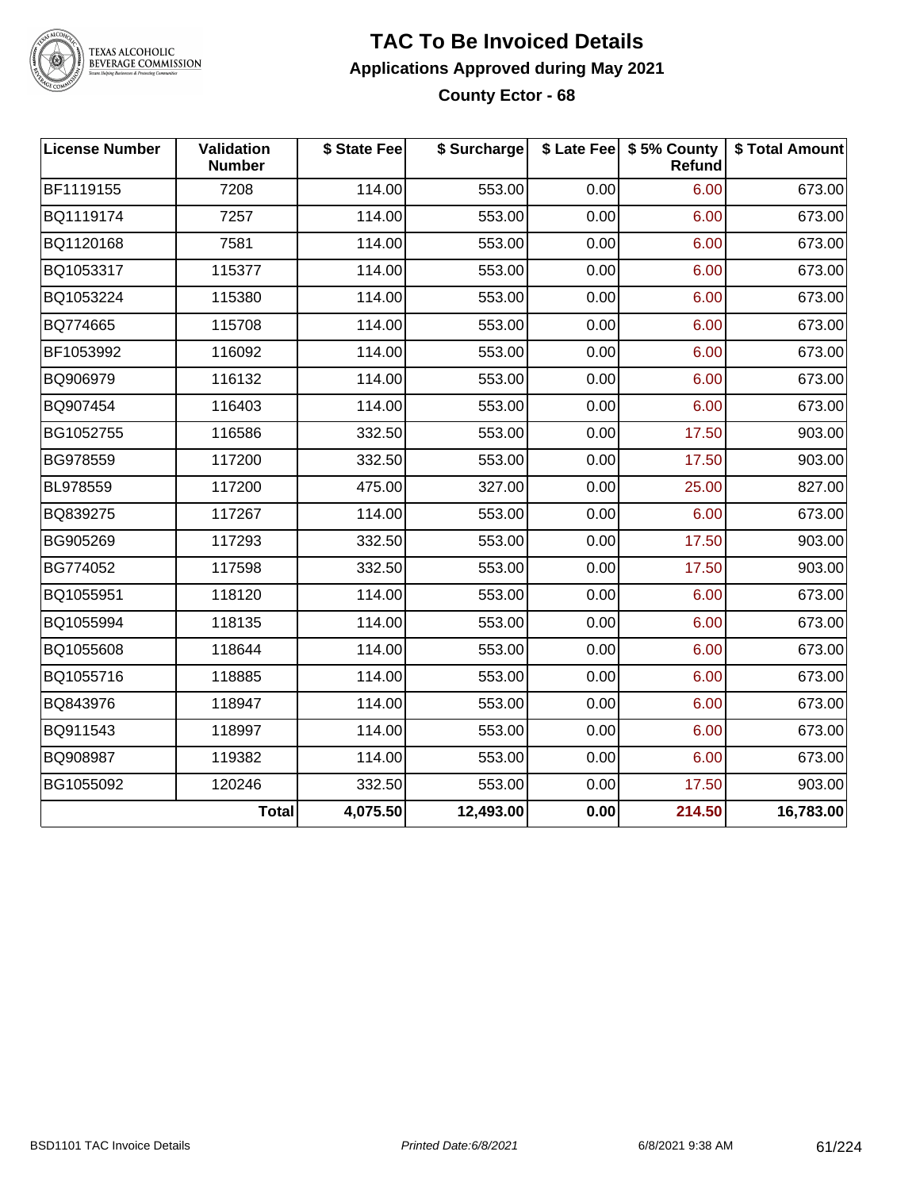# TAC To Be Invoiced Details

## Applications Approved during May 2021

### County Ector - 68

| License Number | Validation Number | $ State Fee | $ Surcharge | $ Late Fee | $ 5% County Refund | $ Total Amount |
|---|---|---|---|---|---|---|
| BF1119155 | 7208 | 114.00 | 553.00 | 0.00 | 6.00 | 673.00 |
| BQ1119174 | 7257 | 114.00 | 553.00 | 0.00 | 6.00 | 673.00 |
| BQ1120168 | 7581 | 114.00 | 553.00 | 0.00 | 6.00 | 673.00 |
| BQ1053317 | 115377 | 114.00 | 553.00 | 0.00 | 6.00 | 673.00 |
| BQ1053224 | 115380 | 114.00 | 553.00 | 0.00 | 6.00 | 673.00 |
| BQ774665 | 115708 | 114.00 | 553.00 | 0.00 | 6.00 | 673.00 |
| BF1053992 | 116092 | 114.00 | 553.00 | 0.00 | 6.00 | 673.00 |
| BQ906979 | 116132 | 114.00 | 553.00 | 0.00 | 6.00 | 673.00 |
| BQ907454 | 116403 | 114.00 | 553.00 | 0.00 | 6.00 | 673.00 |
| BG1052755 | 116586 | 332.50 | 553.00 | 0.00 | 17.50 | 903.00 |
| BG978559 | 117200 | 332.50 | 553.00 | 0.00 | 17.50 | 903.00 |
| BL978559 | 117200 | 475.00 | 327.00 | 0.00 | 25.00 | 827.00 |
| BQ839275 | 117267 | 114.00 | 553.00 | 0.00 | 6.00 | 673.00 |
| BG905269 | 117293 | 332.50 | 553.00 | 0.00 | 17.50 | 903.00 |
| BG774052 | 117598 | 332.50 | 553.00 | 0.00 | 17.50 | 903.00 |
| BQ1055951 | 118120 | 114.00 | 553.00 | 0.00 | 6.00 | 673.00 |
| BQ1055994 | 118135 | 114.00 | 553.00 | 0.00 | 6.00 | 673.00 |
| BQ1055608 | 118644 | 114.00 | 553.00 | 0.00 | 6.00 | 673.00 |
| BQ1055716 | 118885 | 114.00 | 553.00 | 0.00 | 6.00 | 673.00 |
| BQ843976 | 118947 | 114.00 | 553.00 | 0.00 | 6.00 | 673.00 |
| BQ911543 | 118997 | 114.00 | 553.00 | 0.00 | 6.00 | 673.00 |
| BQ908987 | 119382 | 114.00 | 553.00 | 0.00 | 6.00 | 673.00 |
| BG1055092 | 120246 | 332.50 | 553.00 | 0.00 | 17.50 | 903.00 |
| | **Total** | **4,075.50** | **12,493.00** | **0.00** | **214.50** | **16,783.00** |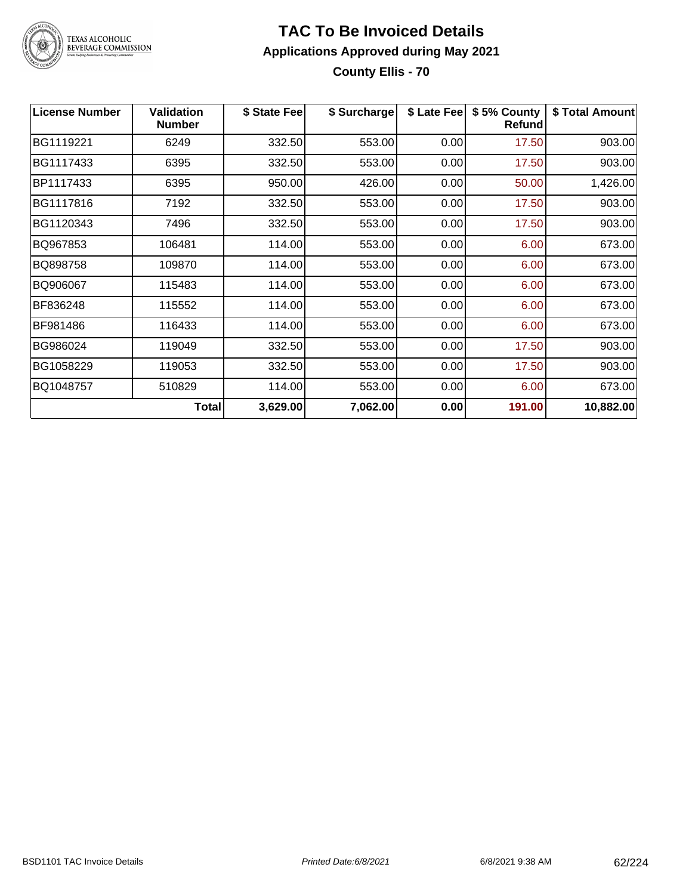# TAC To Be Invoiced Details

## Applications Approved during May 2021

### County Ellis - 70

| License Number | Validation Number | $ State Fee | $ Surcharge | $ Late Fee | $ 5% County Refund | $ Total Amount |
|---|---|---|---|---|---|---|
| BG1119221 | 6249 | 332.50 | 553.00 | 0.00 | 17.50 | 903.00 |
| BG1117433 | 6395 | 332.50 | 553.00 | 0.00 | 17.50 | 903.00 |
| BP1117433 | 6395 | 950.00 | 426.00 | 0.00 | 50.00 | 1,426.00 |
| BG1117816 | 7192 | 332.50 | 553.00 | 0.00 | 17.50 | 903.00 |
| BG1120343 | 7496 | 332.50 | 553.00 | 0.00 | 17.50 | 903.00 |
| BQ967853 | 106481 | 114.00 | 553.00 | 0.00 | 6.00 | 673.00 |
| BQ898758 | 109870 | 114.00 | 553.00 | 0.00 | 6.00 | 673.00 |
| BQ906067 | 115483 | 114.00 | 553.00 | 0.00 | 6.00 | 673.00 |
| BF836248 | 115552 | 114.00 | 553.00 | 0.00 | 6.00 | 673.00 |
| BF981486 | 116433 | 114.00 | 553.00 | 0.00 | 6.00 | 673.00 |
| BG986024 | 119049 | 332.50 | 553.00 | 0.00 | 17.50 | 903.00 |
| BG1058229 | 119053 | 332.50 | 553.00 | 0.00 | 17.50 | 903.00 |
| BQ1048757 | 510829 | 114.00 | 553.00 | 0.00 | 6.00 | 673.00 |
| | **Total** | **3,629.00** | **7,062.00** | **0.00** | **191.00** | **10,882.00** |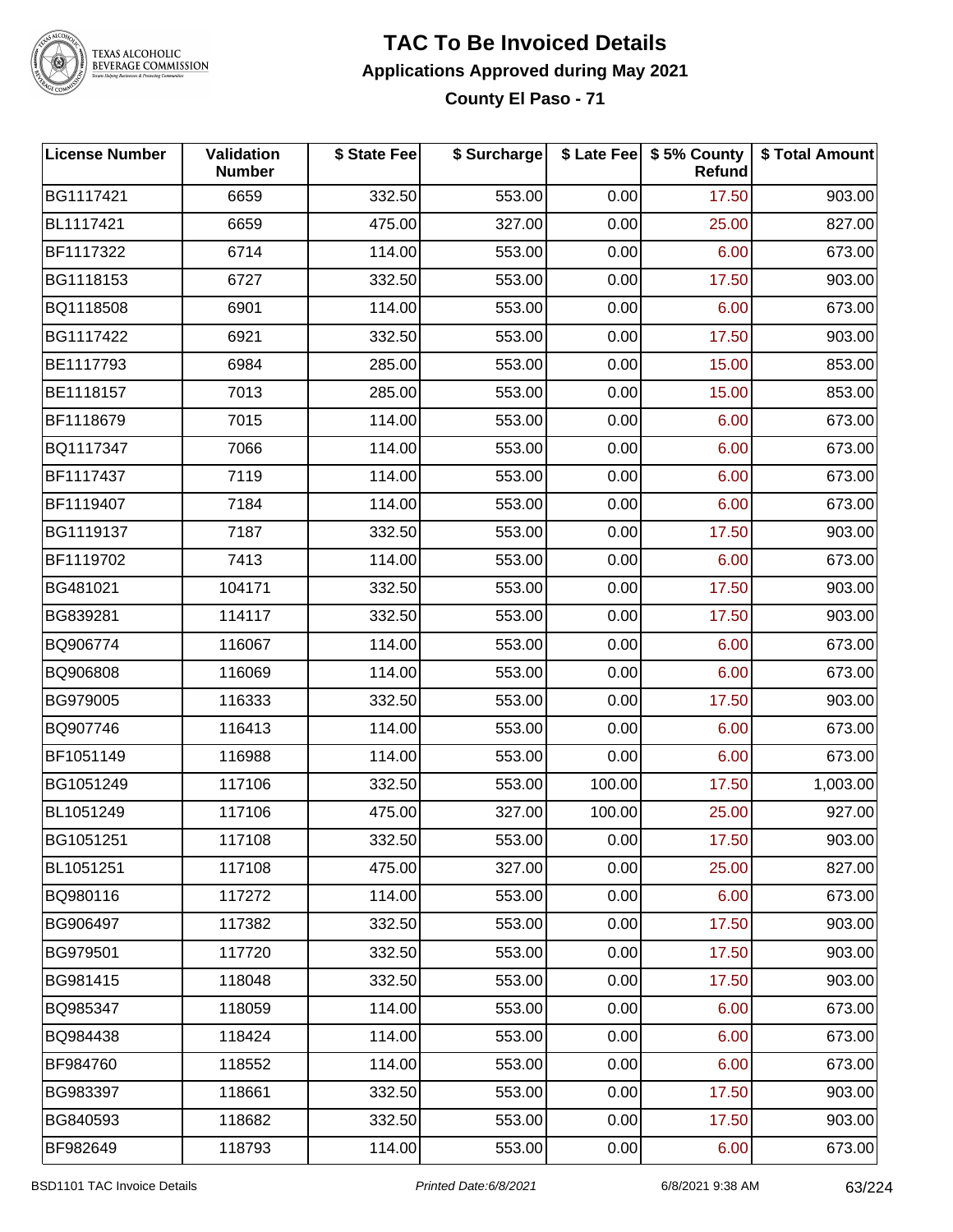# TAC To Be Invoiced Details

## Applications Approved during May 2021

### County El Paso - 71

| License Number | Validation Number | $ State Fee | $ Surcharge | $ Late Fee | $ 5% County Refund | $ Total Amount |
|---|---|---|---|---|---|---|
| BG1117421 | 6659 | 332.50 | 553.00 | 0.00 | 17.50 | 903.00 |
| BL1117421 | 6659 | 475.00 | 327.00 | 0.00 | 25.00 | 827.00 |
| BF1117322 | 6714 | 114.00 | 553.00 | 0.00 | 6.00 | 673.00 |
| BG1118153 | 6727 | 332.50 | 553.00 | 0.00 | 17.50 | 903.00 |
| BQ1118508 | 6901 | 114.00 | 553.00 | 0.00 | 6.00 | 673.00 |
| BG1117422 | 6921 | 332.50 | 553.00 | 0.00 | 17.50 | 903.00 |
| BE1117793 | 6984 | 285.00 | 553.00 | 0.00 | 15.00 | 853.00 |
| BE1118157 | 7013 | 285.00 | 553.00 | 0.00 | 15.00 | 853.00 |
| BF1118679 | 7015 | 114.00 | 553.00 | 0.00 | 6.00 | 673.00 |
| BQ1117347 | 7066 | 114.00 | 553.00 | 0.00 | 6.00 | 673.00 |
| BF1117437 | 7119 | 114.00 | 553.00 | 0.00 | 6.00 | 673.00 |
| BF1119407 | 7184 | 114.00 | 553.00 | 0.00 | 6.00 | 673.00 |
| BG1119137 | 7187 | 332.50 | 553.00 | 0.00 | 17.50 | 903.00 |
| BF1119702 | 7413 | 114.00 | 553.00 | 0.00 | 6.00 | 673.00 |
| BG481021 | 104171 | 332.50 | 553.00 | 0.00 | 17.50 | 903.00 |
| BG839281 | 114117 | 332.50 | 553.00 | 0.00 | 17.50 | 903.00 |
| BQ906774 | 116067 | 114.00 | 553.00 | 0.00 | 6.00 | 673.00 |
| BQ906808 | 116069 | 114.00 | 553.00 | 0.00 | 6.00 | 673.00 |
| BG979005 | 116333 | 332.50 | 553.00 | 0.00 | 17.50 | 903.00 |
| BQ907746 | 116413 | 114.00 | 553.00 | 0.00 | 6.00 | 673.00 |
| BF1051149 | 116988 | 114.00 | 553.00 | 0.00 | 6.00 | 673.00 |
| BG1051249 | 117106 | 332.50 | 553.00 | 100.00 | 17.50 | 1,003.00 |
| BL1051249 | 117106 | 475.00 | 327.00 | 100.00 | 25.00 | 927.00 |
| BG1051251 | 117108 | 332.50 | 553.00 | 0.00 | 17.50 | 903.00 |
| BL1051251 | 117108 | 475.00 | 327.00 | 0.00 | 25.00 | 827.00 |
| BQ980116 | 117272 | 114.00 | 553.00 | 0.00 | 6.00 | 673.00 |
| BG906497 | 117382 | 332.50 | 553.00 | 0.00 | 17.50 | 903.00 |
| BG979501 | 117720 | 332.50 | 553.00 | 0.00 | 17.50 | 903.00 |
| BG981415 | 118048 | 332.50 | 553.00 | 0.00 | 17.50 | 903.00 |
| BQ985347 | 118059 | 114.00 | 553.00 | 0.00 | 6.00 | 673.00 |
| BQ984438 | 118424 | 114.00 | 553.00 | 0.00 | 6.00 | 673.00 |
| BF984760 | 118552 | 114.00 | 553.00 | 0.00 | 6.00 | 673.00 |
| BG983397 | 118661 | 332.50 | 553.00 | 0.00 | 17.50 | 903.00 |
| BG840593 | 118682 | 332.50 | 553.00 | 0.00 | 17.50 | 903.00 |
| BF982649 | 118793 | 114.00 | 553.00 | 0.00 | 6.00 | 673.00 |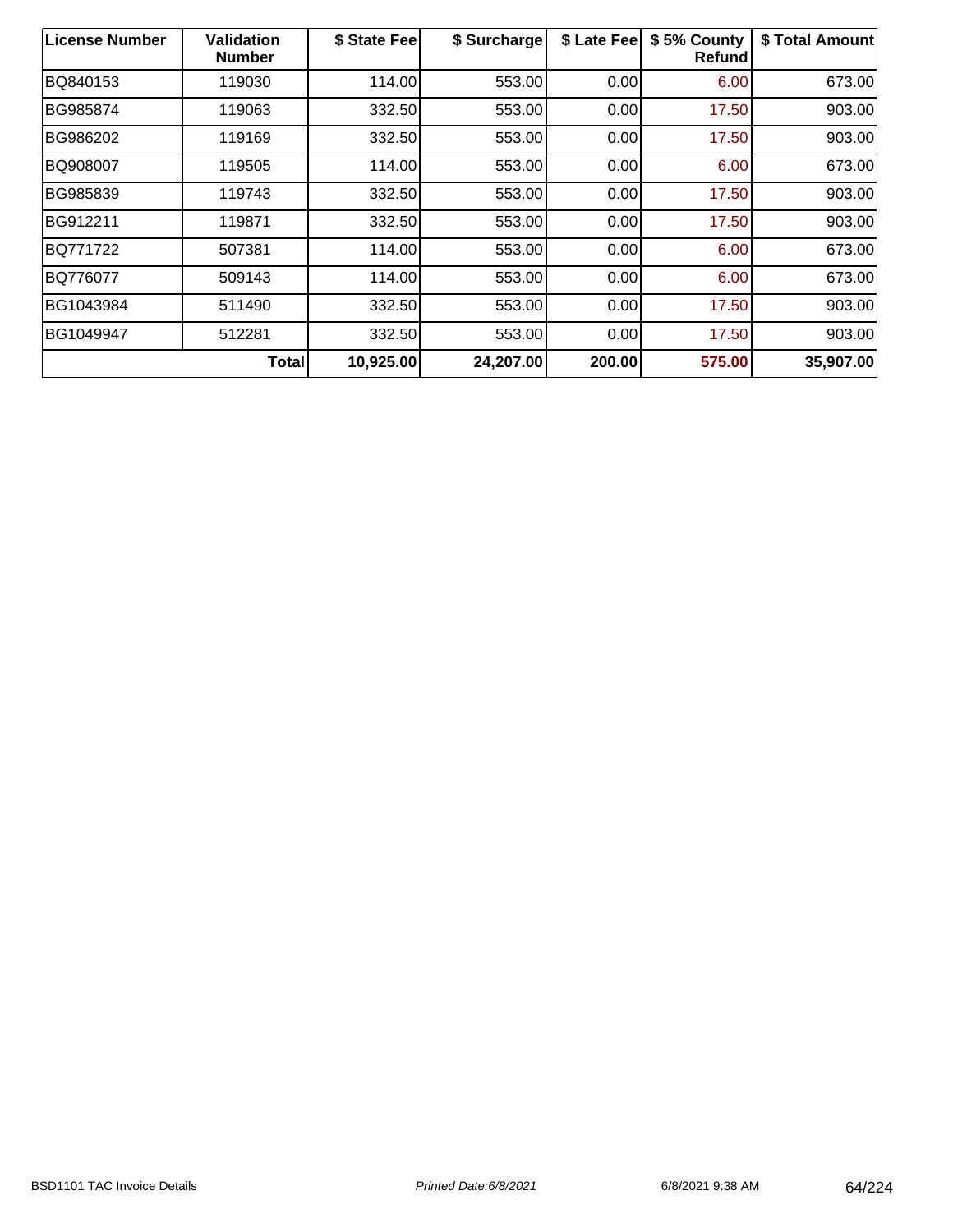| License Number | Validation Number | $ State Fee | $ Surcharge | $ Late Fee | $ 5% County Refund | $ Total Amount |
|---|---|---|---|---|---|---|
| BQ840153 | 119030 | 114.00 | 553.00 | 0.00 | 6.00 | 673.00 |
| BG985874 | 119063 | 332.50 | 553.00 | 0.00 | 17.50 | 903.00 |
| BG986202 | 119169 | 332.50 | 553.00 | 0.00 | 17.50 | 903.00 |
| BQ908007 | 119505 | 114.00 | 553.00 | 0.00 | 6.00 | 673.00 |
| BG985839 | 119743 | 332.50 | 553.00 | 0.00 | 17.50 | 903.00 |
| BG912211 | 119871 | 332.50 | 553.00 | 0.00 | 17.50 | 903.00 |
| BQ771722 | 507381 | 114.00 | 553.00 | 0.00 | 6.00 | 673.00 |
| BQ776077 | 509143 | 114.00 | 553.00 | 0.00 | 6.00 | 673.00 |
| BG1043984 | 511490 | 332.50 | 553.00 | 0.00 | 17.50 | 903.00 |
| BG1049947 | 512281 | 332.50 | 553.00 | 0.00 | 17.50 | 903.00 |
| | **Total** | **10,925.00** | **24,207.00** | **200.00** | **575.00** | **35,907.00** |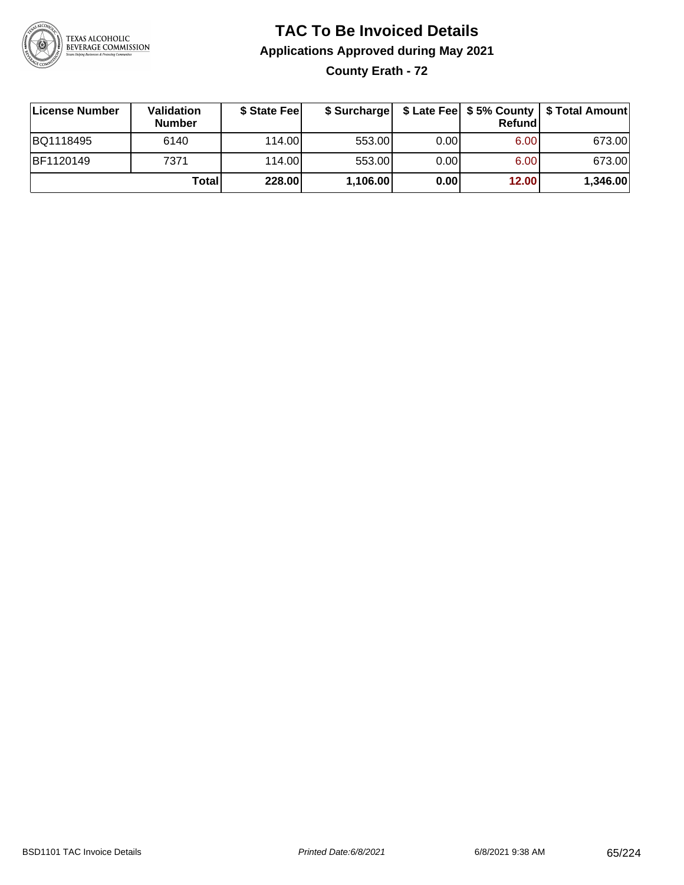# TAC To Be Invoiced Details

## Applications Approved during May 2021

### County Erath - 72

| License Number | Validation Number | $ State Fee | $ Surcharge | $ Late Fee | $ 5% County Refund | $ Total Amount |
|---|---|---|---|---|---|---|
| BQ1118495 | 6140 | 114.00 | 553.00 | 0.00 | 6.00 | 673.00 |
| BF1120149 | 7371 | 114.00 | 553.00 | 0.00 | 6.00 | 673.00 |
| | **Total** | **228.00** | **1,106.00** | **0.00** | **12.00** | **1,346.00** |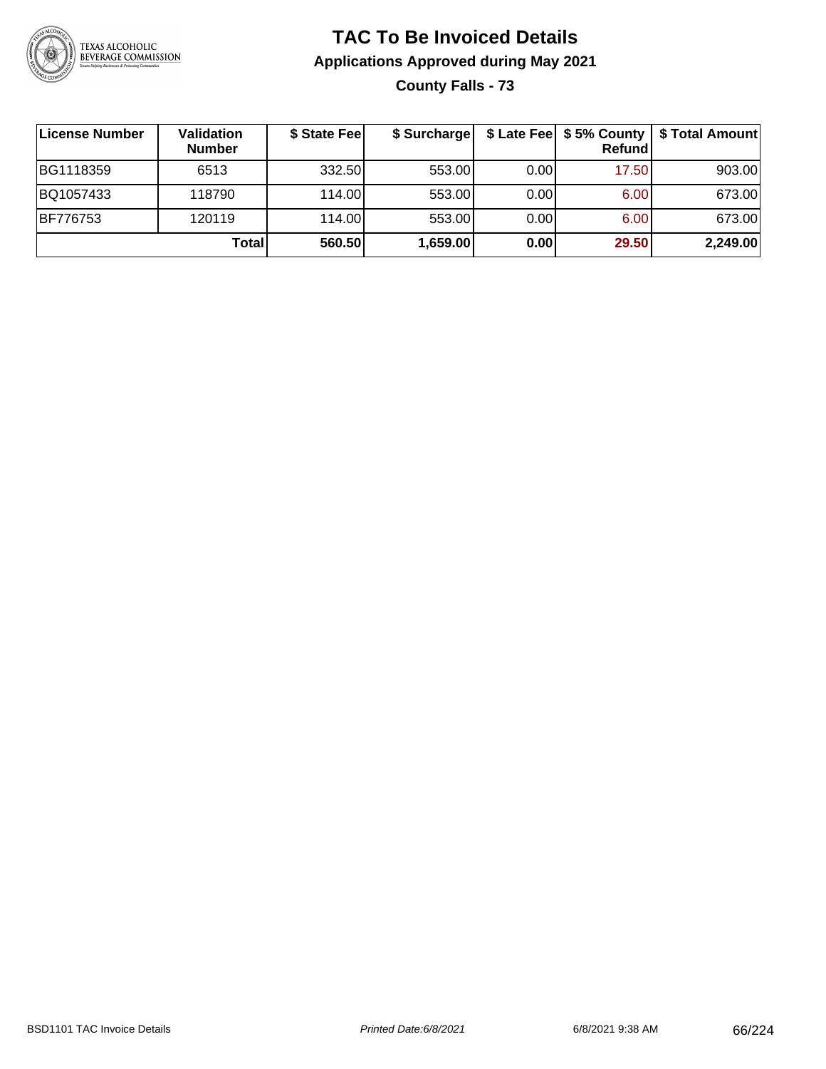# TAC To Be Invoiced Details

## Applications Approved during May 2021

### County Falls - 73

| License Number | Validation Number | $ State Fee | $ Surcharge | $ Late Fee | $ 5% County Refund | $ Total Amount |
|---|---|---|---|---|---|---|
| BG1118359 | 6513 | 332.50 | 553.00 | 0.00 | 17.50 | 903.00 |
| BQ1057433 | 118790 | 114.00 | 553.00 | 0.00 | 6.00 | 673.00 |
| BF776753 | 120119 | 114.00 | 553.00 | 0.00 | 6.00 | 673.00 |
| | **Total** | **560.50** | **1,659.00** | **0.00** | **29.50** | **2,249.00** |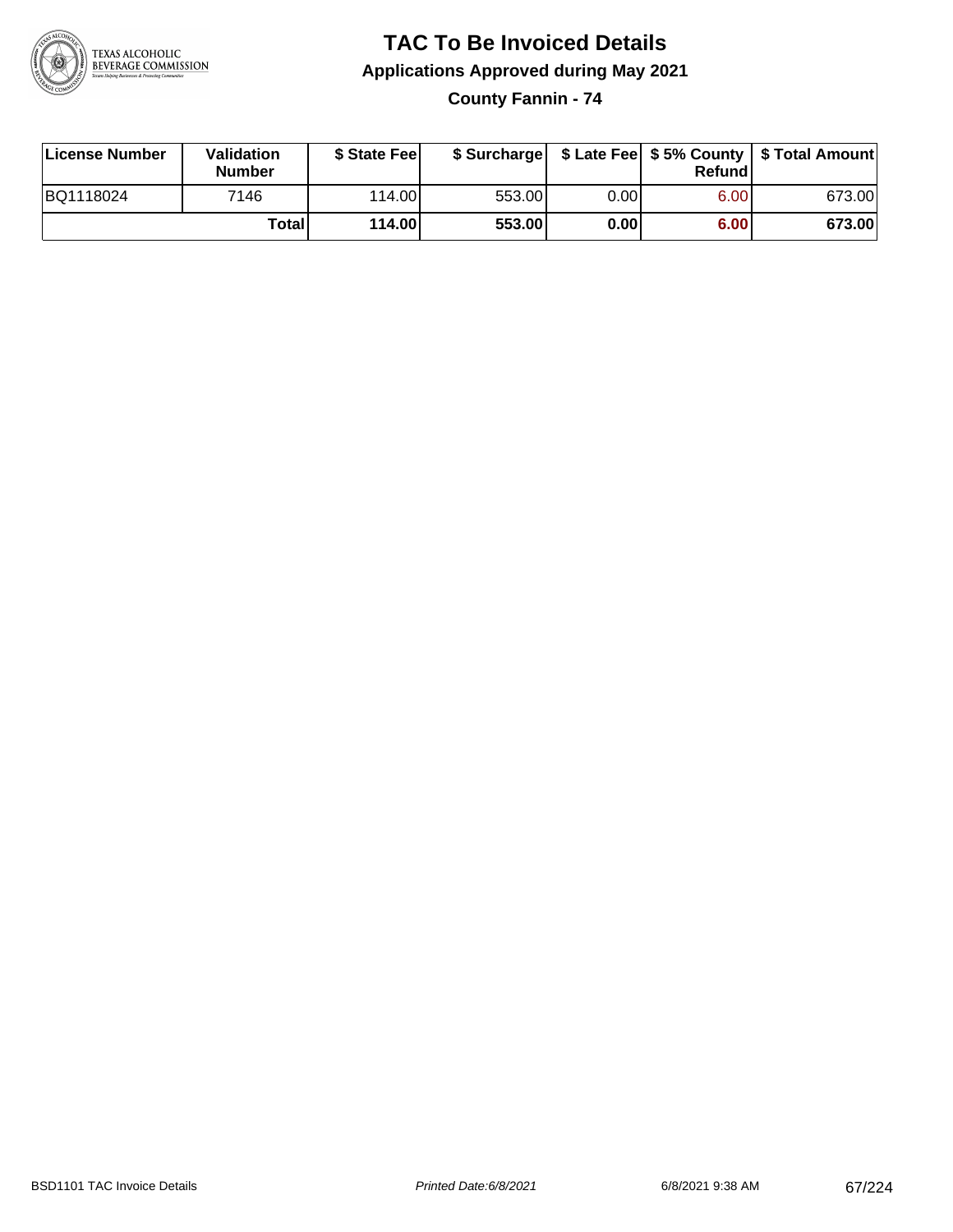# TAC To Be Invoiced Details

## Applications Approved during May 2021

### County Fannin - 74

| License Number | Validation Number | $ State Fee | $ Surcharge | $ Late Fee | $ 5% County Refund | $ Total Amount |
|---|---|---|---|---|---|---|
| BQ1118024 | 7146 | 114.00 | 553.00 | 0.00 | 6.00 | 673.00 |
| | **Total** | **114.00** | **553.00** | **0.00** | **6.00** | **673.00** |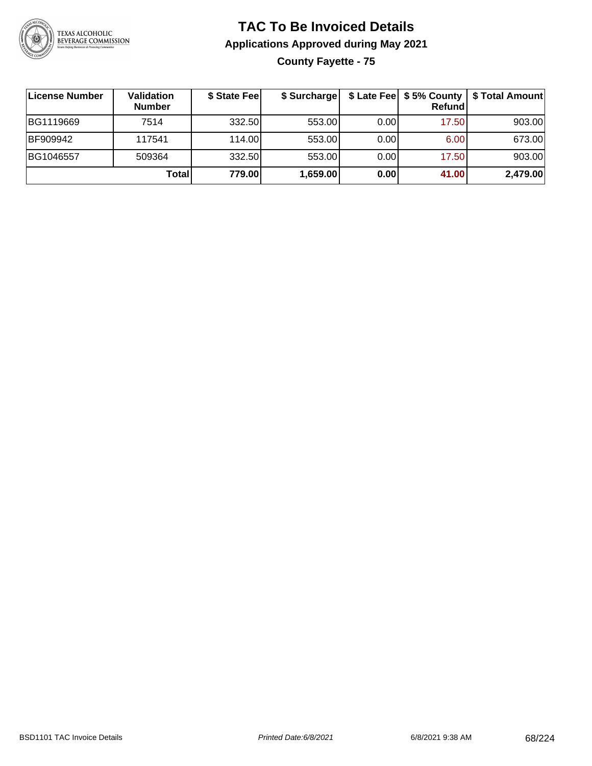# TAC To Be Invoiced Details

## Applications Approved during May 2021

### County Fayette - 75

| License Number | Validation Number | $ State Fee | $ Surcharge | $ Late Fee | $ 5% County Refund | $ Total Amount |
|---|---|---|---|---|---|---|
| BG1119669 | 7514 | 332.50 | 553.00 | 0.00 | 17.50 | 903.00 |
| BF909942 | 117541 | 114.00 | 553.00 | 0.00 | 6.00 | 673.00 |
| BG1046557 | 509364 | 332.50 | 553.00 | 0.00 | 17.50 | 903.00 |
| | **Total** | **779.00** | **1,659.00** | **0.00** | **41.00** | **2,479.00** |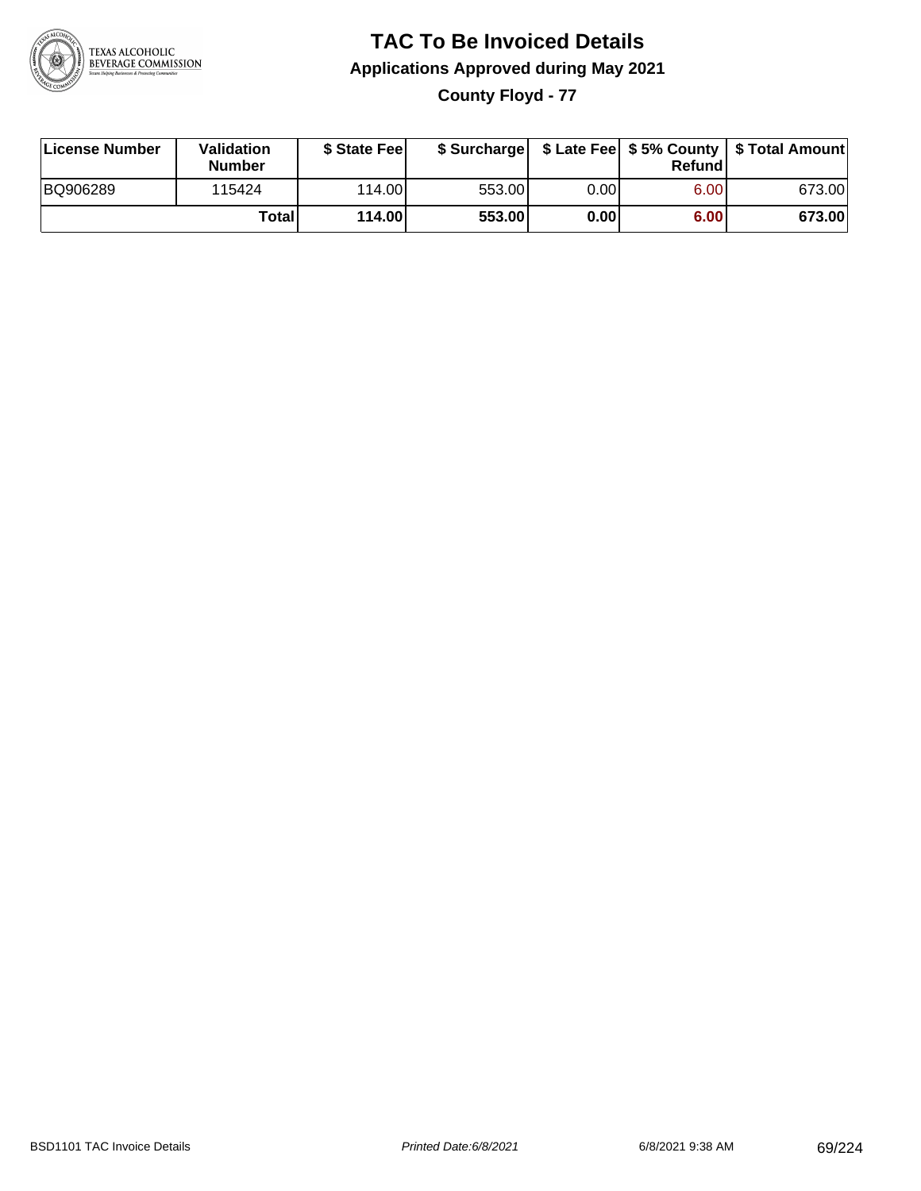# TAC To Be Invoiced Details

## Applications Approved during May 2021

### County Floyd - 77

| License Number | Validation Number | $ State Fee | $ Surcharge | $ Late Fee | $ 5% County Refund | $ Total Amount |
|---|---|---|---|---|---|---|
| BQ906289 | 115424 | 114.00 | 553.00 | 0.00 | 6.00 | 673.00 |
| | **Total** | **114.00** | **553.00** | **0.00** | **6.00** | **673.00** |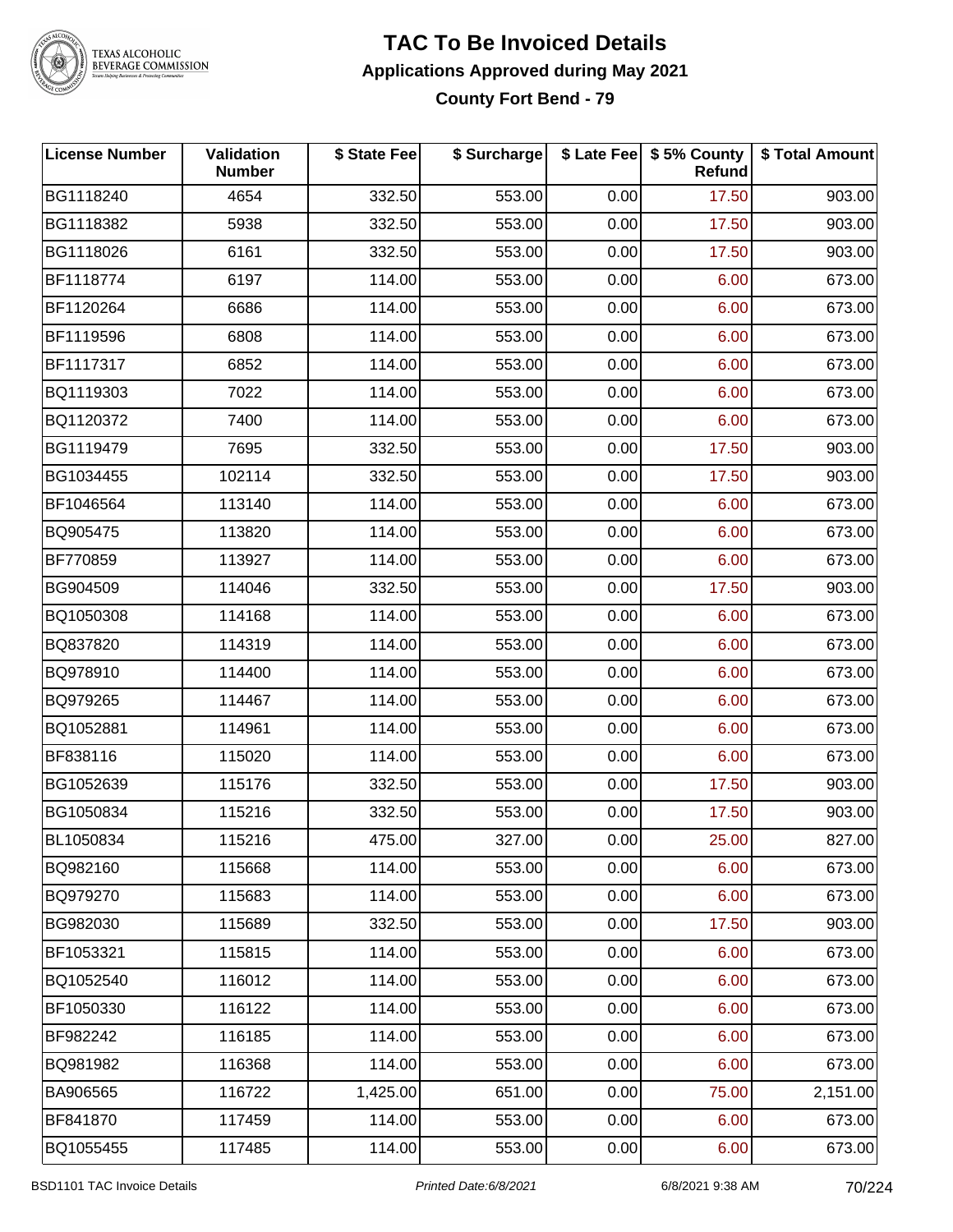# TAC To Be Invoiced Details

## Applications Approved during May 2021

### County Fort Bend - 79

| License Number | Validation Number | $ State Fee | $ Surcharge | $ Late Fee | $ 5% County Refund | $ Total Amount |
|---|---|---|---|---|---|---|
| BG1118240 | 4654 | 332.50 | 553.00 | 0.00 | 17.50 | 903.00 |
| BG1118382 | 5938 | 332.50 | 553.00 | 0.00 | 17.50 | 903.00 |
| BG1118026 | 6161 | 332.50 | 553.00 | 0.00 | 17.50 | 903.00 |
| BF1118774 | 6197 | 114.00 | 553.00 | 0.00 | 6.00 | 673.00 |
| BF1120264 | 6686 | 114.00 | 553.00 | 0.00 | 6.00 | 673.00 |
| BF1119596 | 6808 | 114.00 | 553.00 | 0.00 | 6.00 | 673.00 |
| BF1117317 | 6852 | 114.00 | 553.00 | 0.00 | 6.00 | 673.00 |
| BQ1119303 | 7022 | 114.00 | 553.00 | 0.00 | 6.00 | 673.00 |
| BQ1120372 | 7400 | 114.00 | 553.00 | 0.00 | 6.00 | 673.00 |
| BG1119479 | 7695 | 332.50 | 553.00 | 0.00 | 17.50 | 903.00 |
| BG1034455 | 102114 | 332.50 | 553.00 | 0.00 | 17.50 | 903.00 |
| BF1046564 | 113140 | 114.00 | 553.00 | 0.00 | 6.00 | 673.00 |
| BQ905475 | 113820 | 114.00 | 553.00 | 0.00 | 6.00 | 673.00 |
| BF770859 | 113927 | 114.00 | 553.00 | 0.00 | 6.00 | 673.00 |
| BG904509 | 114046 | 332.50 | 553.00 | 0.00 | 17.50 | 903.00 |
| BQ1050308 | 114168 | 114.00 | 553.00 | 0.00 | 6.00 | 673.00 |
| BQ837820 | 114319 | 114.00 | 553.00 | 0.00 | 6.00 | 673.00 |
| BQ978910 | 114400 | 114.00 | 553.00 | 0.00 | 6.00 | 673.00 |
| BQ979265 | 114467 | 114.00 | 553.00 | 0.00 | 6.00 | 673.00 |
| BQ1052881 | 114961 | 114.00 | 553.00 | 0.00 | 6.00 | 673.00 |
| BF838116 | 115020 | 114.00 | 553.00 | 0.00 | 6.00 | 673.00 |
| BG1052639 | 115176 | 332.50 | 553.00 | 0.00 | 17.50 | 903.00 |
| BG1050834 | 115216 | 332.50 | 553.00 | 0.00 | 17.50 | 903.00 |
| BL1050834 | 115216 | 475.00 | 327.00 | 0.00 | 25.00 | 827.00 |
| BQ982160 | 115668 | 114.00 | 553.00 | 0.00 | 6.00 | 673.00 |
| BQ979270 | 115683 | 114.00 | 553.00 | 0.00 | 6.00 | 673.00 |
| BG982030 | 115689 | 332.50 | 553.00 | 0.00 | 17.50 | 903.00 |
| BF1053321 | 115815 | 114.00 | 553.00 | 0.00 | 6.00 | 673.00 |
| BQ1052540 | 116012 | 114.00 | 553.00 | 0.00 | 6.00 | 673.00 |
| BF1050330 | 116122 | 114.00 | 553.00 | 0.00 | 6.00 | 673.00 |
| BF982242 | 116185 | 114.00 | 553.00 | 0.00 | 6.00 | 673.00 |
| BQ981982 | 116368 | 114.00 | 553.00 | 0.00 | 6.00 | 673.00 |
| BA906565 | 116722 | 1,425.00 | 651.00 | 0.00 | 75.00 | 2,151.00 |
| BF841870 | 117459 | 114.00 | 553.00 | 0.00 | 6.00 | 673.00 |
| BQ1055455 | 117485 | 114.00 | 553.00 | 0.00 | 6.00 | 673.00 |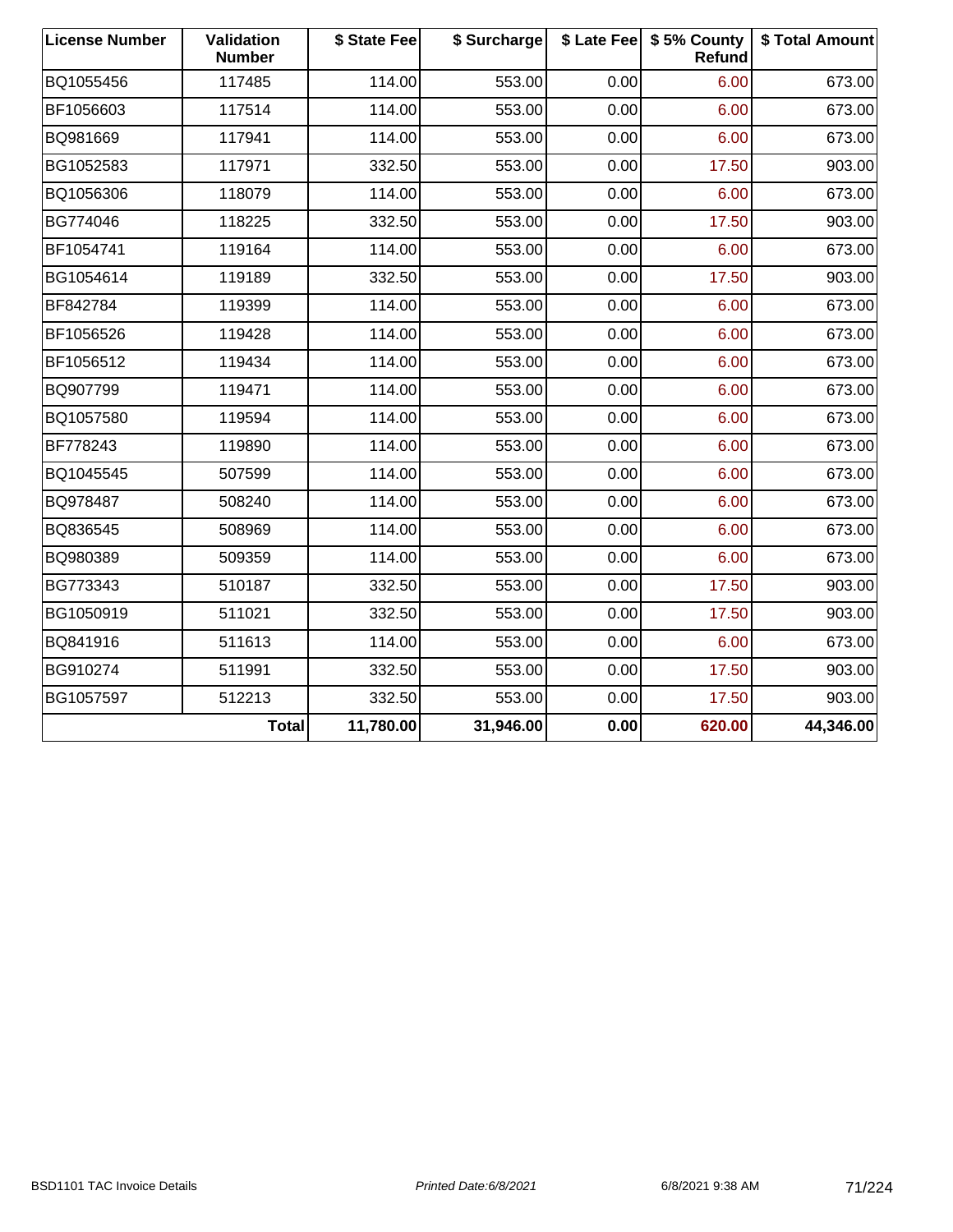| License Number | Validation Number | $ State Fee | $ Surcharge | $ Late Fee | $ 5% County Refund | $ Total Amount |
|---|---|---|---|---|---|---|
| BQ1055456 | 117485 | 114.00 | 553.00 | 0.00 | 6.00 | 673.00 |
| BF1056603 | 117514 | 114.00 | 553.00 | 0.00 | 6.00 | 673.00 |
| BQ981669 | 117941 | 114.00 | 553.00 | 0.00 | 6.00 | 673.00 |
| BG1052583 | 117971 | 332.50 | 553.00 | 0.00 | 17.50 | 903.00 |
| BQ1056306 | 118079 | 114.00 | 553.00 | 0.00 | 6.00 | 673.00 |
| BG774046 | 118225 | 332.50 | 553.00 | 0.00 | 17.50 | 903.00 |
| BF1054741 | 119164 | 114.00 | 553.00 | 0.00 | 6.00 | 673.00 |
| BG1054614 | 119189 | 332.50 | 553.00 | 0.00 | 17.50 | 903.00 |
| BF842784 | 119399 | 114.00 | 553.00 | 0.00 | 6.00 | 673.00 |
| BF1056526 | 119428 | 114.00 | 553.00 | 0.00 | 6.00 | 673.00 |
| BF1056512 | 119434 | 114.00 | 553.00 | 0.00 | 6.00 | 673.00 |
| BQ907799 | 119471 | 114.00 | 553.00 | 0.00 | 6.00 | 673.00 |
| BQ1057580 | 119594 | 114.00 | 553.00 | 0.00 | 6.00 | 673.00 |
| BF778243 | 119890 | 114.00 | 553.00 | 0.00 | 6.00 | 673.00 |
| BQ1045545 | 507599 | 114.00 | 553.00 | 0.00 | 6.00 | 673.00 |
| BQ978487 | 508240 | 114.00 | 553.00 | 0.00 | 6.00 | 673.00 |
| BQ836545 | 508969 | 114.00 | 553.00 | 0.00 | 6.00 | 673.00 |
| BQ980389 | 509359 | 114.00 | 553.00 | 0.00 | 6.00 | 673.00 |
| BG773343 | 510187 | 332.50 | 553.00 | 0.00 | 17.50 | 903.00 |
| BG1050919 | 511021 | 332.50 | 553.00 | 0.00 | 17.50 | 903.00 |
| BQ841916 | 511613 | 114.00 | 553.00 | 0.00 | 6.00 | 673.00 |
| BG910274 | 511991 | 332.50 | 553.00 | 0.00 | 17.50 | 903.00 |
| BG1057597 | 512213 | 332.50 | 553.00 | 0.00 | 17.50 | 903.00 |
| | **Total** | **11,780.00** | **31,946.00** | **0.00** | **620.00** | **44,346.00** |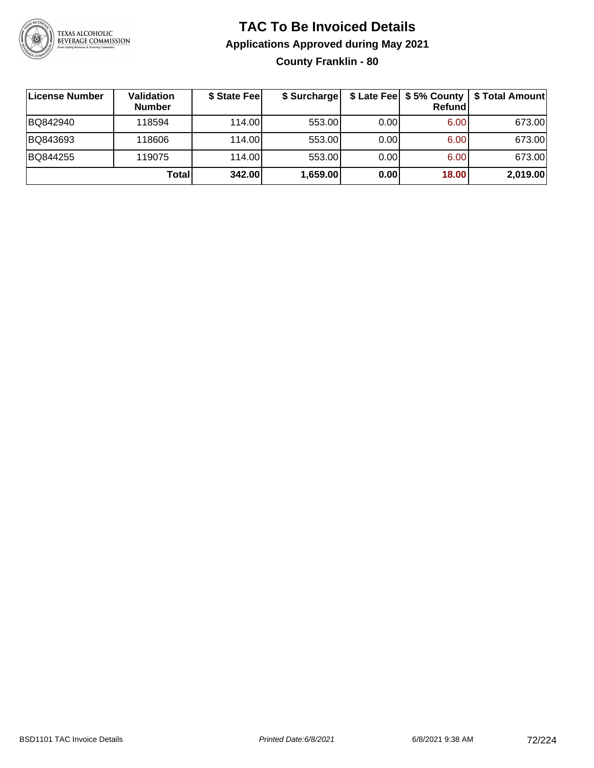# TAC To Be Invoiced Details

## Applications Approved during May 2021

### County Franklin - 80

| License Number | Validation Number | $ State Fee | $ Surcharge | $ Late Fee | $ 5% County Refund | $ Total Amount |
|---|---|---|---|---|---|---|
| BQ842940 | 118594 | 114.00 | 553.00 | 0.00 | 6.00 | 673.00 |
| BQ843693 | 118606 | 114.00 | 553.00 | 0.00 | 6.00 | 673.00 |
| BQ844255 | 119075 | 114.00 | 553.00 | 0.00 | 6.00 | 673.00 |
| | **Total** | **342.00** | **1,659.00** | **0.00** | **18.00** | **2,019.00** |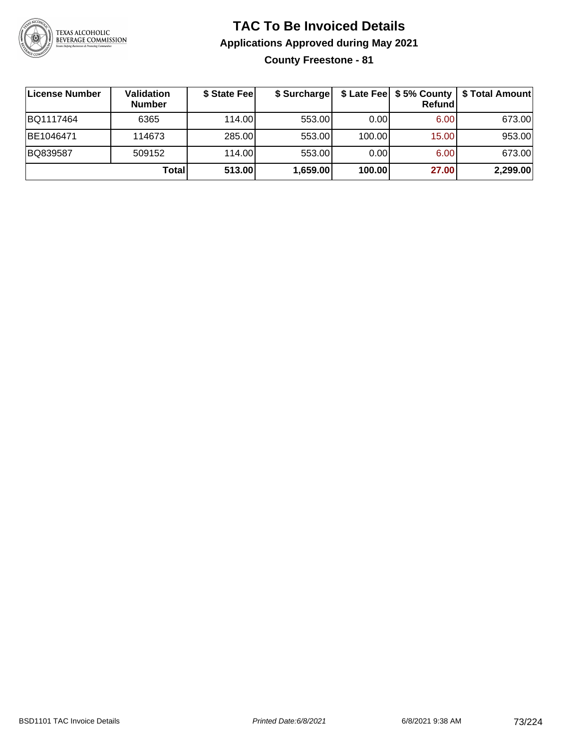# TAC To Be Invoiced Details

## Applications Approved during May 2021

### County Freestone - 81

| License Number | Validation Number | $ State Fee | $ Surcharge | $ Late Fee | $ 5% County Refund | $ Total Amount |
|---|---|---|---|---|---|---|
| BQ1117464 | 6365 | 114.00 | 553.00 | 0.00 | 6.00 | 673.00 |
| BE1046471 | 114673 | 285.00 | 553.00 | 100.00 | 15.00 | 953.00 |
| BQ839587 | 509152 | 114.00 | 553.00 | 0.00 | 6.00 | 673.00 |
| | **Total** | **513.00** | **1,659.00** | **100.00** | **27.00** | **2,299.00** |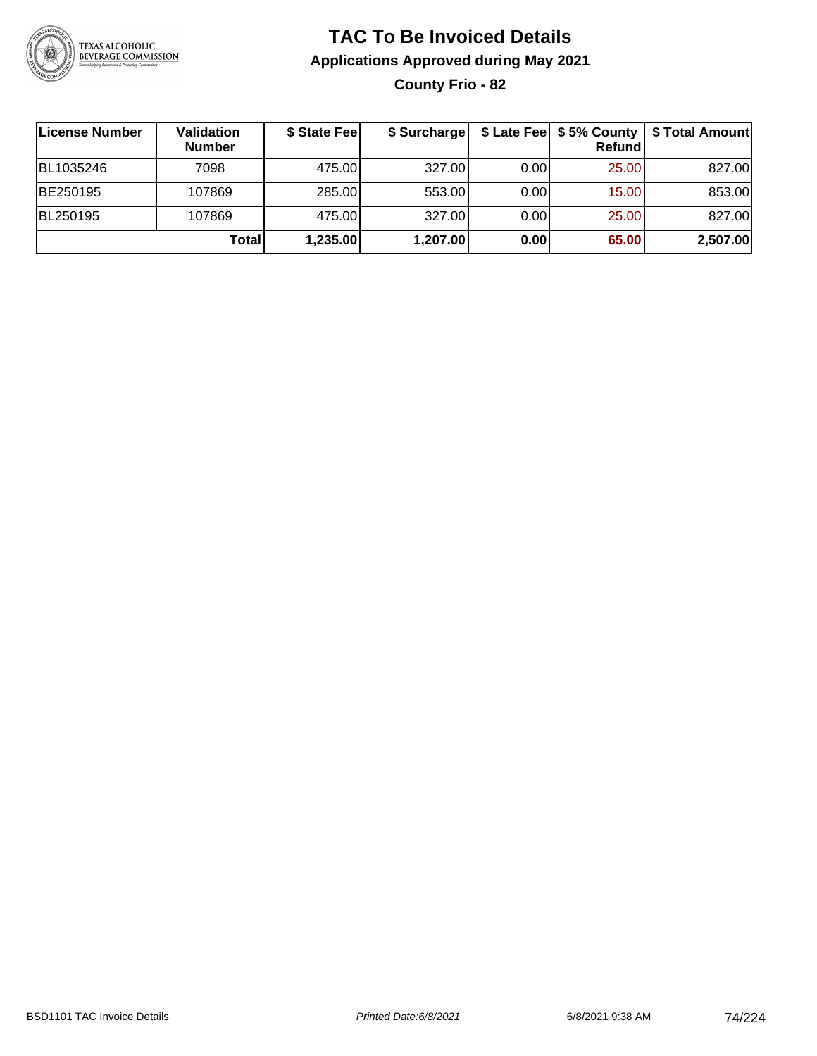# TAC To Be Invoiced Details

## Applications Approved during May 2021

### County Frio - 82

| License Number | Validation Number | $ State Fee | $ Surcharge | $ Late Fee | $ 5% County Refund | $ Total Amount |
| --- | --- | --- | --- | --- | --- | --- |
| BL1035246 | 7098 | 475.00 | 327.00 | 0.00 | 25.00 | 827.00 |
| BE250195 | 107869 | 285.00 | 553.00 | 0.00 | 15.00 | 853.00 |
| BL250195 | 107869 | 475.00 | 327.00 | 0.00 | 25.00 | 827.00 |
| | **Total** | **1,235.00** | **1,207.00** | **0.00** | **65.00** | **2,507.00** |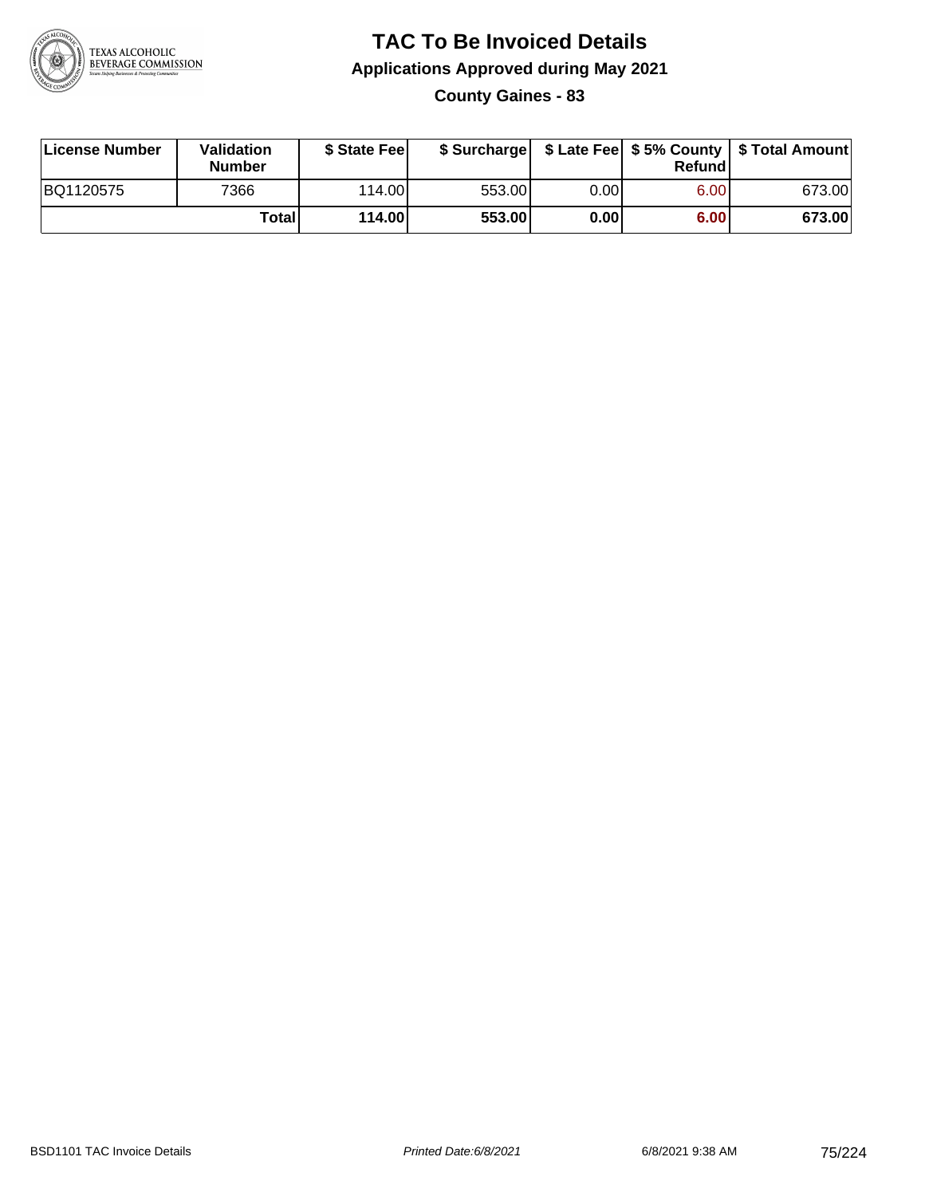# TAC To Be Invoiced Details

## Applications Approved during May 2021

### County Gaines - 83

| License Number | Validation Number | $ State Fee | $ Surcharge | $ Late Fee | $ 5% County Refund | $ Total Amount |
|---|---|---|---|---|---|---|
| BQ1120575 | 7366 | 114.00 | 553.00 | 0.00 | 6.00 | 673.00 |
| | **Total** | **114.00** | **553.00** | **0.00** | **6.00** | **673.00** |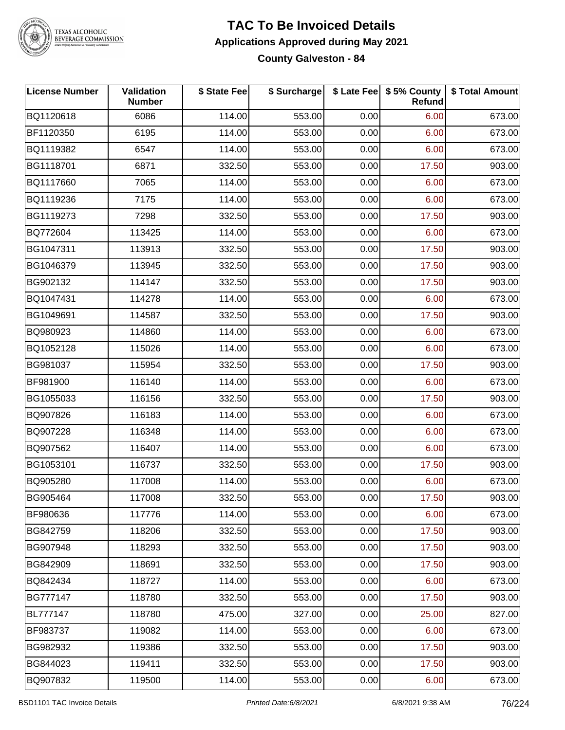# TAC To Be Invoiced Details

## Applications Approved during May 2021

### County Galveston - 84

| License Number | Validation Number | $ State Fee | $ Surcharge | $ Late Fee | $ 5% County Refund | $ Total Amount |
|---|---|---|---|---|---|---|
| BQ1120618 | 6086 | 114.00 | 553.00 | 0.00 | 6.00 | 673.00 |
| BF1120350 | 6195 | 114.00 | 553.00 | 0.00 | 6.00 | 673.00 |
| BQ1119382 | 6547 | 114.00 | 553.00 | 0.00 | 6.00 | 673.00 |
| BG1118701 | 6871 | 332.50 | 553.00 | 0.00 | 17.50 | 903.00 |
| BQ1117660 | 7065 | 114.00 | 553.00 | 0.00 | 6.00 | 673.00 |
| BQ1119236 | 7175 | 114.00 | 553.00 | 0.00 | 6.00 | 673.00 |
| BG1119273 | 7298 | 332.50 | 553.00 | 0.00 | 17.50 | 903.00 |
| BQ772604 | 113425 | 114.00 | 553.00 | 0.00 | 6.00 | 673.00 |
| BG1047311 | 113913 | 332.50 | 553.00 | 0.00 | 17.50 | 903.00 |
| BG1046379 | 113945 | 332.50 | 553.00 | 0.00 | 17.50 | 903.00 |
| BG902132 | 114147 | 332.50 | 553.00 | 0.00 | 17.50 | 903.00 |
| BQ1047431 | 114278 | 114.00 | 553.00 | 0.00 | 6.00 | 673.00 |
| BG1049691 | 114587 | 332.50 | 553.00 | 0.00 | 17.50 | 903.00 |
| BQ980923 | 114860 | 114.00 | 553.00 | 0.00 | 6.00 | 673.00 |
| BQ1052128 | 115026 | 114.00 | 553.00 | 0.00 | 6.00 | 673.00 |
| BG981037 | 115954 | 332.50 | 553.00 | 0.00 | 17.50 | 903.00 |
| BF981900 | 116140 | 114.00 | 553.00 | 0.00 | 6.00 | 673.00 |
| BG1055033 | 116156 | 332.50 | 553.00 | 0.00 | 17.50 | 903.00 |
| BQ907826 | 116183 | 114.00 | 553.00 | 0.00 | 6.00 | 673.00 |
| BQ907228 | 116348 | 114.00 | 553.00 | 0.00 | 6.00 | 673.00 |
| BQ907562 | 116407 | 114.00 | 553.00 | 0.00 | 6.00 | 673.00 |
| BG1053101 | 116737 | 332.50 | 553.00 | 0.00 | 17.50 | 903.00 |
| BQ905280 | 117008 | 114.00 | 553.00 | 0.00 | 6.00 | 673.00 |
| BG905464 | 117008 | 332.50 | 553.00 | 0.00 | 17.50 | 903.00 |
| BF980636 | 117776 | 114.00 | 553.00 | 0.00 | 6.00 | 673.00 |
| BG842759 | 118206 | 332.50 | 553.00 | 0.00 | 17.50 | 903.00 |
| BG907948 | 118293 | 332.50 | 553.00 | 0.00 | 17.50 | 903.00 |
| BG842909 | 118691 | 332.50 | 553.00 | 0.00 | 17.50 | 903.00 |
| BQ842434 | 118727 | 114.00 | 553.00 | 0.00 | 6.00 | 673.00 |
| BG777147 | 118780 | 332.50 | 553.00 | 0.00 | 17.50 | 903.00 |
| BL777147 | 118780 | 475.00 | 327.00 | 0.00 | 25.00 | 827.00 |
| BF983737 | 119082 | 114.00 | 553.00 | 0.00 | 6.00 | 673.00 |
| BG982932 | 119386 | 332.50 | 553.00 | 0.00 | 17.50 | 903.00 |
| BG844023 | 119411 | 332.50 | 553.00 | 0.00 | 17.50 | 903.00 |
| BQ907832 | 119500 | 114.00 | 553.00 | 0.00 | 6.00 | 673.00 |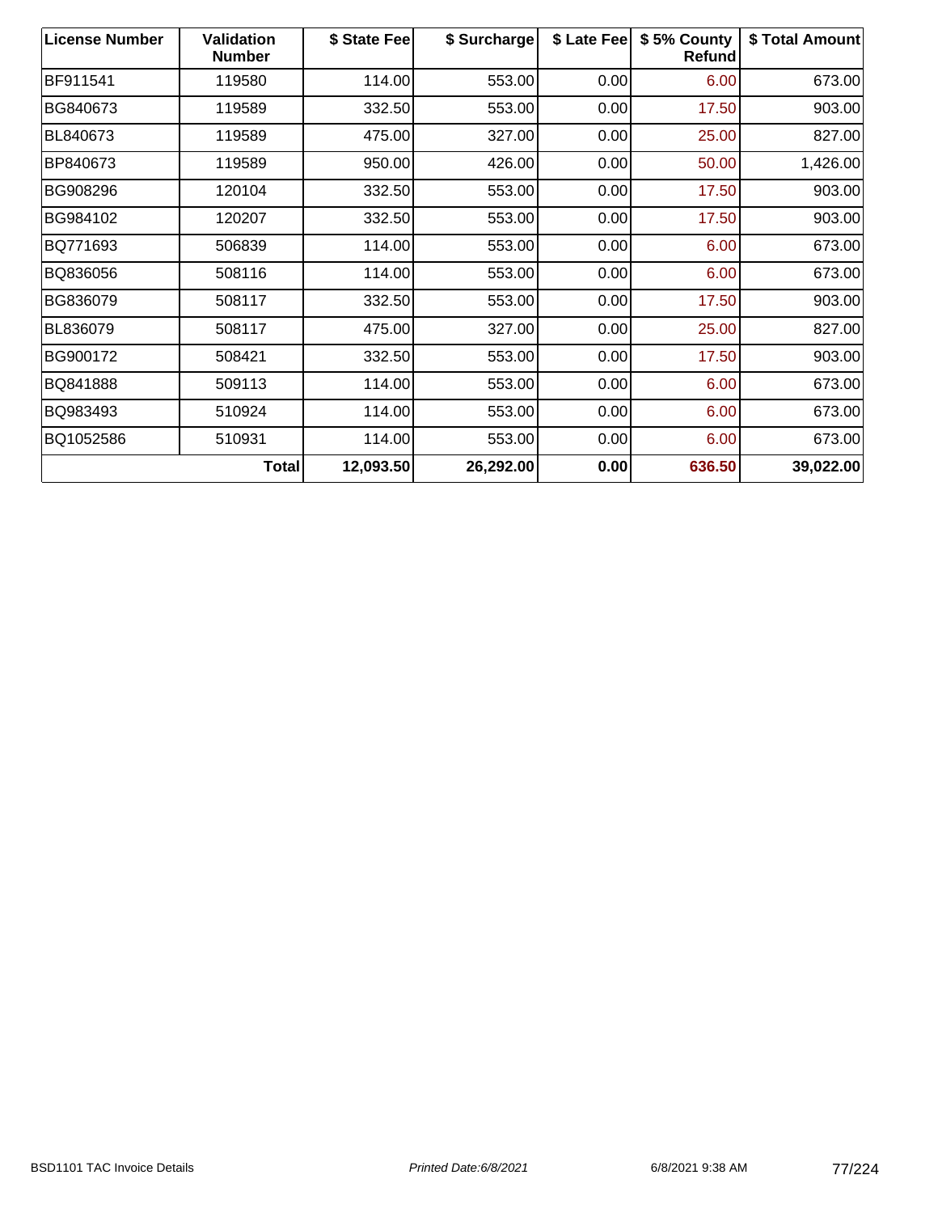| License Number | Validation Number | $ State Fee | $ Surcharge | $ Late Fee | $ 5% County Refund | $ Total Amount |
|---|---|---|---|---|---|---|
| BF911541 | 119580 | 114.00 | 553.00 | 0.00 | 6.00 | 673.00 |
| BG840673 | 119589 | 332.50 | 553.00 | 0.00 | 17.50 | 903.00 |
| BL840673 | 119589 | 475.00 | 327.00 | 0.00 | 25.00 | 827.00 |
| BP840673 | 119589 | 950.00 | 426.00 | 0.00 | 50.00 | 1,426.00 |
| BG908296 | 120104 | 332.50 | 553.00 | 0.00 | 17.50 | 903.00 |
| BG984102 | 120207 | 332.50 | 553.00 | 0.00 | 17.50 | 903.00 |
| BQ771693 | 506839 | 114.00 | 553.00 | 0.00 | 6.00 | 673.00 |
| BQ836056 | 508116 | 114.00 | 553.00 | 0.00 | 6.00 | 673.00 |
| BG836079 | 508117 | 332.50 | 553.00 | 0.00 | 17.50 | 903.00 |
| BL836079 | 508117 | 475.00 | 327.00 | 0.00 | 25.00 | 827.00 |
| BG900172 | 508421 | 332.50 | 553.00 | 0.00 | 17.50 | 903.00 |
| BQ841888 | 509113 | 114.00 | 553.00 | 0.00 | 6.00 | 673.00 |
| BQ983493 | 510924 | 114.00 | 553.00 | 0.00 | 6.00 | 673.00 |
| BQ1052586 | 510931 | 114.00 | 553.00 | 0.00 | 6.00 | 673.00 |
| | **Total** | **12,093.50** | **26,292.00** | **0.00** | **636.50** | **39,022.00** |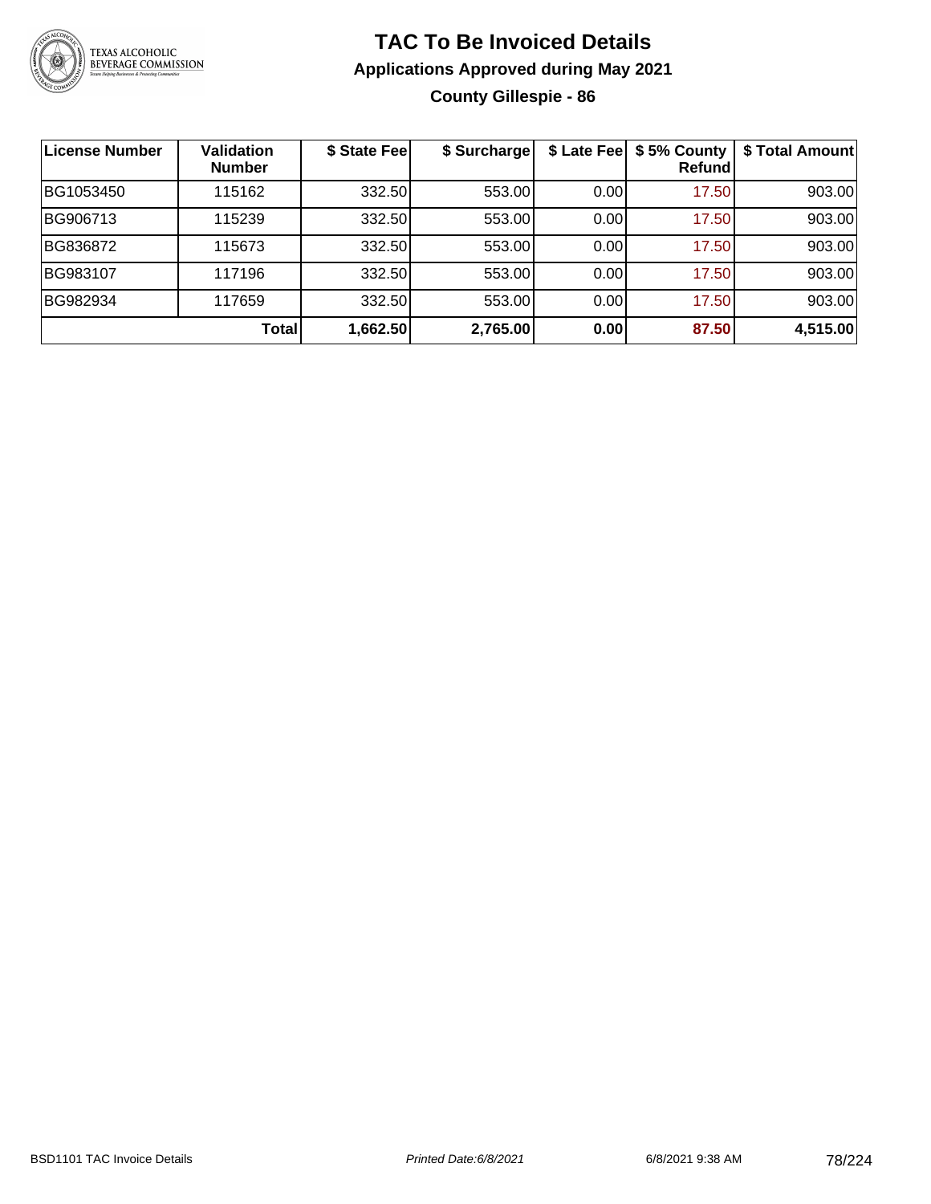# TAC To Be Invoiced Details

## Applications Approved during May 2021

### County Gillespie - 86

| License Number | Validation Number | $ State Fee | $ Surcharge | $ Late Fee | $ 5% County Refund | $ Total Amount |
|---|---|---|---|---|---|---|
| BG1053450 | 115162 | 332.50 | 553.00 | 0.00 | 17.50 | 903.00 |
| BG906713 | 115239 | 332.50 | 553.00 | 0.00 | 17.50 | 903.00 |
| BG836872 | 115673 | 332.50 | 553.00 | 0.00 | 17.50 | 903.00 |
| BG983107 | 117196 | 332.50 | 553.00 | 0.00 | 17.50 | 903.00 |
| BG982934 | 117659 | 332.50 | 553.00 | 0.00 | 17.50 | 903.00 |
| | **Total** | **1,662.50** | **2,765.00** | **0.00** | **87.50** | **4,515.00** |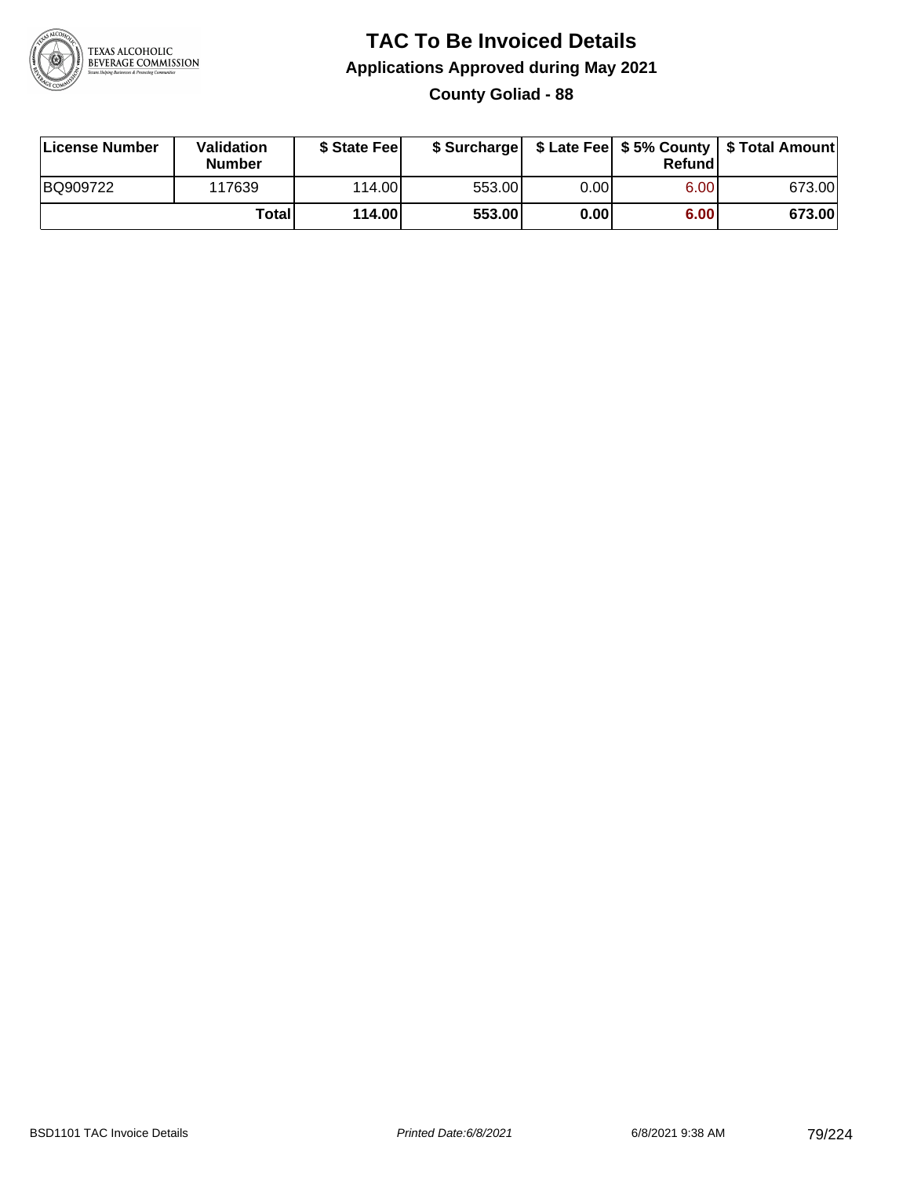# TAC To Be Invoiced Details

## Applications Approved during May 2021

### County Goliad - 88

| License Number | Validation Number | $ State Fee | $ Surcharge | $ Late Fee | $ 5% County Refund | $ Total Amount |
| --- | --- | --- | --- | --- | --- | --- |
| BQ909722 | 117639 | 114.00 | 553.00 | 0.00 | 6.00 | 673.00 |
| | **Total** | **114.00** | **553.00** | **0.00** | **6.00** | **673.00** |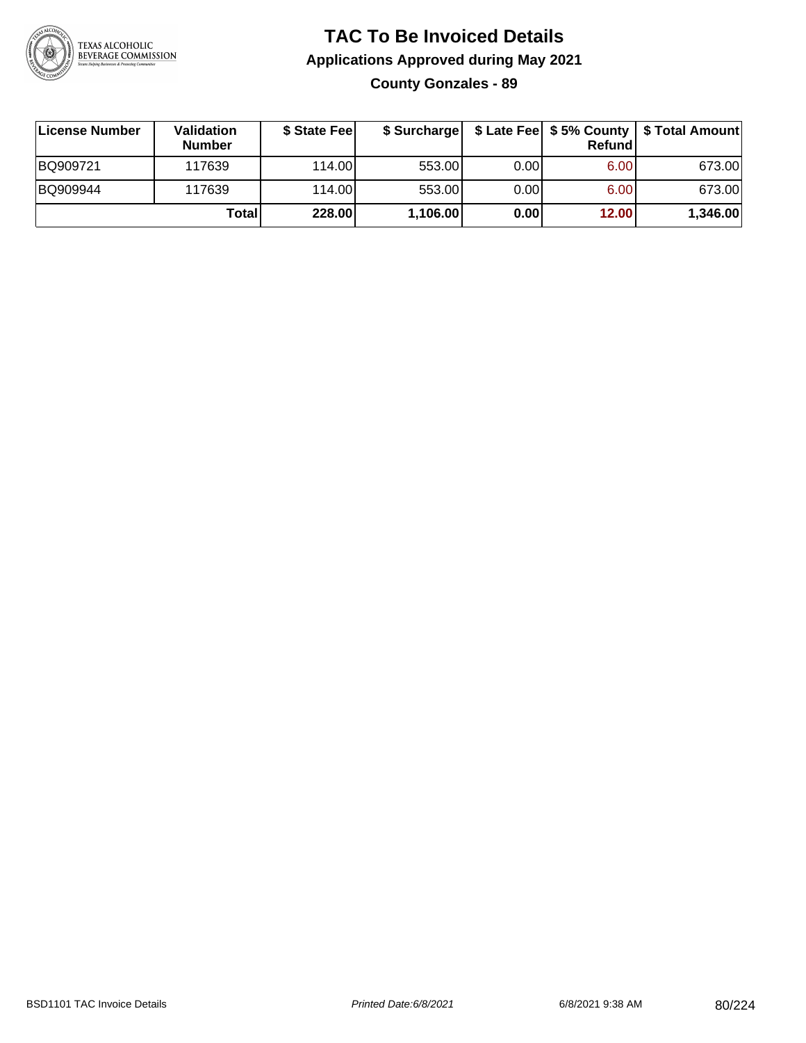# TAC To Be Invoiced Details

## Applications Approved during May 2021

### County Gonzales - 89

| License Number | Validation Number | $ State Fee | $ Surcharge | $ Late Fee | $ 5% County Refund | $ Total Amount |
|---|---|---|---|---|---|---|
| BQ909721 | 117639 | 114.00 | 553.00 | 0.00 | 6.00 | 673.00 |
| BQ909944 | 117639 | 114.00 | 553.00 | 0.00 | 6.00 | 673.00 |
| | **Total** | **228.00** | **1,106.00** | **0.00** | **12.00** | **1,346.00** |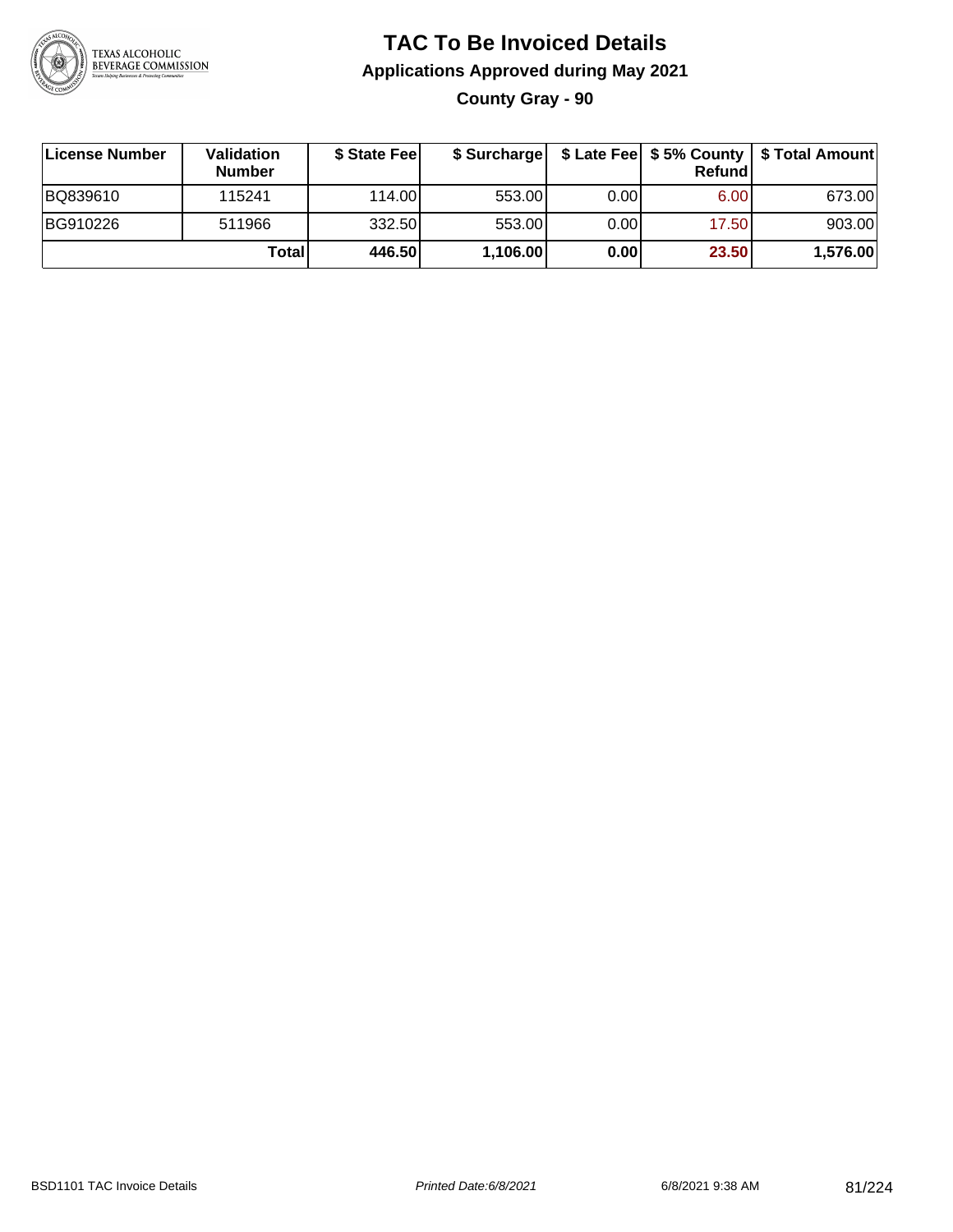# TAC To Be Invoiced Details

## Applications Approved during May 2021

### County Gray - 90

| License Number | Validation Number | $ State Fee | $ Surcharge | $ Late Fee | $ 5% County Refund | $ Total Amount |
|---|---|---|---|---|---|---|
| BQ839610 | 115241 | 114.00 | 553.00 | 0.00 | 6.00 | 673.00 |
| BG910226 | 511966 | 332.50 | 553.00 | 0.00 | 17.50 | 903.00 |
| | **Total** | **446.50** | **1,106.00** | **0.00** | **23.50** | **1,576.00** |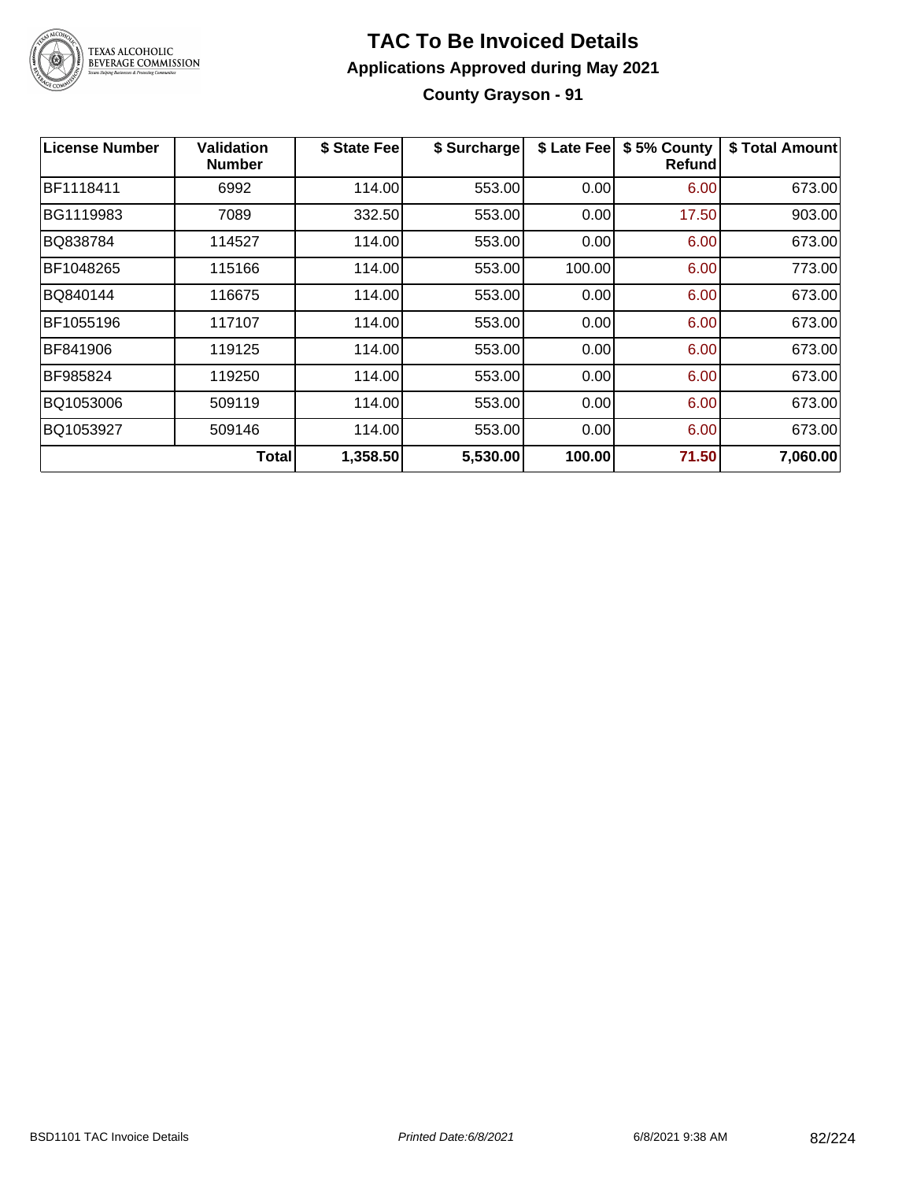# TAC To Be Invoiced Details

## Applications Approved during May 2021

### County Grayson - 91

| License Number | Validation Number | $ State Fee | $ Surcharge | $ Late Fee | $ 5% County Refund | $ Total Amount |
|---|---|---|---|---|---|---|
| BF1118411 | 6992 | 114.00 | 553.00 | 0.00 | 6.00 | 673.00 |
| BG1119983 | 7089 | 332.50 | 553.00 | 0.00 | 17.50 | 903.00 |
| BQ838784 | 114527 | 114.00 | 553.00 | 0.00 | 6.00 | 673.00 |
| BF1048265 | 115166 | 114.00 | 553.00 | 100.00 | 6.00 | 773.00 |
| BQ840144 | 116675 | 114.00 | 553.00 | 0.00 | 6.00 | 673.00 |
| BF1055196 | 117107 | 114.00 | 553.00 | 0.00 | 6.00 | 673.00 |
| BF841906 | 119125 | 114.00 | 553.00 | 0.00 | 6.00 | 673.00 |
| BF985824 | 119250 | 114.00 | 553.00 | 0.00 | 6.00 | 673.00 |
| BQ1053006 | 509119 | 114.00 | 553.00 | 0.00 | 6.00 | 673.00 |
| BQ1053927 | 509146 | 114.00 | 553.00 | 0.00 | 6.00 | 673.00 |
| | **Total** | **1,358.50** | **5,530.00** | **100.00** | **71.50** | **7,060.00** |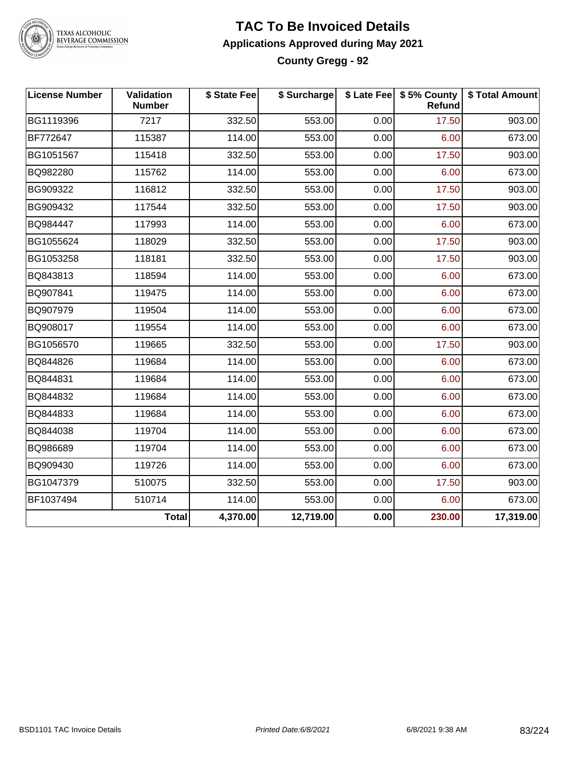# TAC To Be Invoiced Details

## Applications Approved during May 2021

### County Gregg - 92

| License Number | Validation Number | $ State Fee | $ Surcharge | $ Late Fee | $ 5% County Refund | $ Total Amount |
|---|---|---|---|---|---|---|
| BG1119396 | 7217 | 332.50 | 553.00 | 0.00 | 17.50 | 903.00 |
| BF772647 | 115387 | 114.00 | 553.00 | 0.00 | 6.00 | 673.00 |
| BG1051567 | 115418 | 332.50 | 553.00 | 0.00 | 17.50 | 903.00 |
| BQ982280 | 115762 | 114.00 | 553.00 | 0.00 | 6.00 | 673.00 |
| BG909322 | 116812 | 332.50 | 553.00 | 0.00 | 17.50 | 903.00 |
| BG909432 | 117544 | 332.50 | 553.00 | 0.00 | 17.50 | 903.00 |
| BQ984447 | 117993 | 114.00 | 553.00 | 0.00 | 6.00 | 673.00 |
| BG1055624 | 118029 | 332.50 | 553.00 | 0.00 | 17.50 | 903.00 |
| BG1053258 | 118181 | 332.50 | 553.00 | 0.00 | 17.50 | 903.00 |
| BQ843813 | 118594 | 114.00 | 553.00 | 0.00 | 6.00 | 673.00 |
| BQ907841 | 119475 | 114.00 | 553.00 | 0.00 | 6.00 | 673.00 |
| BQ907979 | 119504 | 114.00 | 553.00 | 0.00 | 6.00 | 673.00 |
| BQ908017 | 119554 | 114.00 | 553.00 | 0.00 | 6.00 | 673.00 |
| BG1056570 | 119665 | 332.50 | 553.00 | 0.00 | 17.50 | 903.00 |
| BQ844826 | 119684 | 114.00 | 553.00 | 0.00 | 6.00 | 673.00 |
| BQ844831 | 119684 | 114.00 | 553.00 | 0.00 | 6.00 | 673.00 |
| BQ844832 | 119684 | 114.00 | 553.00 | 0.00 | 6.00 | 673.00 |
| BQ844833 | 119684 | 114.00 | 553.00 | 0.00 | 6.00 | 673.00 |
| BQ844038 | 119704 | 114.00 | 553.00 | 0.00 | 6.00 | 673.00 |
| BQ986689 | 119704 | 114.00 | 553.00 | 0.00 | 6.00 | 673.00 |
| BQ909430 | 119726 | 114.00 | 553.00 | 0.00 | 6.00 | 673.00 |
| BG1047379 | 510075 | 332.50 | 553.00 | 0.00 | 17.50 | 903.00 |
| BF1037494 | 510714 | 114.00 | 553.00 | 0.00 | 6.00 | 673.00 |
| | **Total** | **4,370.00** | **12,719.00** | **0.00** | **230.00** | **17,319.00** |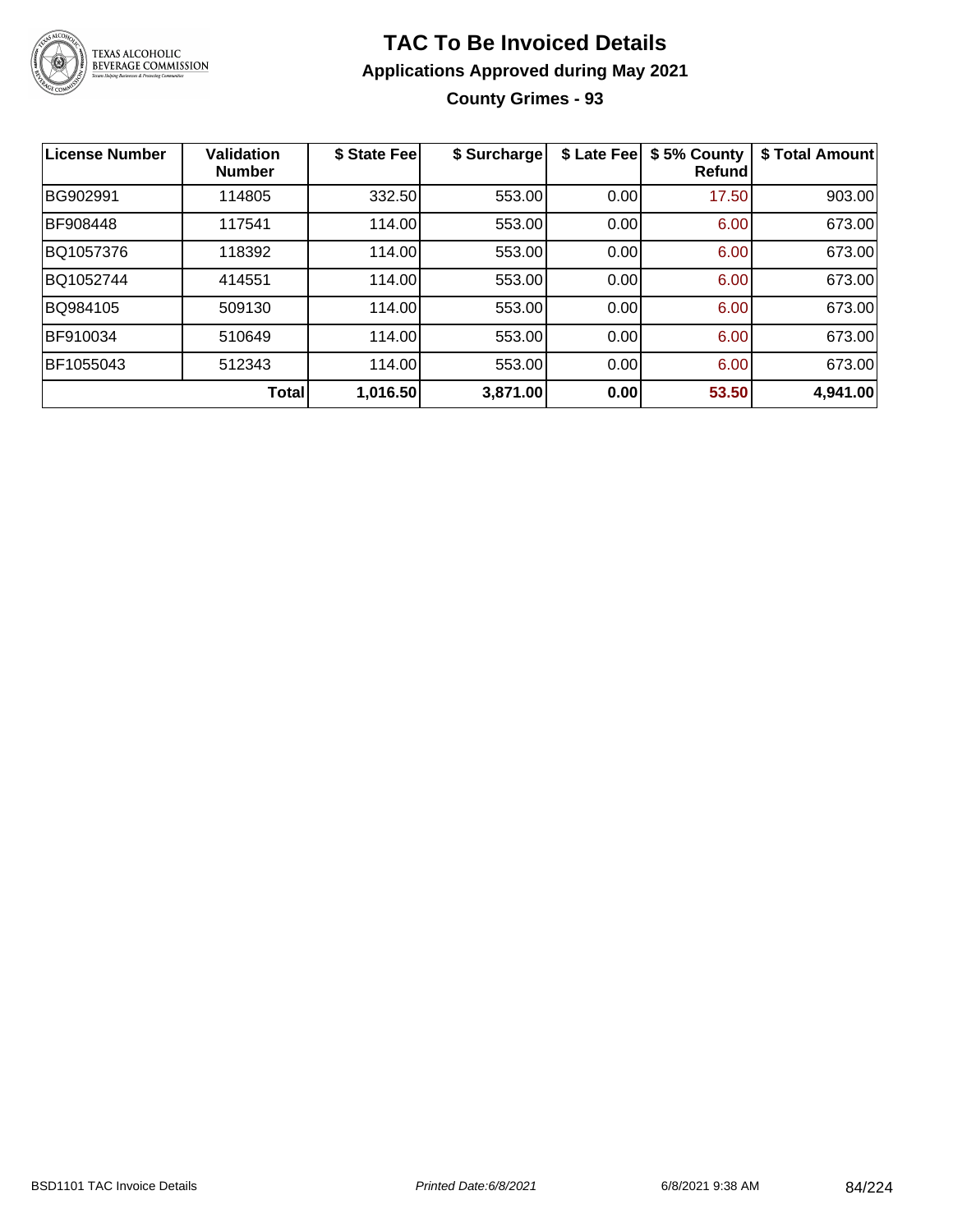# TAC To Be Invoiced Details

## Applications Approved during May 2021

### County Grimes - 93

| License Number | Validation Number | $ State Fee | $ Surcharge | $ Late Fee | $ 5% County Refund | $ Total Amount |
|---|---|---|---|---|---|---|
| BG902991 | 114805 | 332.50 | 553.00 | 0.00 | 17.50 | 903.00 |
| BF908448 | 117541 | 114.00 | 553.00 | 0.00 | 6.00 | 673.00 |
| BQ1057376 | 118392 | 114.00 | 553.00 | 0.00 | 6.00 | 673.00 |
| BQ1052744 | 414551 | 114.00 | 553.00 | 0.00 | 6.00 | 673.00 |
| BQ984105 | 509130 | 114.00 | 553.00 | 0.00 | 6.00 | 673.00 |
| BF910034 | 510649 | 114.00 | 553.00 | 0.00 | 6.00 | 673.00 |
| BF1055043 | 512343 | 114.00 | 553.00 | 0.00 | 6.00 | 673.00 |
| | **Total** | **1,016.50** | **3,871.00** | **0.00** | **53.50** | **4,941.00** |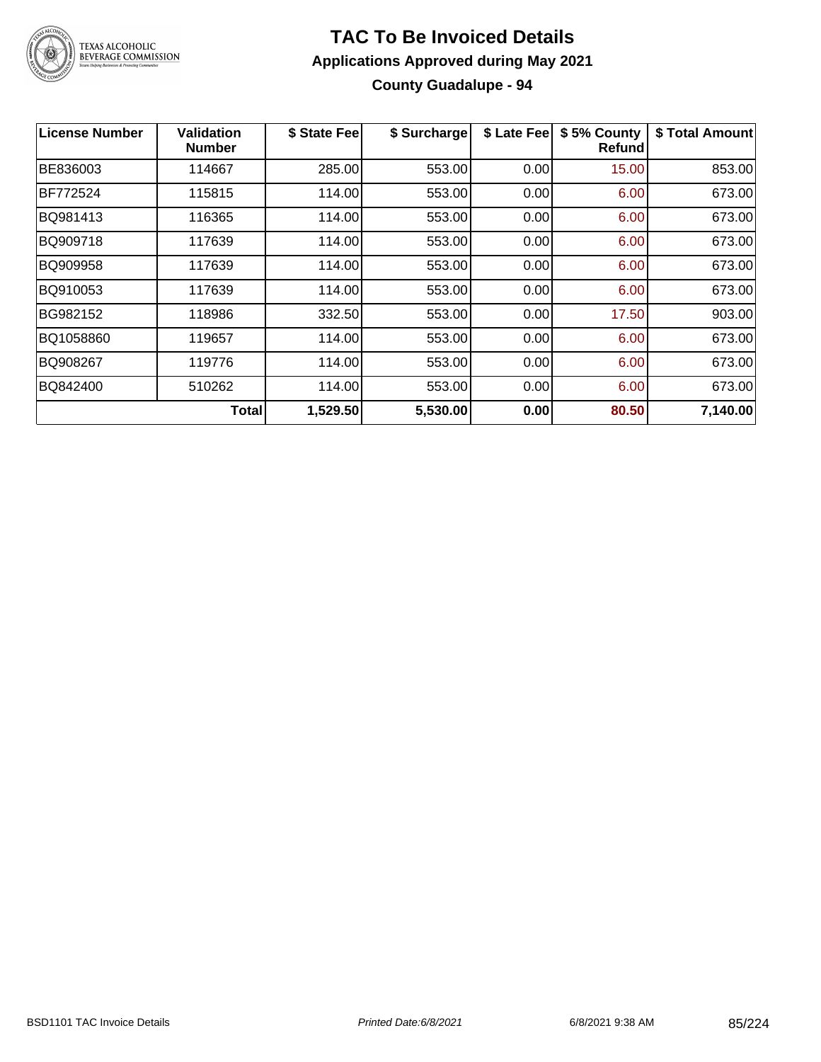# TAC To Be Invoiced Details

## Applications Approved during May 2021

### County Guadalupe - 94

| License Number | Validation Number | $ State Fee | $ Surcharge | $ Late Fee | $ 5% County Refund | $ Total Amount |
|---|---|---|---|---|---|---|
| BE836003 | 114667 | 285.00 | 553.00 | 0.00 | 15.00 | 853.00 |
| BF772524 | 115815 | 114.00 | 553.00 | 0.00 | 6.00 | 673.00 |
| BQ981413 | 116365 | 114.00 | 553.00 | 0.00 | 6.00 | 673.00 |
| BQ909718 | 117639 | 114.00 | 553.00 | 0.00 | 6.00 | 673.00 |
| BQ909958 | 117639 | 114.00 | 553.00 | 0.00 | 6.00 | 673.00 |
| BQ910053 | 117639 | 114.00 | 553.00 | 0.00 | 6.00 | 673.00 |
| BG982152 | 118986 | 332.50 | 553.00 | 0.00 | 17.50 | 903.00 |
| BQ1058860 | 119657 | 114.00 | 553.00 | 0.00 | 6.00 | 673.00 |
| BQ908267 | 119776 | 114.00 | 553.00 | 0.00 | 6.00 | 673.00 |
| BQ842400 | 510262 | 114.00 | 553.00 | 0.00 | 6.00 | 673.00 |
| | **Total** | **1,529.50** | **5,530.00** | **0.00** | **80.50** | **7,140.00** |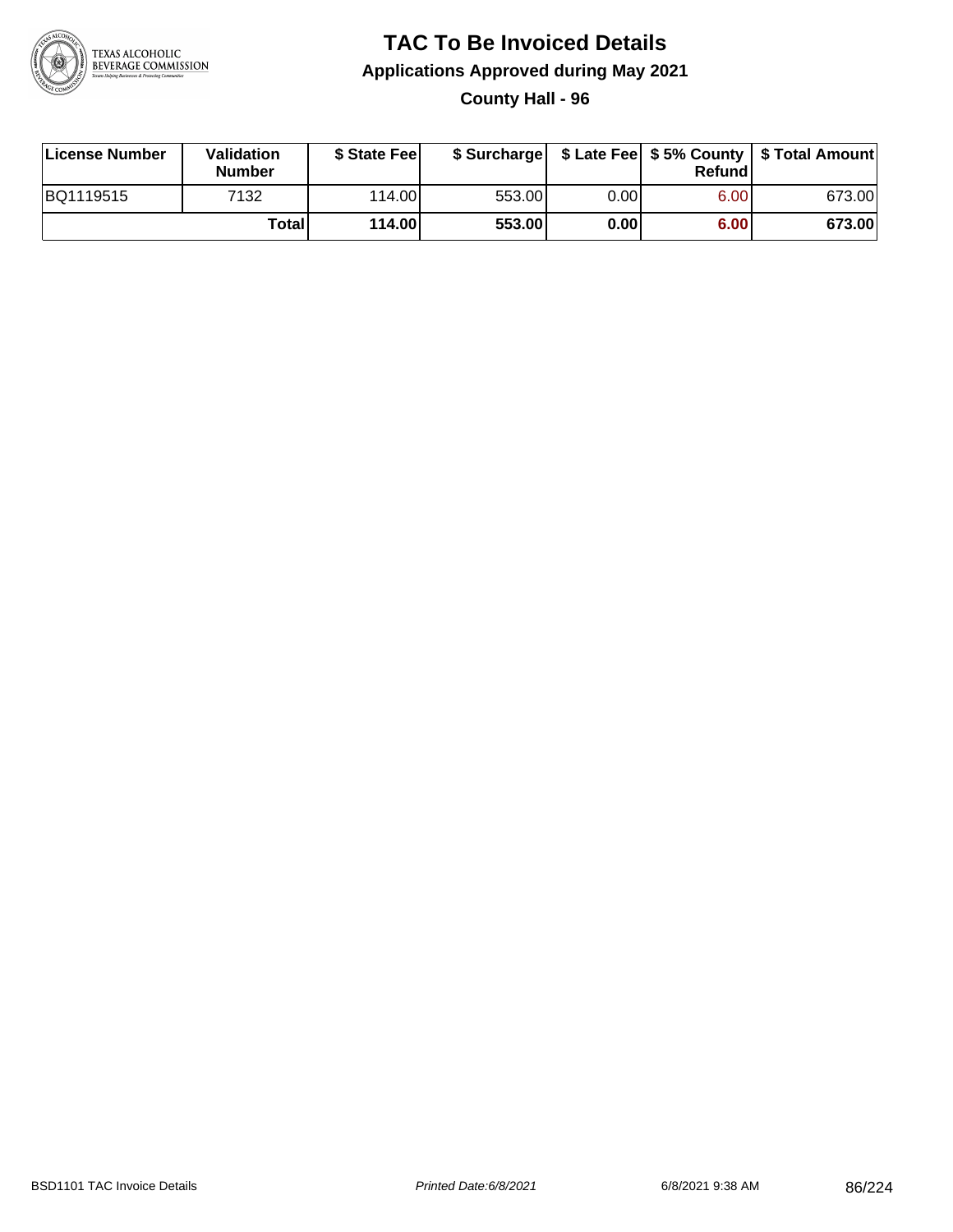# TAC To Be Invoiced Details

## Applications Approved during May 2021

### County Hall - 96

| License Number | Validation Number | $ State Fee | $ Surcharge | $ Late Fee | $ 5% County Refund | $ Total Amount |
|---|---|---|---|---|---|---|
| BQ1119515 | 7132 | 114.00 | 553.00 | 0.00 | 6.00 | 673.00 |
| | **Total** | **114.00** | **553.00** | **0.00** | **6.00** | **673.00** |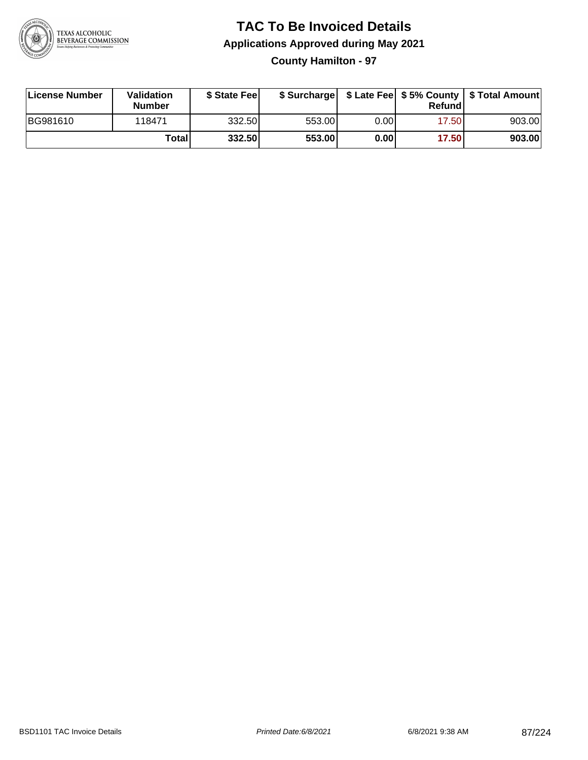# TAC To Be Invoiced Details

## Applications Approved during May 2021

### County Hamilton - 97

| License Number | Validation Number | $ State Fee | $ Surcharge | $ Late Fee | $ 5% County Refund | $ Total Amount |
|---|---|---|---|---|---|---|
| BG981610 | 118471 | 332.50 | 553.00 | 0.00 | 17.50 | 903.00 |
| | **Total** | **332.50** | **553.00** | **0.00** | **17.50** | **903.00** |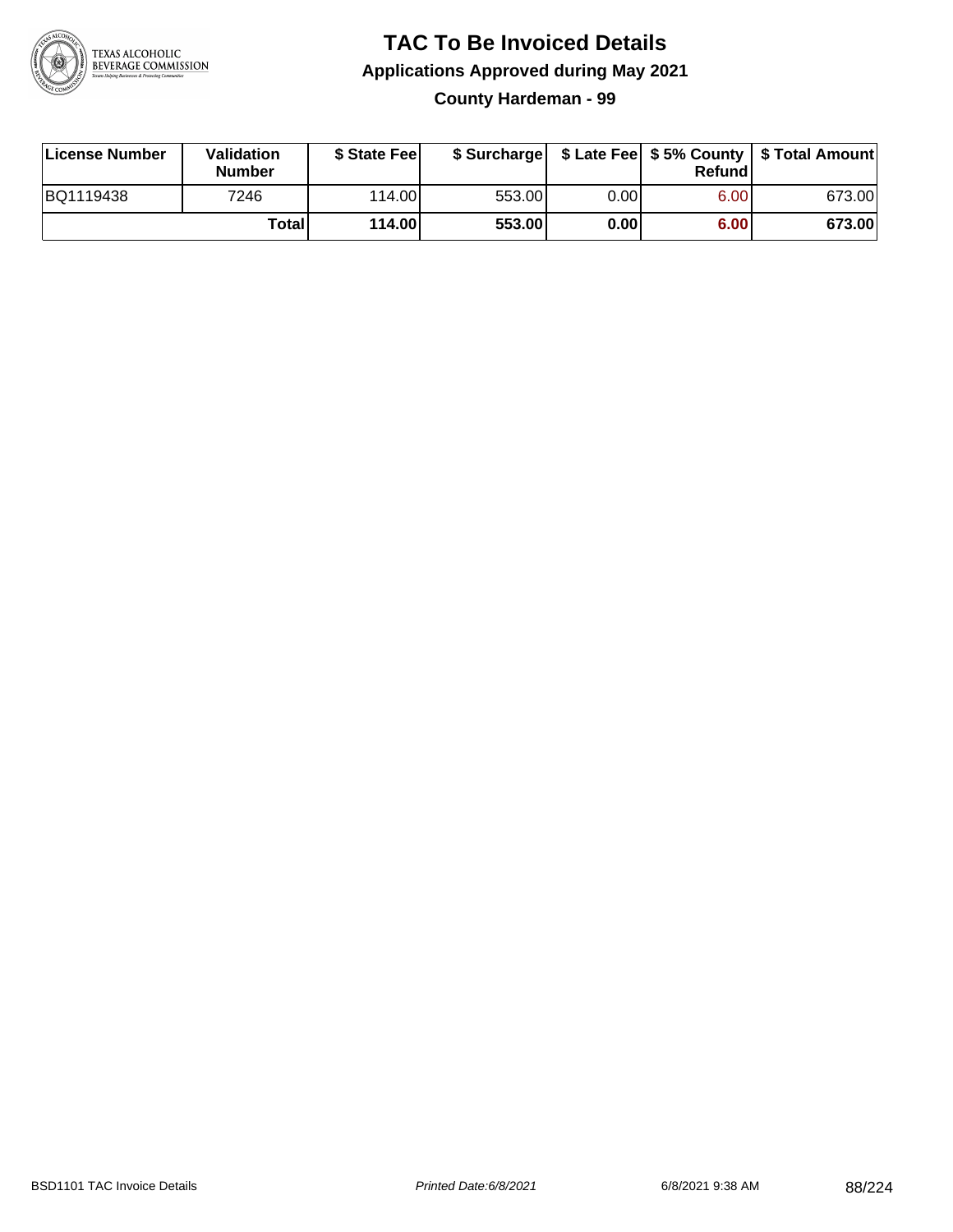# TAC To Be Invoiced Details

## Applications Approved during May 2021

### County Hardeman - 99

| License Number | Validation Number | $ State Fee | $ Surcharge | $ Late Fee | $ 5% County Refund | $ Total Amount |
|---|---|---|---|---|---|---|
| BQ1119438 | 7246 | 114.00 | 553.00 | 0.00 | 6.00 | 673.00 |
| | **Total** | **114.00** | **553.00** | **0.00** | **6.00** | **673.00** |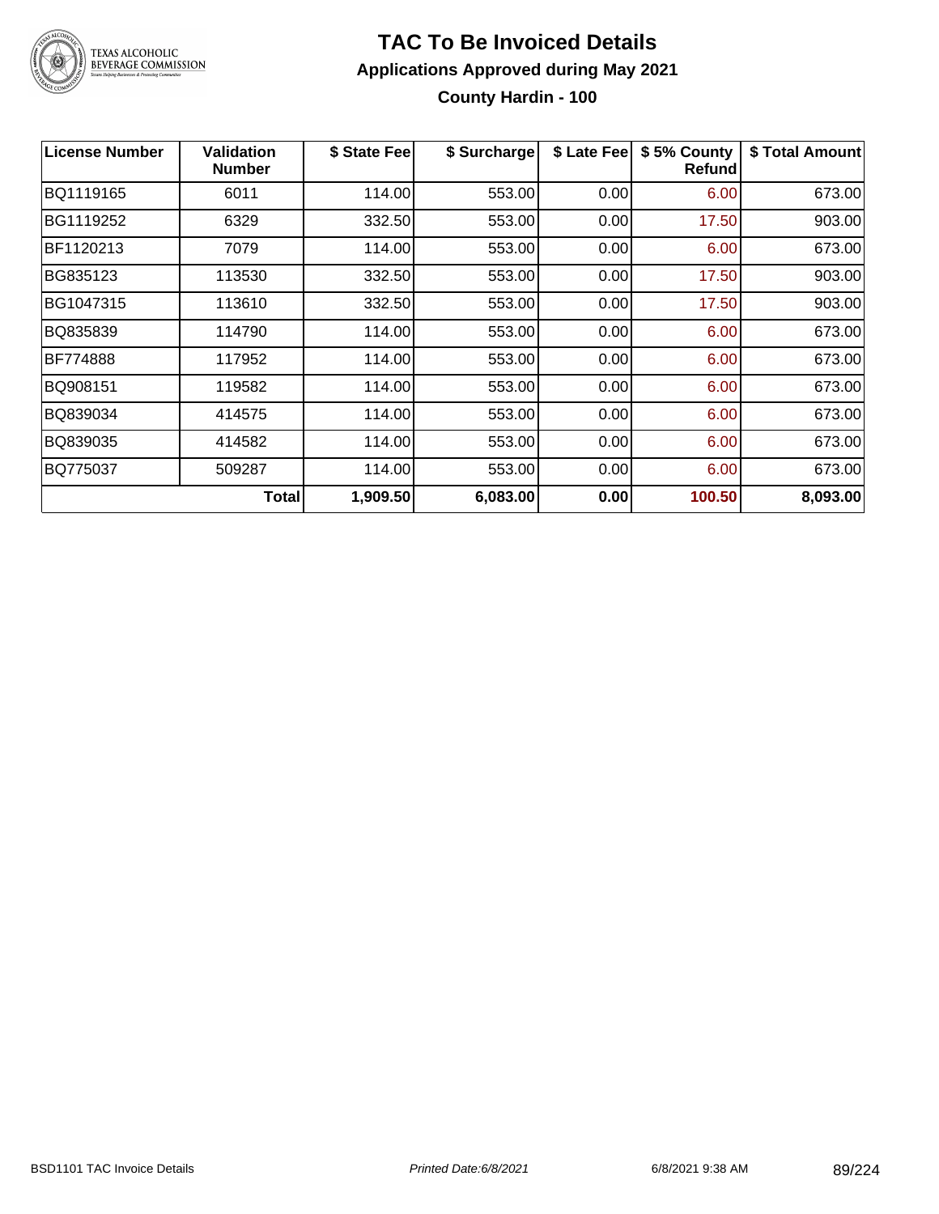# TAC To Be Invoiced Details

## Applications Approved during May 2021

### County Hardin - 100

| License Number | Validation Number | $ State Fee | $ Surcharge | $ Late Fee | $ 5% County Refund | $ Total Amount |
|---|---|---|---|---|---|---|
| BQ1119165 | 6011 | 114.00 | 553.00 | 0.00 | 6.00 | 673.00 |
| BG1119252 | 6329 | 332.50 | 553.00 | 0.00 | 17.50 | 903.00 |
| BF1120213 | 7079 | 114.00 | 553.00 | 0.00 | 6.00 | 673.00 |
| BG835123 | 113530 | 332.50 | 553.00 | 0.00 | 17.50 | 903.00 |
| BG1047315 | 113610 | 332.50 | 553.00 | 0.00 | 17.50 | 903.00 |
| BQ835839 | 114790 | 114.00 | 553.00 | 0.00 | 6.00 | 673.00 |
| BF774888 | 117952 | 114.00 | 553.00 | 0.00 | 6.00 | 673.00 |
| BQ908151 | 119582 | 114.00 | 553.00 | 0.00 | 6.00 | 673.00 |
| BQ839034 | 414575 | 114.00 | 553.00 | 0.00 | 6.00 | 673.00 |
| BQ839035 | 414582 | 114.00 | 553.00 | 0.00 | 6.00 | 673.00 |
| BQ775037 | 509287 | 114.00 | 553.00 | 0.00 | 6.00 | 673.00 |
| | **Total** | **1,909.50** | **6,083.00** | **0.00** | **100.50** | **8,093.00** |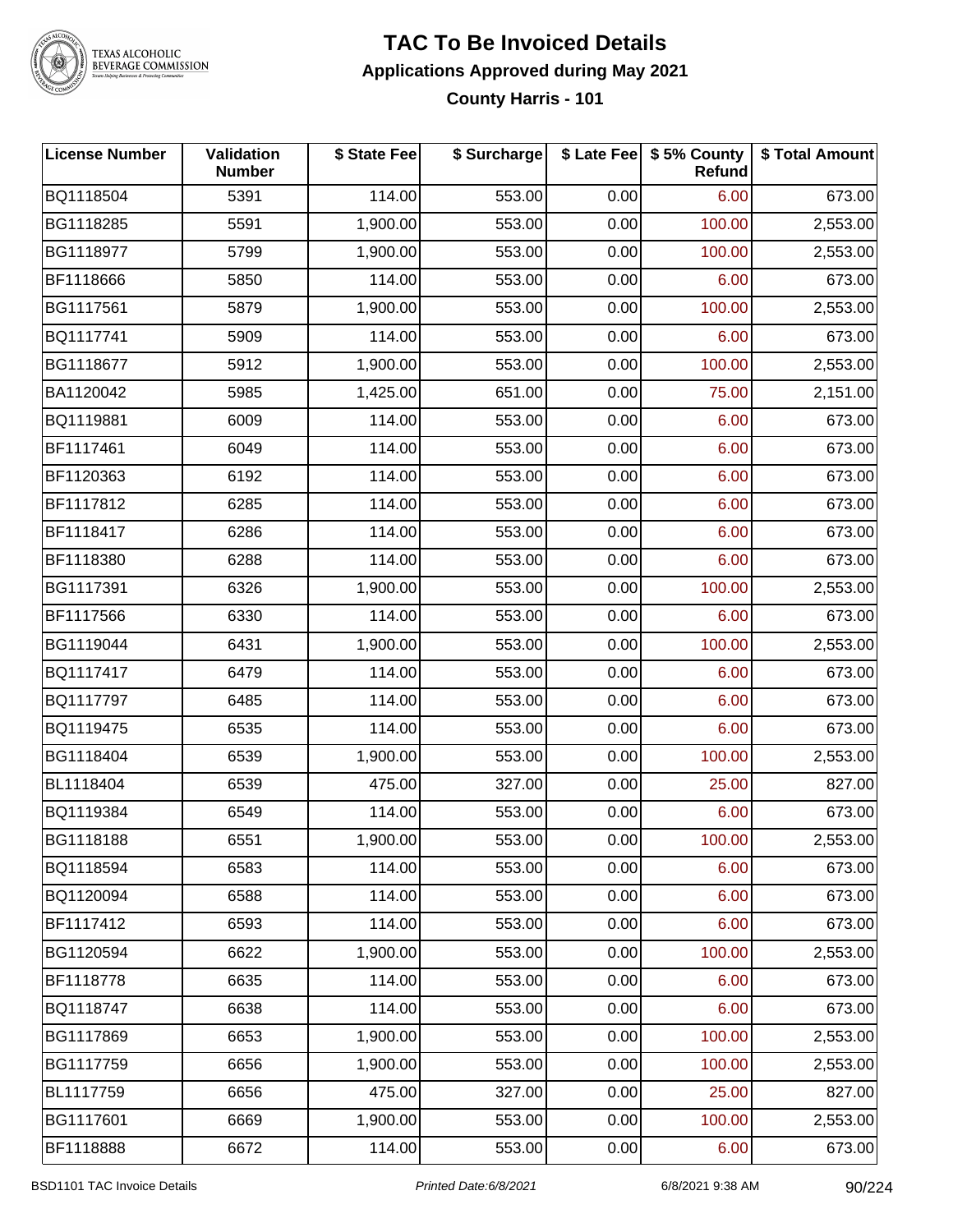# TAC To Be Invoiced Details

## Applications Approved during May 2021

### County Harris - 101

| License Number | Validation Number | $ State Fee | $ Surcharge | $ Late Fee | $ 5% County Refund | $ Total Amount |
|---|---|---|---|---|---|---|
| BQ1118504 | 5391 | 114.00 | 553.00 | 0.00 | 6.00 | 673.00 |
| BG1118285 | 5591 | 1,900.00 | 553.00 | 0.00 | 100.00 | 2,553.00 |
| BG1118977 | 5799 | 1,900.00 | 553.00 | 0.00 | 100.00 | 2,553.00 |
| BF1118666 | 5850 | 114.00 | 553.00 | 0.00 | 6.00 | 673.00 |
| BG1117561 | 5879 | 1,900.00 | 553.00 | 0.00 | 100.00 | 2,553.00 |
| BQ1117741 | 5909 | 114.00 | 553.00 | 0.00 | 6.00 | 673.00 |
| BG1118677 | 5912 | 1,900.00 | 553.00 | 0.00 | 100.00 | 2,553.00 |
| BA1120042 | 5985 | 1,425.00 | 651.00 | 0.00 | 75.00 | 2,151.00 |
| BQ1119881 | 6009 | 114.00 | 553.00 | 0.00 | 6.00 | 673.00 |
| BF1117461 | 6049 | 114.00 | 553.00 | 0.00 | 6.00 | 673.00 |
| BF1120363 | 6192 | 114.00 | 553.00 | 0.00 | 6.00 | 673.00 |
| BF1117812 | 6285 | 114.00 | 553.00 | 0.00 | 6.00 | 673.00 |
| BF1118417 | 6286 | 114.00 | 553.00 | 0.00 | 6.00 | 673.00 |
| BF1118380 | 6288 | 114.00 | 553.00 | 0.00 | 6.00 | 673.00 |
| BG1117391 | 6326 | 1,900.00 | 553.00 | 0.00 | 100.00 | 2,553.00 |
| BF1117566 | 6330 | 114.00 | 553.00 | 0.00 | 6.00 | 673.00 |
| BG1119044 | 6431 | 1,900.00 | 553.00 | 0.00 | 100.00 | 2,553.00 |
| BQ1117417 | 6479 | 114.00 | 553.00 | 0.00 | 6.00 | 673.00 |
| BQ1117797 | 6485 | 114.00 | 553.00 | 0.00 | 6.00 | 673.00 |
| BQ1119475 | 6535 | 114.00 | 553.00 | 0.00 | 6.00 | 673.00 |
| BG1118404 | 6539 | 1,900.00 | 553.00 | 0.00 | 100.00 | 2,553.00 |
| BL1118404 | 6539 | 475.00 | 327.00 | 0.00 | 25.00 | 827.00 |
| BQ1119384 | 6549 | 114.00 | 553.00 | 0.00 | 6.00 | 673.00 |
| BG1118188 | 6551 | 1,900.00 | 553.00 | 0.00 | 100.00 | 2,553.00 |
| BQ1118594 | 6583 | 114.00 | 553.00 | 0.00 | 6.00 | 673.00 |
| BQ1120094 | 6588 | 114.00 | 553.00 | 0.00 | 6.00 | 673.00 |
| BF1117412 | 6593 | 114.00 | 553.00 | 0.00 | 6.00 | 673.00 |
| BG1120594 | 6622 | 1,900.00 | 553.00 | 0.00 | 100.00 | 2,553.00 |
| BF1118778 | 6635 | 114.00 | 553.00 | 0.00 | 6.00 | 673.00 |
| BQ1118747 | 6638 | 114.00 | 553.00 | 0.00 | 6.00 | 673.00 |
| BG1117869 | 6653 | 1,900.00 | 553.00 | 0.00 | 100.00 | 2,553.00 |
| BG1117759 | 6656 | 1,900.00 | 553.00 | 0.00 | 100.00 | 2,553.00 |
| BL1117759 | 6656 | 475.00 | 327.00 | 0.00 | 25.00 | 827.00 |
| BG1117601 | 6669 | 1,900.00 | 553.00 | 0.00 | 100.00 | 2,553.00 |
| BF1118888 | 6672 | 114.00 | 553.00 | 0.00 | 6.00 | 673.00 |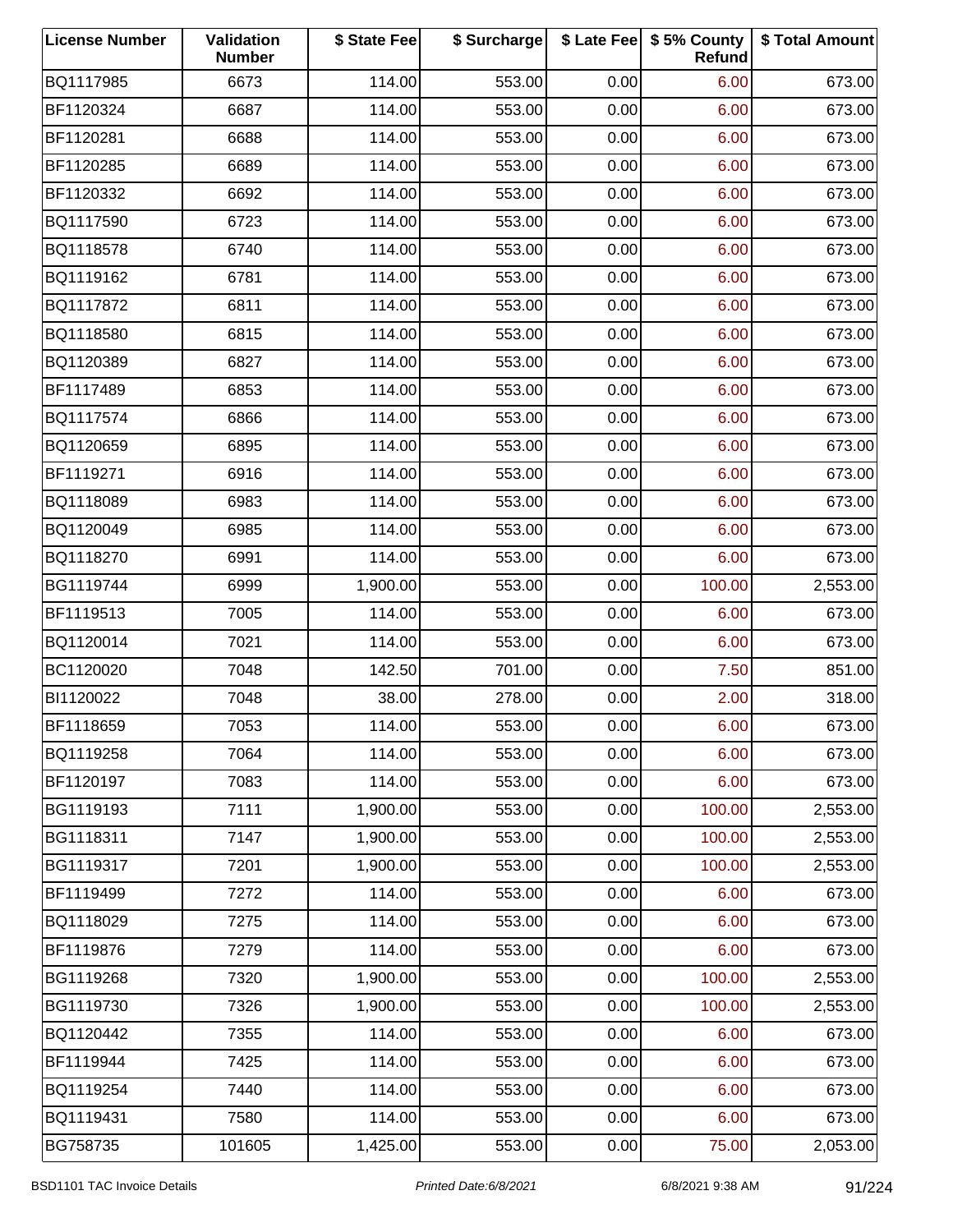| License Number | Validation Number | $ State Fee | $ Surcharge | $ Late Fee | $ 5% County Refund | $ Total Amount |
|---|---|---|---|---|---|---|
| BQ1117985 | 6673 | 114.00 | 553.00 | 0.00 | 6.00 | 673.00 |
| BF1120324 | 6687 | 114.00 | 553.00 | 0.00 | 6.00 | 673.00 |
| BF1120281 | 6688 | 114.00 | 553.00 | 0.00 | 6.00 | 673.00 |
| BF1120285 | 6689 | 114.00 | 553.00 | 0.00 | 6.00 | 673.00 |
| BF1120332 | 6692 | 114.00 | 553.00 | 0.00 | 6.00 | 673.00 |
| BQ1117590 | 6723 | 114.00 | 553.00 | 0.00 | 6.00 | 673.00 |
| BQ1118578 | 6740 | 114.00 | 553.00 | 0.00 | 6.00 | 673.00 |
| BQ1119162 | 6781 | 114.00 | 553.00 | 0.00 | 6.00 | 673.00 |
| BQ1117872 | 6811 | 114.00 | 553.00 | 0.00 | 6.00 | 673.00 |
| BQ1118580 | 6815 | 114.00 | 553.00 | 0.00 | 6.00 | 673.00 |
| BQ1120389 | 6827 | 114.00 | 553.00 | 0.00 | 6.00 | 673.00 |
| BF1117489 | 6853 | 114.00 | 553.00 | 0.00 | 6.00 | 673.00 |
| BQ1117574 | 6866 | 114.00 | 553.00 | 0.00 | 6.00 | 673.00 |
| BQ1120659 | 6895 | 114.00 | 553.00 | 0.00 | 6.00 | 673.00 |
| BF1119271 | 6916 | 114.00 | 553.00 | 0.00 | 6.00 | 673.00 |
| BQ1118089 | 6983 | 114.00 | 553.00 | 0.00 | 6.00 | 673.00 |
| BQ1120049 | 6985 | 114.00 | 553.00 | 0.00 | 6.00 | 673.00 |
| BQ1118270 | 6991 | 114.00 | 553.00 | 0.00 | 6.00 | 673.00 |
| BG1119744 | 6999 | 1,900.00 | 553.00 | 0.00 | 100.00 | 2,553.00 |
| BF1119513 | 7005 | 114.00 | 553.00 | 0.00 | 6.00 | 673.00 |
| BQ1120014 | 7021 | 114.00 | 553.00 | 0.00 | 6.00 | 673.00 |
| BC1120020 | 7048 | 142.50 | 701.00 | 0.00 | 7.50 | 851.00 |
| BI1120022 | 7048 | 38.00 | 278.00 | 0.00 | 2.00 | 318.00 |
| BF1118659 | 7053 | 114.00 | 553.00 | 0.00 | 6.00 | 673.00 |
| BQ1119258 | 7064 | 114.00 | 553.00 | 0.00 | 6.00 | 673.00 |
| BF1120197 | 7083 | 114.00 | 553.00 | 0.00 | 6.00 | 673.00 |
| BG1119193 | 7111 | 1,900.00 | 553.00 | 0.00 | 100.00 | 2,553.00 |
| BG1118311 | 7147 | 1,900.00 | 553.00 | 0.00 | 100.00 | 2,553.00 |
| BG1119317 | 7201 | 1,900.00 | 553.00 | 0.00 | 100.00 | 2,553.00 |
| BF1119499 | 7272 | 114.00 | 553.00 | 0.00 | 6.00 | 673.00 |
| BQ1118029 | 7275 | 114.00 | 553.00 | 0.00 | 6.00 | 673.00 |
| BF1119876 | 7279 | 114.00 | 553.00 | 0.00 | 6.00 | 673.00 |
| BG1119268 | 7320 | 1,900.00 | 553.00 | 0.00 | 100.00 | 2,553.00 |
| BG1119730 | 7326 | 1,900.00 | 553.00 | 0.00 | 100.00 | 2,553.00 |
| BQ1120442 | 7355 | 114.00 | 553.00 | 0.00 | 6.00 | 673.00 |
| BF1119944 | 7425 | 114.00 | 553.00 | 0.00 | 6.00 | 673.00 |
| BQ1119254 | 7440 | 114.00 | 553.00 | 0.00 | 6.00 | 673.00 |
| BQ1119431 | 7580 | 114.00 | 553.00 | 0.00 | 6.00 | 673.00 |
| BG758735 | 101605 | 1,425.00 | 553.00 | 0.00 | 75.00 | 2,053.00 |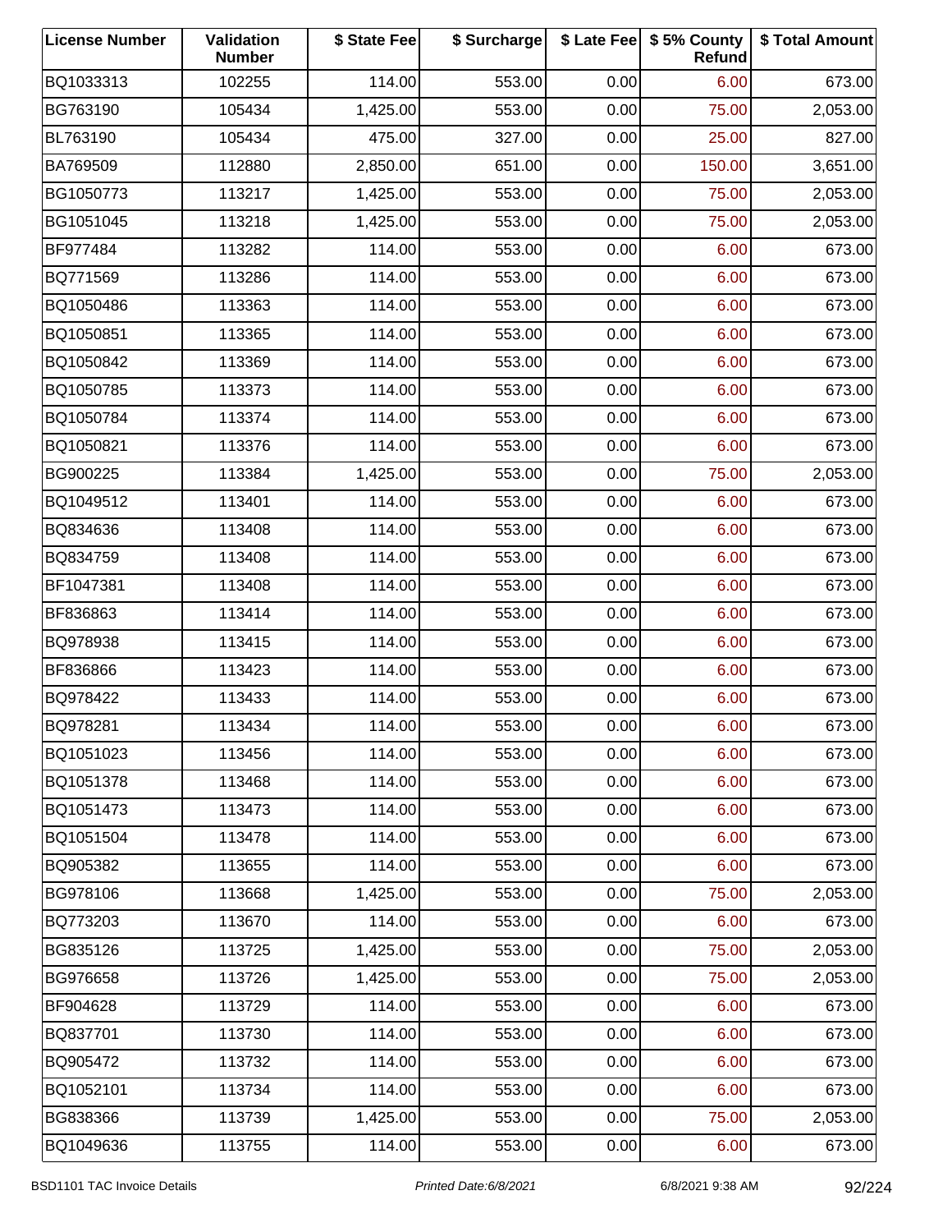| License Number | Validation Number | $ State Fee | $ Surcharge | $ Late Fee | $ 5% County Refund | $ Total Amount |
|---|---|---|---|---|---|---|
| BQ1033313 | 102255 | 114.00 | 553.00 | 0.00 | 6.00 | 673.00 |
| BG763190 | 105434 | 1,425.00 | 553.00 | 0.00 | 75.00 | 2,053.00 |
| BL763190 | 105434 | 475.00 | 327.00 | 0.00 | 25.00 | 827.00 |
| BA769509 | 112880 | 2,850.00 | 651.00 | 0.00 | 150.00 | 3,651.00 |
| BG1050773 | 113217 | 1,425.00 | 553.00 | 0.00 | 75.00 | 2,053.00 |
| BG1051045 | 113218 | 1,425.00 | 553.00 | 0.00 | 75.00 | 2,053.00 |
| BF977484 | 113282 | 114.00 | 553.00 | 0.00 | 6.00 | 673.00 |
| BQ771569 | 113286 | 114.00 | 553.00 | 0.00 | 6.00 | 673.00 |
| BQ1050486 | 113363 | 114.00 | 553.00 | 0.00 | 6.00 | 673.00 |
| BQ1050851 | 113365 | 114.00 | 553.00 | 0.00 | 6.00 | 673.00 |
| BQ1050842 | 113369 | 114.00 | 553.00 | 0.00 | 6.00 | 673.00 |
| BQ1050785 | 113373 | 114.00 | 553.00 | 0.00 | 6.00 | 673.00 |
| BQ1050784 | 113374 | 114.00 | 553.00 | 0.00 | 6.00 | 673.00 |
| BQ1050821 | 113376 | 114.00 | 553.00 | 0.00 | 6.00 | 673.00 |
| BG900225 | 113384 | 1,425.00 | 553.00 | 0.00 | 75.00 | 2,053.00 |
| BQ1049512 | 113401 | 114.00 | 553.00 | 0.00 | 6.00 | 673.00 |
| BQ834636 | 113408 | 114.00 | 553.00 | 0.00 | 6.00 | 673.00 |
| BQ834759 | 113408 | 114.00 | 553.00 | 0.00 | 6.00 | 673.00 |
| BF1047381 | 113408 | 114.00 | 553.00 | 0.00 | 6.00 | 673.00 |
| BF836863 | 113414 | 114.00 | 553.00 | 0.00 | 6.00 | 673.00 |
| BQ978938 | 113415 | 114.00 | 553.00 | 0.00 | 6.00 | 673.00 |
| BF836866 | 113423 | 114.00 | 553.00 | 0.00 | 6.00 | 673.00 |
| BQ978422 | 113433 | 114.00 | 553.00 | 0.00 | 6.00 | 673.00 |
| BQ978281 | 113434 | 114.00 | 553.00 | 0.00 | 6.00 | 673.00 |
| BQ1051023 | 113456 | 114.00 | 553.00 | 0.00 | 6.00 | 673.00 |
| BQ1051378 | 113468 | 114.00 | 553.00 | 0.00 | 6.00 | 673.00 |
| BQ1051473 | 113473 | 114.00 | 553.00 | 0.00 | 6.00 | 673.00 |
| BQ1051504 | 113478 | 114.00 | 553.00 | 0.00 | 6.00 | 673.00 |
| BQ905382 | 113655 | 114.00 | 553.00 | 0.00 | 6.00 | 673.00 |
| BG978106 | 113668 | 1,425.00 | 553.00 | 0.00 | 75.00 | 2,053.00 |
| BQ773203 | 113670 | 114.00 | 553.00 | 0.00 | 6.00 | 673.00 |
| BG835126 | 113725 | 1,425.00 | 553.00 | 0.00 | 75.00 | 2,053.00 |
| BG976658 | 113726 | 1,425.00 | 553.00 | 0.00 | 75.00 | 2,053.00 |
| BF904628 | 113729 | 114.00 | 553.00 | 0.00 | 6.00 | 673.00 |
| BQ837701 | 113730 | 114.00 | 553.00 | 0.00 | 6.00 | 673.00 |
| BQ905472 | 113732 | 114.00 | 553.00 | 0.00 | 6.00 | 673.00 |
| BQ1052101 | 113734 | 114.00 | 553.00 | 0.00 | 6.00 | 673.00 |
| BG838366 | 113739 | 1,425.00 | 553.00 | 0.00 | 75.00 | 2,053.00 |
| BQ1049636 | 113755 | 114.00 | 553.00 | 0.00 | 6.00 | 673.00 |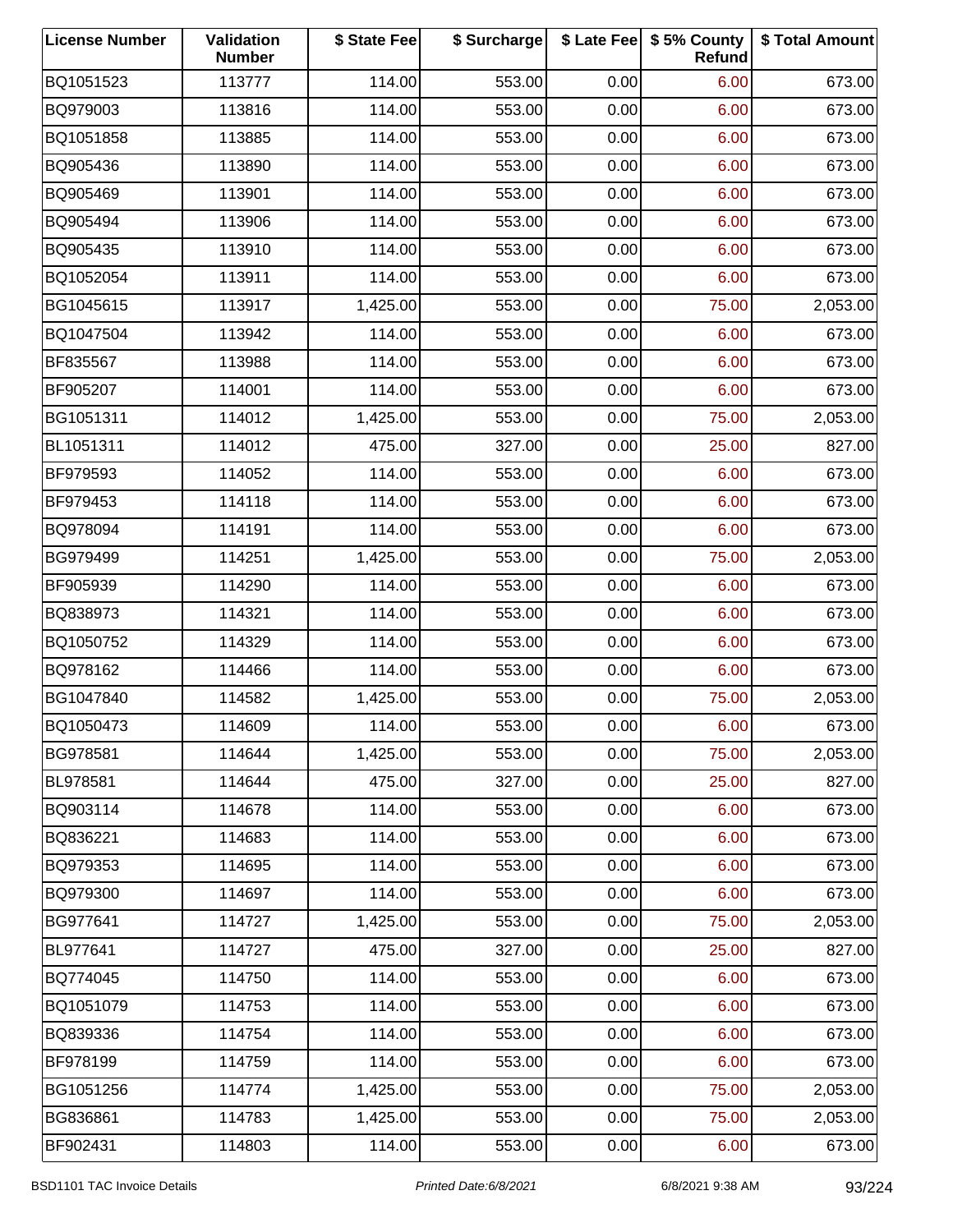| License Number | Validation Number | $ State Fee | $ Surcharge | $ Late Fee | $ 5% County Refund | $ Total Amount |
|---|---|---|---|---|---|---|
| BQ1051523 | 113777 | 114.00 | 553.00 | 0.00 | 6.00 | 673.00 |
| BQ979003 | 113816 | 114.00 | 553.00 | 0.00 | 6.00 | 673.00 |
| BQ1051858 | 113885 | 114.00 | 553.00 | 0.00 | 6.00 | 673.00 |
| BQ905436 | 113890 | 114.00 | 553.00 | 0.00 | 6.00 | 673.00 |
| BQ905469 | 113901 | 114.00 | 553.00 | 0.00 | 6.00 | 673.00 |
| BQ905494 | 113906 | 114.00 | 553.00 | 0.00 | 6.00 | 673.00 |
| BQ905435 | 113910 | 114.00 | 553.00 | 0.00 | 6.00 | 673.00 |
| BQ1052054 | 113911 | 114.00 | 553.00 | 0.00 | 6.00 | 673.00 |
| BG1045615 | 113917 | 1,425.00 | 553.00 | 0.00 | 75.00 | 2,053.00 |
| BQ1047504 | 113942 | 114.00 | 553.00 | 0.00 | 6.00 | 673.00 |
| BF835567 | 113988 | 114.00 | 553.00 | 0.00 | 6.00 | 673.00 |
| BF905207 | 114001 | 114.00 | 553.00 | 0.00 | 6.00 | 673.00 |
| BG1051311 | 114012 | 1,425.00 | 553.00 | 0.00 | 75.00 | 2,053.00 |
| BL1051311 | 114012 | 475.00 | 327.00 | 0.00 | 25.00 | 827.00 |
| BF979593 | 114052 | 114.00 | 553.00 | 0.00 | 6.00 | 673.00 |
| BF979453 | 114118 | 114.00 | 553.00 | 0.00 | 6.00 | 673.00 |
| BQ978094 | 114191 | 114.00 | 553.00 | 0.00 | 6.00 | 673.00 |
| BG979499 | 114251 | 1,425.00 | 553.00 | 0.00 | 75.00 | 2,053.00 |
| BF905939 | 114290 | 114.00 | 553.00 | 0.00 | 6.00 | 673.00 |
| BQ838973 | 114321 | 114.00 | 553.00 | 0.00 | 6.00 | 673.00 |
| BQ1050752 | 114329 | 114.00 | 553.00 | 0.00 | 6.00 | 673.00 |
| BQ978162 | 114466 | 114.00 | 553.00 | 0.00 | 6.00 | 673.00 |
| BG1047840 | 114582 | 1,425.00 | 553.00 | 0.00 | 75.00 | 2,053.00 |
| BQ1050473 | 114609 | 114.00 | 553.00 | 0.00 | 6.00 | 673.00 |
| BG978581 | 114644 | 1,425.00 | 553.00 | 0.00 | 75.00 | 2,053.00 |
| BL978581 | 114644 | 475.00 | 327.00 | 0.00 | 25.00 | 827.00 |
| BQ903114 | 114678 | 114.00 | 553.00 | 0.00 | 6.00 | 673.00 |
| BQ836221 | 114683 | 114.00 | 553.00 | 0.00 | 6.00 | 673.00 |
| BQ979353 | 114695 | 114.00 | 553.00 | 0.00 | 6.00 | 673.00 |
| BQ979300 | 114697 | 114.00 | 553.00 | 0.00 | 6.00 | 673.00 |
| BG977641 | 114727 | 1,425.00 | 553.00 | 0.00 | 75.00 | 2,053.00 |
| BL977641 | 114727 | 475.00 | 327.00 | 0.00 | 25.00 | 827.00 |
| BQ774045 | 114750 | 114.00 | 553.00 | 0.00 | 6.00 | 673.00 |
| BQ1051079 | 114753 | 114.00 | 553.00 | 0.00 | 6.00 | 673.00 |
| BQ839336 | 114754 | 114.00 | 553.00 | 0.00 | 6.00 | 673.00 |
| BF978199 | 114759 | 114.00 | 553.00 | 0.00 | 6.00 | 673.00 |
| BG1051256 | 114774 | 1,425.00 | 553.00 | 0.00 | 75.00 | 2,053.00 |
| BG836861 | 114783 | 1,425.00 | 553.00 | 0.00 | 75.00 | 2,053.00 |
| BF902431 | 114803 | 114.00 | 553.00 | 0.00 | 6.00 | 673.00 |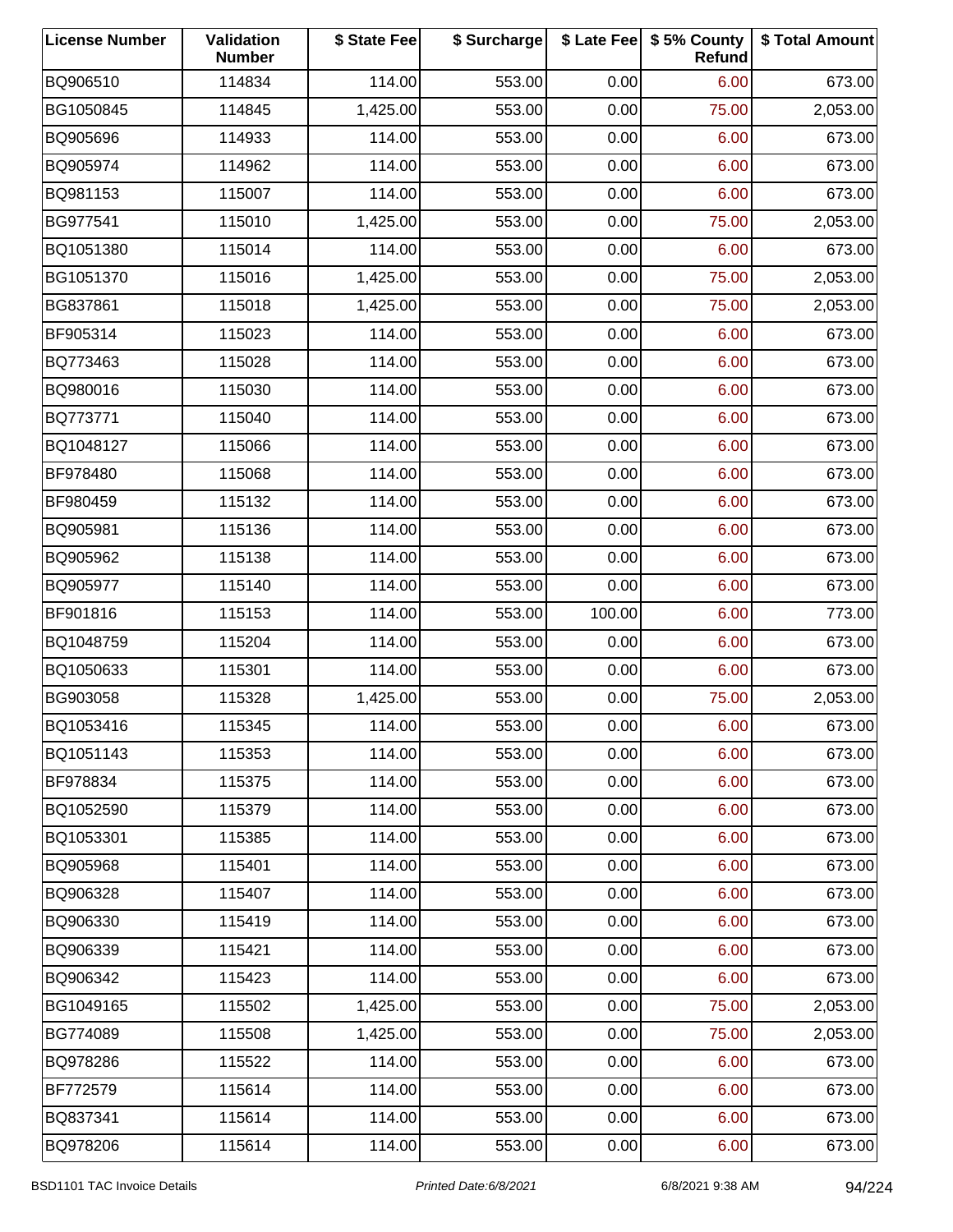| License Number | Validation Number | $ State Fee | $ Surcharge | $ Late Fee | $ 5% County Refund | $ Total Amount |
|---|---|---|---|---|---|---|
| BQ906510 | 114834 | 114.00 | 553.00 | 0.00 | 6.00 | 673.00 |
| BG1050845 | 114845 | 1,425.00 | 553.00 | 0.00 | 75.00 | 2,053.00 |
| BQ905696 | 114933 | 114.00 | 553.00 | 0.00 | 6.00 | 673.00 |
| BQ905974 | 114962 | 114.00 | 553.00 | 0.00 | 6.00 | 673.00 |
| BQ981153 | 115007 | 114.00 | 553.00 | 0.00 | 6.00 | 673.00 |
| BG977541 | 115010 | 1,425.00 | 553.00 | 0.00 | 75.00 | 2,053.00 |
| BQ1051380 | 115014 | 114.00 | 553.00 | 0.00 | 6.00 | 673.00 |
| BG1051370 | 115016 | 1,425.00 | 553.00 | 0.00 | 75.00 | 2,053.00 |
| BG837861 | 115018 | 1,425.00 | 553.00 | 0.00 | 75.00 | 2,053.00 |
| BF905314 | 115023 | 114.00 | 553.00 | 0.00 | 6.00 | 673.00 |
| BQ773463 | 115028 | 114.00 | 553.00 | 0.00 | 6.00 | 673.00 |
| BQ980016 | 115030 | 114.00 | 553.00 | 0.00 | 6.00 | 673.00 |
| BQ773771 | 115040 | 114.00 | 553.00 | 0.00 | 6.00 | 673.00 |
| BQ1048127 | 115066 | 114.00 | 553.00 | 0.00 | 6.00 | 673.00 |
| BF978480 | 115068 | 114.00 | 553.00 | 0.00 | 6.00 | 673.00 |
| BF980459 | 115132 | 114.00 | 553.00 | 0.00 | 6.00 | 673.00 |
| BQ905981 | 115136 | 114.00 | 553.00 | 0.00 | 6.00 | 673.00 |
| BQ905962 | 115138 | 114.00 | 553.00 | 0.00 | 6.00 | 673.00 |
| BQ905977 | 115140 | 114.00 | 553.00 | 0.00 | 6.00 | 673.00 |
| BF901816 | 115153 | 114.00 | 553.00 | 100.00 | 6.00 | 773.00 |
| BQ1048759 | 115204 | 114.00 | 553.00 | 0.00 | 6.00 | 673.00 |
| BQ1050633 | 115301 | 114.00 | 553.00 | 0.00 | 6.00 | 673.00 |
| BG903058 | 115328 | 1,425.00 | 553.00 | 0.00 | 75.00 | 2,053.00 |
| BQ1053416 | 115345 | 114.00 | 553.00 | 0.00 | 6.00 | 673.00 |
| BQ1051143 | 115353 | 114.00 | 553.00 | 0.00 | 6.00 | 673.00 |
| BF978834 | 115375 | 114.00 | 553.00 | 0.00 | 6.00 | 673.00 |
| BQ1052590 | 115379 | 114.00 | 553.00 | 0.00 | 6.00 | 673.00 |
| BQ1053301 | 115385 | 114.00 | 553.00 | 0.00 | 6.00 | 673.00 |
| BQ905968 | 115401 | 114.00 | 553.00 | 0.00 | 6.00 | 673.00 |
| BQ906328 | 115407 | 114.00 | 553.00 | 0.00 | 6.00 | 673.00 |
| BQ906330 | 115419 | 114.00 | 553.00 | 0.00 | 6.00 | 673.00 |
| BQ906339 | 115421 | 114.00 | 553.00 | 0.00 | 6.00 | 673.00 |
| BQ906342 | 115423 | 114.00 | 553.00 | 0.00 | 6.00 | 673.00 |
| BG1049165 | 115502 | 1,425.00 | 553.00 | 0.00 | 75.00 | 2,053.00 |
| BG774089 | 115508 | 1,425.00 | 553.00 | 0.00 | 75.00 | 2,053.00 |
| BQ978286 | 115522 | 114.00 | 553.00 | 0.00 | 6.00 | 673.00 |
| BF772579 | 115614 | 114.00 | 553.00 | 0.00 | 6.00 | 673.00 |
| BQ837341 | 115614 | 114.00 | 553.00 | 0.00 | 6.00 | 673.00 |
| BQ978206 | 115614 | 114.00 | 553.00 | 0.00 | 6.00 | 673.00 |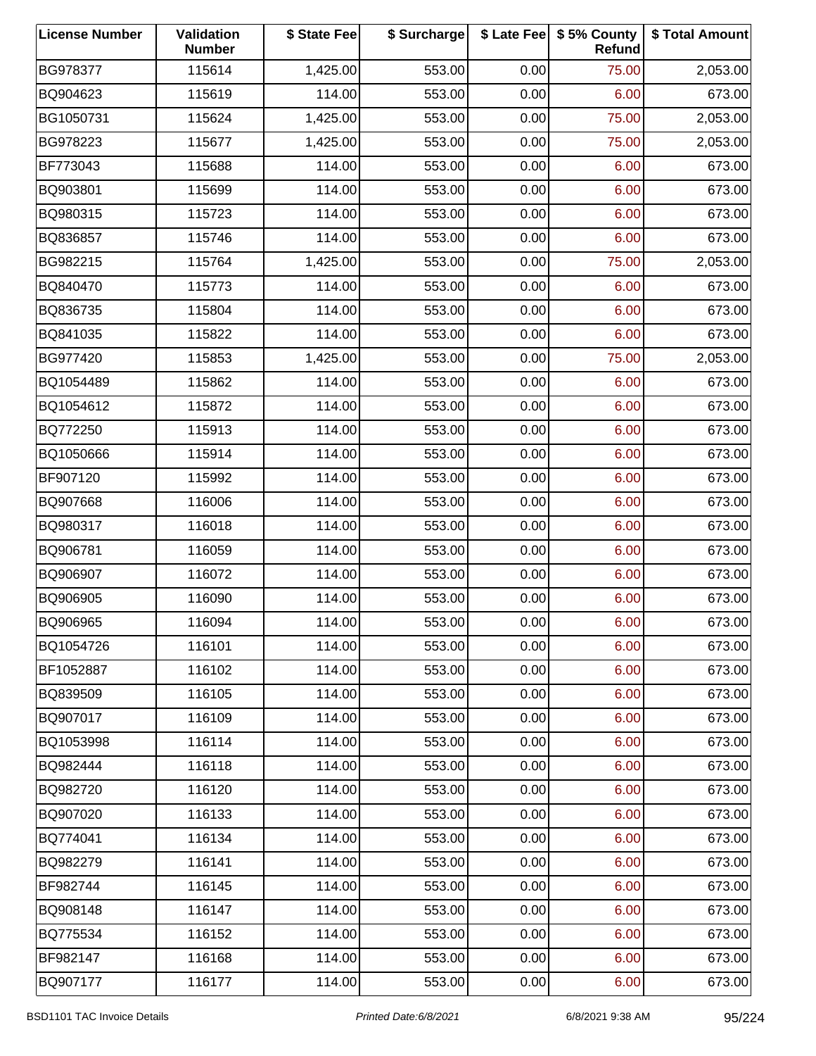| License Number | Validation Number | $ State Fee | $ Surcharge | $ Late Fee | $ 5% County Refund | $ Total Amount |
|---|---|---|---|---|---|---|
| BG978377 | 115614 | 1,425.00 | 553.00 | 0.00 | 75.00 | 2,053.00 |
| BQ904623 | 115619 | 114.00 | 553.00 | 0.00 | 6.00 | 673.00 |
| BG1050731 | 115624 | 1,425.00 | 553.00 | 0.00 | 75.00 | 2,053.00 |
| BG978223 | 115677 | 1,425.00 | 553.00 | 0.00 | 75.00 | 2,053.00 |
| BF773043 | 115688 | 114.00 | 553.00 | 0.00 | 6.00 | 673.00 |
| BQ903801 | 115699 | 114.00 | 553.00 | 0.00 | 6.00 | 673.00 |
| BQ980315 | 115723 | 114.00 | 553.00 | 0.00 | 6.00 | 673.00 |
| BQ836857 | 115746 | 114.00 | 553.00 | 0.00 | 6.00 | 673.00 |
| BG982215 | 115764 | 1,425.00 | 553.00 | 0.00 | 75.00 | 2,053.00 |
| BQ840470 | 115773 | 114.00 | 553.00 | 0.00 | 6.00 | 673.00 |
| BQ836735 | 115804 | 114.00 | 553.00 | 0.00 | 6.00 | 673.00 |
| BQ841035 | 115822 | 114.00 | 553.00 | 0.00 | 6.00 | 673.00 |
| BG977420 | 115853 | 1,425.00 | 553.00 | 0.00 | 75.00 | 2,053.00 |
| BQ1054489 | 115862 | 114.00 | 553.00 | 0.00 | 6.00 | 673.00 |
| BQ1054612 | 115872 | 114.00 | 553.00 | 0.00 | 6.00 | 673.00 |
| BQ772250 | 115913 | 114.00 | 553.00 | 0.00 | 6.00 | 673.00 |
| BQ1050666 | 115914 | 114.00 | 553.00 | 0.00 | 6.00 | 673.00 |
| BF907120 | 115992 | 114.00 | 553.00 | 0.00 | 6.00 | 673.00 |
| BQ907668 | 116006 | 114.00 | 553.00 | 0.00 | 6.00 | 673.00 |
| BQ980317 | 116018 | 114.00 | 553.00 | 0.00 | 6.00 | 673.00 |
| BQ906781 | 116059 | 114.00 | 553.00 | 0.00 | 6.00 | 673.00 |
| BQ906907 | 116072 | 114.00 | 553.00 | 0.00 | 6.00 | 673.00 |
| BQ906905 | 116090 | 114.00 | 553.00 | 0.00 | 6.00 | 673.00 |
| BQ906965 | 116094 | 114.00 | 553.00 | 0.00 | 6.00 | 673.00 |
| BQ1054726 | 116101 | 114.00 | 553.00 | 0.00 | 6.00 | 673.00 |
| BF1052887 | 116102 | 114.00 | 553.00 | 0.00 | 6.00 | 673.00 |
| BQ839509 | 116105 | 114.00 | 553.00 | 0.00 | 6.00 | 673.00 |
| BQ907017 | 116109 | 114.00 | 553.00 | 0.00 | 6.00 | 673.00 |
| BQ1053998 | 116114 | 114.00 | 553.00 | 0.00 | 6.00 | 673.00 |
| BQ982444 | 116118 | 114.00 | 553.00 | 0.00 | 6.00 | 673.00 |
| BQ982720 | 116120 | 114.00 | 553.00 | 0.00 | 6.00 | 673.00 |
| BQ907020 | 116133 | 114.00 | 553.00 | 0.00 | 6.00 | 673.00 |
| BQ774041 | 116134 | 114.00 | 553.00 | 0.00 | 6.00 | 673.00 |
| BQ982279 | 116141 | 114.00 | 553.00 | 0.00 | 6.00 | 673.00 |
| BF982744 | 116145 | 114.00 | 553.00 | 0.00 | 6.00 | 673.00 |
| BQ908148 | 116147 | 114.00 | 553.00 | 0.00 | 6.00 | 673.00 |
| BQ775534 | 116152 | 114.00 | 553.00 | 0.00 | 6.00 | 673.00 |
| BF982147 | 116168 | 114.00 | 553.00 | 0.00 | 6.00 | 673.00 |
| BQ907177 | 116177 | 114.00 | 553.00 | 0.00 | 6.00 | 673.00 |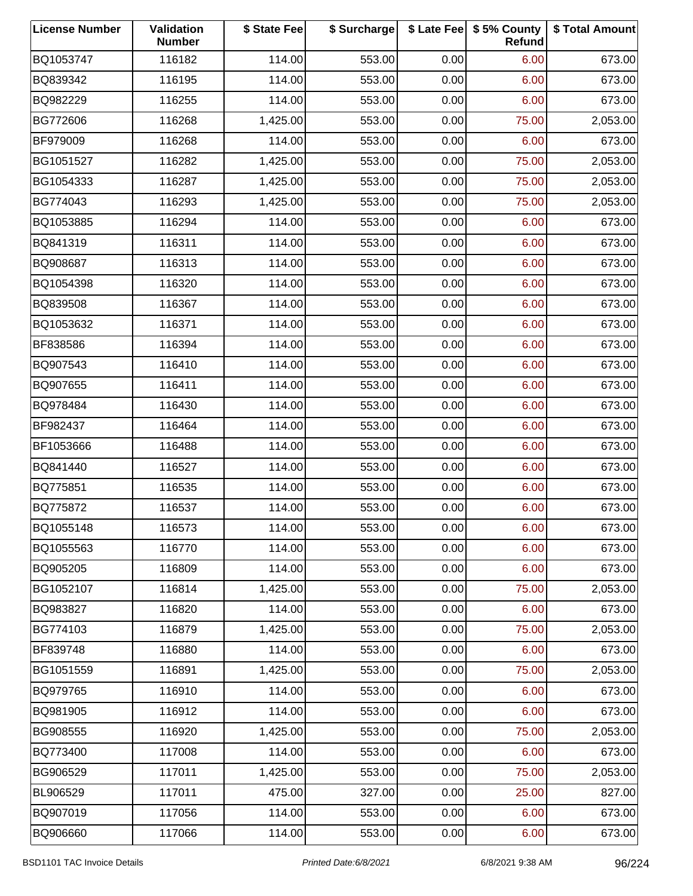| License Number | Validation Number | $ State Fee | $ Surcharge | $ Late Fee | $ 5% County Refund | $ Total Amount |
|---|---|---|---|---|---|---|
| BQ1053747 | 116182 | 114.00 | 553.00 | 0.00 | 6.00 | 673.00 |
| BQ839342 | 116195 | 114.00 | 553.00 | 0.00 | 6.00 | 673.00 |
| BQ982229 | 116255 | 114.00 | 553.00 | 0.00 | 6.00 | 673.00 |
| BG772606 | 116268 | 1,425.00 | 553.00 | 0.00 | 75.00 | 2,053.00 |
| BF979009 | 116268 | 114.00 | 553.00 | 0.00 | 6.00 | 673.00 |
| BG1051527 | 116282 | 1,425.00 | 553.00 | 0.00 | 75.00 | 2,053.00 |
| BG1054333 | 116287 | 1,425.00 | 553.00 | 0.00 | 75.00 | 2,053.00 |
| BG774043 | 116293 | 1,425.00 | 553.00 | 0.00 | 75.00 | 2,053.00 |
| BQ1053885 | 116294 | 114.00 | 553.00 | 0.00 | 6.00 | 673.00 |
| BQ841319 | 116311 | 114.00 | 553.00 | 0.00 | 6.00 | 673.00 |
| BQ908687 | 116313 | 114.00 | 553.00 | 0.00 | 6.00 | 673.00 |
| BQ1054398 | 116320 | 114.00 | 553.00 | 0.00 | 6.00 | 673.00 |
| BQ839508 | 116367 | 114.00 | 553.00 | 0.00 | 6.00 | 673.00 |
| BQ1053632 | 116371 | 114.00 | 553.00 | 0.00 | 6.00 | 673.00 |
| BF838586 | 116394 | 114.00 | 553.00 | 0.00 | 6.00 | 673.00 |
| BQ907543 | 116410 | 114.00 | 553.00 | 0.00 | 6.00 | 673.00 |
| BQ907655 | 116411 | 114.00 | 553.00 | 0.00 | 6.00 | 673.00 |
| BQ978484 | 116430 | 114.00 | 553.00 | 0.00 | 6.00 | 673.00 |
| BF982437 | 116464 | 114.00 | 553.00 | 0.00 | 6.00 | 673.00 |
| BF1053666 | 116488 | 114.00 | 553.00 | 0.00 | 6.00 | 673.00 |
| BQ841440 | 116527 | 114.00 | 553.00 | 0.00 | 6.00 | 673.00 |
| BQ775851 | 116535 | 114.00 | 553.00 | 0.00 | 6.00 | 673.00 |
| BQ775872 | 116537 | 114.00 | 553.00 | 0.00 | 6.00 | 673.00 |
| BQ1055148 | 116573 | 114.00 | 553.00 | 0.00 | 6.00 | 673.00 |
| BQ1055563 | 116770 | 114.00 | 553.00 | 0.00 | 6.00 | 673.00 |
| BQ905205 | 116809 | 114.00 | 553.00 | 0.00 | 6.00 | 673.00 |
| BG1052107 | 116814 | 1,425.00 | 553.00 | 0.00 | 75.00 | 2,053.00 |
| BQ983827 | 116820 | 114.00 | 553.00 | 0.00 | 6.00 | 673.00 |
| BG774103 | 116879 | 1,425.00 | 553.00 | 0.00 | 75.00 | 2,053.00 |
| BF839748 | 116880 | 114.00 | 553.00 | 0.00 | 6.00 | 673.00 |
| BG1051559 | 116891 | 1,425.00 | 553.00 | 0.00 | 75.00 | 2,053.00 |
| BQ979765 | 116910 | 114.00 | 553.00 | 0.00 | 6.00 | 673.00 |
| BQ981905 | 116912 | 114.00 | 553.00 | 0.00 | 6.00 | 673.00 |
| BG908555 | 116920 | 1,425.00 | 553.00 | 0.00 | 75.00 | 2,053.00 |
| BQ773400 | 117008 | 114.00 | 553.00 | 0.00 | 6.00 | 673.00 |
| BG906529 | 117011 | 1,425.00 | 553.00 | 0.00 | 75.00 | 2,053.00 |
| BL906529 | 117011 | 475.00 | 327.00 | 0.00 | 25.00 | 827.00 |
| BQ907019 | 117056 | 114.00 | 553.00 | 0.00 | 6.00 | 673.00 |
| BQ906660 | 117066 | 114.00 | 553.00 | 0.00 | 6.00 | 673.00 |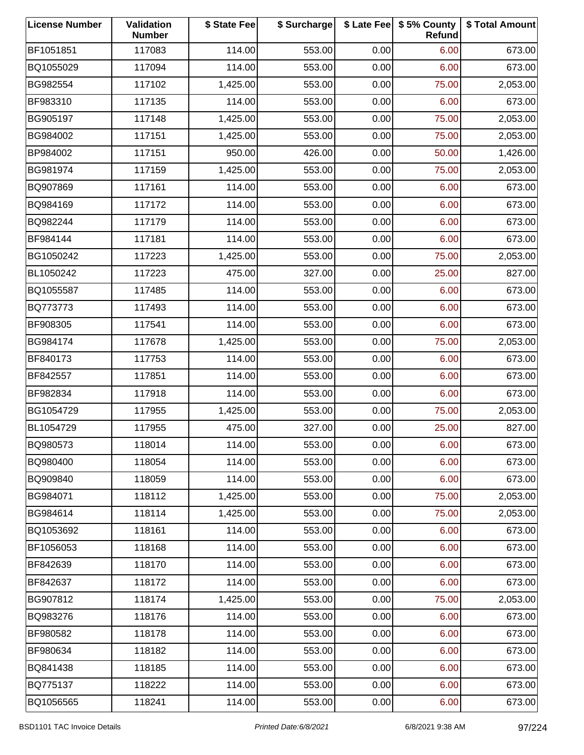| License Number | Validation Number | $ State Fee | $ Surcharge | $ Late Fee | $ 5% County Refund | $ Total Amount |
|---|---|---|---|---|---|---|
| BF1051851 | 117083 | 114.00 | 553.00 | 0.00 | 6.00 | 673.00 |
| BQ1055029 | 117094 | 114.00 | 553.00 | 0.00 | 6.00 | 673.00 |
| BG982554 | 117102 | 1,425.00 | 553.00 | 0.00 | 75.00 | 2,053.00 |
| BF983310 | 117135 | 114.00 | 553.00 | 0.00 | 6.00 | 673.00 |
| BG905197 | 117148 | 1,425.00 | 553.00 | 0.00 | 75.00 | 2,053.00 |
| BG984002 | 117151 | 1,425.00 | 553.00 | 0.00 | 75.00 | 2,053.00 |
| BP984002 | 117151 | 950.00 | 426.00 | 0.00 | 50.00 | 1,426.00 |
| BG981974 | 117159 | 1,425.00 | 553.00 | 0.00 | 75.00 | 2,053.00 |
| BQ907869 | 117161 | 114.00 | 553.00 | 0.00 | 6.00 | 673.00 |
| BQ984169 | 117172 | 114.00 | 553.00 | 0.00 | 6.00 | 673.00 |
| BQ982244 | 117179 | 114.00 | 553.00 | 0.00 | 6.00 | 673.00 |
| BF984144 | 117181 | 114.00 | 553.00 | 0.00 | 6.00 | 673.00 |
| BG1050242 | 117223 | 1,425.00 | 553.00 | 0.00 | 75.00 | 2,053.00 |
| BL1050242 | 117223 | 475.00 | 327.00 | 0.00 | 25.00 | 827.00 |
| BQ1055587 | 117485 | 114.00 | 553.00 | 0.00 | 6.00 | 673.00 |
| BQ773773 | 117493 | 114.00 | 553.00 | 0.00 | 6.00 | 673.00 |
| BF908305 | 117541 | 114.00 | 553.00 | 0.00 | 6.00 | 673.00 |
| BG984174 | 117678 | 1,425.00 | 553.00 | 0.00 | 75.00 | 2,053.00 |
| BF840173 | 117753 | 114.00 | 553.00 | 0.00 | 6.00 | 673.00 |
| BF842557 | 117851 | 114.00 | 553.00 | 0.00 | 6.00 | 673.00 |
| BF982834 | 117918 | 114.00 | 553.00 | 0.00 | 6.00 | 673.00 |
| BG1054729 | 117955 | 1,425.00 | 553.00 | 0.00 | 75.00 | 2,053.00 |
| BL1054729 | 117955 | 475.00 | 327.00 | 0.00 | 25.00 | 827.00 |
| BQ980573 | 118014 | 114.00 | 553.00 | 0.00 | 6.00 | 673.00 |
| BQ980400 | 118054 | 114.00 | 553.00 | 0.00 | 6.00 | 673.00 |
| BQ909840 | 118059 | 114.00 | 553.00 | 0.00 | 6.00 | 673.00 |
| BG984071 | 118112 | 1,425.00 | 553.00 | 0.00 | 75.00 | 2,053.00 |
| BG984614 | 118114 | 1,425.00 | 553.00 | 0.00 | 75.00 | 2,053.00 |
| BQ1053692 | 118161 | 114.00 | 553.00 | 0.00 | 6.00 | 673.00 |
| BF1056053 | 118168 | 114.00 | 553.00 | 0.00 | 6.00 | 673.00 |
| BF842639 | 118170 | 114.00 | 553.00 | 0.00 | 6.00 | 673.00 |
| BF842637 | 118172 | 114.00 | 553.00 | 0.00 | 6.00 | 673.00 |
| BG907812 | 118174 | 1,425.00 | 553.00 | 0.00 | 75.00 | 2,053.00 |
| BQ983276 | 118176 | 114.00 | 553.00 | 0.00 | 6.00 | 673.00 |
| BF980582 | 118178 | 114.00 | 553.00 | 0.00 | 6.00 | 673.00 |
| BF980634 | 118182 | 114.00 | 553.00 | 0.00 | 6.00 | 673.00 |
| BQ841438 | 118185 | 114.00 | 553.00 | 0.00 | 6.00 | 673.00 |
| BQ775137 | 118222 | 114.00 | 553.00 | 0.00 | 6.00 | 673.00 |
| BQ1056565 | 118241 | 114.00 | 553.00 | 0.00 | 6.00 | 673.00 |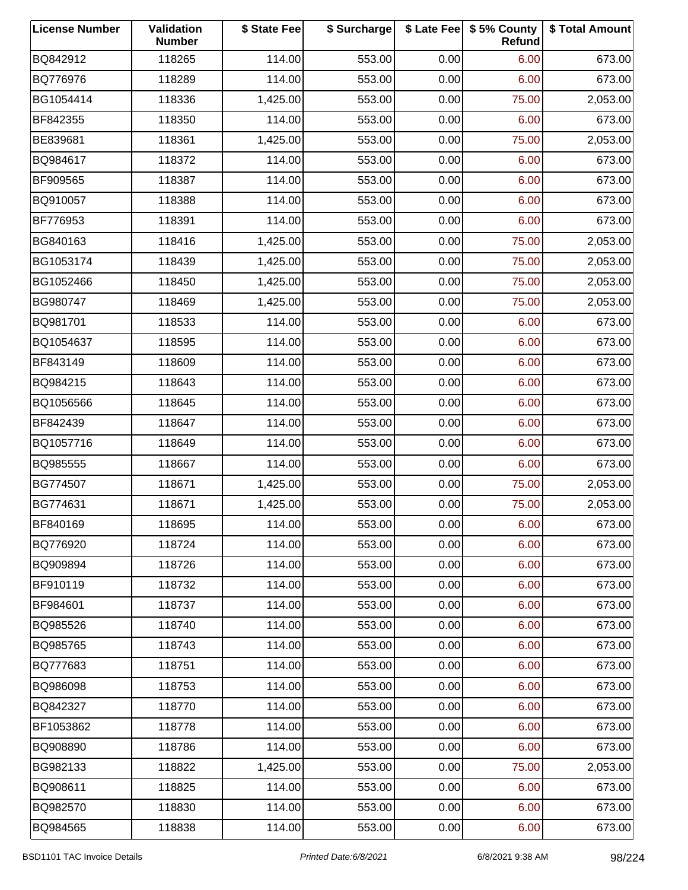| License Number | Validation Number | $ State Fee | $ Surcharge | $ Late Fee | $ 5% County Refund | $ Total Amount |
|---|---|---|---|---|---|---|
| BQ842912 | 118265 | 114.00 | 553.00 | 0.00 | 6.00 | 673.00 |
| BQ776976 | 118289 | 114.00 | 553.00 | 0.00 | 6.00 | 673.00 |
| BG1054414 | 118336 | 1,425.00 | 553.00 | 0.00 | 75.00 | 2,053.00 |
| BF842355 | 118350 | 114.00 | 553.00 | 0.00 | 6.00 | 673.00 |
| BE839681 | 118361 | 1,425.00 | 553.00 | 0.00 | 75.00 | 2,053.00 |
| BQ984617 | 118372 | 114.00 | 553.00 | 0.00 | 6.00 | 673.00 |
| BF909565 | 118387 | 114.00 | 553.00 | 0.00 | 6.00 | 673.00 |
| BQ910057 | 118388 | 114.00 | 553.00 | 0.00 | 6.00 | 673.00 |
| BF776953 | 118391 | 114.00 | 553.00 | 0.00 | 6.00 | 673.00 |
| BG840163 | 118416 | 1,425.00 | 553.00 | 0.00 | 75.00 | 2,053.00 |
| BG1053174 | 118439 | 1,425.00 | 553.00 | 0.00 | 75.00 | 2,053.00 |
| BG1052466 | 118450 | 1,425.00 | 553.00 | 0.00 | 75.00 | 2,053.00 |
| BG980747 | 118469 | 1,425.00 | 553.00 | 0.00 | 75.00 | 2,053.00 |
| BQ981701 | 118533 | 114.00 | 553.00 | 0.00 | 6.00 | 673.00 |
| BQ1054637 | 118595 | 114.00 | 553.00 | 0.00 | 6.00 | 673.00 |
| BF843149 | 118609 | 114.00 | 553.00 | 0.00 | 6.00 | 673.00 |
| BQ984215 | 118643 | 114.00 | 553.00 | 0.00 | 6.00 | 673.00 |
| BQ1056566 | 118645 | 114.00 | 553.00 | 0.00 | 6.00 | 673.00 |
| BF842439 | 118647 | 114.00 | 553.00 | 0.00 | 6.00 | 673.00 |
| BQ1057716 | 118649 | 114.00 | 553.00 | 0.00 | 6.00 | 673.00 |
| BQ985555 | 118667 | 114.00 | 553.00 | 0.00 | 6.00 | 673.00 |
| BG774507 | 118671 | 1,425.00 | 553.00 | 0.00 | 75.00 | 2,053.00 |
| BG774631 | 118671 | 1,425.00 | 553.00 | 0.00 | 75.00 | 2,053.00 |
| BF840169 | 118695 | 114.00 | 553.00 | 0.00 | 6.00 | 673.00 |
| BQ776920 | 118724 | 114.00 | 553.00 | 0.00 | 6.00 | 673.00 |
| BQ909894 | 118726 | 114.00 | 553.00 | 0.00 | 6.00 | 673.00 |
| BF910119 | 118732 | 114.00 | 553.00 | 0.00 | 6.00 | 673.00 |
| BF984601 | 118737 | 114.00 | 553.00 | 0.00 | 6.00 | 673.00 |
| BQ985526 | 118740 | 114.00 | 553.00 | 0.00 | 6.00 | 673.00 |
| BQ985765 | 118743 | 114.00 | 553.00 | 0.00 | 6.00 | 673.00 |
| BQ777683 | 118751 | 114.00 | 553.00 | 0.00 | 6.00 | 673.00 |
| BQ986098 | 118753 | 114.00 | 553.00 | 0.00 | 6.00 | 673.00 |
| BQ842327 | 118770 | 114.00 | 553.00 | 0.00 | 6.00 | 673.00 |
| BF1053862 | 118778 | 114.00 | 553.00 | 0.00 | 6.00 | 673.00 |
| BQ908890 | 118786 | 114.00 | 553.00 | 0.00 | 6.00 | 673.00 |
| BG982133 | 118822 | 1,425.00 | 553.00 | 0.00 | 75.00 | 2,053.00 |
| BQ908611 | 118825 | 114.00 | 553.00 | 0.00 | 6.00 | 673.00 |
| BQ982570 | 118830 | 114.00 | 553.00 | 0.00 | 6.00 | 673.00 |
| BQ984565 | 118838 | 114.00 | 553.00 | 0.00 | 6.00 | 673.00 |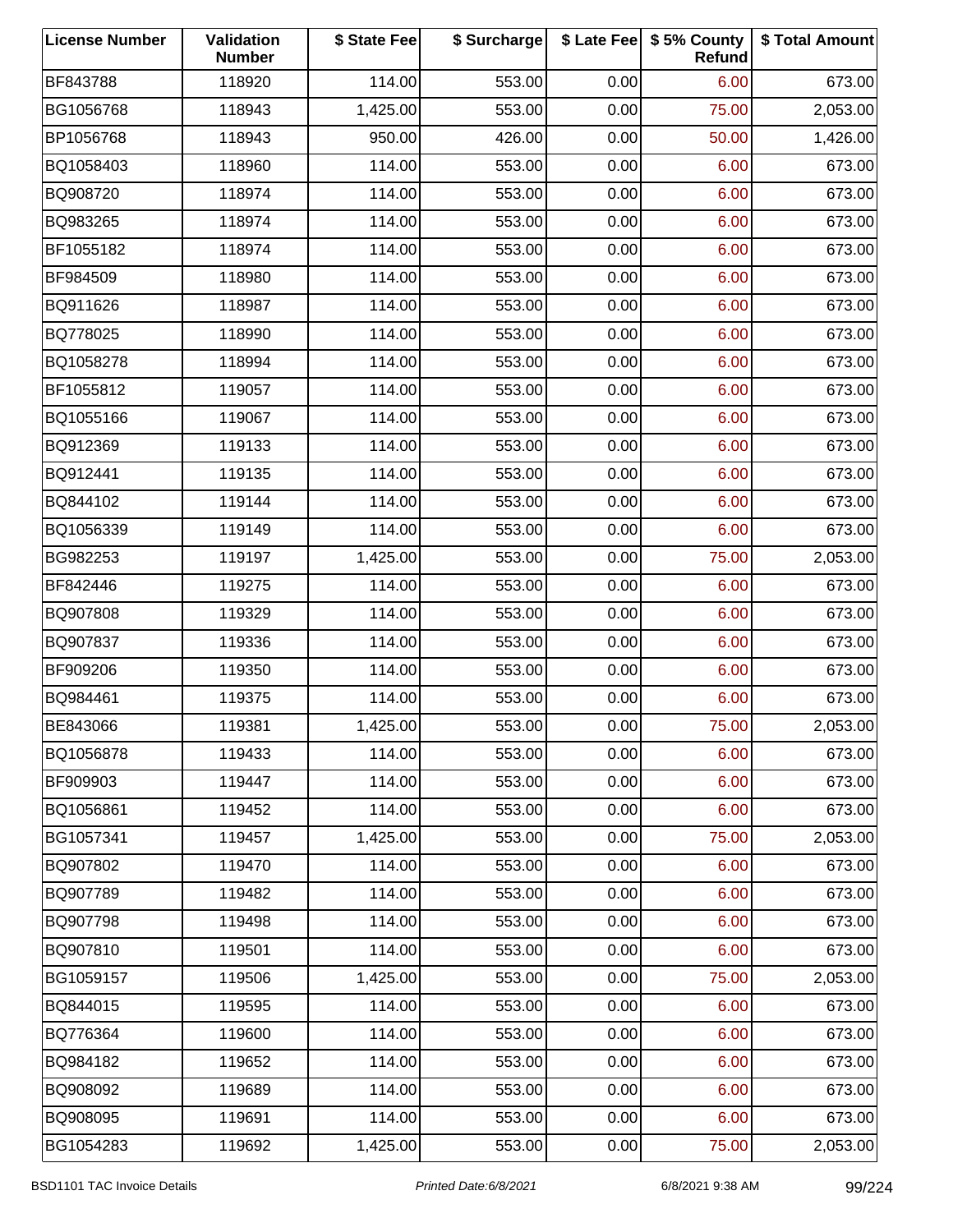| License Number | Validation Number | $ State Fee | $ Surcharge | $ Late Fee | $ 5% County Refund | $ Total Amount |
|---|---|---|---|---|---|---|
| BF843788 | 118920 | 114.00 | 553.00 | 0.00 | 6.00 | 673.00 |
| BG1056768 | 118943 | 1,425.00 | 553.00 | 0.00 | 75.00 | 2,053.00 |
| BP1056768 | 118943 | 950.00 | 426.00 | 0.00 | 50.00 | 1,426.00 |
| BQ1058403 | 118960 | 114.00 | 553.00 | 0.00 | 6.00 | 673.00 |
| BQ908720 | 118974 | 114.00 | 553.00 | 0.00 | 6.00 | 673.00 |
| BQ983265 | 118974 | 114.00 | 553.00 | 0.00 | 6.00 | 673.00 |
| BF1055182 | 118974 | 114.00 | 553.00 | 0.00 | 6.00 | 673.00 |
| BF984509 | 118980 | 114.00 | 553.00 | 0.00 | 6.00 | 673.00 |
| BQ911626 | 118987 | 114.00 | 553.00 | 0.00 | 6.00 | 673.00 |
| BQ778025 | 118990 | 114.00 | 553.00 | 0.00 | 6.00 | 673.00 |
| BQ1058278 | 118994 | 114.00 | 553.00 | 0.00 | 6.00 | 673.00 |
| BF1055812 | 119057 | 114.00 | 553.00 | 0.00 | 6.00 | 673.00 |
| BQ1055166 | 119067 | 114.00 | 553.00 | 0.00 | 6.00 | 673.00 |
| BQ912369 | 119133 | 114.00 | 553.00 | 0.00 | 6.00 | 673.00 |
| BQ912441 | 119135 | 114.00 | 553.00 | 0.00 | 6.00 | 673.00 |
| BQ844102 | 119144 | 114.00 | 553.00 | 0.00 | 6.00 | 673.00 |
| BQ1056339 | 119149 | 114.00 | 553.00 | 0.00 | 6.00 | 673.00 |
| BG982253 | 119197 | 1,425.00 | 553.00 | 0.00 | 75.00 | 2,053.00 |
| BF842446 | 119275 | 114.00 | 553.00 | 0.00 | 6.00 | 673.00 |
| BQ907808 | 119329 | 114.00 | 553.00 | 0.00 | 6.00 | 673.00 |
| BQ907837 | 119336 | 114.00 | 553.00 | 0.00 | 6.00 | 673.00 |
| BF909206 | 119350 | 114.00 | 553.00 | 0.00 | 6.00 | 673.00 |
| BQ984461 | 119375 | 114.00 | 553.00 | 0.00 | 6.00 | 673.00 |
| BE843066 | 119381 | 1,425.00 | 553.00 | 0.00 | 75.00 | 2,053.00 |
| BQ1056878 | 119433 | 114.00 | 553.00 | 0.00 | 6.00 | 673.00 |
| BF909903 | 119447 | 114.00 | 553.00 | 0.00 | 6.00 | 673.00 |
| BQ1056861 | 119452 | 114.00 | 553.00 | 0.00 | 6.00 | 673.00 |
| BG1057341 | 119457 | 1,425.00 | 553.00 | 0.00 | 75.00 | 2,053.00 |
| BQ907802 | 119470 | 114.00 | 553.00 | 0.00 | 6.00 | 673.00 |
| BQ907789 | 119482 | 114.00 | 553.00 | 0.00 | 6.00 | 673.00 |
| BQ907798 | 119498 | 114.00 | 553.00 | 0.00 | 6.00 | 673.00 |
| BQ907810 | 119501 | 114.00 | 553.00 | 0.00 | 6.00 | 673.00 |
| BG1059157 | 119506 | 1,425.00 | 553.00 | 0.00 | 75.00 | 2,053.00 |
| BQ844015 | 119595 | 114.00 | 553.00 | 0.00 | 6.00 | 673.00 |
| BQ776364 | 119600 | 114.00 | 553.00 | 0.00 | 6.00 | 673.00 |
| BQ984182 | 119652 | 114.00 | 553.00 | 0.00 | 6.00 | 673.00 |
| BQ908092 | 119689 | 114.00 | 553.00 | 0.00 | 6.00 | 673.00 |
| BQ908095 | 119691 | 114.00 | 553.00 | 0.00 | 6.00 | 673.00 |
| BG1054283 | 119692 | 1,425.00 | 553.00 | 0.00 | 75.00 | 2,053.00 |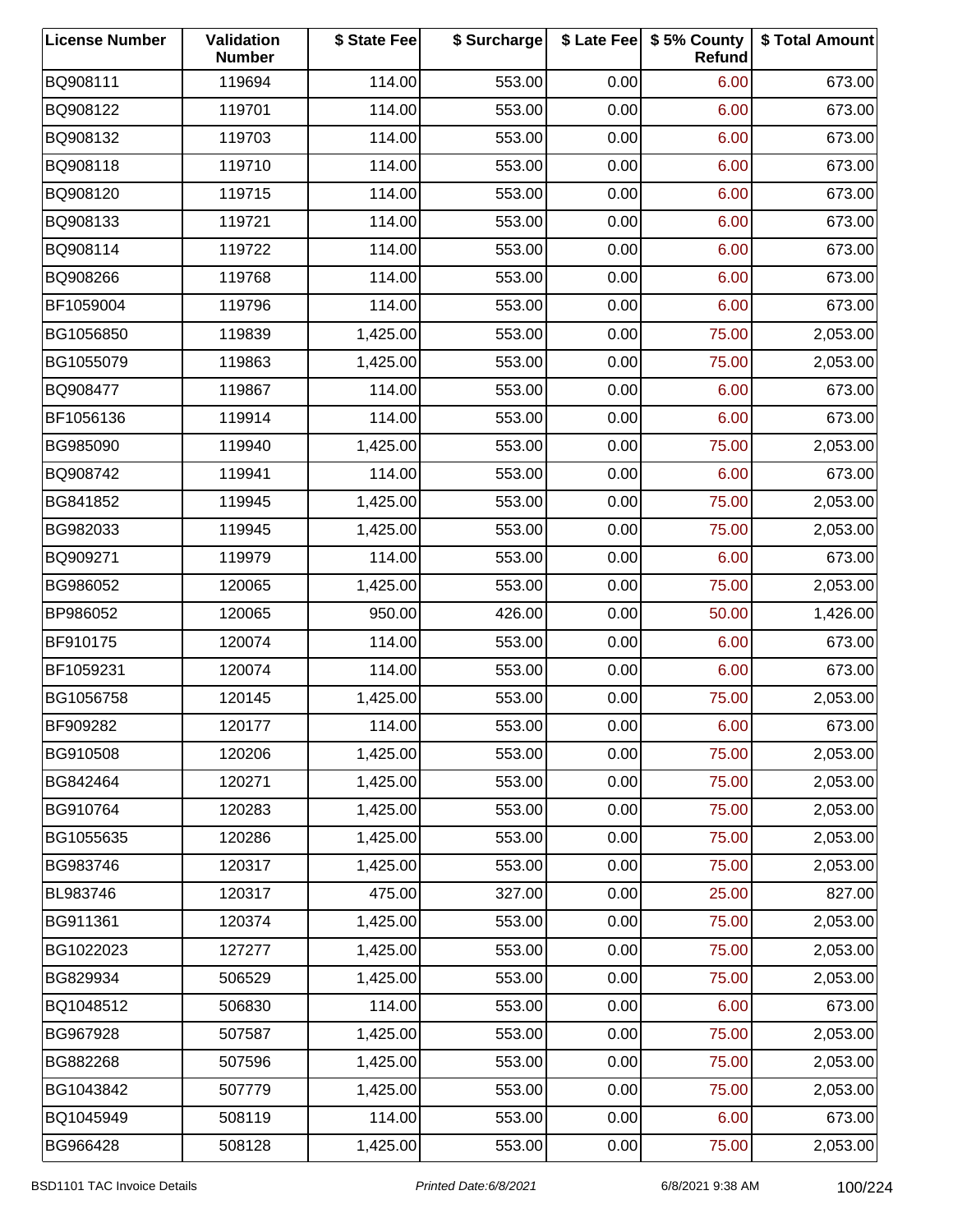| License Number | Validation Number | $ State Fee | $ Surcharge | $ Late Fee | $ 5% County Refund | $ Total Amount |
|---|---|---|---|---|---|---|
| BQ908111 | 119694 | 114.00 | 553.00 | 0.00 | 6.00 | 673.00 |
| BQ908122 | 119701 | 114.00 | 553.00 | 0.00 | 6.00 | 673.00 |
| BQ908132 | 119703 | 114.00 | 553.00 | 0.00 | 6.00 | 673.00 |
| BQ908118 | 119710 | 114.00 | 553.00 | 0.00 | 6.00 | 673.00 |
| BQ908120 | 119715 | 114.00 | 553.00 | 0.00 | 6.00 | 673.00 |
| BQ908133 | 119721 | 114.00 | 553.00 | 0.00 | 6.00 | 673.00 |
| BQ908114 | 119722 | 114.00 | 553.00 | 0.00 | 6.00 | 673.00 |
| BQ908266 | 119768 | 114.00 | 553.00 | 0.00 | 6.00 | 673.00 |
| BF1059004 | 119796 | 114.00 | 553.00 | 0.00 | 6.00 | 673.00 |
| BG1056850 | 119839 | 1,425.00 | 553.00 | 0.00 | 75.00 | 2,053.00 |
| BG1055079 | 119863 | 1,425.00 | 553.00 | 0.00 | 75.00 | 2,053.00 |
| BQ908477 | 119867 | 114.00 | 553.00 | 0.00 | 6.00 | 673.00 |
| BF1056136 | 119914 | 114.00 | 553.00 | 0.00 | 6.00 | 673.00 |
| BG985090 | 119940 | 1,425.00 | 553.00 | 0.00 | 75.00 | 2,053.00 |
| BQ908742 | 119941 | 114.00 | 553.00 | 0.00 | 6.00 | 673.00 |
| BG841852 | 119945 | 1,425.00 | 553.00 | 0.00 | 75.00 | 2,053.00 |
| BG982033 | 119945 | 1,425.00 | 553.00 | 0.00 | 75.00 | 2,053.00 |
| BQ909271 | 119979 | 114.00 | 553.00 | 0.00 | 6.00 | 673.00 |
| BG986052 | 120065 | 1,425.00 | 553.00 | 0.00 | 75.00 | 2,053.00 |
| BP986052 | 120065 | 950.00 | 426.00 | 0.00 | 50.00 | 1,426.00 |
| BF910175 | 120074 | 114.00 | 553.00 | 0.00 | 6.00 | 673.00 |
| BF1059231 | 120074 | 114.00 | 553.00 | 0.00 | 6.00 | 673.00 |
| BG1056758 | 120145 | 1,425.00 | 553.00 | 0.00 | 75.00 | 2,053.00 |
| BF909282 | 120177 | 114.00 | 553.00 | 0.00 | 6.00 | 673.00 |
| BG910508 | 120206 | 1,425.00 | 553.00 | 0.00 | 75.00 | 2,053.00 |
| BG842464 | 120271 | 1,425.00 | 553.00 | 0.00 | 75.00 | 2,053.00 |
| BG910764 | 120283 | 1,425.00 | 553.00 | 0.00 | 75.00 | 2,053.00 |
| BG1055635 | 120286 | 1,425.00 | 553.00 | 0.00 | 75.00 | 2,053.00 |
| BG983746 | 120317 | 1,425.00 | 553.00 | 0.00 | 75.00 | 2,053.00 |
| BL983746 | 120317 | 475.00 | 327.00 | 0.00 | 25.00 | 827.00 |
| BG911361 | 120374 | 1,425.00 | 553.00 | 0.00 | 75.00 | 2,053.00 |
| BG1022023 | 127277 | 1,425.00 | 553.00 | 0.00 | 75.00 | 2,053.00 |
| BG829934 | 506529 | 1,425.00 | 553.00 | 0.00 | 75.00 | 2,053.00 |
| BQ1048512 | 506830 | 114.00 | 553.00 | 0.00 | 6.00 | 673.00 |
| BG967928 | 507587 | 1,425.00 | 553.00 | 0.00 | 75.00 | 2,053.00 |
| BG882268 | 507596 | 1,425.00 | 553.00 | 0.00 | 75.00 | 2,053.00 |
| BG1043842 | 507779 | 1,425.00 | 553.00 | 0.00 | 75.00 | 2,053.00 |
| BQ1045949 | 508119 | 114.00 | 553.00 | 0.00 | 6.00 | 673.00 |
| BG966428 | 508128 | 1,425.00 | 553.00 | 0.00 | 75.00 | 2,053.00 |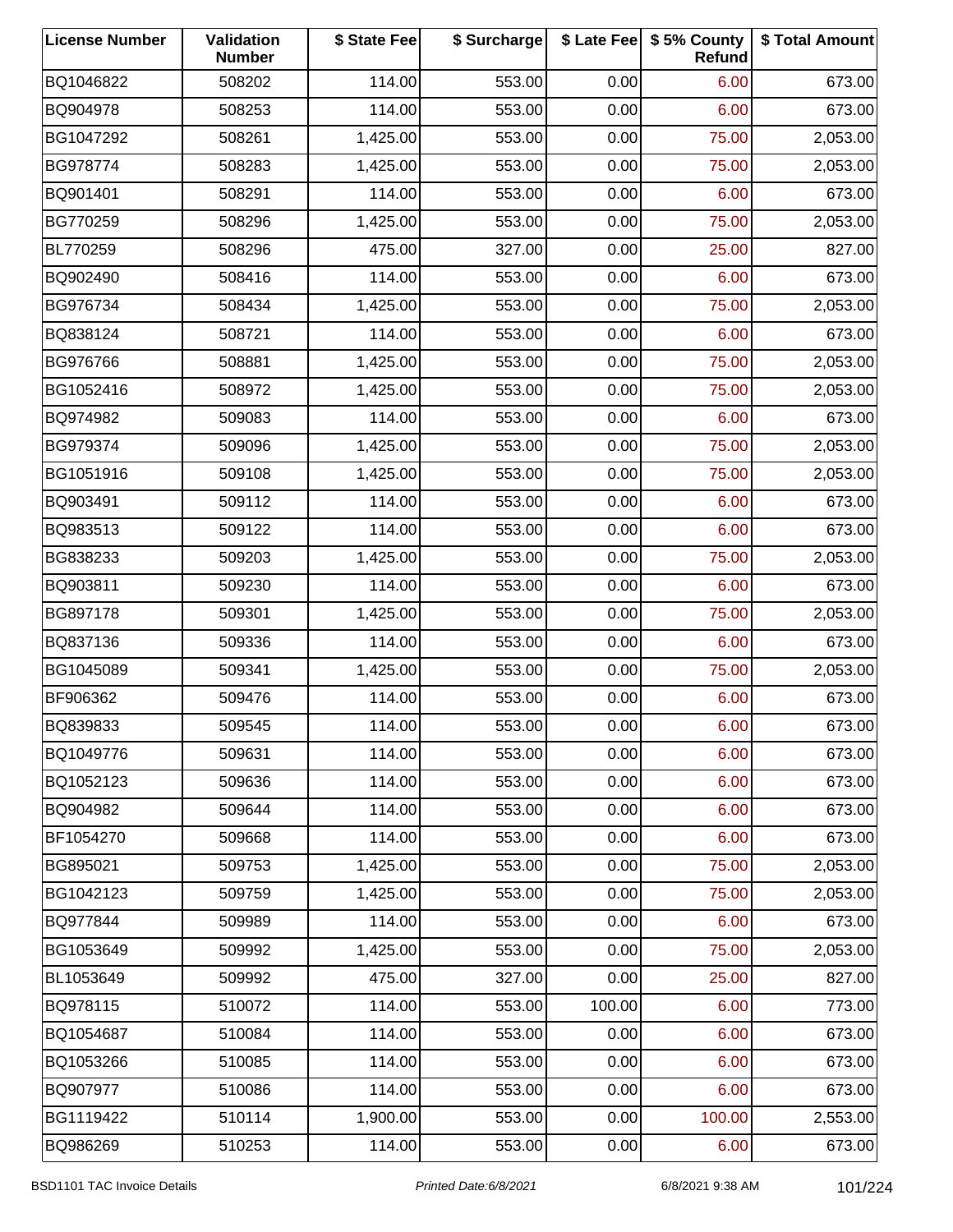| License Number | Validation Number | $ State Fee | $ Surcharge | $ Late Fee | $ 5% County Refund | $ Total Amount |
|---|---|---|---|---|---|---|
| BQ1046822 | 508202 | 114.00 | 553.00 | 0.00 | 6.00 | 673.00 |
| BQ904978 | 508253 | 114.00 | 553.00 | 0.00 | 6.00 | 673.00 |
| BG1047292 | 508261 | 1,425.00 | 553.00 | 0.00 | 75.00 | 2,053.00 |
| BG978774 | 508283 | 1,425.00 | 553.00 | 0.00 | 75.00 | 2,053.00 |
| BQ901401 | 508291 | 114.00 | 553.00 | 0.00 | 6.00 | 673.00 |
| BG770259 | 508296 | 1,425.00 | 553.00 | 0.00 | 75.00 | 2,053.00 |
| BL770259 | 508296 | 475.00 | 327.00 | 0.00 | 25.00 | 827.00 |
| BQ902490 | 508416 | 114.00 | 553.00 | 0.00 | 6.00 | 673.00 |
| BG976734 | 508434 | 1,425.00 | 553.00 | 0.00 | 75.00 | 2,053.00 |
| BQ838124 | 508721 | 114.00 | 553.00 | 0.00 | 6.00 | 673.00 |
| BG976766 | 508881 | 1,425.00 | 553.00 | 0.00 | 75.00 | 2,053.00 |
| BG1052416 | 508972 | 1,425.00 | 553.00 | 0.00 | 75.00 | 2,053.00 |
| BQ974982 | 509083 | 114.00 | 553.00 | 0.00 | 6.00 | 673.00 |
| BG979374 | 509096 | 1,425.00 | 553.00 | 0.00 | 75.00 | 2,053.00 |
| BG1051916 | 509108 | 1,425.00 | 553.00 | 0.00 | 75.00 | 2,053.00 |
| BQ903491 | 509112 | 114.00 | 553.00 | 0.00 | 6.00 | 673.00 |
| BQ983513 | 509122 | 114.00 | 553.00 | 0.00 | 6.00 | 673.00 |
| BG838233 | 509203 | 1,425.00 | 553.00 | 0.00 | 75.00 | 2,053.00 |
| BQ903811 | 509230 | 114.00 | 553.00 | 0.00 | 6.00 | 673.00 |
| BG897178 | 509301 | 1,425.00 | 553.00 | 0.00 | 75.00 | 2,053.00 |
| BQ837136 | 509336 | 114.00 | 553.00 | 0.00 | 6.00 | 673.00 |
| BG1045089 | 509341 | 1,425.00 | 553.00 | 0.00 | 75.00 | 2,053.00 |
| BF906362 | 509476 | 114.00 | 553.00 | 0.00 | 6.00 | 673.00 |
| BQ839833 | 509545 | 114.00 | 553.00 | 0.00 | 6.00 | 673.00 |
| BQ1049776 | 509631 | 114.00 | 553.00 | 0.00 | 6.00 | 673.00 |
| BQ1052123 | 509636 | 114.00 | 553.00 | 0.00 | 6.00 | 673.00 |
| BQ904982 | 509644 | 114.00 | 553.00 | 0.00 | 6.00 | 673.00 |
| BF1054270 | 509668 | 114.00 | 553.00 | 0.00 | 6.00 | 673.00 |
| BG895021 | 509753 | 1,425.00 | 553.00 | 0.00 | 75.00 | 2,053.00 |
| BG1042123 | 509759 | 1,425.00 | 553.00 | 0.00 | 75.00 | 2,053.00 |
| BQ977844 | 509989 | 114.00 | 553.00 | 0.00 | 6.00 | 673.00 |
| BG1053649 | 509992 | 1,425.00 | 553.00 | 0.00 | 75.00 | 2,053.00 |
| BL1053649 | 509992 | 475.00 | 327.00 | 0.00 | 25.00 | 827.00 |
| BQ978115 | 510072 | 114.00 | 553.00 | 100.00 | 6.00 | 773.00 |
| BQ1054687 | 510084 | 114.00 | 553.00 | 0.00 | 6.00 | 673.00 |
| BQ1053266 | 510085 | 114.00 | 553.00 | 0.00 | 6.00 | 673.00 |
| BQ907977 | 510086 | 114.00 | 553.00 | 0.00 | 6.00 | 673.00 |
| BG1119422 | 510114 | 1,900.00 | 553.00 | 0.00 | 100.00 | 2,553.00 |
| BQ986269 | 510253 | 114.00 | 553.00 | 0.00 | 6.00 | 673.00 |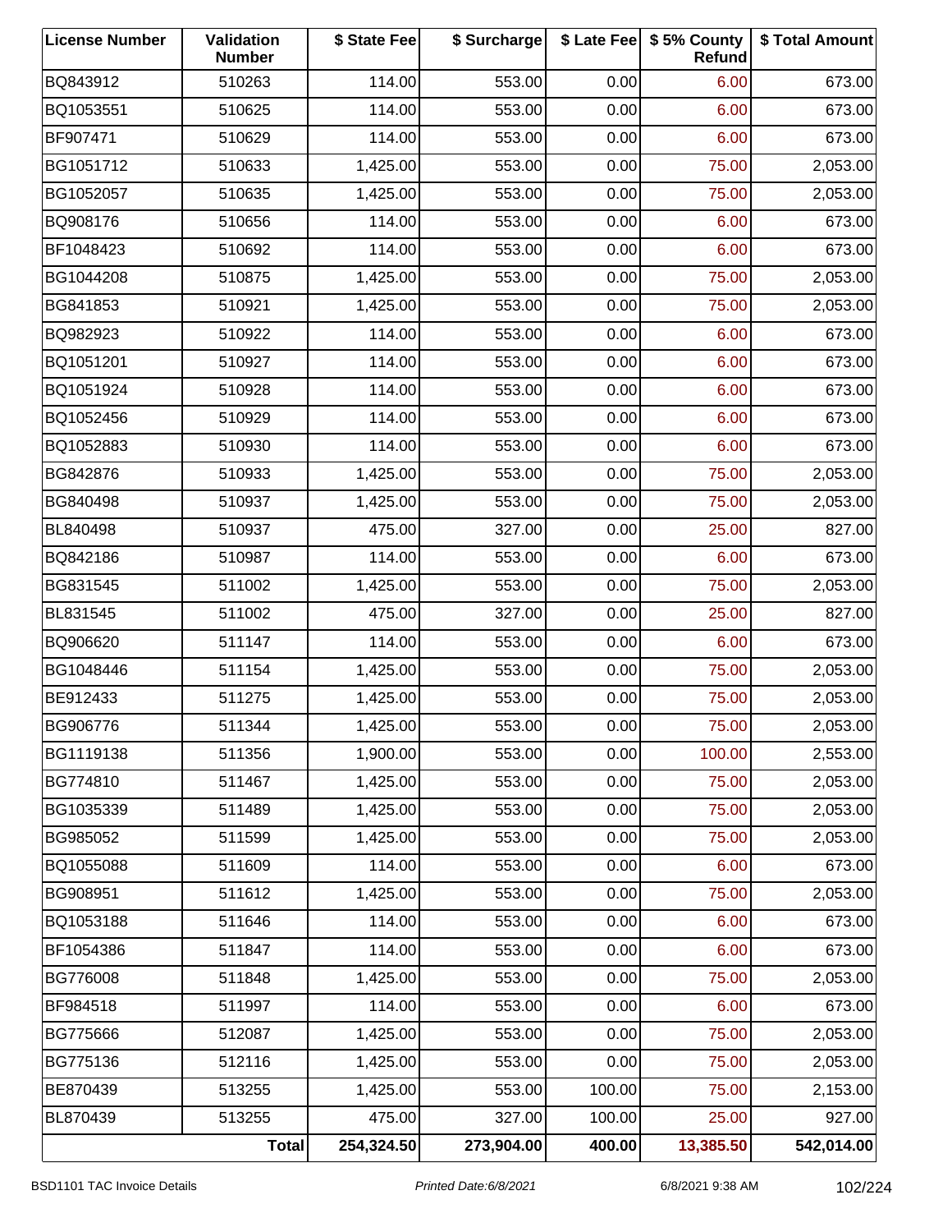| License Number | Validation Number | $ State Fee | $ Surcharge | $ Late Fee | $ 5% County Refund | $ Total Amount |
|---|---|---|---|---|---|---|
| BQ843912 | 510263 | 114.00 | 553.00 | 0.00 | 6.00 | 673.00 |
| BQ1053551 | 510625 | 114.00 | 553.00 | 0.00 | 6.00 | 673.00 |
| BF907471 | 510629 | 114.00 | 553.00 | 0.00 | 6.00 | 673.00 |
| BG1051712 | 510633 | 1,425.00 | 553.00 | 0.00 | 75.00 | 2,053.00 |
| BG1052057 | 510635 | 1,425.00 | 553.00 | 0.00 | 75.00 | 2,053.00 |
| BQ908176 | 510656 | 114.00 | 553.00 | 0.00 | 6.00 | 673.00 |
| BF1048423 | 510692 | 114.00 | 553.00 | 0.00 | 6.00 | 673.00 |
| BG1044208 | 510875 | 1,425.00 | 553.00 | 0.00 | 75.00 | 2,053.00 |
| BG841853 | 510921 | 1,425.00 | 553.00 | 0.00 | 75.00 | 2,053.00 |
| BQ982923 | 510922 | 114.00 | 553.00 | 0.00 | 6.00 | 673.00 |
| BQ1051201 | 510927 | 114.00 | 553.00 | 0.00 | 6.00 | 673.00 |
| BQ1051924 | 510928 | 114.00 | 553.00 | 0.00 | 6.00 | 673.00 |
| BQ1052456 | 510929 | 114.00 | 553.00 | 0.00 | 6.00 | 673.00 |
| BQ1052883 | 510930 | 114.00 | 553.00 | 0.00 | 6.00 | 673.00 |
| BG842876 | 510933 | 1,425.00 | 553.00 | 0.00 | 75.00 | 2,053.00 |
| BG840498 | 510937 | 1,425.00 | 553.00 | 0.00 | 75.00 | 2,053.00 |
| BL840498 | 510937 | 475.00 | 327.00 | 0.00 | 25.00 | 827.00 |
| BQ842186 | 510987 | 114.00 | 553.00 | 0.00 | 6.00 | 673.00 |
| BG831545 | 511002 | 1,425.00 | 553.00 | 0.00 | 75.00 | 2,053.00 |
| BL831545 | 511002 | 475.00 | 327.00 | 0.00 | 25.00 | 827.00 |
| BQ906620 | 511147 | 114.00 | 553.00 | 0.00 | 6.00 | 673.00 |
| BG1048446 | 511154 | 1,425.00 | 553.00 | 0.00 | 75.00 | 2,053.00 |
| BE912433 | 511275 | 1,425.00 | 553.00 | 0.00 | 75.00 | 2,053.00 |
| BG906776 | 511344 | 1,425.00 | 553.00 | 0.00 | 75.00 | 2,053.00 |
| BG1119138 | 511356 | 1,900.00 | 553.00 | 0.00 | 100.00 | 2,553.00 |
| BG774810 | 511467 | 1,425.00 | 553.00 | 0.00 | 75.00 | 2,053.00 |
| BG1035339 | 511489 | 1,425.00 | 553.00 | 0.00 | 75.00 | 2,053.00 |
| BG985052 | 511599 | 1,425.00 | 553.00 | 0.00 | 75.00 | 2,053.00 |
| BQ1055088 | 511609 | 114.00 | 553.00 | 0.00 | 6.00 | 673.00 |
| BG908951 | 511612 | 1,425.00 | 553.00 | 0.00 | 75.00 | 2,053.00 |
| BQ1053188 | 511646 | 114.00 | 553.00 | 0.00 | 6.00 | 673.00 |
| BF1054386 | 511847 | 114.00 | 553.00 | 0.00 | 6.00 | 673.00 |
| BG776008 | 511848 | 1,425.00 | 553.00 | 0.00 | 75.00 | 2,053.00 |
| BF984518 | 511997 | 114.00 | 553.00 | 0.00 | 6.00 | 673.00 |
| BG775666 | 512087 | 1,425.00 | 553.00 | 0.00 | 75.00 | 2,053.00 |
| BG775136 | 512116 | 1,425.00 | 553.00 | 0.00 | 75.00 | 2,053.00 |
| BE870439 | 513255 | 1,425.00 | 553.00 | 100.00 | 75.00 | 2,153.00 |
| BL870439 | 513255 | 475.00 | 327.00 | 100.00 | 25.00 | 927.00 |
| | **Total** | **254,324.50** | **273,904.00** | **400.00** | **13,385.50** | **542,014.00** |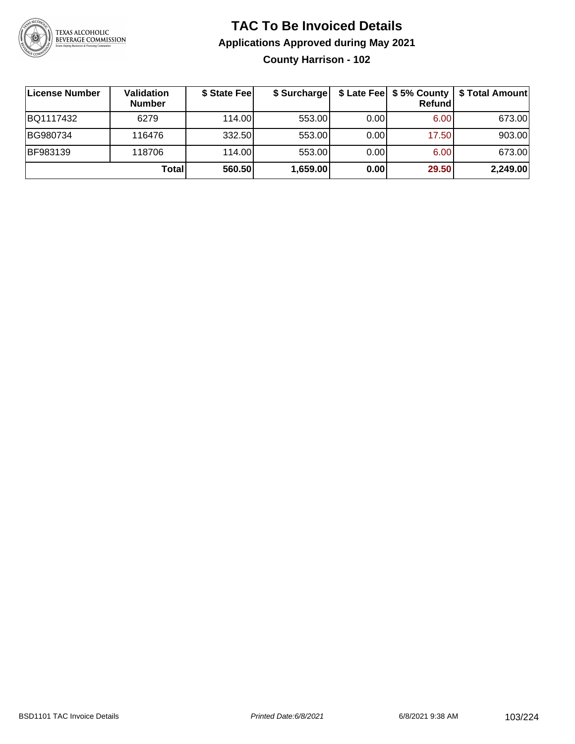# TAC To Be Invoiced Details

## Applications Approved during May 2021

### County Harrison - 102

| License Number | Validation Number | $ State Fee | $ Surcharge | $ Late Fee | $ 5% County Refund | $ Total Amount |
|---|---|---|---|---|---|---|
| BQ1117432 | 6279 | 114.00 | 553.00 | 0.00 | 6.00 | 673.00 |
| BG980734 | 116476 | 332.50 | 553.00 | 0.00 | 17.50 | 903.00 |
| BF983139 | 118706 | 114.00 | 553.00 | 0.00 | 6.00 | 673.00 |
| | **Total** | **560.50** | **1,659.00** | **0.00** | **29.50** | **2,249.00** |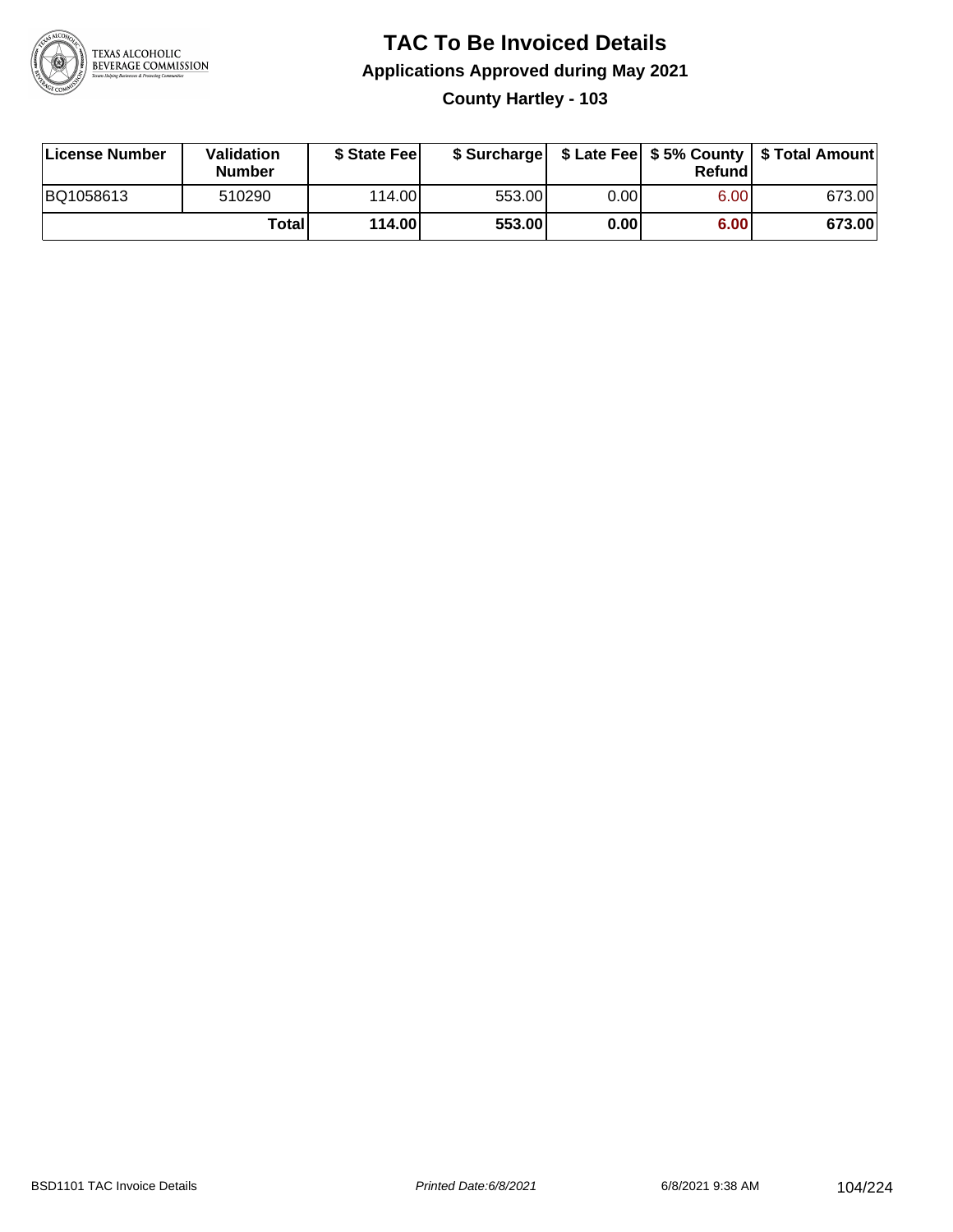# TAC To Be Invoiced Details

## Applications Approved during May 2021

### County Hartley - 103

| License Number | Validation Number | $ State Fee | $ Surcharge | $ Late Fee | $ 5% County Refund | $ Total Amount |
|---|---|---|---|---|---|---|
| BQ1058613 | 510290 | 114.00 | 553.00 | 0.00 | 6.00 | 673.00 |
| | **Total** | **114.00** | **553.00** | **0.00** | **6.00** | **673.00** |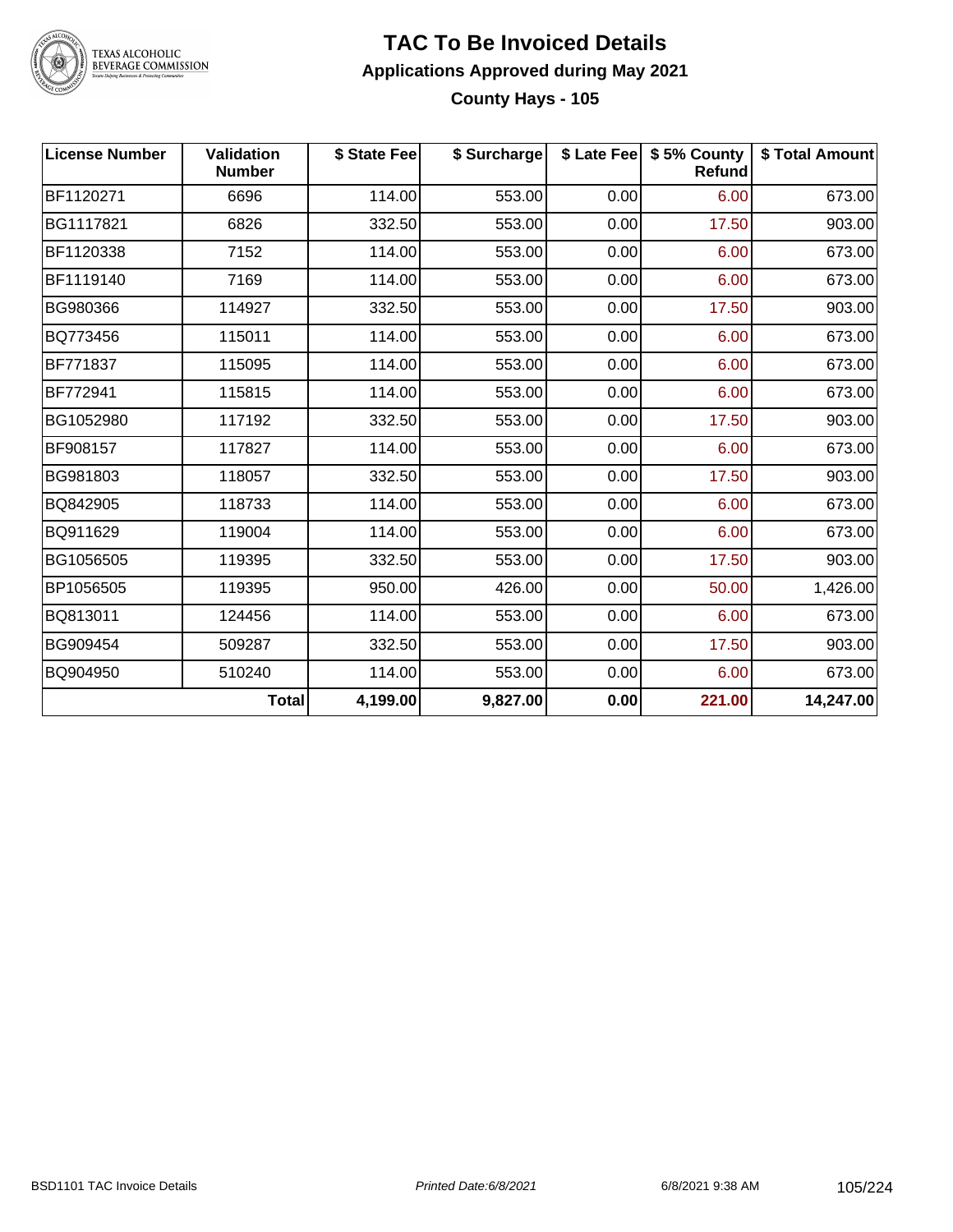# TAC To Be Invoiced Details

## Applications Approved during May 2021

### County Hays - 105

| License Number | Validation Number | $ State Fee | $ Surcharge | $ Late Fee | $ 5% County Refund | $ Total Amount |
|---|---|---|---|---|---|---|
| BF1120271 | 6696 | 114.00 | 553.00 | 0.00 | 6.00 | 673.00 |
| BG1117821 | 6826 | 332.50 | 553.00 | 0.00 | 17.50 | 903.00 |
| BF1120338 | 7152 | 114.00 | 553.00 | 0.00 | 6.00 | 673.00 |
| BF1119140 | 7169 | 114.00 | 553.00 | 0.00 | 6.00 | 673.00 |
| BG980366 | 114927 | 332.50 | 553.00 | 0.00 | 17.50 | 903.00 |
| BQ773456 | 115011 | 114.00 | 553.00 | 0.00 | 6.00 | 673.00 |
| BF771837 | 115095 | 114.00 | 553.00 | 0.00 | 6.00 | 673.00 |
| BF772941 | 115815 | 114.00 | 553.00 | 0.00 | 6.00 | 673.00 |
| BG1052980 | 117192 | 332.50 | 553.00 | 0.00 | 17.50 | 903.00 |
| BF908157 | 117827 | 114.00 | 553.00 | 0.00 | 6.00 | 673.00 |
| BG981803 | 118057 | 332.50 | 553.00 | 0.00 | 17.50 | 903.00 |
| BQ842905 | 118733 | 114.00 | 553.00 | 0.00 | 6.00 | 673.00 |
| BQ911629 | 119004 | 114.00 | 553.00 | 0.00 | 6.00 | 673.00 |
| BG1056505 | 119395 | 332.50 | 553.00 | 0.00 | 17.50 | 903.00 |
| BP1056505 | 119395 | 950.00 | 426.00 | 0.00 | 50.00 | 1,426.00 |
| BQ813011 | 124456 | 114.00 | 553.00 | 0.00 | 6.00 | 673.00 |
| BG909454 | 509287 | 332.50 | 553.00 | 0.00 | 17.50 | 903.00 |
| BQ904950 | 510240 | 114.00 | 553.00 | 0.00 | 6.00 | 673.00 |
| | **Total** | **4,199.00** | **9,827.00** | **0.00** | **221.00** | **14,247.00** |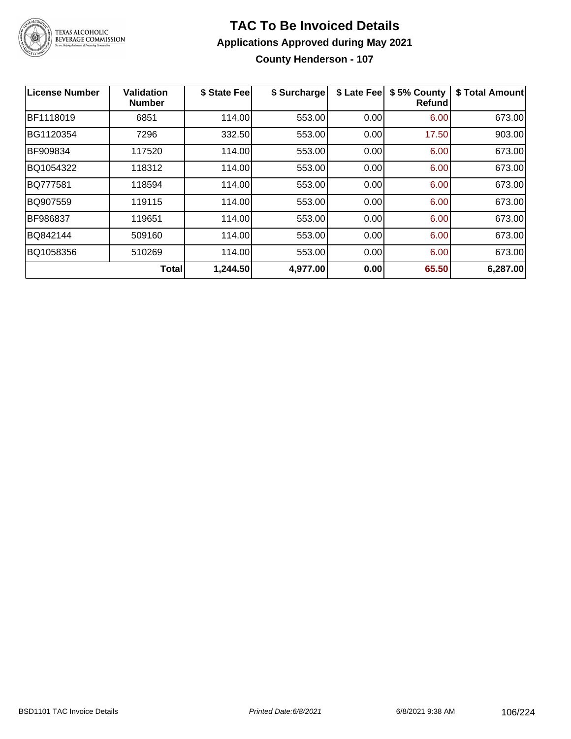# TAC To Be Invoiced Details

## Applications Approved during May 2021

### County Henderson - 107

| License Number | Validation Number | $ State Fee | $ Surcharge | $ Late Fee | $ 5% County Refund | $ Total Amount |
|---|---|---|---|---|---|---|
| BF1118019 | 6851 | 114.00 | 553.00 | 0.00 | 6.00 | 673.00 |
| BG1120354 | 7296 | 332.50 | 553.00 | 0.00 | 17.50 | 903.00 |
| BF909834 | 117520 | 114.00 | 553.00 | 0.00 | 6.00 | 673.00 |
| BQ1054322 | 118312 | 114.00 | 553.00 | 0.00 | 6.00 | 673.00 |
| BQ777581 | 118594 | 114.00 | 553.00 | 0.00 | 6.00 | 673.00 |
| BQ907559 | 119115 | 114.00 | 553.00 | 0.00 | 6.00 | 673.00 |
| BF986837 | 119651 | 114.00 | 553.00 | 0.00 | 6.00 | 673.00 |
| BQ842144 | 509160 | 114.00 | 553.00 | 0.00 | 6.00 | 673.00 |
| BQ1058356 | 510269 | 114.00 | 553.00 | 0.00 | 6.00 | 673.00 |
| | **Total** | **1,244.50** | **4,977.00** | **0.00** | **65.50** | **6,287.00** |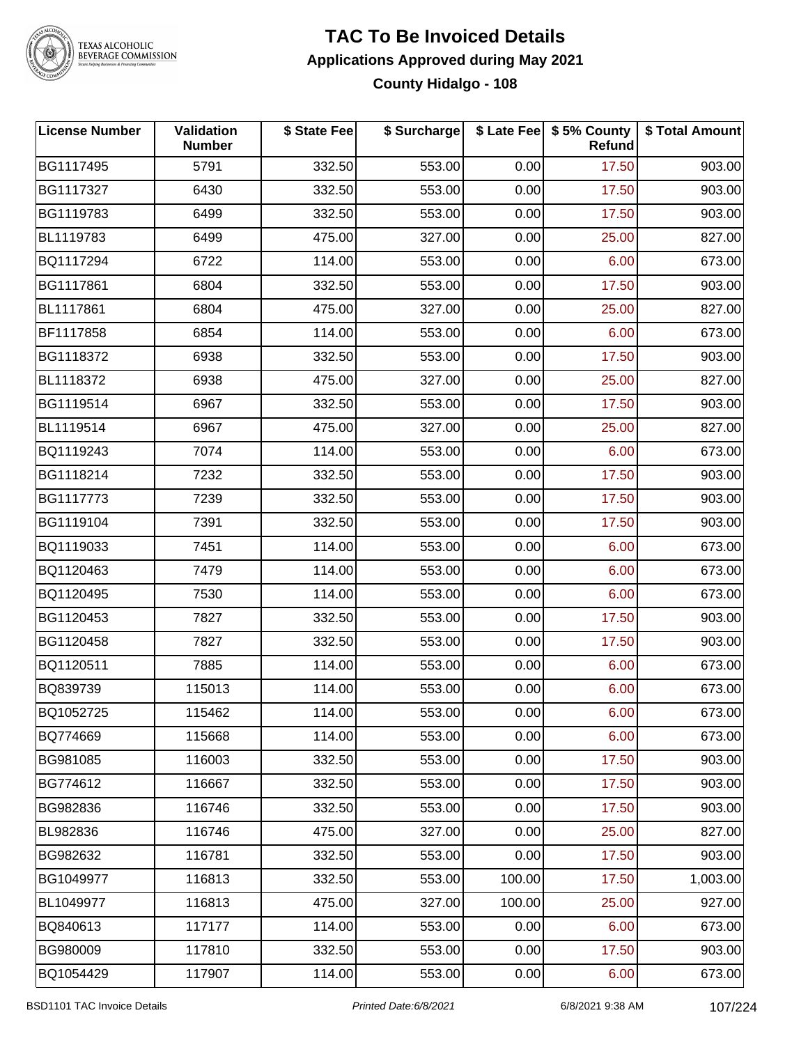# TAC To Be Invoiced Details

## Applications Approved during May 2021

### County Hidalgo - 108

| License Number | Validation Number | $ State Fee | $ Surcharge | $ Late Fee | $ 5% County Refund | $ Total Amount |
|---|---|---|---|---|---|---|
| BG1117495 | 5791 | 332.50 | 553.00 | 0.00 | 17.50 | 903.00 |
| BG1117327 | 6430 | 332.50 | 553.00 | 0.00 | 17.50 | 903.00 |
| BG1119783 | 6499 | 332.50 | 553.00 | 0.00 | 17.50 | 903.00 |
| BL1119783 | 6499 | 475.00 | 327.00 | 0.00 | 25.00 | 827.00 |
| BQ1117294 | 6722 | 114.00 | 553.00 | 0.00 | 6.00 | 673.00 |
| BG1117861 | 6804 | 332.50 | 553.00 | 0.00 | 17.50 | 903.00 |
| BL1117861 | 6804 | 475.00 | 327.00 | 0.00 | 25.00 | 827.00 |
| BF1117858 | 6854 | 114.00 | 553.00 | 0.00 | 6.00 | 673.00 |
| BG1118372 | 6938 | 332.50 | 553.00 | 0.00 | 17.50 | 903.00 |
| BL1118372 | 6938 | 475.00 | 327.00 | 0.00 | 25.00 | 827.00 |
| BG1119514 | 6967 | 332.50 | 553.00 | 0.00 | 17.50 | 903.00 |
| BL1119514 | 6967 | 475.00 | 327.00 | 0.00 | 25.00 | 827.00 |
| BQ1119243 | 7074 | 114.00 | 553.00 | 0.00 | 6.00 | 673.00 |
| BG1118214 | 7232 | 332.50 | 553.00 | 0.00 | 17.50 | 903.00 |
| BG1117773 | 7239 | 332.50 | 553.00 | 0.00 | 17.50 | 903.00 |
| BG1119104 | 7391 | 332.50 | 553.00 | 0.00 | 17.50 | 903.00 |
| BQ1119033 | 7451 | 114.00 | 553.00 | 0.00 | 6.00 | 673.00 |
| BQ1120463 | 7479 | 114.00 | 553.00 | 0.00 | 6.00 | 673.00 |
| BQ1120495 | 7530 | 114.00 | 553.00 | 0.00 | 6.00 | 673.00 |
| BG1120453 | 7827 | 332.50 | 553.00 | 0.00 | 17.50 | 903.00 |
| BG1120458 | 7827 | 332.50 | 553.00 | 0.00 | 17.50 | 903.00 |
| BQ1120511 | 7885 | 114.00 | 553.00 | 0.00 | 6.00 | 673.00 |
| BQ839739 | 115013 | 114.00 | 553.00 | 0.00 | 6.00 | 673.00 |
| BQ1052725 | 115462 | 114.00 | 553.00 | 0.00 | 6.00 | 673.00 |
| BQ774669 | 115668 | 114.00 | 553.00 | 0.00 | 6.00 | 673.00 |
| BG981085 | 116003 | 332.50 | 553.00 | 0.00 | 17.50 | 903.00 |
| BG774612 | 116667 | 332.50 | 553.00 | 0.00 | 17.50 | 903.00 |
| BG982836 | 116746 | 332.50 | 553.00 | 0.00 | 17.50 | 903.00 |
| BL982836 | 116746 | 475.00 | 327.00 | 0.00 | 25.00 | 827.00 |
| BG982632 | 116781 | 332.50 | 553.00 | 0.00 | 17.50 | 903.00 |
| BG1049977 | 116813 | 332.50 | 553.00 | 100.00 | 17.50 | 1,003.00 |
| BL1049977 | 116813 | 475.00 | 327.00 | 100.00 | 25.00 | 927.00 |
| BQ840613 | 117177 | 114.00 | 553.00 | 0.00 | 6.00 | 673.00 |
| BG980009 | 117810 | 332.50 | 553.00 | 0.00 | 17.50 | 903.00 |
| BQ1054429 | 117907 | 114.00 | 553.00 | 0.00 | 6.00 | 673.00 |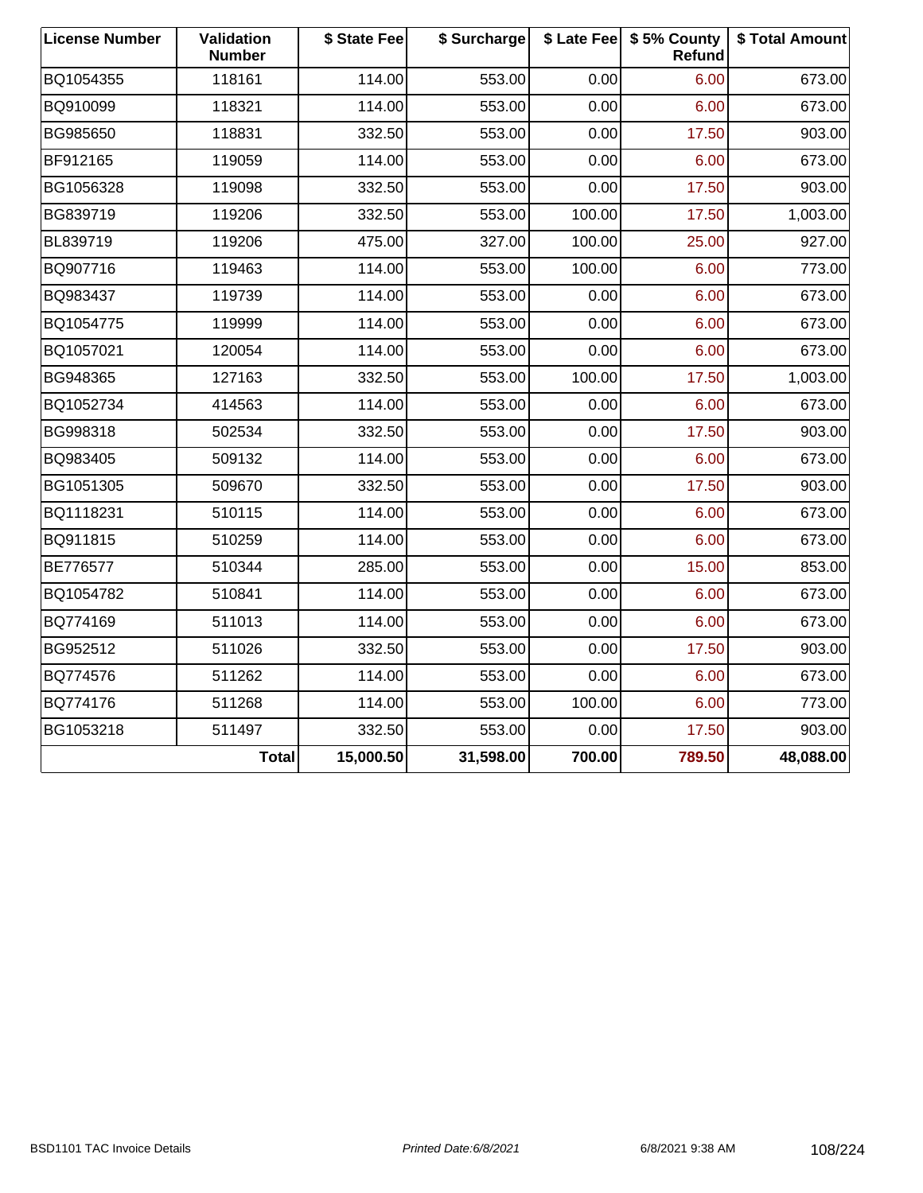| License Number | Validation Number | $ State Fee | $ Surcharge | $ Late Fee | $ 5% County Refund | $ Total Amount |
|---|---|---|---|---|---|---|
| BQ1054355 | 118161 | 114.00 | 553.00 | 0.00 | 6.00 | 673.00 |
| BQ910099 | 118321 | 114.00 | 553.00 | 0.00 | 6.00 | 673.00 |
| BG985650 | 118831 | 332.50 | 553.00 | 0.00 | 17.50 | 903.00 |
| BF912165 | 119059 | 114.00 | 553.00 | 0.00 | 6.00 | 673.00 |
| BG1056328 | 119098 | 332.50 | 553.00 | 0.00 | 17.50 | 903.00 |
| BG839719 | 119206 | 332.50 | 553.00 | 100.00 | 17.50 | 1,003.00 |
| BL839719 | 119206 | 475.00 | 327.00 | 100.00 | 25.00 | 927.00 |
| BQ907716 | 119463 | 114.00 | 553.00 | 100.00 | 6.00 | 773.00 |
| BQ983437 | 119739 | 114.00 | 553.00 | 0.00 | 6.00 | 673.00 |
| BQ1054775 | 119999 | 114.00 | 553.00 | 0.00 | 6.00 | 673.00 |
| BQ1057021 | 120054 | 114.00 | 553.00 | 0.00 | 6.00 | 673.00 |
| BG948365 | 127163 | 332.50 | 553.00 | 100.00 | 17.50 | 1,003.00 |
| BQ1052734 | 414563 | 114.00 | 553.00 | 0.00 | 6.00 | 673.00 |
| BG998318 | 502534 | 332.50 | 553.00 | 0.00 | 17.50 | 903.00 |
| BQ983405 | 509132 | 114.00 | 553.00 | 0.00 | 6.00 | 673.00 |
| BG1051305 | 509670 | 332.50 | 553.00 | 0.00 | 17.50 | 903.00 |
| BQ1118231 | 510115 | 114.00 | 553.00 | 0.00 | 6.00 | 673.00 |
| BQ911815 | 510259 | 114.00 | 553.00 | 0.00 | 6.00 | 673.00 |
| BE776577 | 510344 | 285.00 | 553.00 | 0.00 | 15.00 | 853.00 |
| BQ1054782 | 510841 | 114.00 | 553.00 | 0.00 | 6.00 | 673.00 |
| BQ774169 | 511013 | 114.00 | 553.00 | 0.00 | 6.00 | 673.00 |
| BG952512 | 511026 | 332.50 | 553.00 | 0.00 | 17.50 | 903.00 |
| BQ774576 | 511262 | 114.00 | 553.00 | 0.00 | 6.00 | 673.00 |
| BQ774176 | 511268 | 114.00 | 553.00 | 100.00 | 6.00 | 773.00 |
| BG1053218 | 511497 | 332.50 | 553.00 | 0.00 | 17.50 | 903.00 |
| | **Total** | **15,000.50** | **31,598.00** | **700.00** | **789.50** | **48,088.00** |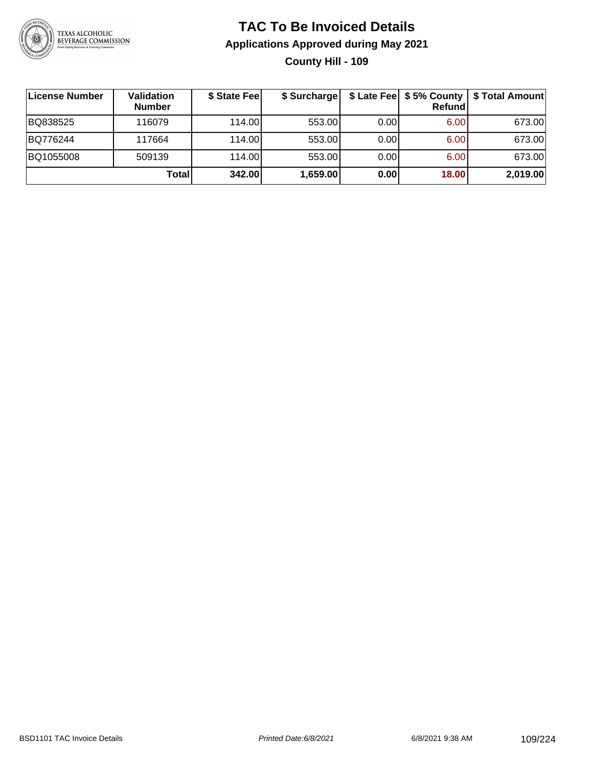# TAC To Be Invoiced Details

## Applications Approved during May 2021

### County Hill - 109

| License Number | Validation Number | $ State Fee | $ Surcharge | $ Late Fee | $ 5% County Refund | $ Total Amount |
|---|---|---|---|---|---|---|
| BQ838525 | 116079 | 114.00 | 553.00 | 0.00 | 6.00 | 673.00 |
| BQ776244 | 117664 | 114.00 | 553.00 | 0.00 | 6.00 | 673.00 |
| BQ1055008 | 509139 | 114.00 | 553.00 | 0.00 | 6.00 | 673.00 |
| | **Total** | **342.00** | **1,659.00** | **0.00** | **18.00** | **2,019.00** |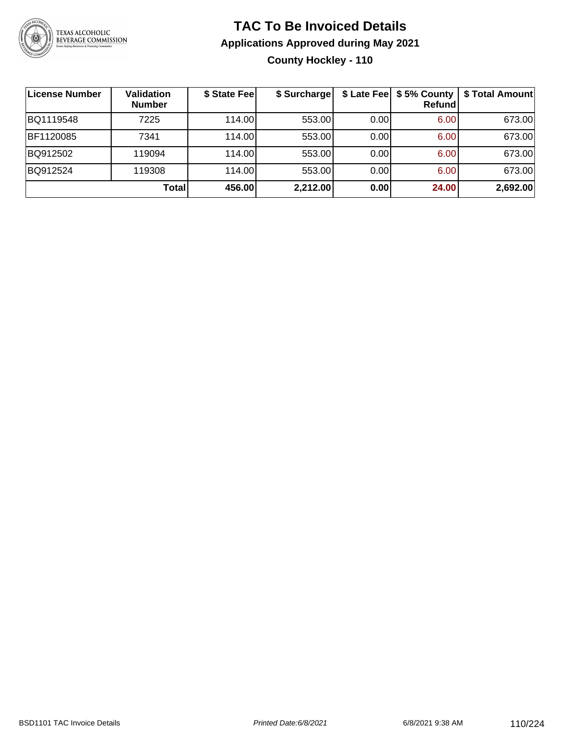# TAC To Be Invoiced Details

## Applications Approved during May 2021

### County Hockley - 110

| License Number | Validation Number | $ State Fee | $ Surcharge | $ Late Fee | $ 5% County Refund | $ Total Amount |
|---|---|---|---|---|---|---|
| BQ1119548 | 7225 | 114.00 | 553.00 | 0.00 | 6.00 | 673.00 |
| BF1120085 | 7341 | 114.00 | 553.00 | 0.00 | 6.00 | 673.00 |
| BQ912502 | 119094 | 114.00 | 553.00 | 0.00 | 6.00 | 673.00 |
| BQ912524 | 119308 | 114.00 | 553.00 | 0.00 | 6.00 | 673.00 |
| | **Total** | **456.00** | **2,212.00** | **0.00** | **24.00** | **2,692.00** |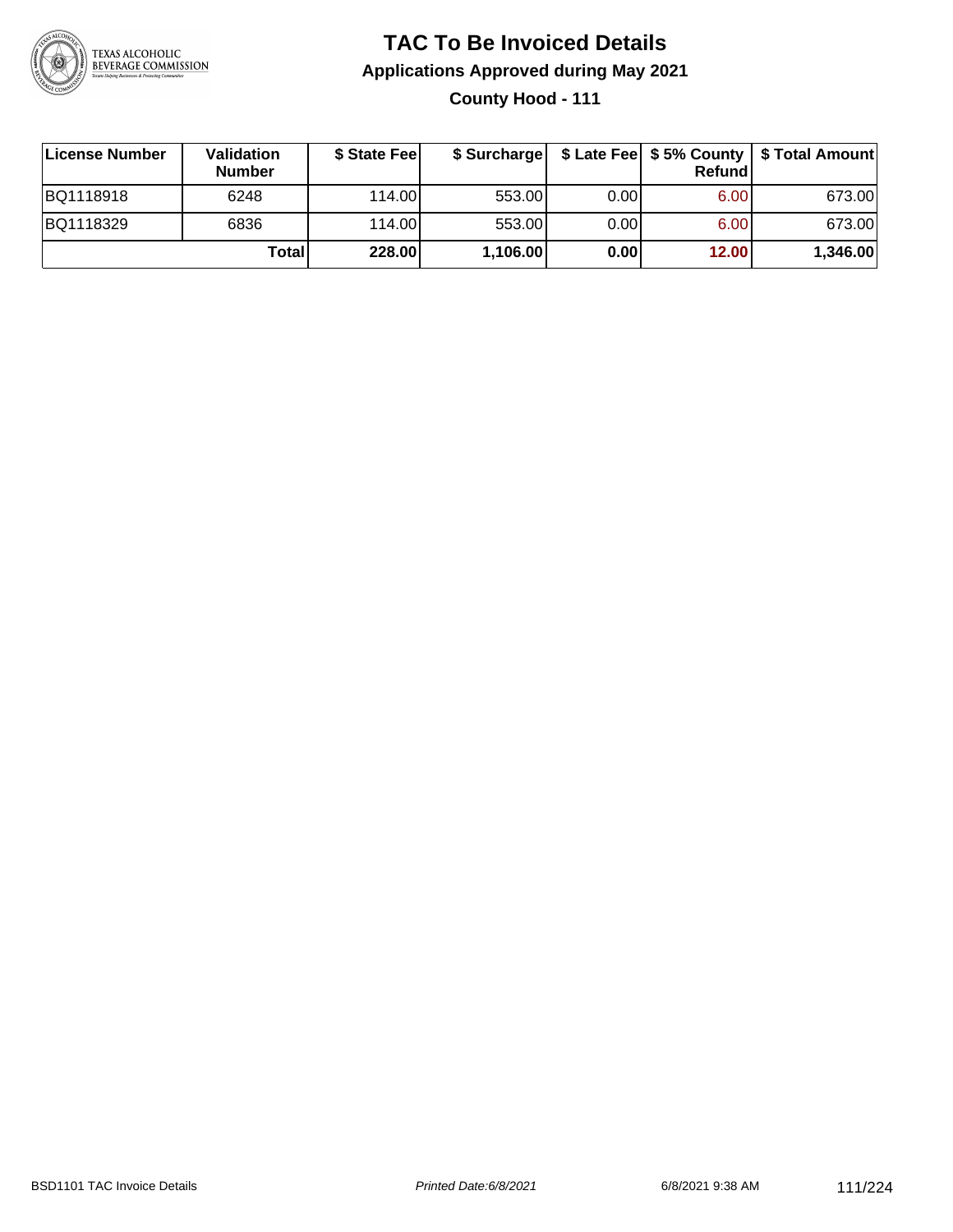# TAC To Be Invoiced Details

## Applications Approved during May 2021

### County Hood - 111

| License Number | Validation Number | $ State Fee | $ Surcharge | $ Late Fee | $ 5% County Refund | $ Total Amount |
|---|---|---|---|---|---|---|
| BQ1118918 | 6248 | 114.00 | 553.00 | 0.00 | 6.00 | 673.00 |
| BQ1118329 | 6836 | 114.00 | 553.00 | 0.00 | 6.00 | 673.00 |
| | **Total** | **228.00** | **1,106.00** | **0.00** | **12.00** | **1,346.00** |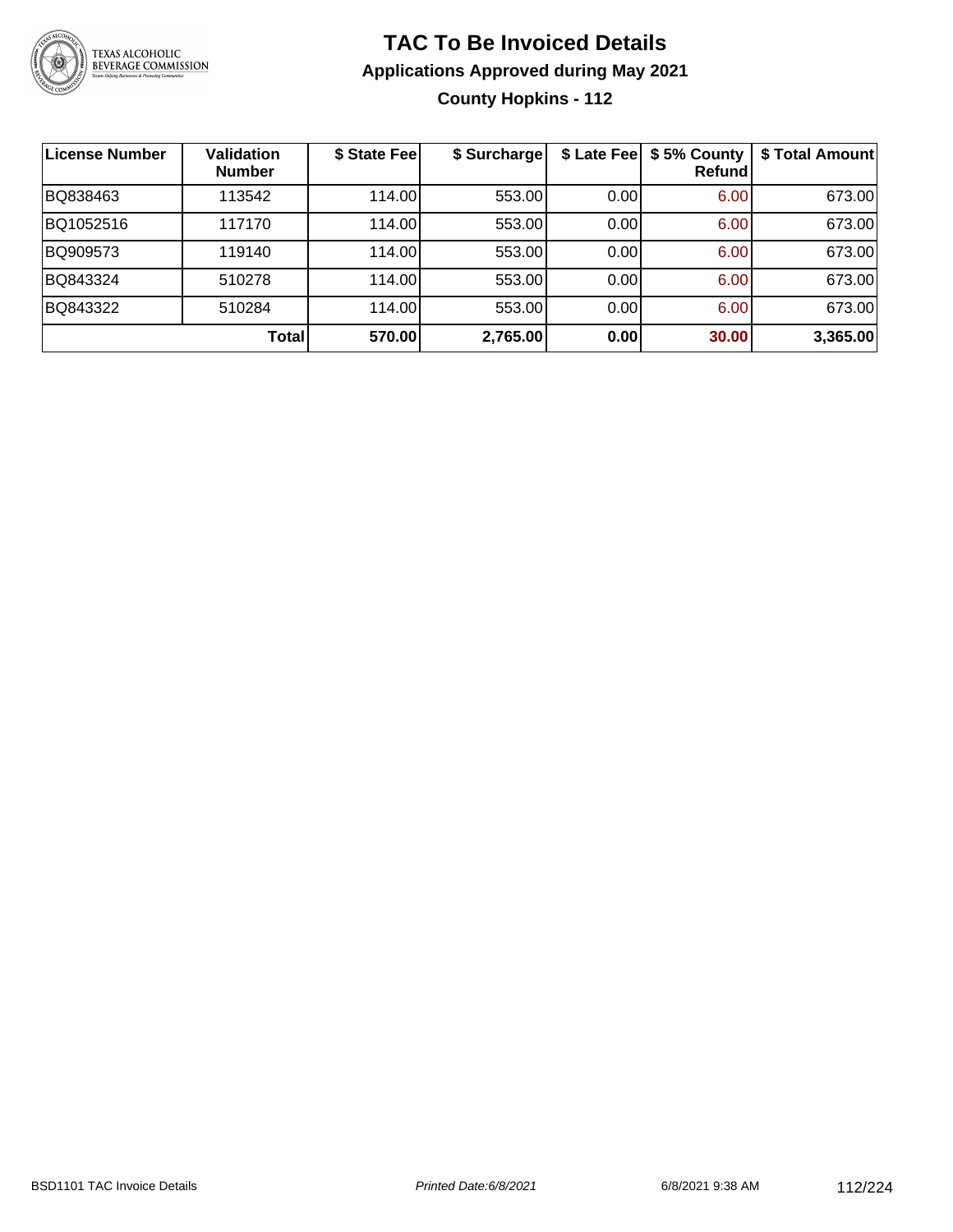# TAC To Be Invoiced Details

## Applications Approved during May 2021

### County Hopkins - 112

| License Number | Validation Number | $ State Fee | $ Surcharge | $ Late Fee | $ 5% County Refund | $ Total Amount |
|---|---|---|---|---|---|---|
| BQ838463 | 113542 | 114.00 | 553.00 | 0.00 | 6.00 | 673.00 |
| BQ1052516 | 117170 | 114.00 | 553.00 | 0.00 | 6.00 | 673.00 |
| BQ909573 | 119140 | 114.00 | 553.00 | 0.00 | 6.00 | 673.00 |
| BQ843324 | 510278 | 114.00 | 553.00 | 0.00 | 6.00 | 673.00 |
| BQ843322 | 510284 | 114.00 | 553.00 | 0.00 | 6.00 | 673.00 |
| | **Total** | **570.00** | **2,765.00** | **0.00** | **30.00** | **3,365.00** |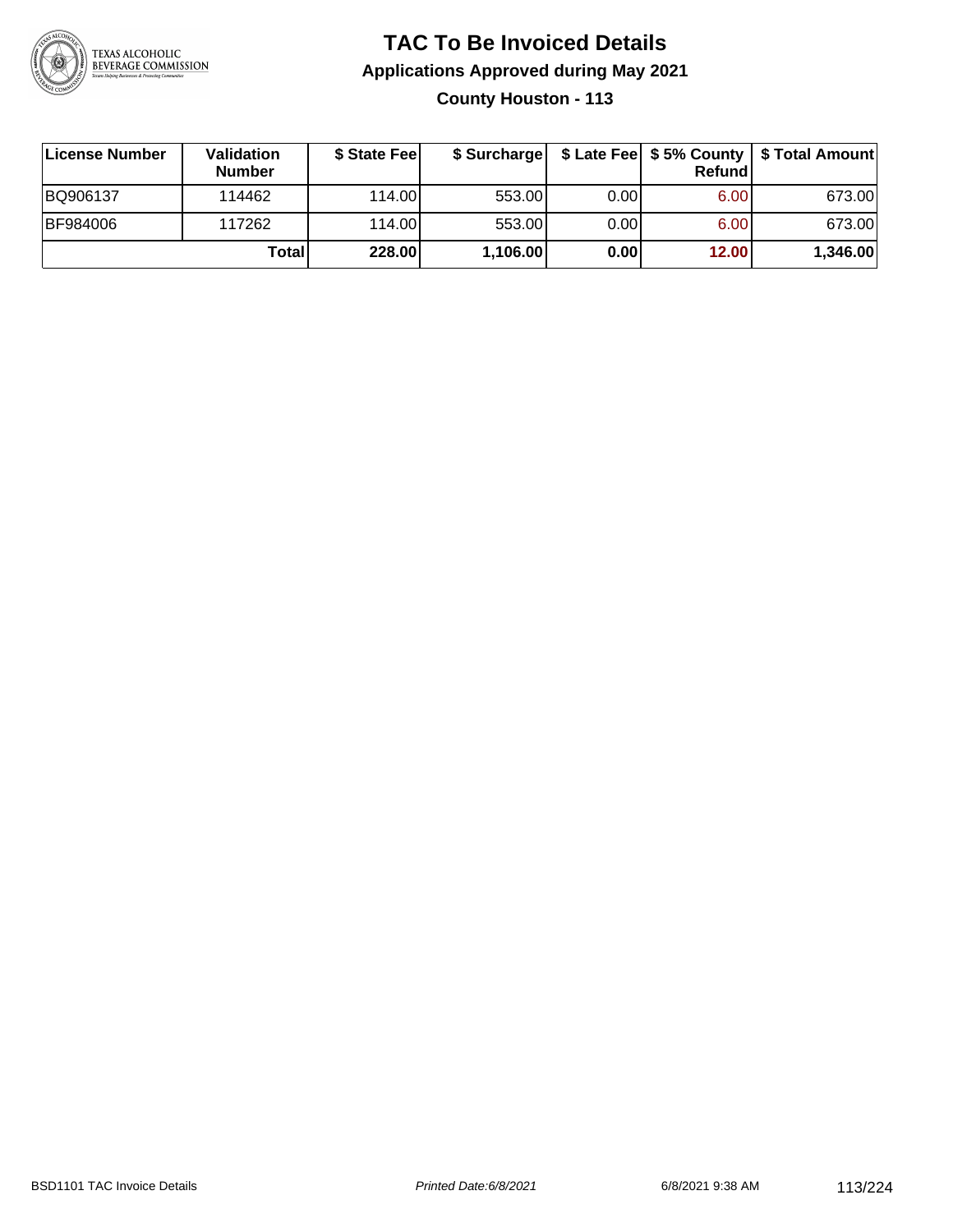# TAC To Be Invoiced Details

## Applications Approved during May 2021

### County Houston - 113

| License Number | Validation Number | $ State Fee | $ Surcharge | $ Late Fee | $ 5% County Refund | $ Total Amount |
|---|---|---|---|---|---|---|
| BQ906137 | 114462 | 114.00 | 553.00 | 0.00 | 6.00 | 673.00 |
| BF984006 | 117262 | 114.00 | 553.00 | 0.00 | 6.00 | 673.00 |
| | **Total** | **228.00** | **1,106.00** | **0.00** | **12.00** | **1,346.00** |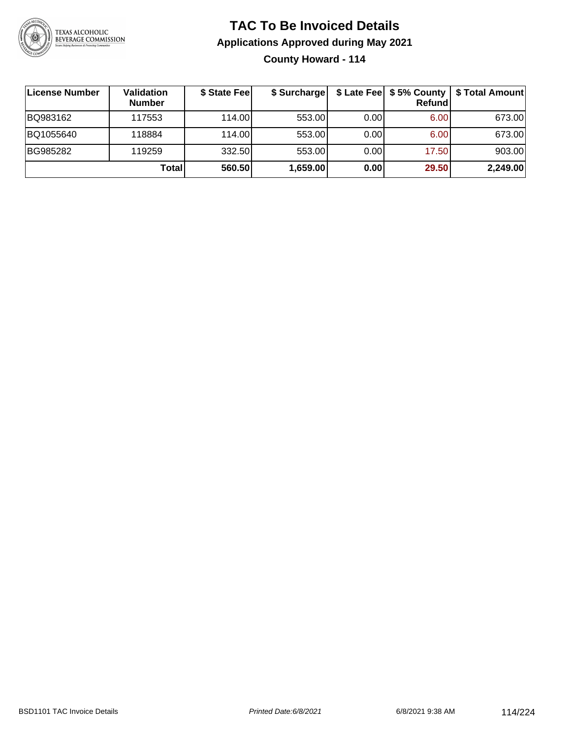# TAC To Be Invoiced Details

## Applications Approved during May 2021

### County Howard - 114

| License Number | Validation Number | $ State Fee | $ Surcharge | $ Late Fee | $ 5% County Refund | $ Total Amount |
|---|---|---|---|---|---|---|
| BQ983162 | 117553 | 114.00 | 553.00 | 0.00 | 6.00 | 673.00 |
| BQ1055640 | 118884 | 114.00 | 553.00 | 0.00 | 6.00 | 673.00 |
| BG985282 | 119259 | 332.50 | 553.00 | 0.00 | 17.50 | 903.00 |
| | **Total** | **560.50** | **1,659.00** | **0.00** | **29.50** | **2,249.00** |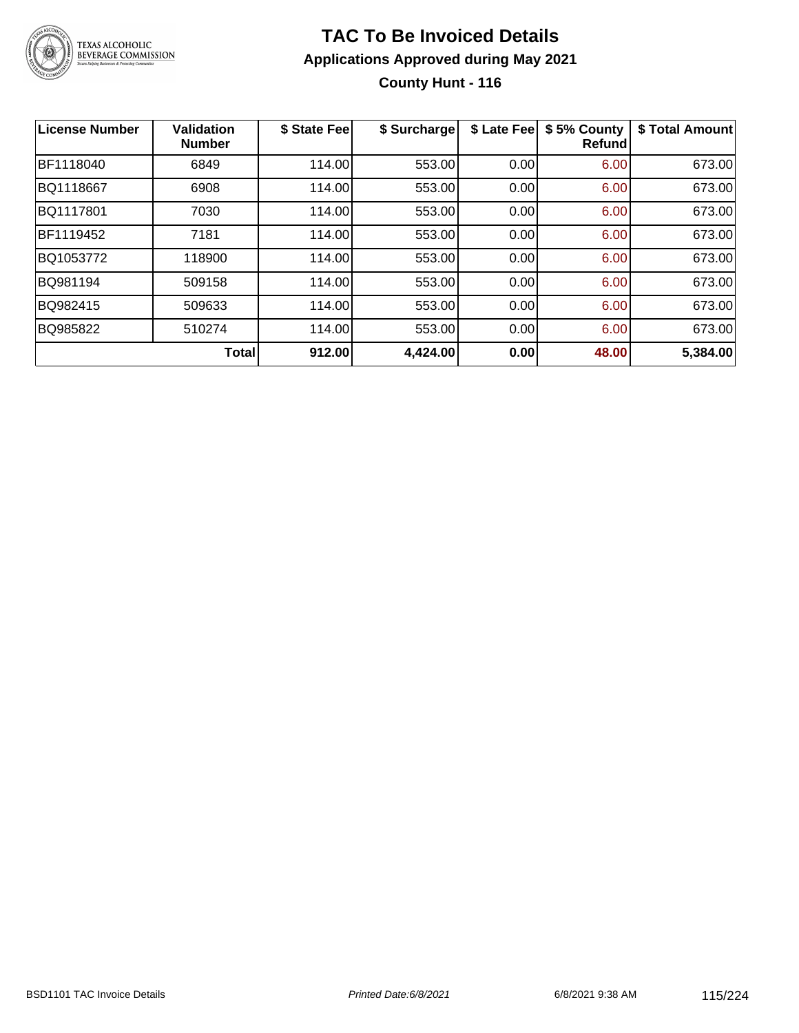# TAC To Be Invoiced Details

## Applications Approved during May 2021

### County Hunt - 116

| License Number | Validation Number | $ State Fee | $ Surcharge | $ Late Fee | $ 5% County Refund | $ Total Amount |
|---|---|---|---|---|---|---|
| BF1118040 | 6849 | 114.00 | 553.00 | 0.00 | 6.00 | 673.00 |
| BQ1118667 | 6908 | 114.00 | 553.00 | 0.00 | 6.00 | 673.00 |
| BQ1117801 | 7030 | 114.00 | 553.00 | 0.00 | 6.00 | 673.00 |
| BF1119452 | 7181 | 114.00 | 553.00 | 0.00 | 6.00 | 673.00 |
| BQ1053772 | 118900 | 114.00 | 553.00 | 0.00 | 6.00 | 673.00 |
| BQ981194 | 509158 | 114.00 | 553.00 | 0.00 | 6.00 | 673.00 |
| BQ982415 | 509633 | 114.00 | 553.00 | 0.00 | 6.00 | 673.00 |
| BQ985822 | 510274 | 114.00 | 553.00 | 0.00 | 6.00 | 673.00 |
| | **Total** | **912.00** | **4,424.00** | **0.00** | **48.00** | **5,384.00** |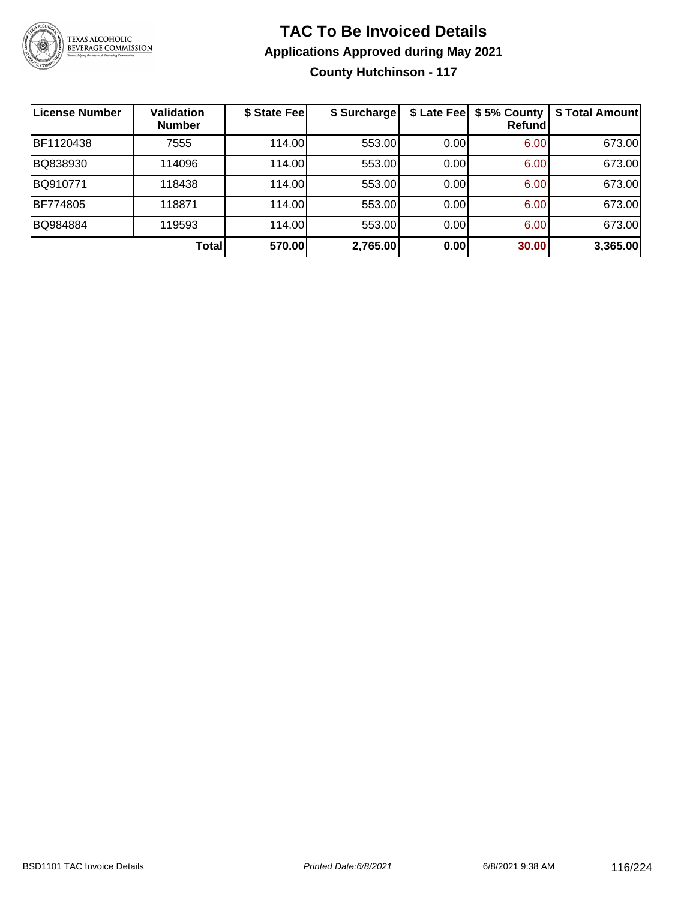# TAC To Be Invoiced Details

## Applications Approved during May 2021

### County Hutchinson - 117

| License Number | Validation Number | $ State Fee | $ Surcharge | $ Late Fee | $ 5% County Refund | $ Total Amount |
|---|---|---|---|---|---|---|
| BF1120438 | 7555 | 114.00 | 553.00 | 0.00 | 6.00 | 673.00 |
| BQ838930 | 114096 | 114.00 | 553.00 | 0.00 | 6.00 | 673.00 |
| BQ910771 | 118438 | 114.00 | 553.00 | 0.00 | 6.00 | 673.00 |
| BF774805 | 118871 | 114.00 | 553.00 | 0.00 | 6.00 | 673.00 |
| BQ984884 | 119593 | 114.00 | 553.00 | 0.00 | 6.00 | 673.00 |
| | **Total** | **570.00** | **2,765.00** | **0.00** | **30.00** | **3,365.00** |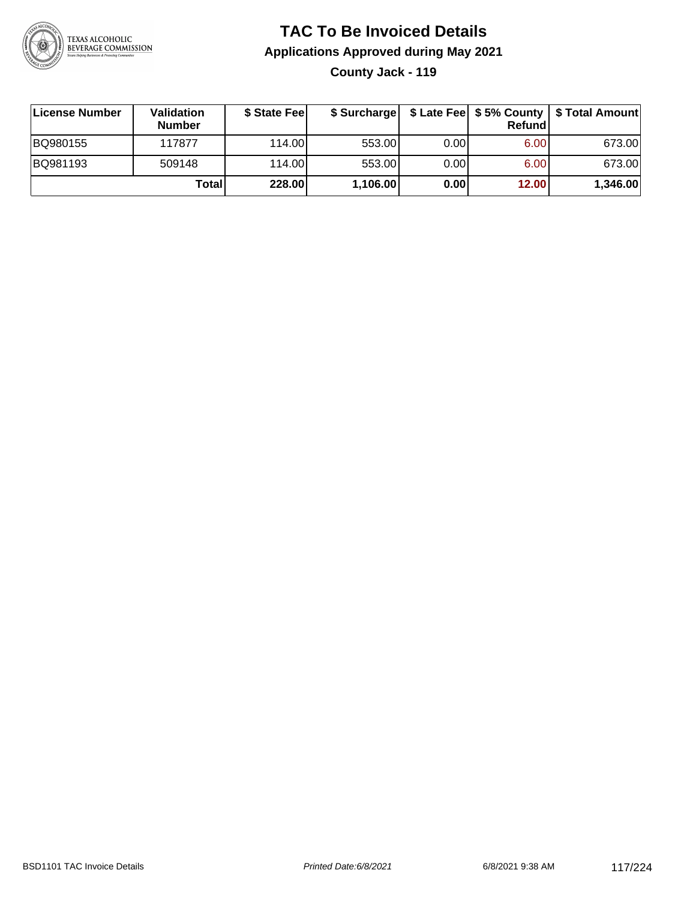# TAC To Be Invoiced Details

## Applications Approved during May 2021

### County Jack - 119

| License Number | Validation Number | $ State Fee | $ Surcharge | $ Late Fee | $ 5% County Refund | $ Total Amount |
|---|---|---|---|---|---|---|
| BQ980155 | 117877 | 114.00 | 553.00 | 0.00 | 6.00 | 673.00 |
| BQ981193 | 509148 | 114.00 | 553.00 | 0.00 | 6.00 | 673.00 |
| | **Total** | **228.00** | **1,106.00** | **0.00** | **12.00** | **1,346.00** |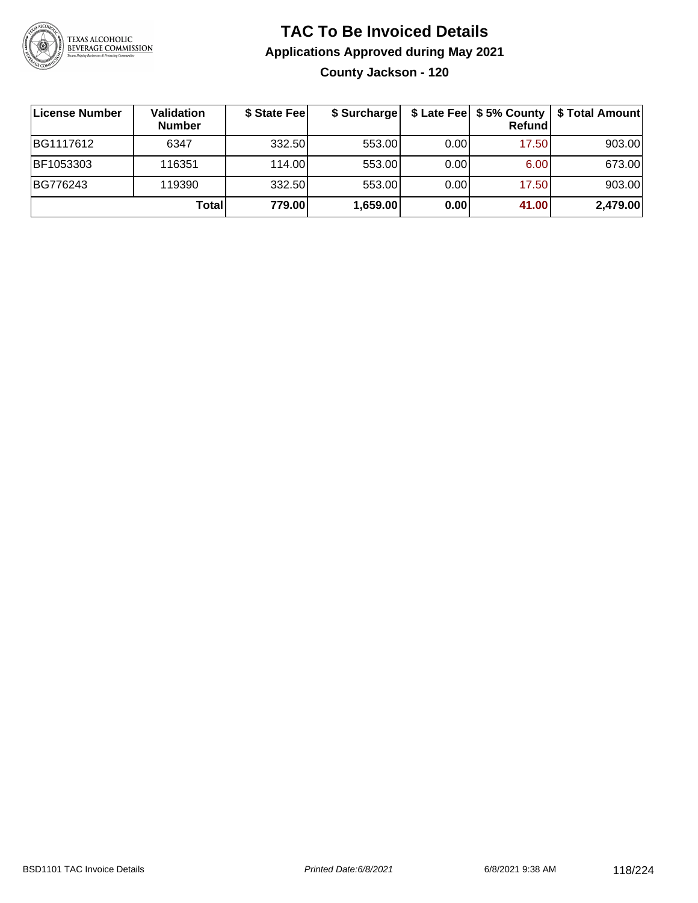# TAC To Be Invoiced Details

## Applications Approved during May 2021

### County Jackson - 120

| License Number | Validation Number | $ State Fee | $ Surcharge | $ Late Fee | $ 5% County Refund | $ Total Amount |
|---|---|---|---|---|---|---|
| BG1117612 | 6347 | 332.50 | 553.00 | 0.00 | 17.50 | 903.00 |
| BF1053303 | 116351 | 114.00 | 553.00 | 0.00 | 6.00 | 673.00 |
| BG776243 | 119390 | 332.50 | 553.00 | 0.00 | 17.50 | 903.00 |
| | **Total** | **779.00** | **1,659.00** | **0.00** | **41.00** | **2,479.00** |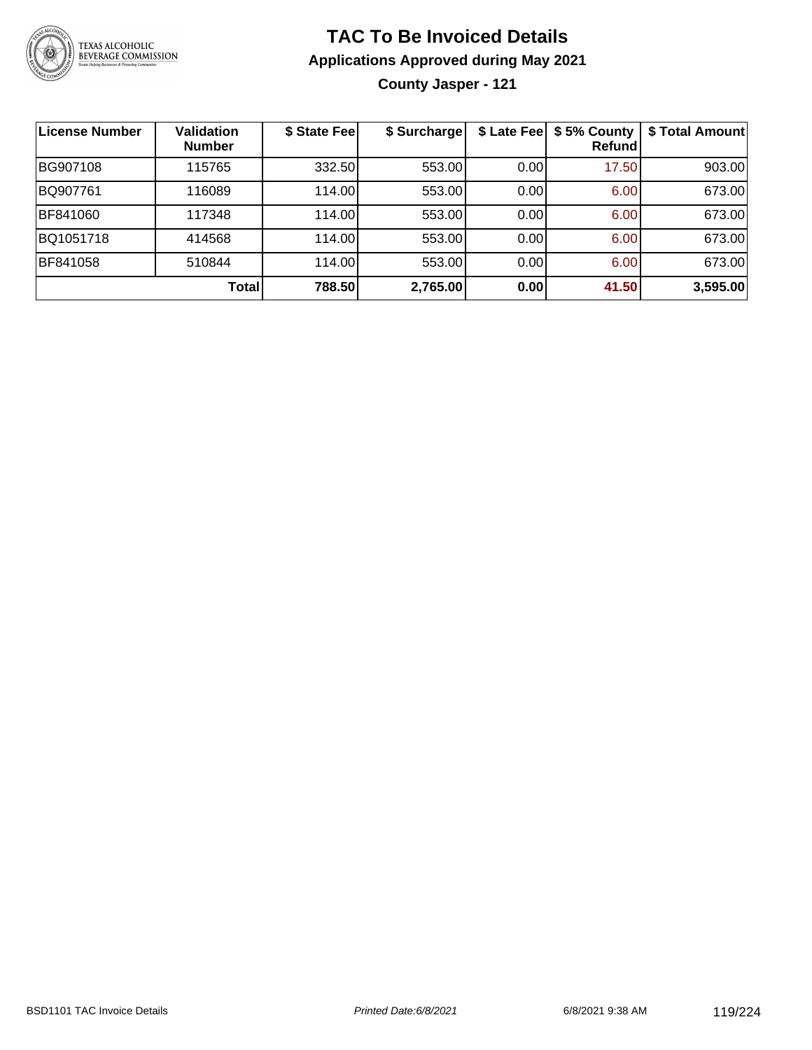# TAC To Be Invoiced Details

## Applications Approved during May 2021

### County Jasper - 121

| License Number | Validation Number | $ State Fee | $ Surcharge | $ Late Fee | $ 5% County Refund | $ Total Amount |
|---|---|---|---|---|---|---|
| BG907108 | 115765 | 332.50 | 553.00 | 0.00 | 17.50 | 903.00 |
| BQ907761 | 116089 | 114.00 | 553.00 | 0.00 | 6.00 | 673.00 |
| BF841060 | 117348 | 114.00 | 553.00 | 0.00 | 6.00 | 673.00 |
| BQ1051718 | 414568 | 114.00 | 553.00 | 0.00 | 6.00 | 673.00 |
| BF841058 | 510844 | 114.00 | 553.00 | 0.00 | 6.00 | 673.00 |
| | **Total** | **788.50** | **2,765.00** | **0.00** | **41.50** | **3,595.00** |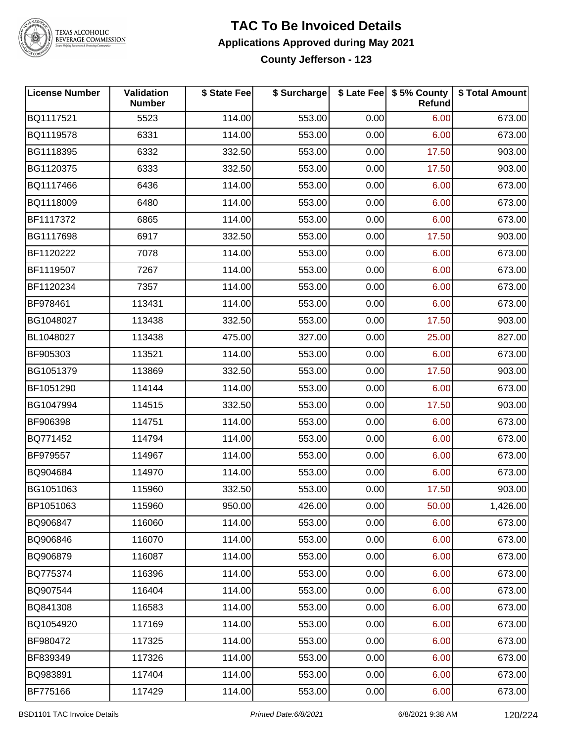# TAC To Be Invoiced Details

## Applications Approved during May 2021

### County Jefferson - 123

| License Number | Validation Number | $ State Fee | $ Surcharge | $ Late Fee | $ 5% County Refund | $ Total Amount |
|---|---|---|---|---|---|---|
| BQ1117521 | 5523 | 114.00 | 553.00 | 0.00 | 6.00 | 673.00 |
| BQ1119578 | 6331 | 114.00 | 553.00 | 0.00 | 6.00 | 673.00 |
| BG1118395 | 6332 | 332.50 | 553.00 | 0.00 | 17.50 | 903.00 |
| BG1120375 | 6333 | 332.50 | 553.00 | 0.00 | 17.50 | 903.00 |
| BQ1117466 | 6436 | 114.00 | 553.00 | 0.00 | 6.00 | 673.00 |
| BQ1118009 | 6480 | 114.00 | 553.00 | 0.00 | 6.00 | 673.00 |
| BF1117372 | 6865 | 114.00 | 553.00 | 0.00 | 6.00 | 673.00 |
| BG1117698 | 6917 | 332.50 | 553.00 | 0.00 | 17.50 | 903.00 |
| BF1120222 | 7078 | 114.00 | 553.00 | 0.00 | 6.00 | 673.00 |
| BF1119507 | 7267 | 114.00 | 553.00 | 0.00 | 6.00 | 673.00 |
| BF1120234 | 7357 | 114.00 | 553.00 | 0.00 | 6.00 | 673.00 |
| BF978461 | 113431 | 114.00 | 553.00 | 0.00 | 6.00 | 673.00 |
| BG1048027 | 113438 | 332.50 | 553.00 | 0.00 | 17.50 | 903.00 |
| BL1048027 | 113438 | 475.00 | 327.00 | 0.00 | 25.00 | 827.00 |
| BF905303 | 113521 | 114.00 | 553.00 | 0.00 | 6.00 | 673.00 |
| BG1051379 | 113869 | 332.50 | 553.00 | 0.00 | 17.50 | 903.00 |
| BF1051290 | 114144 | 114.00 | 553.00 | 0.00 | 6.00 | 673.00 |
| BG1047994 | 114515 | 332.50 | 553.00 | 0.00 | 17.50 | 903.00 |
| BF906398 | 114751 | 114.00 | 553.00 | 0.00 | 6.00 | 673.00 |
| BQ771452 | 114794 | 114.00 | 553.00 | 0.00 | 6.00 | 673.00 |
| BF979557 | 114967 | 114.00 | 553.00 | 0.00 | 6.00 | 673.00 |
| BQ904684 | 114970 | 114.00 | 553.00 | 0.00 | 6.00 | 673.00 |
| BG1051063 | 115960 | 332.50 | 553.00 | 0.00 | 17.50 | 903.00 |
| BP1051063 | 115960 | 950.00 | 426.00 | 0.00 | 50.00 | 1,426.00 |
| BQ906847 | 116060 | 114.00 | 553.00 | 0.00 | 6.00 | 673.00 |
| BQ906846 | 116070 | 114.00 | 553.00 | 0.00 | 6.00 | 673.00 |
| BQ906879 | 116087 | 114.00 | 553.00 | 0.00 | 6.00 | 673.00 |
| BQ775374 | 116396 | 114.00 | 553.00 | 0.00 | 6.00 | 673.00 |
| BQ907544 | 116404 | 114.00 | 553.00 | 0.00 | 6.00 | 673.00 |
| BQ841308 | 116583 | 114.00 | 553.00 | 0.00 | 6.00 | 673.00 |
| BQ1054920 | 117169 | 114.00 | 553.00 | 0.00 | 6.00 | 673.00 |
| BF980472 | 117325 | 114.00 | 553.00 | 0.00 | 6.00 | 673.00 |
| BF839349 | 117326 | 114.00 | 553.00 | 0.00 | 6.00 | 673.00 |
| BQ983891 | 117404 | 114.00 | 553.00 | 0.00 | 6.00 | 673.00 |
| BF775166 | 117429 | 114.00 | 553.00 | 0.00 | 6.00 | 673.00 |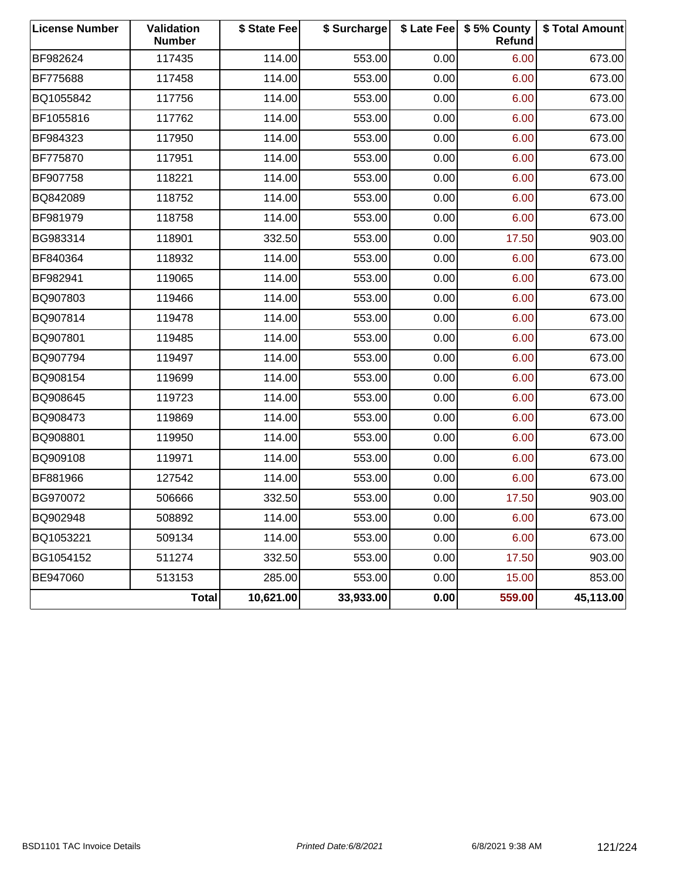| License Number | Validation Number | $ State Fee | $ Surcharge | $ Late Fee | $ 5% County Refund | $ Total Amount |
|---|---|---|---|---|---|---|
| BF982624 | 117435 | 114.00 | 553.00 | 0.00 | 6.00 | 673.00 |
| BF775688 | 117458 | 114.00 | 553.00 | 0.00 | 6.00 | 673.00 |
| BQ1055842 | 117756 | 114.00 | 553.00 | 0.00 | 6.00 | 673.00 |
| BF1055816 | 117762 | 114.00 | 553.00 | 0.00 | 6.00 | 673.00 |
| BF984323 | 117950 | 114.00 | 553.00 | 0.00 | 6.00 | 673.00 |
| BF775870 | 117951 | 114.00 | 553.00 | 0.00 | 6.00 | 673.00 |
| BF907758 | 118221 | 114.00 | 553.00 | 0.00 | 6.00 | 673.00 |
| BQ842089 | 118752 | 114.00 | 553.00 | 0.00 | 6.00 | 673.00 |
| BF981979 | 118758 | 114.00 | 553.00 | 0.00 | 6.00 | 673.00 |
| BG983314 | 118901 | 332.50 | 553.00 | 0.00 | 17.50 | 903.00 |
| BF840364 | 118932 | 114.00 | 553.00 | 0.00 | 6.00 | 673.00 |
| BF982941 | 119065 | 114.00 | 553.00 | 0.00 | 6.00 | 673.00 |
| BQ907803 | 119466 | 114.00 | 553.00 | 0.00 | 6.00 | 673.00 |
| BQ907814 | 119478 | 114.00 | 553.00 | 0.00 | 6.00 | 673.00 |
| BQ907801 | 119485 | 114.00 | 553.00 | 0.00 | 6.00 | 673.00 |
| BQ907794 | 119497 | 114.00 | 553.00 | 0.00 | 6.00 | 673.00 |
| BQ908154 | 119699 | 114.00 | 553.00 | 0.00 | 6.00 | 673.00 |
| BQ908645 | 119723 | 114.00 | 553.00 | 0.00 | 6.00 | 673.00 |
| BQ908473 | 119869 | 114.00 | 553.00 | 0.00 | 6.00 | 673.00 |
| BQ908801 | 119950 | 114.00 | 553.00 | 0.00 | 6.00 | 673.00 |
| BQ909108 | 119971 | 114.00 | 553.00 | 0.00 | 6.00 | 673.00 |
| BF881966 | 127542 | 114.00 | 553.00 | 0.00 | 6.00 | 673.00 |
| BG970072 | 506666 | 332.50 | 553.00 | 0.00 | 17.50 | 903.00 |
| BQ902948 | 508892 | 114.00 | 553.00 | 0.00 | 6.00 | 673.00 |
| BQ1053221 | 509134 | 114.00 | 553.00 | 0.00 | 6.00 | 673.00 |
| BG1054152 | 511274 | 332.50 | 553.00 | 0.00 | 17.50 | 903.00 |
| BE947060 | 513153 | 285.00 | 553.00 | 0.00 | 15.00 | 853.00 |
| | **Total** | **10,621.00** | **33,933.00** | **0.00** | **559.00** | **45,113.00** |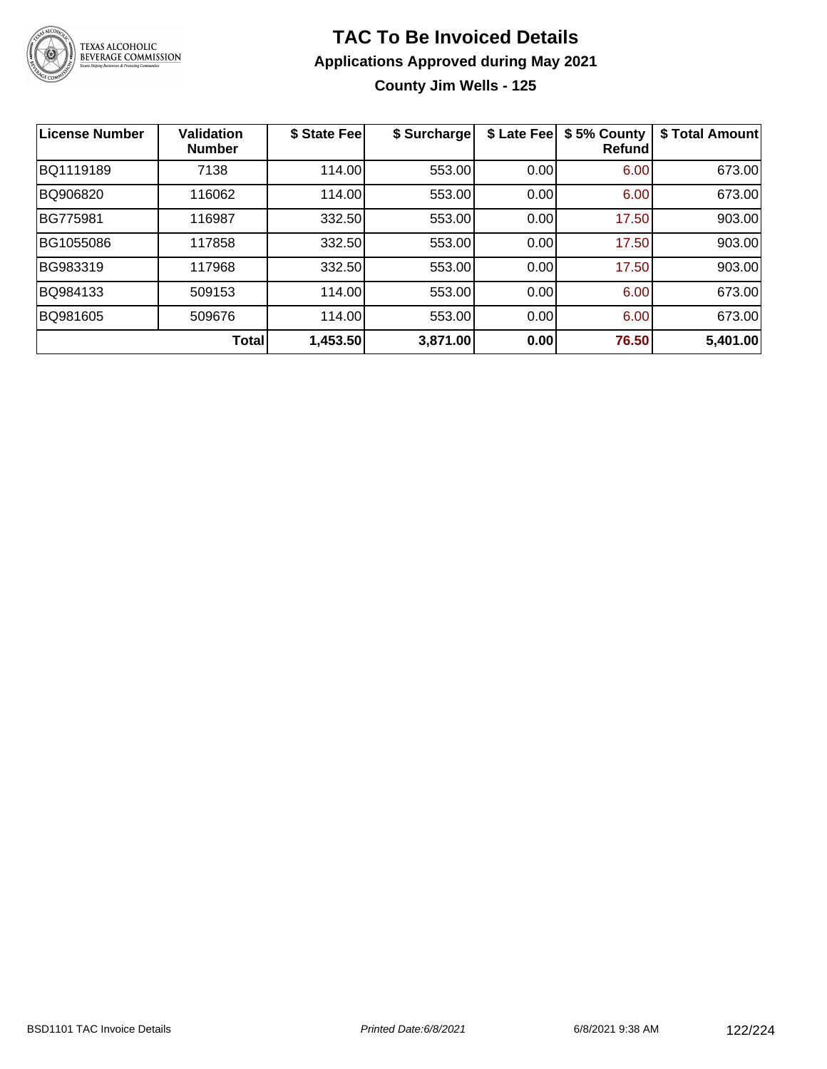# TAC To Be Invoiced Details

## Applications Approved during May 2021

### County Jim Wells - 125

| License Number | Validation Number | $ State Fee | $ Surcharge | $ Late Fee | $ 5% County Refund | $ Total Amount |
|---|---|---|---|---|---|---|
| BQ1119189 | 7138 | 114.00 | 553.00 | 0.00 | 6.00 | 673.00 |
| BQ906820 | 116062 | 114.00 | 553.00 | 0.00 | 6.00 | 673.00 |
| BG775981 | 116987 | 332.50 | 553.00 | 0.00 | 17.50 | 903.00 |
| BG1055086 | 117858 | 332.50 | 553.00 | 0.00 | 17.50 | 903.00 |
| BG983319 | 117968 | 332.50 | 553.00 | 0.00 | 17.50 | 903.00 |
| BQ984133 | 509153 | 114.00 | 553.00 | 0.00 | 6.00 | 673.00 |
| BQ981605 | 509676 | 114.00 | 553.00 | 0.00 | 6.00 | 673.00 |
| | **Total** | **1,453.50** | **3,871.00** | **0.00** | **76.50** | **5,401.00** |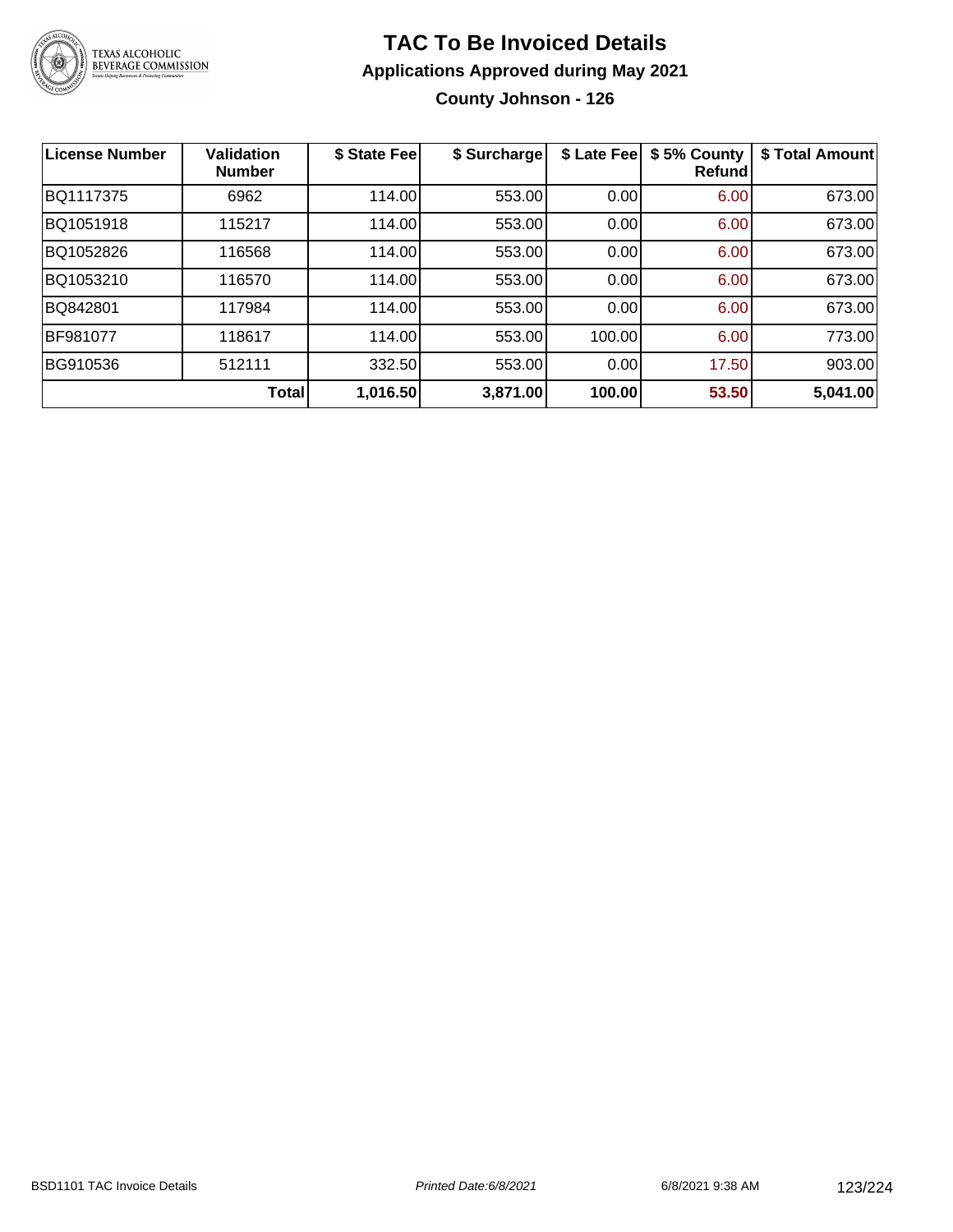# TAC To Be Invoiced Details

## Applications Approved during May 2021

### County Johnson - 126

| License Number | Validation Number | $ State Fee | $ Surcharge | $ Late Fee | $ 5% County Refund | $ Total Amount |
|---|---|---|---|---|---|---|
| BQ1117375 | 6962 | 114.00 | 553.00 | 0.00 | 6.00 | 673.00 |
| BQ1051918 | 115217 | 114.00 | 553.00 | 0.00 | 6.00 | 673.00 |
| BQ1052826 | 116568 | 114.00 | 553.00 | 0.00 | 6.00 | 673.00 |
| BQ1053210 | 116570 | 114.00 | 553.00 | 0.00 | 6.00 | 673.00 |
| BQ842801 | 117984 | 114.00 | 553.00 | 0.00 | 6.00 | 673.00 |
| BF981077 | 118617 | 114.00 | 553.00 | 100.00 | 6.00 | 773.00 |
| BG910536 | 512111 | 332.50 | 553.00 | 0.00 | 17.50 | 903.00 |
| | **Total** | **1,016.50** | **3,871.00** | **100.00** | **53.50** | **5,041.00** |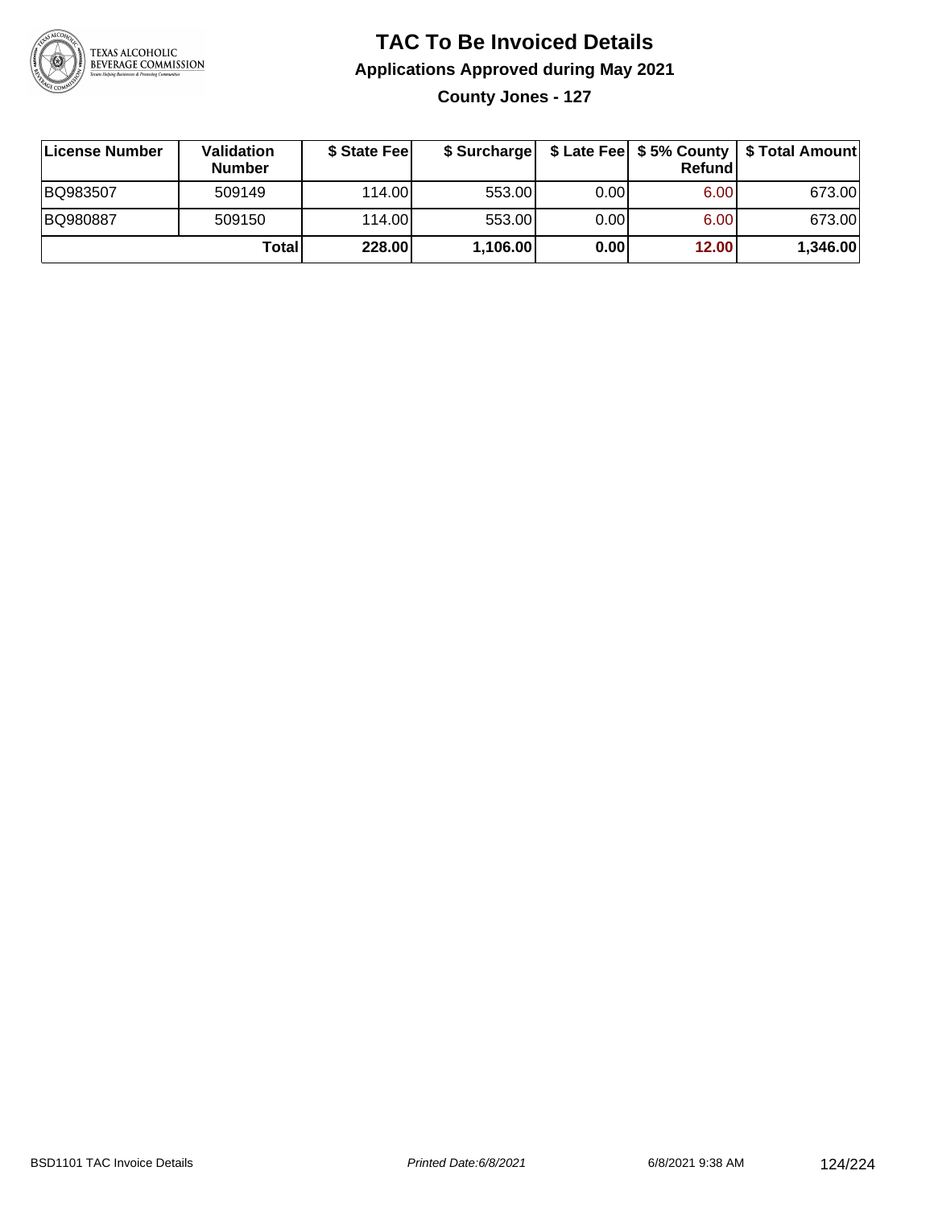# TAC To Be Invoiced Details

## Applications Approved during May 2021

### County Jones - 127

| License Number | Validation Number | $ State Fee | $ Surcharge | $ Late Fee | $ 5% County Refund | $ Total Amount |
|---|---|---|---|---|---|---|
| BQ983507 | 509149 | 114.00 | 553.00 | 0.00 | 6.00 | 673.00 |
| BQ980887 | 509150 | 114.00 | 553.00 | 0.00 | 6.00 | 673.00 |
| | **Total** | **228.00** | **1,106.00** | **0.00** | **12.00** | **1,346.00** |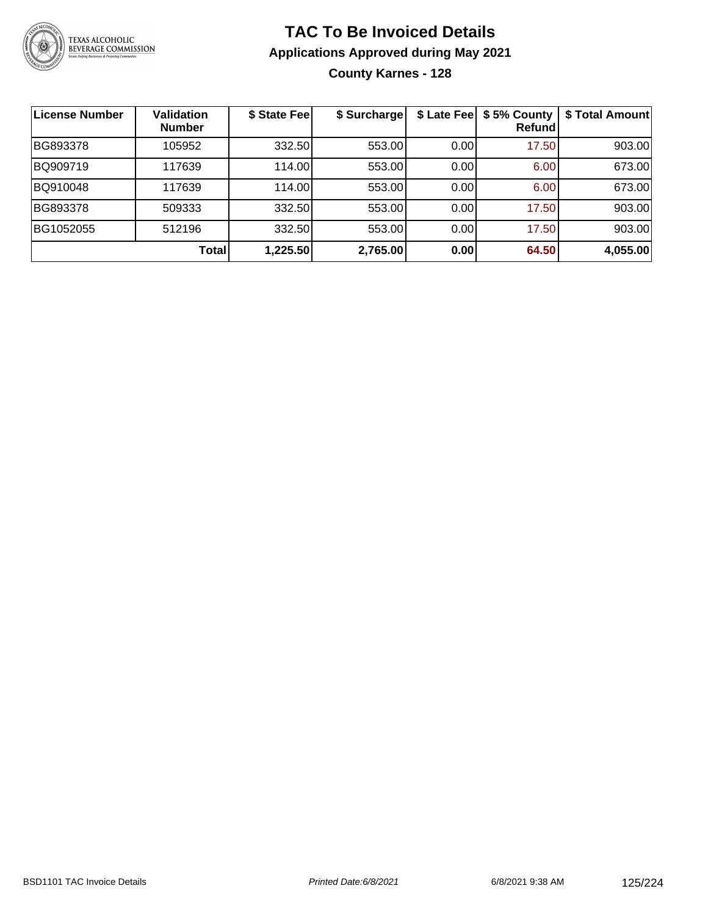# TAC To Be Invoiced Details

## Applications Approved during May 2021

### County Karnes - 128

| License Number | Validation Number | $ State Fee | $ Surcharge | $ Late Fee | $ 5% County Refund | $ Total Amount |
|---|---|---|---|---|---|---|
| BG893378 | 105952 | 332.50 | 553.00 | 0.00 | 17.50 | 903.00 |
| BQ909719 | 117639 | 114.00 | 553.00 | 0.00 | 6.00 | 673.00 |
| BQ910048 | 117639 | 114.00 | 553.00 | 0.00 | 6.00 | 673.00 |
| BG893378 | 509333 | 332.50 | 553.00 | 0.00 | 17.50 | 903.00 |
| BG1052055 | 512196 | 332.50 | 553.00 | 0.00 | 17.50 | 903.00 |
| | **Total** | **1,225.50** | **2,765.00** | **0.00** | **64.50** | **4,055.00** |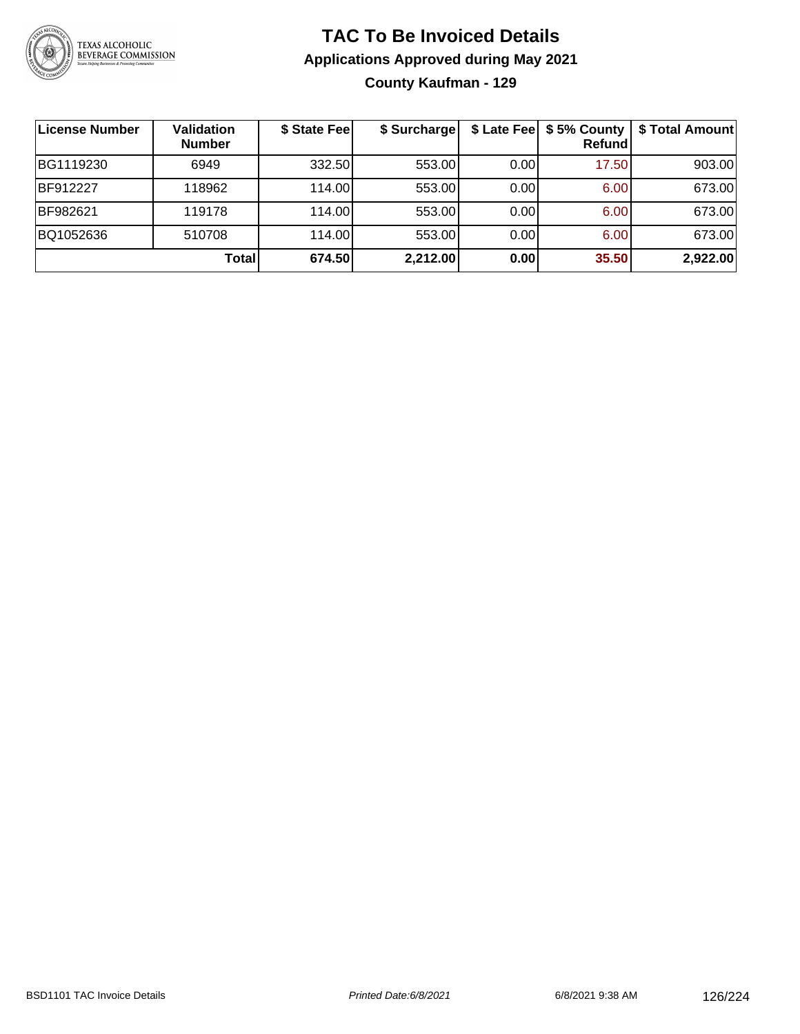# TAC To Be Invoiced Details

## Applications Approved during May 2021

### County Kaufman - 129

| License Number | Validation Number | $ State Fee | $ Surcharge | $ Late Fee | $ 5% County Refund | $ Total Amount |
|---|---|---|---|---|---|---|
| BG1119230 | 6949 | 332.50 | 553.00 | 0.00 | 17.50 | 903.00 |
| BF912227 | 118962 | 114.00 | 553.00 | 0.00 | 6.00 | 673.00 |
| BF982621 | 119178 | 114.00 | 553.00 | 0.00 | 6.00 | 673.00 |
| BQ1052636 | 510708 | 114.00 | 553.00 | 0.00 | 6.00 | 673.00 |
| | **Total** | **674.50** | **2,212.00** | **0.00** | **35.50** | **2,922.00** |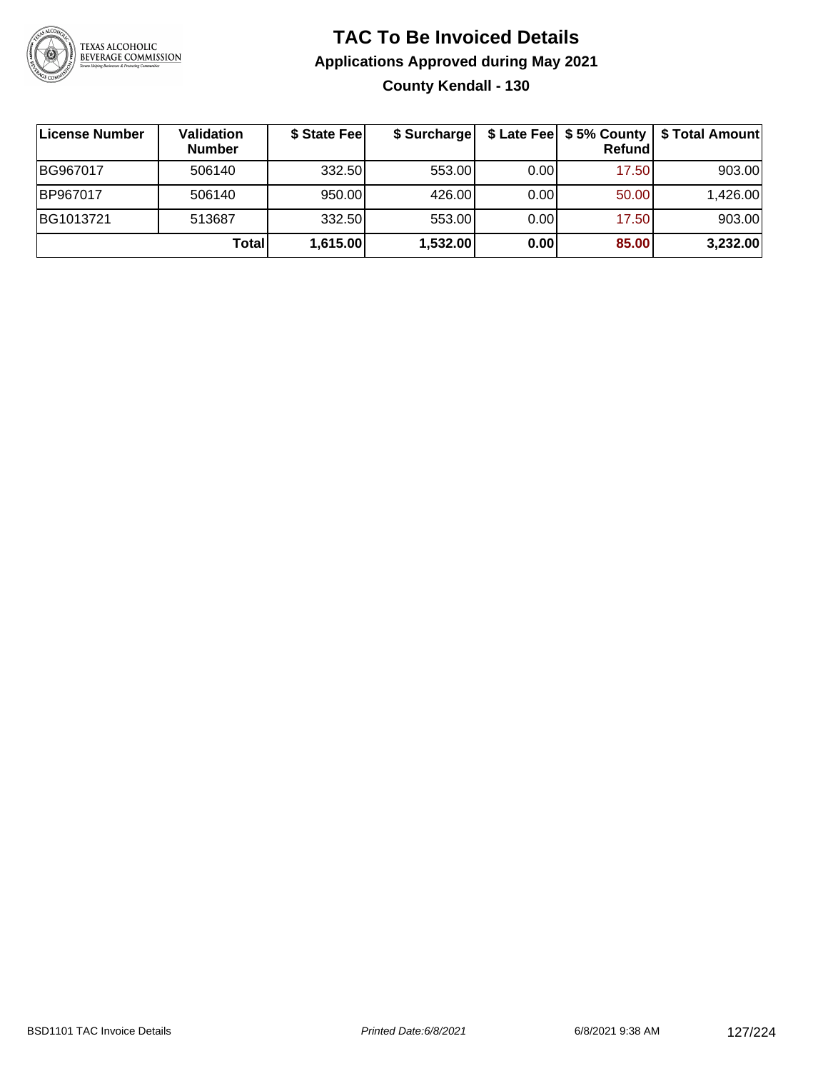# TAC To Be Invoiced Details

## Applications Approved during May 2021

### County Kendall - 130

| License Number | Validation Number | $ State Fee | $ Surcharge | $ Late Fee | $ 5% County Refund | $ Total Amount |
|---|---|---|---|---|---|---|
| BG967017 | 506140 | 332.50 | 553.00 | 0.00 | 17.50 | 903.00 |
| BP967017 | 506140 | 950.00 | 426.00 | 0.00 | 50.00 | 1,426.00 |
| BG1013721 | 513687 | 332.50 | 553.00 | 0.00 | 17.50 | 903.00 |
| | **Total** | **1,615.00** | **1,532.00** | **0.00** | **85.00** | **3,232.00** |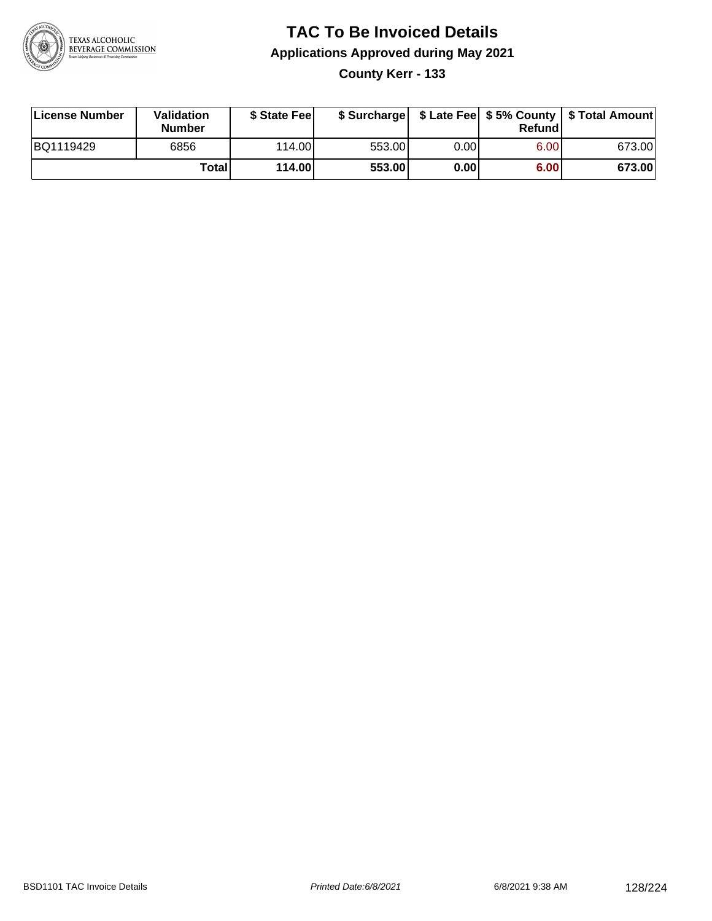# TAC To Be Invoiced Details

## Applications Approved during May 2021

### County Kerr - 133

| License Number | Validation Number | $ State Fee | $ Surcharge | $ Late Fee | $ 5% County Refund | $ Total Amount |
|---|---|---|---|---|---|---|
| BQ1119429 | 6856 | 114.00 | 553.00 | 0.00 | 6.00 | 673.00 |
| | **Total** | **114.00** | **553.00** | **0.00** | **6.00** | **673.00** |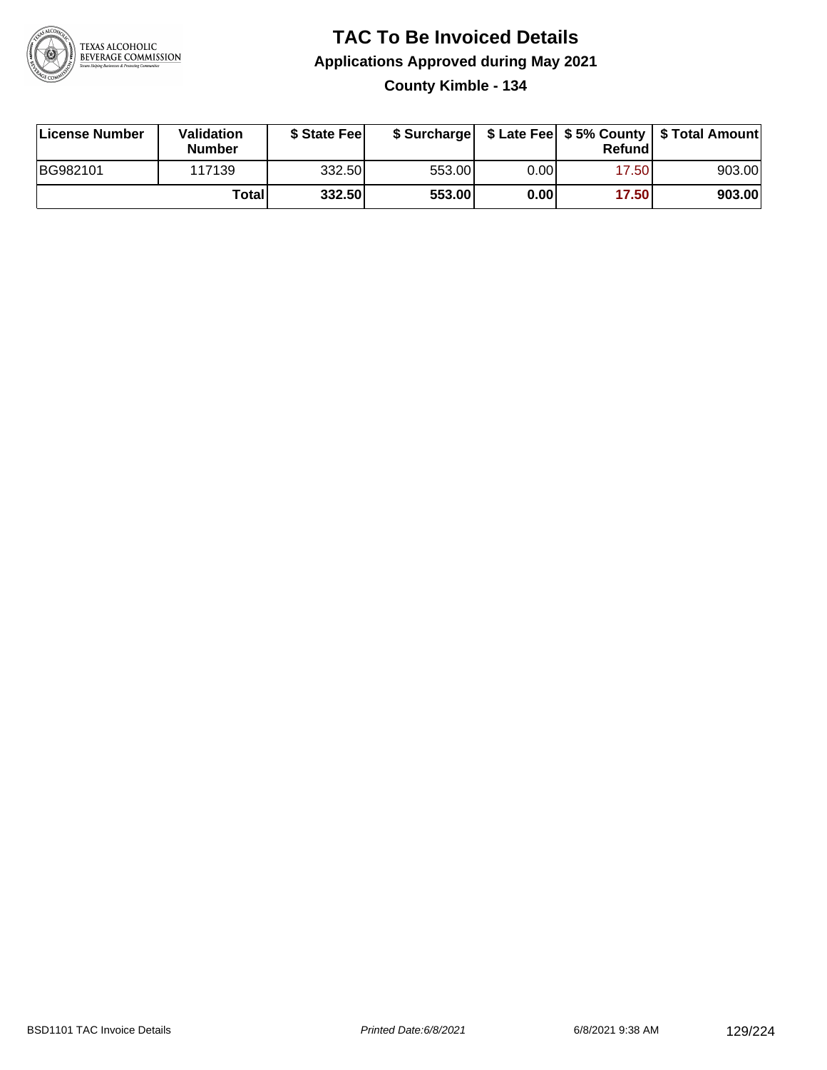# TAC To Be Invoiced Details

## Applications Approved during May 2021

### County Kimble - 134

| License Number | Validation Number | $ State Fee | $ Surcharge | $ Late Fee | $ 5% County Refund | $ Total Amount |
|---|---|---|---|---|---|---|
| BG982101 | 117139 | 332.50 | 553.00 | 0.00 | 17.50 | 903.00 |
| | **Total** | **332.50** | **553.00** | **0.00** | **17.50** | **903.00** |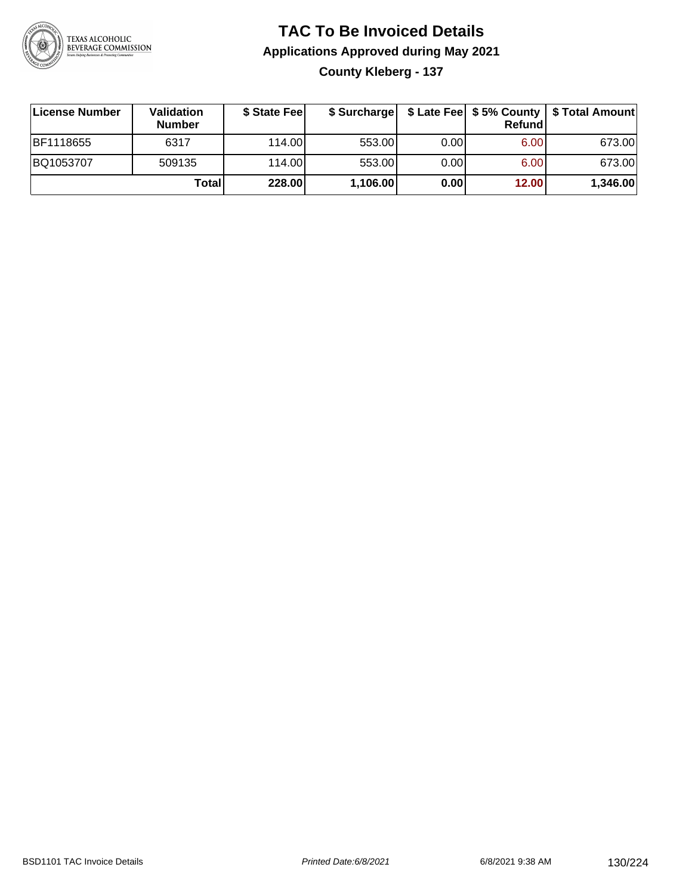# TAC To Be Invoiced Details

## Applications Approved during May 2021

### County Kleberg - 137

| License Number | Validation Number | $ State Fee | $ Surcharge | $ Late Fee | $ 5% County Refund | $ Total Amount |
|---|---|---|---|---|---|---|
| BF1118655 | 6317 | 114.00 | 553.00 | 0.00 | 6.00 | 673.00 |
| BQ1053707 | 509135 | 114.00 | 553.00 | 0.00 | 6.00 | 673.00 |
| | **Total** | **228.00** | **1,106.00** | **0.00** | **12.00** | **1,346.00** |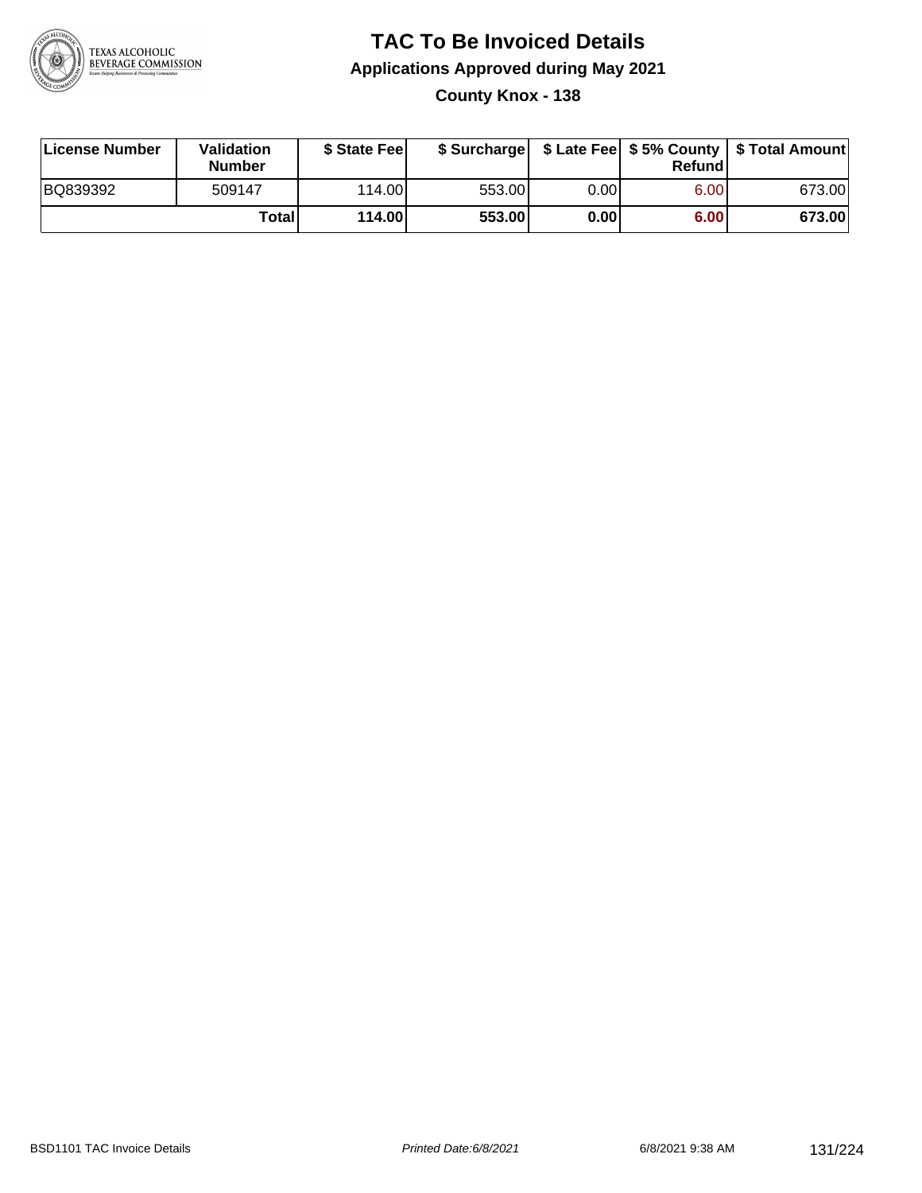# TAC To Be Invoiced Details

## Applications Approved during May 2021

### County Knox - 138

| License Number | Validation Number | $ State Fee | $ Surcharge | $ Late Fee | $ 5% County Refund | $ Total Amount |
|---|---|---|---|---|---|---|
| BQ839392 | 509147 | 114.00 | 553.00 | 0.00 | 6.00 | 673.00 |
| | **Total** | **114.00** | **553.00** | **0.00** | **6.00** | **673.00** |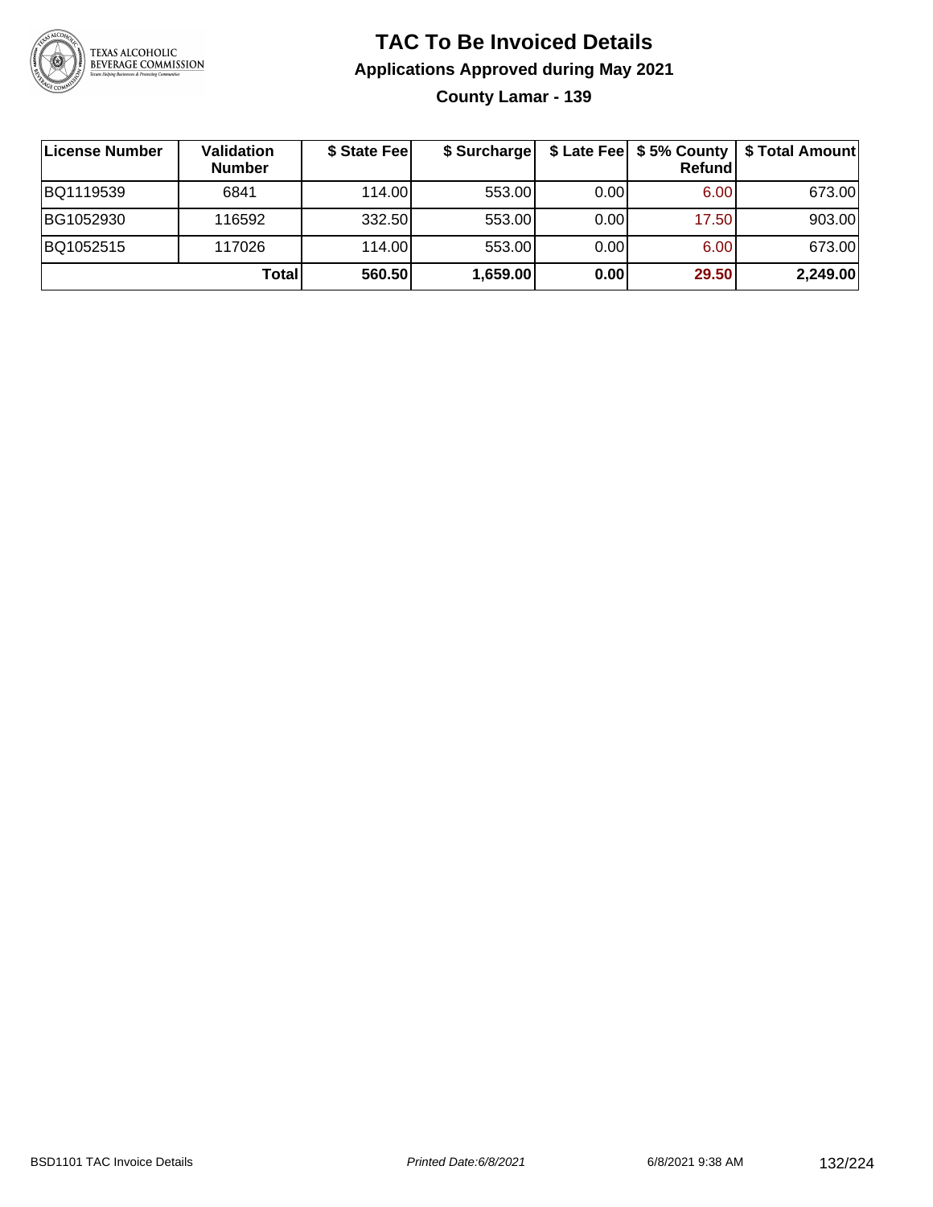# TAC To Be Invoiced Details

## Applications Approved during May 2021

### County Lamar - 139

| License Number | Validation Number | $ State Fee | $ Surcharge | $ Late Fee | $ 5% County Refund | $ Total Amount |
|---|---|---|---|---|---|---|
| BQ1119539 | 6841 | 114.00 | 553.00 | 0.00 | 6.00 | 673.00 |
| BG1052930 | 116592 | 332.50 | 553.00 | 0.00 | 17.50 | 903.00 |
| BQ1052515 | 117026 | 114.00 | 553.00 | 0.00 | 6.00 | 673.00 |
| | **Total** | **560.50** | **1,659.00** | **0.00** | **29.50** | **2,249.00** |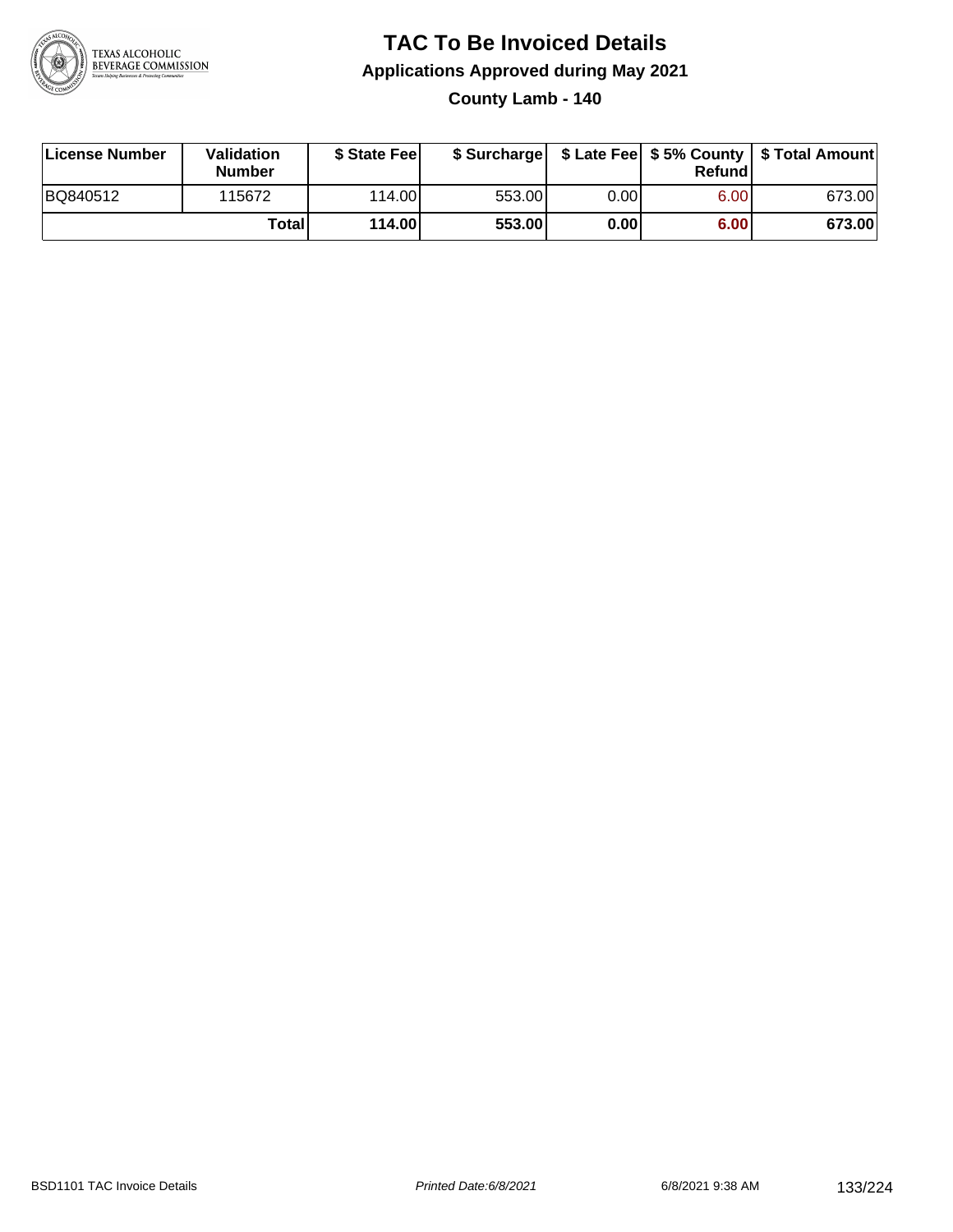# TAC To Be Invoiced Details

## Applications Approved during May 2021

### County Lamb - 140

| License Number | Validation Number | $ State Fee | $ Surcharge | $ Late Fee | $ 5% County Refund | $ Total Amount |
|---|---|---|---|---|---|---|
| BQ840512 | 115672 | 114.00 | 553.00 | 0.00 | 6.00 | 673.00 |
| | **Total** | **114.00** | **553.00** | **0.00** | **6.00** | **673.00** |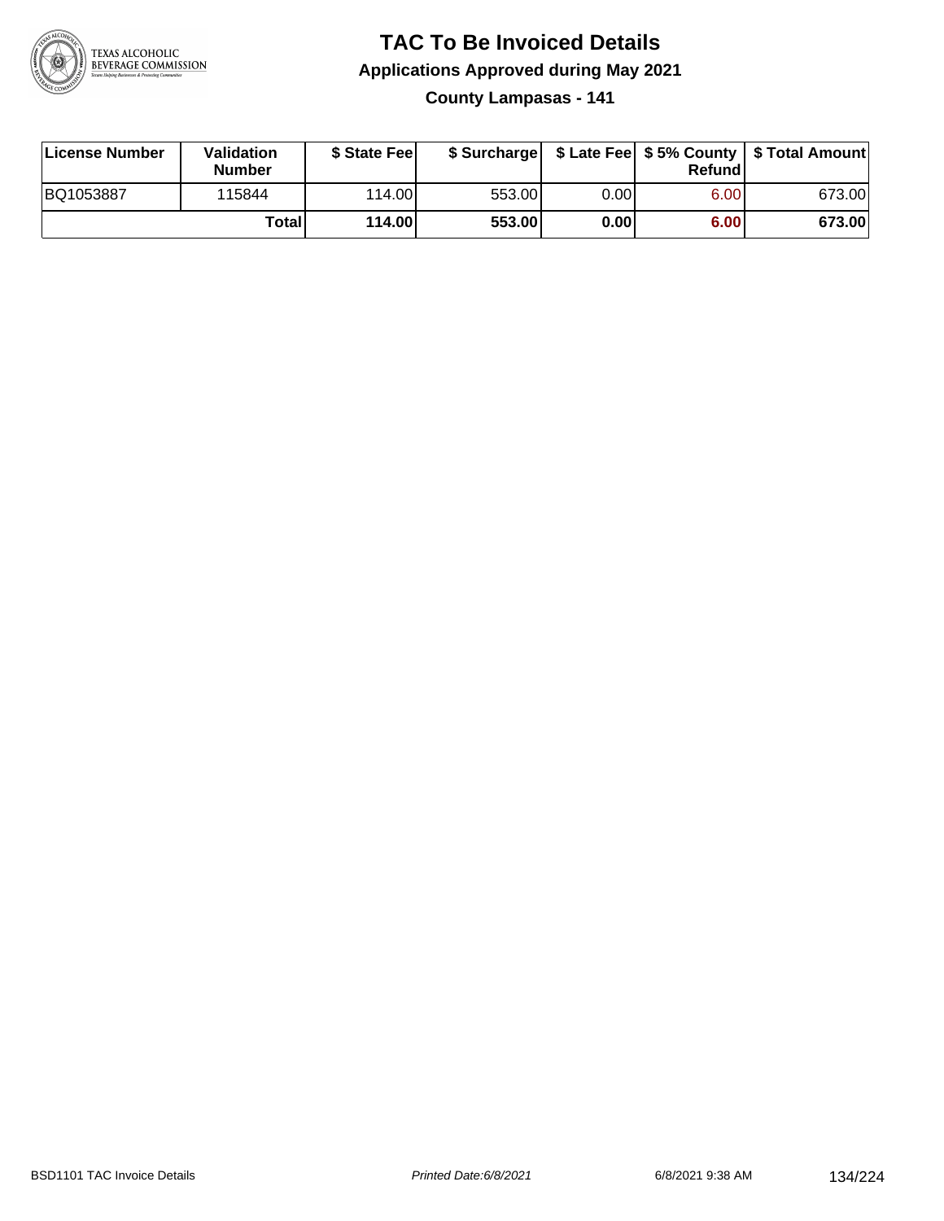# TAC To Be Invoiced Details

## Applications Approved during May 2021

### County Lampasas - 141

| License Number | Validation Number | $ State Fee | $ Surcharge | $ Late Fee | $ 5% County Refund | $ Total Amount |
|---|---|---|---|---|---|---|
| BQ1053887 | 115844 | 114.00 | 553.00 | 0.00 | 6.00 | 673.00 |
| | **Total** | **114.00** | **553.00** | **0.00** | **6.00** | **673.00** |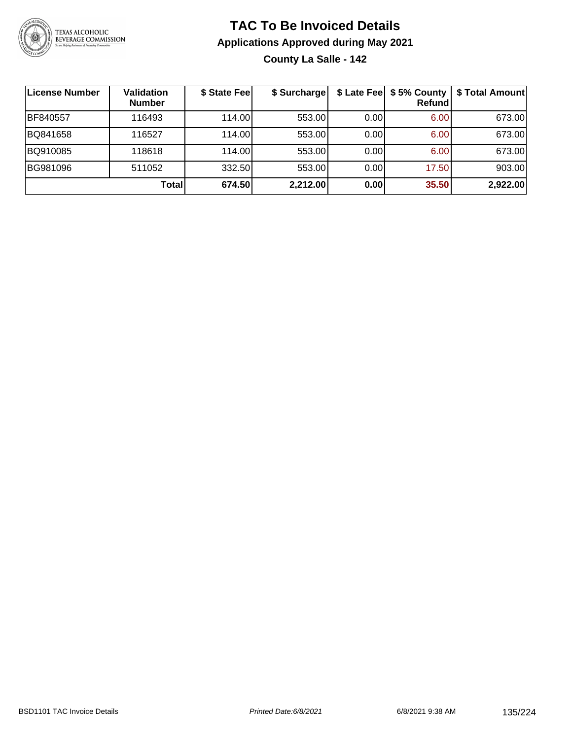# TAC To Be Invoiced Details

## Applications Approved during May 2021

### County La Salle - 142

| License Number | Validation Number | $ State Fee | $ Surcharge | $ Late Fee | $ 5% County Refund | $ Total Amount |
|---|---|---|---|---|---|---|
| BF840557 | 116493 | 114.00 | 553.00 | 0.00 | 6.00 | 673.00 |
| BQ841658 | 116527 | 114.00 | 553.00 | 0.00 | 6.00 | 673.00 |
| BQ910085 | 118618 | 114.00 | 553.00 | 0.00 | 6.00 | 673.00 |
| BG981096 | 511052 | 332.50 | 553.00 | 0.00 | 17.50 | 903.00 |
| | **Total** | **674.50** | **2,212.00** | **0.00** | **35.50** | **2,922.00** |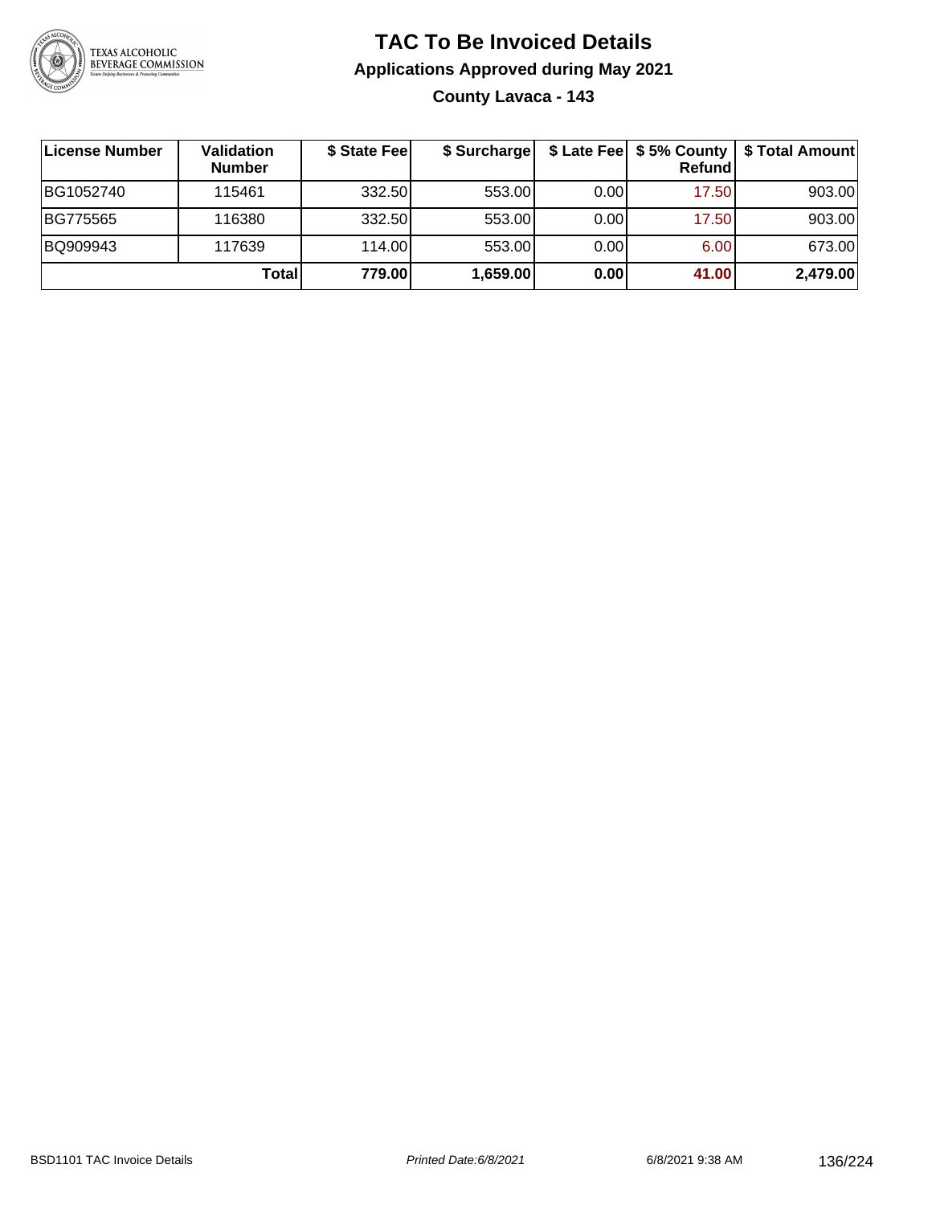# TAC To Be Invoiced Details

## Applications Approved during May 2021

### County Lavaca - 143

| License Number | Validation Number | $ State Fee | $ Surcharge | $ Late Fee | $ 5% County Refund | $ Total Amount |
|---|---|---|---|---|---|---|
| BG1052740 | 115461 | 332.50 | 553.00 | 0.00 | 17.50 | 903.00 |
| BG775565 | 116380 | 332.50 | 553.00 | 0.00 | 17.50 | 903.00 |
| BQ909943 | 117639 | 114.00 | 553.00 | 0.00 | 6.00 | 673.00 |
| | **Total** | **779.00** | **1,659.00** | **0.00** | **41.00** | **2,479.00** |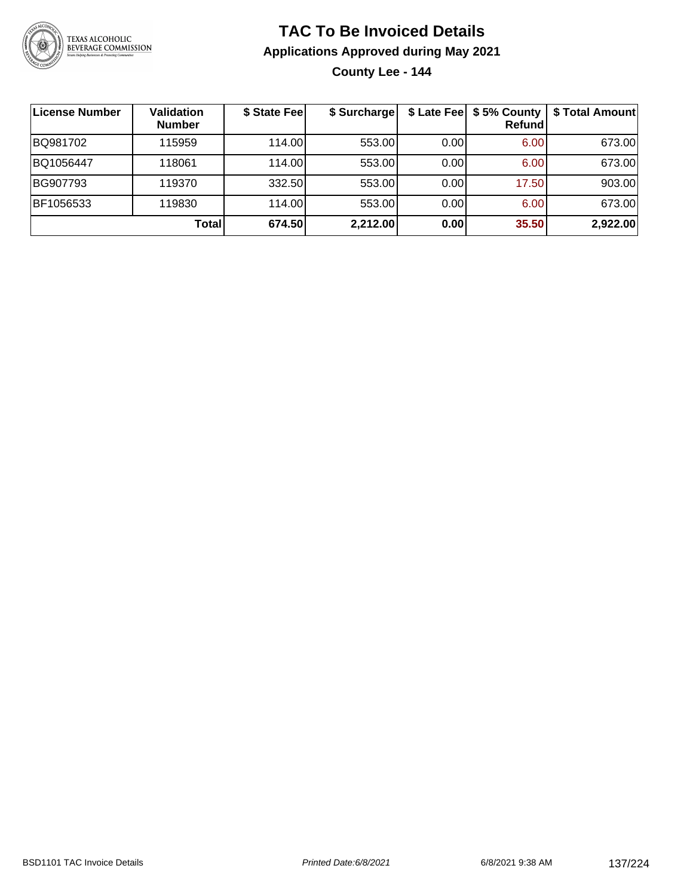# TAC To Be Invoiced Details

## Applications Approved during May 2021

### County Lee - 144

| License Number | Validation Number | \$ State Fee | \$ Surcharge | \$ Late Fee | \$ 5% County Refund | \$ Total Amount |
|---|---|---|---|---|---|---|
| BQ981702 | 115959 | 114.00 | 553.00 | 0.00 | 6.00 | 673.00 |
| BQ1056447 | 118061 | 114.00 | 553.00 | 0.00 | 6.00 | 673.00 |
| BG907793 | 119370 | 332.50 | 553.00 | 0.00 | 17.50 | 903.00 |
| BF1056533 | 119830 | 114.00 | 553.00 | 0.00 | 6.00 | 673.00 |
| | **Total** | **674.50** | **2,212.00** | **0.00** | **35.50** | **2,922.00** |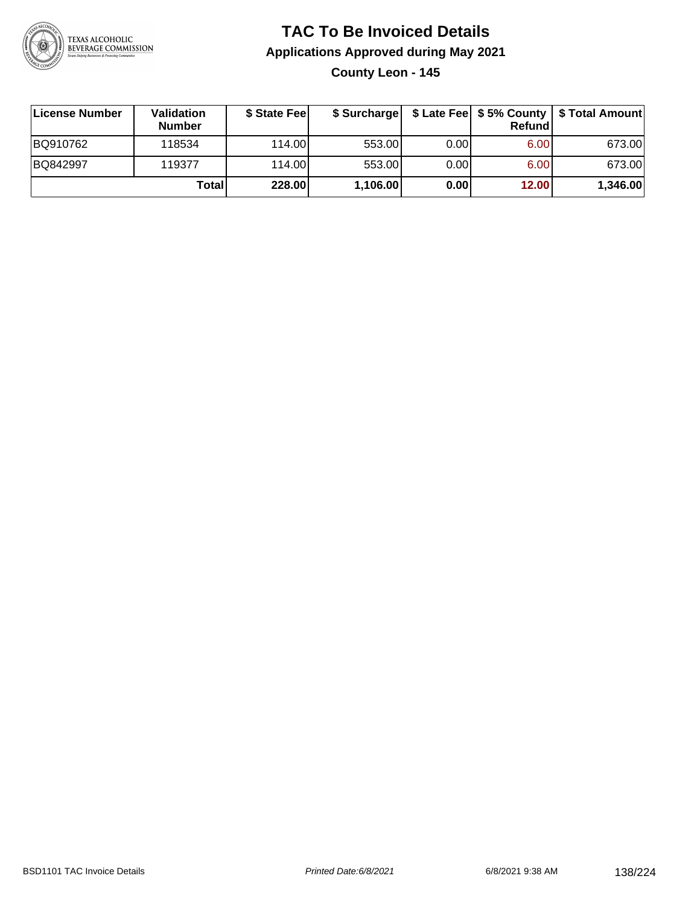# TAC To Be Invoiced Details

## Applications Approved during May 2021

### County Leon - 145

| License Number | Validation Number | $ State Fee | $ Surcharge | $ Late Fee | $ 5% County Refund | $ Total Amount |
|---|---|---|---|---|---|---|
| BQ910762 | 118534 | 114.00 | 553.00 | 0.00 | 6.00 | 673.00 |
| BQ842997 | 119377 | 114.00 | 553.00 | 0.00 | 6.00 | 673.00 |
| | **Total** | **228.00** | **1,106.00** | **0.00** | **12.00** | **1,346.00** |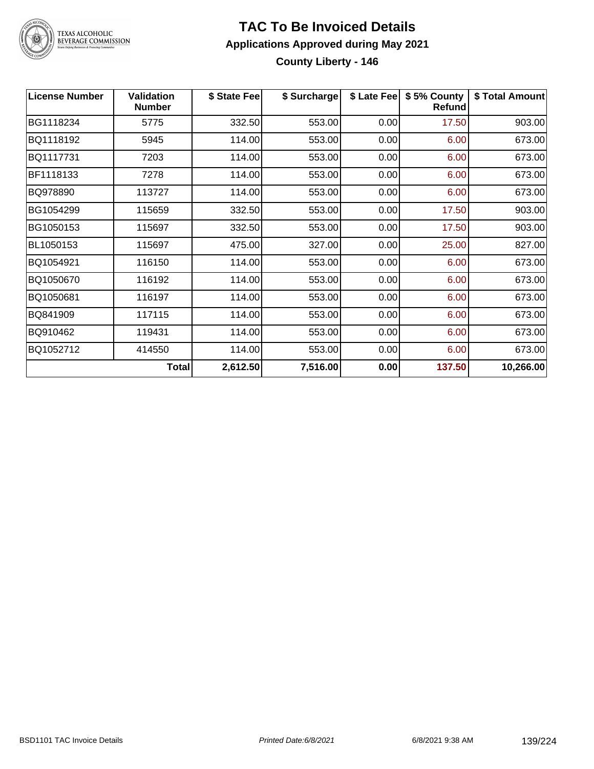# TAC To Be Invoiced Details

## Applications Approved during May 2021

### County Liberty - 146

| License Number | Validation Number | $ State Fee | $ Surcharge | $ Late Fee | $ 5% County Refund | $ Total Amount |
|---|---|---|---|---|---|---|
| BG1118234 | 5775 | 332.50 | 553.00 | 0.00 | 17.50 | 903.00 |
| BQ1118192 | 5945 | 114.00 | 553.00 | 0.00 | 6.00 | 673.00 |
| BQ1117731 | 7203 | 114.00 | 553.00 | 0.00 | 6.00 | 673.00 |
| BF1118133 | 7278 | 114.00 | 553.00 | 0.00 | 6.00 | 673.00 |
| BQ978890 | 113727 | 114.00 | 553.00 | 0.00 | 6.00 | 673.00 |
| BG1054299 | 115659 | 332.50 | 553.00 | 0.00 | 17.50 | 903.00 |
| BG1050153 | 115697 | 332.50 | 553.00 | 0.00 | 17.50 | 903.00 |
| BL1050153 | 115697 | 475.00 | 327.00 | 0.00 | 25.00 | 827.00 |
| BQ1054921 | 116150 | 114.00 | 553.00 | 0.00 | 6.00 | 673.00 |
| BQ1050670 | 116192 | 114.00 | 553.00 | 0.00 | 6.00 | 673.00 |
| BQ1050681 | 116197 | 114.00 | 553.00 | 0.00 | 6.00 | 673.00 |
| BQ841909 | 117115 | 114.00 | 553.00 | 0.00 | 6.00 | 673.00 |
| BQ910462 | 119431 | 114.00 | 553.00 | 0.00 | 6.00 | 673.00 |
| BQ1052712 | 414550 | 114.00 | 553.00 | 0.00 | 6.00 | 673.00 |
| | **Total** | **2,612.50** | **7,516.00** | **0.00** | **137.50** | **10,266.00** |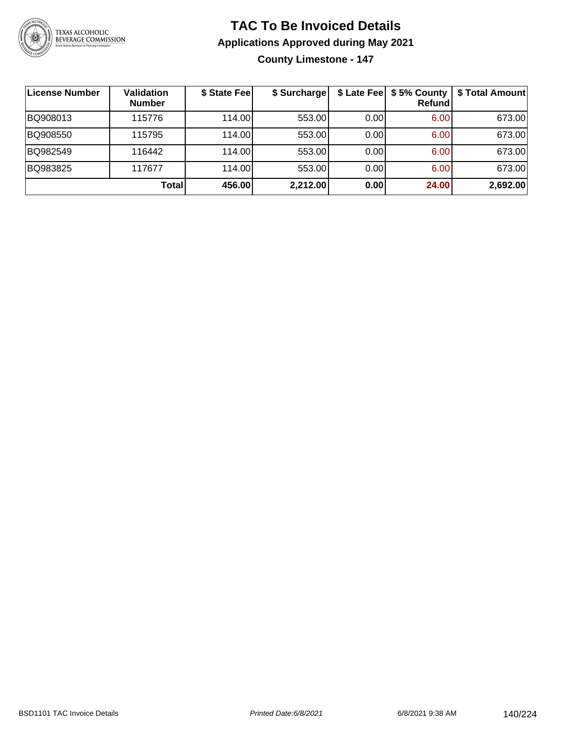# TAC To Be Invoiced Details

## Applications Approved during May 2021

### County Limestone - 147

| License Number | Validation Number | $ State Fee | $ Surcharge | $ Late Fee | $ 5% County Refund | $ Total Amount |
|---|---|---|---|---|---|---|
| BQ908013 | 115776 | 114.00 | 553.00 | 0.00 | 6.00 | 673.00 |
| BQ908550 | 115795 | 114.00 | 553.00 | 0.00 | 6.00 | 673.00 |
| BQ982549 | 116442 | 114.00 | 553.00 | 0.00 | 6.00 | 673.00 |
| BQ983825 | 117677 | 114.00 | 553.00 | 0.00 | 6.00 | 673.00 |
| | **Total** | **456.00** | **2,212.00** | **0.00** | **24.00** | **2,692.00** |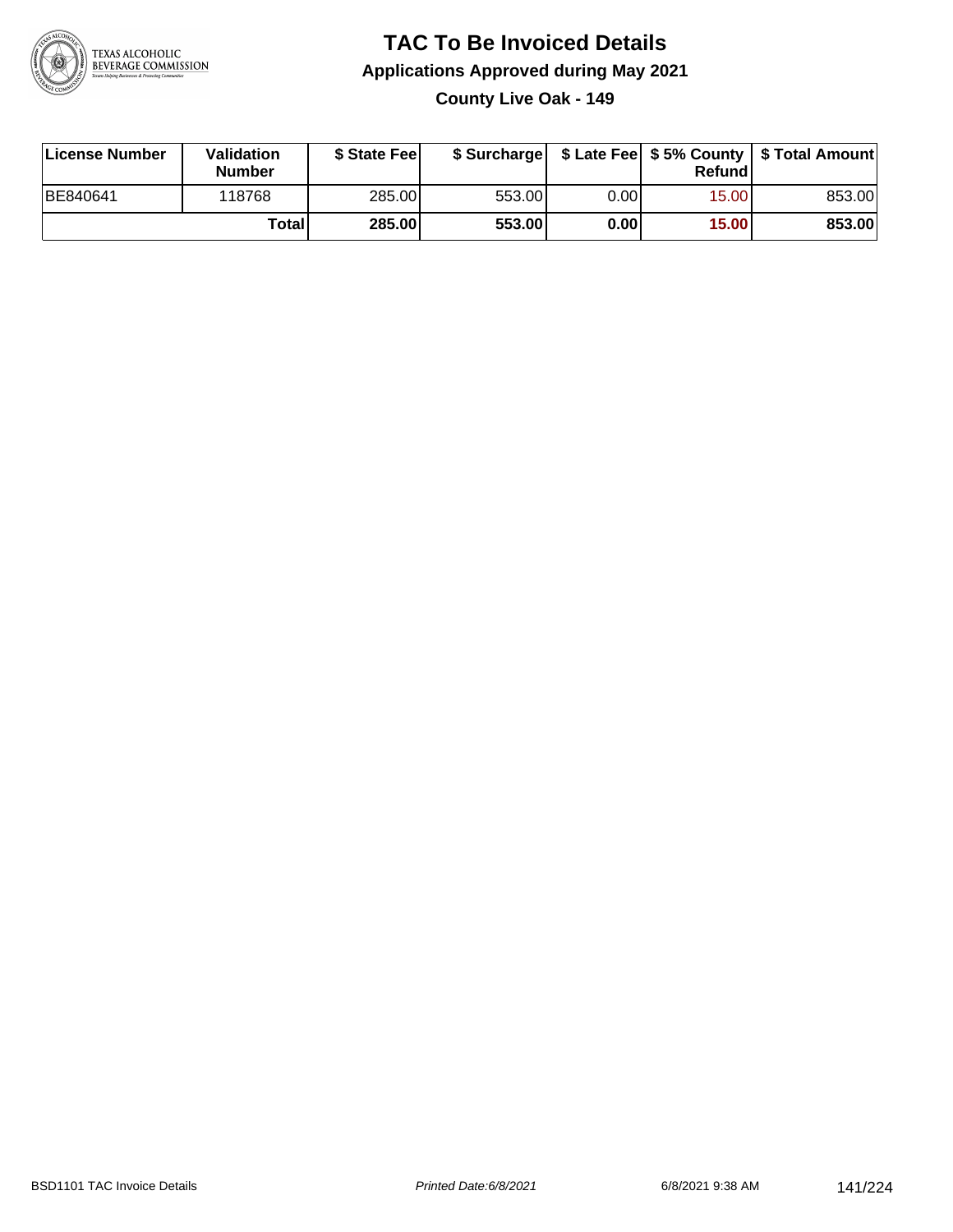# TAC To Be Invoiced Details

## Applications Approved during May 2021

### County Live Oak - 149

| License Number | Validation Number | $ State Fee | $ Surcharge | $ Late Fee | $ 5% County Refund | $ Total Amount |
|---|---|---|---|---|---|---|
| BE840641 | 118768 | 285.00 | 553.00 | 0.00 | 15.00 | 853.00 |
| | **Total** | **285.00** | **553.00** | **0.00** | **15.00** | **853.00** |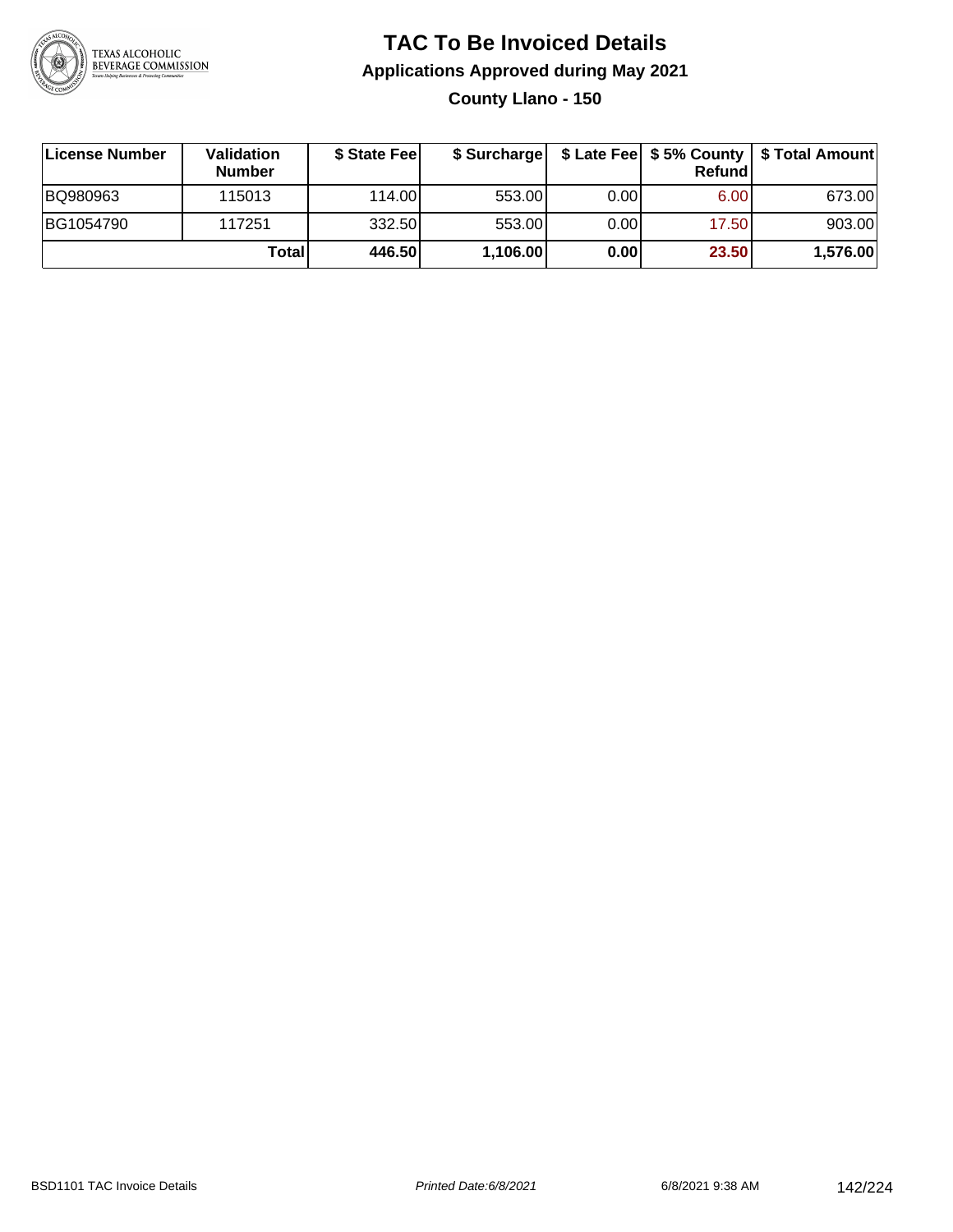# TAC To Be Invoiced Details

## Applications Approved during May 2021

### County Llano - 150

| License Number | Validation Number | $ State Fee | $ Surcharge | $ Late Fee | $ 5% County Refund | $ Total Amount |
|---|---|---|---|---|---|---|
| BQ980963 | 115013 | 114.00 | 553.00 | 0.00 | 6.00 | 673.00 |
| BG1054790 | 117251 | 332.50 | 553.00 | 0.00 | 17.50 | 903.00 |
| | **Total** | **446.50** | **1,106.00** | **0.00** | **23.50** | **1,576.00** |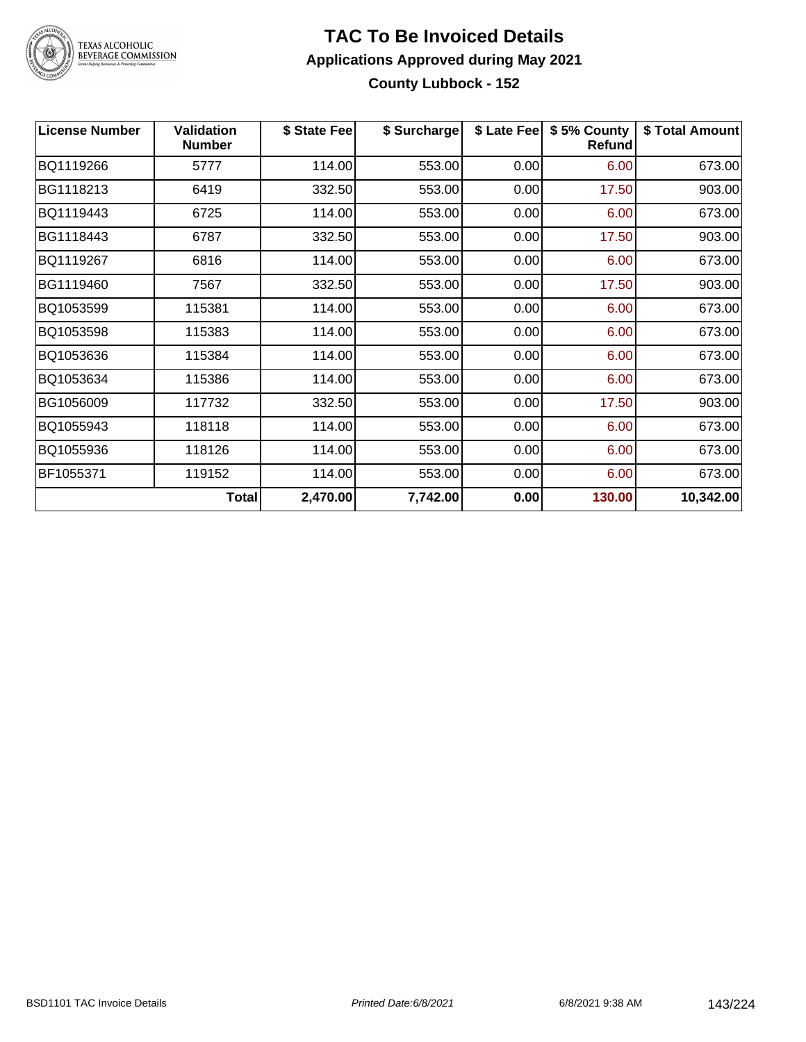# TAC To Be Invoiced Details

## Applications Approved during May 2021

### County Lubbock - 152

| License Number | Validation Number | $ State Fee | $ Surcharge | $ Late Fee | $ 5% County Refund | $ Total Amount |
|---|---|---|---|---|---|---|
| BQ1119266 | 5777 | 114.00 | 553.00 | 0.00 | 6.00 | 673.00 |
| BG1118213 | 6419 | 332.50 | 553.00 | 0.00 | 17.50 | 903.00 |
| BQ1119443 | 6725 | 114.00 | 553.00 | 0.00 | 6.00 | 673.00 |
| BG1118443 | 6787 | 332.50 | 553.00 | 0.00 | 17.50 | 903.00 |
| BQ1119267 | 6816 | 114.00 | 553.00 | 0.00 | 6.00 | 673.00 |
| BG1119460 | 7567 | 332.50 | 553.00 | 0.00 | 17.50 | 903.00 |
| BQ1053599 | 115381 | 114.00 | 553.00 | 0.00 | 6.00 | 673.00 |
| BQ1053598 | 115383 | 114.00 | 553.00 | 0.00 | 6.00 | 673.00 |
| BQ1053636 | 115384 | 114.00 | 553.00 | 0.00 | 6.00 | 673.00 |
| BQ1053634 | 115386 | 114.00 | 553.00 | 0.00 | 6.00 | 673.00 |
| BG1056009 | 117732 | 332.50 | 553.00 | 0.00 | 17.50 | 903.00 |
| BQ1055943 | 118118 | 114.00 | 553.00 | 0.00 | 6.00 | 673.00 |
| BQ1055936 | 118126 | 114.00 | 553.00 | 0.00 | 6.00 | 673.00 |
| BF1055371 | 119152 | 114.00 | 553.00 | 0.00 | 6.00 | 673.00 |
| | **Total** | **2,470.00** | **7,742.00** | **0.00** | **130.00** | **10,342.00** |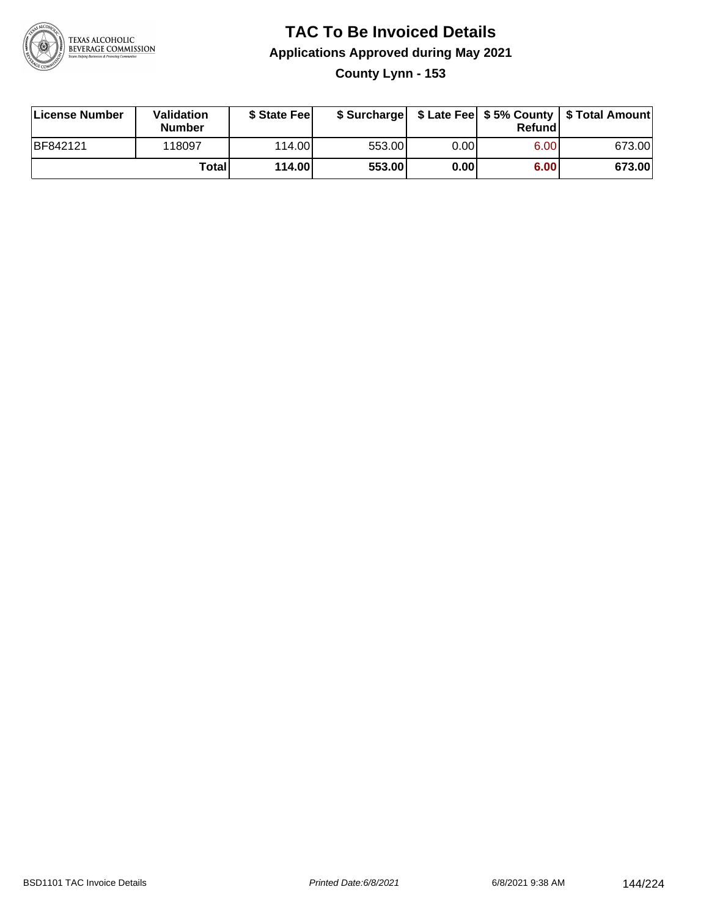# TAC To Be Invoiced Details

## Applications Approved during May 2021

### County Lynn - 153

| License Number | Validation Number | $ State Fee | $ Surcharge | $ Late Fee | $ 5% County Refund | $ Total Amount |
|---|---|---|---|---|---|---|
| BF842121 | 118097 | 114.00 | 553.00 | 0.00 | 6.00 | 673.00 |
| | **Total** | **114.00** | **553.00** | **0.00** | **6.00** | **673.00** |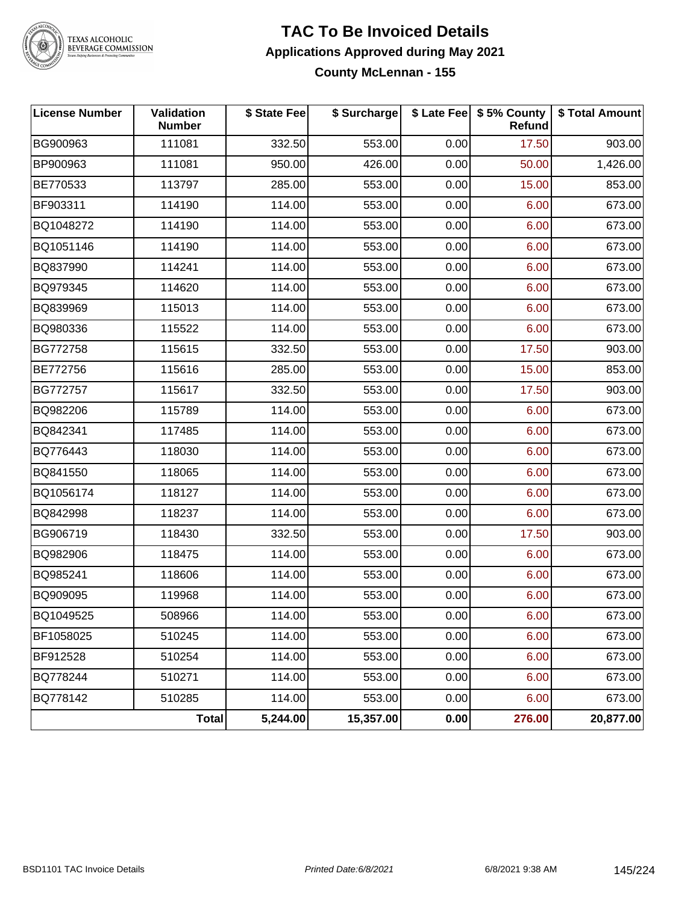# TAC To Be Invoiced Details

## Applications Approved during May 2021

### County McLennan - 155

| License Number | Validation Number | $ State Fee | $ Surcharge | $ Late Fee | $ 5% County Refund | $ Total Amount |
|---|---|---|---|---|---|---|
| BG900963 | 111081 | 332.50 | 553.00 | 0.00 | 17.50 | 903.00 |
| BP900963 | 111081 | 950.00 | 426.00 | 0.00 | 50.00 | 1,426.00 |
| BE770533 | 113797 | 285.00 | 553.00 | 0.00 | 15.00 | 853.00 |
| BF903311 | 114190 | 114.00 | 553.00 | 0.00 | 6.00 | 673.00 |
| BQ1048272 | 114190 | 114.00 | 553.00 | 0.00 | 6.00 | 673.00 |
| BQ1051146 | 114190 | 114.00 | 553.00 | 0.00 | 6.00 | 673.00 |
| BQ837990 | 114241 | 114.00 | 553.00 | 0.00 | 6.00 | 673.00 |
| BQ979345 | 114620 | 114.00 | 553.00 | 0.00 | 6.00 | 673.00 |
| BQ839969 | 115013 | 114.00 | 553.00 | 0.00 | 6.00 | 673.00 |
| BQ980336 | 115522 | 114.00 | 553.00 | 0.00 | 6.00 | 673.00 |
| BG772758 | 115615 | 332.50 | 553.00 | 0.00 | 17.50 | 903.00 |
| BE772756 | 115616 | 285.00 | 553.00 | 0.00 | 15.00 | 853.00 |
| BG772757 | 115617 | 332.50 | 553.00 | 0.00 | 17.50 | 903.00 |
| BQ982206 | 115789 | 114.00 | 553.00 | 0.00 | 6.00 | 673.00 |
| BQ842341 | 117485 | 114.00 | 553.00 | 0.00 | 6.00 | 673.00 |
| BQ776443 | 118030 | 114.00 | 553.00 | 0.00 | 6.00 | 673.00 |
| BQ841550 | 118065 | 114.00 | 553.00 | 0.00 | 6.00 | 673.00 |
| BQ1056174 | 118127 | 114.00 | 553.00 | 0.00 | 6.00 | 673.00 |
| BQ842998 | 118237 | 114.00 | 553.00 | 0.00 | 6.00 | 673.00 |
| BG906719 | 118430 | 332.50 | 553.00 | 0.00 | 17.50 | 903.00 |
| BQ982906 | 118475 | 114.00 | 553.00 | 0.00 | 6.00 | 673.00 |
| BQ985241 | 118606 | 114.00 | 553.00 | 0.00 | 6.00 | 673.00 |
| BQ909095 | 119968 | 114.00 | 553.00 | 0.00 | 6.00 | 673.00 |
| BQ1049525 | 508966 | 114.00 | 553.00 | 0.00 | 6.00 | 673.00 |
| BF1058025 | 510245 | 114.00 | 553.00 | 0.00 | 6.00 | 673.00 |
| BF912528 | 510254 | 114.00 | 553.00 | 0.00 | 6.00 | 673.00 |
| BQ778244 | 510271 | 114.00 | 553.00 | 0.00 | 6.00 | 673.00 |
| BQ778142 | 510285 | 114.00 | 553.00 | 0.00 | 6.00 | 673.00 |
| | **Total** | **5,244.00** | **15,357.00** | **0.00** | **276.00** | **20,877.00** |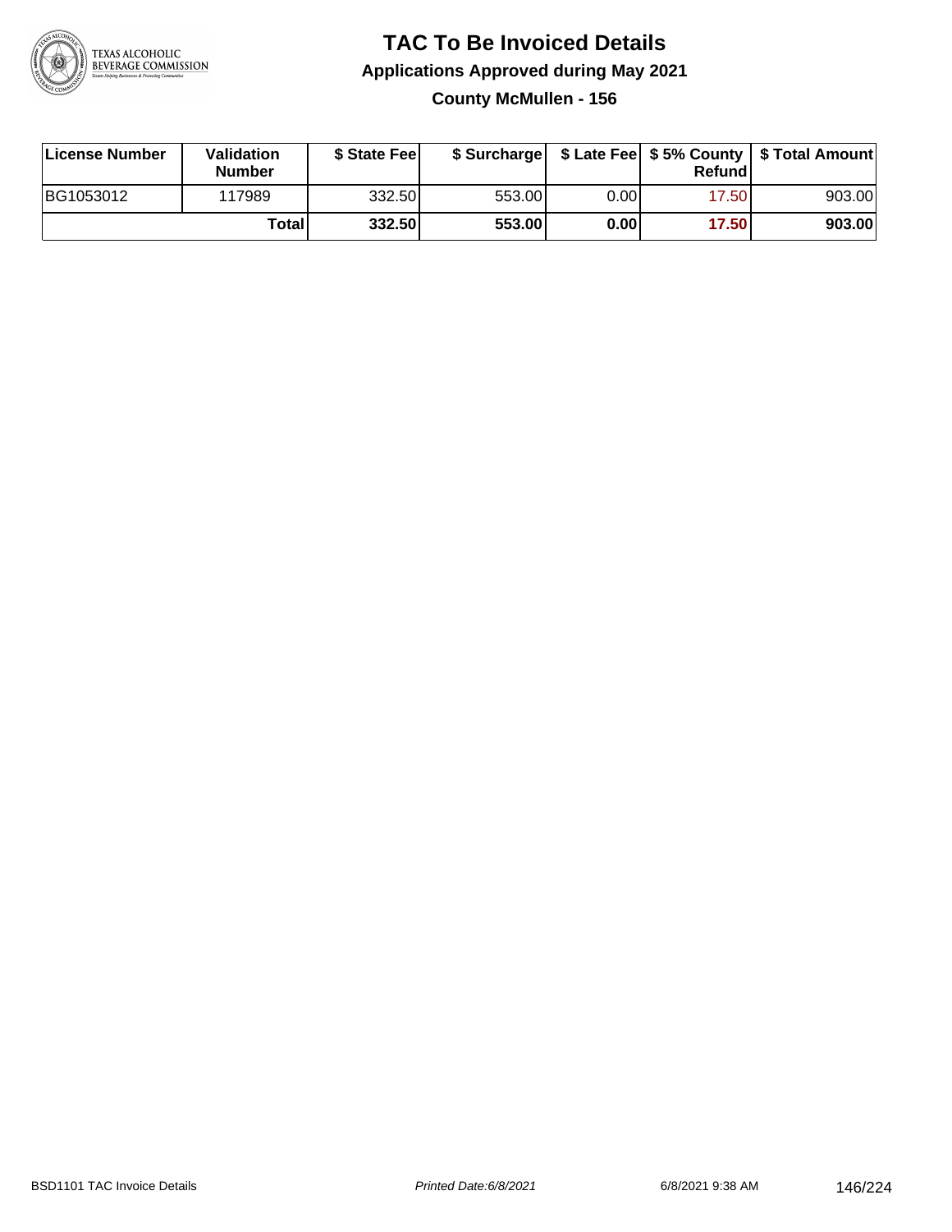# TAC To Be Invoiced Details

## Applications Approved during May 2021

### County McMullen - 156

| License Number | Validation Number | $ State Fee | $ Surcharge | $ Late Fee | $ 5% County Refund | $ Total Amount |
|---|---|---|---|---|---|---|
| BG1053012 | 117989 | 332.50 | 553.00 | 0.00 | 17.50 | 903.00 |
| | **Total** | **332.50** | **553.00** | **0.00** | **17.50** | **903.00** |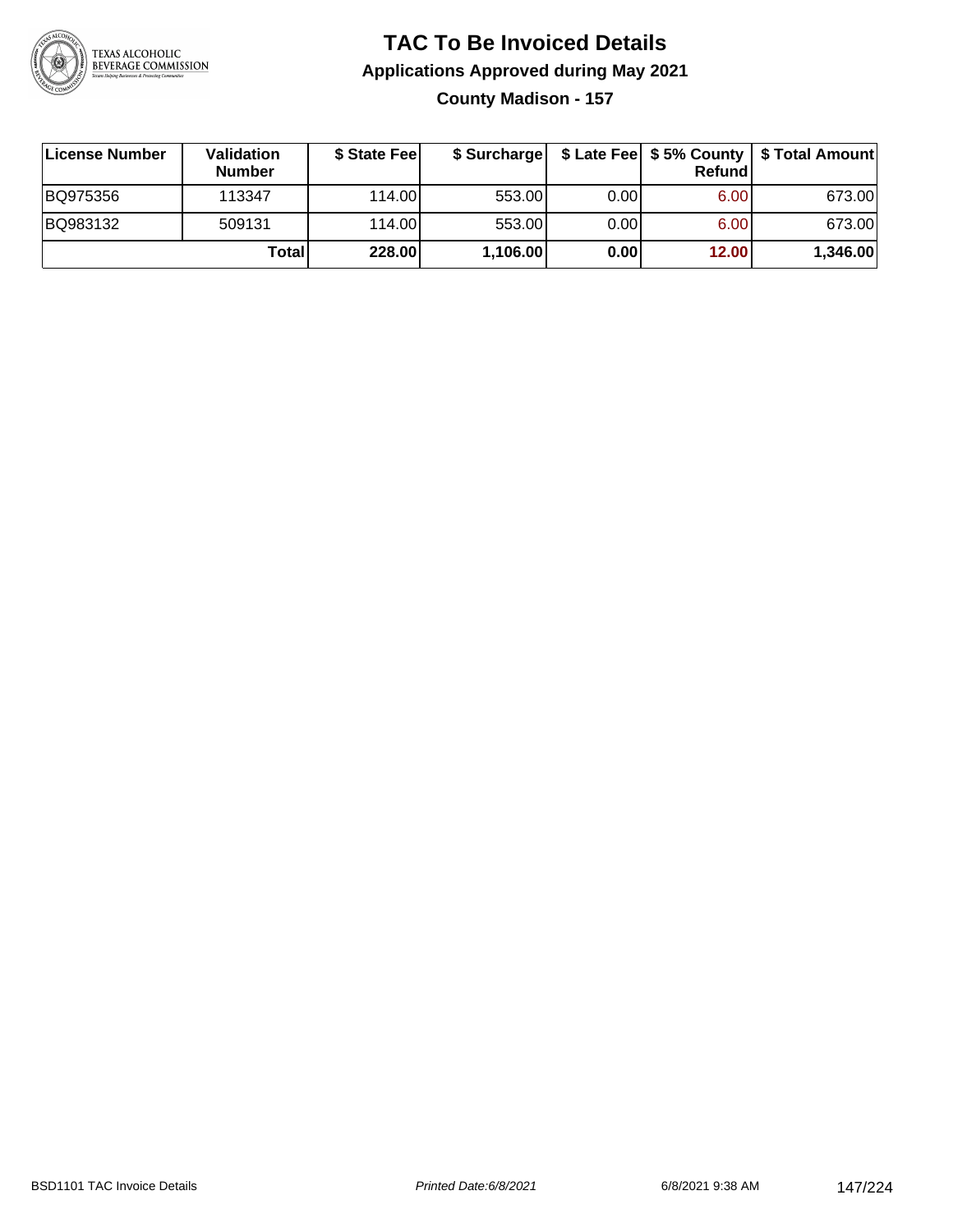# TAC To Be Invoiced Details

## Applications Approved during May 2021

### County Madison - 157

| License Number | Validation Number | $ State Fee | $ Surcharge | $ Late Fee | $ 5% County Refund | $ Total Amount |
|---|---|---|---|---|---|---|
| BQ975356 | 113347 | 114.00 | 553.00 | 0.00 | 6.00 | 673.00 |
| BQ983132 | 509131 | 114.00 | 553.00 | 0.00 | 6.00 | 673.00 |
| | **Total** | **228.00** | **1,106.00** | **0.00** | **12.00** | **1,346.00** |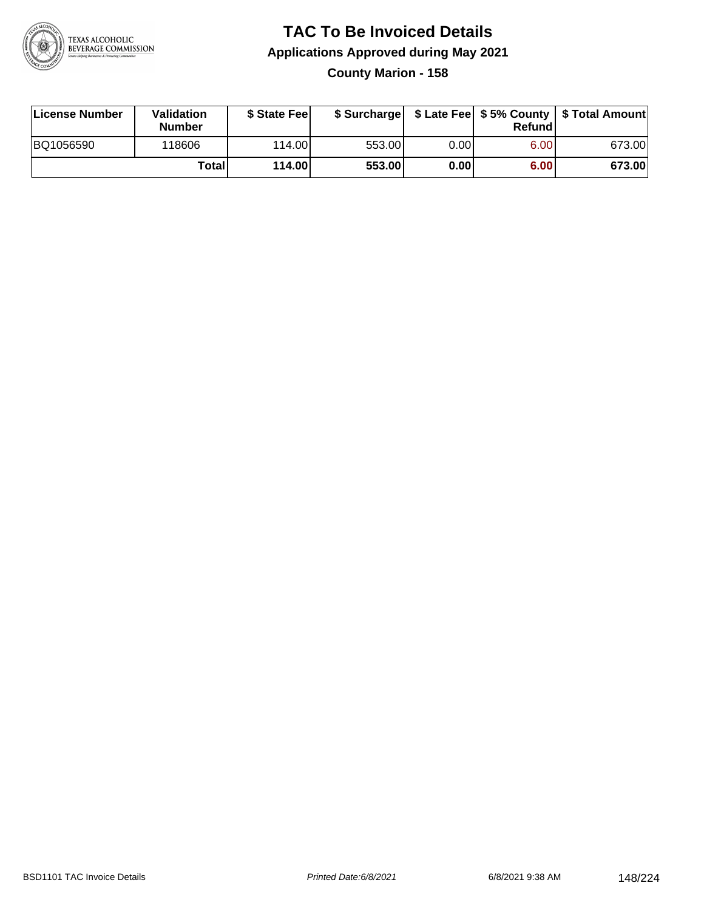# TAC To Be Invoiced Details

## Applications Approved during May 2021

### County Marion - 158

| License Number | Validation Number | $ State Fee | $ Surcharge | $ Late Fee | $ 5% County Refund | $ Total Amount |
|---|---|---|---|---|---|---|
| BQ1056590 | 118606 | 114.00 | 553.00 | 0.00 | 6.00 | 673.00 |
| | **Total** | **114.00** | **553.00** | **0.00** | **6.00** | **673.00** |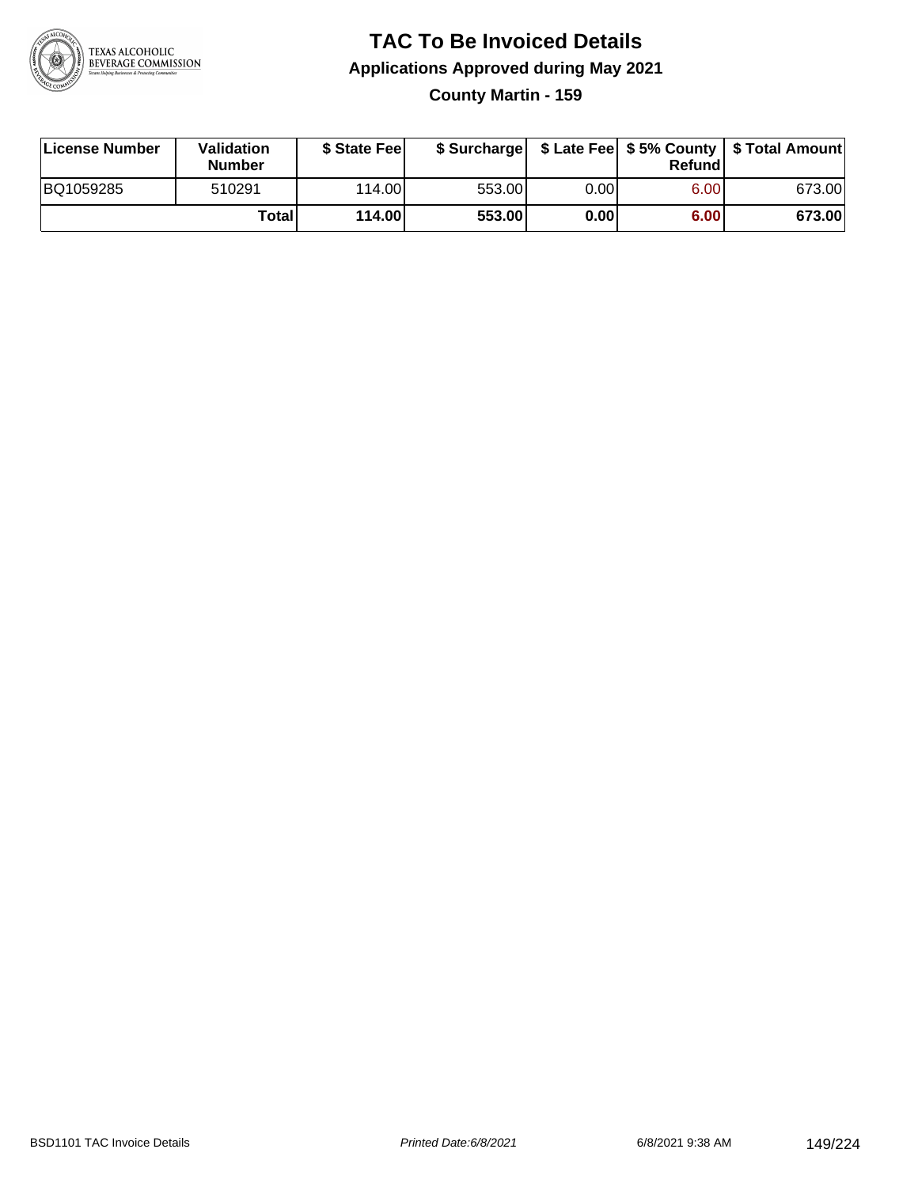# TAC To Be Invoiced Details

## Applications Approved during May 2021

### County Martin - 159

| License Number | Validation Number | $ State Fee | $ Surcharge | $ Late Fee | $ 5% County Refund | $ Total Amount |
|---|---|---|---|---|---|---|
| BQ1059285 | 510291 | 114.00 | 553.00 | 0.00 | 6.00 | 673.00 |
| | **Total** | **114.00** | **553.00** | **0.00** | **6.00** | **673.00** |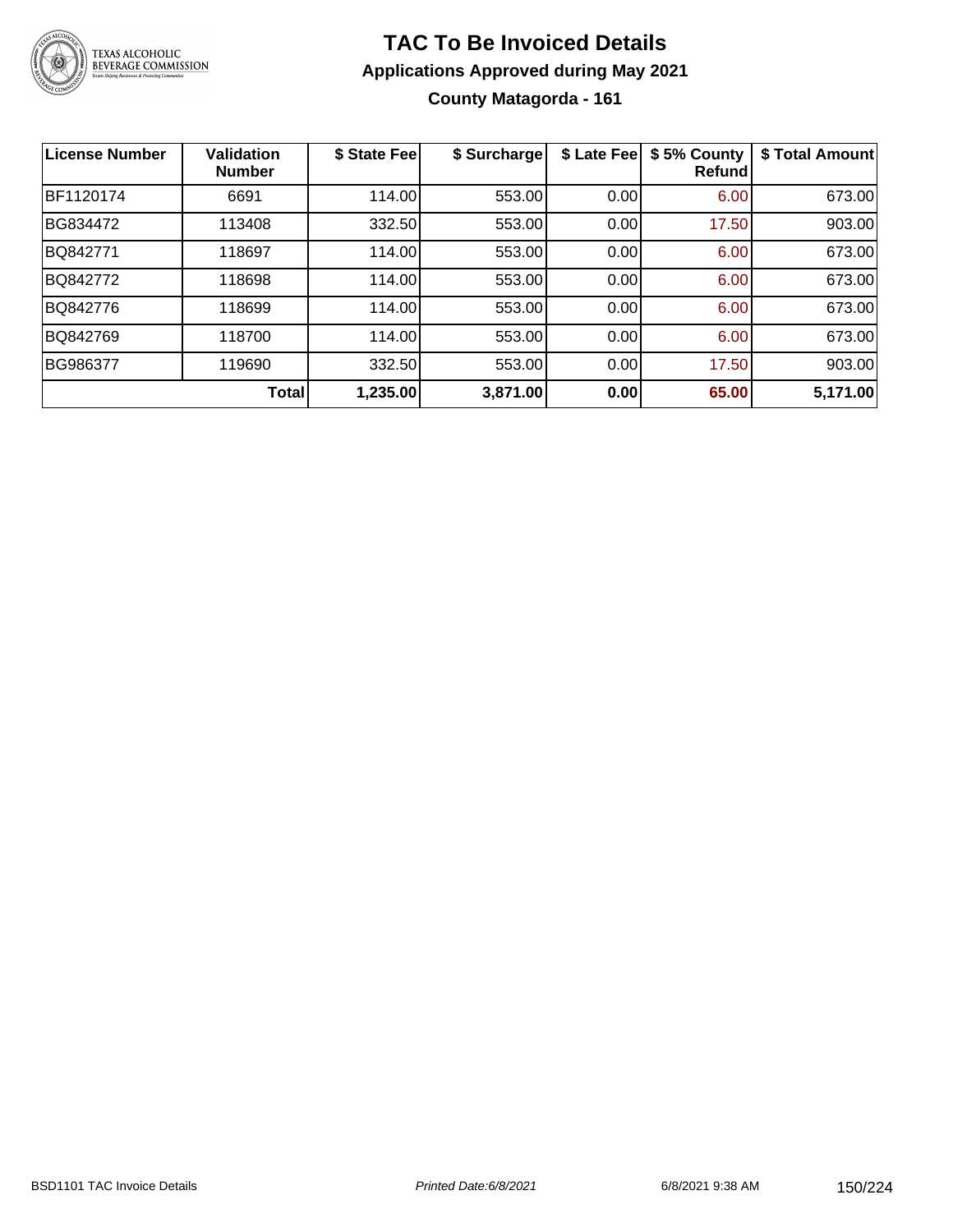# TAC To Be Invoiced Details

## Applications Approved during May 2021

### County Matagorda - 161

| License Number | Validation Number | $ State Fee | $ Surcharge | $ Late Fee | $ 5% County Refund | $ Total Amount |
|---|---|---|---|---|---|---|
| BF1120174 | 6691 | 114.00 | 553.00 | 0.00 | 6.00 | 673.00 |
| BG834472 | 113408 | 332.50 | 553.00 | 0.00 | 17.50 | 903.00 |
| BQ842771 | 118697 | 114.00 | 553.00 | 0.00 | 6.00 | 673.00 |
| BQ842772 | 118698 | 114.00 | 553.00 | 0.00 | 6.00 | 673.00 |
| BQ842776 | 118699 | 114.00 | 553.00 | 0.00 | 6.00 | 673.00 |
| BQ842769 | 118700 | 114.00 | 553.00 | 0.00 | 6.00 | 673.00 |
| BG986377 | 119690 | 332.50 | 553.00 | 0.00 | 17.50 | 903.00 |
| | **Total** | **1,235.00** | **3,871.00** | **0.00** | **65.00** | **5,171.00** |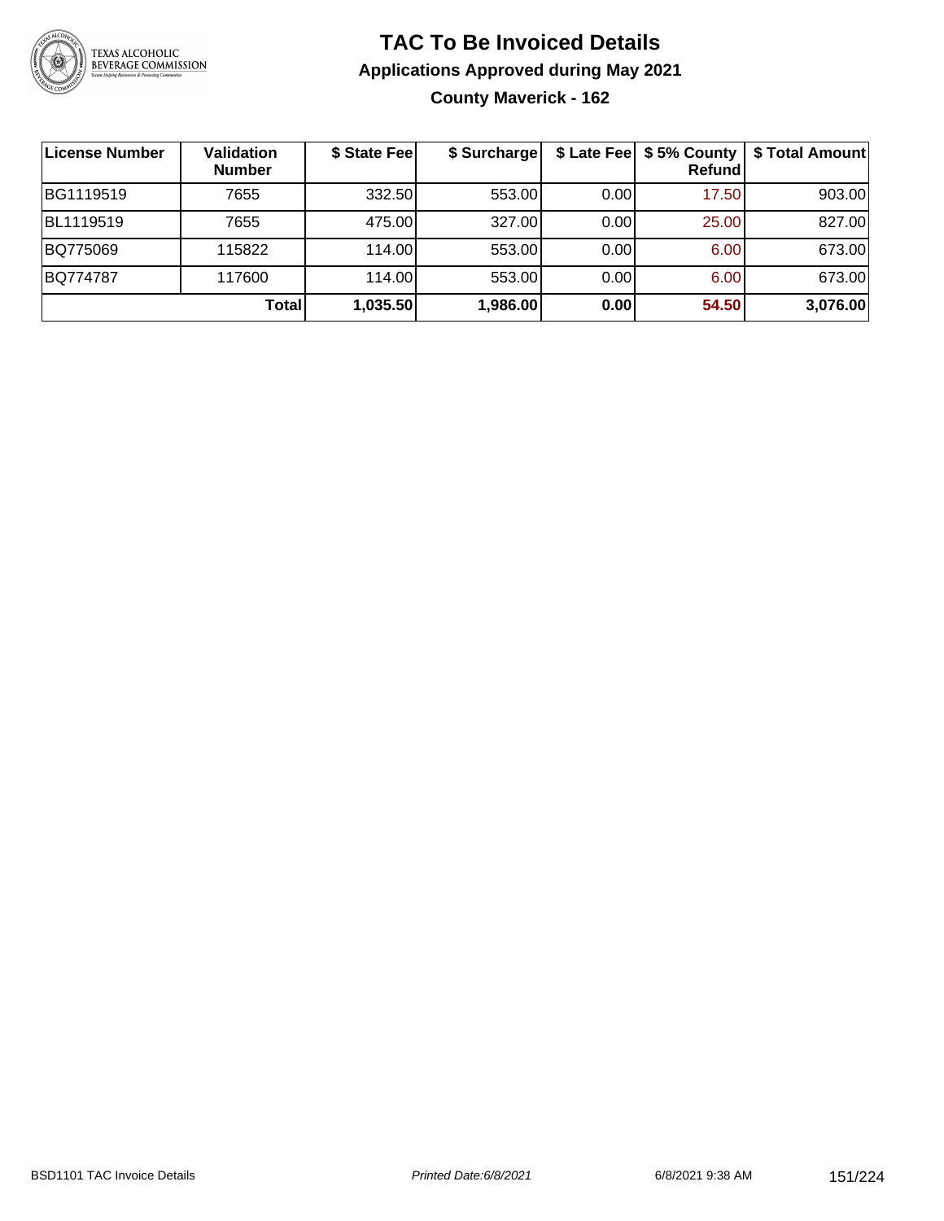# TAC To Be Invoiced Details

## Applications Approved during May 2021

### County Maverick - 162

| License Number | Validation Number | $ State Fee | $ Surcharge | $ Late Fee | $ 5% County Refund | $ Total Amount |
|---|---|---|---|---|---|---|
| BG1119519 | 7655 | 332.50 | 553.00 | 0.00 | 17.50 | 903.00 |
| BL1119519 | 7655 | 475.00 | 327.00 | 0.00 | 25.00 | 827.00 |
| BQ775069 | 115822 | 114.00 | 553.00 | 0.00 | 6.00 | 673.00 |
| BQ774787 | 117600 | 114.00 | 553.00 | 0.00 | 6.00 | 673.00 |
| | **Total** | **1,035.50** | **1,986.00** | **0.00** | **54.50** | **3,076.00** |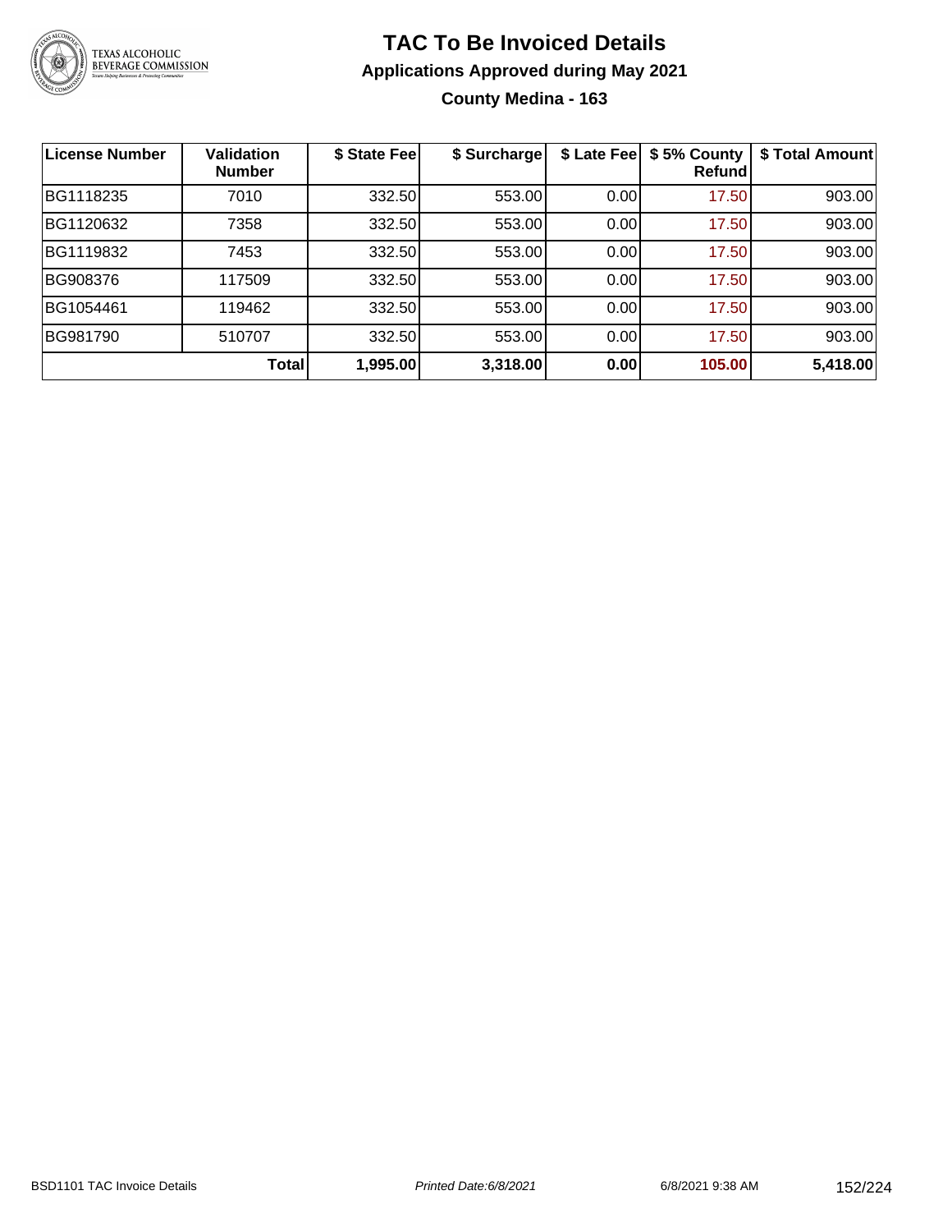# TAC To Be Invoiced Details

## Applications Approved during May 2021

### County Medina - 163

| License Number | Validation Number | $ State Fee | $ Surcharge | $ Late Fee | $ 5% County Refund | $ Total Amount |
|---|---|---|---|---|---|---|
| BG1118235 | 7010 | 332.50 | 553.00 | 0.00 | 17.50 | 903.00 |
| BG1120632 | 7358 | 332.50 | 553.00 | 0.00 | 17.50 | 903.00 |
| BG1119832 | 7453 | 332.50 | 553.00 | 0.00 | 17.50 | 903.00 |
| BG908376 | 117509 | 332.50 | 553.00 | 0.00 | 17.50 | 903.00 |
| BG1054461 | 119462 | 332.50 | 553.00 | 0.00 | 17.50 | 903.00 |
| BG981790 | 510707 | 332.50 | 553.00 | 0.00 | 17.50 | 903.00 |
| | **Total** | **1,995.00** | **3,318.00** | **0.00** | **105.00** | **5,418.00** |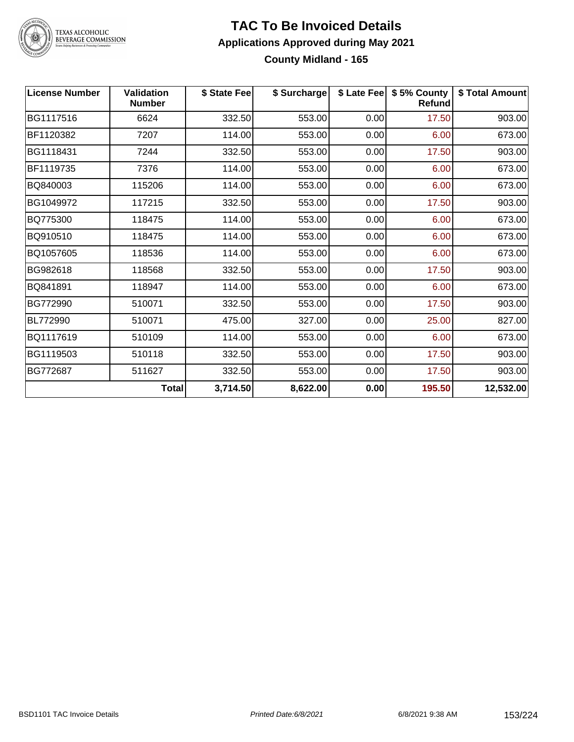# TAC To Be Invoiced Details

## Applications Approved during May 2021

### County Midland - 165

| License Number | Validation Number | $ State Fee | $ Surcharge | $ Late Fee | $ 5% County Refund | $ Total Amount |
|---|---|---|---|---|---|---|
| BG1117516 | 6624 | 332.50 | 553.00 | 0.00 | 17.50 | 903.00 |
| BF1120382 | 7207 | 114.00 | 553.00 | 0.00 | 6.00 | 673.00 |
| BG1118431 | 7244 | 332.50 | 553.00 | 0.00 | 17.50 | 903.00 |
| BF1119735 | 7376 | 114.00 | 553.00 | 0.00 | 6.00 | 673.00 |
| BQ840003 | 115206 | 114.00 | 553.00 | 0.00 | 6.00 | 673.00 |
| BG1049972 | 117215 | 332.50 | 553.00 | 0.00 | 17.50 | 903.00 |
| BQ775300 | 118475 | 114.00 | 553.00 | 0.00 | 6.00 | 673.00 |
| BQ910510 | 118475 | 114.00 | 553.00 | 0.00 | 6.00 | 673.00 |
| BQ1057605 | 118536 | 114.00 | 553.00 | 0.00 | 6.00 | 673.00 |
| BG982618 | 118568 | 332.50 | 553.00 | 0.00 | 17.50 | 903.00 |
| BQ841891 | 118947 | 114.00 | 553.00 | 0.00 | 6.00 | 673.00 |
| BG772990 | 510071 | 332.50 | 553.00 | 0.00 | 17.50 | 903.00 |
| BL772990 | 510071 | 475.00 | 327.00 | 0.00 | 25.00 | 827.00 |
| BQ1117619 | 510109 | 114.00 | 553.00 | 0.00 | 6.00 | 673.00 |
| BG1119503 | 510118 | 332.50 | 553.00 | 0.00 | 17.50 | 903.00 |
| BG772687 | 511627 | 332.50 | 553.00 | 0.00 | 17.50 | 903.00 |
| | **Total** | **3,714.50** | **8,622.00** | **0.00** | **195.50** | **12,532.00** |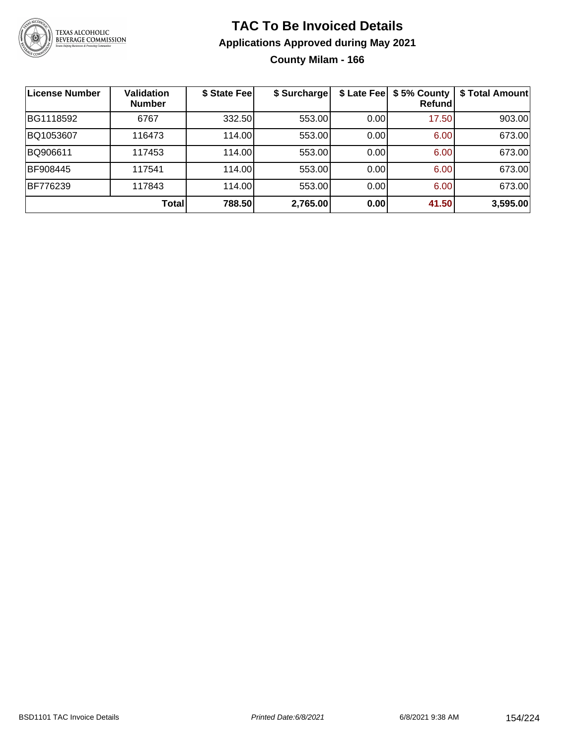# TAC To Be Invoiced Details

## Applications Approved during May 2021

### County Milam - 166

| License Number | Validation Number | \$ State Fee | \$ Surcharge | \$ Late Fee | \$ 5% County Refund | \$ Total Amount |
|---|---|---|---|---|---|---|
| BG1118592 | 6767 | 332.50 | 553.00 | 0.00 | 17.50 | 903.00 |
| BQ1053607 | 116473 | 114.00 | 553.00 | 0.00 | 6.00 | 673.00 |
| BQ906611 | 117453 | 114.00 | 553.00 | 0.00 | 6.00 | 673.00 |
| BF908445 | 117541 | 114.00 | 553.00 | 0.00 | 6.00 | 673.00 |
| BF776239 | 117843 | 114.00 | 553.00 | 0.00 | 6.00 | 673.00 |
| | **Total** | **788.50** | **2,765.00** | **0.00** | **41.50** | **3,595.00** |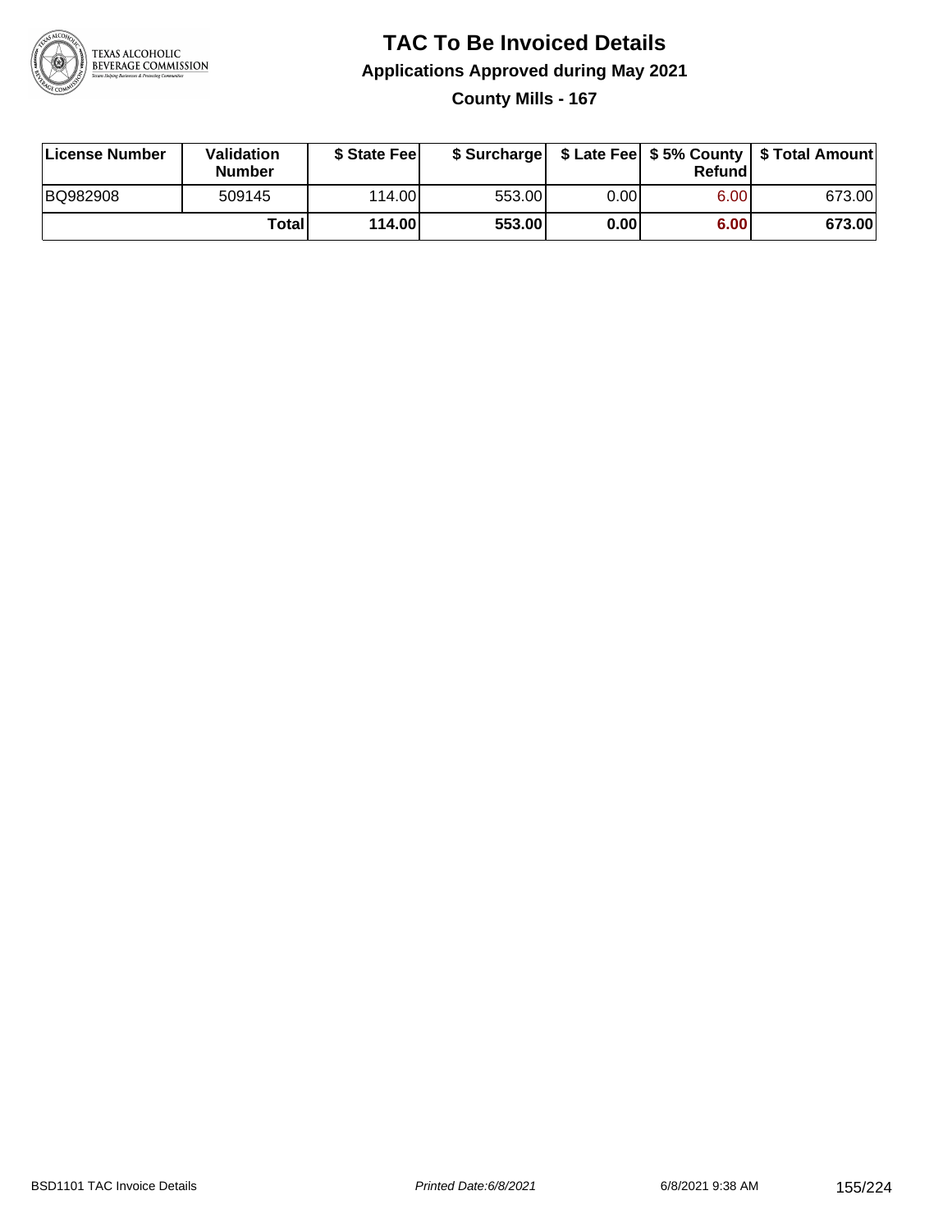# TAC To Be Invoiced Details

## Applications Approved during May 2021

### County Mills - 167

| License Number | Validation Number | $ State Fee | $ Surcharge | $ Late Fee | $ 5% County Refund | $ Total Amount |
|---|---|---|---|---|---|---|
| BQ982908 | 509145 | 114.00 | 553.00 | 0.00 | 6.00 | 673.00 |
| | **Total** | **114.00** | **553.00** | **0.00** | **6.00** | **673.00** |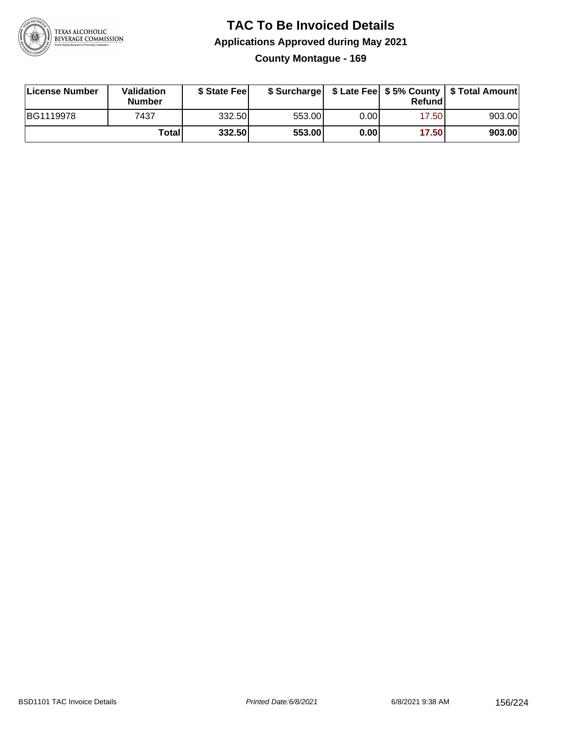# TAC To Be Invoiced Details

## Applications Approved during May 2021

### County Montague - 169

| License Number | Validation Number | $ State Fee | $ Surcharge | $ Late Fee | $ 5% County Refund | $ Total Amount |
|---|---|---|---|---|---|---|
| BG1119978 | 7437 | 332.50 | 553.00 | 0.00 | 17.50 | 903.00 |
| | **Total** | **332.50** | **553.00** | **0.00** | **17.50** | **903.00** |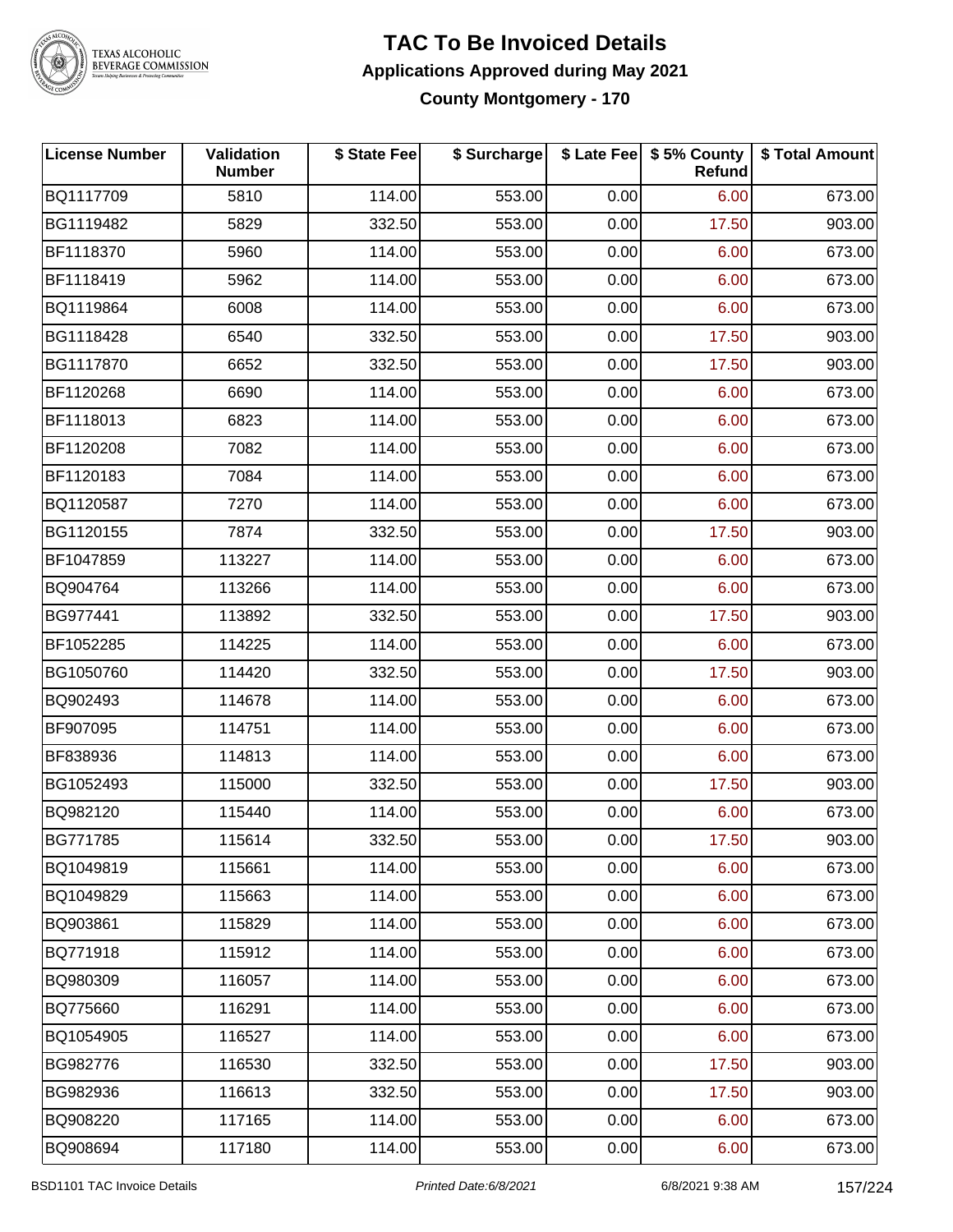# TAC To Be Invoiced Details

## Applications Approved during May 2021

### County Montgomery - 170

| License Number | Validation Number | $ State Fee | $ Surcharge | $ Late Fee | $ 5% County Refund | $ Total Amount |
|---|---|---|---|---|---|---|
| BQ1117709 | 5810 | 114.00 | 553.00 | 0.00 | 6.00 | 673.00 |
| BG1119482 | 5829 | 332.50 | 553.00 | 0.00 | 17.50 | 903.00 |
| BF1118370 | 5960 | 114.00 | 553.00 | 0.00 | 6.00 | 673.00 |
| BF1118419 | 5962 | 114.00 | 553.00 | 0.00 | 6.00 | 673.00 |
| BQ1119864 | 6008 | 114.00 | 553.00 | 0.00 | 6.00 | 673.00 |
| BG1118428 | 6540 | 332.50 | 553.00 | 0.00 | 17.50 | 903.00 |
| BG1117870 | 6652 | 332.50 | 553.00 | 0.00 | 17.50 | 903.00 |
| BF1120268 | 6690 | 114.00 | 553.00 | 0.00 | 6.00 | 673.00 |
| BF1118013 | 6823 | 114.00 | 553.00 | 0.00 | 6.00 | 673.00 |
| BF1120208 | 7082 | 114.00 | 553.00 | 0.00 | 6.00 | 673.00 |
| BF1120183 | 7084 | 114.00 | 553.00 | 0.00 | 6.00 | 673.00 |
| BQ1120587 | 7270 | 114.00 | 553.00 | 0.00 | 6.00 | 673.00 |
| BG1120155 | 7874 | 332.50 | 553.00 | 0.00 | 17.50 | 903.00 |
| BF1047859 | 113227 | 114.00 | 553.00 | 0.00 | 6.00 | 673.00 |
| BQ904764 | 113266 | 114.00 | 553.00 | 0.00 | 6.00 | 673.00 |
| BG977441 | 113892 | 332.50 | 553.00 | 0.00 | 17.50 | 903.00 |
| BF1052285 | 114225 | 114.00 | 553.00 | 0.00 | 6.00 | 673.00 |
| BG1050760 | 114420 | 332.50 | 553.00 | 0.00 | 17.50 | 903.00 |
| BQ902493 | 114678 | 114.00 | 553.00 | 0.00 | 6.00 | 673.00 |
| BF907095 | 114751 | 114.00 | 553.00 | 0.00 | 6.00 | 673.00 |
| BF838936 | 114813 | 114.00 | 553.00 | 0.00 | 6.00 | 673.00 |
| BG1052493 | 115000 | 332.50 | 553.00 | 0.00 | 17.50 | 903.00 |
| BQ982120 | 115440 | 114.00 | 553.00 | 0.00 | 6.00 | 673.00 |
| BG771785 | 115614 | 332.50 | 553.00 | 0.00 | 17.50 | 903.00 |
| BQ1049819 | 115661 | 114.00 | 553.00 | 0.00 | 6.00 | 673.00 |
| BQ1049829 | 115663 | 114.00 | 553.00 | 0.00 | 6.00 | 673.00 |
| BQ903861 | 115829 | 114.00 | 553.00 | 0.00 | 6.00 | 673.00 |
| BQ771918 | 115912 | 114.00 | 553.00 | 0.00 | 6.00 | 673.00 |
| BQ980309 | 116057 | 114.00 | 553.00 | 0.00 | 6.00 | 673.00 |
| BQ775660 | 116291 | 114.00 | 553.00 | 0.00 | 6.00 | 673.00 |
| BQ1054905 | 116527 | 114.00 | 553.00 | 0.00 | 6.00 | 673.00 |
| BG982776 | 116530 | 332.50 | 553.00 | 0.00 | 17.50 | 903.00 |
| BG982936 | 116613 | 332.50 | 553.00 | 0.00 | 17.50 | 903.00 |
| BQ908220 | 117165 | 114.00 | 553.00 | 0.00 | 6.00 | 673.00 |
| BQ908694 | 117180 | 114.00 | 553.00 | 0.00 | 6.00 | 673.00 |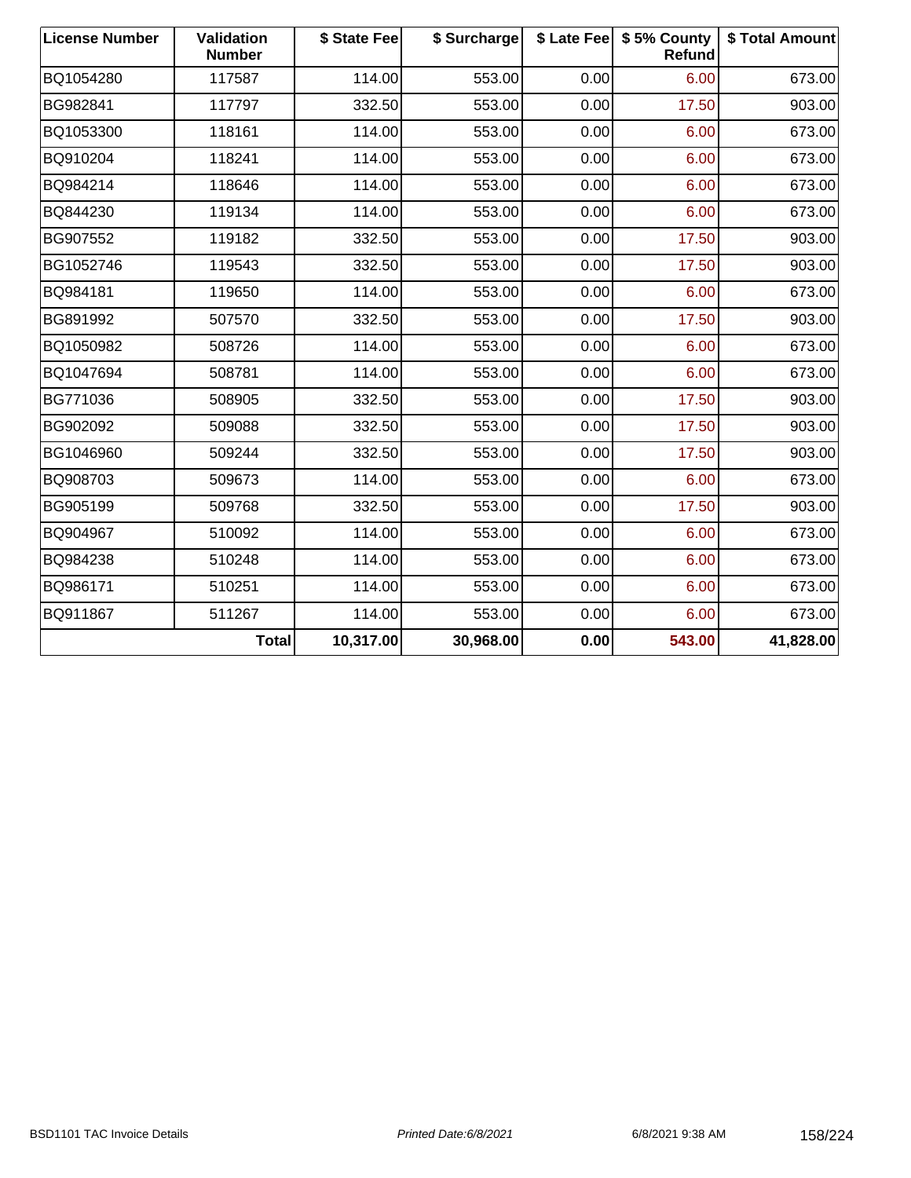| License Number | Validation Number | $ State Fee | $ Surcharge | $ Late Fee | $ 5% County Refund | $ Total Amount |
| --- | --- | --- | --- | --- | --- | --- |
| BQ1054280 | 117587 | 114.00 | 553.00 | 0.00 | 6.00 | 673.00 |
| BG982841 | 117797 | 332.50 | 553.00 | 0.00 | 17.50 | 903.00 |
| BQ1053300 | 118161 | 114.00 | 553.00 | 0.00 | 6.00 | 673.00 |
| BQ910204 | 118241 | 114.00 | 553.00 | 0.00 | 6.00 | 673.00 |
| BQ984214 | 118646 | 114.00 | 553.00 | 0.00 | 6.00 | 673.00 |
| BQ844230 | 119134 | 114.00 | 553.00 | 0.00 | 6.00 | 673.00 |
| BG907552 | 119182 | 332.50 | 553.00 | 0.00 | 17.50 | 903.00 |
| BG1052746 | 119543 | 332.50 | 553.00 | 0.00 | 17.50 | 903.00 |
| BQ984181 | 119650 | 114.00 | 553.00 | 0.00 | 6.00 | 673.00 |
| BG891992 | 507570 | 332.50 | 553.00 | 0.00 | 17.50 | 903.00 |
| BQ1050982 | 508726 | 114.00 | 553.00 | 0.00 | 6.00 | 673.00 |
| BQ1047694 | 508781 | 114.00 | 553.00 | 0.00 | 6.00 | 673.00 |
| BG771036 | 508905 | 332.50 | 553.00 | 0.00 | 17.50 | 903.00 |
| BG902092 | 509088 | 332.50 | 553.00 | 0.00 | 17.50 | 903.00 |
| BG1046960 | 509244 | 332.50 | 553.00 | 0.00 | 17.50 | 903.00 |
| BQ908703 | 509673 | 114.00 | 553.00 | 0.00 | 6.00 | 673.00 |
| BG905199 | 509768 | 332.50 | 553.00 | 0.00 | 17.50 | 903.00 |
| BQ904967 | 510092 | 114.00 | 553.00 | 0.00 | 6.00 | 673.00 |
| BQ984238 | 510248 | 114.00 | 553.00 | 0.00 | 6.00 | 673.00 |
| BQ986171 | 510251 | 114.00 | 553.00 | 0.00 | 6.00 | 673.00 |
| BQ911867 | 511267 | 114.00 | 553.00 | 0.00 | 6.00 | 673.00 |
| | **Total** | **10,317.00** | **30,968.00** | **0.00** | **543.00** | **41,828.00** |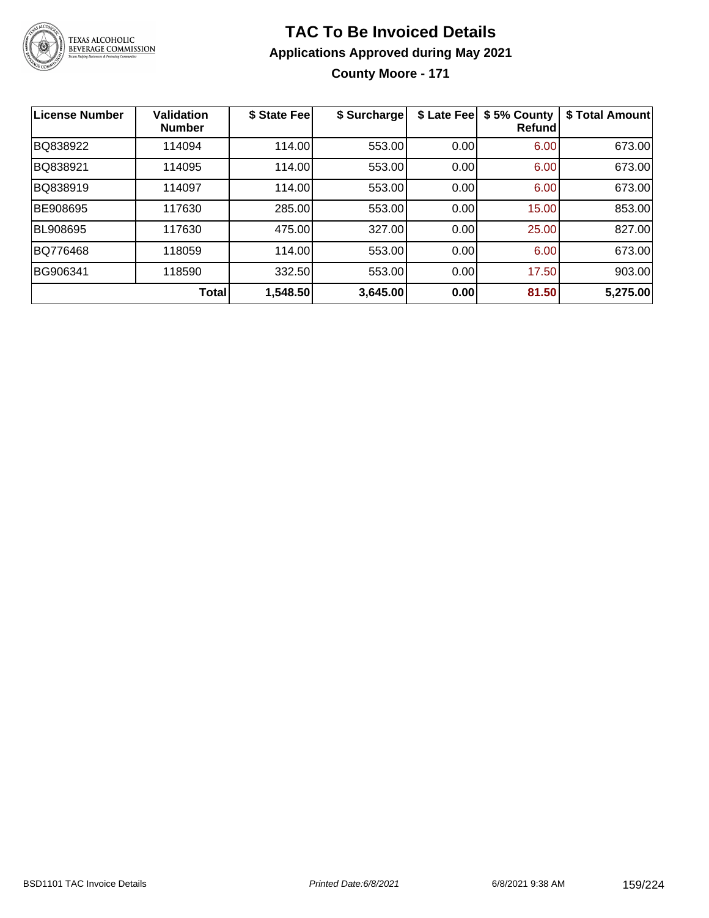# TAC To Be Invoiced Details

## Applications Approved during May 2021

### County Moore - 171

| License Number | Validation Number | $ State Fee | $ Surcharge | $ Late Fee | $ 5% County Refund | $ Total Amount |
|---|---|---|---|---|---|---|
| BQ838922 | 114094 | 114.00 | 553.00 | 0.00 | 6.00 | 673.00 |
| BQ838921 | 114095 | 114.00 | 553.00 | 0.00 | 6.00 | 673.00 |
| BQ838919 | 114097 | 114.00 | 553.00 | 0.00 | 6.00 | 673.00 |
| BE908695 | 117630 | 285.00 | 553.00 | 0.00 | 15.00 | 853.00 |
| BL908695 | 117630 | 475.00 | 327.00 | 0.00 | 25.00 | 827.00 |
| BQ776468 | 118059 | 114.00 | 553.00 | 0.00 | 6.00 | 673.00 |
| BG906341 | 118590 | 332.50 | 553.00 | 0.00 | 17.50 | 903.00 |
| | **Total** | **1,548.50** | **3,645.00** | **0.00** | **81.50** | **5,275.00** |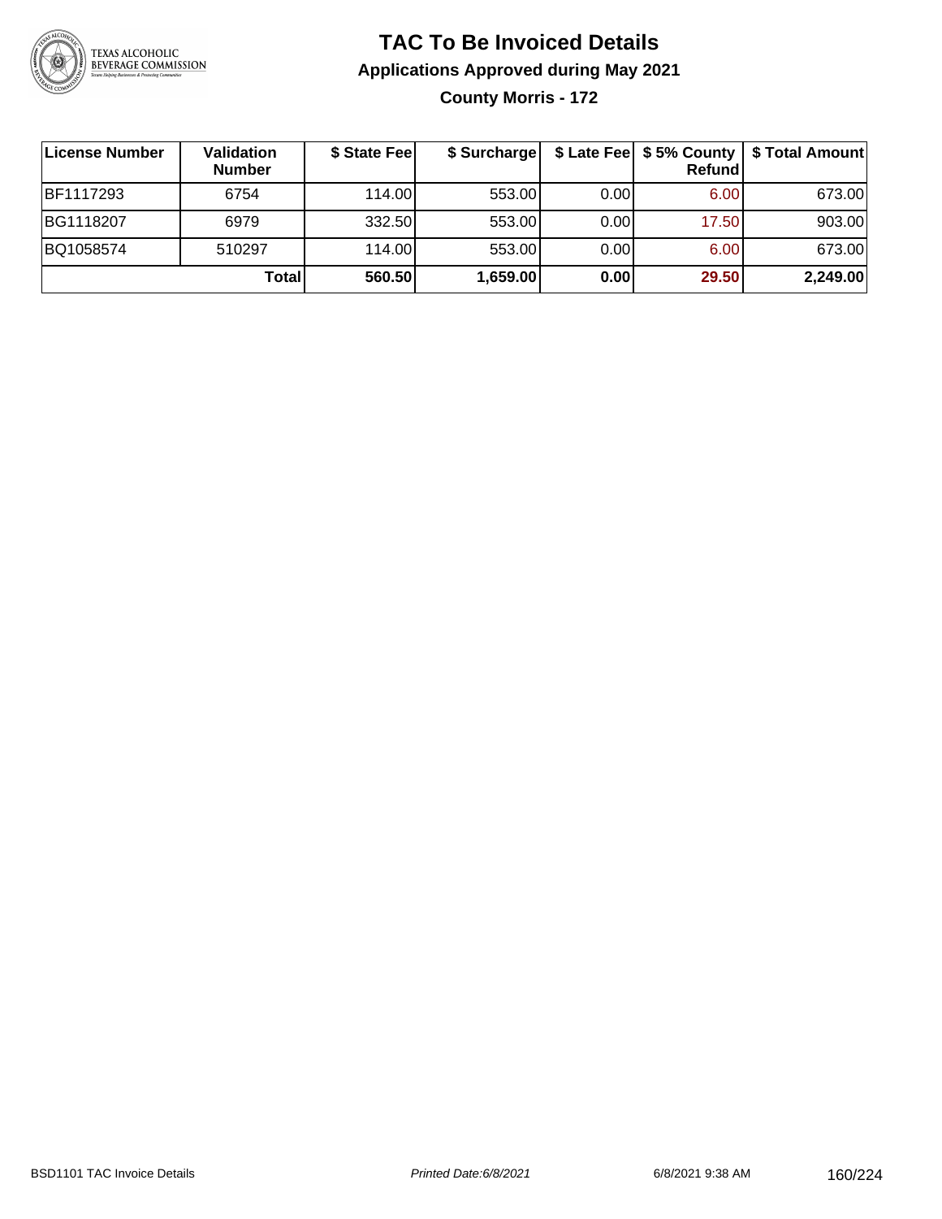# TAC To Be Invoiced Details

## Applications Approved during May 2021

### County Morris - 172

| License Number | Validation Number | $ State Fee | $ Surcharge | $ Late Fee | $ 5% County Refund | $ Total Amount |
|---|---|---|---|---|---|---|
| BF1117293 | 6754 | 114.00 | 553.00 | 0.00 | 6.00 | 673.00 |
| BG1118207 | 6979 | 332.50 | 553.00 | 0.00 | 17.50 | 903.00 |
| BQ1058574 | 510297 | 114.00 | 553.00 | 0.00 | 6.00 | 673.00 |
| | **Total** | **560.50** | **1,659.00** | **0.00** | **29.50** | **2,249.00** |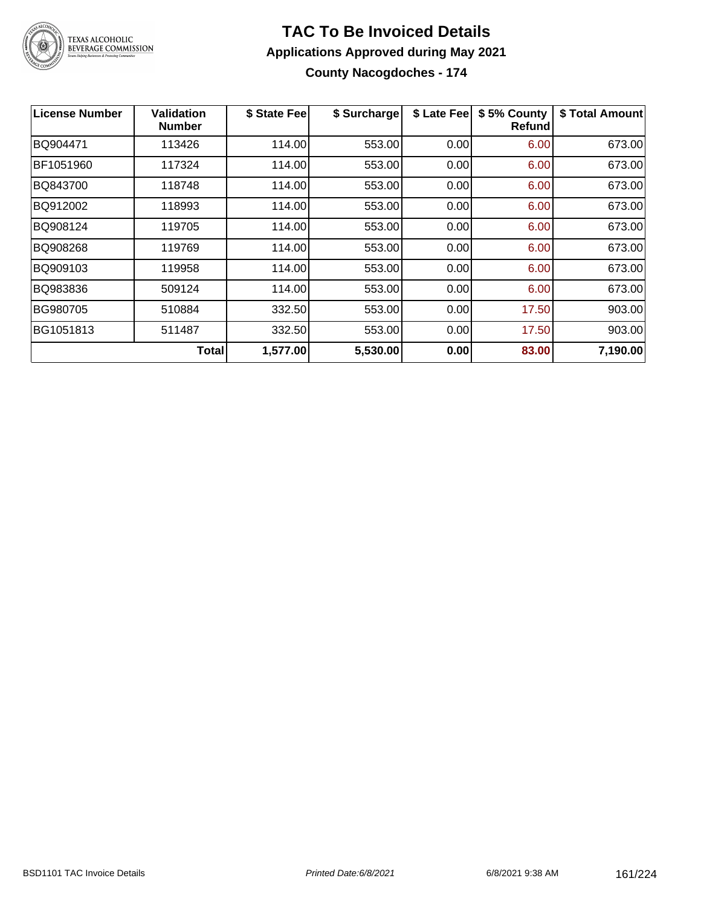# TAC To Be Invoiced Details

## Applications Approved during May 2021

### County Nacogdoches - 174

| License Number | Validation Number | $ State Fee | $ Surcharge | $ Late Fee | $ 5% County Refund | $ Total Amount |
|---|---|---|---|---|---|---|
| BQ904471 | 113426 | 114.00 | 553.00 | 0.00 | 6.00 | 673.00 |
| BF1051960 | 117324 | 114.00 | 553.00 | 0.00 | 6.00 | 673.00 |
| BQ843700 | 118748 | 114.00 | 553.00 | 0.00 | 6.00 | 673.00 |
| BQ912002 | 118993 | 114.00 | 553.00 | 0.00 | 6.00 | 673.00 |
| BQ908124 | 119705 | 114.00 | 553.00 | 0.00 | 6.00 | 673.00 |
| BQ908268 | 119769 | 114.00 | 553.00 | 0.00 | 6.00 | 673.00 |
| BQ909103 | 119958 | 114.00 | 553.00 | 0.00 | 6.00 | 673.00 |
| BQ983836 | 509124 | 114.00 | 553.00 | 0.00 | 6.00 | 673.00 |
| BG980705 | 510884 | 332.50 | 553.00 | 0.00 | 17.50 | 903.00 |
| BG1051813 | 511487 | 332.50 | 553.00 | 0.00 | 17.50 | 903.00 |
| | **Total** | **1,577.00** | **5,530.00** | **0.00** | **83.00** | **7,190.00** |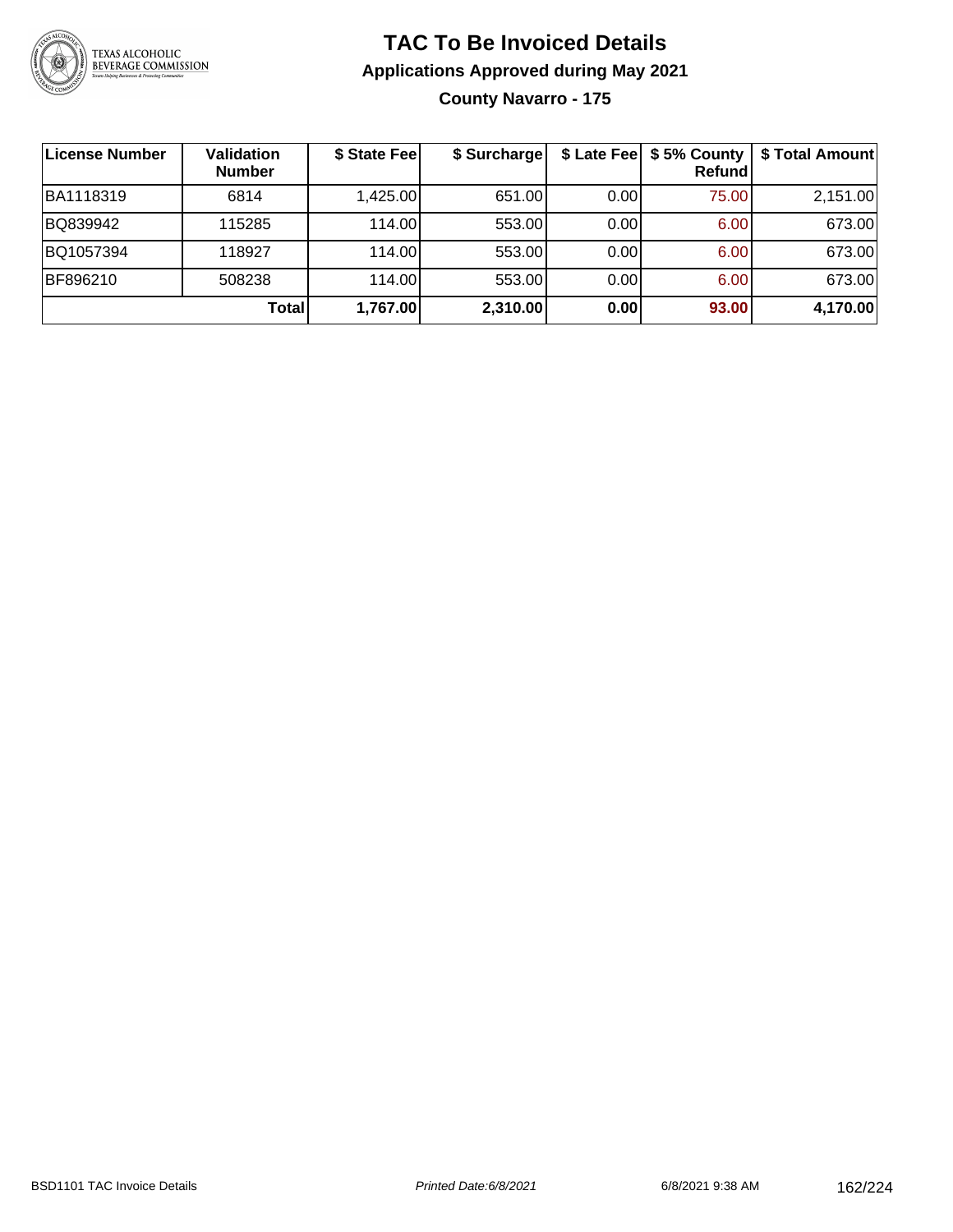# TAC To Be Invoiced Details

## Applications Approved during May 2021

### County Navarro - 175

| License Number | Validation Number | $ State Fee | $ Surcharge | $ Late Fee | $ 5% County Refund | $ Total Amount |
|---|---|---|---|---|---|---|
| BA1118319 | 6814 | 1,425.00 | 651.00 | 0.00 | 75.00 | 2,151.00 |
| BQ839942 | 115285 | 114.00 | 553.00 | 0.00 | 6.00 | 673.00 |
| BQ1057394 | 118927 | 114.00 | 553.00 | 0.00 | 6.00 | 673.00 |
| BF896210 | 508238 | 114.00 | 553.00 | 0.00 | 6.00 | 673.00 |
| | **Total** | **1,767.00** | **2,310.00** | **0.00** | **93.00** | **4,170.00** |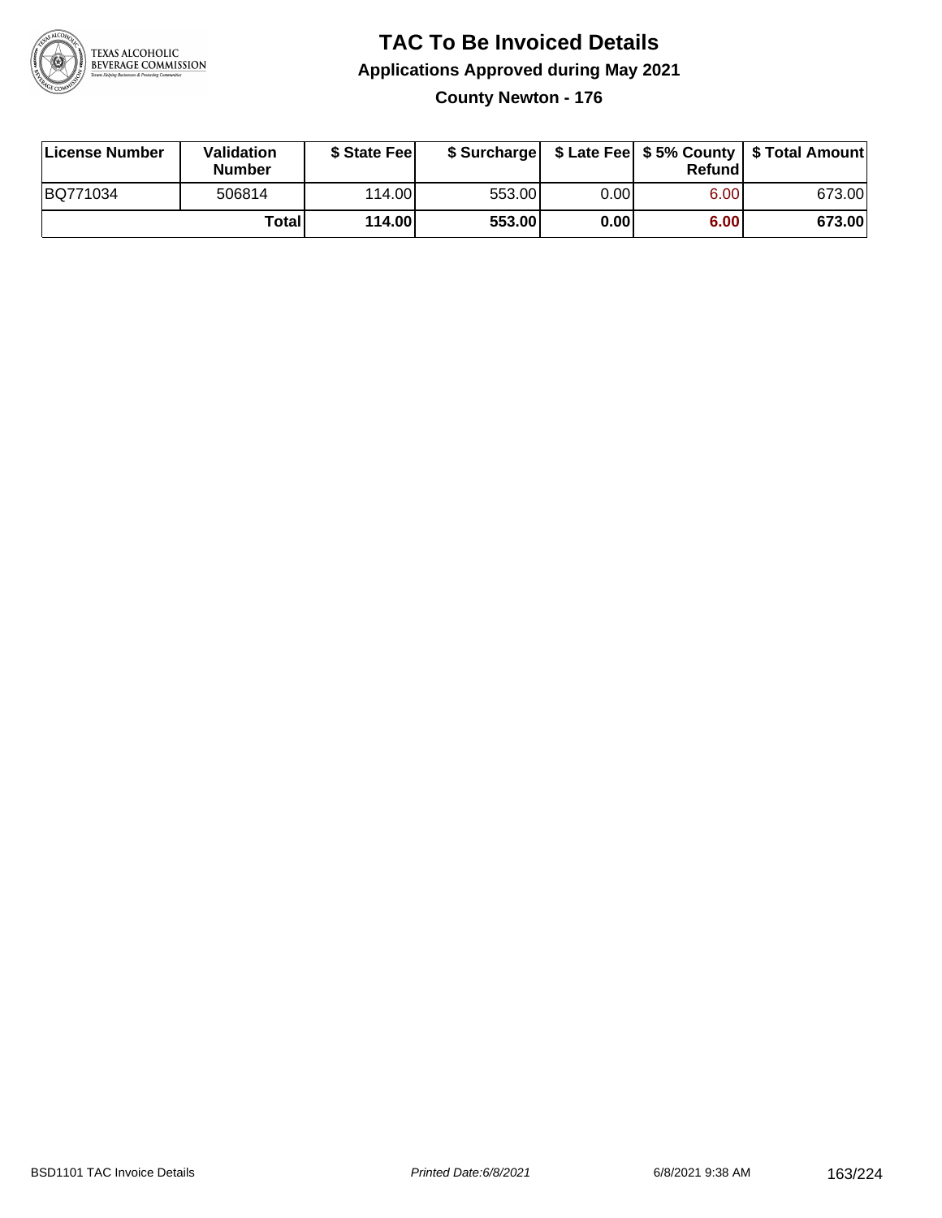# TAC To Be Invoiced Details

## Applications Approved during May 2021

### County Newton - 176

| License Number | Validation Number | $ State Fee | $ Surcharge | $ Late Fee | $ 5% County Refund | $ Total Amount |
|---|---|---|---|---|---|---|
| BQ771034 | 506814 | 114.00 | 553.00 | 0.00 | 6.00 | 673.00 |
| | Total | 114.00 | 553.00 | 0.00 | 6.00 | 673.00 |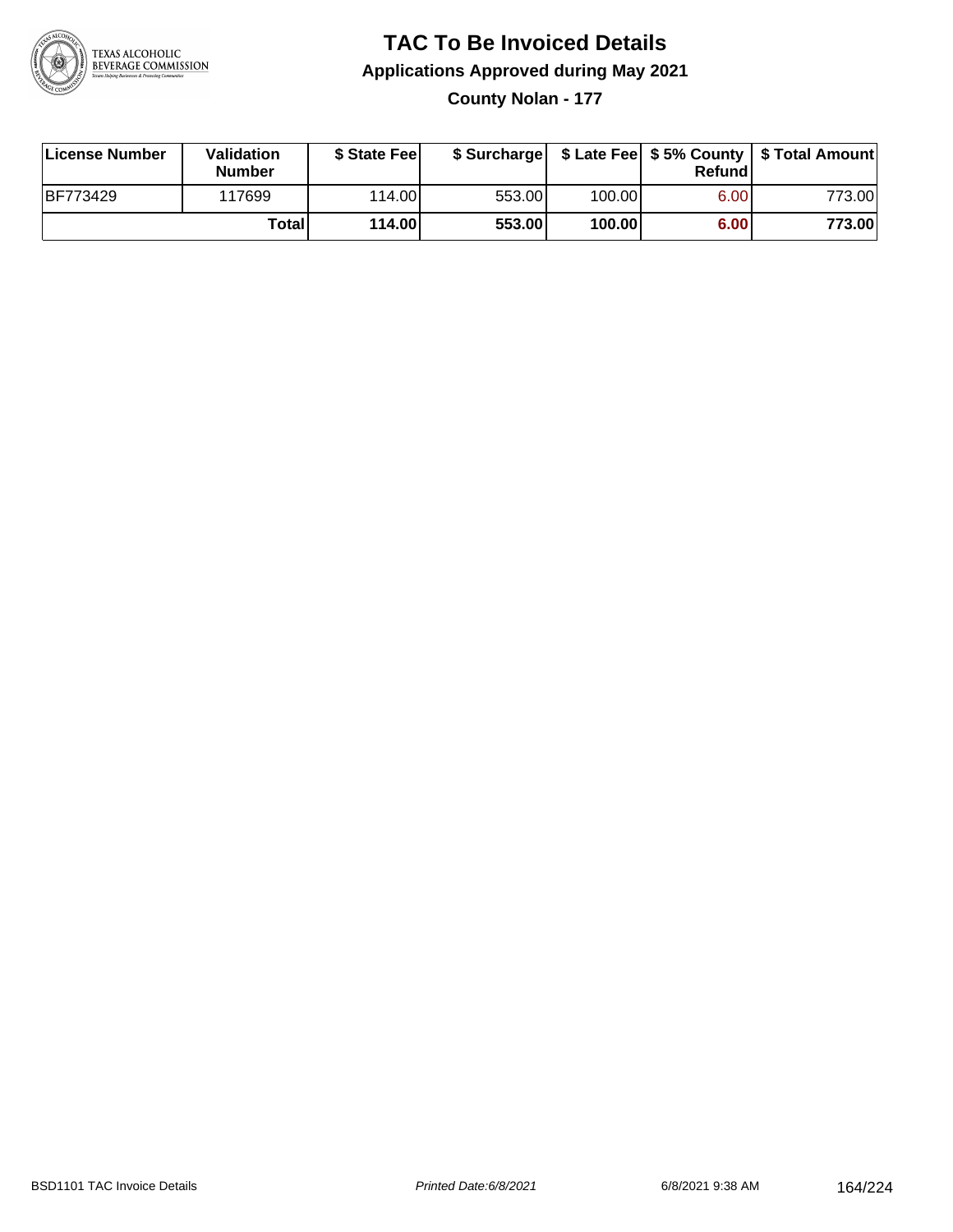# TAC To Be Invoiced Details

## Applications Approved during May 2021

### County Nolan - 177

| License Number | Validation Number | $ State Fee | $ Surcharge | $ Late Fee | $ 5% County Refund | $ Total Amount |
|---|---|---|---|---|---|---|
| BF773429 | 117699 | 114.00 | 553.00 | 100.00 | 6.00 | 773.00 |
| | **Total** | **114.00** | **553.00** | **100.00** | **6.00** | **773.00** |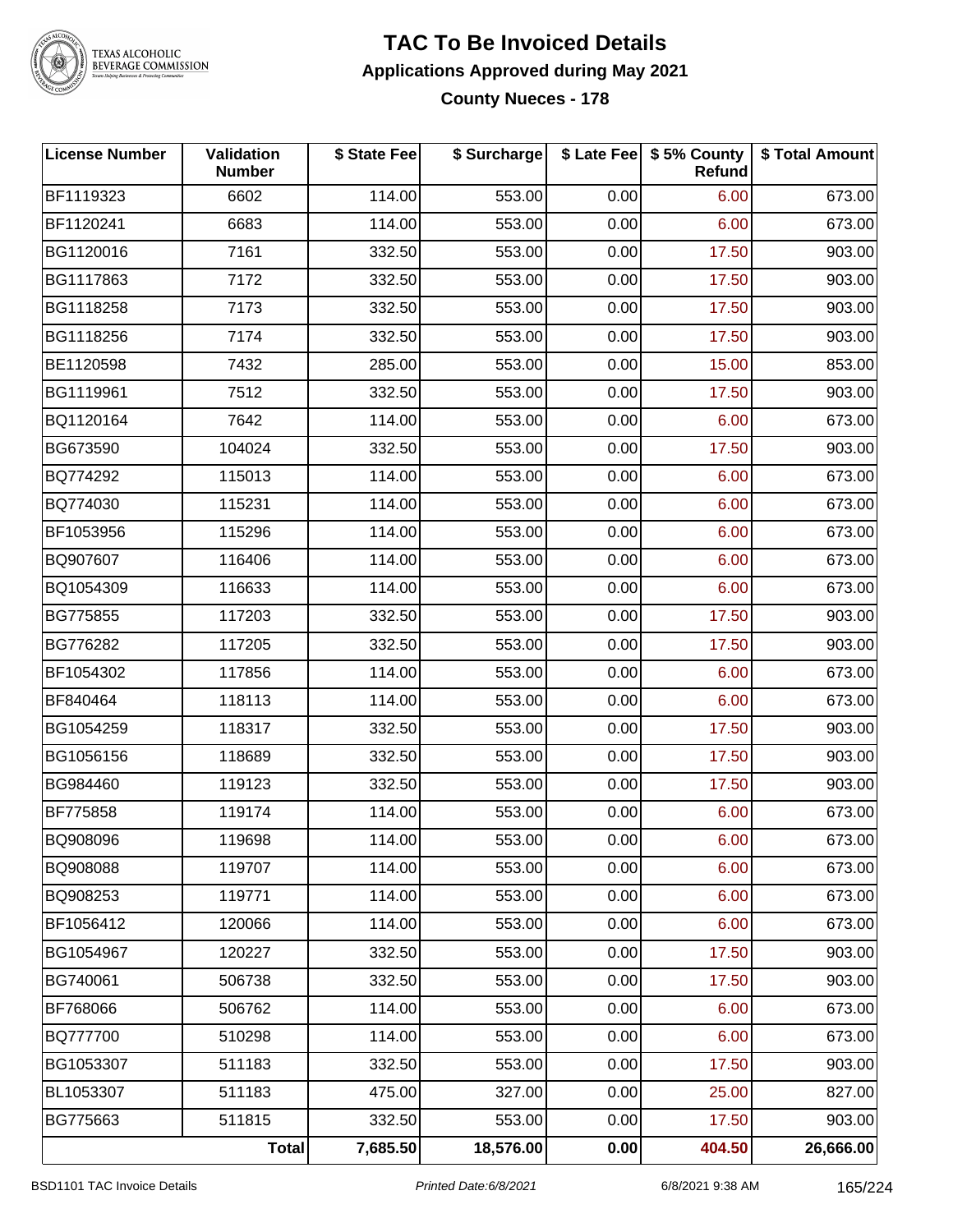# TAC To Be Invoiced Details

## Applications Approved during May 2021

### County Nueces - 178

| License Number | Validation Number | $ State Fee | $ Surcharge | $ Late Fee | $ 5% County Refund | $ Total Amount |
|---|---|---|---|---|---|---|
| BF1119323 | 6602 | 114.00 | 553.00 | 0.00 | 6.00 | 673.00 |
| BF1120241 | 6683 | 114.00 | 553.00 | 0.00 | 6.00 | 673.00 |
| BG1120016 | 7161 | 332.50 | 553.00 | 0.00 | 17.50 | 903.00 |
| BG1117863 | 7172 | 332.50 | 553.00 | 0.00 | 17.50 | 903.00 |
| BG1118258 | 7173 | 332.50 | 553.00 | 0.00 | 17.50 | 903.00 |
| BG1118256 | 7174 | 332.50 | 553.00 | 0.00 | 17.50 | 903.00 |
| BE1120598 | 7432 | 285.00 | 553.00 | 0.00 | 15.00 | 853.00 |
| BG1119961 | 7512 | 332.50 | 553.00 | 0.00 | 17.50 | 903.00 |
| BQ1120164 | 7642 | 114.00 | 553.00 | 0.00 | 6.00 | 673.00 |
| BG673590 | 104024 | 332.50 | 553.00 | 0.00 | 17.50 | 903.00 |
| BQ774292 | 115013 | 114.00 | 553.00 | 0.00 | 6.00 | 673.00 |
| BQ774030 | 115231 | 114.00 | 553.00 | 0.00 | 6.00 | 673.00 |
| BF1053956 | 115296 | 114.00 | 553.00 | 0.00 | 6.00 | 673.00 |
| BQ907607 | 116406 | 114.00 | 553.00 | 0.00 | 6.00 | 673.00 |
| BQ1054309 | 116633 | 114.00 | 553.00 | 0.00 | 6.00 | 673.00 |
| BG775855 | 117203 | 332.50 | 553.00 | 0.00 | 17.50 | 903.00 |
| BG776282 | 117205 | 332.50 | 553.00 | 0.00 | 17.50 | 903.00 |
| BF1054302 | 117856 | 114.00 | 553.00 | 0.00 | 6.00 | 673.00 |
| BF840464 | 118113 | 114.00 | 553.00 | 0.00 | 6.00 | 673.00 |
| BG1054259 | 118317 | 332.50 | 553.00 | 0.00 | 17.50 | 903.00 |
| BG1056156 | 118689 | 332.50 | 553.00 | 0.00 | 17.50 | 903.00 |
| BG984460 | 119123 | 332.50 | 553.00 | 0.00 | 17.50 | 903.00 |
| BF775858 | 119174 | 114.00 | 553.00 | 0.00 | 6.00 | 673.00 |
| BQ908096 | 119698 | 114.00 | 553.00 | 0.00 | 6.00 | 673.00 |
| BQ908088 | 119707 | 114.00 | 553.00 | 0.00 | 6.00 | 673.00 |
| BQ908253 | 119771 | 114.00 | 553.00 | 0.00 | 6.00 | 673.00 |
| BF1056412 | 120066 | 114.00 | 553.00 | 0.00 | 6.00 | 673.00 |
| BG1054967 | 120227 | 332.50 | 553.00 | 0.00 | 17.50 | 903.00 |
| BG740061 | 506738 | 332.50 | 553.00 | 0.00 | 17.50 | 903.00 |
| BF768066 | 506762 | 114.00 | 553.00 | 0.00 | 6.00 | 673.00 |
| BQ777700 | 510298 | 114.00 | 553.00 | 0.00 | 6.00 | 673.00 |
| BG1053307 | 511183 | 332.50 | 553.00 | 0.00 | 17.50 | 903.00 |
| BL1053307 | 511183 | 475.00 | 327.00 | 0.00 | 25.00 | 827.00 |
| BG775663 | 511815 | 332.50 | 553.00 | 0.00 | 17.50 | 903.00 |
| | **Total** | **7,685.50** | **18,576.00** | **0.00** | **404.50** | **26,666.00** |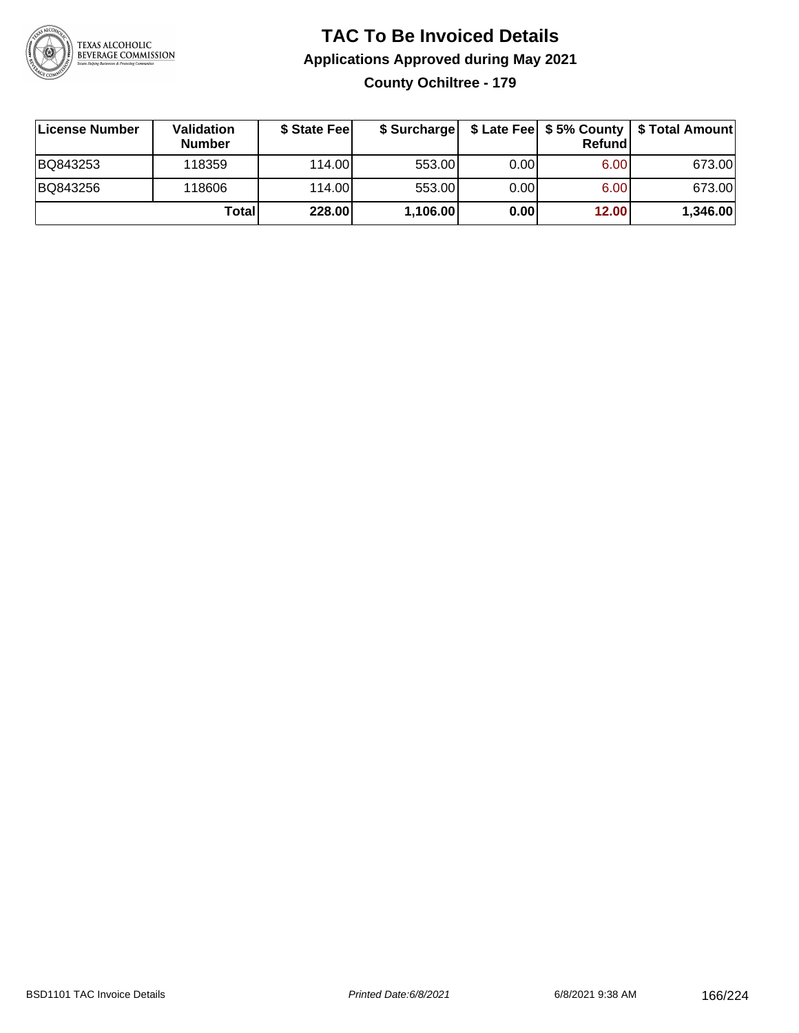# TAC To Be Invoiced Details

## Applications Approved during May 2021

### County Ochiltree - 179

| License Number | Validation Number | $ State Fee | $ Surcharge | $ Late Fee | $ 5% County Refund | $ Total Amount |
|---|---|---|---|---|---|---|
| BQ843253 | 118359 | 114.00 | 553.00 | 0.00 | 6.00 | 673.00 |
| BQ843256 | 118606 | 114.00 | 553.00 | 0.00 | 6.00 | 673.00 |
| | **Total** | **228.00** | **1,106.00** | **0.00** | **12.00** | **1,346.00** |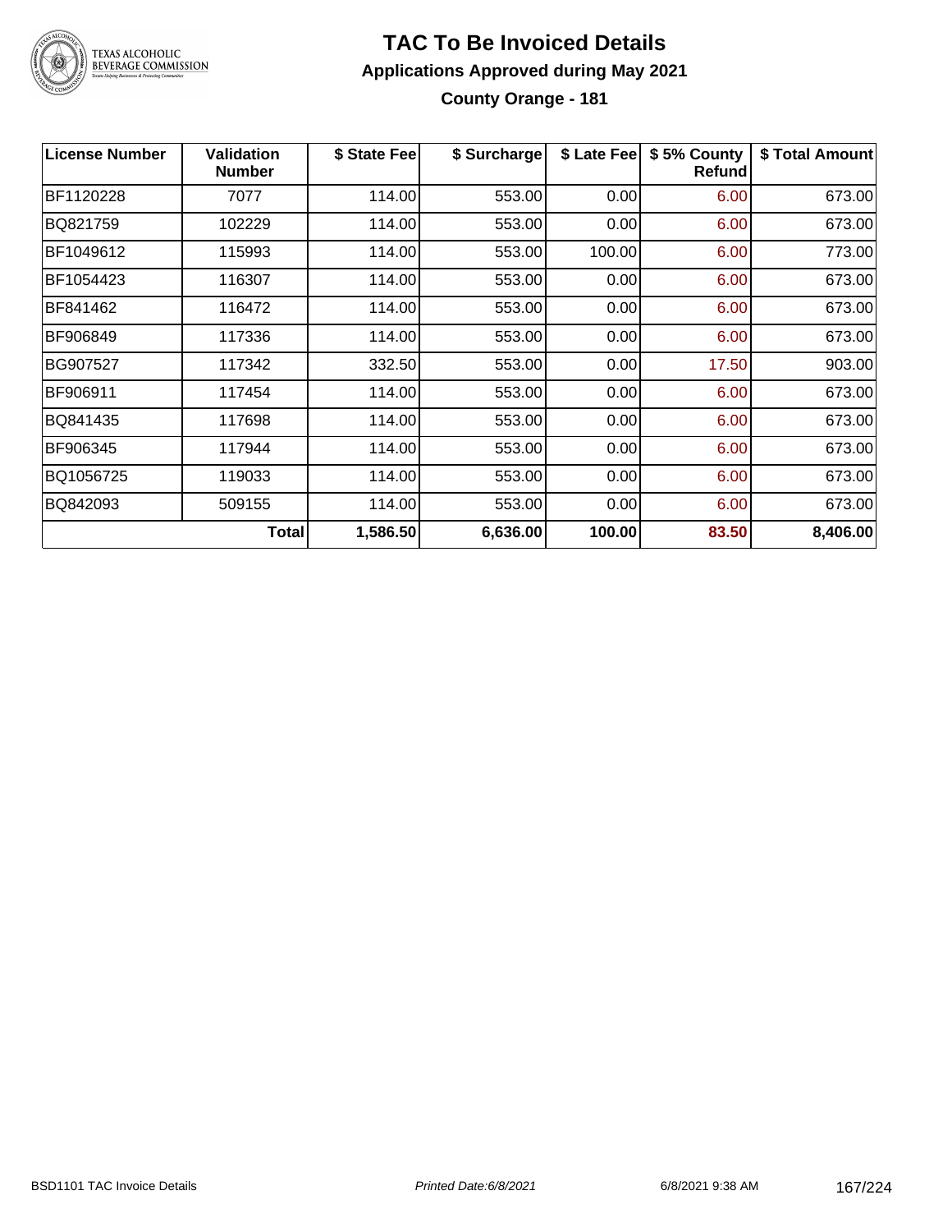# TAC To Be Invoiced Details

## Applications Approved during May 2021

### County Orange - 181

| License Number | Validation Number | $ State Fee | $ Surcharge | $ Late Fee | $ 5% County Refund | $ Total Amount |
|---|---|---|---|---|---|---|
| BF1120228 | 7077 | 114.00 | 553.00 | 0.00 | 6.00 | 673.00 |
| BQ821759 | 102229 | 114.00 | 553.00 | 0.00 | 6.00 | 673.00 |
| BF1049612 | 115993 | 114.00 | 553.00 | 100.00 | 6.00 | 773.00 |
| BF1054423 | 116307 | 114.00 | 553.00 | 0.00 | 6.00 | 673.00 |
| BF841462 | 116472 | 114.00 | 553.00 | 0.00 | 6.00 | 673.00 |
| BF906849 | 117336 | 114.00 | 553.00 | 0.00 | 6.00 | 673.00 |
| BG907527 | 117342 | 332.50 | 553.00 | 0.00 | 17.50 | 903.00 |
| BF906911 | 117454 | 114.00 | 553.00 | 0.00 | 6.00 | 673.00 |
| BQ841435 | 117698 | 114.00 | 553.00 | 0.00 | 6.00 | 673.00 |
| BF906345 | 117944 | 114.00 | 553.00 | 0.00 | 6.00 | 673.00 |
| BQ1056725 | 119033 | 114.00 | 553.00 | 0.00 | 6.00 | 673.00 |
| BQ842093 | 509155 | 114.00 | 553.00 | 0.00 | 6.00 | 673.00 |
| | **Total** | **1,586.50** | **6,636.00** | **100.00** | **83.50** | **8,406.00** |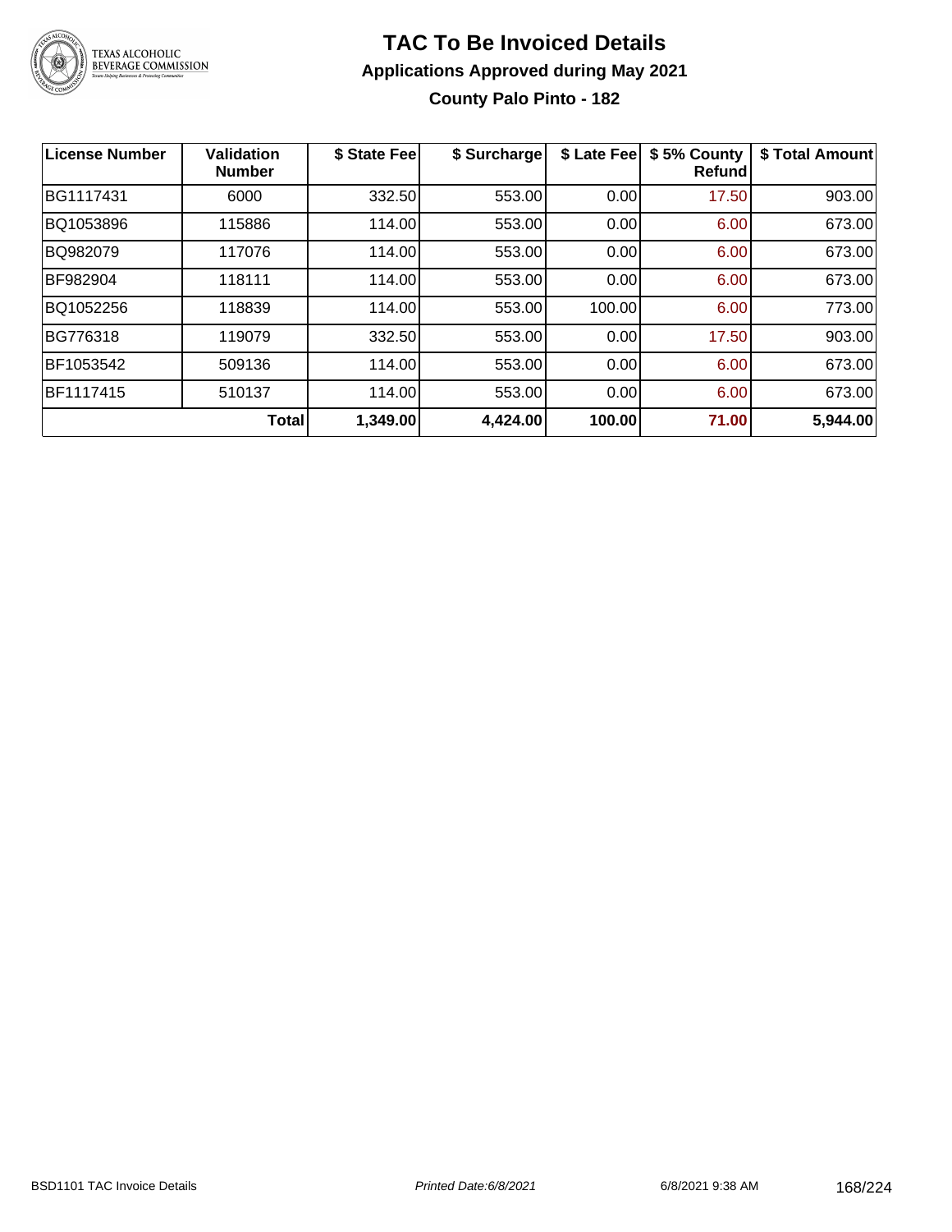# TAC To Be Invoiced Details

## Applications Approved during May 2021

### County Palo Pinto - 182

| License Number | Validation Number | $ State Fee | $ Surcharge | $ Late Fee | $ 5% County Refund | $ Total Amount |
|---|---|---|---|---|---|---|
| BG1117431 | 6000 | 332.50 | 553.00 | 0.00 | 17.50 | 903.00 |
| BQ1053896 | 115886 | 114.00 | 553.00 | 0.00 | 6.00 | 673.00 |
| BQ982079 | 117076 | 114.00 | 553.00 | 0.00 | 6.00 | 673.00 |
| BF982904 | 118111 | 114.00 | 553.00 | 0.00 | 6.00 | 673.00 |
| BQ1052256 | 118839 | 114.00 | 553.00 | 100.00 | 6.00 | 773.00 |
| BG776318 | 119079 | 332.50 | 553.00 | 0.00 | 17.50 | 903.00 |
| BF1053542 | 509136 | 114.00 | 553.00 | 0.00 | 6.00 | 673.00 |
| BF1117415 | 510137 | 114.00 | 553.00 | 0.00 | 6.00 | 673.00 |
| | **Total** | **1,349.00** | **4,424.00** | **100.00** | **71.00** | **5,944.00** |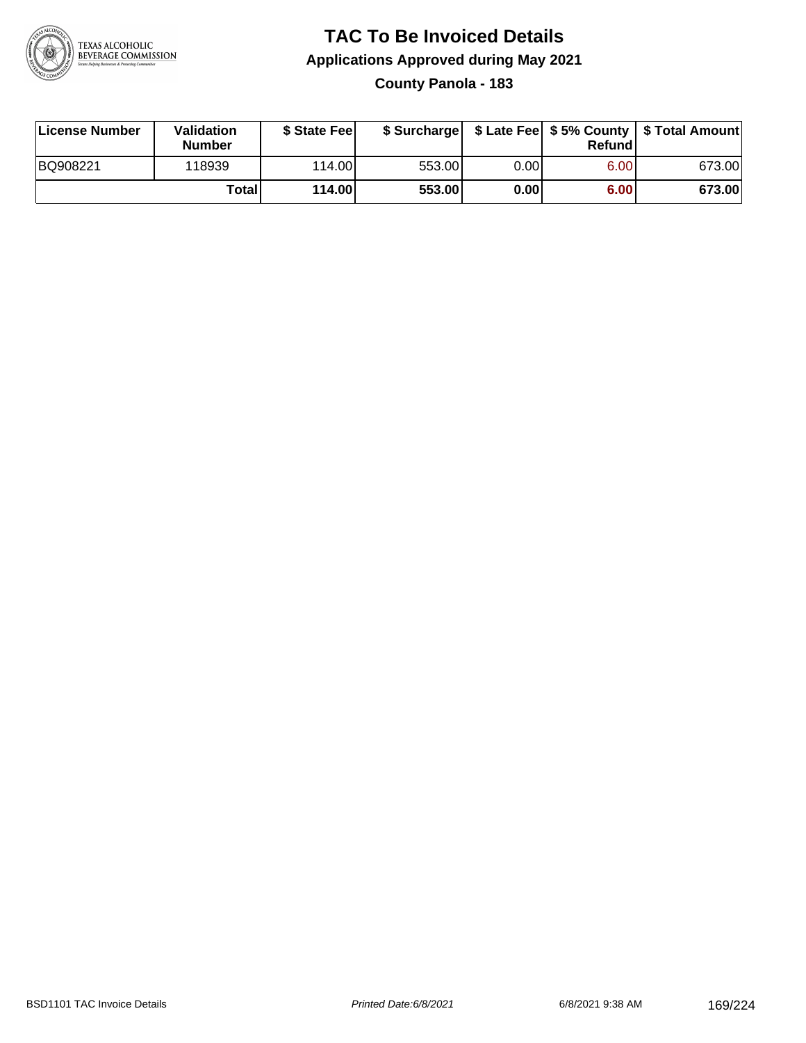# TAC To Be Invoiced Details

## Applications Approved during May 2021

### County Panola - 183

| License Number | Validation Number | $ State Fee | $ Surcharge | $ Late Fee | $ 5% County Refund | $ Total Amount |
|---|---|---|---|---|---|---|
| BQ908221 | 118939 | 114.00 | 553.00 | 0.00 | 6.00 | 673.00 |
| | **Total** | **114.00** | **553.00** | **0.00** | **6.00** | **673.00** |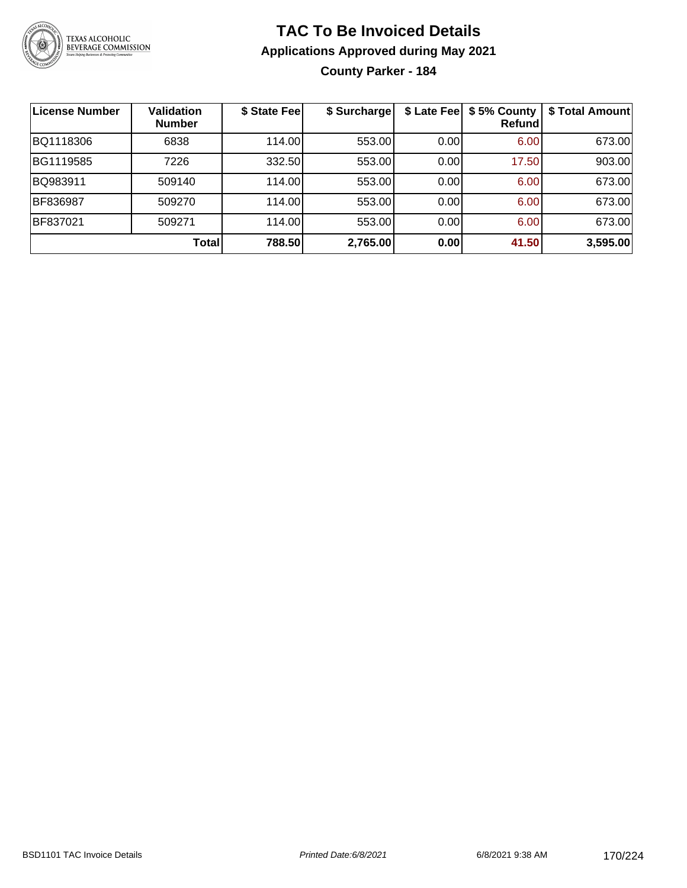# TAC To Be Invoiced Details

## Applications Approved during May 2021

### County Parker - 184

| License Number | Validation Number | $ State Fee | $ Surcharge | $ Late Fee | $ 5% County Refund | $ Total Amount |
|---|---|---|---|---|---|---|
| BQ1118306 | 6838 | 114.00 | 553.00 | 0.00 | 6.00 | 673.00 |
| BG1119585 | 7226 | 332.50 | 553.00 | 0.00 | 17.50 | 903.00 |
| BQ983911 | 509140 | 114.00 | 553.00 | 0.00 | 6.00 | 673.00 |
| BF836987 | 509270 | 114.00 | 553.00 | 0.00 | 6.00 | 673.00 |
| BF837021 | 509271 | 114.00 | 553.00 | 0.00 | 6.00 | 673.00 |
| | **Total** | **788.50** | **2,765.00** | **0.00** | **41.50** | **3,595.00** |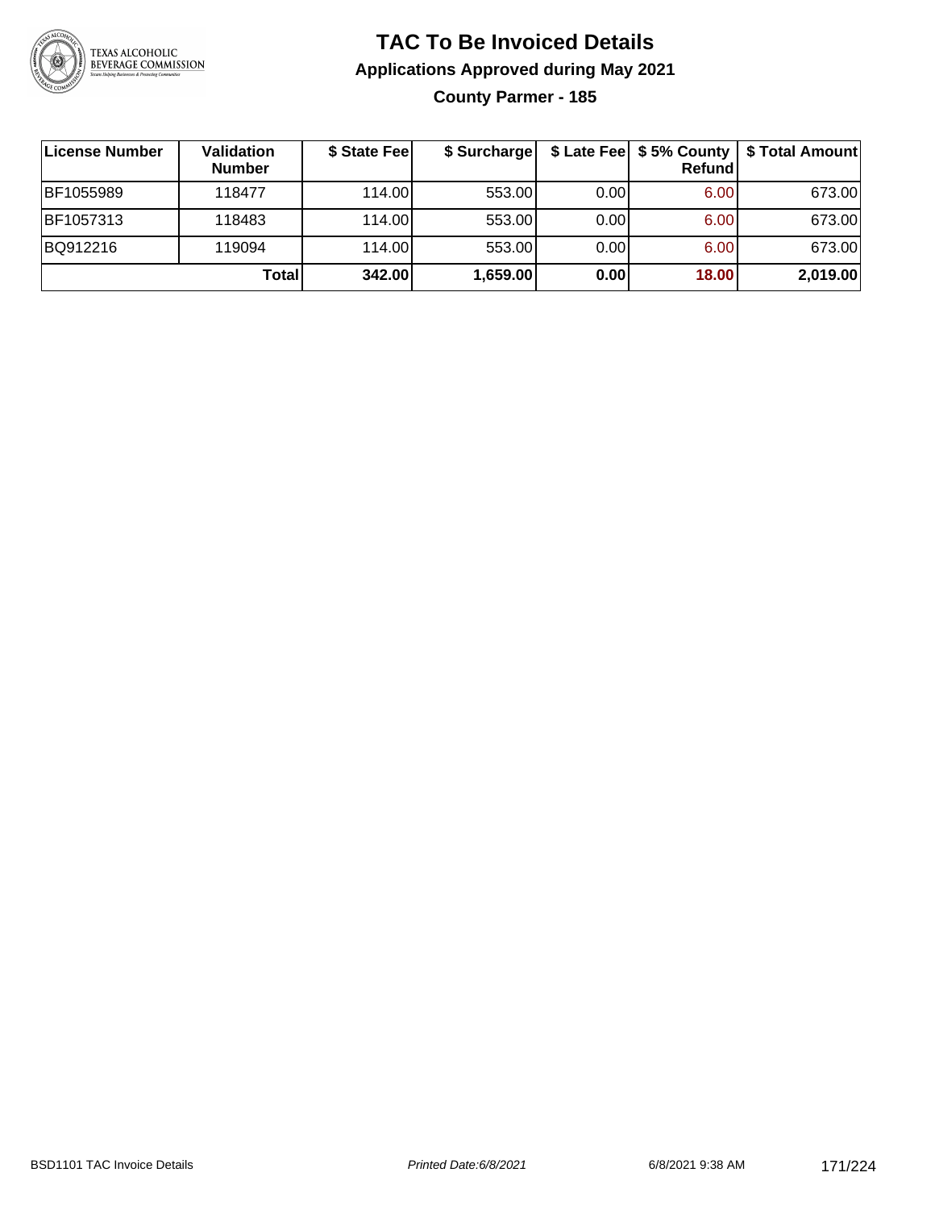# TAC To Be Invoiced Details

## Applications Approved during May 2021

### County Parmer - 185

| License Number | Validation Number | $ State Fee | $ Surcharge | $ Late Fee | $ 5% County Refund | $ Total Amount |
|---|---|---|---|---|---|---|
| BF1055989 | 118477 | 114.00 | 553.00 | 0.00 | 6.00 | 673.00 |
| BF1057313 | 118483 | 114.00 | 553.00 | 0.00 | 6.00 | 673.00 |
| BQ912216 | 119094 | 114.00 | 553.00 | 0.00 | 6.00 | 673.00 |
| | **Total** | **342.00** | **1,659.00** | **0.00** | **18.00** | **2,019.00** |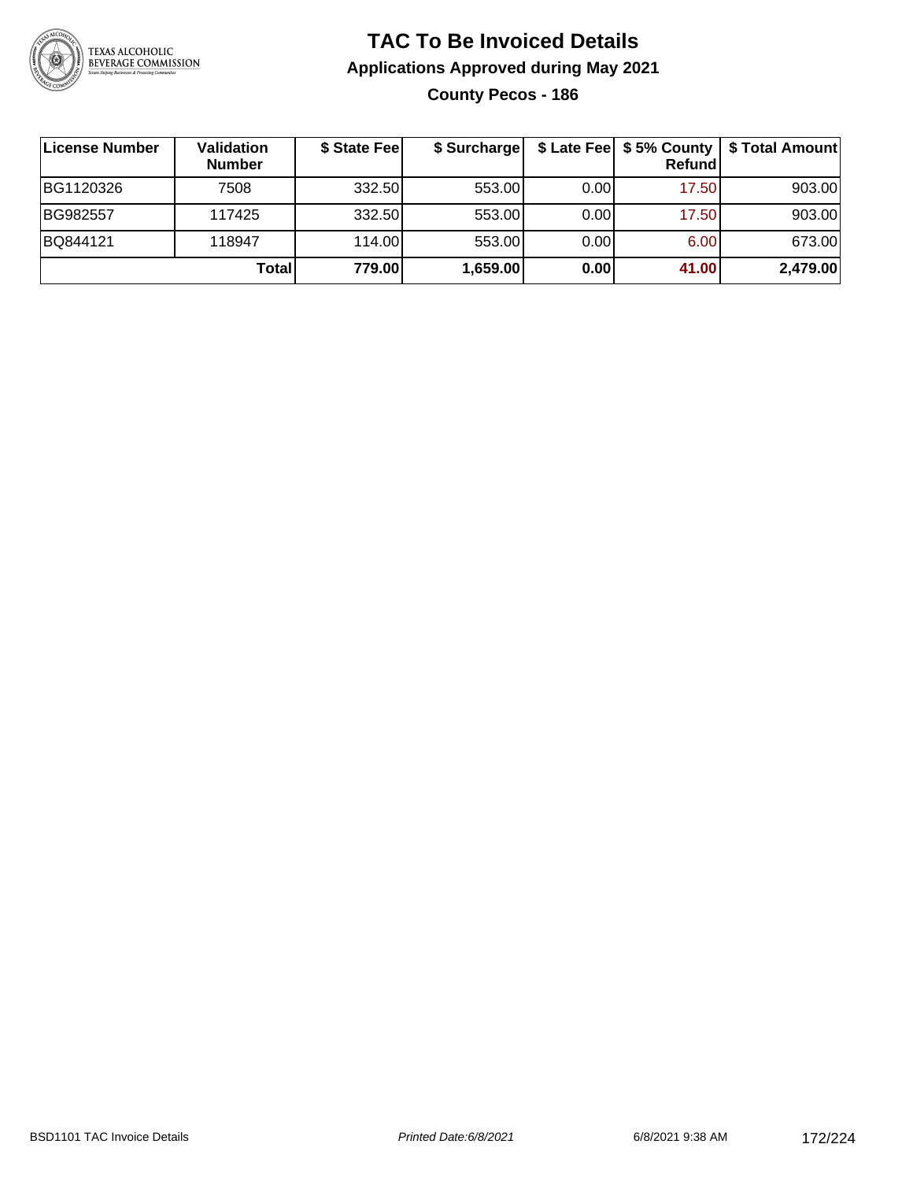# TAC To Be Invoiced Details

## Applications Approved during May 2021

### County Pecos - 186

| License Number | Validation Number | $ State Fee | $ Surcharge | $ Late Fee | $ 5% County Refund | $ Total Amount |
|---|---|---|---|---|---|---|
| BG1120326 | 7508 | 332.50 | 553.00 | 0.00 | 17.50 | 903.00 |
| BG982557 | 117425 | 332.50 | 553.00 | 0.00 | 17.50 | 903.00 |
| BQ844121 | 118947 | 114.00 | 553.00 | 0.00 | 6.00 | 673.00 |
| | **Total** | **779.00** | **1,659.00** | **0.00** | **41.00** | **2,479.00** |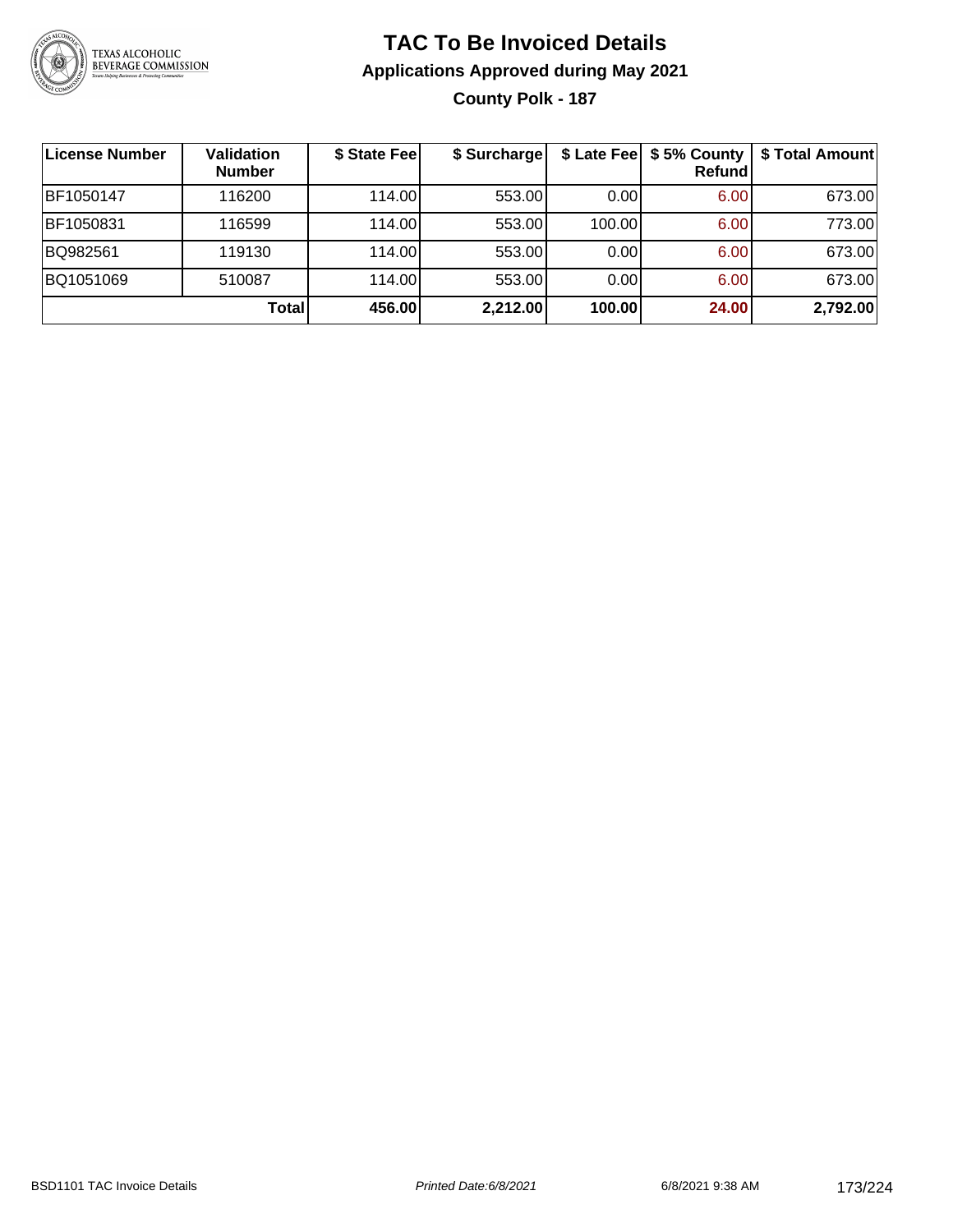# TAC To Be Invoiced Details

## Applications Approved during May 2021

### County Polk - 187

| License Number | Validation Number | $ State Fee | $ Surcharge | $ Late Fee | $ 5% County Refund | $ Total Amount |
|---|---|---|---|---|---|---|
| BF1050147 | 116200 | 114.00 | 553.00 | 0.00 | 6.00 | 673.00 |
| BF1050831 | 116599 | 114.00 | 553.00 | 100.00 | 6.00 | 773.00 |
| BQ982561 | 119130 | 114.00 | 553.00 | 0.00 | 6.00 | 673.00 |
| BQ1051069 | 510087 | 114.00 | 553.00 | 0.00 | 6.00 | 673.00 |
| | **Total** | **456.00** | **2,212.00** | **100.00** | **24.00** | **2,792.00** |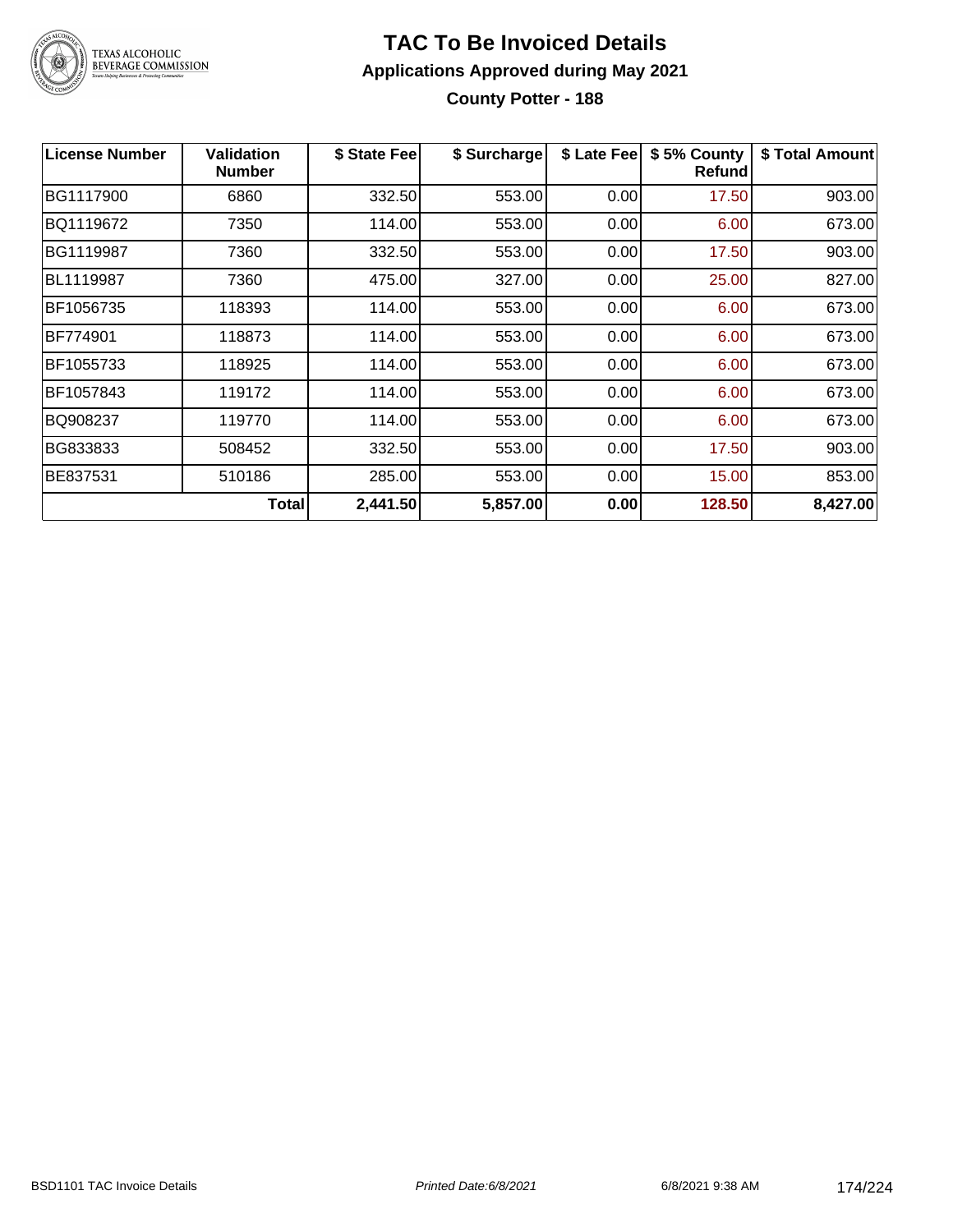# TAC To Be Invoiced Details

## Applications Approved during May 2021

### County Potter - 188

| License Number | Validation Number | $ State Fee | $ Surcharge | $ Late Fee | $ 5% County Refund | $ Total Amount |
|---|---|---|---|---|---|---|
| BG1117900 | 6860 | 332.50 | 553.00 | 0.00 | 17.50 | 903.00 |
| BQ1119672 | 7350 | 114.00 | 553.00 | 0.00 | 6.00 | 673.00 |
| BG1119987 | 7360 | 332.50 | 553.00 | 0.00 | 17.50 | 903.00 |
| BL1119987 | 7360 | 475.00 | 327.00 | 0.00 | 25.00 | 827.00 |
| BF1056735 | 118393 | 114.00 | 553.00 | 0.00 | 6.00 | 673.00 |
| BF774901 | 118873 | 114.00 | 553.00 | 0.00 | 6.00 | 673.00 |
| BF1055733 | 118925 | 114.00 | 553.00 | 0.00 | 6.00 | 673.00 |
| BF1057843 | 119172 | 114.00 | 553.00 | 0.00 | 6.00 | 673.00 |
| BQ908237 | 119770 | 114.00 | 553.00 | 0.00 | 6.00 | 673.00 |
| BG833833 | 508452 | 332.50 | 553.00 | 0.00 | 17.50 | 903.00 |
| BE837531 | 510186 | 285.00 | 553.00 | 0.00 | 15.00 | 853.00 |
| | **Total** | **2,441.50** | **5,857.00** | **0.00** | **128.50** | **8,427.00** |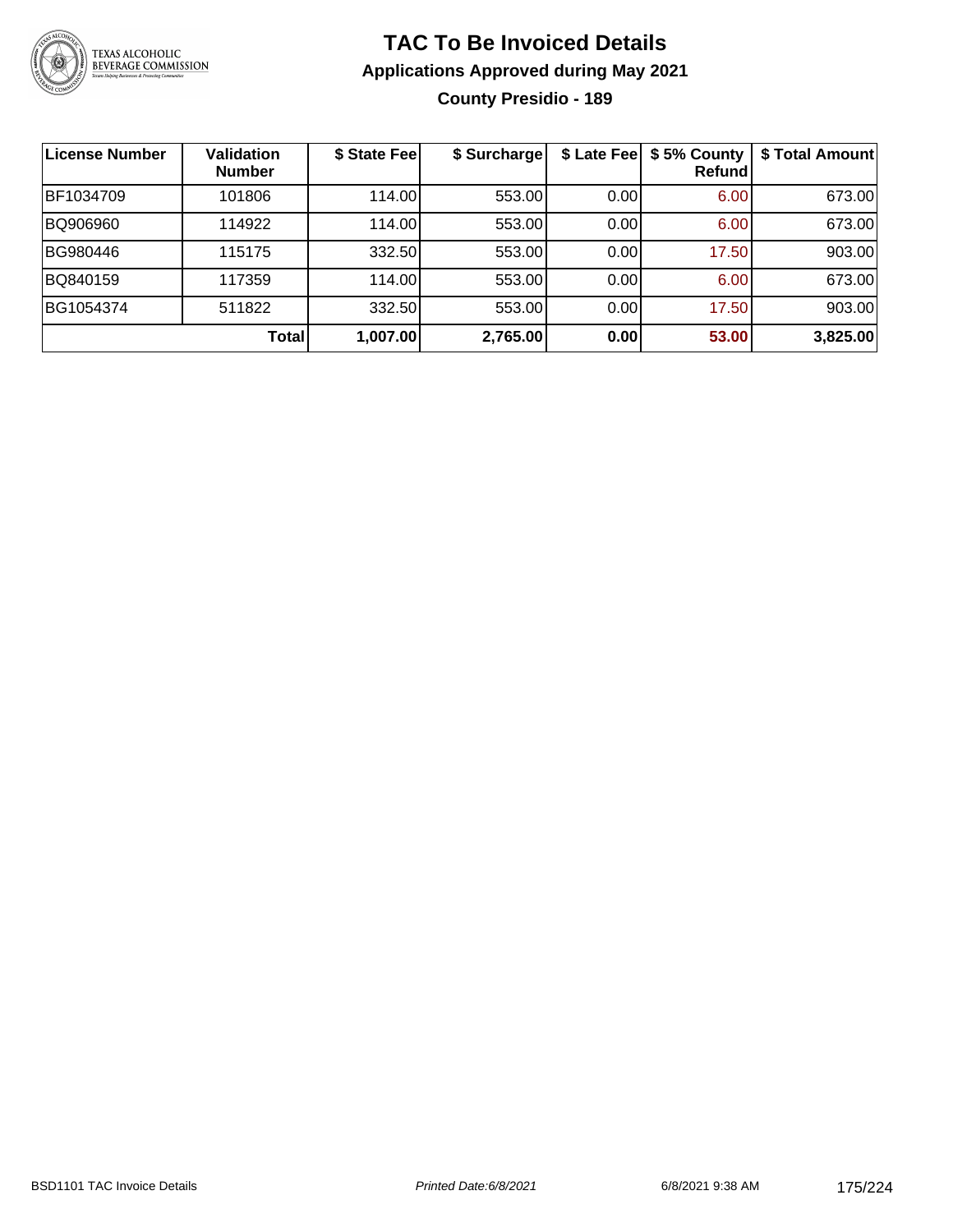# TAC To Be Invoiced Details

## Applications Approved during May 2021

### County Presidio - 189

| License Number | Validation Number | $ State Fee | $ Surcharge | $ Late Fee | $ 5% County Refund | $ Total Amount |
|---|---|---|---|---|---|---|
| BF1034709 | 101806 | 114.00 | 553.00 | 0.00 | 6.00 | 673.00 |
| BQ906960 | 114922 | 114.00 | 553.00 | 0.00 | 6.00 | 673.00 |
| BG980446 | 115175 | 332.50 | 553.00 | 0.00 | 17.50 | 903.00 |
| BQ840159 | 117359 | 114.00 | 553.00 | 0.00 | 6.00 | 673.00 |
| BG1054374 | 511822 | 332.50 | 553.00 | 0.00 | 17.50 | 903.00 |
| | **Total** | **1,007.00** | **2,765.00** | **0.00** | **53.00** | **3,825.00** |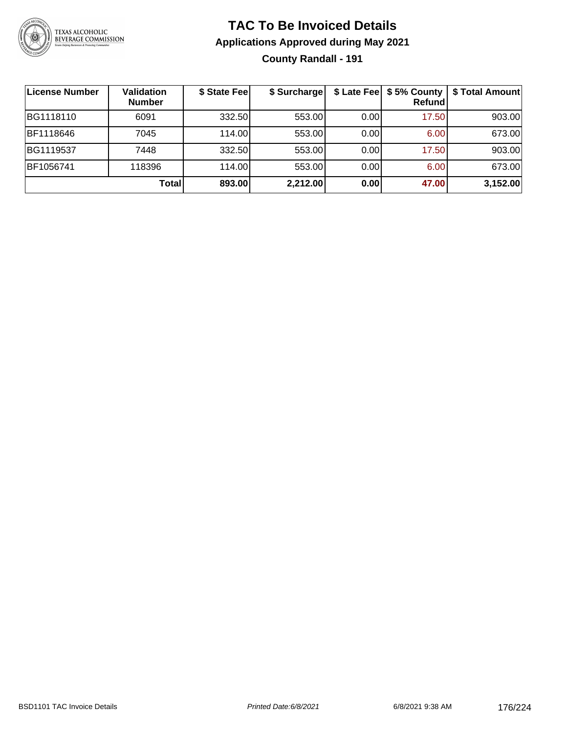# TAC To Be Invoiced Details

## Applications Approved during May 2021

### County Randall - 191

| License Number | Validation Number | $ State Fee | $ Surcharge | $ Late Fee | $ 5% County Refund | $ Total Amount |
|---|---|---|---|---|---|---|
| BG1118110 | 6091 | 332.50 | 553.00 | 0.00 | 17.50 | 903.00 |
| BF1118646 | 7045 | 114.00 | 553.00 | 0.00 | 6.00 | 673.00 |
| BG1119537 | 7448 | 332.50 | 553.00 | 0.00 | 17.50 | 903.00 |
| BF1056741 | 118396 | 114.00 | 553.00 | 0.00 | 6.00 | 673.00 |
| | **Total** | **893.00** | **2,212.00** | **0.00** | **47.00** | **3,152.00** |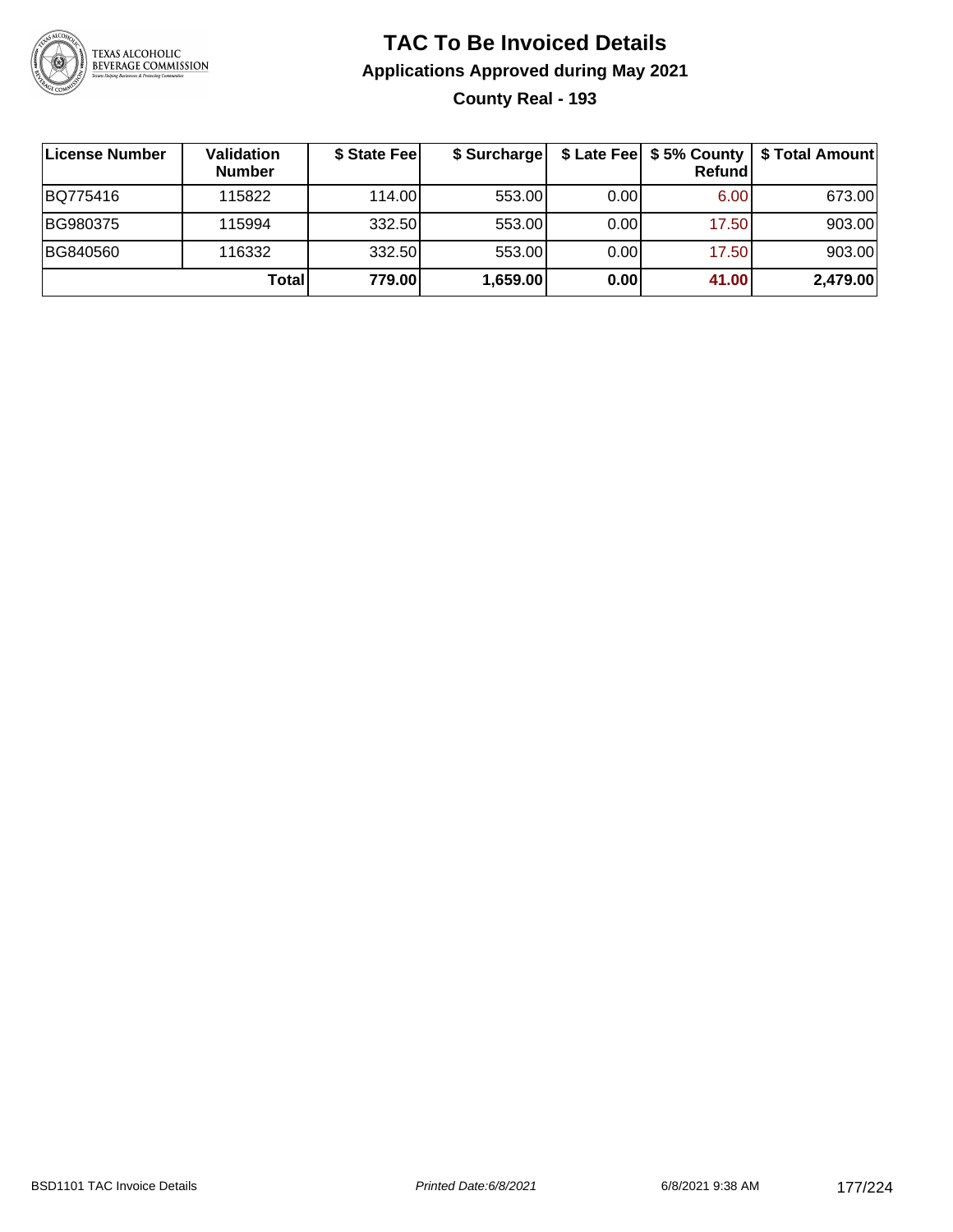# TAC To Be Invoiced Details

## Applications Approved during May 2021

### County Real - 193

| License Number | Validation Number | $ State Fee | $ Surcharge | $ Late Fee | $ 5% County Refund | $ Total Amount |
|---|---|---|---|---|---|---|
| BQ775416 | 115822 | 114.00 | 553.00 | 0.00 | 6.00 | 673.00 |
| BG980375 | 115994 | 332.50 | 553.00 | 0.00 | 17.50 | 903.00 |
| BG840560 | 116332 | 332.50 | 553.00 | 0.00 | 17.50 | 903.00 |
| | **Total** | **779.00** | **1,659.00** | **0.00** | **41.00** | **2,479.00** |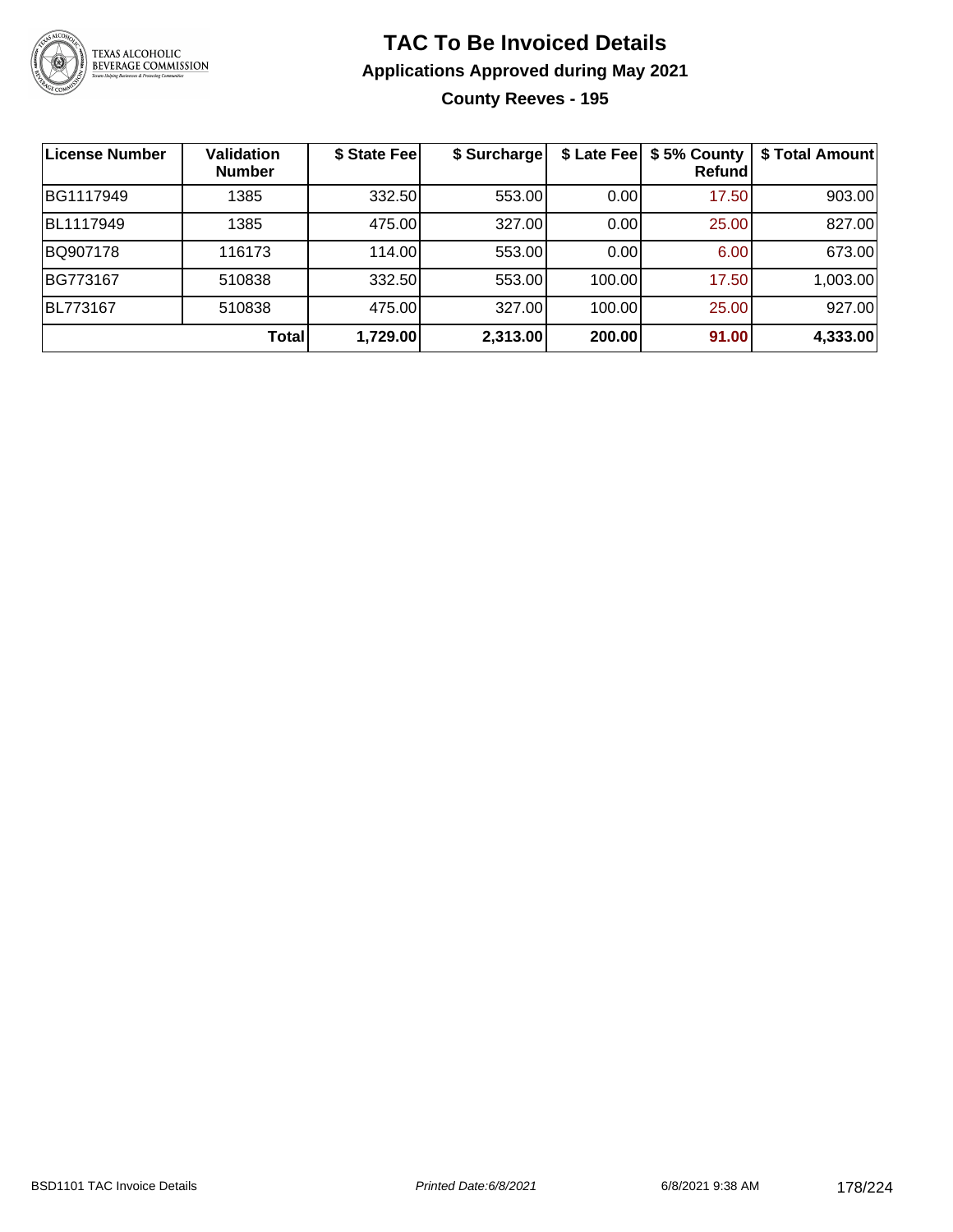# TAC To Be Invoiced Details

## Applications Approved during May 2021

### County Reeves - 195

| License Number | Validation Number | $ State Fee | $ Surcharge | $ Late Fee | $ 5% County Refund | $ Total Amount |
|---|---|---|---|---|---|---|
| BG1117949 | 1385 | 332.50 | 553.00 | 0.00 | 17.50 | 903.00 |
| BL1117949 | 1385 | 475.00 | 327.00 | 0.00 | 25.00 | 827.00 |
| BQ907178 | 116173 | 114.00 | 553.00 | 0.00 | 6.00 | 673.00 |
| BG773167 | 510838 | 332.50 | 553.00 | 100.00 | 17.50 | 1,003.00 |
| BL773167 | 510838 | 475.00 | 327.00 | 100.00 | 25.00 | 927.00 |
| | **Total** | **1,729.00** | **2,313.00** | **200.00** | **91.00** | **4,333.00** |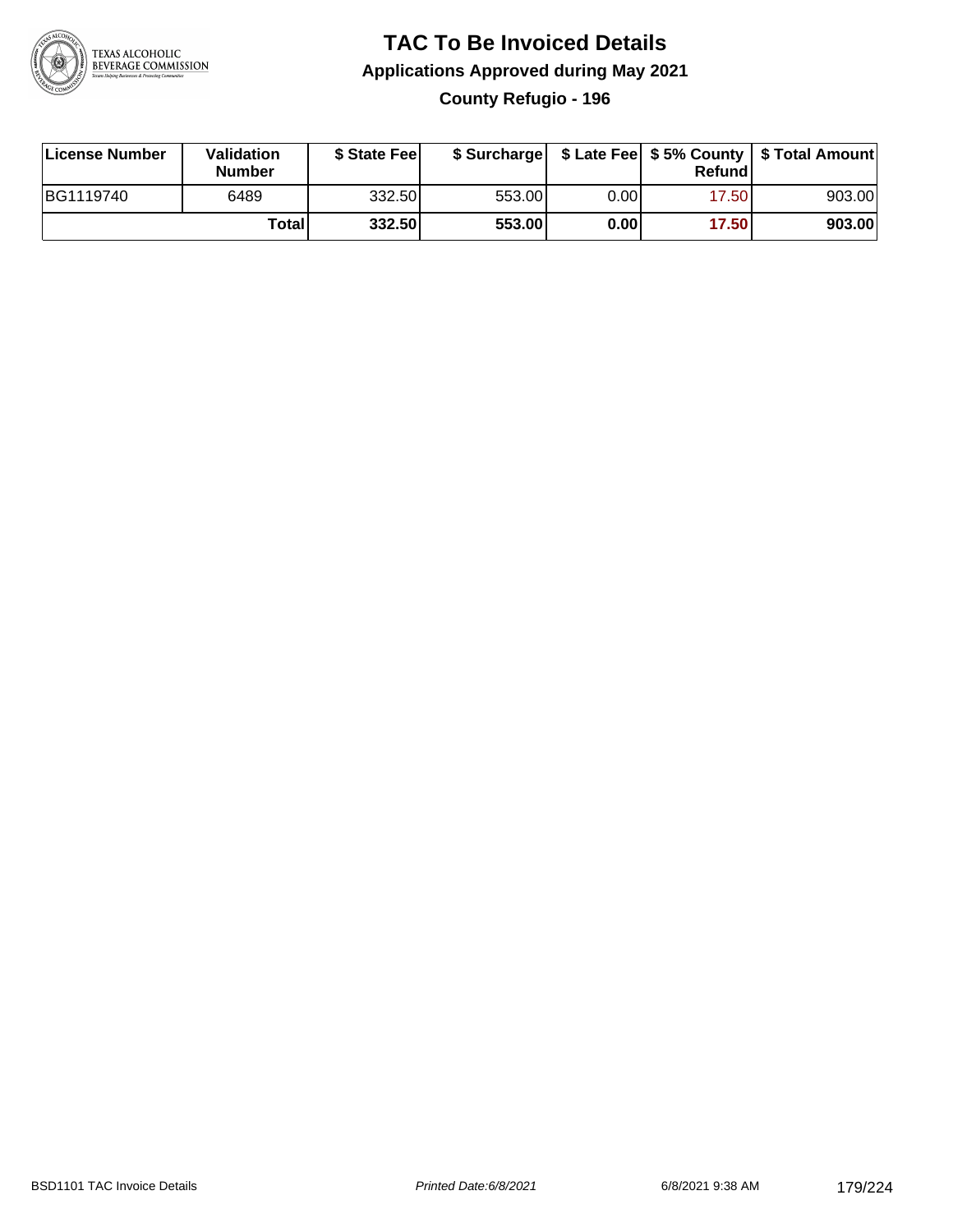# TAC To Be Invoiced Details

## Applications Approved during May 2021

### County Refugio - 196

| License Number | Validation Number | $ State Fee | $ Surcharge | $ Late Fee | $ 5% County Refund | $ Total Amount |
|---|---|---|---|---|---|---|
| BG1119740 | 6489 | 332.50 | 553.00 | 0.00 | 17.50 | 903.00 |
| | **Total** | **332.50** | **553.00** | **0.00** | **17.50** | **903.00** |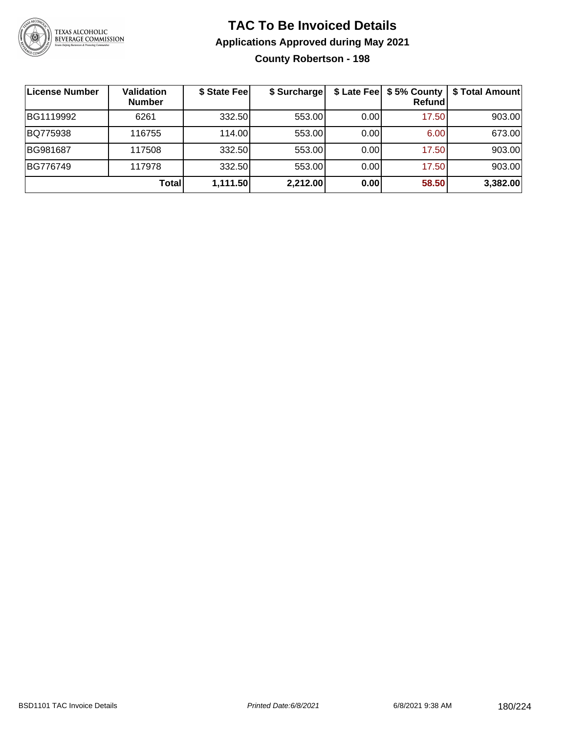# TAC To Be Invoiced Details

## Applications Approved during May 2021

### County Robertson - 198

| License Number | Validation Number | $ State Fee | $ Surcharge | $ Late Fee | $ 5% County Refund | $ Total Amount |
|---|---|---|---|---|---|---|
| BG1119992 | 6261 | 332.50 | 553.00 | 0.00 | 17.50 | 903.00 |
| BQ775938 | 116755 | 114.00 | 553.00 | 0.00 | 6.00 | 673.00 |
| BG981687 | 117508 | 332.50 | 553.00 | 0.00 | 17.50 | 903.00 |
| BG776749 | 117978 | 332.50 | 553.00 | 0.00 | 17.50 | 903.00 |
| | **Total** | **1,111.50** | **2,212.00** | **0.00** | **58.50** | **3,382.00** |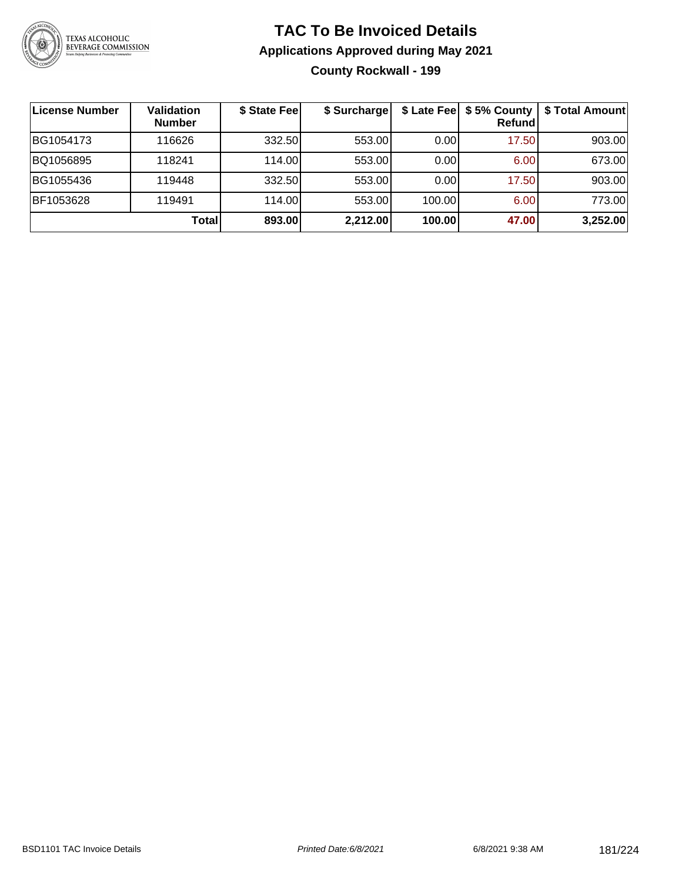# TAC To Be Invoiced Details

## Applications Approved during May 2021

### County Rockwall - 199

| License Number | Validation Number | $ State Fee | $ Surcharge | $ Late Fee | $ 5% County Refund | $ Total Amount |
|---|---|---|---|---|---|---|
| BG1054173 | 116626 | 332.50 | 553.00 | 0.00 | 17.50 | 903.00 |
| BQ1056895 | 118241 | 114.00 | 553.00 | 0.00 | 6.00 | 673.00 |
| BG1055436 | 119448 | 332.50 | 553.00 | 0.00 | 17.50 | 903.00 |
| BF1053628 | 119491 | 114.00 | 553.00 | 100.00 | 6.00 | 773.00 |
| | **Total** | **893.00** | **2,212.00** | **100.00** | **47.00** | **3,252.00** |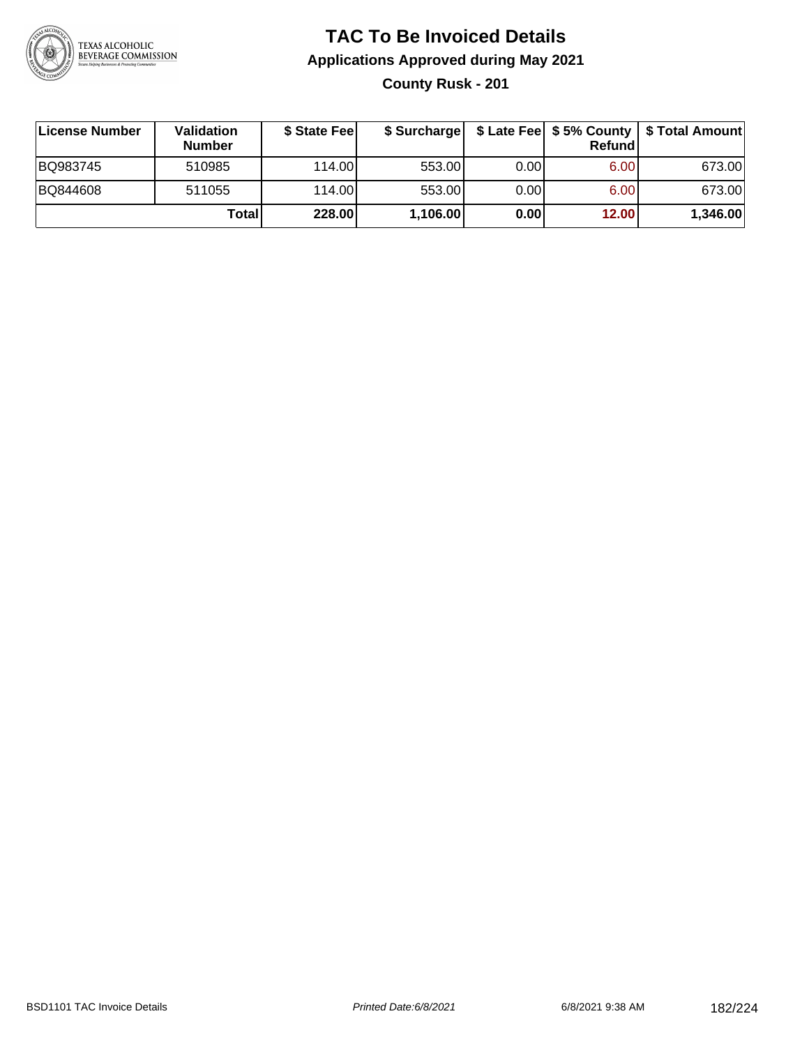# TAC To Be Invoiced Details

## Applications Approved during May 2021

### County Rusk - 201

| License Number | Validation Number | $ State Fee | $ Surcharge | $ Late Fee | $ 5% County Refund | $ Total Amount |
|---|---|---|---|---|---|---|
| BQ983745 | 510985 | 114.00 | 553.00 | 0.00 | 6.00 | 673.00 |
| BQ844608 | 511055 | 114.00 | 553.00 | 0.00 | 6.00 | 673.00 |
| | **Total** | **228.00** | **1,106.00** | **0.00** | **12.00** | **1,346.00** |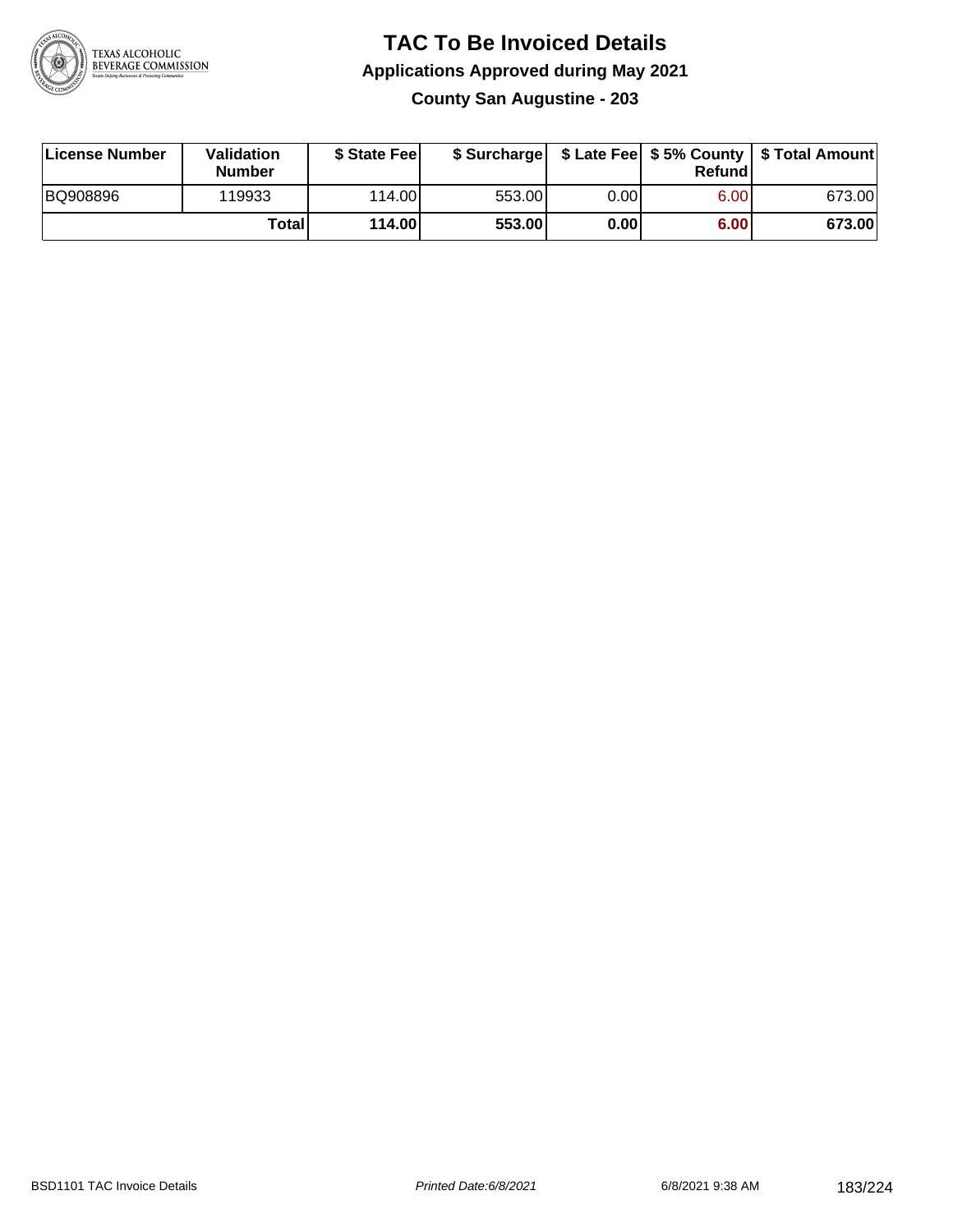# TAC To Be Invoiced Details

## Applications Approved during May 2021

### County San Augustine - 203

| License Number | Validation Number | $ State Fee | $ Surcharge | $ Late Fee | $ 5% County Refund | $ Total Amount |
|---|---|---|---|---|---|---|
| BQ908896 | 119933 | 114.00 | 553.00 | 0.00 | 6.00 | 673.00 |
| | **Total** | **114.00** | **553.00** | **0.00** | **6.00** | **673.00** |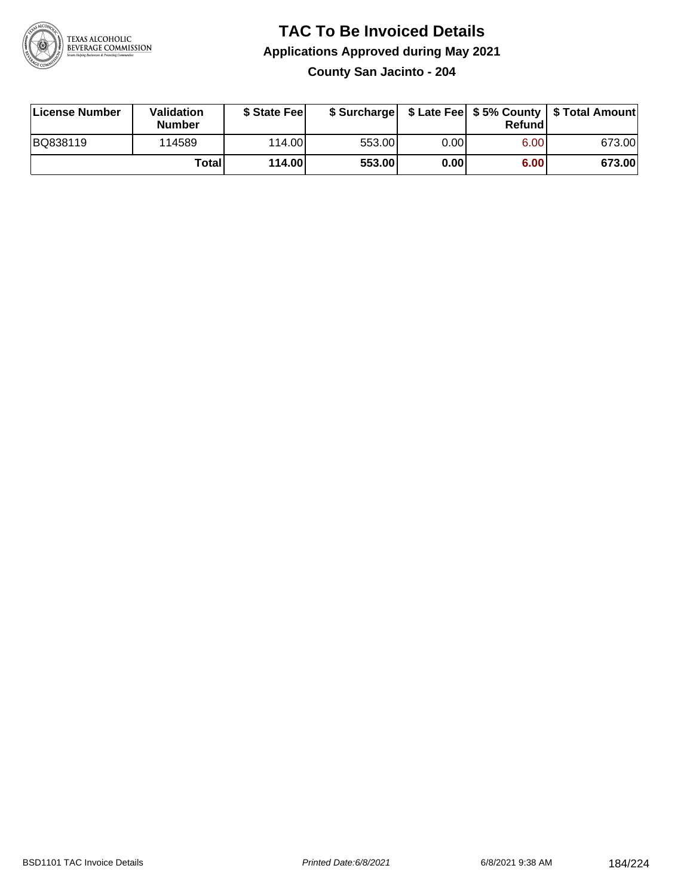# TAC To Be Invoiced Details

## Applications Approved during May 2021

### County San Jacinto - 204

| License Number | Validation Number | $ State Fee | $ Surcharge | $ Late Fee | $ 5% County Refund | $ Total Amount |
|---|---|---|---|---|---|---|
| BQ838119 | 114589 | 114.00 | 553.00 | 0.00 | 6.00 | 673.00 |
| | **Total** | **114.00** | **553.00** | **0.00** | **6.00** | **673.00** |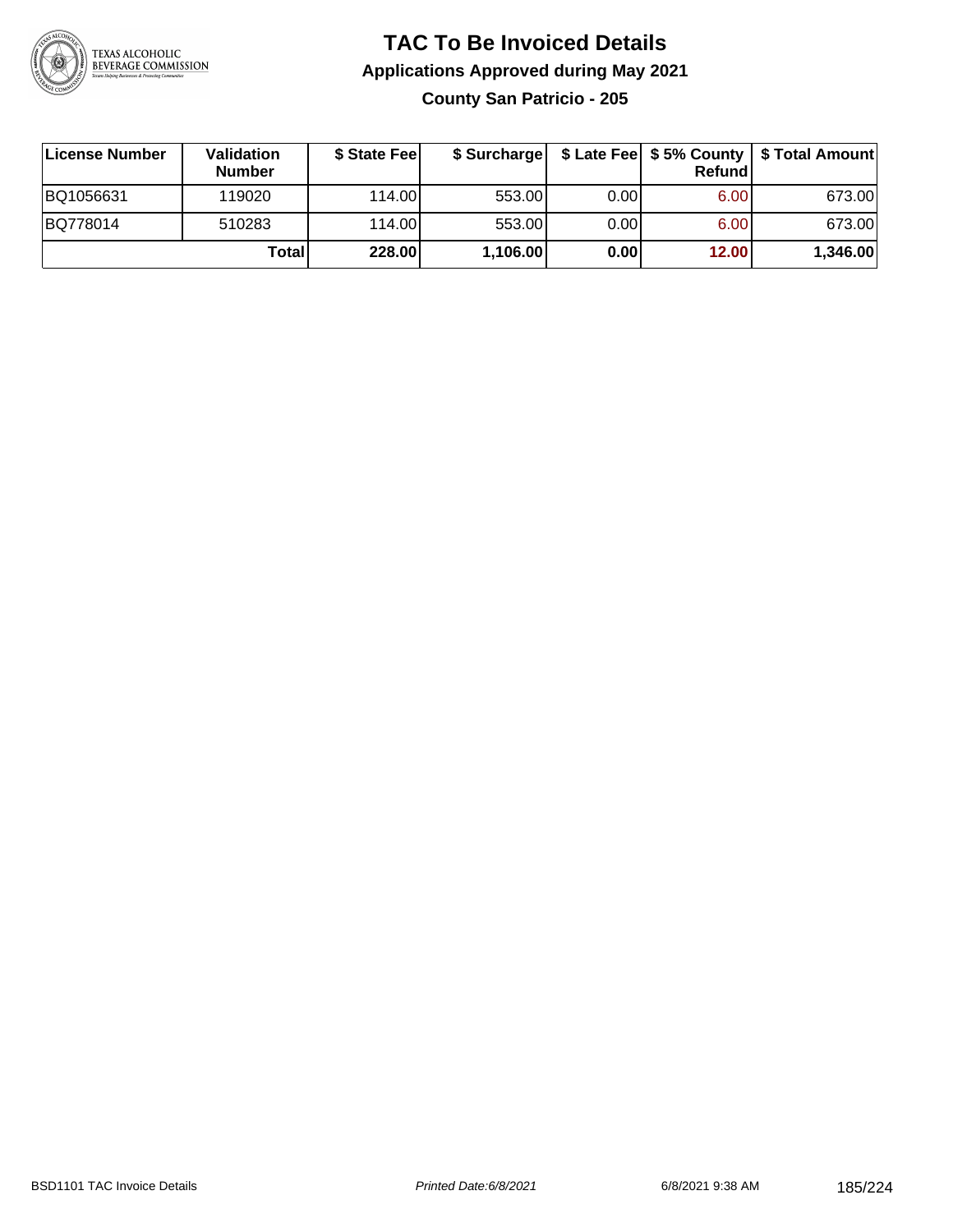# TAC To Be Invoiced Details

## Applications Approved during May 2021

### County San Patricio - 205

| License Number | Validation Number | $ State Fee | $ Surcharge | $ Late Fee | $ 5% County Refund | $ Total Amount |
|---|---|---|---|---|---|---|
| BQ1056631 | 119020 | 114.00 | 553.00 | 0.00 | 6.00 | 673.00 |
| BQ778014 | 510283 | 114.00 | 553.00 | 0.00 | 6.00 | 673.00 |
| | **Total** | **228.00** | **1,106.00** | **0.00** | **12.00** | **1,346.00** |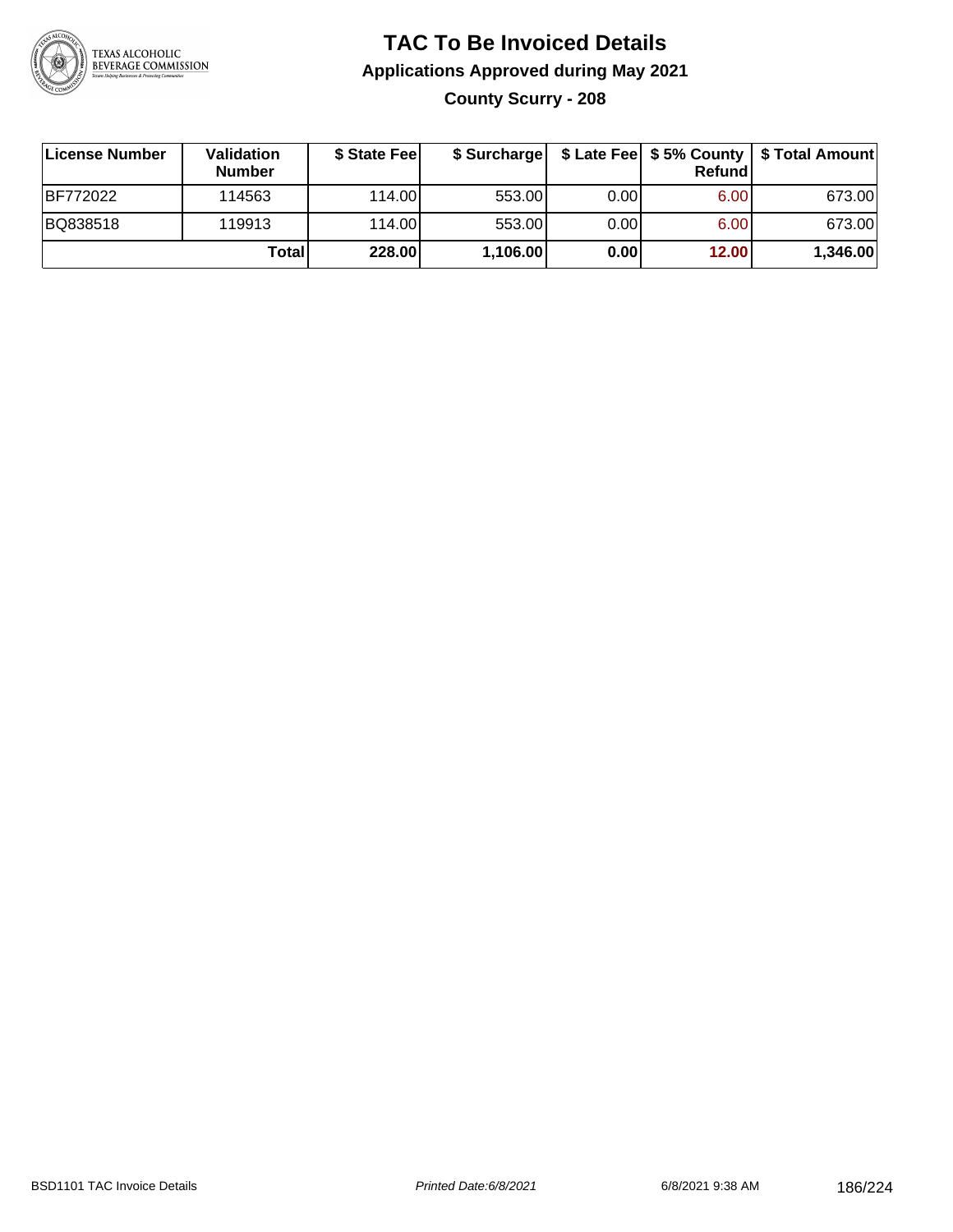# TAC To Be Invoiced Details

## Applications Approved during May 2021

### County Scurry - 208

| License Number | Validation Number | $ State Fee | $ Surcharge | $ Late Fee | $ 5% County Refund | $ Total Amount |
|---|---|---|---|---|---|---|
| BF772022 | 114563 | 114.00 | 553.00 | 0.00 | 6.00 | 673.00 |
| BQ838518 | 119913 | 114.00 | 553.00 | 0.00 | 6.00 | 673.00 |
| | **Total** | **228.00** | **1,106.00** | **0.00** | **12.00** | **1,346.00** |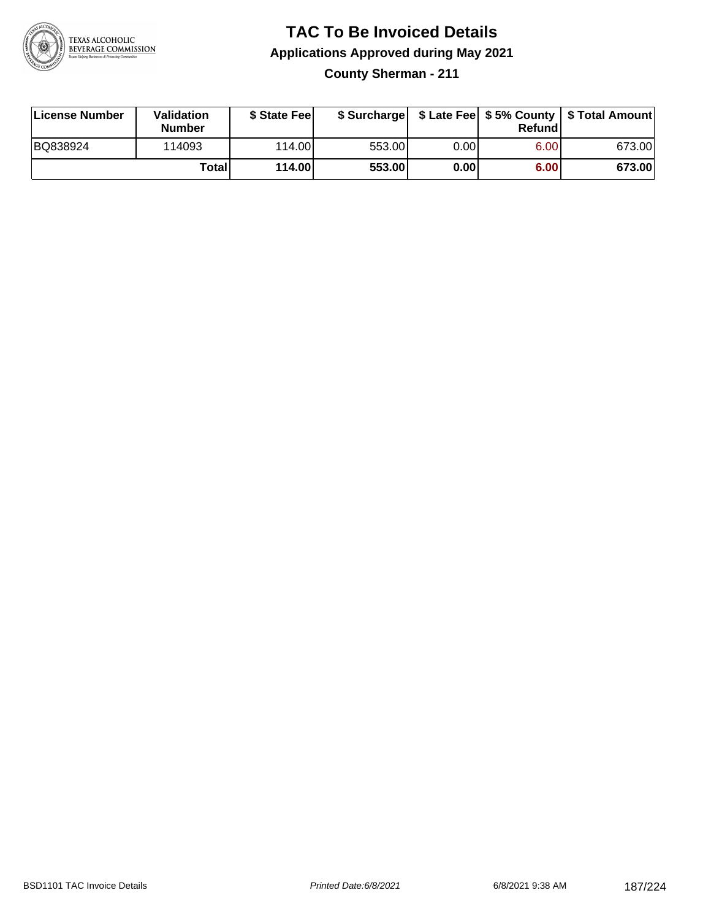# TAC To Be Invoiced Details

## Applications Approved during May 2021

### County Sherman - 211

| License Number | Validation Number | $ State Fee | $ Surcharge | $ Late Fee | $ 5% County Refund | $ Total Amount |
|---|---|---|---|---|---|---|
| BQ838924 | 114093 | 114.00 | 553.00 | 0.00 | 6.00 | 673.00 |
| | **Total** | **114.00** | **553.00** | **0.00** | **6.00** | **673.00** |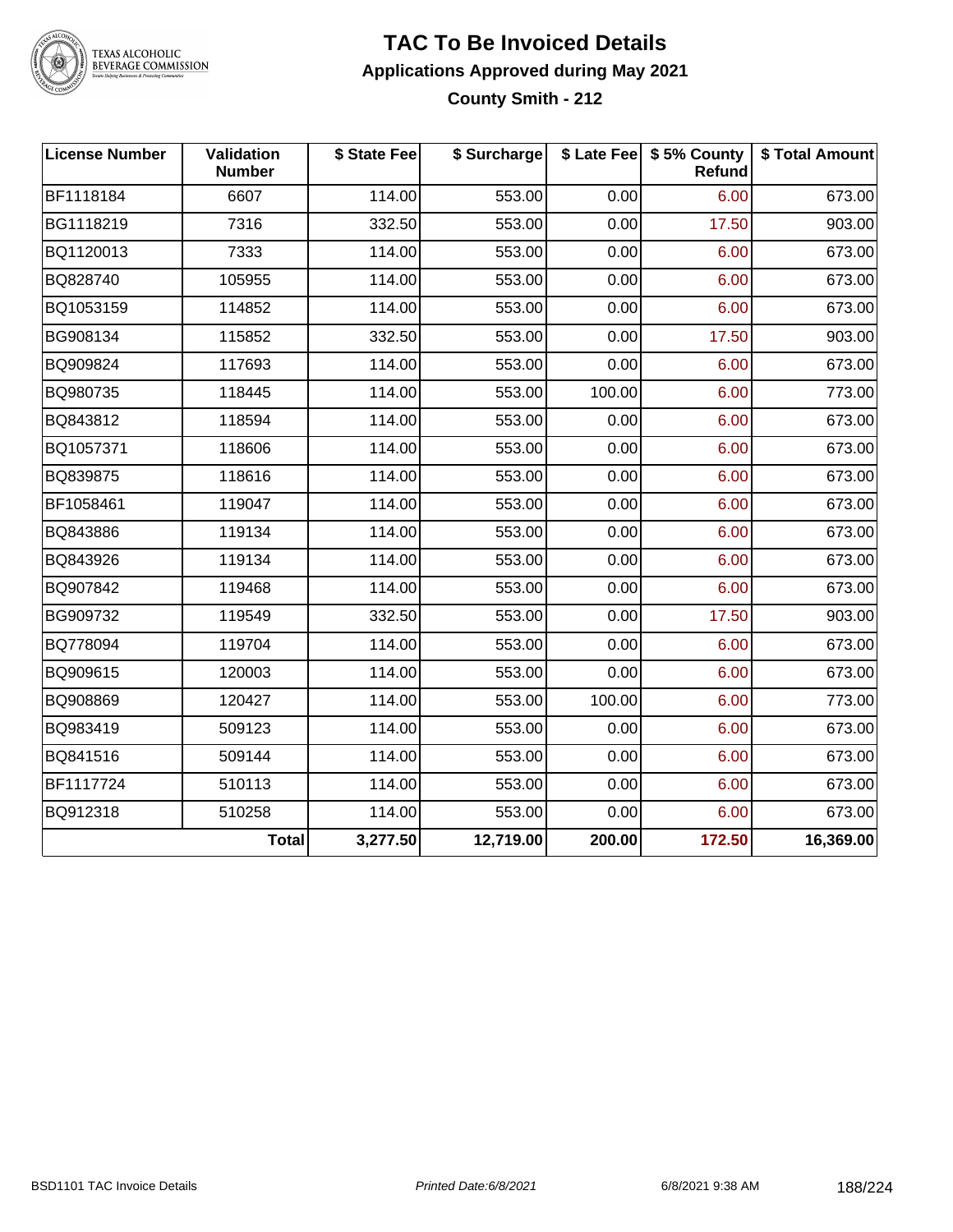# TAC To Be Invoiced Details

## Applications Approved during May 2021

### County Smith - 212

| License Number | Validation Number | $ State Fee | $ Surcharge | $ Late Fee | $ 5% County Refund | $ Total Amount |
|---|---|---|---|---|---|---|
| BF1118184 | 6607 | 114.00 | 553.00 | 0.00 | 6.00 | 673.00 |
| BG1118219 | 7316 | 332.50 | 553.00 | 0.00 | 17.50 | 903.00 |
| BQ1120013 | 7333 | 114.00 | 553.00 | 0.00 | 6.00 | 673.00 |
| BQ828740 | 105955 | 114.00 | 553.00 | 0.00 | 6.00 | 673.00 |
| BQ1053159 | 114852 | 114.00 | 553.00 | 0.00 | 6.00 | 673.00 |
| BG908134 | 115852 | 332.50 | 553.00 | 0.00 | 17.50 | 903.00 |
| BQ909824 | 117693 | 114.00 | 553.00 | 0.00 | 6.00 | 673.00 |
| BQ980735 | 118445 | 114.00 | 553.00 | 100.00 | 6.00 | 773.00 |
| BQ843812 | 118594 | 114.00 | 553.00 | 0.00 | 6.00 | 673.00 |
| BQ1057371 | 118606 | 114.00 | 553.00 | 0.00 | 6.00 | 673.00 |
| BQ839875 | 118616 | 114.00 | 553.00 | 0.00 | 6.00 | 673.00 |
| BF1058461 | 119047 | 114.00 | 553.00 | 0.00 | 6.00 | 673.00 |
| BQ843886 | 119134 | 114.00 | 553.00 | 0.00 | 6.00 | 673.00 |
| BQ843926 | 119134 | 114.00 | 553.00 | 0.00 | 6.00 | 673.00 |
| BQ907842 | 119468 | 114.00 | 553.00 | 0.00 | 6.00 | 673.00 |
| BG909732 | 119549 | 332.50 | 553.00 | 0.00 | 17.50 | 903.00 |
| BQ778094 | 119704 | 114.00 | 553.00 | 0.00 | 6.00 | 673.00 |
| BQ909615 | 120003 | 114.00 | 553.00 | 0.00 | 6.00 | 673.00 |
| BQ908869 | 120427 | 114.00 | 553.00 | 100.00 | 6.00 | 773.00 |
| BQ983419 | 509123 | 114.00 | 553.00 | 0.00 | 6.00 | 673.00 |
| BQ841516 | 509144 | 114.00 | 553.00 | 0.00 | 6.00 | 673.00 |
| BF1117724 | 510113 | 114.00 | 553.00 | 0.00 | 6.00 | 673.00 |
| BQ912318 | 510258 | 114.00 | 553.00 | 0.00 | 6.00 | 673.00 |
| | **Total** | **3,277.50** | **12,719.00** | **200.00** | **172.50** | **16,369.00** |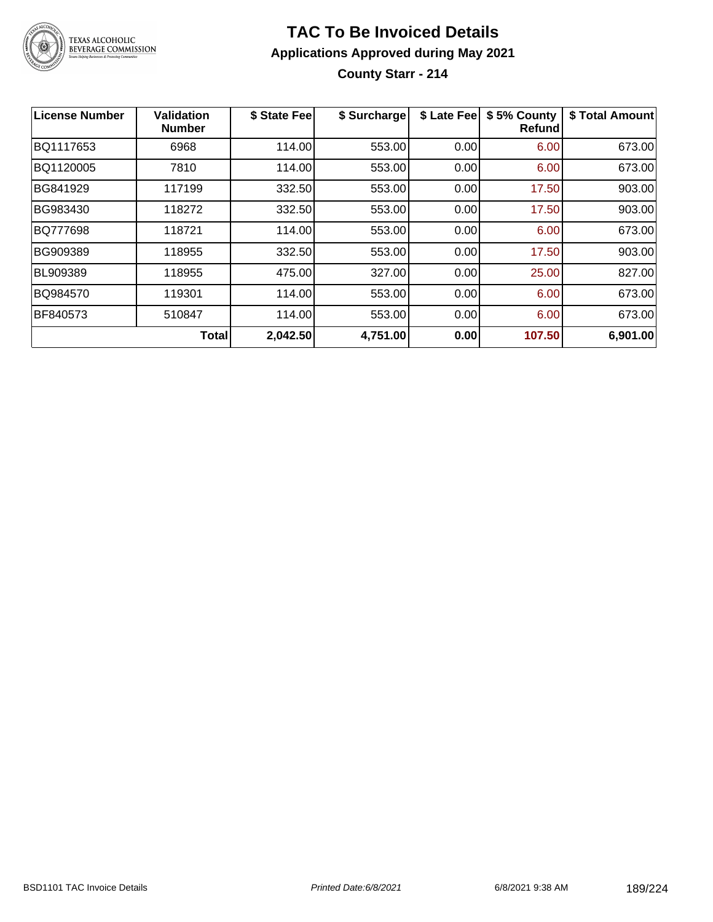# TAC To Be Invoiced Details

## Applications Approved during May 2021

### County Starr - 214

| License Number | Validation Number | $ State Fee | $ Surcharge | $ Late Fee | $ 5% County Refund | $ Total Amount |
|---|---|---|---|---|---|---|
| BQ1117653 | 6968 | 114.00 | 553.00 | 0.00 | 6.00 | 673.00 |
| BQ1120005 | 7810 | 114.00 | 553.00 | 0.00 | 6.00 | 673.00 |
| BG841929 | 117199 | 332.50 | 553.00 | 0.00 | 17.50 | 903.00 |
| BG983430 | 118272 | 332.50 | 553.00 | 0.00 | 17.50 | 903.00 |
| BQ777698 | 118721 | 114.00 | 553.00 | 0.00 | 6.00 | 673.00 |
| BG909389 | 118955 | 332.50 | 553.00 | 0.00 | 17.50 | 903.00 |
| BL909389 | 118955 | 475.00 | 327.00 | 0.00 | 25.00 | 827.00 |
| BQ984570 | 119301 | 114.00 | 553.00 | 0.00 | 6.00 | 673.00 |
| BF840573 | 510847 | 114.00 | 553.00 | 0.00 | 6.00 | 673.00 |
| | **Total** | **2,042.50** | **4,751.00** | **0.00** | **107.50** | **6,901.00** |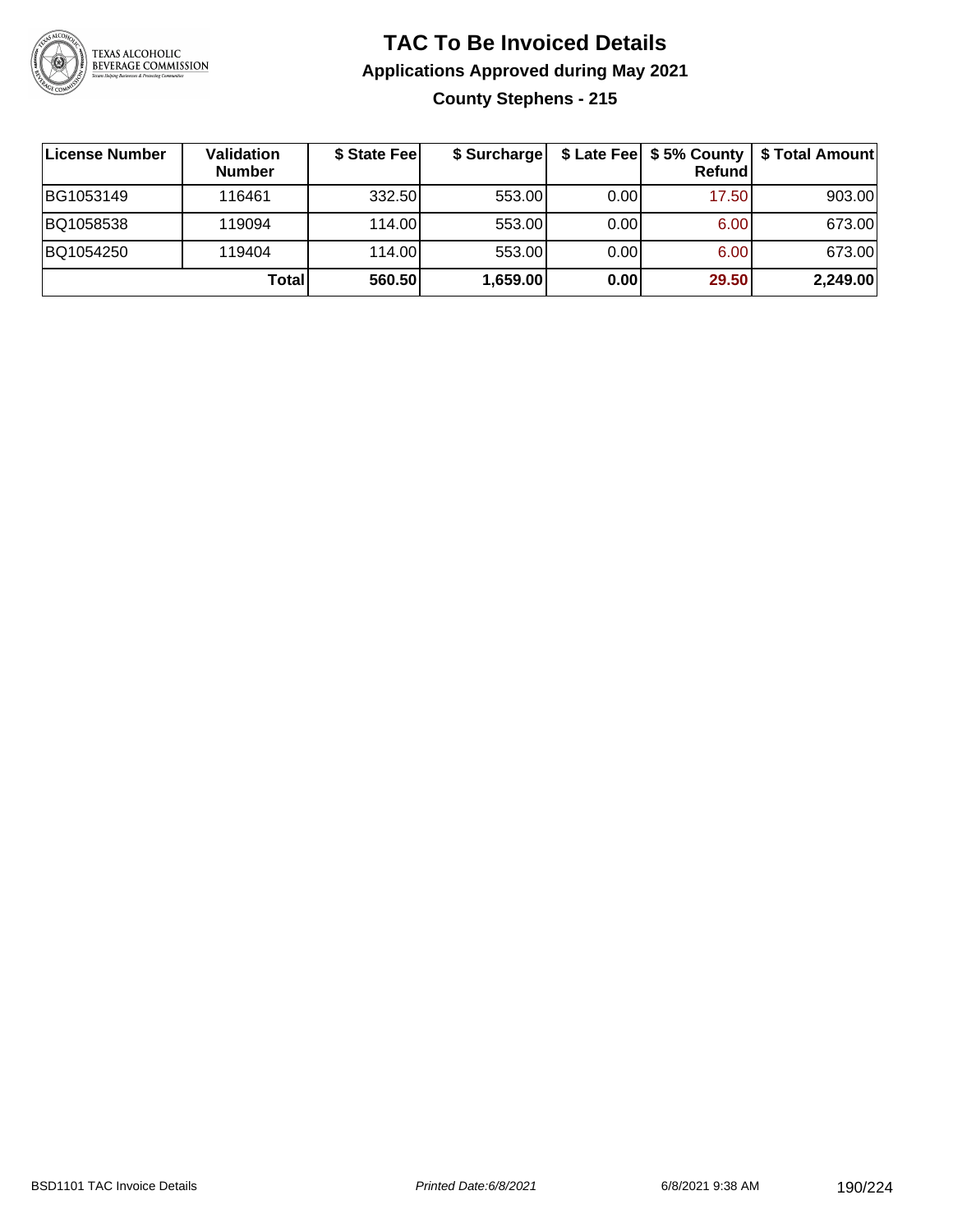# TAC To Be Invoiced Details

## Applications Approved during May 2021

### County Stephens - 215

| License Number | Validation Number | $ State Fee | $ Surcharge | $ Late Fee | $ 5% County Refund | $ Total Amount |
|---|---|---|---|---|---|---|
| BG1053149 | 116461 | 332.50 | 553.00 | 0.00 | 17.50 | 903.00 |
| BQ1058538 | 119094 | 114.00 | 553.00 | 0.00 | 6.00 | 673.00 |
| BQ1054250 | 119404 | 114.00 | 553.00 | 0.00 | 6.00 | 673.00 |
| | **Total** | **560.50** | **1,659.00** | **0.00** | **29.50** | **2,249.00** |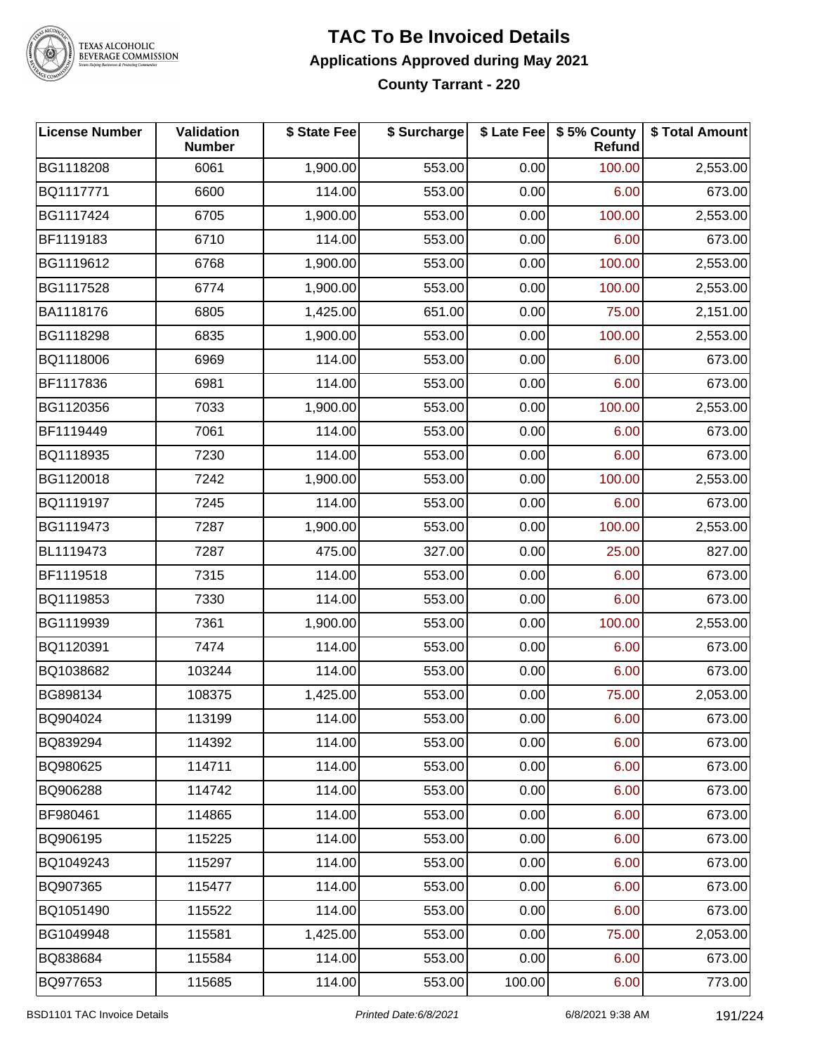# TAC To Be Invoiced Details

## Applications Approved during May 2021

### County Tarrant - 220

| License Number | Validation Number | $ State Fee | $ Surcharge | $ Late Fee | $ 5% County Refund | $ Total Amount |
|---|---|---|---|---|---|---|
| BG1118208 | 6061 | 1,900.00 | 553.00 | 0.00 | 100.00 | 2,553.00 |
| BQ1117771 | 6600 | 114.00 | 553.00 | 0.00 | 6.00 | 673.00 |
| BG1117424 | 6705 | 1,900.00 | 553.00 | 0.00 | 100.00 | 2,553.00 |
| BF1119183 | 6710 | 114.00 | 553.00 | 0.00 | 6.00 | 673.00 |
| BG1119612 | 6768 | 1,900.00 | 553.00 | 0.00 | 100.00 | 2,553.00 |
| BG1117528 | 6774 | 1,900.00 | 553.00 | 0.00 | 100.00 | 2,553.00 |
| BA1118176 | 6805 | 1,425.00 | 651.00 | 0.00 | 75.00 | 2,151.00 |
| BG1118298 | 6835 | 1,900.00 | 553.00 | 0.00 | 100.00 | 2,553.00 |
| BQ1118006 | 6969 | 114.00 | 553.00 | 0.00 | 6.00 | 673.00 |
| BF1117836 | 6981 | 114.00 | 553.00 | 0.00 | 6.00 | 673.00 |
| BG1120356 | 7033 | 1,900.00 | 553.00 | 0.00 | 100.00 | 2,553.00 |
| BF1119449 | 7061 | 114.00 | 553.00 | 0.00 | 6.00 | 673.00 |
| BQ1118935 | 7230 | 114.00 | 553.00 | 0.00 | 6.00 | 673.00 |
| BG1120018 | 7242 | 1,900.00 | 553.00 | 0.00 | 100.00 | 2,553.00 |
| BQ1119197 | 7245 | 114.00 | 553.00 | 0.00 | 6.00 | 673.00 |
| BG1119473 | 7287 | 1,900.00 | 553.00 | 0.00 | 100.00 | 2,553.00 |
| BL1119473 | 7287 | 475.00 | 327.00 | 0.00 | 25.00 | 827.00 |
| BF1119518 | 7315 | 114.00 | 553.00 | 0.00 | 6.00 | 673.00 |
| BQ1119853 | 7330 | 114.00 | 553.00 | 0.00 | 6.00 | 673.00 |
| BG1119939 | 7361 | 1,900.00 | 553.00 | 0.00 | 100.00 | 2,553.00 |
| BQ1120391 | 7474 | 114.00 | 553.00 | 0.00 | 6.00 | 673.00 |
| BQ1038682 | 103244 | 114.00 | 553.00 | 0.00 | 6.00 | 673.00 |
| BG898134 | 108375 | 1,425.00 | 553.00 | 0.00 | 75.00 | 2,053.00 |
| BQ904024 | 113199 | 114.00 | 553.00 | 0.00 | 6.00 | 673.00 |
| BQ839294 | 114392 | 114.00 | 553.00 | 0.00 | 6.00 | 673.00 |
| BQ980625 | 114711 | 114.00 | 553.00 | 0.00 | 6.00 | 673.00 |
| BQ906288 | 114742 | 114.00 | 553.00 | 0.00 | 6.00 | 673.00 |
| BF980461 | 114865 | 114.00 | 553.00 | 0.00 | 6.00 | 673.00 |
| BQ906195 | 115225 | 114.00 | 553.00 | 0.00 | 6.00 | 673.00 |
| BQ1049243 | 115297 | 114.00 | 553.00 | 0.00 | 6.00 | 673.00 |
| BQ907365 | 115477 | 114.00 | 553.00 | 0.00 | 6.00 | 673.00 |
| BQ1051490 | 115522 | 114.00 | 553.00 | 0.00 | 6.00 | 673.00 |
| BG1049948 | 115581 | 1,425.00 | 553.00 | 0.00 | 75.00 | 2,053.00 |
| BQ838684 | 115584 | 114.00 | 553.00 | 0.00 | 6.00 | 673.00 |
| BQ977653 | 115685 | 114.00 | 553.00 | 100.00 | 6.00 | 773.00 |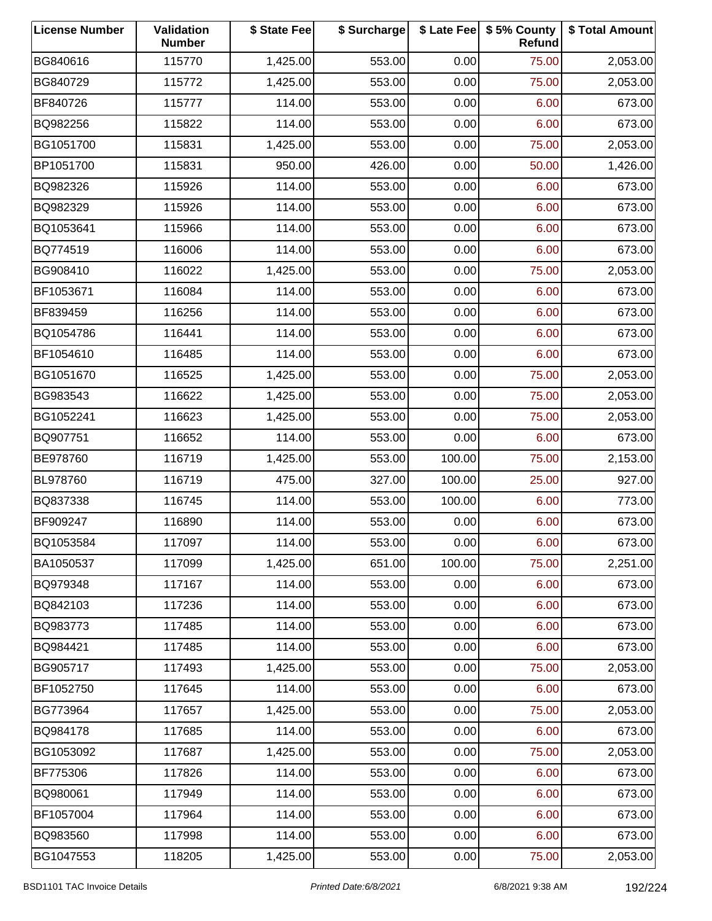| License Number | Validation Number | $ State Fee | $ Surcharge | $ Late Fee | $ 5% County Refund | $ Total Amount |
|---|---|---|---|---|---|---|
| BG840616 | 115770 | 1,425.00 | 553.00 | 0.00 | 75.00 | 2,053.00 |
| BG840729 | 115772 | 1,425.00 | 553.00 | 0.00 | 75.00 | 2,053.00 |
| BF840726 | 115777 | 114.00 | 553.00 | 0.00 | 6.00 | 673.00 |
| BQ982256 | 115822 | 114.00 | 553.00 | 0.00 | 6.00 | 673.00 |
| BG1051700 | 115831 | 1,425.00 | 553.00 | 0.00 | 75.00 | 2,053.00 |
| BP1051700 | 115831 | 950.00 | 426.00 | 0.00 | 50.00 | 1,426.00 |
| BQ982326 | 115926 | 114.00 | 553.00 | 0.00 | 6.00 | 673.00 |
| BQ982329 | 115926 | 114.00 | 553.00 | 0.00 | 6.00 | 673.00 |
| BQ1053641 | 115966 | 114.00 | 553.00 | 0.00 | 6.00 | 673.00 |
| BQ774519 | 116006 | 114.00 | 553.00 | 0.00 | 6.00 | 673.00 |
| BG908410 | 116022 | 1,425.00 | 553.00 | 0.00 | 75.00 | 2,053.00 |
| BF1053671 | 116084 | 114.00 | 553.00 | 0.00 | 6.00 | 673.00 |
| BF839459 | 116256 | 114.00 | 553.00 | 0.00 | 6.00 | 673.00 |
| BQ1054786 | 116441 | 114.00 | 553.00 | 0.00 | 6.00 | 673.00 |
| BF1054610 | 116485 | 114.00 | 553.00 | 0.00 | 6.00 | 673.00 |
| BG1051670 | 116525 | 1,425.00 | 553.00 | 0.00 | 75.00 | 2,053.00 |
| BG983543 | 116622 | 1,425.00 | 553.00 | 0.00 | 75.00 | 2,053.00 |
| BG1052241 | 116623 | 1,425.00 | 553.00 | 0.00 | 75.00 | 2,053.00 |
| BQ907751 | 116652 | 114.00 | 553.00 | 0.00 | 6.00 | 673.00 |
| BE978760 | 116719 | 1,425.00 | 553.00 | 100.00 | 75.00 | 2,153.00 |
| BL978760 | 116719 | 475.00 | 327.00 | 100.00 | 25.00 | 927.00 |
| BQ837338 | 116745 | 114.00 | 553.00 | 100.00 | 6.00 | 773.00 |
| BF909247 | 116890 | 114.00 | 553.00 | 0.00 | 6.00 | 673.00 |
| BQ1053584 | 117097 | 114.00 | 553.00 | 0.00 | 6.00 | 673.00 |
| BA1050537 | 117099 | 1,425.00 | 651.00 | 100.00 | 75.00 | 2,251.00 |
| BQ979348 | 117167 | 114.00 | 553.00 | 0.00 | 6.00 | 673.00 |
| BQ842103 | 117236 | 114.00 | 553.00 | 0.00 | 6.00 | 673.00 |
| BQ983773 | 117485 | 114.00 | 553.00 | 0.00 | 6.00 | 673.00 |
| BQ984421 | 117485 | 114.00 | 553.00 | 0.00 | 6.00 | 673.00 |
| BG905717 | 117493 | 1,425.00 | 553.00 | 0.00 | 75.00 | 2,053.00 |
| BF1052750 | 117645 | 114.00 | 553.00 | 0.00 | 6.00 | 673.00 |
| BG773964 | 117657 | 1,425.00 | 553.00 | 0.00 | 75.00 | 2,053.00 |
| BQ984178 | 117685 | 114.00 | 553.00 | 0.00 | 6.00 | 673.00 |
| BG1053092 | 117687 | 1,425.00 | 553.00 | 0.00 | 75.00 | 2,053.00 |
| BF775306 | 117826 | 114.00 | 553.00 | 0.00 | 6.00 | 673.00 |
| BQ980061 | 117949 | 114.00 | 553.00 | 0.00 | 6.00 | 673.00 |
| BF1057004 | 117964 | 114.00 | 553.00 | 0.00 | 6.00 | 673.00 |
| BQ983560 | 117998 | 114.00 | 553.00 | 0.00 | 6.00 | 673.00 |
| BG1047553 | 118205 | 1,425.00 | 553.00 | 0.00 | 75.00 | 2,053.00 |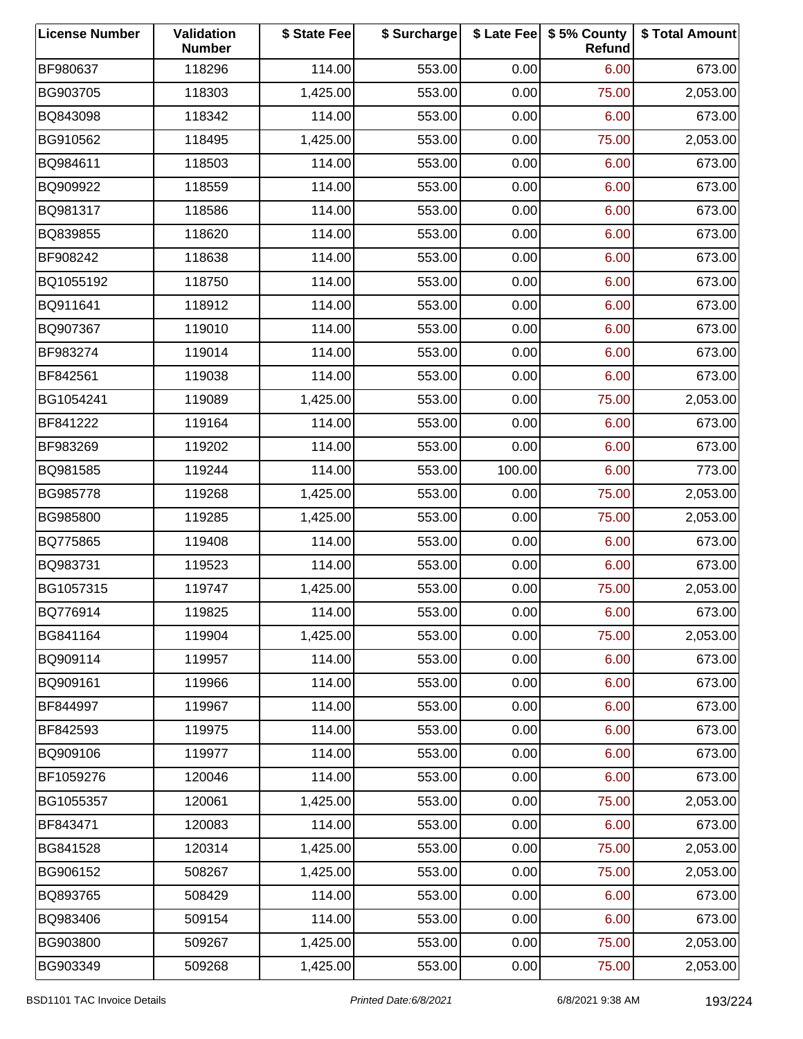| License Number | Validation Number | $ State Fee | $ Surcharge | $ Late Fee | $ 5% County Refund | $ Total Amount |
|---|---|---|---|---|---|---|
| BF980637 | 118296 | 114.00 | 553.00 | 0.00 | 6.00 | 673.00 |
| BG903705 | 118303 | 1,425.00 | 553.00 | 0.00 | 75.00 | 2,053.00 |
| BQ843098 | 118342 | 114.00 | 553.00 | 0.00 | 6.00 | 673.00 |
| BG910562 | 118495 | 1,425.00 | 553.00 | 0.00 | 75.00 | 2,053.00 |
| BQ984611 | 118503 | 114.00 | 553.00 | 0.00 | 6.00 | 673.00 |
| BQ909922 | 118559 | 114.00 | 553.00 | 0.00 | 6.00 | 673.00 |
| BQ981317 | 118586 | 114.00 | 553.00 | 0.00 | 6.00 | 673.00 |
| BQ839855 | 118620 | 114.00 | 553.00 | 0.00 | 6.00 | 673.00 |
| BF908242 | 118638 | 114.00 | 553.00 | 0.00 | 6.00 | 673.00 |
| BQ1055192 | 118750 | 114.00 | 553.00 | 0.00 | 6.00 | 673.00 |
| BQ911641 | 118912 | 114.00 | 553.00 | 0.00 | 6.00 | 673.00 |
| BQ907367 | 119010 | 114.00 | 553.00 | 0.00 | 6.00 | 673.00 |
| BF983274 | 119014 | 114.00 | 553.00 | 0.00 | 6.00 | 673.00 |
| BF842561 | 119038 | 114.00 | 553.00 | 0.00 | 6.00 | 673.00 |
| BG1054241 | 119089 | 1,425.00 | 553.00 | 0.00 | 75.00 | 2,053.00 |
| BF841222 | 119164 | 114.00 | 553.00 | 0.00 | 6.00 | 673.00 |
| BF983269 | 119202 | 114.00 | 553.00 | 0.00 | 6.00 | 673.00 |
| BQ981585 | 119244 | 114.00 | 553.00 | 100.00 | 6.00 | 773.00 |
| BG985778 | 119268 | 1,425.00 | 553.00 | 0.00 | 75.00 | 2,053.00 |
| BG985800 | 119285 | 1,425.00 | 553.00 | 0.00 | 75.00 | 2,053.00 |
| BQ775865 | 119408 | 114.00 | 553.00 | 0.00 | 6.00 | 673.00 |
| BQ983731 | 119523 | 114.00 | 553.00 | 0.00 | 6.00 | 673.00 |
| BG1057315 | 119747 | 1,425.00 | 553.00 | 0.00 | 75.00 | 2,053.00 |
| BQ776914 | 119825 | 114.00 | 553.00 | 0.00 | 6.00 | 673.00 |
| BG841164 | 119904 | 1,425.00 | 553.00 | 0.00 | 75.00 | 2,053.00 |
| BQ909114 | 119957 | 114.00 | 553.00 | 0.00 | 6.00 | 673.00 |
| BQ909161 | 119966 | 114.00 | 553.00 | 0.00 | 6.00 | 673.00 |
| BF844997 | 119967 | 114.00 | 553.00 | 0.00 | 6.00 | 673.00 |
| BF842593 | 119975 | 114.00 | 553.00 | 0.00 | 6.00 | 673.00 |
| BQ909106 | 119977 | 114.00 | 553.00 | 0.00 | 6.00 | 673.00 |
| BF1059276 | 120046 | 114.00 | 553.00 | 0.00 | 6.00 | 673.00 |
| BG1055357 | 120061 | 1,425.00 | 553.00 | 0.00 | 75.00 | 2,053.00 |
| BF843471 | 120083 | 114.00 | 553.00 | 0.00 | 6.00 | 673.00 |
| BG841528 | 120314 | 1,425.00 | 553.00 | 0.00 | 75.00 | 2,053.00 |
| BG906152 | 508267 | 1,425.00 | 553.00 | 0.00 | 75.00 | 2,053.00 |
| BQ893765 | 508429 | 114.00 | 553.00 | 0.00 | 6.00 | 673.00 |
| BQ983406 | 509154 | 114.00 | 553.00 | 0.00 | 6.00 | 673.00 |
| BG903800 | 509267 | 1,425.00 | 553.00 | 0.00 | 75.00 | 2,053.00 |
| BG903349 | 509268 | 1,425.00 | 553.00 | 0.00 | 75.00 | 2,053.00 |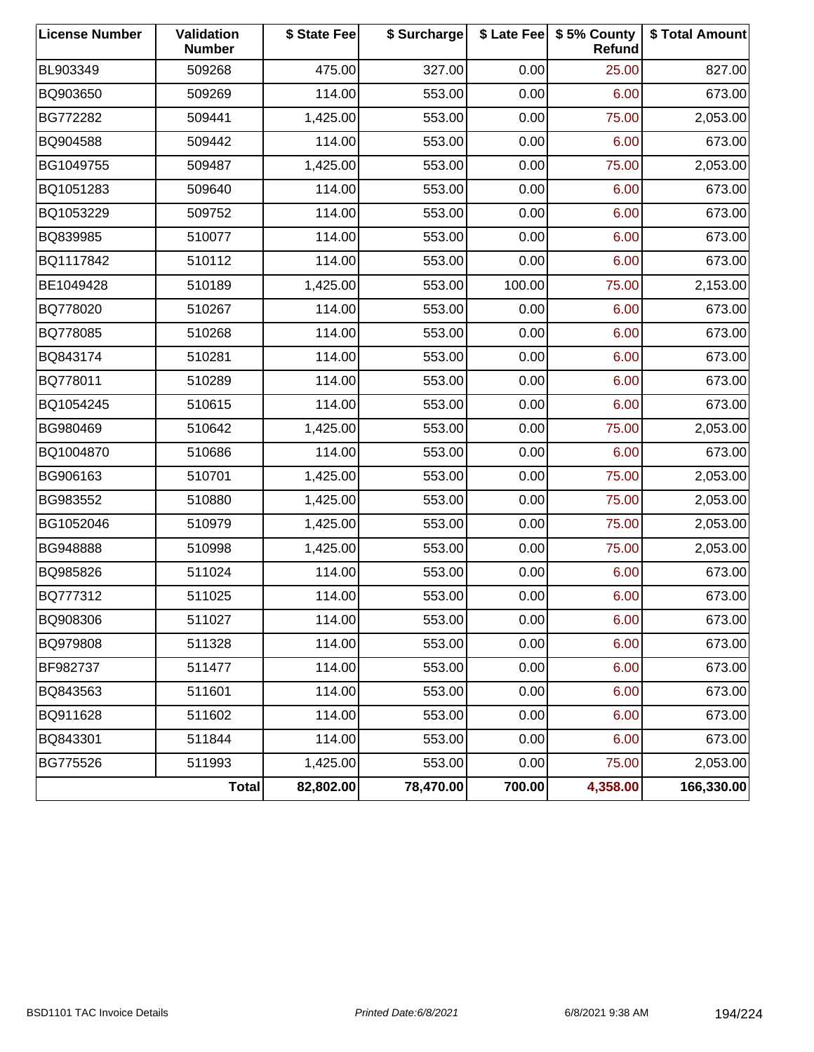| License Number | Validation Number | $ State Fee | $ Surcharge | $ Late Fee | $ 5% County Refund | $ Total Amount |
|---|---|---|---|---|---|---|
| BL903349 | 509268 | 475.00 | 327.00 | 0.00 | 25.00 | 827.00 |
| BQ903650 | 509269 | 114.00 | 553.00 | 0.00 | 6.00 | 673.00 |
| BG772282 | 509441 | 1,425.00 | 553.00 | 0.00 | 75.00 | 2,053.00 |
| BQ904588 | 509442 | 114.00 | 553.00 | 0.00 | 6.00 | 673.00 |
| BG1049755 | 509487 | 1,425.00 | 553.00 | 0.00 | 75.00 | 2,053.00 |
| BQ1051283 | 509640 | 114.00 | 553.00 | 0.00 | 6.00 | 673.00 |
| BQ1053229 | 509752 | 114.00 | 553.00 | 0.00 | 6.00 | 673.00 |
| BQ839985 | 510077 | 114.00 | 553.00 | 0.00 | 6.00 | 673.00 |
| BQ1117842 | 510112 | 114.00 | 553.00 | 0.00 | 6.00 | 673.00 |
| BE1049428 | 510189 | 1,425.00 | 553.00 | 100.00 | 75.00 | 2,153.00 |
| BQ778020 | 510267 | 114.00 | 553.00 | 0.00 | 6.00 | 673.00 |
| BQ778085 | 510268 | 114.00 | 553.00 | 0.00 | 6.00 | 673.00 |
| BQ843174 | 510281 | 114.00 | 553.00 | 0.00 | 6.00 | 673.00 |
| BQ778011 | 510289 | 114.00 | 553.00 | 0.00 | 6.00 | 673.00 |
| BQ1054245 | 510615 | 114.00 | 553.00 | 0.00 | 6.00 | 673.00 |
| BG980469 | 510642 | 1,425.00 | 553.00 | 0.00 | 75.00 | 2,053.00 |
| BQ1004870 | 510686 | 114.00 | 553.00 | 0.00 | 6.00 | 673.00 |
| BG906163 | 510701 | 1,425.00 | 553.00 | 0.00 | 75.00 | 2,053.00 |
| BG983552 | 510880 | 1,425.00 | 553.00 | 0.00 | 75.00 | 2,053.00 |
| BG1052046 | 510979 | 1,425.00 | 553.00 | 0.00 | 75.00 | 2,053.00 |
| BG948888 | 510998 | 1,425.00 | 553.00 | 0.00 | 75.00 | 2,053.00 |
| BQ985826 | 511024 | 114.00 | 553.00 | 0.00 | 6.00 | 673.00 |
| BQ777312 | 511025 | 114.00 | 553.00 | 0.00 | 6.00 | 673.00 |
| BQ908306 | 511027 | 114.00 | 553.00 | 0.00 | 6.00 | 673.00 |
| BQ979808 | 511328 | 114.00 | 553.00 | 0.00 | 6.00 | 673.00 |
| BF982737 | 511477 | 114.00 | 553.00 | 0.00 | 6.00 | 673.00 |
| BQ843563 | 511601 | 114.00 | 553.00 | 0.00 | 6.00 | 673.00 |
| BQ911628 | 511602 | 114.00 | 553.00 | 0.00 | 6.00 | 673.00 |
| BQ843301 | 511844 | 114.00 | 553.00 | 0.00 | 6.00 | 673.00 |
| BG775526 | 511993 | 1,425.00 | 553.00 | 0.00 | 75.00 | 2,053.00 |
| | **Total** | **82,802.00** | **78,470.00** | **700.00** | **4,358.00** | **166,330.00** |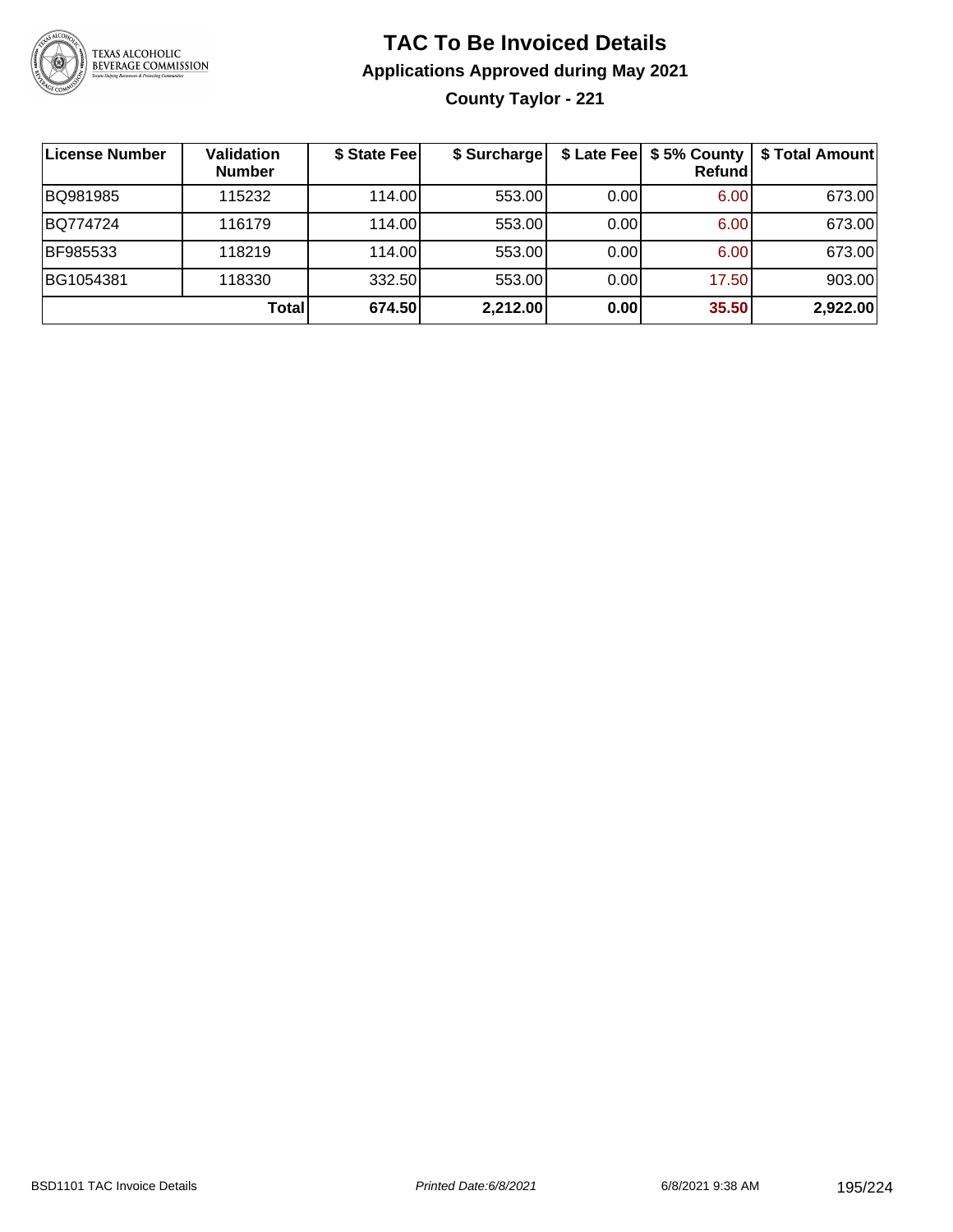# TAC To Be Invoiced Details

## Applications Approved during May 2021

### County Taylor - 221

| License Number | Validation Number | $ State Fee | $ Surcharge | $ Late Fee | $ 5% County Refund | $ Total Amount |
|---|---|---|---|---|---|---|
| BQ981985 | 115232 | 114.00 | 553.00 | 0.00 | 6.00 | 673.00 |
| BQ774724 | 116179 | 114.00 | 553.00 | 0.00 | 6.00 | 673.00 |
| BF985533 | 118219 | 114.00 | 553.00 | 0.00 | 6.00 | 673.00 |
| BG1054381 | 118330 | 332.50 | 553.00 | 0.00 | 17.50 | 903.00 |
| | **Total** | **674.50** | **2,212.00** | **0.00** | **35.50** | **2,922.00** |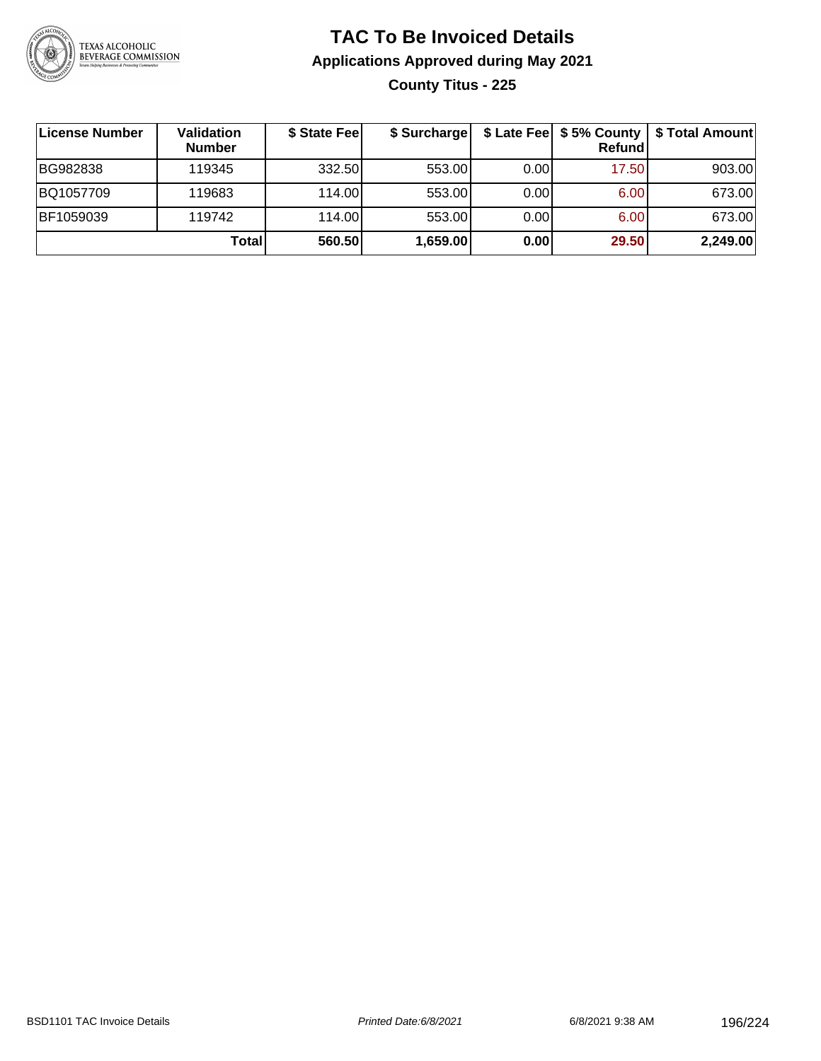# TAC To Be Invoiced Details

## Applications Approved during May 2021

### County Titus - 225

| License Number | Validation Number | $ State Fee | $ Surcharge | $ Late Fee | $ 5% County Refund | $ Total Amount |
|---|---|---|---|---|---|---|
| BG982838 | 119345 | 332.50 | 553.00 | 0.00 | 17.50 | 903.00 |
| BQ1057709 | 119683 | 114.00 | 553.00 | 0.00 | 6.00 | 673.00 |
| BF1059039 | 119742 | 114.00 | 553.00 | 0.00 | 6.00 | 673.00 |
| | **Total** | **560.50** | **1,659.00** | **0.00** | **29.50** | **2,249.00** |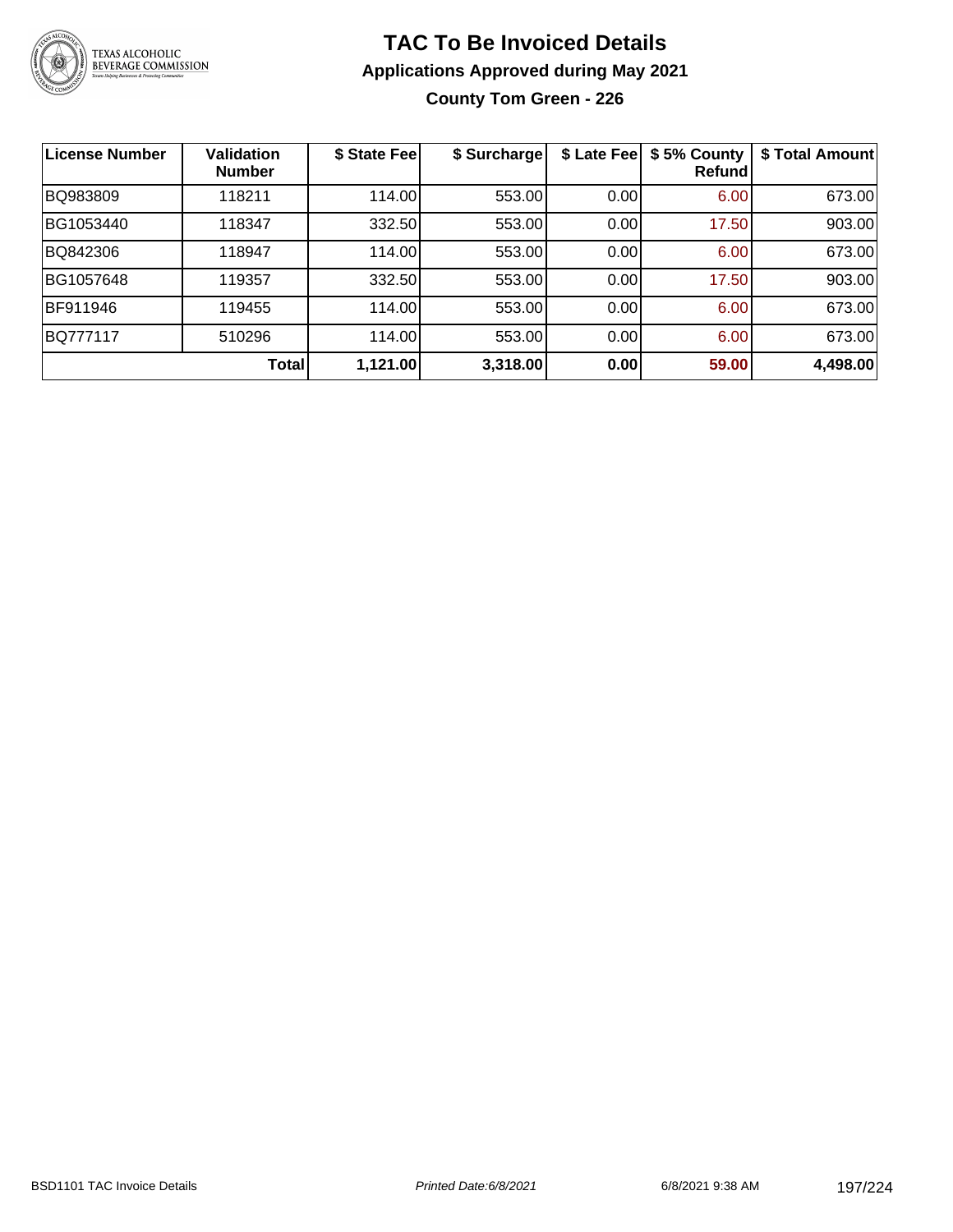# TAC To Be Invoiced Details

## Applications Approved during May 2021

### County Tom Green - 226

| License Number | Validation Number | $ State Fee | $ Surcharge | $ Late Fee | $ 5% County Refund | $ Total Amount |
|---|---|---|---|---|---|---|
| BQ983809 | 118211 | 114.00 | 553.00 | 0.00 | 6.00 | 673.00 |
| BG1053440 | 118347 | 332.50 | 553.00 | 0.00 | 17.50 | 903.00 |
| BQ842306 | 118947 | 114.00 | 553.00 | 0.00 | 6.00 | 673.00 |
| BG1057648 | 119357 | 332.50 | 553.00 | 0.00 | 17.50 | 903.00 |
| BF911946 | 119455 | 114.00 | 553.00 | 0.00 | 6.00 | 673.00 |
| BQ777117 | 510296 | 114.00 | 553.00 | 0.00 | 6.00 | 673.00 |
| | **Total** | **1,121.00** | **3,318.00** | **0.00** | **59.00** | **4,498.00** |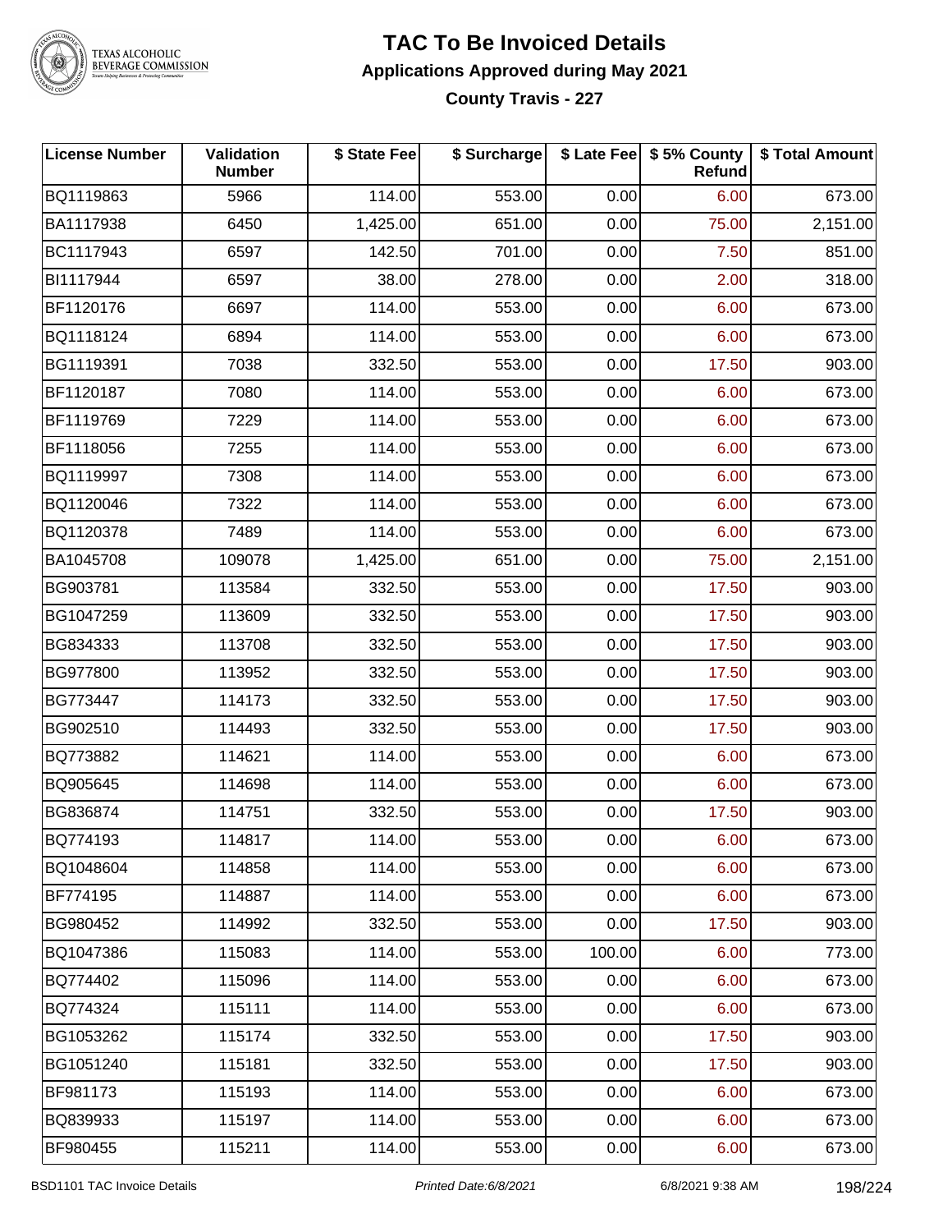# TAC To Be Invoiced Details

## Applications Approved during May 2021

### County Travis - 227

| License Number | Validation Number | $ State Fee | $ Surcharge | $ Late Fee | $ 5% County Refund | $ Total Amount |
|---|---|---|---|---|---|---|
| BQ1119863 | 5966 | 114.00 | 553.00 | 0.00 | 6.00 | 673.00 |
| BA1117938 | 6450 | 1,425.00 | 651.00 | 0.00 | 75.00 | 2,151.00 |
| BC1117943 | 6597 | 142.50 | 701.00 | 0.00 | 7.50 | 851.00 |
| BI1117944 | 6597 | 38.00 | 278.00 | 0.00 | 2.00 | 318.00 |
| BF1120176 | 6697 | 114.00 | 553.00 | 0.00 | 6.00 | 673.00 |
| BQ1118124 | 6894 | 114.00 | 553.00 | 0.00 | 6.00 | 673.00 |
| BG1119391 | 7038 | 332.50 | 553.00 | 0.00 | 17.50 | 903.00 |
| BF1120187 | 7080 | 114.00 | 553.00 | 0.00 | 6.00 | 673.00 |
| BF1119769 | 7229 | 114.00 | 553.00 | 0.00 | 6.00 | 673.00 |
| BF1118056 | 7255 | 114.00 | 553.00 | 0.00 | 6.00 | 673.00 |
| BQ1119997 | 7308 | 114.00 | 553.00 | 0.00 | 6.00 | 673.00 |
| BQ1120046 | 7322 | 114.00 | 553.00 | 0.00 | 6.00 | 673.00 |
| BQ1120378 | 7489 | 114.00 | 553.00 | 0.00 | 6.00 | 673.00 |
| BA1045708 | 109078 | 1,425.00 | 651.00 | 0.00 | 75.00 | 2,151.00 |
| BG903781 | 113584 | 332.50 | 553.00 | 0.00 | 17.50 | 903.00 |
| BG1047259 | 113609 | 332.50 | 553.00 | 0.00 | 17.50 | 903.00 |
| BG834333 | 113708 | 332.50 | 553.00 | 0.00 | 17.50 | 903.00 |
| BG977800 | 113952 | 332.50 | 553.00 | 0.00 | 17.50 | 903.00 |
| BG773447 | 114173 | 332.50 | 553.00 | 0.00 | 17.50 | 903.00 |
| BG902510 | 114493 | 332.50 | 553.00 | 0.00 | 17.50 | 903.00 |
| BQ773882 | 114621 | 114.00 | 553.00 | 0.00 | 6.00 | 673.00 |
| BQ905645 | 114698 | 114.00 | 553.00 | 0.00 | 6.00 | 673.00 |
| BG836874 | 114751 | 332.50 | 553.00 | 0.00 | 17.50 | 903.00 |
| BQ774193 | 114817 | 114.00 | 553.00 | 0.00 | 6.00 | 673.00 |
| BQ1048604 | 114858 | 114.00 | 553.00 | 0.00 | 6.00 | 673.00 |
| BF774195 | 114887 | 114.00 | 553.00 | 0.00 | 6.00 | 673.00 |
| BG980452 | 114992 | 332.50 | 553.00 | 0.00 | 17.50 | 903.00 |
| BQ1047386 | 115083 | 114.00 | 553.00 | 100.00 | 6.00 | 773.00 |
| BQ774402 | 115096 | 114.00 | 553.00 | 0.00 | 6.00 | 673.00 |
| BQ774324 | 115111 | 114.00 | 553.00 | 0.00 | 6.00 | 673.00 |
| BG1053262 | 115174 | 332.50 | 553.00 | 0.00 | 17.50 | 903.00 |
| BG1051240 | 115181 | 332.50 | 553.00 | 0.00 | 17.50 | 903.00 |
| BF981173 | 115193 | 114.00 | 553.00 | 0.00 | 6.00 | 673.00 |
| BQ839933 | 115197 | 114.00 | 553.00 | 0.00 | 6.00 | 673.00 |
| BF980455 | 115211 | 114.00 | 553.00 | 0.00 | 6.00 | 673.00 |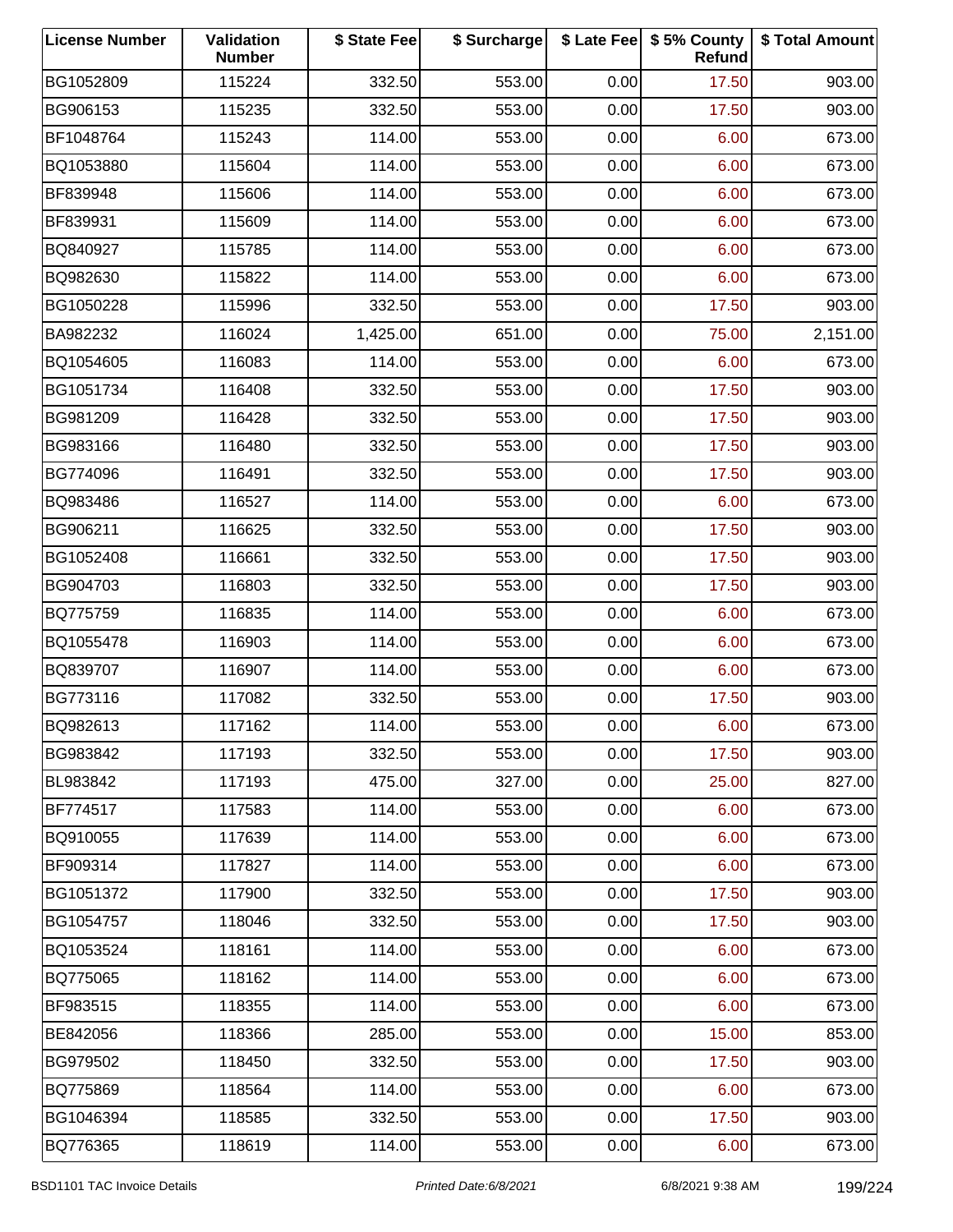| License Number | Validation Number | $ State Fee | $ Surcharge | $ Late Fee | $ 5% County Refund | $ Total Amount |
|---|---|---|---|---|---|---|
| BG1052809 | 115224 | 332.50 | 553.00 | 0.00 | 17.50 | 903.00 |
| BG906153 | 115235 | 332.50 | 553.00 | 0.00 | 17.50 | 903.00 |
| BF1048764 | 115243 | 114.00 | 553.00 | 0.00 | 6.00 | 673.00 |
| BQ1053880 | 115604 | 114.00 | 553.00 | 0.00 | 6.00 | 673.00 |
| BF839948 | 115606 | 114.00 | 553.00 | 0.00 | 6.00 | 673.00 |
| BF839931 | 115609 | 114.00 | 553.00 | 0.00 | 6.00 | 673.00 |
| BQ840927 | 115785 | 114.00 | 553.00 | 0.00 | 6.00 | 673.00 |
| BQ982630 | 115822 | 114.00 | 553.00 | 0.00 | 6.00 | 673.00 |
| BG1050228 | 115996 | 332.50 | 553.00 | 0.00 | 17.50 | 903.00 |
| BA982232 | 116024 | 1,425.00 | 651.00 | 0.00 | 75.00 | 2,151.00 |
| BQ1054605 | 116083 | 114.00 | 553.00 | 0.00 | 6.00 | 673.00 |
| BG1051734 | 116408 | 332.50 | 553.00 | 0.00 | 17.50 | 903.00 |
| BG981209 | 116428 | 332.50 | 553.00 | 0.00 | 17.50 | 903.00 |
| BG983166 | 116480 | 332.50 | 553.00 | 0.00 | 17.50 | 903.00 |
| BG774096 | 116491 | 332.50 | 553.00 | 0.00 | 17.50 | 903.00 |
| BQ983486 | 116527 | 114.00 | 553.00 | 0.00 | 6.00 | 673.00 |
| BG906211 | 116625 | 332.50 | 553.00 | 0.00 | 17.50 | 903.00 |
| BG1052408 | 116661 | 332.50 | 553.00 | 0.00 | 17.50 | 903.00 |
| BG904703 | 116803 | 332.50 | 553.00 | 0.00 | 17.50 | 903.00 |
| BQ775759 | 116835 | 114.00 | 553.00 | 0.00 | 6.00 | 673.00 |
| BQ1055478 | 116903 | 114.00 | 553.00 | 0.00 | 6.00 | 673.00 |
| BQ839707 | 116907 | 114.00 | 553.00 | 0.00 | 6.00 | 673.00 |
| BG773116 | 117082 | 332.50 | 553.00 | 0.00 | 17.50 | 903.00 |
| BQ982613 | 117162 | 114.00 | 553.00 | 0.00 | 6.00 | 673.00 |
| BG983842 | 117193 | 332.50 | 553.00 | 0.00 | 17.50 | 903.00 |
| BL983842 | 117193 | 475.00 | 327.00 | 0.00 | 25.00 | 827.00 |
| BF774517 | 117583 | 114.00 | 553.00 | 0.00 | 6.00 | 673.00 |
| BQ910055 | 117639 | 114.00 | 553.00 | 0.00 | 6.00 | 673.00 |
| BF909314 | 117827 | 114.00 | 553.00 | 0.00 | 6.00 | 673.00 |
| BG1051372 | 117900 | 332.50 | 553.00 | 0.00 | 17.50 | 903.00 |
| BG1054757 | 118046 | 332.50 | 553.00 | 0.00 | 17.50 | 903.00 |
| BQ1053524 | 118161 | 114.00 | 553.00 | 0.00 | 6.00 | 673.00 |
| BQ775065 | 118162 | 114.00 | 553.00 | 0.00 | 6.00 | 673.00 |
| BF983515 | 118355 | 114.00 | 553.00 | 0.00 | 6.00 | 673.00 |
| BE842056 | 118366 | 285.00 | 553.00 | 0.00 | 15.00 | 853.00 |
| BG979502 | 118450 | 332.50 | 553.00 | 0.00 | 17.50 | 903.00 |
| BQ775869 | 118564 | 114.00 | 553.00 | 0.00 | 6.00 | 673.00 |
| BG1046394 | 118585 | 332.50 | 553.00 | 0.00 | 17.50 | 903.00 |
| BQ776365 | 118619 | 114.00 | 553.00 | 0.00 | 6.00 | 673.00 |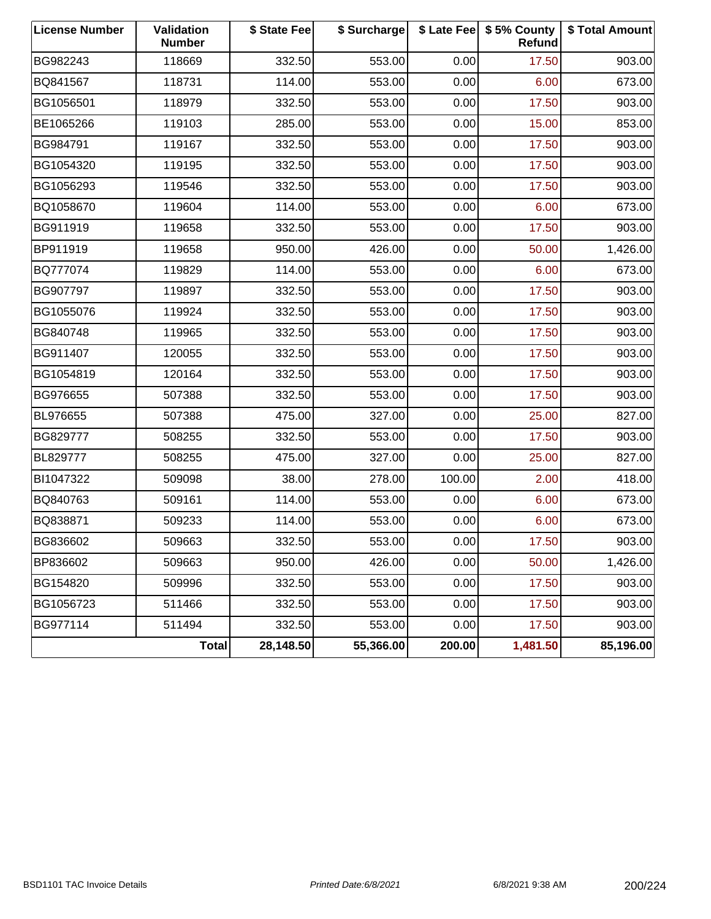| License Number | Validation Number | $ State Fee | $ Surcharge | $ Late Fee | $ 5% County Refund | $ Total Amount |
|---|---|---|---|---|---|---|
| BG982243 | 118669 | 332.50 | 553.00 | 0.00 | 17.50 | 903.00 |
| BQ841567 | 118731 | 114.00 | 553.00 | 0.00 | 6.00 | 673.00 |
| BG1056501 | 118979 | 332.50 | 553.00 | 0.00 | 17.50 | 903.00 |
| BE1065266 | 119103 | 285.00 | 553.00 | 0.00 | 15.00 | 853.00 |
| BG984791 | 119167 | 332.50 | 553.00 | 0.00 | 17.50 | 903.00 |
| BG1054320 | 119195 | 332.50 | 553.00 | 0.00 | 17.50 | 903.00 |
| BG1056293 | 119546 | 332.50 | 553.00 | 0.00 | 17.50 | 903.00 |
| BQ1058670 | 119604 | 114.00 | 553.00 | 0.00 | 6.00 | 673.00 |
| BG911919 | 119658 | 332.50 | 553.00 | 0.00 | 17.50 | 903.00 |
| BP911919 | 119658 | 950.00 | 426.00 | 0.00 | 50.00 | 1,426.00 |
| BQ777074 | 119829 | 114.00 | 553.00 | 0.00 | 6.00 | 673.00 |
| BG907797 | 119897 | 332.50 | 553.00 | 0.00 | 17.50 | 903.00 |
| BG1055076 | 119924 | 332.50 | 553.00 | 0.00 | 17.50 | 903.00 |
| BG840748 | 119965 | 332.50 | 553.00 | 0.00 | 17.50 | 903.00 |
| BG911407 | 120055 | 332.50 | 553.00 | 0.00 | 17.50 | 903.00 |
| BG1054819 | 120164 | 332.50 | 553.00 | 0.00 | 17.50 | 903.00 |
| BG976655 | 507388 | 332.50 | 553.00 | 0.00 | 17.50 | 903.00 |
| BL976655 | 507388 | 475.00 | 327.00 | 0.00 | 25.00 | 827.00 |
| BG829777 | 508255 | 332.50 | 553.00 | 0.00 | 17.50 | 903.00 |
| BL829777 | 508255 | 475.00 | 327.00 | 0.00 | 25.00 | 827.00 |
| BI1047322 | 509098 | 38.00 | 278.00 | 100.00 | 2.00 | 418.00 |
| BQ840763 | 509161 | 114.00 | 553.00 | 0.00 | 6.00 | 673.00 |
| BQ838871 | 509233 | 114.00 | 553.00 | 0.00 | 6.00 | 673.00 |
| BG836602 | 509663 | 332.50 | 553.00 | 0.00 | 17.50 | 903.00 |
| BP836602 | 509663 | 950.00 | 426.00 | 0.00 | 50.00 | 1,426.00 |
| BG154820 | 509996 | 332.50 | 553.00 | 0.00 | 17.50 | 903.00 |
| BG1056723 | 511466 | 332.50 | 553.00 | 0.00 | 17.50 | 903.00 |
| BG977114 | 511494 | 332.50 | 553.00 | 0.00 | 17.50 | 903.00 |
| | **Total** | **28,148.50** | **55,366.00** | **200.00** | **1,481.50** | **85,196.00** |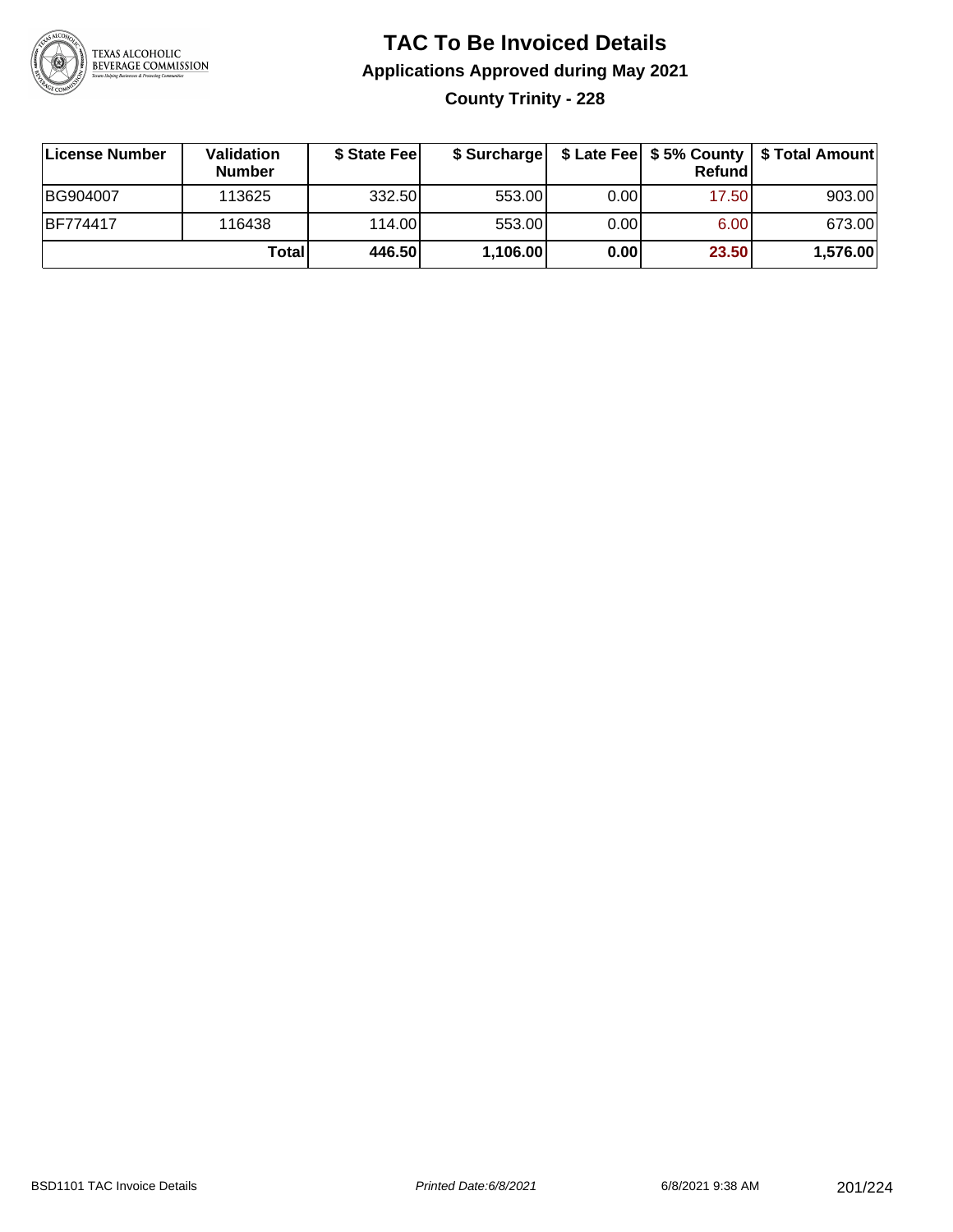# TAC To Be Invoiced Details

## Applications Approved during May 2021

### County Trinity - 228

| License Number | Validation Number | $ State Fee | $ Surcharge | $ Late Fee | $ 5% County Refund | $ Total Amount |
|---|---|---|---|---|---|---|
| BG904007 | 113625 | 332.50 | 553.00 | 0.00 | 17.50 | 903.00 |
| BF774417 | 116438 | 114.00 | 553.00 | 0.00 | 6.00 | 673.00 |
| | **Total** | **446.50** | **1,106.00** | **0.00** | **23.50** | **1,576.00** |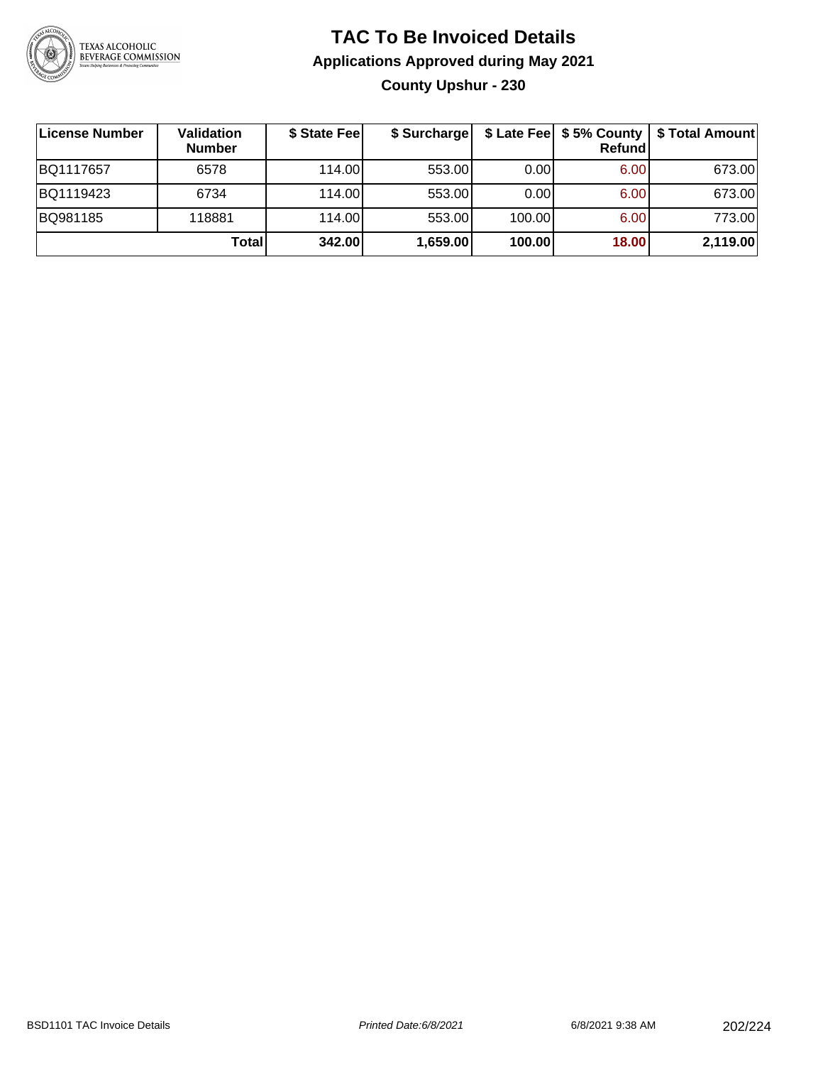# TAC To Be Invoiced Details

## Applications Approved during May 2021

### County Upshur - 230

| License Number | Validation Number | $ State Fee | $ Surcharge | $ Late Fee | $ 5% County Refund | $ Total Amount |
|---|---|---|---|---|---|---|
| BQ1117657 | 6578 | 114.00 | 553.00 | 0.00 | 6.00 | 673.00 |
| BQ1119423 | 6734 | 114.00 | 553.00 | 0.00 | 6.00 | 673.00 |
| BQ981185 | 118881 | 114.00 | 553.00 | 100.00 | 6.00 | 773.00 |
| | **Total** | **342.00** | **1,659.00** | **100.00** | **18.00** | **2,119.00** |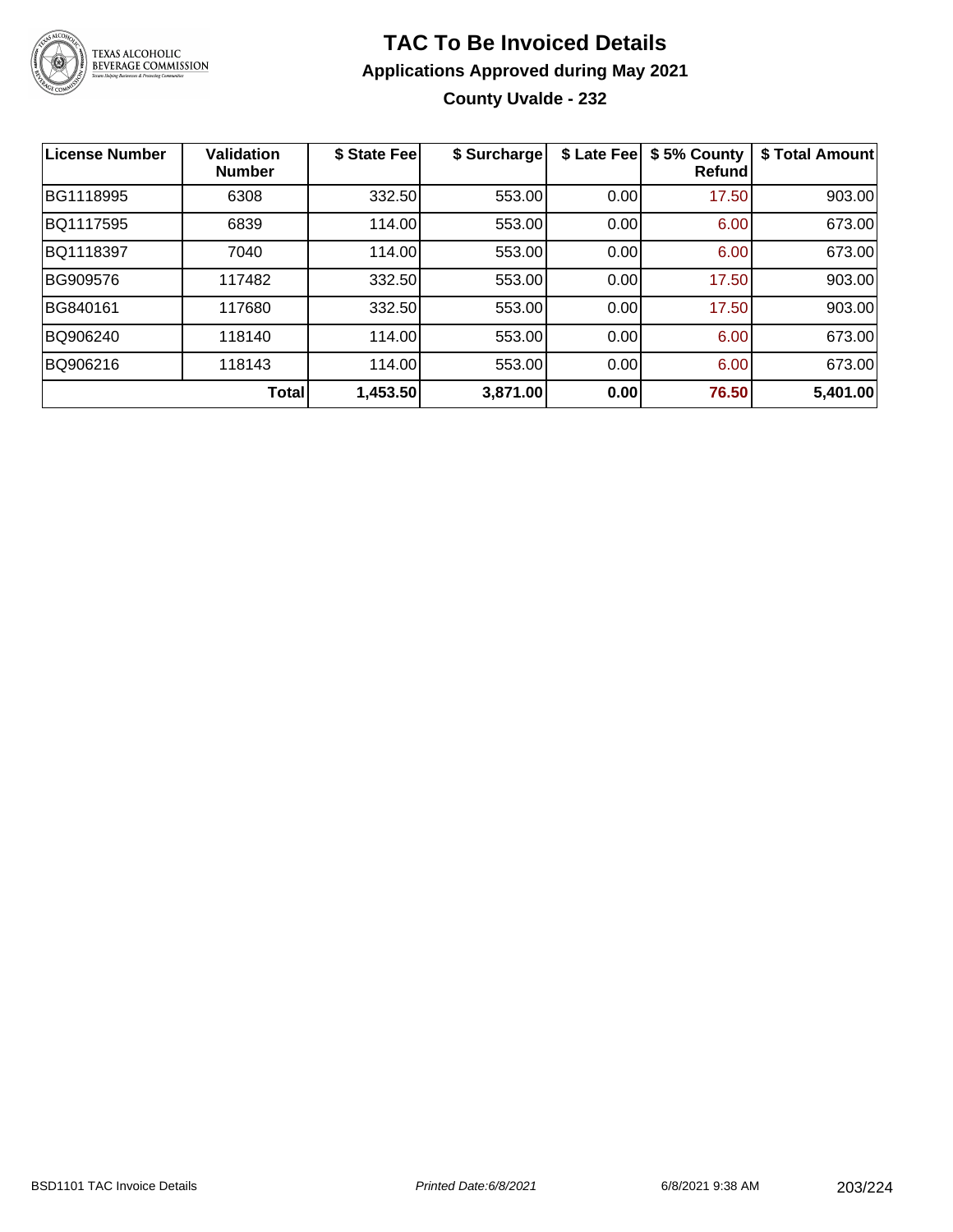# TAC To Be Invoiced Details

## Applications Approved during May 2021

### County Uvalde - 232

| License Number | Validation Number | $ State Fee | $ Surcharge | $ Late Fee | $ 5% County Refund | $ Total Amount |
|---|---|---|---|---|---|---|
| BG1118995 | 6308 | 332.50 | 553.00 | 0.00 | 17.50 | 903.00 |
| BQ1117595 | 6839 | 114.00 | 553.00 | 0.00 | 6.00 | 673.00 |
| BQ1118397 | 7040 | 114.00 | 553.00 | 0.00 | 6.00 | 673.00 |
| BG909576 | 117482 | 332.50 | 553.00 | 0.00 | 17.50 | 903.00 |
| BG840161 | 117680 | 332.50 | 553.00 | 0.00 | 17.50 | 903.00 |
| BQ906240 | 118140 | 114.00 | 553.00 | 0.00 | 6.00 | 673.00 |
| BQ906216 | 118143 | 114.00 | 553.00 | 0.00 | 6.00 | 673.00 |
| | **Total** | **1,453.50** | **3,871.00** | **0.00** | **76.50** | **5,401.00** |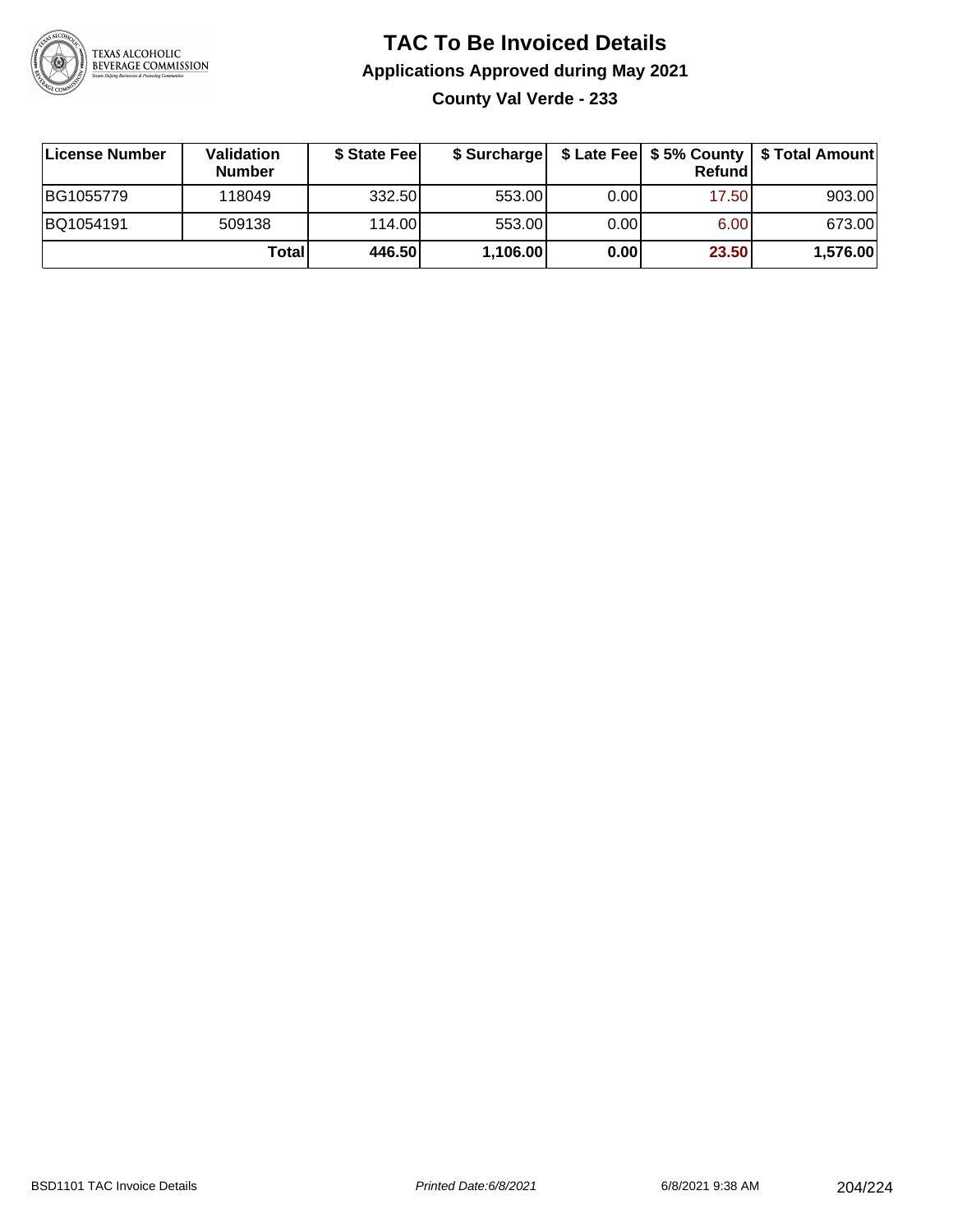# TAC To Be Invoiced Details

## Applications Approved during May 2021

### County Val Verde - 233

| License Number | Validation Number | $ State Fee | $ Surcharge | $ Late Fee | $ 5% County Refund | $ Total Amount |
|---|---|---|---|---|---|---|
| BG1055779 | 118049 | 332.50 | 553.00 | 0.00 | 17.50 | 903.00 |
| BQ1054191 | 509138 | 114.00 | 553.00 | 0.00 | 6.00 | 673.00 |
| | **Total** | **446.50** | **1,106.00** | **0.00** | **23.50** | **1,576.00** |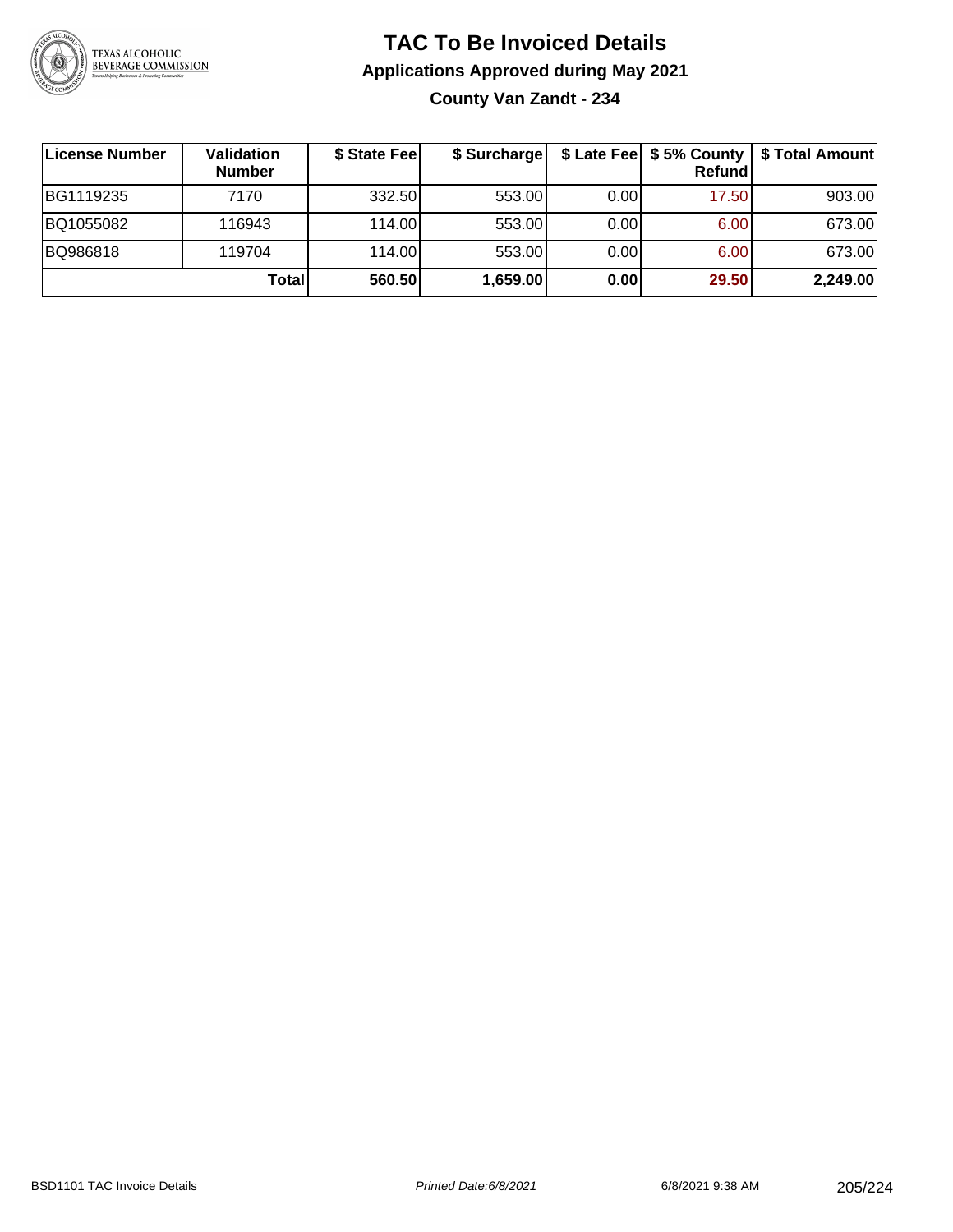# TAC To Be Invoiced Details

## Applications Approved during May 2021

### County Van Zandt - 234

| License Number | Validation Number | $ State Fee | $ Surcharge | $ Late Fee | $ 5% County Refund | $ Total Amount |
|---|---|---|---|---|---|---|
| BG1119235 | 7170 | 332.50 | 553.00 | 0.00 | 17.50 | 903.00 |
| BQ1055082 | 116943 | 114.00 | 553.00 | 0.00 | 6.00 | 673.00 |
| BQ986818 | 119704 | 114.00 | 553.00 | 0.00 | 6.00 | 673.00 |
| | **Total** | **560.50** | **1,659.00** | **0.00** | **29.50** | **2,249.00** |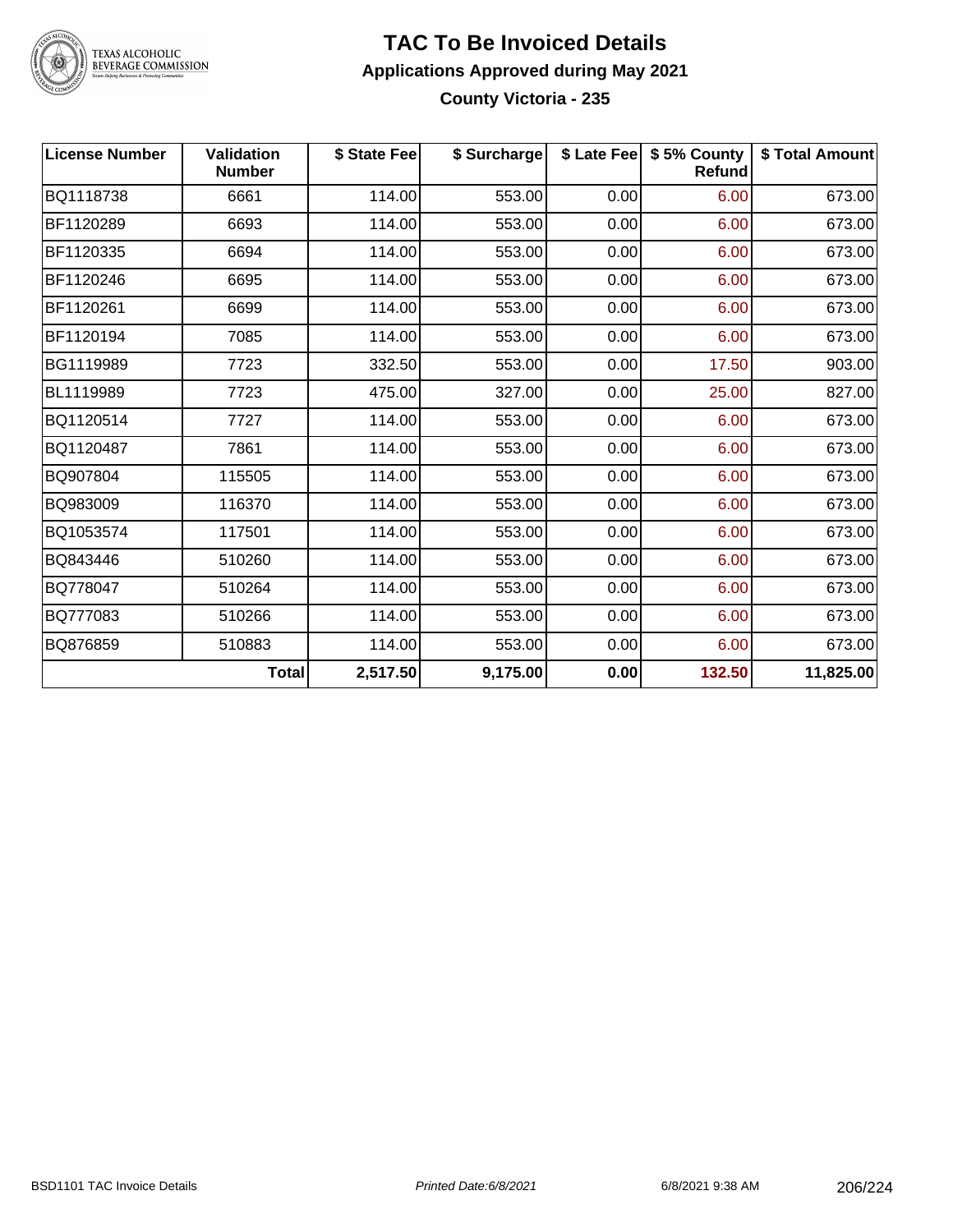# TAC To Be Invoiced Details

## Applications Approved during May 2021

### County Victoria - 235

| License Number | Validation Number | $ State Fee | $ Surcharge | $ Late Fee | $ 5% County Refund | $ Total Amount |
|---|---|---|---|---|---|---|
| BQ1118738 | 6661 | 114.00 | 553.00 | 0.00 | 6.00 | 673.00 |
| BF1120289 | 6693 | 114.00 | 553.00 | 0.00 | 6.00 | 673.00 |
| BF1120335 | 6694 | 114.00 | 553.00 | 0.00 | 6.00 | 673.00 |
| BF1120246 | 6695 | 114.00 | 553.00 | 0.00 | 6.00 | 673.00 |
| BF1120261 | 6699 | 114.00 | 553.00 | 0.00 | 6.00 | 673.00 |
| BF1120194 | 7085 | 114.00 | 553.00 | 0.00 | 6.00 | 673.00 |
| BG1119989 | 7723 | 332.50 | 553.00 | 0.00 | 17.50 | 903.00 |
| BL1119989 | 7723 | 475.00 | 327.00 | 0.00 | 25.00 | 827.00 |
| BQ1120514 | 7727 | 114.00 | 553.00 | 0.00 | 6.00 | 673.00 |
| BQ1120487 | 7861 | 114.00 | 553.00 | 0.00 | 6.00 | 673.00 |
| BQ907804 | 115505 | 114.00 | 553.00 | 0.00 | 6.00 | 673.00 |
| BQ983009 | 116370 | 114.00 | 553.00 | 0.00 | 6.00 | 673.00 |
| BQ1053574 | 117501 | 114.00 | 553.00 | 0.00 | 6.00 | 673.00 |
| BQ843446 | 510260 | 114.00 | 553.00 | 0.00 | 6.00 | 673.00 |
| BQ778047 | 510264 | 114.00 | 553.00 | 0.00 | 6.00 | 673.00 |
| BQ777083 | 510266 | 114.00 | 553.00 | 0.00 | 6.00 | 673.00 |
| BQ876859 | 510883 | 114.00 | 553.00 | 0.00 | 6.00 | 673.00 |
| | **Total** | **2,517.50** | **9,175.00** | **0.00** | **132.50** | **11,825.00** |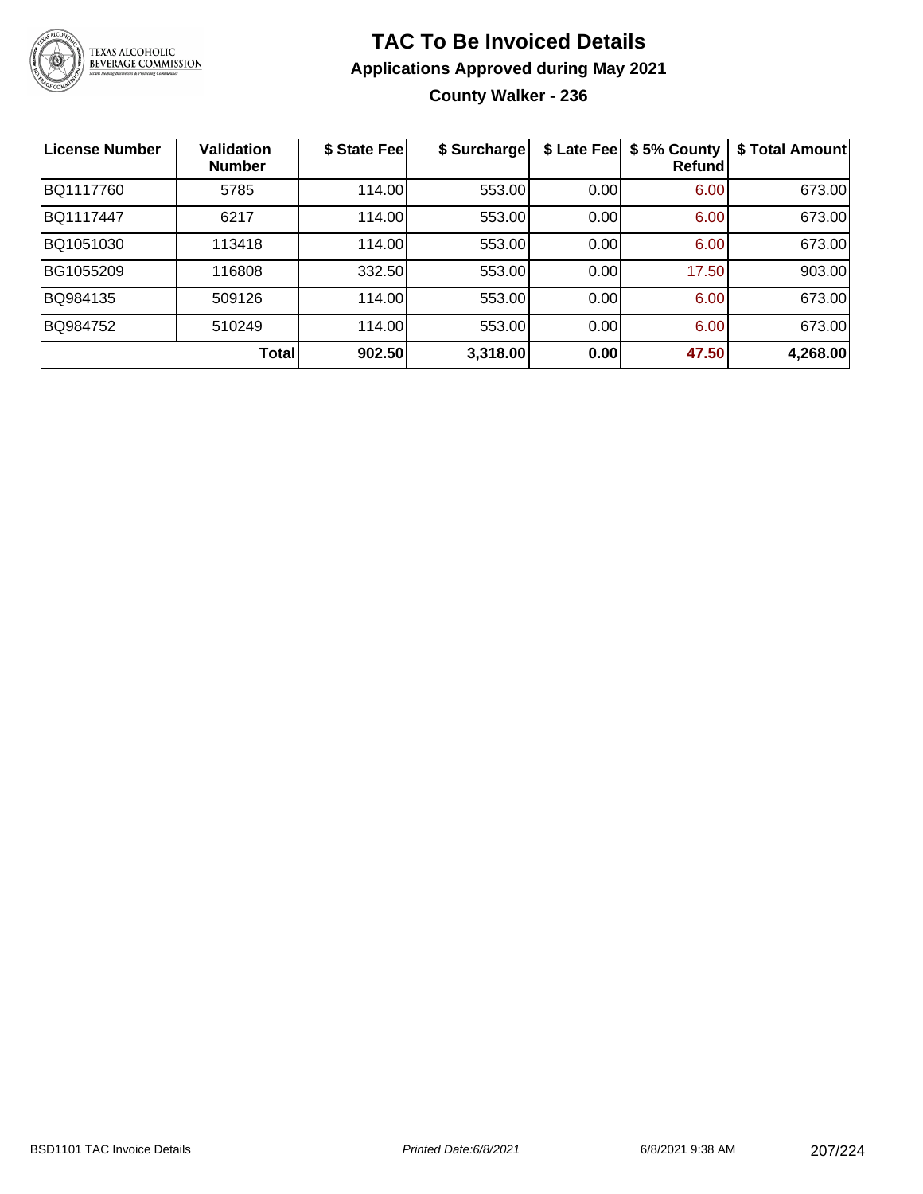# TAC To Be Invoiced Details

## Applications Approved during May 2021

### County Walker - 236

| License Number | Validation Number | $ State Fee | $ Surcharge | $ Late Fee | $ 5% County Refund | $ Total Amount |
|---|---|---|---|---|---|---|
| BQ1117760 | 5785 | 114.00 | 553.00 | 0.00 | 6.00 | 673.00 |
| BQ1117447 | 6217 | 114.00 | 553.00 | 0.00 | 6.00 | 673.00 |
| BQ1051030 | 113418 | 114.00 | 553.00 | 0.00 | 6.00 | 673.00 |
| BG1055209 | 116808 | 332.50 | 553.00 | 0.00 | 17.50 | 903.00 |
| BQ984135 | 509126 | 114.00 | 553.00 | 0.00 | 6.00 | 673.00 |
| BQ984752 | 510249 | 114.00 | 553.00 | 0.00 | 6.00 | 673.00 |
| | **Total** | **902.50** | **3,318.00** | **0.00** | **47.50** | **4,268.00** |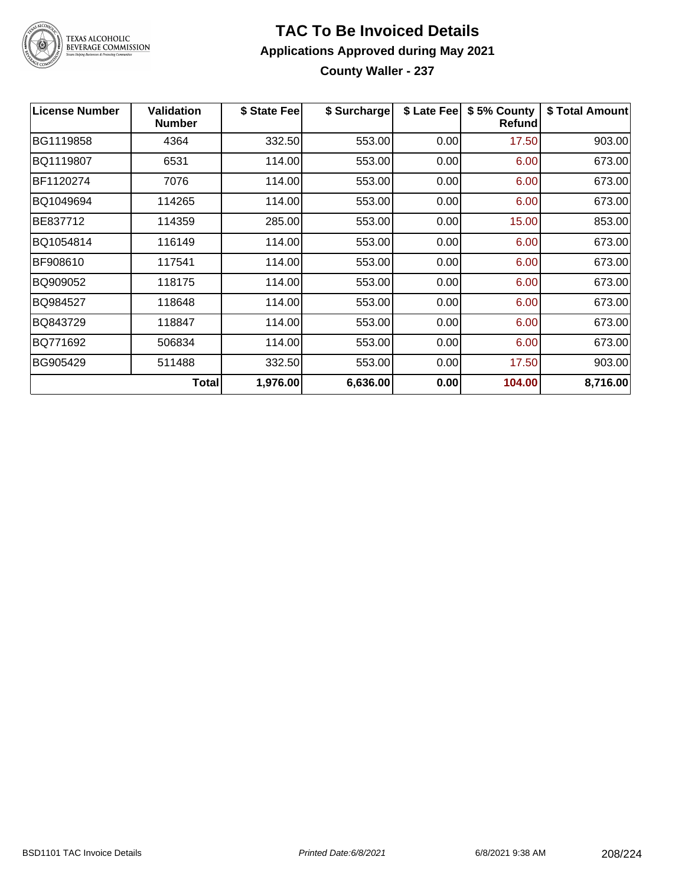# TAC To Be Invoiced Details

## Applications Approved during May 2021

### County Waller - 237

| License Number | Validation Number | $ State Fee | $ Surcharge | $ Late Fee | $ 5% County Refund | $ Total Amount |
|---|---|---|---|---|---|---|
| BG1119858 | 4364 | 332.50 | 553.00 | 0.00 | 17.50 | 903.00 |
| BQ1119807 | 6531 | 114.00 | 553.00 | 0.00 | 6.00 | 673.00 |
| BF1120274 | 7076 | 114.00 | 553.00 | 0.00 | 6.00 | 673.00 |
| BQ1049694 | 114265 | 114.00 | 553.00 | 0.00 | 6.00 | 673.00 |
| BE837712 | 114359 | 285.00 | 553.00 | 0.00 | 15.00 | 853.00 |
| BQ1054814 | 116149 | 114.00 | 553.00 | 0.00 | 6.00 | 673.00 |
| BF908610 | 117541 | 114.00 | 553.00 | 0.00 | 6.00 | 673.00 |
| BQ909052 | 118175 | 114.00 | 553.00 | 0.00 | 6.00 | 673.00 |
| BQ984527 | 118648 | 114.00 | 553.00 | 0.00 | 6.00 | 673.00 |
| BQ843729 | 118847 | 114.00 | 553.00 | 0.00 | 6.00 | 673.00 |
| BQ771692 | 506834 | 114.00 | 553.00 | 0.00 | 6.00 | 673.00 |
| BG905429 | 511488 | 332.50 | 553.00 | 0.00 | 17.50 | 903.00 |
| | **Total** | **1,976.00** | **6,636.00** | **0.00** | **104.00** | **8,716.00** |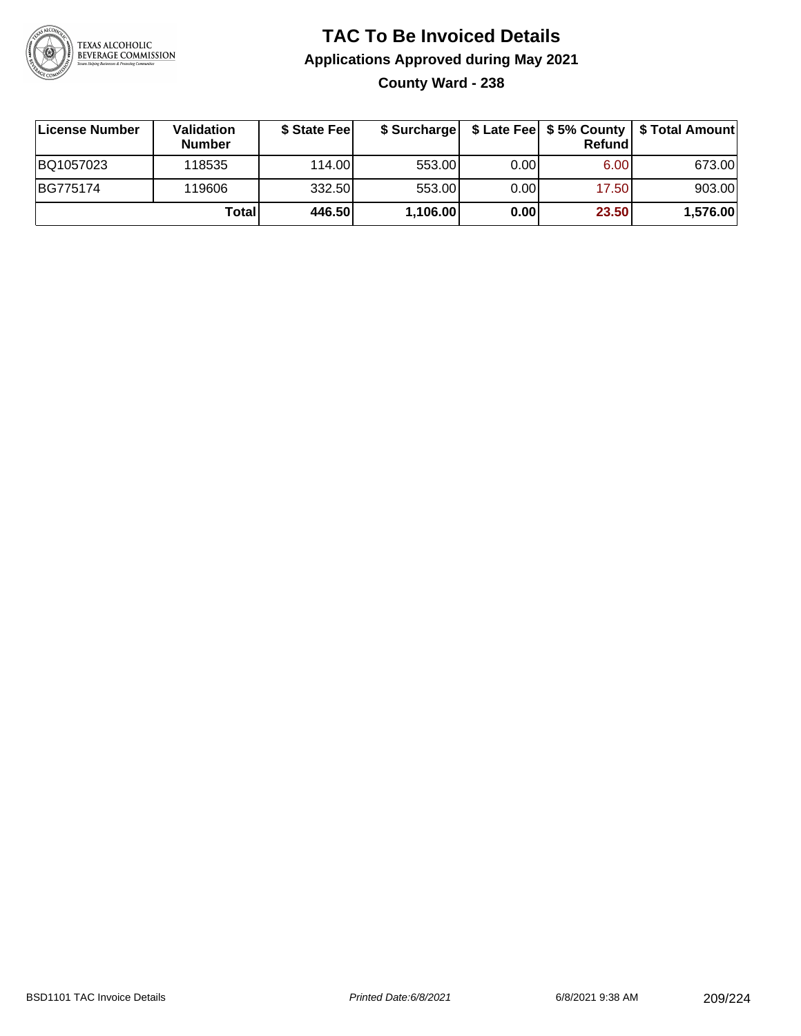# TAC To Be Invoiced Details

## Applications Approved during May 2021

### County Ward - 238

| License Number | Validation Number | $ State Fee | $ Surcharge | $ Late Fee | $ 5% County Refund | $ Total Amount |
|---|---|---|---|---|---|---|
| BQ1057023 | 118535 | 114.00 | 553.00 | 0.00 | 6.00 | 673.00 |
| BG775174 | 119606 | 332.50 | 553.00 | 0.00 | 17.50 | 903.00 |
| | **Total** | **446.50** | **1,106.00** | **0.00** | **23.50** | **1,576.00** |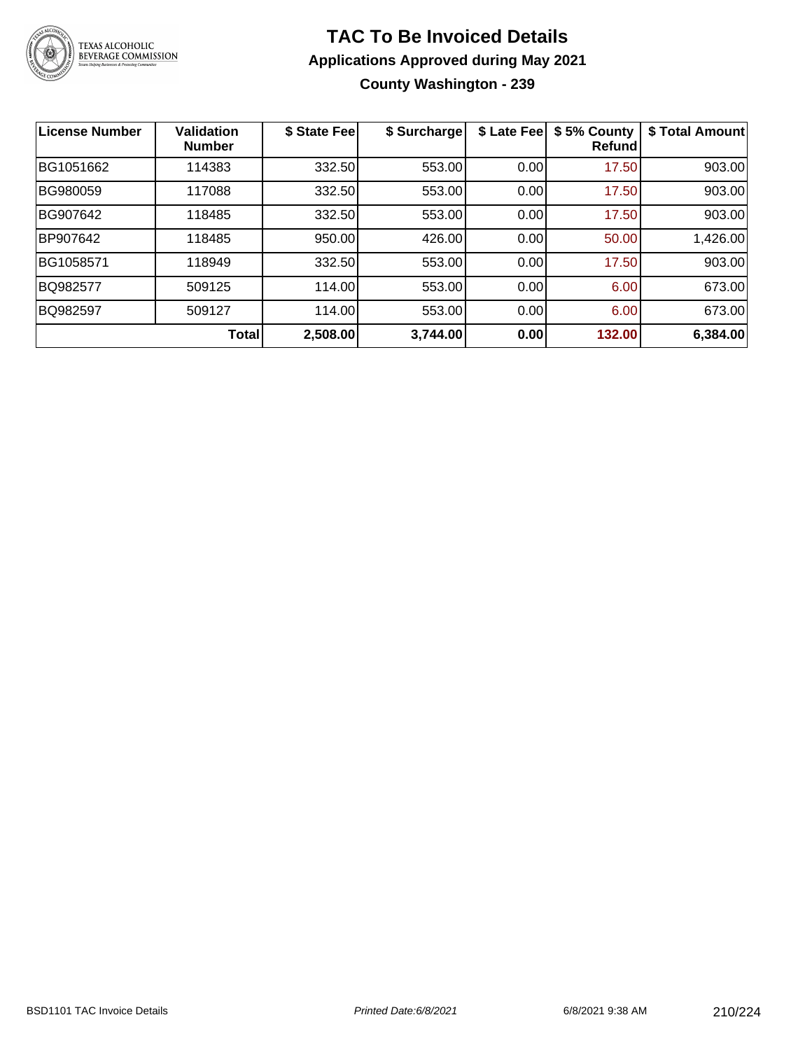# TAC To Be Invoiced Details

## Applications Approved during May 2021

### County Washington - 239

| License Number | Validation Number | $ State Fee | $ Surcharge | $ Late Fee | $ 5% County Refund | $ Total Amount |
|---|---|---|---|---|---|---|
| BG1051662 | 114383 | 332.50 | 553.00 | 0.00 | 17.50 | 903.00 |
| BG980059 | 117088 | 332.50 | 553.00 | 0.00 | 17.50 | 903.00 |
| BG907642 | 118485 | 332.50 | 553.00 | 0.00 | 17.50 | 903.00 |
| BP907642 | 118485 | 950.00 | 426.00 | 0.00 | 50.00 | 1,426.00 |
| BG1058571 | 118949 | 332.50 | 553.00 | 0.00 | 17.50 | 903.00 |
| BQ982577 | 509125 | 114.00 | 553.00 | 0.00 | 6.00 | 673.00 |
| BQ982597 | 509127 | 114.00 | 553.00 | 0.00 | 6.00 | 673.00 |
| | **Total** | **2,508.00** | **3,744.00** | **0.00** | **132.00** | **6,384.00** |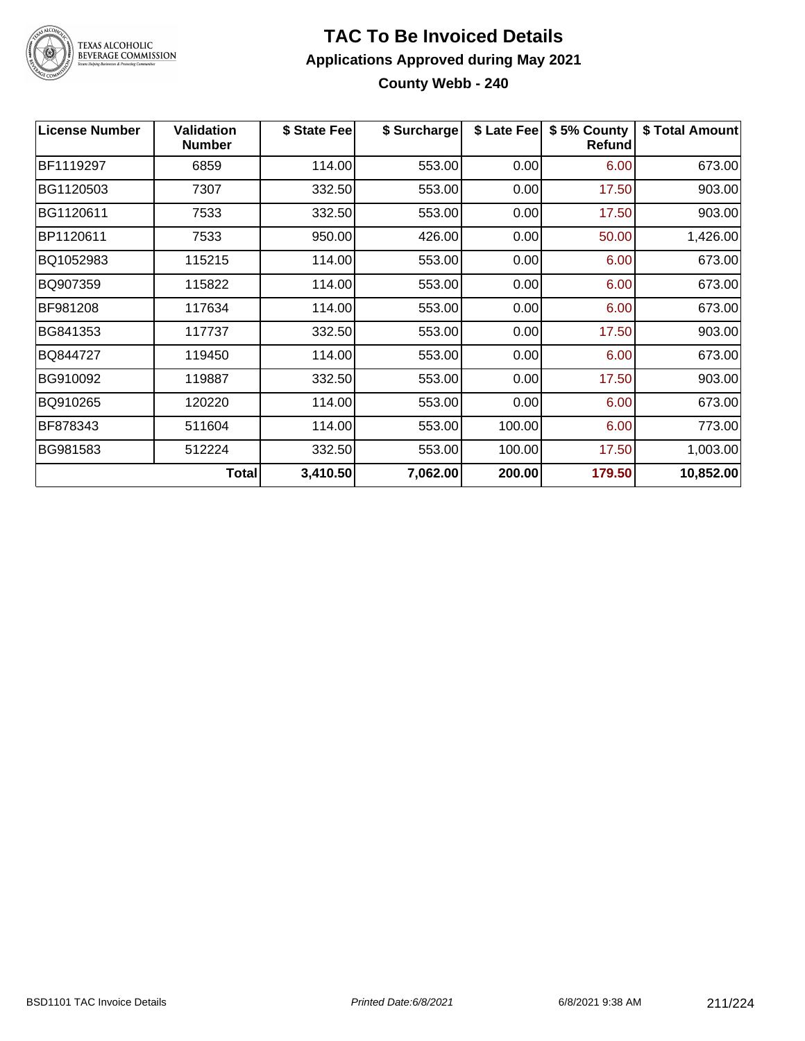# TAC To Be Invoiced Details

## Applications Approved during May 2021

### County Webb - 240

| License Number | Validation Number | $ State Fee | $ Surcharge | $ Late Fee | $ 5% County Refund | $ Total Amount |
|---|---|---|---|---|---|---|
| BF1119297 | 6859 | 114.00 | 553.00 | 0.00 | 6.00 | 673.00 |
| BG1120503 | 7307 | 332.50 | 553.00 | 0.00 | 17.50 | 903.00 |
| BG1120611 | 7533 | 332.50 | 553.00 | 0.00 | 17.50 | 903.00 |
| BP1120611 | 7533 | 950.00 | 426.00 | 0.00 | 50.00 | 1,426.00 |
| BQ1052983 | 115215 | 114.00 | 553.00 | 0.00 | 6.00 | 673.00 |
| BQ907359 | 115822 | 114.00 | 553.00 | 0.00 | 6.00 | 673.00 |
| BF981208 | 117634 | 114.00 | 553.00 | 0.00 | 6.00 | 673.00 |
| BG841353 | 117737 | 332.50 | 553.00 | 0.00 | 17.50 | 903.00 |
| BQ844727 | 119450 | 114.00 | 553.00 | 0.00 | 6.00 | 673.00 |
| BG910092 | 119887 | 332.50 | 553.00 | 0.00 | 17.50 | 903.00 |
| BQ910265 | 120220 | 114.00 | 553.00 | 0.00 | 6.00 | 673.00 |
| BF878343 | 511604 | 114.00 | 553.00 | 100.00 | 6.00 | 773.00 |
| BG981583 | 512224 | 332.50 | 553.00 | 100.00 | 17.50 | 1,003.00 |
| | **Total** | **3,410.50** | **7,062.00** | **200.00** | **179.50** | **10,852.00** |

BSD1101 TAC Invoice Details | *Printed Date:6/8/2021* | 6/8/2021 9:38 AM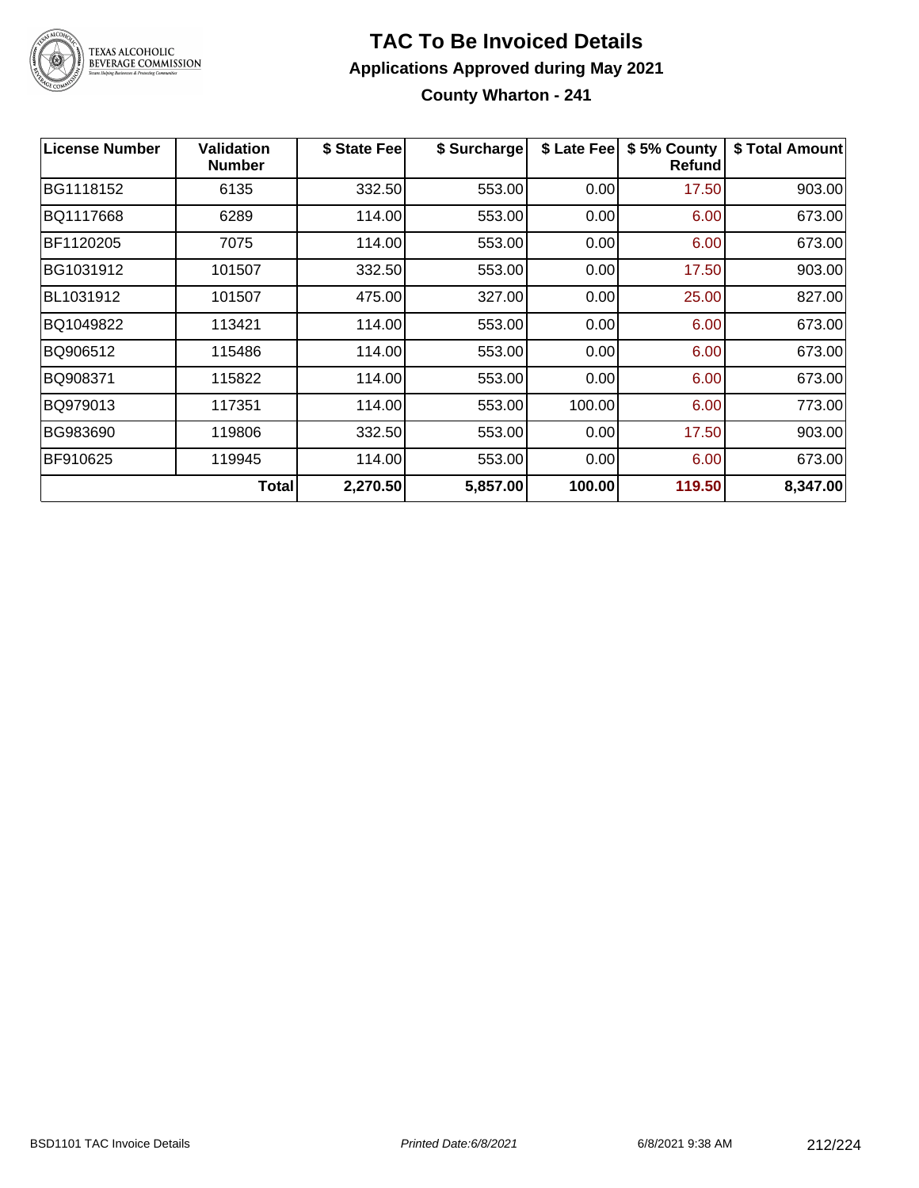# TAC To Be Invoiced Details

## Applications Approved during May 2021

### County Wharton - 241

| License Number | Validation Number | $ State Fee | $ Surcharge | $ Late Fee | $ 5% County Refund | $ Total Amount |
|---|---|---|---|---|---|---|
| BG1118152 | 6135 | 332.50 | 553.00 | 0.00 | 17.50 | 903.00 |
| BQ1117668 | 6289 | 114.00 | 553.00 | 0.00 | 6.00 | 673.00 |
| BF1120205 | 7075 | 114.00 | 553.00 | 0.00 | 6.00 | 673.00 |
| BG1031912 | 101507 | 332.50 | 553.00 | 0.00 | 17.50 | 903.00 |
| BL1031912 | 101507 | 475.00 | 327.00 | 0.00 | 25.00 | 827.00 |
| BQ1049822 | 113421 | 114.00 | 553.00 | 0.00 | 6.00 | 673.00 |
| BQ906512 | 115486 | 114.00 | 553.00 | 0.00 | 6.00 | 673.00 |
| BQ908371 | 115822 | 114.00 | 553.00 | 0.00 | 6.00 | 673.00 |
| BQ979013 | 117351 | 114.00 | 553.00 | 100.00 | 6.00 | 773.00 |
| BG983690 | 119806 | 332.50 | 553.00 | 0.00 | 17.50 | 903.00 |
| BF910625 | 119945 | 114.00 | 553.00 | 0.00 | 6.00 | 673.00 |
| | **Total** | **2,270.50** | **5,857.00** | **100.00** | **119.50** | **8,347.00** |

BSD1101 TAC Invoice Details *Printed Date:6/8/2021* 6/8/2021 9:38 AM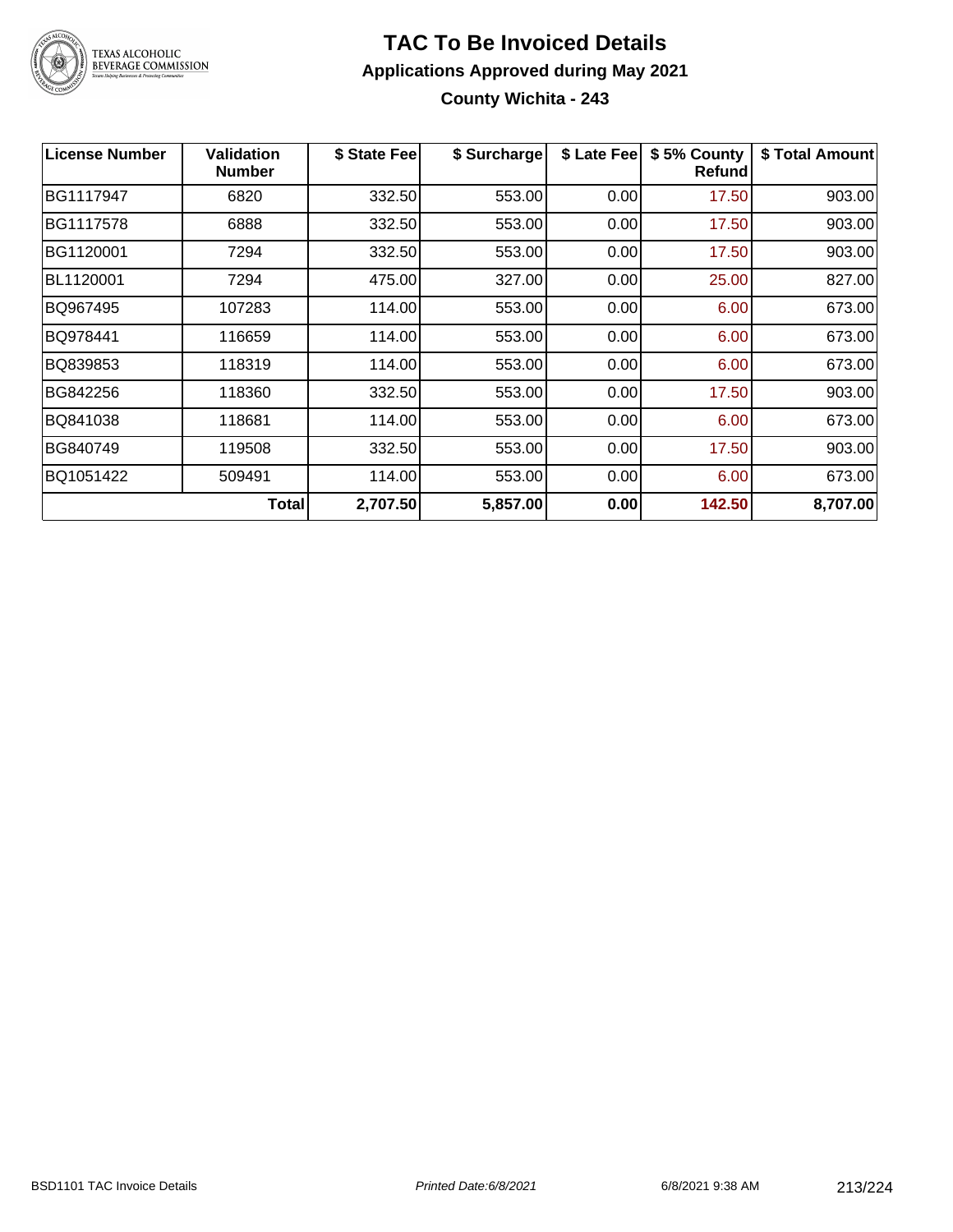# TAC To Be Invoiced Details

## Applications Approved during May 2021

### County Wichita - 243

| License Number | Validation Number | $ State Fee | $ Surcharge | $ Late Fee | $ 5% County Refund | $ Total Amount |
|---|---|---|---|---|---|---|
| BG1117947 | 6820 | 332.50 | 553.00 | 0.00 | 17.50 | 903.00 |
| BG1117578 | 6888 | 332.50 | 553.00 | 0.00 | 17.50 | 903.00 |
| BG1120001 | 7294 | 332.50 | 553.00 | 0.00 | 17.50 | 903.00 |
| BL1120001 | 7294 | 475.00 | 327.00 | 0.00 | 25.00 | 827.00 |
| BQ967495 | 107283 | 114.00 | 553.00 | 0.00 | 6.00 | 673.00 |
| BQ978441 | 116659 | 114.00 | 553.00 | 0.00 | 6.00 | 673.00 |
| BQ839853 | 118319 | 114.00 | 553.00 | 0.00 | 6.00 | 673.00 |
| BG842256 | 118360 | 332.50 | 553.00 | 0.00 | 17.50 | 903.00 |
| BQ841038 | 118681 | 114.00 | 553.00 | 0.00 | 6.00 | 673.00 |
| BG840749 | 119508 | 332.50 | 553.00 | 0.00 | 17.50 | 903.00 |
| BQ1051422 | 509491 | 114.00 | 553.00 | 0.00 | 6.00 | 673.00 |
| | **Total** | **2,707.50** | **5,857.00** | **0.00** | **142.50** | **8,707.00** |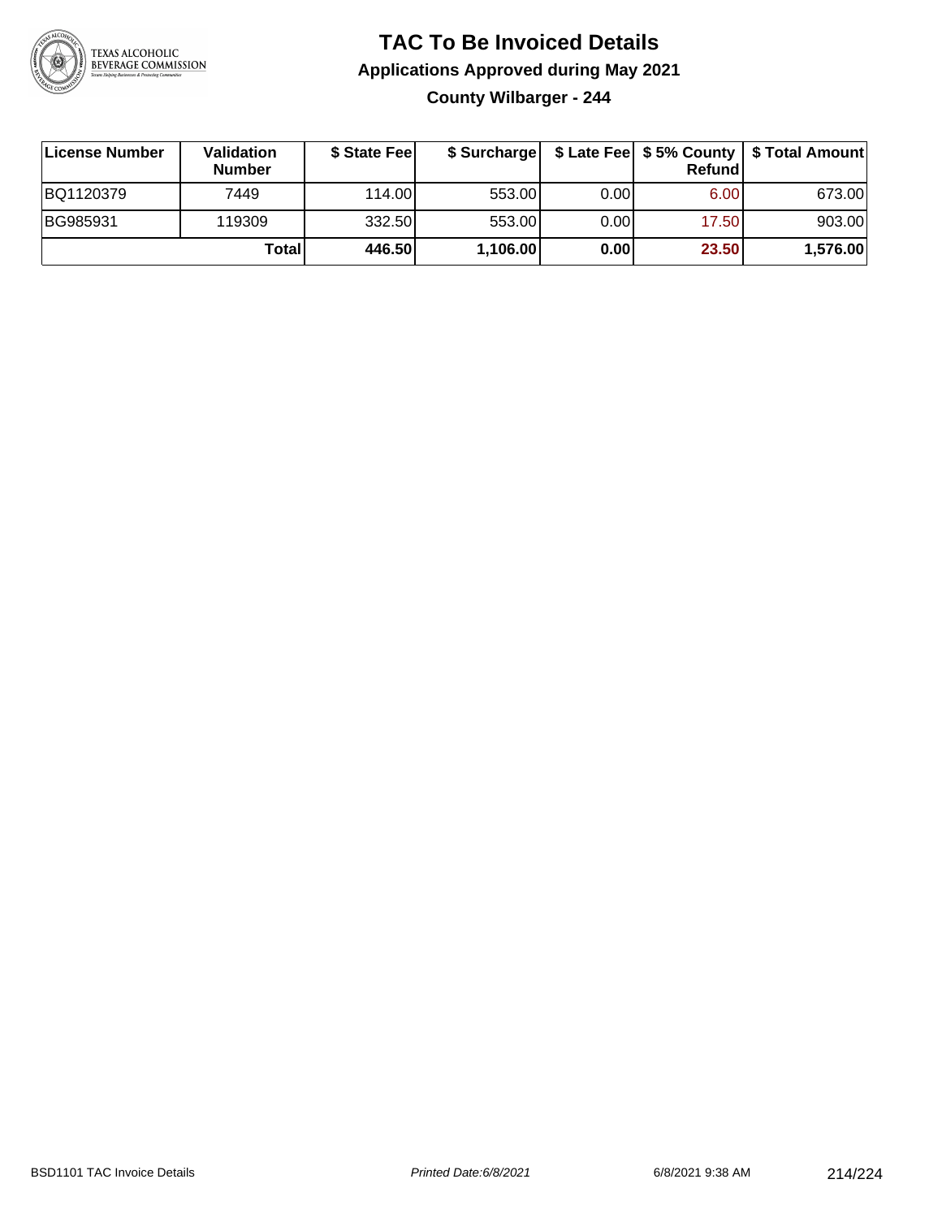# TAC To Be Invoiced Details

## Applications Approved during May 2021

### County Wilbarger - 244

| License Number | Validation Number | $ State Fee | $ Surcharge | $ Late Fee | $ 5% County Refund | $ Total Amount |
|---|---|---|---|---|---|---|
| BQ1120379 | 7449 | 114.00 | 553.00 | 0.00 | 6.00 | 673.00 |
| BG985931 | 119309 | 332.50 | 553.00 | 0.00 | 17.50 | 903.00 |
| | **Total** | **446.50** | **1,106.00** | **0.00** | **23.50** | **1,576.00** |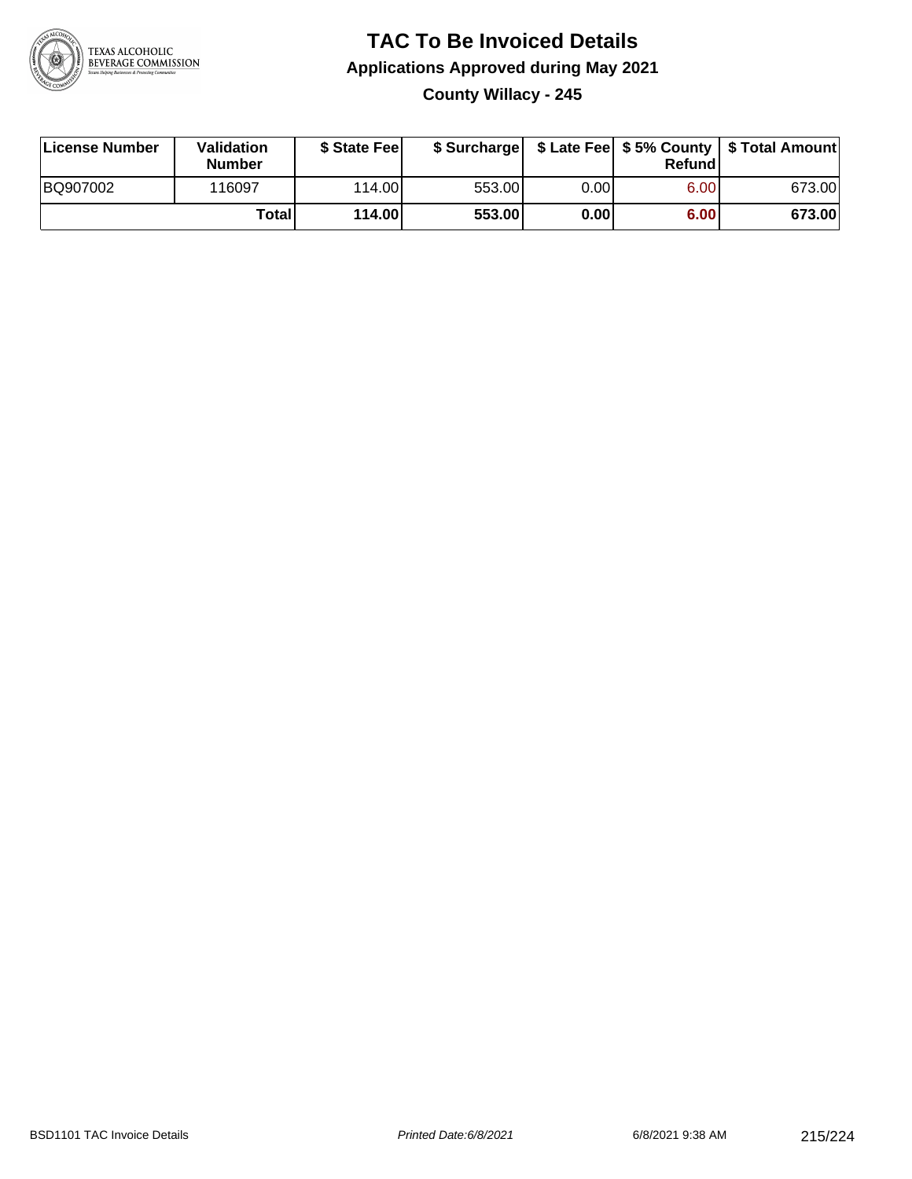# TAC To Be Invoiced Details

## Applications Approved during May 2021

### County Willacy - 245

| License Number | Validation Number | $ State Fee | $ Surcharge | $ Late Fee | $ 5% County Refund | $ Total Amount |
|---|---|---|---|---|---|---|
| BQ907002 | 116097 | 114.00 | 553.00 | 0.00 | 6.00 | 673.00 |
| | **Total** | **114.00** | **553.00** | **0.00** | **6.00** | **673.00** |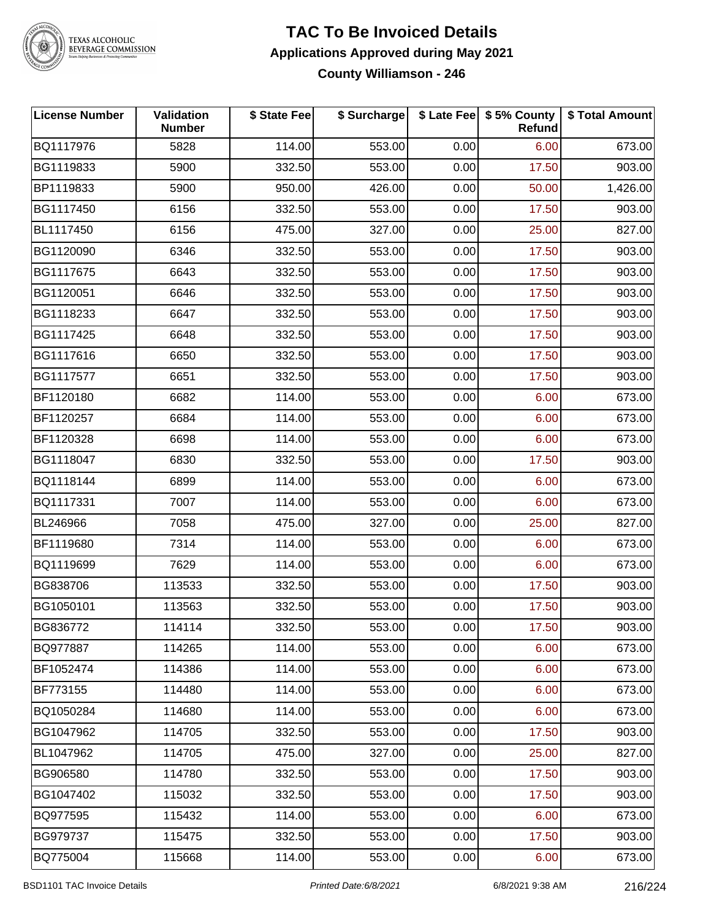# TAC To Be Invoiced Details

## Applications Approved during May 2021

### County Williamson - 246

| License Number | Validation Number | $ State Fee | $ Surcharge | $ Late Fee | $ 5% County Refund | $ Total Amount |
|---|---|---|---|---|---|---|
| BQ1117976 | 5828 | 114.00 | 553.00 | 0.00 | 6.00 | 673.00 |
| BG1119833 | 5900 | 332.50 | 553.00 | 0.00 | 17.50 | 903.00 |
| BP1119833 | 5900 | 950.00 | 426.00 | 0.00 | 50.00 | 1,426.00 |
| BG1117450 | 6156 | 332.50 | 553.00 | 0.00 | 17.50 | 903.00 |
| BL1117450 | 6156 | 475.00 | 327.00 | 0.00 | 25.00 | 827.00 |
| BG1120090 | 6346 | 332.50 | 553.00 | 0.00 | 17.50 | 903.00 |
| BG1117675 | 6643 | 332.50 | 553.00 | 0.00 | 17.50 | 903.00 |
| BG1120051 | 6646 | 332.50 | 553.00 | 0.00 | 17.50 | 903.00 |
| BG1118233 | 6647 | 332.50 | 553.00 | 0.00 | 17.50 | 903.00 |
| BG1117425 | 6648 | 332.50 | 553.00 | 0.00 | 17.50 | 903.00 |
| BG1117616 | 6650 | 332.50 | 553.00 | 0.00 | 17.50 | 903.00 |
| BG1117577 | 6651 | 332.50 | 553.00 | 0.00 | 17.50 | 903.00 |
| BF1120180 | 6682 | 114.00 | 553.00 | 0.00 | 6.00 | 673.00 |
| BF1120257 | 6684 | 114.00 | 553.00 | 0.00 | 6.00 | 673.00 |
| BF1120328 | 6698 | 114.00 | 553.00 | 0.00 | 6.00 | 673.00 |
| BG1118047 | 6830 | 332.50 | 553.00 | 0.00 | 17.50 | 903.00 |
| BQ1118144 | 6899 | 114.00 | 553.00 | 0.00 | 6.00 | 673.00 |
| BQ1117331 | 7007 | 114.00 | 553.00 | 0.00 | 6.00 | 673.00 |
| BL246966 | 7058 | 475.00 | 327.00 | 0.00 | 25.00 | 827.00 |
| BF1119680 | 7314 | 114.00 | 553.00 | 0.00 | 6.00 | 673.00 |
| BQ1119699 | 7629 | 114.00 | 553.00 | 0.00 | 6.00 | 673.00 |
| BG838706 | 113533 | 332.50 | 553.00 | 0.00 | 17.50 | 903.00 |
| BG1050101 | 113563 | 332.50 | 553.00 | 0.00 | 17.50 | 903.00 |
| BG836772 | 114114 | 332.50 | 553.00 | 0.00 | 17.50 | 903.00 |
| BQ977887 | 114265 | 114.00 | 553.00 | 0.00 | 6.00 | 673.00 |
| BF1052474 | 114386 | 114.00 | 553.00 | 0.00 | 6.00 | 673.00 |
| BF773155 | 114480 | 114.00 | 553.00 | 0.00 | 6.00 | 673.00 |
| BQ1050284 | 114680 | 114.00 | 553.00 | 0.00 | 6.00 | 673.00 |
| BG1047962 | 114705 | 332.50 | 553.00 | 0.00 | 17.50 | 903.00 |
| BL1047962 | 114705 | 475.00 | 327.00 | 0.00 | 25.00 | 827.00 |
| BG906580 | 114780 | 332.50 | 553.00 | 0.00 | 17.50 | 903.00 |
| BG1047402 | 115032 | 332.50 | 553.00 | 0.00 | 17.50 | 903.00 |
| BQ977595 | 115432 | 114.00 | 553.00 | 0.00 | 6.00 | 673.00 |
| BG979737 | 115475 | 332.50 | 553.00 | 0.00 | 17.50 | 903.00 |
| BQ775004 | 115668 | 114.00 | 553.00 | 0.00 | 6.00 | 673.00 |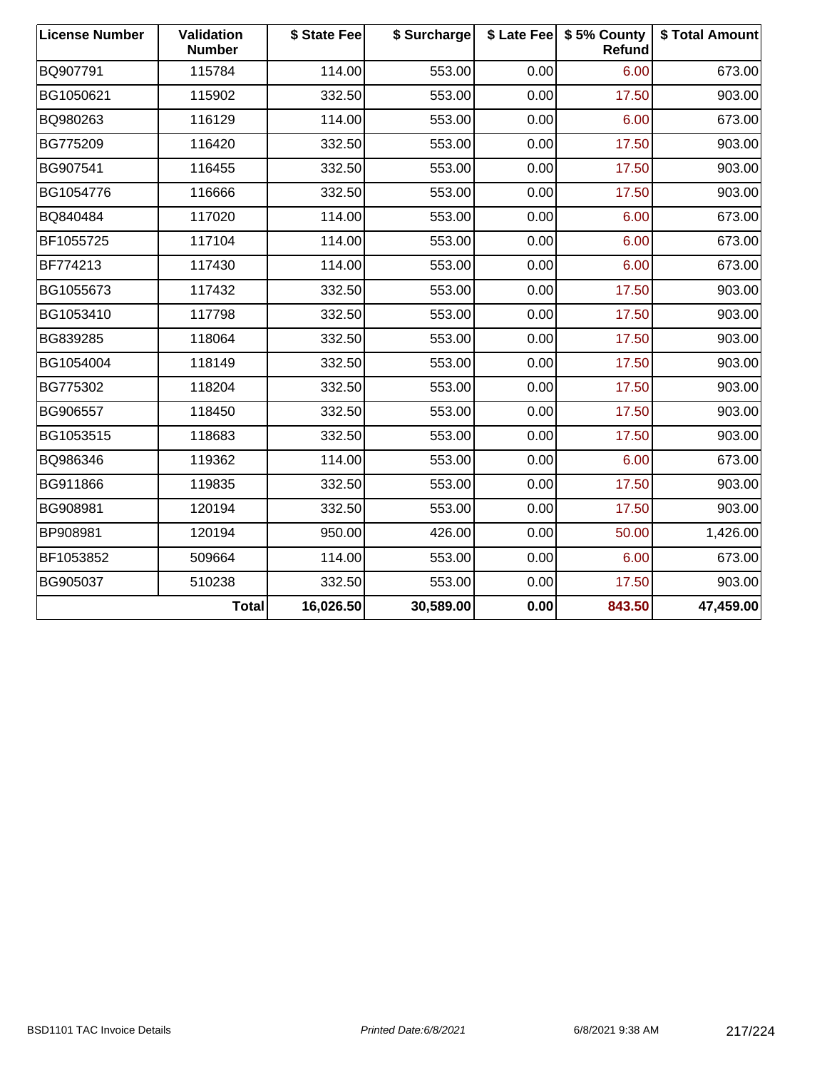| License Number | Validation Number | $ State Fee | $ Surcharge | $ Late Fee | $ 5% County Refund | $ Total Amount |
|---|---|---|---|---|---|---|
| BQ907791 | 115784 | 114.00 | 553.00 | 0.00 | 6.00 | 673.00 |
| BG1050621 | 115902 | 332.50 | 553.00 | 0.00 | 17.50 | 903.00 |
| BQ980263 | 116129 | 114.00 | 553.00 | 0.00 | 6.00 | 673.00 |
| BG775209 | 116420 | 332.50 | 553.00 | 0.00 | 17.50 | 903.00 |
| BG907541 | 116455 | 332.50 | 553.00 | 0.00 | 17.50 | 903.00 |
| BG1054776 | 116666 | 332.50 | 553.00 | 0.00 | 17.50 | 903.00 |
| BQ840484 | 117020 | 114.00 | 553.00 | 0.00 | 6.00 | 673.00 |
| BF1055725 | 117104 | 114.00 | 553.00 | 0.00 | 6.00 | 673.00 |
| BF774213 | 117430 | 114.00 | 553.00 | 0.00 | 6.00 | 673.00 |
| BG1055673 | 117432 | 332.50 | 553.00 | 0.00 | 17.50 | 903.00 |
| BG1053410 | 117798 | 332.50 | 553.00 | 0.00 | 17.50 | 903.00 |
| BG839285 | 118064 | 332.50 | 553.00 | 0.00 | 17.50 | 903.00 |
| BG1054004 | 118149 | 332.50 | 553.00 | 0.00 | 17.50 | 903.00 |
| BG775302 | 118204 | 332.50 | 553.00 | 0.00 | 17.50 | 903.00 |
| BG906557 | 118450 | 332.50 | 553.00 | 0.00 | 17.50 | 903.00 |
| BG1053515 | 118683 | 332.50 | 553.00 | 0.00 | 17.50 | 903.00 |
| BQ986346 | 119362 | 114.00 | 553.00 | 0.00 | 6.00 | 673.00 |
| BG911866 | 119835 | 332.50 | 553.00 | 0.00 | 17.50 | 903.00 |
| BG908981 | 120194 | 332.50 | 553.00 | 0.00 | 17.50 | 903.00 |
| BP908981 | 120194 | 950.00 | 426.00 | 0.00 | 50.00 | 1,426.00 |
| BF1053852 | 509664 | 114.00 | 553.00 | 0.00 | 6.00 | 673.00 |
| BG905037 | 510238 | 332.50 | 553.00 | 0.00 | 17.50 | 903.00 |
| | **Total** | **16,026.50** | **30,589.00** | **0.00** | **843.50** | **47,459.00** |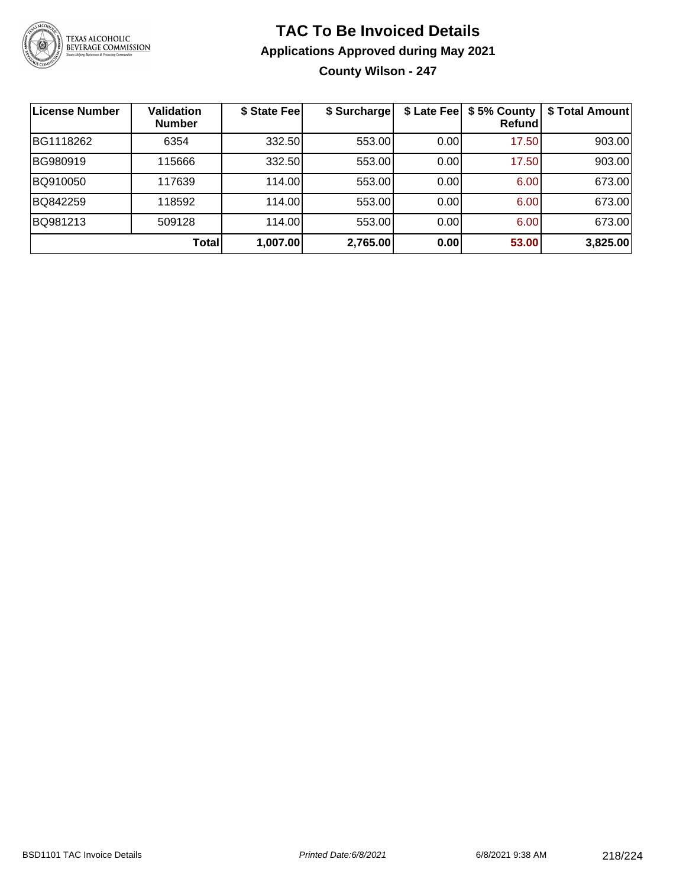# TAC To Be Invoiced Details

## Applications Approved during May 2021

### County Wilson - 247

| License Number | Validation Number | $ State Fee | $ Surcharge | $ Late Fee | $ 5% County Refund | $ Total Amount |
|---|---|---|---|---|---|---|
| BG1118262 | 6354 | 332.50 | 553.00 | 0.00 | 17.50 | 903.00 |
| BG980919 | 115666 | 332.50 | 553.00 | 0.00 | 17.50 | 903.00 |
| BQ910050 | 117639 | 114.00 | 553.00 | 0.00 | 6.00 | 673.00 |
| BQ842259 | 118592 | 114.00 | 553.00 | 0.00 | 6.00 | 673.00 |
| BQ981213 | 509128 | 114.00 | 553.00 | 0.00 | 6.00 | 673.00 |
| | **Total** | **1,007.00** | **2,765.00** | **0.00** | **53.00** | **3,825.00** |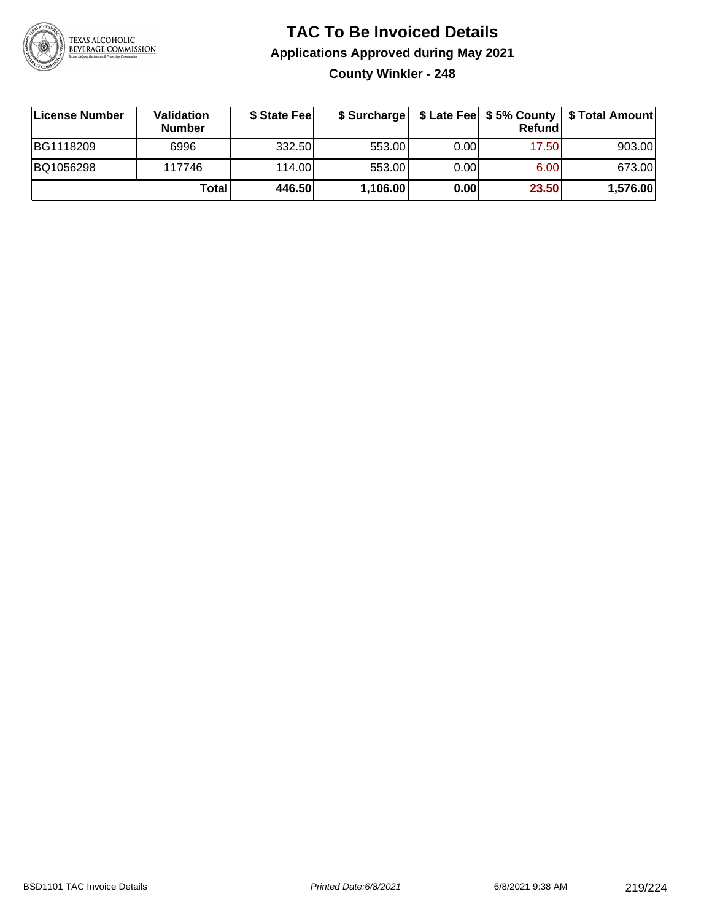# TAC To Be Invoiced Details

## Applications Approved during May 2021

### County Winkler - 248

| License Number | Validation Number | $ State Fee | $ Surcharge | $ Late Fee | $ 5% County Refund | $ Total Amount |
|---|---|---|---|---|---|---|
| BG1118209 | 6996 | 332.50 | 553.00 | 0.00 | 17.50 | 903.00 |
| BQ1056298 | 117746 | 114.00 | 553.00 | 0.00 | 6.00 | 673.00 |
| | **Total** | **446.50** | **1,106.00** | **0.00** | **23.50** | **1,576.00** |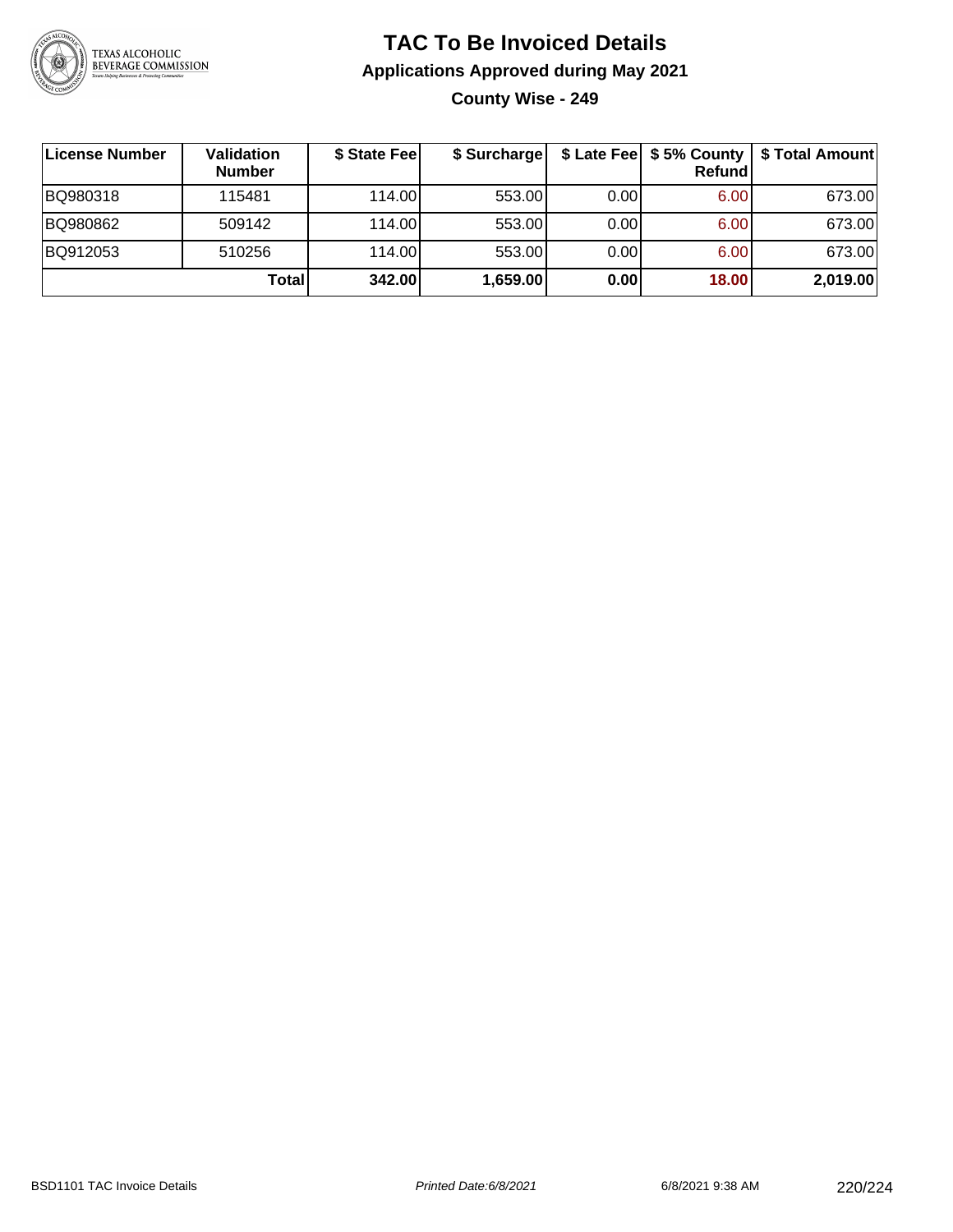# TAC To Be Invoiced Details

## Applications Approved during May 2021

### County Wise - 249

| License Number | Validation Number | $ State Fee | $ Surcharge | $ Late Fee | $ 5% County Refund | $ Total Amount |
|---|---|---|---|---|---|---|
| BQ980318 | 115481 | 114.00 | 553.00 | 0.00 | 6.00 | 673.00 |
| BQ980862 | 509142 | 114.00 | 553.00 | 0.00 | 6.00 | 673.00 |
| BQ912053 | 510256 | 114.00 | 553.00 | 0.00 | 6.00 | 673.00 |
| | **Total** | **342.00** | **1,659.00** | **0.00** | **18.00** | **2,019.00** |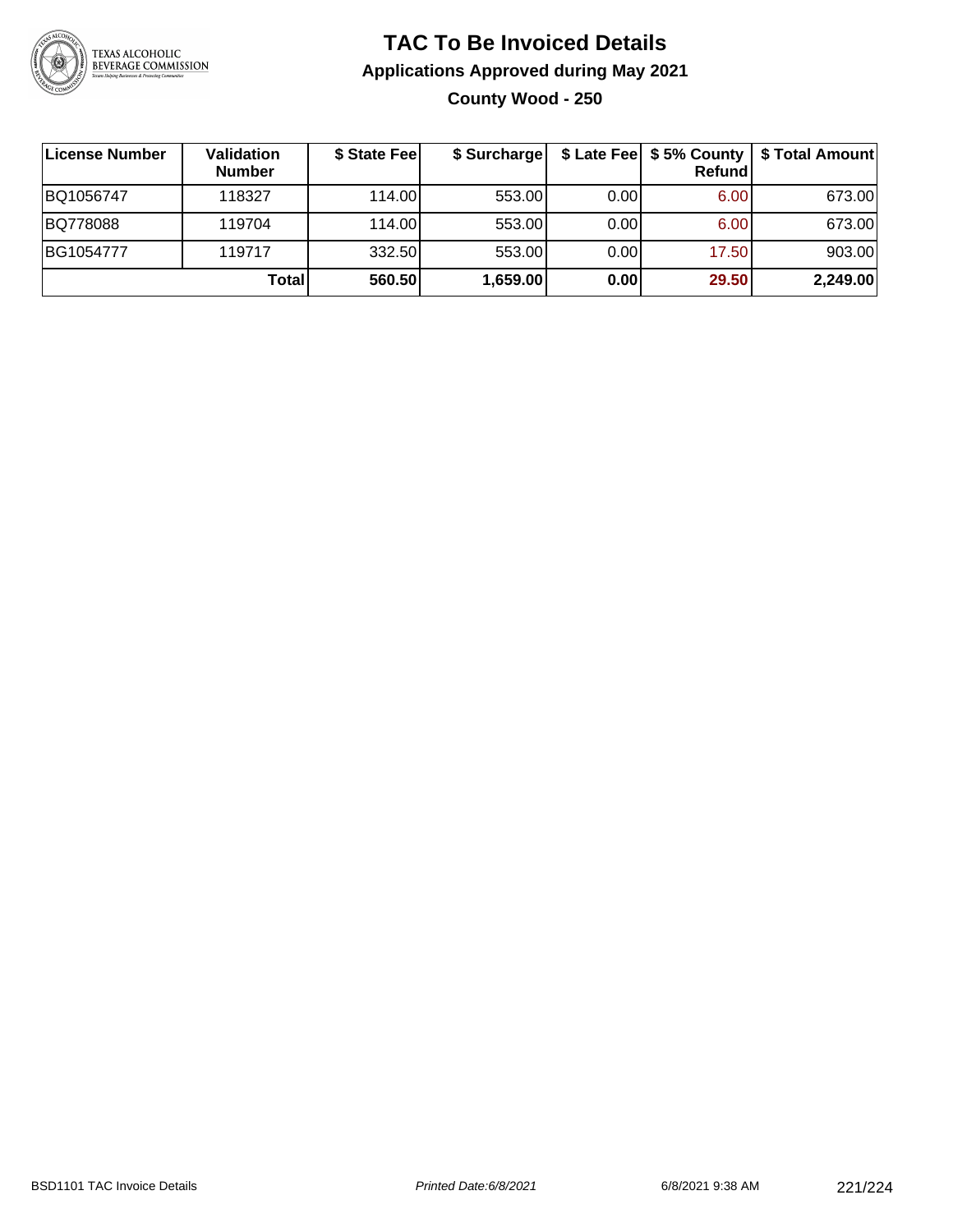# TAC To Be Invoiced Details

## Applications Approved during May 2021

### County Wood - 250

| License Number | Validation Number | $ State Fee | $ Surcharge | $ Late Fee | $ 5% County Refund | $ Total Amount |
|---|---|---|---|---|---|---|
| BQ1056747 | 118327 | 114.00 | 553.00 | 0.00 | 6.00 | 673.00 |
| BQ778088 | 119704 | 114.00 | 553.00 | 0.00 | 6.00 | 673.00 |
| BG1054777 | 119717 | 332.50 | 553.00 | 0.00 | 17.50 | 903.00 |
| | **Total** | **560.50** | **1,659.00** | **0.00** | **29.50** | **2,249.00** |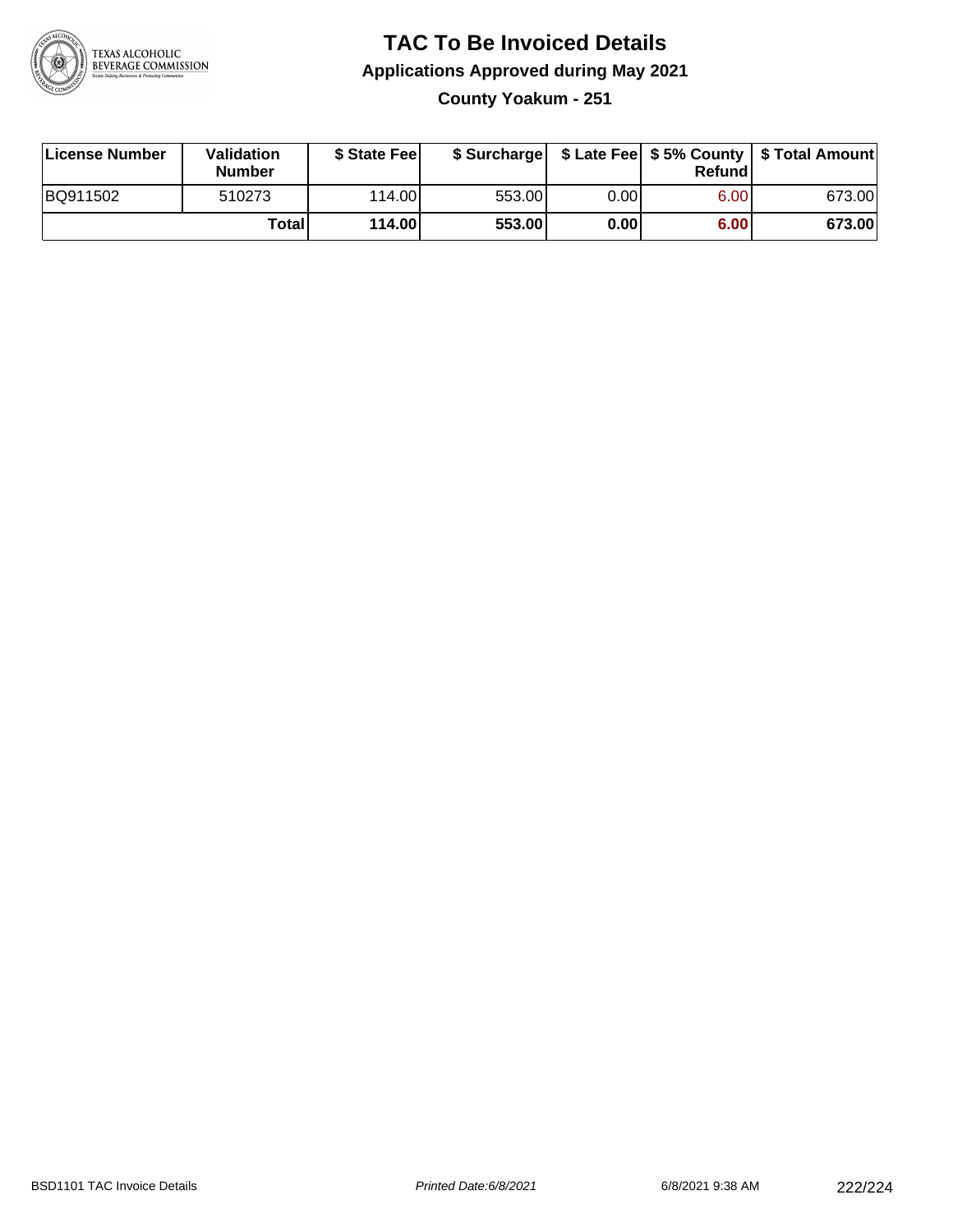# TAC To Be Invoiced Details

## Applications Approved during May 2021

### County Yoakum - 251

| License Number | Validation Number | $ State Fee | $ Surcharge | $ Late Fee | $ 5% County Refund | $ Total Amount |
|---|---|---|---|---|---|---|
| BQ911502 | 510273 | 114.00 | 553.00 | 0.00 | 6.00 | 673.00 |
| | **Total** | **114.00** | **553.00** | **0.00** | **6.00** | **673.00** |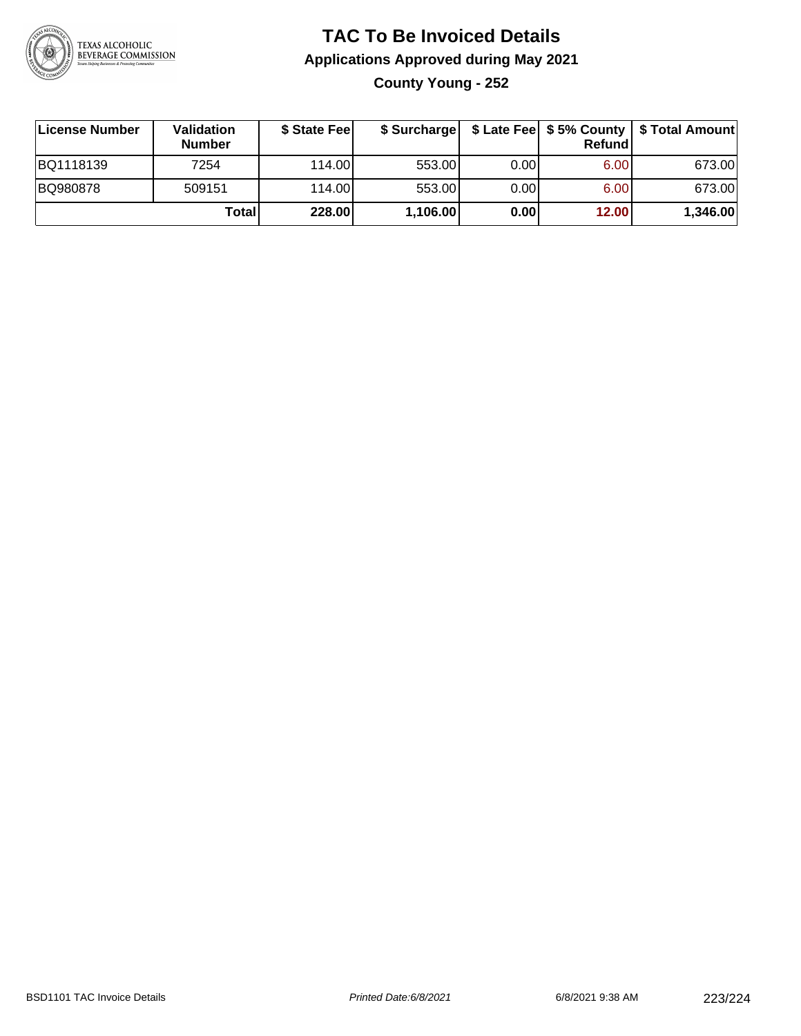# TAC To Be Invoiced Details

## Applications Approved during May 2021

### County Young - 252

| License Number | Validation Number | $ State Fee | $ Surcharge | $ Late Fee | $ 5% County Refund | $ Total Amount |
|---|---|---|---|---|---|---|
| BQ1118139 | 7254 | 114.00 | 553.00 | 0.00 | 6.00 | 673.00 |
| BQ980878 | 509151 | 114.00 | 553.00 | 0.00 | 6.00 | 673.00 |
| | **Total** | **228.00** | **1,106.00** | **0.00** | **12.00** | **1,346.00** |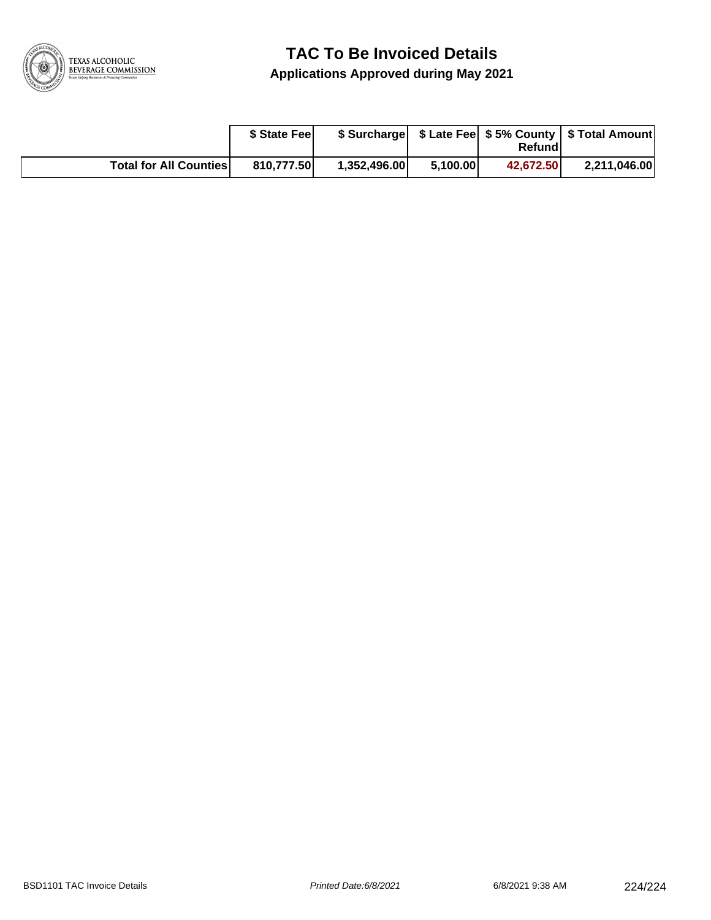# TAC To Be Invoiced Details

## Applications Approved during May 2021

| | \$ State Fee | \$ Surcharge | \$ Late Fee | \$ 5% County Refund | \$ Total Amount |
|---|---|---|---|---|---|
| **Total for All Counties** | 810,777.50 | 1,352,496.00 | 5,100.00 | 42,672.50 | 2,211,046.00 |